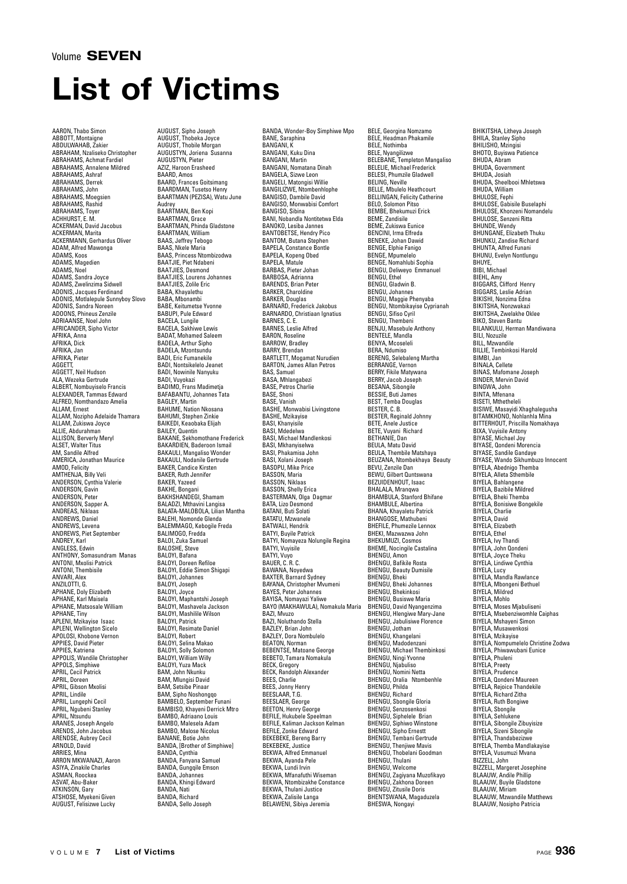Volume **SEVEN**

# List of Victims

AARON, Thabo Simon
ABBOTT, Montaigne
ABDULWAHAB, Zakier
ABRAHAM, Nzaliseko Christopher
ABRAHAMS, Achmat Fardiel
ABRAHAMS, Annalene Mildred
ABRAHAMS, Ashraf
ABRAHAMS, Derrek
ABRAHAMS, John
ABRAHAMS, Moegsien
ABRAHAMS, Rashid
ABRAHAMS, Toyer
ACHHURST, E. M.
ACKERMAN, David Jacobus
ACKERMAN, Marita
ACKERMANN, Gerhardus Oliver
ADAM, Alfred Mawonga
ADAMS, Koos
ADAMS, Magedien
ADAMS, Noel
ADAMS, Sandra Joyce
ADAMS, Zwelinzima Sidwell
ADONIS, Jacques Ferdinand
ADONIS, Motlalepule Sunnyboy Slovo
ADONIS, Sandra Noreen
ADOONS, Phineus Zenzile
ADRIAANSE, Noel John
AFRICANDER, Sipho Victor
AFRIKA, Anna
AFRIKA, Dick
AFRIKA, Jan
AFRIKA, Pieter
AGGETT,
AGGETT, Neil Hudson
ALA, Wezeka Gertrude
ALBERT, Nombuyiselo Francis
ALEXANDER, Tammas Edward
ALFRED, Nomthandazo Amelia
ALLAM, Ernest
ALLAM, Nozipho Adelaide Thamara
ALLAM, Zukiswa Joyce
ALLIE, Abdurahman
ALLISON, Berverly Meryl
ALSET, Walter Titus
AM, Sandile Alfred
AMERICA, Jonathan Maurice
AMOD, Felicity
AMTHENJA, Billy Veli
ANDERSON, Cynthia Valerie
ANDERSON, Gavin
ANDERSON, Peter
ANDERSON, Sapper A.
ANDREAS, Niklaas
ANDREWS, Daniel
ANDREWS, Levena
ANDREWS, Piet September
ANDREY, Karl
ANGLESS, Edwin
ANTHONY, Somasundram Manas
ANTONI, Mxolisi Patrick
ANTONI, Thembisile
ANVARI, Alex
ANZILOTTI, G.
APHANE, Doly Elizabeth
APHANE, Karl Maisela
APHANE, Matsosale William
APHANE, Tiny
APLENI, Mzikayise Isaac
APLENI, Wellington Sicelo
APOLOSI, Khobone Vernon
APPIES, David Pieter
APPIES, Katriena
APPOLIS, Wandile Christopher
APPOLS, Simphiwe
APRIL, Cecil Patrick
APRIL, Doreen
APRIL, Gibson Mxolisi
APRIL, Lindile
APRIL, Lungephi Cecil
APRIL, Ngubeni Stanley
APRIL, Ntsundu
ARANES, Joseph Angelo
ARENDS, John Jacobus
ARENDSE, Aubrey Cecil
ARNOLD, David
ARRIES, Mina
ARRON MKWANAZI, Aaron
ASIYA, Zinakile Charles
ASMAN, Roockea
ASVAT, Abu-Baker
ATKINSON, Gary
ATSHOSE, Myekeni Given
AUGUST, Felisizwe Lucky
AUGUST, Sipho Joseph
AUGUST, Thobeka Joyce
AUGUST, Thobile Morgan
AUGUSTYN, Joriena Susanna
AUGUSTYN, Pieter
AZIZ, Haroon Erasheed
BAARD, Amos
BAARD, Frances Goitsimang
BAARDMAN, Tusetso Henry
BAARTMAN (PEZISA), Watu June Audrey
BAARTMAN, Ben Kopi
BAARTMAN, Grace
BAARTMAN, Phinda Gladstone
BAARTMAN, William
BAAS, Jeffrey Tebogo
BAAS, Nkele Maria
BAAS, Princess Ntombizodwa
BAATJIE, Piet Ndabeni
BAATJIES, Desmond
BAATJIES, Lourens Johannes
BAATJIES, Zolile Eric
BABA, Khayalethu
BABA, Mbonambi
BABE, Keitumetse Yvonne
BABUPI, Pule Edward
BACELA, Lungile
BACELA, Sakhiwe Lewis
BADAT, Mohamed Saleem
BADELA, Arthur Sipho
BADELA, Mzontsundu
BADI, Eric Fumanekile
BADI, Nontsikelelo Jeanet
BADI, Nowinile Nanyuku
BADI, Vuyokazi
BADIMO, Frans Madimetja
BAFABANTU, Johannes Tata
BAGLEY, Martin
BAHUME, Nation Nkosana
BAHUMI, Stephen Zinkie
BAIKEDI, Keaobaka Elijah
BAILEY, Quentin
BAKANE, Sekhomothane Frederick
BAKARDIEN, Baderoon Ismail
BAKAULI, Mangaliso Wonder
BAKAULI, Nodanile Gertrude
BAKER, Candice Kirsten
BAKER, Ruth Jennifer
BAKER, Yazeed
BAKHE, Bongani
BAKHSHANDEGI, Shamam
BALADZI, Mthavini Langisa
BALATA-MALOBOLA, Lilian Mantha
BALEHI, Nomonde Glenda
BALEMMAGO, Kebogile Freda
BALIMOGO, Fredda
BALOI, Zuka Samuel
BALOSHE, Steve
BALOYI, Bafana
BALOYI, Doreen Refiloe
BALOYI, Eddie Simon Shigapi
BALOYI, Johannes
BALOYI, Joseph
BALOYI, Joyce
BALOYI, Maphantshi Joseph
BALOYI, Mashavela Jackson
BALOYI, Mashilile Wilson
BALOYI, Patrick
BALOYI, Resimate Daniel
BALOYI, Robert
BALOYI, Selina Makao
BALOYI, Solly Solomon
BALOYI, William Willy
BALOYI, Yuza Mack
BAM, John Nkunku
BAM, Mlungisi David
BAM, Setsibe Pinaar
BAM, Sipho Noshongqo
BAMBELO, September Funani
BAMBISO, Khayeni Derrick Mtro
BAMBO, Adriaano Louis
BAMBO, Malesela Adam
BAMBO, Malose Nicolus
BANANE, Botie John
BANDA, [Brother of Simphiwe]
BANDA, Cynthia
BANDA, Fanyana Samuel
BANDA, Gungqile Emson
BANDA, Johannes
BANDA, Khingi Edward
BANDA, Nati
BANDA, Richard
BANDA, Sello Joseph
BANDA, Wonder-Boy Simphiwe Mpo
BANE, Saraphina
BANGANI, K
BANGANI, Kuku Dina
BANGANI, Martin
BANGANI, Nomatana Dinah
BANGELA, Sizwe Leon
BANGELI, Matongisi Willie
BANGILIZWE, Ntombenhlophe
BANGISO, Dambile David
BANGISO, Monwabisi Comfort
BANGISO, Sibina
BANI, Nobandla Nontitetwa Elda
BANOKO, Lesiba Jannes
BANTOBETSE, Hendry Pico
BANTOM, Butana Stephen
BAPELA, Constance Bontle
BAPELA, Kopeng Obed
BAPELA, Matule
BARBAS, Pieter Johan
BARBOSA, Adrianna
BARENDS, Brian Peter
BARKER, Charoldine
BARKER, Douglas
BARNARD, Frederick Jakobus
BARNARDO, Christiaan Ignatius
BARNES, C. E.
BARNES, Leslie Alfred
BARON, Roseline
BARROW, Bradley
BARRY, Brendan
BARTLETT, Mogamat Nurudien
BARTON, James Allan Petros
BAS, Samuel
BASA, Mhlangabezi
BASE, Petros Charlie
BASE, Shoni
BASE, Vanish
BASHE, Monwabisi Livingstone
BASHE, Mzikayise
BASI, Khanyisile
BASI, Mdedelwa
BASI, Michael Mandlenkosi
BASI, Mkhanyiselwa
BASI, Phakamisa John
BASI, Xolani Joseph
BASOPU, Mike Price
BASSON, Maria
BASSON, Niklaas
BASSON, Shelly Erica
BASTERMAN, Olga Dagmar
BATA, Lizo Desmond
BATANI, Buti Solati
BATATU, Mzwanele
BATWALI, Hendrik
BATYI, Buyile Patrick
BATYI, Nomayeza Nolungile Regina
BATYI, Vuyisile
BATYI, Vuyo
BAUER, C. R. C.
BAWANA, Noyedwa
BAXTER, Barnard Sydney
BAYANA, Christopher Mvumeni
BAYES, Peter Johannes
BAYISA, Nomayazi Yaliwe
BAYO (MAKHAWULA), Nomakula Maria
BAZI, Mvuzo
BAZI, Noluthando Stella
BAZLEY, Brian John
BAZLEY, Dora Nombulelo
BEATON, Norman
BEBENTSE, Matoane George
BEBETO, Tamara Nomakula
BECK, Gregory
BECK, Randolph Alexander
BEES, Charlie
BEES, Jonny Henry
BEESLAAR, T.G.
BEESLAER, George
BEETON, Henry George
BEFILE, Hukubele Speelman
BEFILE, Kaliman Jackson Kelman
BEFILE, Zonke Edward
BEKEBEKE, Bereng Barry
BEKEBEKE, Justice
BEKWA, Alfred Emmanuel
BEKWA, Ayanda Pele
BEKWA, Lundi Irvin
BEKWA, Mfanafuthi Wiseman
BEKWA, Ntombizakhe Constance
BEKWA, Thulani Justice
BEKWA, Zalisile Langa
BELAWENI, Sibiya Jeremia
BELE, Georgina Nomzamo
BELE, Headman Phakamile
BELE, Nothimba
BELE, Nyangilizwe
BELEBANE, Templeton Mangaliso
BELELIE, Michael Frederick
BELESI, Phumzile Gladwell
BELING, Neville
BELLE, Mbulelo Heathcourt
BELLINGAN, Felicity Catherine
BELO, Solomon Pitso
BEMBE, Bhekumuzi Erick
BEME, Zandisile
BEME, Zukiswa Eunice
BENCINI, Irma Elfreda
BENEKE, Johan Dawid
BENGE, Elphie Fanigo
BENGE, Mpumelelo
BENGE, Nomahlubi Sophia
BENGU, Deliweyo Emmanuel
BENGU, Ethel
BENGU, Gladwin B.
BENGU, Johannes
BENGU, Maggie Phenyaba
BENGU, Ntombikayise Cyprianah
BENGU, Sifiso Cyril
BENGU, Thembeni
BENJU, Masebule Anthony
BENTELE, Mandla
BENYA, Mcoseleli
BERA, Ndumiso
BERENG, Selebaleng Martha
BERRANGE, Vernon
BERRY, Fikile Matywana
BERRY, Jacob Joseph
BESANA, Sibongile
BESSIE, Buti James
BEST, Temba Douglas
BESTER, C. B.
BESTER, Reginald Johnny
BETE, Anele Justice
BETE, Vuyani Richard
BETHANIE, Dan
BEULA, Matu David
BEULA, Thembile Matshaya
BEUZANA, Ntombekhaya Beauty
BEVU, Zenzile Dan
BEWU, Gilbert Quntswana
BEZUIDENHOUT, Isaac
BHALALA, Mranqwa
BHAMBULA, Stanford Bhifane
BHAMBULE, Albertina
BHANA, Khayaletu Patrick
BHANGOSE, Mathubeni
BHEFILE, Phumezile Lennox
BHEKI, Mazwazwa John
BHEKUMUZI, Cosmos
BHEME, Nocingile Castalina
BHENGU, Amon
BHENGU, Bafikile Rosta
BHENGU, Beauty Dumisile
BHENGU, Bheki
BHENGU, Bheki Johannes
BHENGU, Bhekinkosi
BHENGU, Busiswe Maria
BHENGU, David Nyangenzima
BHENGU, Hlengiwe Mary-Jane
BHENGU, Jabulisiwe Florence
BHENGU, Jotham
BHENGU, Khangelani
BHENGU, Madodenzani
BHENGU, Michael Thembinkosi
BHENGU, Ningi Yvonne
BHENGU, Njabuliso
BHENGU, Nomini Netta
BHENGU, Oralia Ntombenhle
BHENGU, Philda
BHENGU, Richard
BHENGU, Sbongile Gloria
BHENGU, Senzosenkosi
BHENGU, Siphelele Brian
BHENGU, Siphiwo Winstone
BHENGU, Sipho Ernestt
BHENGU, Tembani Gertrude
BHENGU, Thenjiwe Mavis
BHENGU, Thobelani Goodman
BHENGU, Thulani
BHENGU, Welcome
BHENGU, Zagiyana Muzofikayo
BHENGU, Zakhona Doreen
BHENGU, Zitusile Doris
BHENTSWANA, Magaduzela
BHESWA, Nongayi
BHIKITSHA, Litheya Joseph
BHILA, Stanley Sipho
BHILISHO, Mzingisi
BHOTO, Buyiswa Patience
BHUDA, Abram
BHUDA, Government
BHUDA, Josiah
BHUDA, Sheelbooi Mhletswa
BHUDA, William
BHULOSE, Fephi
BHULOSE, Gabisile Buselaphi
BHULOSE, Khonzeni Nomandelu
BHULOSE, Senzeni Ritta
BHUNDE, Wendy
BHUNGANE, Elizabeth Thuku
BHUNKU, Zandise Richard
BHUNTA, Alfred Funani
BHUNU, Evelyn Nontlungu
BHUYE,
BIBI, Michael
BIEHL, Amy
BIGGARS, Clifford Henry
BIGGARS, Leslie Adrian
BIKISHI, Nonzima Edna
BIKITSHA, Nonzwakazi
BIKITSHA, Zwelakhe Oklee
BIKO, Steven Bantu
BILANKULU, Herman Mandiwana
BILI, Nozuzile
BILL, Mzwandile
BILLIE, Tembinkosi Harold
BIMBI, Jan
BINALA, Cellete
BINAS, Mafomane Joseph
BINDER, Mervin David
BINGWA, John
BINTA, Mfenana
BISETI, Mthetheleli
BISIWE, Masayidi Xhaghalegusha
BITAMKHONO, Nohlanhla Mina
BITTERHOUT, Priscilla Nomakhaya
BIXA, Vuyisile Antony
BIYASE, Michael Joy
BIYASE, Qondeni Morencia
BIYASE, Sandile Gandaye
BIYASE, Wando Sikhumbuzo Innocent
BIYELA, Abednigo Themba
BIYELA, Alleta Sthembile
BIYELA, Bahlangene
BIYELA, Bazibile Mildred
BIYELA, Bheki Themba
BIYELA, Bonisiwe Bongekile
BIYELA, Charlie
BIYELA, David
BIYELA, Elizabeth
BIYELA, Ethel
BIYELA, Ivy Thandi
BIYELA, John Qondeni
BIYELA, Joyce Theku
BIYELA, Lindiwe Cynthia
BIYELA, Lucy
BIYELA, Mandla Rawlance
BIYELA, Mbongeni Bethuel
BIYELA, Mildred
BIYELA, Mohlo
BIYELA, Moses Mjabuliseni
BIYELA, Msebenziwomhle Caiphas
BIYELA, Mshayeni Simon
BIYELA, Musawenkosi
BIYELA, Mzikayise
BIYELA, Nompumelelo Christine Zodwa
BIYELA, Phiwawubani Eunice
BIYELA, Phuleni
BIYELA, Preety
BIYELA, Prudence
BIYELA, Qondeni Maureen
BIYELA, Rejoice Thandekile
BIYELA, Richard Zitha
BIYELA, Ruth Bongiwe
BIYELA, Sbongile
BIYELA, Sehlukene
BIYELA, Sibongile Zibuyisize
BIYELA, Sizeni Sibongile
BIYELA, Thandabezizwe
BIYELA, Themba Mandlakayise
BIYELA, Vusumuzi Mvana
BIZZELL, John
BIZZELL, Margeret Josephine
BLAAUW, Andile Phillip
BLAAUW, Buyile Gladstone
BLAAUW, Miriam
BLAAUW, Mzwandile Matthews
BLAAUW, Nosipho Patricia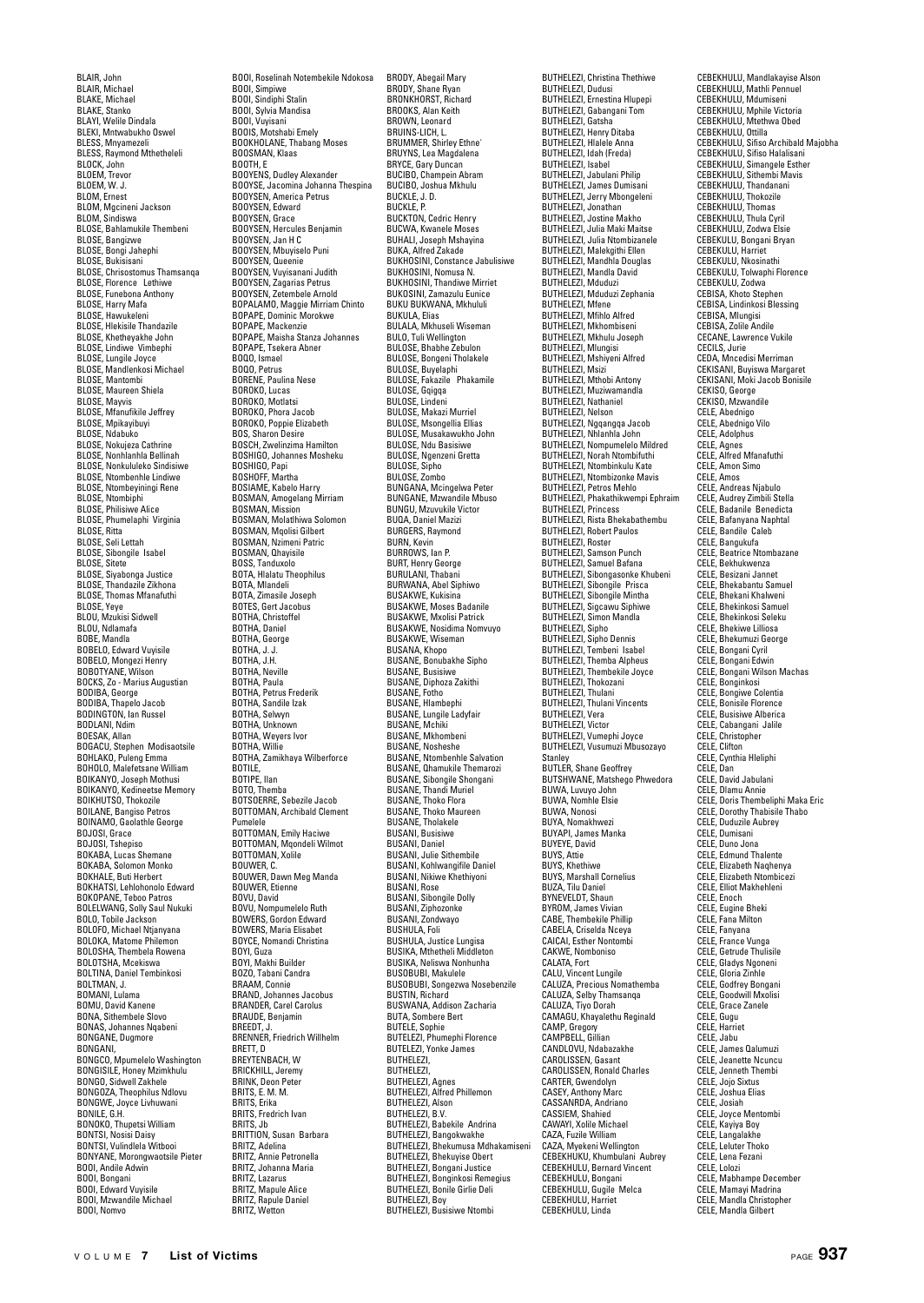BLAIR, John
BLAIR, Michael
BLAKE, Michael
BLAKE, Stanko
BLAYI, Welile Dindala
BLEKI, Mntwabukho Oswel
BLESS, Mnyamezeli
BLESS, Raymond Mthetheleli
BLOCK, John
BLOEM, Trevor
BLOEM, W. J.
BLOM, Ernest
BLOM, Mgcineni Jackson
BLOM, Sindiswa
BLOSE, Bahlamukile Thembeni
BLOSE, Bangizwe
BLOSE, Bongi Jahephi
BLOSE, Bukisisani
BLOSE, Chrisostomus Thamsanqa
BLOSE, Florence Lethiwe
BLOSE, Funebona Anthony
BLOSE, Harry Mafa
BLOSE, Hawukeleni
BLOSE, Hleksile Thandazile
BLOSE, Khetheyakhe John
BLOSE, Lindiwe Vimbephi
BLOSE, Lungile Joyce
BLOSE, Mandlenkosi Michael
BLOSE, Mantombi
BLOSE, Maureen Shiela
BLOSE, Mayvis
BLOSE, Mfanufikile Jeffrey
BLOSE, Mpikayibuyi
BLOSE, Ndabuko
BLOSE, Nokujeza Cathrine
BLOSE, Nonhlanhla Bellinah
BLOSE, Nonkululeko Sindisiwe
BLOSE, Ntombenhle Lindiwe
BLOSE, Ntombeyiningi Rene
BLOSE, Ntombiphi
BLOSE, Philisiwe Alice
BLOSE, Phumelaphi Virginia
BLOSE, Ritta
BLOSE, Seli Lettah
BLOSE, Sibongile Isabel
BLOSE, Sitete
BLOSE, Siyabonga Justice
BLOSE, Thandazile Zikhona
BLOSE, Thomas Mfanafuthi
BLOSE, Yeye
BLOU, Mzukisi Sidwell
BLOU, Ndlamafa
BOBE, Mandla
BOBELO, Edward Vuyisile
BOBELO, Mongezi Henry
BOBOTYANE, Wilson
BOCKS, Zo - Marius Augustian
BODIBA, George
BODIBA, Thapelo Jacob
BODINGTON, Ian Russel
BODLANI, Ndim
BOESAK, Allan
BOGACU, Stephen Modisaotsile
BOHLAKO, Puleng Emma
BOHOLO, Malefetsane William
BOIKANYO, Joseph Mothusi
BOIKANYO, Kedineetse Memory
BOIKHUTSO, Thokozile
BOILANE, Bangiso Petros
BOINAMO, Gaolathle George
BOJOSI, Grace
BOJOSI, Tshepiso
BOKABA, Lucas Shemane
BOKABA, Solomon Monko
BOKHALE, Buti Herbert
BOKHATSI, Lehlohonolo Edward
BOKOPANE, Teboo Patros
BOLELWANG, Solly Saul Nukuki
BOLO, Tobile Jackson
BOLOFO, Michael Ntjanyana
BOLOKA, Matome Philemon
BOLOSHA, Thembela Rowena
BOLOTSHA, Mcekiswa
BOLTINA, Daniel Tembinkosi
BOLTMAN, J.
BOMANI, Lulama
BOMU, David Kanene
BONA, Sithembele Slovo
BONAS, Johannes Nqabeni
BONGANE, Dugmore
BONGANI,
BONGCO, Mpumelelo Washington
BONGISILE, Honey Mzimkhulu
BONGO, Sidwell Zakhele
BONGOZA, Theophilus Ndlovu
BONGWE, Joyce Livhuwani
BONILE, G.H.
BONOKO, Thupetsi William
BONTSI, Nosisi Daisy
BONTSI, Vulindlela Witbooi
BONYANE, Morongwaotsile Pieter
BOOI, Andile Adwin
BOOI, Bongani
BOOI, Edward Vuyisile
BOOI, Mzwandile Michael
BOOI, Nomvo
BOOI, Roselinah Notembekile Ndokosa
BOOI, Simpiwe
BOOI, Sindiphi Stalin
BOOI, Sylvia Mandisa
BOOI, Vuyisani
BOOIS, Motshabi Emely
BOOKHOLANE, Thabang Moses
BOOSMAN, Klaas
BOOTH, E
BOOYENS, Dudley Alexander
BOOYSE, Jacomina Johanna Thespina
BOOYSEN, America Petrus
BOOYSEN, Edward
BOOYSEN, Grace
BOOYSEN, Hercules Benjamin
BOOYSEN, Jan H C
BOOYSEN, Mbuyiselo Puni
BOOYSEN, Queenie
BOOYSEN, Vuyisanani Judith
BOOYSEN, Zagarias Petrus
BOOYSEN, Zetembele Arnold
BOPALAMO, Maggie Mirriam Chinto
BOPAPE, Dominic Morokwe
BOPAPE, Mackenzie
BOPAPE, Maisha Stanza Johannes
BOPAPE, Tsekera Abner
BOQO, Ismael
BOQO, Petrus
BORENE, Paulina Nese
BOROKO, Lucas
BOROKO, Motlatsi
BOROKO, Phora Jacob
BOROKO, Poppie Elizabeth
BOS, Sharon Desire
BOSCH, Zwelinzima Hamilton
BOSHIGO, Johannes Mosheku
BOSHIGO, Papi
BOSHOFF, Martha
BOSIAME, Kabelo Harry
BOSMAN, Amogelang Mirriam
BOSMAN, Mission
BOSMAN, Molatlhiwa Solomon
BOSMAN, Mqolisi Gilbert
BOSMAN, Nzimeni Patric
BOSMAN, Qhayisile
BOSS, Tanduxolo
BOTA, Hlalatu Theophilus
BOTA, Mlandeli
BOTA, Zimasile Joseph
BOTES, Gert Jacobus
BOTHA, Christoffel
BOTHA, Daniel
BOTHA, George
BOTHA, J. J.
BOTHA, J.H.
BOTHA, Neville
BOTHA, Paula
BOTHA, Petrus Frederik
BOTHA, Sandile Izak
BOTHA, Selwyn
BOTHA, Unknown
BOTHA, Weyers Ivor
BOTHA, Willie
BOTHA, Zamikhaya Wilberforce
BOTILE,
BOTIPE, Ilan
BOTO, Themba
BOTSOERRE, Sebezile Jacob
BOTTOMAN, Archibald Clement Pumelele
BOTTOMAN, Emily Haciwe
BOTTOMAN, Mqondeli Wilmot
BOTTOMAN, Xolile
BOUWER, C.
BOUWER, Dawn Meg Manda
BOUWER, Etienne
BOVU, David
BOVU, Nompumelelo Ruth
BOWERS, Gordon Edward
BOWERS, Maria Elisabet
BOYCE, Nomandi Christina
BOYI, Guza
BOYI, Makhi Builder
BOZO, Tabani Candra
BRAAM, Connie
BRAND, Johannes Jacobus
BRANDER, Carel Carolus
BRAUDE, Benjamin
BREEDT, J.
BRENNER, Friedrich Willhelm
BRETT, D
BREYTENBACH, W
BRICKHILL, Jeremy
BRINK, Deon Peter
BRITS, E. M. M.
BRITS, Erika
BRITS, Fredrich Ivan
BRITS, Jb
BRITTION, Susan Barbara
BRITZ, Adelina
BRITZ, Annie Petronella
BRITZ, Johanna Maria
BRITZ, Lazarus
BRITZ, Mapule Alice
BRITZ, Rapule Daniel
BRITZ, Wetton
BRODY, Abegail Mary
BRODY, Shane Ryan
BRONKHORST, Richard
BROOKS, Alan Keith
BROWN, Leonard
BRUINS-LICH, L.
BRUMMER, Shirley Ethne'
BRUYNS, Lea Magdalena
BRYCE, Gary Duncan
BUCIBO, Champein Abram
BUCIBO, Joshua Mkhulu
BUCKLE, J. D.
BUCKLE, P.
BUCKTON, Cedric Henry
BUCWA, Kwanele Moses
BUHALI, Joseph Mshayina
BUKA, Alfred Zakade
BUKHOSINI, Constance Jabulisiwe
BUKHOSINI, Nomusa N.
BUKHOSINI, Thandiwe Mirriet
BUKOSINI, Zamazulu Eunice
BUKU BUKWANA, Mkhululi
BUKULA, Elias
BULALA, Mkhuseli Wiseman
BULO, Tuli Wellington
BULOSE, Bhabhe Zebulon
BULOSE, Bongeni Tholakele
BULOSE, Buyelaphi
BULOSE, Fakazile Phakamile
BULOSE, Gqigqa
BULOSE, Lindeni
BULOSE, Makazi Murriel
BULOSE, Msongellia Ellias
BULOSE, Musakawukho John
BULOSE, Ndu Basisiwe
BULOSE, Ngenzeni Gretta
BULOSE, Sipho
BULOSE, Zombo
BUNGANA, Mcingelwa Peter
BUNGANE, Mzwandile Mbuso
BUNGU, Mzuvukile Victor
BUQA, Daniel Mazizi
BURGERS, Raymond
BURN, Kevin
BURROWS, Ian P.
BURT, Henry George
BURULANI, Thabani
BURWANA, Abel Siphiwo
BUSAKWE, Kukisina
BUSAKWE, Moses Badanile
BUSAKWE, Mxolisi Patrick
BUSAKWE, Nosidima Nomvuyo
BUSAKWE, Wiseman
BUSANA, Khopo
BUSANE, Bonubakhe Sipho
BUSANE, Busisiwe
BUSANE, Diphoza Zakithi
BUSANE, Fotho
BUSANE, Hlambephi
BUSANE, Lungile Ladyfair
BUSANE, Mchiki
BUSANE, Mkhombeni
BUSANE, Nosheshe
BUSANE, Ntombenhle Salvation
BUSANE, Qhamukile Themarozi
BUSANE, Sibongile Shongani
BUSANE, Thandi Muriel
BUSANE, Thoko Flora
BUSANE, Thoko Maureen
BUSANE, Tholakele
BUSANI, Busisiwe
BUSANI, Daniel
BUSANI, Julie Sithembile
BUSANI, Kohlwangifile Daniel
BUSANI, Nikiwe Khethiyoni
BUSANI, Rose
BUSANI, Sibongile Dolly
BUSANI, Ziphozonke
BUSANI, Zondwayo
BUSHULA, Foli
BUSHULA, Justice Lungisa
BUSIKA, Mthetheli Middleton
BUSIKA, Neliswa Nonhunha
BUSOBUBI, Makulele
BUSOBUBI, Songezwa Nosebenzile
BUSTIN, Richard
BUSWANA, Addison Zacharia
BUTA, Sombere Bert
BUTELE, Sophie
BUTELEZI, Phumephi Florence
BUTELEZI, Yonke James
BUTHELEZI,
BUTHELEZI,
BUTHELEZI, Agnes
BUTHELEZI, Alfred Phillemon
BUTHELEZI, Alson
BUTHELEZI, B.V.
BUTHELEZI, Babekile Andrina
BUTHELEZI, Bangokwakhe
BUTHELEZI, Bhekumusa Mdhakamiseni
BUTHELEZI, Bhekuyise Obert
BUTHELEZI, Bongani Justice
BUTHELEZI, Bonginkosi Remegius
BUTHELEZI, Bonile Girlie Deli
BUTHELEZI, Boy
BUTHELEZI, Busisiwe Ntombi
BUTHELEZI, Christina Thethiwe
BUTHELEZI, Dudusi
BUTHELEZI, Ernestina Hlupepi
BUTHELEZI, Gabangani Tom
BUTHELEZI, Gatsha
BUTHELEZI, Henry Ditaba
BUTHELEZI, Hlalele Anna
BUTHELEZI, Idah (Freda)
BUTHELEZI, Isabel
BUTHELEZI, Jabulani Philip
BUTHELEZI, James Dumisani
BUTHELEZI, Jerry Mbongeleni
BUTHELEZI, Jonathan
BUTHELEZI, Jostine Makho
BUTHELEZI, Julia Maki Maitse
BUTHELEZI, Julia Ntombizanele
BUTHELEZI, Malekgithi Ellen
BUTHELEZI, Mandhla Douglas
BUTHELEZI, Mandla David
BUTHELEZI, Mduduzi
BUTHELEZI, Mduduzi Zephania
BUTHELEZI, Mfene
BUTHELEZI, Mfihlo Alfred
BUTHELEZI, Mkhombiseni
BUTHELEZI, Mkhulu Joseph
BUTHELEZI, Mlungisi
BUTHELEZI, Mshiyeni Alfred
BUTHELEZI, Msizi
BUTHELEZI, Mthobi Antony
BUTHELEZI, Muziwamandla
BUTHELEZI, Nathaniel
BUTHELEZI, Nelson
BUTHELEZI, Ngqangqa Jacob
BUTHELEZI, Nhlanhla John
BUTHELEZI, Nompumelelo Mildred
BUTHELEZI, Norah Ntombifuthi
BUTHELEZI, Ntombinkulu Kate
BUTHELEZI, Ntombizonke Mavis
BUTHELEZI, Petros Mehlo
BUTHELEZI, Phakathikwempi Ephraim
BUTHELEZI, Princess
BUTHELEZI, Rista Bhekabathembu
BUTHELEZI, Robert Paulos
BUTHELEZI, Roster
BUTHELEZI, Samson Punch
BUTHELEZI, Samuel Bafana
BUTHELEZI, Sibongasonke Khubeni
BUTHELEZI, Sibongile Prisca
BUTHELEZI, Sibongile Mintha
BUTHELEZI, Sigcawu Siphiwe
BUTHELEZI, Simon Mandla
BUTHELEZI, Sipho
BUTHELEZI, Sipho Dennis
BUTHELEZI, Tembeni Isabel
BUTHELEZI, Themba Alpheus
BUTHELEZI, Thembekile Joyce
BUTHELEZI, Thokozani
BUTHELEZI, Thulani
BUTHELEZI, Thulani Vincents
BUTHELEZI, Vera
BUTHELEZI, Victor
BUTHELEZI, Vumephi Joyce
BUTHELEZI, Vusumuzi Mbusozayo Stanley
BUTLER, Shane Geoffrey
BUTSHWANE, Matshego Phwedora
BUWA, Luvuyo John
BUWA, Nomhle Elsie
BUWA, Nonosi
BUYA, Nomakhwezi
BUYAPI, James Manka
BUYEYE, David
BUYS, Attie
BUYS, Khethiwe
BUYS, Marshall Cornelius
BUZA, Tilu Daniel
BYNEVELDT, Shaun
BYROM, James Vivian
CABE, Thembekile Phillip
CABELA, Criselda Nceya
CAICAI, Esther Nontombi
CAKWE, Nomboniso
CALATA, Fort
CALU, Vincent Lungile
CALUZA, Precious Nomathemba
CALUZA, Selby Thamsanqa
CALUZA, Tiyo Dorah
CAMAGU, Khayalethu Reginald
CAMP, Gregory
CAMPBELL, Gillian
CANDLOVU, Ndabazakhe
CAROLISSEN, Gasant
CAROLISSEN, Ronald Charles
CARTER, Gwendolyn
CASEY, Anthony Marc
CASSANRDA, Andriano
CASSIEM, Shahied
CAWAYI, Xolile Michael
CAZA, Fuzile William
CAZA, Myekeni Wellington
CEBEKHUKU, Khumbulani Aubrey
CEBEKHULU, Bernard Vincent
CEBEKHULU, Bongani
CEBEKHULU, Gugile Melca
CEBEKHULU, Harriet
CEBEKHULU, Linda
CEBEKHULU, Mandlakayise Alson
CEBEKHULU, Mathli Pennuel
CEBEKHULU, Mdumiseni
CEBEKHULU, Mphile Victoria
CEBEKHULU, Mtethwa Obed
CEBEKHULU, Ottilla
CEBEKHULU, Sifiso Archibald Majobha
CEBEKHULU, Sifiso Halalisani
CEBEKHULU, Simangele Esther
CEBEKHULU, Sithembi Mavis
CEBEKHULU, Thandanani
CEBEKHULU, Thokozile
CEBEKHULU, Thomas
CEBEKHULU, Thula Cyril
CEBEKHULU, Zodwa Elsie
CEBEKULU, Bongani Bryan
CEBEKULU, Harriet
CEBEKULU, Nkosinathi
CEBEKULU, Tolwaphi Florence
CEBEKULU, Zodwa
CEBISA, Khoto Stephen
CEBISA, Lindinkosi Blessing
CEBISA, Mlungisi
CEBISA, Zolile Andile
CECANE, Lawrence Vukile
CECILS, Jurie
CEDA, Mncedisi Merriman
CEKISANI, Buyiswa Margaret
CEKISANI, Moki Jacob Bonisile
CEKISO, George
CEKISO, Mzwandile
CELE, Abednigo
CELE, Abednigo Vilo
CELE, Adolphus
CELE, Agnes
CELE, Alfred Mfanafuthi
CELE, Amon Simo
CELE, Amos
CELE, Andreas Njabulo
CELE, Audrey Zimbili Stella
CELE, Badanile Benedicta
CELE, Bafanyana Naphtal
CELE, Bandile Caleb
CELE, Bangukufa
CELE, Beatrice Ntombazane
CELE, Bekhukwenza
CELE, Besizani Jannet
CELE, Bhekabantu Samuel
CELE, Bhekani Khalweni
CELE, Bhekinkosi Samuel
CELE, Bhekinkosi Seleku
CELE, Bhekiwe Lilliosa
CELE, Bhekumuzi George
CELE, Bongani Cyril
CELE, Bongani Edwin
CELE, Bongani Wilson Machas
CELE, Bonginkosi
CELE, Bongiwe Colentia
CELE, Bonisile Florence
CELE, Busisiwe Alberica
CELE, Cabangani Jalile
CELE, Christopher
CELE, Clifton
CELE, Cynthia Hleliphi
CELE, Dan
CELE, David Jabulani
CELE, Dlamu Annie
CELE, Doris Thembeliphi Maka Eric
CELE, Dorothy Thabisile Thabo
CELE, Duduzile Aubrey
CELE, Dumisani
CELE, Duno Jona
CELE, Edmund Thalente
CELE, Elizabeth Naqhenya
CELE, Elizabeth Ntombicezi
CELE, Elliot Makhehleni
CELE, Enoch
CELE, Eugine Bheki
CELE, Fana Milton
CELE, Fanyana
CELE, France Vunga
CELE, Getrude Thulisile
CELE, Gladys Ngoneni
CELE, Gloria Zinhle
CELE, Godfrey Bongani
CELE, Goodwill Mxolisi
CELE, Grace Zanele
CELE, Gugu
CELE, Harriet
CELE, Jabu
CELE, James Qalumuzi
CELE, Jeanette Ncuncu
CELE, Jenneth Thembi
CELE, Jojo Sixtus
CELE, Joshua Elias
CELE, Josiah
CELE, Joyce Mentombi
CELE, Kayiya Boy
CELE, Langalakhe
CELE, Leluter Thoko
CELE, Lena Fezani
CELE, Lolozi
CELE, Mabhampe December
CELE, Mamayi Madrina
CELE, Mandla Christopher
CELE, Mandla Gilbert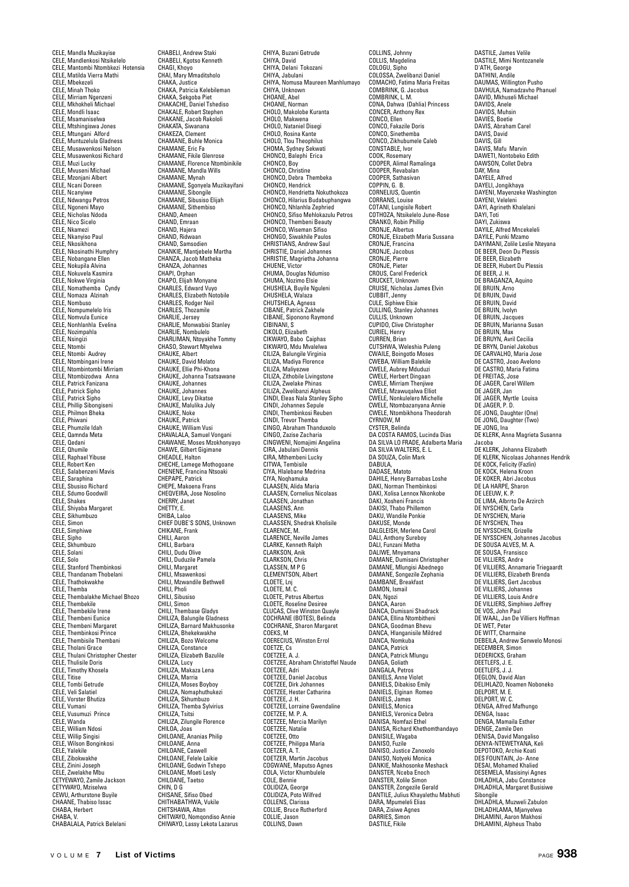CELE, Mandla Muzikayise
CELE, Mandlenkosi Ntsikelelo
CELE, Mantombi Ntombkezi Hotensia
CELE, Matilda Vierra Mathi
CELE, Mbekezeli
CELE, Minah Thoko
CELE, Mirriam Ngenzeni
CELE, Mkhokheli Michael
CELE, Mondli Isaac
CELE, Msamaniselwa
CELE, Mtshingiswa Jones
CELE, Mtungani Alford
CELE, Muntuzelula Gladness
CELE, Musawenkosi Nelson
CELE, Musawenkosi Richard
CELE, Muzi Lucky
CELE, Mvuseni Michael
CELE, Mzonjani Albert
CELE, Ncani Doreen
CELE, Ncanyiwe
CELE, Ndwangu Petros
CELE, Ngoneni Mayo
CELE, Nicholas Ndoda
CELE, Nico Sicelo
CELE, Nkamezi
CELE, Nkanyiso Paul
CELE, Nkosikhona
CELE, Nkosinathi Humphry
CELE, Nobangane Ellen
CELE, Nokupila Alvina
CELE, Nokuvela Kasmira
CELE, Nokwe Virginia
CELE, Nomathemba Cyndy
CELE, Nomaza Alzinah
CELE, Nombuso
CELE, Nompumelelo Iris
CELE, Nomvula Eunice
CELE, Nonhlanhla Evelina
CELE, Nozimpahla
CELE, Nsingizi
CELE, Ntombi
CELE, Ntombi Audrey
CELE, Ntombingani Irene
CELE, Ntombintombi Mirriam
CELE, Ntombizodwa Anna
CELE, Patrick Fanizana
CELE, Patrick Sipho
CELE, Patrick Sipho
CELE, Phillip Sibongiseni
CELE, Philmon Bheka
CELE, Phiwani
CELE, Phumzile Idah
CELE, Qamnda Meta
CELE, Qedani
CELE, Qhumile
CELE, Raphael Yibuse
CELE, Robert Ken
CELE, Salabenzeni Mavis
CELE, Saraphina
CELE, Sbusiso Richard
CELE, Sdumo Goodwill
CELE, Shakes
CELE, Shiyaba Margaret
CELE, Sikhumbuzo
CELE, Simon
CELE, Simphiwe
CELE, Sipho
CELE, Skhumbuzo
CELE, Solani
CELE, Solo
CELE, Stanford Thembinkosi
CELE, Thandanam Thobelani
CELE, Thathokwakhe
CELE, Themba
CELE, Thembalakhe Michael Bhozo
CELE, Thembekile
CELE, Thembekile Irene
CELE, Thembeni Eunice
CELE, Thembeni Margaret
CELE, Thembinkosi Prince
CELE, Thembisile Thembani
CELE, Tholani Grace
CELE, Thulani Christopher Chester
CELE, Thulisile Doris
CELE, Timothy Khosela
CELE, Titise
CELE, Tombi Getrude
CELE, Veli Salatiel
CELE, Vorster Bhutiza
CELE, Vumani
CELE, Vusumuzi Prince
CELE, Wanda
CELE, William Ndosi
CELE, Willip Singisi
CELE, Wilson Bonginkosi
CELE, Yalekile
CELE, Zibokwakhe
CELE, Zinini Joseph
CELE, Zwelakhe Mbu
CETYEWAYO, Zamile Jackson
CETYWAYO, Mziselwa
CEWU, Arthurstone Buyile
CHAANE, Thabiso Issac
CHABA, Herbert
CHABA, V.
CHABALALA, Patrick Belelani
CHABELI, Andrew Staki
CHABELI, Kgotso Kenneth
CHAGI, Khoyo
CHAI, Mary Mmaditsholo
CHAKA, Justice
CHAKA, Patricia Kelebileman
CHAKA, Sekgoba Piet
CHAKACHE, Daniel Tshediso
CHAKALE, Robert Stephen
CHAKANE, Jacob Rakololi
CHAKATA, Siwanana
CHAKEZA, Clement
CHAMANE, Buhle Monica
CHAMANE, Eric Fa
CHAMANE, Fikile Glenrose
CHAMANE, Florence Ntombinikile
CHAMANE, Mandla Wills
CHAMANE, Mynah
CHAMANE, Sgonyela Muzikayifani
CHAMANE, Sibongile
CHAMANE, Sibusiso Elijah
CHAMANE, Sithembiso
CHAND, Ameen
CHAND, Emraan
CHAND, Hajera
CHAND, Ridwaan
CHAND, Samsodien
CHANKIE, Mantjebele Martha
CHANZA, Jacob Matheka
CHANZA, Johannes
CHAPI, Orphan
CHAPO, Elijah Monyane
CHARLES, Edward Vuyo
CHARLES, Elizabeth Notobile
CHARLES, Rodger Neil
CHARLES, Thozamile
CHARLIE, Jersey
CHARLIE, Monwabisi Stanley
CHARLIE, Nombulelo
CHARLIMAN, Ntoyakhe Tommy
CHASO, Stewart Mtyelwa
CHAUKE, Albert
CHAUKE, David Molato
CHAUKE, Ellie Phi-Khona
CHAUKE, Johanna Tsatsawane
CHAUKE, Johannes
CHAUKE, Johannes
CHAUKE, Levy Dikatse
CHAUKE, Malulika July
CHAUKE, Noke
CHAUKE, Patrick
CHAUKE, William Vusi
CHAVALALA, Samuel Vongani
CHAWANE, Moses Mzokhonyayo
CHAWE, Gilbert Gigimane
CHEADLE, Halton
CHECHE, Lamege Mothogoane
CHENENE, Francina Ntsoaki
CHEPAPE, Patrick
CHEPE, Makoena Frans
CHEQVEIRA, Jose Nosolino
CHERRY, Janet
CHETTY, E.
CHIBA, Laloo
CHIEF DUBE´S SONS, Unknown
CHIKANE, Frank
CHILI, Aaron
CHILI, Barbara
CHILI, Dudu Olive
CHILI, Duduzile Pamela
CHILI, Margaret
CHILI, Msawenkosi
CHILI, Mzwandile Bethwell
CHILI, Pholi
CHILI, Sibusiso
CHILI, Simon
CHILI, Thembase Gladys
CHILIZA, Balungile Gladness
CHILIZA, Barnard Makhusonke
CHILIZA, Bhekekwakhe
CHILIZA, Bozo Welcome
CHILIZA, Constance
CHILIZA, Elizabeth Bazulile
CHILIZA, Lucy
CHILIZA, Makaza Lena
CHILIZA, Marria
CHILIZA, Moses Boyboy
CHILIZA, Nomaphuthukezi
CHILIZA, Skhumbuzo
CHILIZA, Themba Sylvirius
CHILIZA, Tsitsi
CHILIZA, Zilungile Florence
CHILOA, Joas
CHILOANE, Ananias Philip
CHILOANE, Anna
CHILOANE, Caswell
CHILOANE, Felele Laikie
CHILOANE, Godwin Tshepo
CHILOANE, Moeti Lesly
CHILOANE, Taetso
CHIN, D G
CHISANE, Sifiso Obed
CHITHABATHWA, Vukile
CHITSHAWA, Alton
CHITWAYO, Nomqondiso Annie
CHIWAYO, Lassy Lekota Lazarus
CHIYA, Buzani Getrude
CHIYA, David
CHIYA, Delani Tokozani
CHIYA, Jabulani
CHIYA, Nomusa Maureen Manhlumayo
CHIYA, Unknown
CHOANE, Abel
CHOANE, Norman
CHOLO, Makolobe Kuranta
CHOLO, Makwena
CHOLO, Nataniel Disegi
CHOLO, Rosina Kante
CHOLO, Tlou Theophilus
CHOMA, Sydney Sekwati
CHONCO, Balephi Erica
CHONCO, Boy
CHONCO, Christine
CHONCO, Debra Thembeka
CHONCO, Hendrick
CHONCO, Hendrietta Nokuthokoza
CHONCO, Hilarius Budabuphangwa
CHONCO, Nhlanhla Zephried
CHONCO, Sifiso Mehlokazulu Petros
CHONCO, Thembeni Beauty
CHONCO, Wiseman Sifiso
CHONGO, Siwakhile Paulos
CHRISTIANS, Andrew Saul
CHRISTIE, Daniel Johannes
CHRISTIE, Magrietha Johanna
CHUENE, Victor
CHUMA, Douglas Ndumiso
CHUMA, Nozimo Elsie
CHUSHELA, Buyile Nguleni
CHUSHELA, Walaza
CHUTSHELA, Agness
CIBANE, Patrick Zakhele
CIBANE, Siponono Raymond
CIBINANI, S
CIKOLO, Elizabeth
CIKWAYO, Babo Caiphas
CIKWAYO, Mdu Mvalelwa
CILIZA, Balungile Virginia
CILIZA, Madiya Florence
CILIZA, Maliyezwe
CILIZA, Zithobile Livingstone
CILIZA, Zwelake Phinas
CILIZA, Zwelibanzi Alpheus
CINDI, Eleas Nala Stanley Sipho
CINDI, Johannes Sepule
CINDI, Thembinkosi Reuben
CINDI, Trevor Themba
CINGO, Abraham Thanduxolo
CINGO, Zazise Zacharia
CINGWENI, Nomajimi Angelina
CIRA, Jabulani Dennis
CIRA, Mthembeni Lucky
CITWA, Tembisile
CIYA, Hlalebane Medrina
CIYA, Noqhamuka
CLAASEN, Alida Maria
CLAASEN, Cornelius Nicolaas
CLAASEN, Jonathan
CLAASENS, Ann
CLAASENS, Mike
CLAASSEN, Shedrak Kholisile
CLARENCE, M.
CLARENCE, Neville James
CLARKE, Kenneth Ralph
CLARKSON, Anik
CLARKSON, Chris
CLASSEN, M P G
CLEMENTSON, Albert
CLOETE, Lnj
CLOETE, M. C.
CLOETE, Petrus Albertus
CLOETE, Roseline Desiree
CLUCAS, Clive Winston Quayle
COCHRANE (BOTES), Belinda
COCHRANE, Sharon Margaret
COEKS, M
COERECIUS, Winston Errol
COETZE, Cs
COETZEE, A. J.
COETZEE, Abraham Christoffel Naude
COETZEE, Adri
COETZEE, Daniel Jacobus
COETZEE, Dirk Johannes
COETZEE, Hester Catharina
COETZEE, J. H.
COETZEE, Lorraine Gwendaline
COETZEE, M. P. A.
COETZEE, Mercia Marilyn
COETZEE, Natalie
COETZEE, Otto
COETZEE, Philippa Maria
COETZER, A. T.
COETZER, Martin Jacobus
COGWANE, Maputso Agnes
COLA, Victor Khumbulele
COLE, Bennie
COLIDIZA, George
COLIDIZA, Poto Wilfred
COLLENS, Clarissa
COLLIE, Bruce Rutherford
COLLIE, Jason
COLLINS, Dawn
COLLINS, Johnny
COLLIS, Magdelina
COLOGU, Sipho
COLOSSA, Zwelibanzi Daniel
COMACHO, Fatima Maria Freitas
COMBRINK, G. Jacobus
COMBRINK, L. M.
CONA, Dahwa (Dahlia) Princess
CONCER, Anthony Rex
CONCO, Ellen
CONCO, Fakazile Doris
CONCO, Sinethemba
CONCO, Zikhubumele Caleb
CONSTABLE, Ivor
COOK, Rosemary
COOPER, Alimal Ramalinga
COOPER, Revabalan
COOPER, Sathasivan
COPPIN, G. B.
CORNELIUS, Quentin
CORRANS, Louise
COTANI, Lungisile Robert
COTHOZA, Ntsikelelo June-Rose
CRANKO, Robin Phillip
CRONJE, Albertus
CRONJE, Elizabeth Maria Sussana
CRONJE, Francina
CRONJE, Jacobus
CRONJE, Pierre
CRONJE, Pieter
CROUS, Carel Frederick
CRUCKET, Unknown
CRUISE, Nicholas James Elvin
CUBBIT, Jenny
CULE, Siphiwe Elsie
CULLING, Stanley Johannes
CULLIS, Unknown
CUPIDO, Clive Christopher
CURIEL, Henry
CURREN, Brian
CUTSHWA, Weleshia Puleng
CWAILE, Boingotlo Moses
CWEBA, William Balekile
CWELE, Aubrey Mduduzi
CWELE, Herbert Dingaan
CWELE, Mirriam Thenjiwe
CWELE, Mzawuqalwa Elliot
CWELE, Nonkulelero Michelle
CWELE, Ntombazanyana Annie
CWELE, Ntombikhona Theodorah
CYRNOW, M
CYSTER, Belinda
DA COSTA RAMOS, Lucinda Dias
DA SILVA LO FRADE, Adalberta Maria
DA SILVA WALTERS, E. L.
DA SOUZA, Colin Mark
DABULA,
DADASE, Matoto
DAHILE, Henry Barnabas Loshe
DAKI, Norman Thembinkosi
DAKI, Xolisa Lennox Nkonkobe
DAKI, Xosheni Francis
DAKISI, Thabo Phillemon
DAKU, Wandile Ponkie
DAKUSE, Monde
DALGLEISH, Merlene Carol
DALI, Anthony Sureboy
DALI, Funzani Metha
DALIWE, Mnyamana
DAMANE, Dumisani Christopher
DAMANE, Mlungisi Abednego
DAMANE, Songezile Zephania
DAMBANE, Breakfast
DAMON, Ismail
DAN, Ngozi
DANCA, Aaron
DANCA, Dumisani Shadrack
DANCA, Ellina Ntombitheni
DANCA, Goodman Bhevu
DANCA, Hlanganisile Mildred
DANCA, Nomkuba
DANCA, Patrick
DANCA, Patrick Mlungu
DANGA, Goliath
DANGALA, Petros
DANIELS, Anne Violet
DANIELS, Dibakiso Emily
DANIELS, Elginan Romeo
DANIELS, James
DANIELS, Monica
DANIELS, Veronica Debra
DANISA, Nomfazi Ethel
DANISA, Richard Khethomthandayo
DANISILE, Wagaba
DANISO, Fuzile
DANISO, Justice Zanoxolo
DANISO, Notyeki Monica
DANKIE, Makhosonke Meshack
DANSTER, Nceba Enoch
DANSTER, Xolile Simon
DANSTER, Zongezile Gerald
DANTILE, Julius Khayalethu Mabhuti
DARA, Mpumeleli Elias
DARA, Zisiwe Agnes
DARRIES, Simon
DASTILE, Fikile
DASTILE, James Velile
DASTILE, Mimi Nontozanele
D´ATH, George
DATHINI, Andile
DAUMAS, Willington Pusho
DAVHULA, Namadzavho Phanuel
DAVID, Mkhuseli Michael
DAVIDS, Anele
DAVIDS, Muhsin
DAVIES, Boetie
DAVIS, Abraham Carel
DAVIS, David
DAVIS, Gill
DAVIS, Mafu Marvin
DAWETI, Nontobeko Edith
DAWSON, Collet Debra
DAY, Mina
DAYELE, Alfred
DAYELI, Jongikhaya
DAYENI, Mayenzeke Washington
DAYENI, Veleleni
DAYI, Agrineth Khalelani
DAYI, Toti
DAYI, Zukiswa
DAYILE, Alfred Mncekeleli
DAYILE, Punki Mzamo
DAYIMANI, Zolile Leslie Nteyana
DE BEER, Deon Du Plessis
DE BEER, Elizabeth
DE BEER, Hubert Du Plessis
DE BEER, J. H.
DE BRAGANZA, Aquino
DE BRUIN, Arno
DE BRUIN, David
DE BRUIN, David
DE BRUIN, Ivolyn
DE BRUIN, Jacques
DE BRUIN, Marianna Susan
DE BRUIN, Max
DE BRUYN, Avril Cecilia
DE BRYN, Daniel Jakobus
DE CARVALHO, Maria Jose
DE CASTRO, Joao Avelono
DE CASTRO, Maria Fatima
DE FREITAS, Jose
DE JAGER, Carel Willem
DE JAGER, Jan
DE JAGER, Myrtle Louisa
DE JAGER, P. D.
DE JONG, Daughter (One)
DE JONG, Daughter (Two)
DE JONG, Ina
DE KLERK, Anna Magrieta Susanna Jacoba
DE KLERK, Johanna Elizabeth
DE KLERK, Nicolaas Johannes Hendrik
DE KOCK, Felicity (Fazlin)
DE KOCK, Helena Kroon
DE KOKER, Abri Jacobus
DE LA HARPE, Sharon
DE LEEUW, K. P.
DE LIMA, Albrrto De Arzirch
DE NYSCHEN, Carla
DE NYSCHEN, Marie
DE NYSCHEN, Thea
DE NYSSCHEN, Grizelle
DE NYSSCHEN, Johannes Jacobus
DE SOUSA ALVES, M. A.
DE SOUSA, Fransisco
DE VILLIERS, Andre
DE VILLIERS, Annamarie Triegaardt
DE VILLIERS, Elizabeth Brenda
DE VILLIERS, Gert Jacobus
DE VILLIERS, Johannes
DE VILLIERS, Louis Andre
DE VILLIERS, Simphiwo Jeffrey
DE VOS, John Paul
DE WAAL, Jan De Villiers Hoffman
DE WET, Peter
DE WITT, Charmaine
DEBEILA, Andrew Senwelo Monosi
DECEMBER, Simon
DEDERICKS, Graham
DEETLEFS, J. E.
DEETLEFS, J. J.
DEGLON, David Alan
DELIHLAZO, Noamen Noboneko
DELPORT, M. E.
DELPORT, W. C.
DENGA, Alfred Mafhungo
DENGA, Isaac
DENGA, Mamaila Esther
DENGE, Zamile Den
DENISA, David Mangaliso
DENYA-NTEWETYANA, Keli
DEPOTOKO, Archie Koati
DES FOUNTAIN, Jo- Anne
DESAI, Mohamed Khalied
DESEMELA, Masisinyi Agnes
DHLADHLA, Jabu Constance
DHLADHLA, Margaret Busisiwe Sibongile
DHLADHLA, Muzweli Zabulon
DHLADHLAMA, Mjanyelwa
DHLAMINI, Aaron Makhosi
DHLAMINI, Alpheus Thabo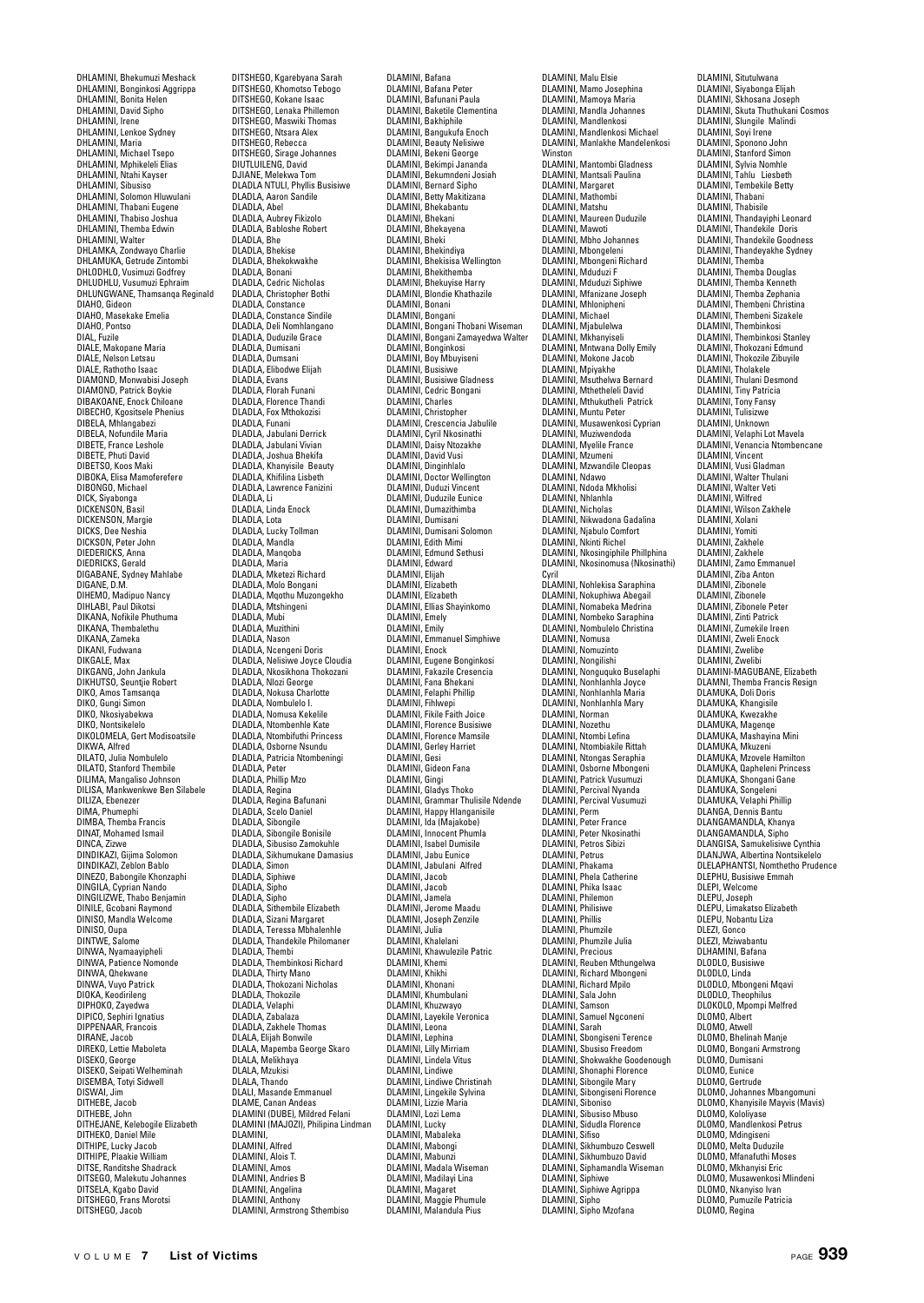DHLAMINI, Bhekumuzi Meshack
DHLAMINI, Bonginkosi Aggrippa
DHLAMINI, Bonita Helen
DHLAMINI, David Sipho
DHLAMINI, Irene
DHLAMINI, Lenkoe Sydney
DHLAMINI, Maria
DHLAMINI, Michael Tsepo
DHLAMINI, Mphikeleli Elias
DHLAMINI, Ntahi Kayser
DHLAMINI, Sibusiso
DHLAMINI, Solomon Hluwulani
DHLAMINI, Thabani Eugene
DHLAMINI, Thabiso Joshua
DHLAMINI, Themba Edwin
DHLAMINI, Walter
DHLAMKA, Zondwayo Charlie
DHLAMUKA, Getrude Zintombi
DHLODHLO, Vusimuzi Godfrey
DHLUDHLU, Vusumuzi Ephraim
DHLUNGWANE, Thamsanqa Reginald
DIAHO, Gideon
DIAHO, Masekake Emelia
DIAHO, Pontso
DIAL, Fuzile
DIALE, Makopane Maria
DIALE, Nelson Letsau
DIALE, Rathotho Isaac
DIAMOND, Monwabisi Joseph
DIAMOND, Patrick Boykie
DIBAKOANE, Enock Chiloane
DIBECHO, Kgositsele Phenius
DIBELA, Mhlangabezi
DIBELA, Nofundile Maria
DIBETE, France Leshole
DIBETE, Phuti David
DIBETSO, Koos Maki
DIBOKA, Elisa Mamoferefere
DIBONGO, Michael
DICK, Siyabonga
DICKENSON, Basil
DICKENSON, Margie
DICKS, Dee Neshia
DICKSON, Peter John
DIEDERICKS, Anna
DIEDRICKS, Gerald
DIGABANE, Sydney Mahlabe
DIGANE, D.M.
DIHEMO, Madipuo Nancy
DIHLABI, Paul Dikotsi
DIKANA, Nofikile Phuthuma
DIKANA, Thembalethu
DIKANA, Zameka
DIKANI, Fudwana
DIKGALE, Max
DIKGANG, John Jankula
DIKHUTSO, Seuntjie Robert
DIKO, Amos Tamsanqa
DIKO, Gungi Simon
DIKO, Nkosiyabekwa
DIKO, Nontsikelelo
DIKOLOMELA, Gert Modisoatsile
DIKWA, Alfred
DILATO, Julia Nombulelo
DILATO, Stanford Thembile
DILIMA, Mangaliso Johnson
DILISA, Mankwenkwe Ben Silabele
DILIZA, Ebenezer
DIMA, Phumephi
DIMBA, Themba Francis
DINAT, Mohamed Ismail
DINCA, Zizwe
DINDIKAZI, Gijima Solomon
DINDIKAZI, Zeblon Bablo
DINEZO, Babongile Khonzaphi
DINGILA, Cyprian Nando
DINGILIZWE, Thabo Benjamin
DINILE, Gcobani Raymond
DINISO, Mandla Welcome
DINISO, Oupa
DINTWE, Salome
DINWA, Nyamaayipheli
DINWA, Patience Nomonde
DINWA, Qhekwane
DINWA, Vuyo Patrick
DIOKA, Keodirileng
DIPHOKO, Zayedwa
DIPICO, Sephiri Ignatius
DIPPENAAR, Francois
DIRANE, Jacob
DIREKO, Lettie Maboleta
DISEKO, George
DISEKO, Seipati Welheminah
DISEMBA, Totyi Sidwell
DISWAI, Jim
DITHEBE, Jacob
DITHEBE, John
DITHEJANE, Kelebogile Elizabeth
DITHEKO, Daniel Mile
DITHIPE, Lucky Jacob
DITHIPE, Plaakie William
DITSE, Randitshe Shadrack
DITSEGO, Malekutu Johannes
DITSELA, Kgabo David
DITSHEGO, Frans Morotsi
DITSHEGO, Jacob
DITSHEGO, Kgarebyana Sarah
DITSHEGO, Khomotso Tebogo
DITSHEGO, Kokane Isaac
DITSHEGO, Lenaka Phillemon
DITSHEGO, Maswiki Thomas
DITSHEGO, Ntsara Alex
DITSHEGO, Rebecca
DITSHEGO, Sirage Johannes
DIUTLUILENG, David
DJIANE, Melekwa Tom
DLADLA NTULI, Phyllis Busisiwe
DLADLA, Aaron Sandile
DLADLA, Abel
DLADLA, Aubrey Fikizolo
DLADLA, Babloshe Robert
DLADLA, Bhe
DLADLA, Bhekise
DLADLA, Bhekokwakhe
DLADLA, Bonani
DLADLA, Cedric Nicholas
DLADLA, Christopher Bothi
DLADLA, Constance
DLADLA, Constance Sindile
DLADLA, Deli Nomhlangano
DLADLA, Duduzile Grace
DLADLA, Dumisani
DLADLA, Dumsani
DLADLA, Elibodwe Elijah
DLADLA, Evans
DLADLA, Florah Funani
DLADLA, Florence Thandi
DLADLA, Fox Mthokozisi
DLADLA, Funani
DLADLA, Jabulani Derrick
DLADLA, Jabulani Vivian
DLADLA, Joshua Bhekifa
DLADLA, Khanyisile Beauty
DLADLA, Khifilina Lisbeth
DLADLA, Lawrence Fanizini
DLADLA, Li
DLADLA, Linda Enock
DLADLA, Lota
DLADLA, Lucky Tollman
DLADLA, Mandla
DLADLA, Manqoba
DLADLA, Maria
DLADLA, Mketezi Richard
DLADLA, Molo Bongani
DLADLA, Mqothu Muzongekho
DLADLA, Mtshingeni
DLADLA, Mubi
DLADLA, Muzithini
DLADLA, Nason
DLADLA, Ncengeni Doris
DLADLA, Nelisiwe Joyce Cloudia
DLADLA, Nkosikhona Thokozani
DLADLA, Nlozi George
DLADLA, Nokusa Charlotte
DLADLA, Nombulelo I.
DLADLA, Nomusa Kekelile
DLADLA, Ntombenhle Kate
DLADLA, Ntombifuthi Princess
DLADLA, Osborne Nsundu
DLADLA, Patricia Ntombeningi
DLADLA, Peter
DLADLA, Phillip Mzo
DLADLA, Regina
DLADLA, Regina Bafunani
DLADLA, Scelo Daniel
DLADLA, Sibongile
DLADLA, Sibongile Bonisile
DLADLA, Sibusiso Zamokuhle
DLADLA, Sikhumukane Damasius
DLADLA, Simon
DLADLA, Siphiwe
DLADLA, Sipho
DLADLA, Sipho
DLADLA, Sithembile Elizabeth
DLADLA, Sizani Margaret
DLADLA, Teressa Mbhalenhle
DLADLA, Thandekile Philomaner
DLADLA, Thembi
DLADLA, Thembinkosi Richard
DLADLA, Thirty Mano
DLADLA, Thokozani Nicholas
DLADLA, Thokozile
DLADLA, Velaphi
DLADLA, Zabalaza
DLADLA, Zakhele Thomas
DLALA, Elijah Bonwile
DLALA, Mapemba George Skaro
DLALA, Melikhaya
DLALA, Mzukisi
DLALA, Thando
DLALI, Masande Emmanuel
DLAME, Canan Andeas
DLAMINI (DUBE), Mildred Felani
DLAMINI (MAJOZI), Philipina Lindman
DLAMINI,
DLAMINI, Alfred
DLAMINI, Alois T.
DLAMINI, Amos
DLAMINI, Andries B
DLAMINI, Angelina
DLAMINI, Anthony
DLAMINI, Armstrong Sthembiso
DLAMINI, Bafana
DLAMINI, Bafana Peter
DLAMINI, Bafunani Paula
DLAMINI, Baketile Clementina
DLAMINI, Bakhiphile
DLAMINI, Bangukufa Enoch
DLAMINI, Beauty Nelisiwe
DLAMINI, Bekeni George
DLAMINI, Bekimpi Jananda
DLAMINI, Bekumndeni Josiah
DLAMINI, Bernard Sipho
DLAMINI, Betty Makitizana
DLAMINI, Bhekabantu
DLAMINI, Bhekani
DLAMINI, Bhekayena
DLAMINI, Bheki
DLAMINI, Bhekindiya
DLAMINI, Bhekisisa Wellington
DLAMINI, Bhekithemba
DLAMINI, Bhekuyise Harry
DLAMINI, Blondie Khathazile
DLAMINI, Bonani
DLAMINI, Bongani
DLAMINI, Bongani Thobani Wiseman
DLAMINI, Bongani Zamayedwa Walter
DLAMINI, Bonginkosi
DLAMINI, Boy Mbuyiseni
DLAMINI, Busisiwe
DLAMINI, Busisiwe Gladness
DLAMINI, Cedric Bongani
DLAMINI, Charles
DLAMINI, Christopher
DLAMINI, Crescencia Jabulile
DLAMINI, Cyril Nkosinathi
DLAMINI, Daisy Ntozakhe
DLAMINI, David Vusi
DLAMINI, Dinginhlalo
DLAMINI, Doctor Wellington
DLAMINI, Duduzi Vincent
DLAMINI, Duduzile Eunice
DLAMINI, Dumazithimba
DLAMINI, Dumisani
DLAMINI, Dumisani Solomon
DLAMINI, Edith Mimi
DLAMINI, Edmund Sethusi
DLAMINI, Edward
DLAMINI, Elijah
DLAMINI, Elizabeth
DLAMINI, Elizabeth
DLAMINI, Ellias Shayinkomo
DLAMINI, Emely
DLAMINI, Emily
DLAMINI, Emmanuel Simphiwe
DLAMINI, Enock
DLAMINI, Eugene Bonginkosi
DLAMINI, Fakazile Cresencia
DLAMINI, Fana Bhekani
DLAMINI, Felaphi Phillip
DLAMINI, Fihlwepi
DLAMINI, Fikile Faith Joice
DLAMINI, Florence Busisiwe
DLAMINI, Florence Mamsile
DLAMINI, Gerley Harriet
DLAMINI, Gesi
DLAMINI, Gideon Fana
DLAMINI, Gingi
DLAMINI, Gladys Thoko
DLAMINI, Grammar Thulisile Ndende
DLAMINI, Happy Hlanganisile
DLAMINI, Ida (Majakobe)
DLAMINI, Innocent Phumla
DLAMINI, Isabel Dumisile
DLAMINI, Jabu Eunice
DLAMINI, Jabulani Alfred
DLAMINI, Jacob
DLAMINI, Jacob
DLAMINI, Jamela
DLAMINI, Jerome Maadu
DLAMINI, Joseph Zenzile
DLAMINI, Julia
DLAMINI, Khalelani
DLAMINI, Khawulezile Patric
DLAMINI, Khemi
DLAMINI, Khikhi
DLAMINI, Khonani
DLAMINI, Khumbulani
DLAMINI, Khuzwayo
DLAMINI, Layekile Veronica
DLAMINI, Leona
DLAMINI, Lephina
DLAMINI, Lilly Mirriam
DLAMINI, Lindela Vitus
DLAMINI, Lindiwe
DLAMINI, Lindiwe Christinah
DLAMINI, Lingekile Sylvina
DLAMINI, Lizzie Maria
DLAMINI, Lozi Lema
DLAMINI, Lucky
DLAMINI, Mabaleka
DLAMINI, Mabongi
DLAMINI, Mabunzi
DLAMINI, Madala Wiseman
DLAMINI, Madilayi Lina
DLAMINI, Magaret
DLAMINI, Maggie Phumule
DLAMINI, Malandula Pius
DLAMINI, Malu Elsie
DLAMINI, Mamo Josephina
DLAMINI, Mamoya Maria
DLAMINI, Mandla Johannes
DLAMINI, Mandlenkosi
DLAMINI, Mandlenkosi Michael
DLAMINI, Manlakhe Mandelenkosi Winston
DLAMINI, Mantombi Gladness
DLAMINI, Mantsali Paulina
DLAMINI, Margaret
DLAMINI, Mathombi
DLAMINI, Matshu
DLAMINI, Maureen Duduzile
DLAMINI, Mawoti
DLAMINI, Mbho Johannes
DLAMINI, Mbongeleni
DLAMINI, Mbongeni Richard
DLAMINI, Mduduzi F
DLAMINI, Mduduzi Siphiwe
DLAMINI, Mfanizane Joseph
DLAMINI, Mhlonipheni
DLAMINI, Michael
DLAMINI, Mjabulelwa
DLAMINI, Mkhanyiseli
DLAMINI, Mntwana Dolly Emily
DLAMINI, Mokone Jacob
DLAMINI, Mpiyakhe
DLAMINI, Msuthelwa Bernard
DLAMINI, Mthetheleli David
DLAMINI, Mthukutheli Patrick
DLAMINI, Muntu Peter
DLAMINI, Musawenkosi Cyprian
DLAMINI, Muziwendoda
DLAMINI, Myelile France
DLAMINI, Mzumeni
DLAMINI, Mzwandile Cleopas
DLAMINI, Ndawo
DLAMINI, Ndoda Mkholisi
DLAMINI, Nhlanhla
DLAMINI, Nicholas
DLAMINI, Nikwadona Gadalina
DLAMINI, Njabulo Comfort
DLAMINI, Nkinti Richel
DLAMINI, Nkosingiphile Phillphina
DLAMINI, Nkosinomusa (Nkosinathi) Cyril
DLAMINI, Nohlekisa Saraphina
DLAMINI, Nokuphiwa Abegail
DLAMINI, Nomabeka Medrina
DLAMINI, Nombeko Saraphina
DLAMINI, Nombulelo Christina
DLAMINI, Nomusa
DLAMINI, Nomuzinto
DLAMINI, Nongilishi
DLAMINI, Nonguquko Buselaphi
DLAMINI, Nonhlanhla Joyce
DLAMINI, Nonhlanhla Maria
DLAMINI, Nonhlanhla Mary
DLAMINI, Norman
DLAMINI, Nozethu
DLAMINI, Ntombi Lefina
DLAMINI, Ntombiakile Rittah
DLAMINI, Ntongas Seraphia
DLAMINI, Osborne Mbongeni
DLAMINI, Patrick Vusumuzi
DLAMINI, Percival Nyanda
DLAMINI, Percival Vusumuzi
DLAMINI, Perm
DLAMINI, Peter France
DLAMINI, Peter Nkosinathi
DLAMINI, Petros Sibizi
DLAMINI, Petrus
DLAMINI, Phakama
DLAMINI, Phela Catherine
DLAMINI, Phika Isaac
DLAMINI, Philemon
DLAMINI, Philisiwe
DLAMINI, Phillis
DLAMINI, Phumzile
DLAMINI, Phumzile Julia
DLAMINI, Precious
DLAMINI, Reuben Mthungelwa
DLAMINI, Richard Mbongeni
DLAMINI, Richard Mpilo
DLAMINI, Sala John
DLAMINI, Samson
DLAMINI, Samuel Ngconeni
DLAMINI, Sarah
DLAMINI, Sbongiseni Terence
DLAMINI, Sbusiso Freedom
DLAMINI, Shokwakhe Goodenough
DLAMINI, Shonaphi Florence
DLAMINI, Sibongile Mary
DLAMINI, Sibongiseni Florence
DLAMINI, Siboniso
DLAMINI, Sibusiso Mbuso
DLAMINI, Sidudla Florence
DLAMINI, Sifiso
DLAMINI, Sikhumbuzo Ceswell
DLAMINI, Sikhumbuzo David
DLAMINI, Siphamandla Wiseman
DLAMINI, Siphiwe
DLAMINI, Siphiwe Agrippa
DLAMINI, Sipho
DLAMINI, Sipho Mzofana
DLAMINI, Situtulwana
DLAMINI, Siyabonga Elijah
DLAMINI, Skhosana Joseph
DLAMINI, Skuta Thuthukani Cosmos
DLAMINI, Slungile Malindi
DLAMINI, Soyi Irene
DLAMINI, Sponono John
DLAMINI, Stanford Simon
DLAMINI, Sylvia Nomhle
DLAMINI, Tahlu Liesbeth
DLAMINI, Tembekile Betty
DLAMINI, Thabani
DLAMINI, Thabisile
DLAMINI, Thandayiphi Leonard
DLAMINI, Thandekile Doris
DLAMINI, Thandekile Goodness
DLAMINI, Thandeyakhe Sydney
DLAMINI, Themba
DLAMINI, Themba Douglas
DLAMINI, Themba Kenneth
DLAMINI, Themba Zephania
DLAMINI, Thembeni Christina
DLAMINI, Thembeni Sizakele
DLAMINI, Thembinkosi
DLAMINI, Thembinkosi Stanley
DLAMINI, Thokozani Edmund
DLAMINI, Thokozile Zibuyile
DLAMINI, Tholakele
DLAMINI, Thulani Desmond
DLAMINI, Tiny Patricia
DLAMINI, Tony Fansy
DLAMINI, Tulisizwe
DLAMINI, Unknown
DLAMINI, Velaphi Lot Mavela
DLAMINI, Venancia Ntombencane
DLAMINI, Vincent
DLAMINI, Vusi Gladman
DLAMINI, Walter Thulani
DLAMINI, Walter Veti
DLAMINI, Wilfred
DLAMINI, Wilson Zakhele
DLAMINI, Xolani
DLAMINI, Yomiti
DLAMINI, Zakhele
DLAMINI, Zakhele
DLAMINI, Zamo Emmanuel
DLAMINI, Ziba Anton
DLAMINI, Zibonele
DLAMINI, Zibonele
DLAMINI, Zibonele Peter
DLAMINI, Zinti Patrick
DLAMINI, Zumekile Ireen
DLAMINI, Zweli Enock
DLAMINI, Zwelibe
DLAMINI, Zwelibi
DLAMINI-MAGUBANE, Elizabeth
DLAMNI, Themba Francis Resign
DLAMUKA, Doli Doris
DLAMUKA, Khangisile
DLAMUKA, Kwezakhe
DLAMUKA, Magenqe
DLAMUKA, Mashayina Mini
DLAMUKA, Mkuzeni
DLAMUKA, Mzovele Hamilton
DLAMUKA, Qapheleni Princess
DLAMUKA, Shongani Gane
DLAMUKA, Songeleni
DLAMUKA, Velaphi Phillip
DLANGA, Dennis Bantu
DLANGAMANDLA, Khanya
DLANGAMANDLA, Sipho
DLANGISA, Samukelisiwe Cynthia
DLANJWA, Albertina Nontsikelelo
DLELAPHANTSI, Nomthetho Prudence
DLEPHU, Busisiwe Emmah
DLEPI, Welcome
DLEPU, Joseph
DLEPU, Limakatso Elizabeth
DLEPU, Nobantu Liza
DLEZI, Gonco
DLEZI, Mziwabantu
DLHAMINI, Bafana
DLODLO, Busisiwe
DLODLO, Linda
DLODLO, Mbongeni Mqavi
DLODLO, Theophilus
DLOKOLO, Mpompi Melfred
DLOMO, Albert
DLOMO, Atwell
DLOMO, Bhelinah Manje
DLOMO, Bongani Armstrong
DLOMO, Dumisani
DLOMO, Eunice
DLOMO, Gertrude
DLOMO, Johannes Mbangomuni
DLOMO, Khanyisile Mayvis (Mavis)
DLOMO, Kololiyase
DLOMO, Mandlenkosi Petrus
DLOMO, Mdingiseni
DLOMO, Melta Duduzile
DLOMO, Mfanafuthi Moses
DLOMO, Mkhanyisi Eric
DLOMO, Musawenkosi Mlindeni
DLOMO, Nkanyiso Ivan
DLOMO, Pumuzile Patricia
DLOMO, Regina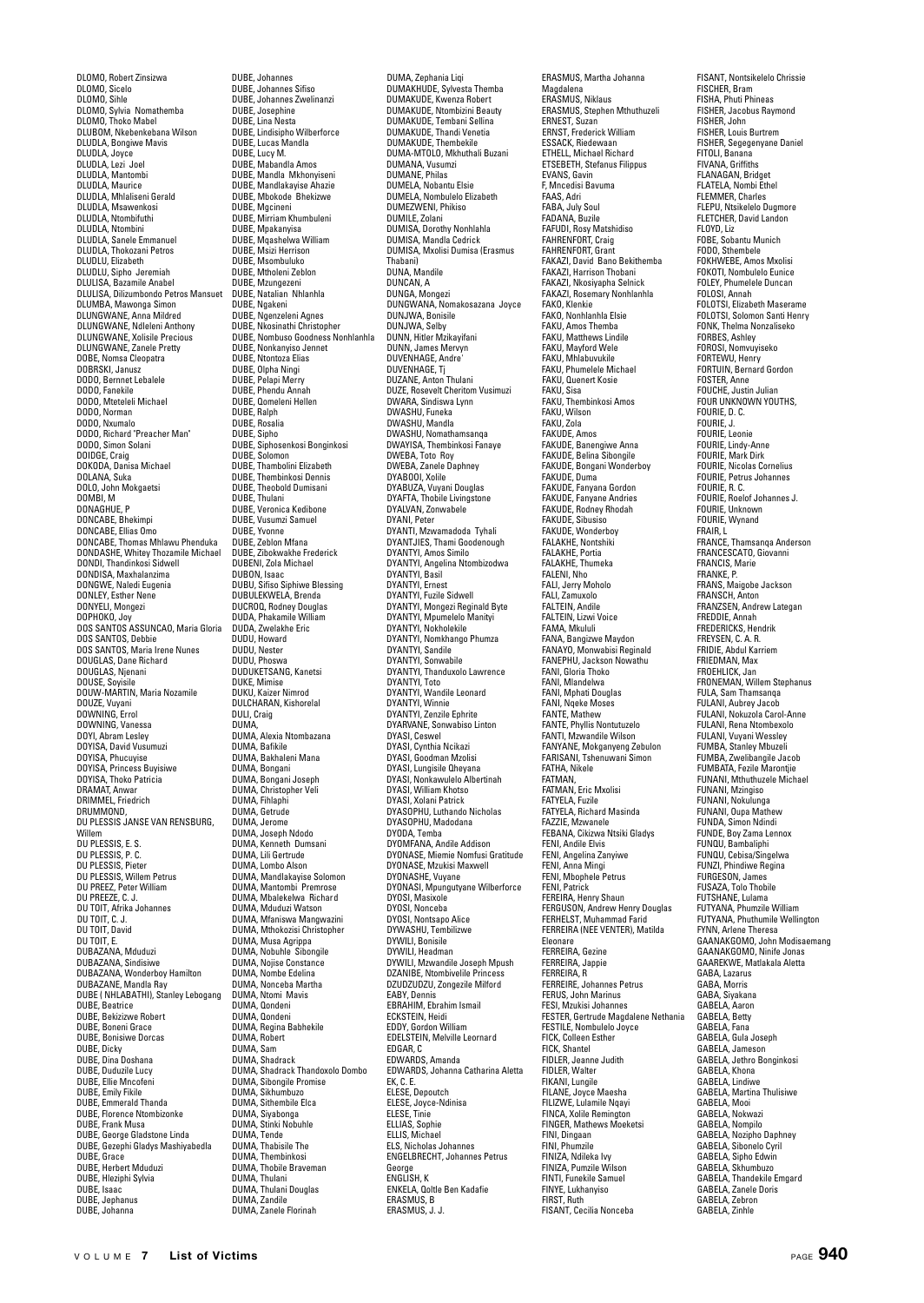DLOMO, Robert Zinsizwa
DLOMO, Sicelo
DLOMO, Sihle
DLOMO, Sylvia Nomathemba
DLOMO, Thoko Mabel
DLUBOM, Nkebenkebana Wilson
DLUDLA, Bongiwe Mavis
DLUDLA, Joyce
DLUDLA, Lezi Joel
DLUDLA, Mantombi
DLUDLA, Maurice
DLUDLA, Mhlaliseni Gerald
DLUDLA, Msawenkosi
DLUDLA, Ntombifuthi
DLUDLA, Ntombini
DLUDLA, Sanele Emmanuel
DLUDLA, Thokozani Petros
DLUDLU, Elizabeth
DLUDLU, Sipho Jeremiah
DLULISA, Bazamile Anabel
DLULISA, Dilizumbondo Petros Mansuet
DLUMBA, Mawonga Simon
DLUNGWANE, Anna Mildred
DLUNGWANE, Ndleleni Anthony
DLUNGWANE, Xolisile Precious
DLUNGWANE, Zanele Pretty
DOBE, Nomsa Cleopatra
DOBRSKI, Janusz
DODO, Bernnet Lebalele
DODO, Fanekile
DODO, Mteteleli Michael
DODO, Norman
DODO, Nxumalo
DODO, Richard "Preacher Man"
DODO, Simon Solani
DOIDGE, Craig
DOKODA, Danisa Michael
DOLANA, Suka
DOLO, John Mokgaetsi
DOMBI, M
DONAGHUE, P
DONCABE, Bhekimpi
DONCABE, Ellias Omo
DONCABE, Thomas Mhlawu Phenduka
DONDASHE, Whitey Thozamile Michael
DONDI, Thandinkosi Sidwell
DONDISA, Maxhalanzima
DONGWE, Naledi Eugenia
DONLEY, Esther Nene
DONYELI, Mongezi
DOPHOKO, Joy
DOS SANTOS ASSUNCAO, Maria Gloria
DOS SANTOS, Debbie
DOS SANTOS, Maria Irene Nunes
DOUGLAS, Dane Richard
DOUGLAS, Njenani
DOUSE, Soyisile
DOUW-MARTIN, Maria Nozamile
DOUZE, Vuyani
DOWNING, Errol
DOWNING, Vanessa
DOYI, Abram Lesley
DOYISA, David Vusumuzi
DOYISA, Phucuyise
DOYISA, Princess Buyisiwe
DOYISA, Thoko Patricia
DRAMAT, Anwar
DRIMMEL, Friedrich
DRUMMOND,
DU PLESSIS JANSE VAN RENSBURG, Willem
DU PLESSIS, E. S.
DU PLESSIS, P. C.
DU PLESSIS, Pieter
DU PLESSIS, Willem Petrus
DU PREEZ, Peter William
DU PREEZE, C. J.
DU TOIT, Afrika Johannes
DU TOIT, C. J.
DU TOIT, David
DU TOIT, E.
DUBAZANA, Mduduzi
DUBAZANA, Sindisiwe
DUBAZANA, Wonderboy Hamilton
DUBAZANE, Mandla Ray
DUBE ( NHLABATHI), Stanley Lebogang
DUBE, Beatrice
DUBE, Bekizizwe Robert
DUBE, Boneni Grace
DUBE, Bonisiwe Dorcas
DUBE, Dicky
DUBE, Dina Doshana
DUBE, Duduzile Lucy
DUBE, Ellie Mncofeni
DUBE, Emily Fikile
DUBE, Emmerald Thanda
DUBE, Florence Ntombizonke
DUBE, Frank Musa
DUBE, George Gladstone Linda
DUBE, Gezephi Gladys Mashiyabedla
DUBE, Grace
DUBE, Herbert Mduduzi
DUBE, Hleziphi Sylvia
DUBE, Isaac
DUBE, Jephanus
DUBE, Johanna
DUBE, Johannes
DUBE, Johannes Sifiso
DUBE, Johannes Zwelinanzi
DUBE, Josephine
DUBE, Lina Nesta
DUBE, Lindisipho Wilberforce
DUBE, Lucas Mandla
DUBE, Lucy M.
DUBE, Mabandla Amos
DUBE, Mandla Mkhonyiseni
DUBE, Mandlakayise Ahazie
DUBE, Mbokode Bhekizwe
DUBE, Mgcineni
DUBE, Mirriam Khumbuleni
DUBE, Mpakanyisa
DUBE, Mqashelwa William
DUBE, Msizi Herrison
DUBE, Msombuluko
DUBE, Mtholeni Zeblon
DUBE, Mzungezeni
DUBE, Natalian Nhlanhla
DUBE, Ngakeni
DUBE, Ngenzeleni Agnes
DUBE, Nkosinathi Christopher
DUBE, Nombuso Goodness Nonhlanhla
DUBE, Nonkanyiso Jennet
DUBE, Ntontoza Elias
DUBE, Olpha Ningi
DUBE, Pelapi Merry
DUBE, Phendu Annah
DUBE, Qomeleni Hellen
DUBE, Ralph
DUBE, Rosalia
DUBE, Sipho
DUBE, Siphosenkosi Bonginkosi
DUBE, Solomon
DUBE, Thambolini Elizabeth
DUBE, Thembinkosi Dennis
DUBE, Theobold Dumisani
DUBE, Thulani
DUBE, Veronica Kedibone
DUBE, Vusumzi Samuel
DUBE, Yvonne
DUBE, Zeblon Mfana
DUBE, Zibokwakhe Frederick
DUBENI, Zola Michael
DUBON, Isaac
DUBU, Sifiso Siphiwe Blessing
DUBULEKWELA, Brenda
DUCROQ, Rodney Douglas
DUDA, Phakamile William
DUDA, Zwelakhe Eric
DUDU, Howard
DUDU, Nester
DUDU, Phoswa
DUDUKETSANG, Kanetsi
DUKE, Mimise
DUKU, Kaizer Nimrod
DULCHARAN, Kishorelal
DULI, Craig
DUMA,
DUMA, Alexia Ntombazana
DUMA, Bafikile
DUMA, Bakhaleni Mana
DUMA, Bongani
DUMA, Bongani Joseph
DUMA, Christopher Veli
DUMA, Fihlaphi
DUMA, Getrude
DUMA, Jerome
DUMA, Joseph Ndodo
DUMA, Kenneth Dumsani
DUMA, Lili Gertrude
DUMA, Lombo Alson
DUMA, Mandlakayise Solomon
DUMA, Mantombi Premrose
DUMA, Mbalekelwa Richard
DUMA, Mduduzi Watson
DUMA, Mfaniswa Mangwazini
DUMA, Mthokozisi Christopher
DUMA, Musa Agrippa
DUMA, Nobuhle Sibongile
DUMA, Nojise Constance
DUMA, Nombe Edelina
DUMA, Nonceba Martha
DUMA, Ntomi Mavis
DUMA, Qondeni
DUMA, Qondeni
DUMA, Regina Babhekile
DUMA, Robert
DUMA, Sam
DUMA, Shadrack
DUMA, Shadrack Thandoxolo Dombo
DUMA, Sibongile Promise
DUMA, Sikhumbuzo
DUMA, Sithembile Elca
DUMA, Siyabonga
DUMA, Stinki Nobuhle
DUMA, Tende
DUMA, Thabisile The
DUMA, Thembinkosi
DUMA, Thobile Braveman
DUMA, Thulani
DUMA, Thulani Douglas
DUMA, Zandile
DUMA, Zanele Florinah
DUMA, Zephania Liqi
DUMAKHUDE, Sylvesta Themba
DUMAKUDE, Kwenza Robert
DUMAKUDE, Ntombizini Beauty
DUMAKUDE, Tembani Sellina
DUMAKUDE, Thandi Venetia
DUMAKUDE, Thembekile
DUMA-MTOLO, Mkhuthali Buzani
DUMANA, Vusumzi
DUMANE, Philas
DUMELA, Nobantu Elsie
DUMELA, Nombulelo Elizabeth
DUMEZWENI, Phikiso
DUMILE, Zolani
DUMISA, Dorothy Nonhlahla
DUMISA, Mandla Cedrick
DUMISA, Mxolisi Dumisa (Erasmus Thabani)
DUNA, Mandile
DUNCAN, A
DUNGA, Mongezi
DUNGWANA, Nomakosazana Joyce
DUNJWA, Bonisile
DUNJWA, Selby
DUNN, Hitler Mzikayifani
DUNN, James Mervyn
DUVENHAGE, Andre'
DUVENHAGE, Tj
DUZANE, Anton Thulani
DUZE, Rosevelt Cheritom Vusimuzi
DWARA, Sindiswa Lynn
DWASHU, Funeka
DWASHU, Mandla
DWASHU, Nomathamsanqa
DWAYISA, Thembinkosi Fanaye
DWEBA, Toto Roy
DWEBA, Zanele Daphney
DYABOOI, Xolile
DYABUZA, Vuyani Douglas
DYAFTA, Thobile Livingstone
DYALVAN, Zonwabele
DYANI, Peter
DYANTI, Mzwamadoda Tyhali
DYANTJIES, Thami Goodenough
DYANTYI, Amos Similo
DYANTYI, Angelina Ntombizodwa
DYANTYI, Basil
DYANTYI, Ernest
DYANTYI, Fuzile Sidwell
DYANTYI, Mongezi Reginald Byte
DYANTYI, Mpumelelo Manityi
DYANTYI, Nokholekile
DYANTYI, Nomkhango Phumza
DYANTYI, Sandile
DYANTYI, Sonwabile
DYANTYI, Thanduxolo Lawrence
DYANTYI, Toto
DYANTYI, Wandile Leonard
DYANTYI, Winnie
DYANTYI, Zenzile Ephrite
DYARVANE, Sonwabiso Linton
DYASI, Ceswel
DYASI, Cynthia Ncikazi
DYASI, Goodman Mzolisi
DYASI, Lungisile Qheyana
DYASI, Nonkawulelo Albertinah
DYASI, William Khotso
DYASI, Xolani Patrick
DYASOPHU, Luthando Nicholas
DYASOPHU, Madodana
DYODA, Temba
DYOMFANA, Andile Addison
DYONASE, Miemie Nomfusi Gratitude
DYONASE, Mzukisi Maxwell
DYONASHE, Vuyane
DYONASI, Mpungutyane Wilberforce
DYOSI, Masixole
DYOSI, Nonceba
DYOSI, Nontsapo Alice
DYWASHU, Tembilizwe
DYWILI, Bonisile
DYWILI, Headman
DYWILI, Mzwandile Joseph Mpush
DZANIBE, Ntombivelile Princess
DZUDZUDZU, Zongezile Milford
EABY, Dennis
EBRAHIM, Ebrahim Ismail
ECKSTEIN, Heidi
EDDY, Gordon William
EDELSTEIN, Melville Leonard
EDGAR, C
EDWARDS, Amanda
EDWARDS, Johanna Catharina Aletta
EK, C. E.
ELESE, Depoutch
ELESE, Joyce-Ndinisa
ELESE, Tinie
ELLIAS, Sophie
ELLIS, Michael
ELS, Nicholas Johannes
ENGELBRECHT, Johannes Petrus George
ENGLISH, K
ENKELA, Qoltle Ben Kadafie
ERASMUS, B
ERASMUS, J. J.
ERASMUS, Martha Johanna Magdalena
ERASMUS, Niklaus
ERASMUS, Stephen Mthuthuzeli
ERNEST, Suzan
ERNST, Frederick William
ESSACK, Riedewaan
ETHELL, Michael Richard
ETSEBETH, Stefanus Filippus
EVANS, Gavin
F, Mncedisi Bavuma
FAAS, Adri
FABA, July Soul
FADANA, Buzile
FAFUDI, Rosy Matshidiso
FAHRENFORT, Craig
FAHRENFORT, Grant
FAKAZI, David Bano Bekithemba
FAKAZI, Harrison Thobani
FAKAZI, Nkosiyapha Selnick
FAKAZI, Rosemary Nonhlanhla
FAKO, Klenkie
FAKO, Nonhlanhla Elsie
FAKU, Amos Themba
FAKU, Matthews Lindile
FAKU, Mayford Wele
FAKU, Mhlabuvukile
FAKU, Phumelele Michael
FAKU, Quenert Kosie
FAKU, Sisa
FAKU, Thembinkosi Amos
FAKU, Wilson
FAKU, Zola
FAKUDE, Amos
FAKUDE, Banengiwe Anna
FAKUDE, Belina Sibongile
FAKUDE, Bongani Wonderboy
FAKUDE, Duma
FAKUDE, Fanyana Gordon
FAKUDE, Fanyane Andries
FAKUDE, Rodney Rhodah
FAKUDE, Sibusiso
FAKUDE, Wonderboy
FALAKHE, Nontshiki
FALAKHE, Portia
FALAKHE, Thumeka
FALENI, Nho
FALI, Jerry Moholo
FALI, Zamuxolo
FALTEIN, Andile
FALTEIN, Lizwi Voice
FAMA, Mkululi
FANA, Bangizwe Maydon
FANAYO, Monwabisi Reginald
FANEPHU, Jackson Nowathu
FANI, Gloria Thoko
FANI, Mlandelwa
FANI, Mphati Douglas
FANI, Nqeke Moses
FANTE, Mathew
FANTE, Phyllis Nontutuzelo
FANTI, Mzwandile Wilson
FANYANE, Mokganyeng Zebulon
FARISANI, Tshenuwani Simon
FATHA, Nikele
FATMAN,
FATMAN, Eric Mxolisi
FATYELA, Fuzile
FATYELA, Richard Masinda
FAZZIE, Mzwanele
FEBANA, Cikizwa Ntsiki Gladys
FENI, Andile Elvis
FENI, Angelina Zanyiwe
FENI, Anna Mingi
FENI, Mbophele Petrus
FENI, Patrick
FEREIRA, Henry Shaun
FERGUSON, Andrew Henry Douglas
FERHELST, Muhammad Farid
FERREIRA (NEE VENTER), Matilda Eleonare
FERREIRA, Gezine
FERREIRA, Jappie
FERREIRA, R
FERREIRE, Johannes Petrus
FERUS, John Marinus
FESI, Mzukisi Johannes
FESTER, Gertrude Magdalene Nethania
FESTILE, Nombulelo Joyce
FICK, Colleen Esther
FICK, Shantel
FIDLER, Jeanne Judith
FIDLER, Walter
FIKANI, Lungile
FILANE, Joyce Maesha
FILIZWE, Lulamile Nqayi
FINCA, Xolile Remington
FINGER, Mathews Moeketsi
FINI, Dingaan
FINI, Phumzile
FINIZA, Ndileka Ivy
FINIZA, Pumzile Wilson
FINTI, Funekile Samuel
FINYE, Lukhanyiso
FIRST, Ruth
FISANT, Cecilia Nonceba
FISANT, Nontsikelelo Chrissie
FISCHER, Bram
FISHA, Phuti Phineas
FISHER, Jacobus Raymond
FISHER, John
FISHER, Louis Burtrem
FISHER, Segegenyane Daniel
FITOLI, Banana
FIVANA, Griffiths
FLANAGAN, Bridget
FLATELA, Nombi Ethel
FLEMMER, Charles
FLEPU, Ntsikelelo Dugmore
FLETCHER, David Landon
FLOYD, Liz
FOBE, Sobantu Munich
FODO, Sthembele
FOKHWEBE, Amos Mxolisi
FOKOTI, Nombulelo Eunice
FOLEY, Phumelele Duncan
FOLOSI, Annah
FOLOTSI, Elizabeth Maserame
FOLOTSI, Solomon Santi Henry
FONK, Thelma Nonzaliseko
FORBES, Ashley
FOROSI, Nomvuyiseko
FORTEWU, Henry
FORTUIN, Bernard Gordon
FOSTER, Anne
FOUCHE, Justin Julian
FOUR UNKNOWN YOUTHS,
FOURIE, D. C.
FOURIE, J.
FOURIE, Leonie
FOURIE, Lindy-Anne
FOURIE, Mark Dirk
FOURIE, Nicolas Cornelius
FOURIE, Petrus Johannes
FOURIE, R. C.
FOURIE, Roelof Johannes J.
FOURIE, Unknown
FOURIE, Wynand
FRAIR, L
FRANCE, Thamsanqa Anderson
FRANCESCATO, Giovanni
FRANCIS, Marie
FRANKE, P.
FRANS, Maigobe Jackson
FRANSCH, Anton
FRANZSEN, Andrew Lategan
FREDDIE, Annah
FREDERICKS, Hendrik
FREYSEN, C. A. R.
FRIDIE, Abdul Karriem
FRIEDMAN, Max
FROEHLICK, Jan
FRONEMAN, Willem Stephanus
FULA, Sam Thamsanqa
FULANI, Aubrey Jacob
FULANI, Nokuzola Carol-Anne
FULANI, Rena Ntombexolo
FULANI, Vuyani Wessley
FUMBA, Stanley Mbuzeli
FUMBA, Zwelibangile Jacob
FUMBATA, Fezile Marontjie
FUNANI, Mthuthuzele Michael
FUNANI, Mzingiso
FUNANI, Nokulunga
FUNANI, Oupa Mathew
FUNDA, Simon Ndindi
FUNDE, Boy Zama Lennox
FUNQU, Bambaliphi
FUNQU, Cebisa/Singelwa
FUNZI, Phindiwe Regina
FURGESON, James
FUSAZA, Tolo Thobile
FUTSHANE, Lulama
FUTYANA, Phumzile William
FUTYANA, Phuthumile Wellington
FYNN, Arlene Theresa
GAANAKGOMO, John Modisaemang
GAANAKGOMO, Ninife Jonas
GAAREKWE, Matlakala Aletta
GABA, Lazarus
GABA, Morris
GABA, Siyakana
GABELA, Aaron
GABELA, Betty
GABELA, Fana
GABELA, Gula Joseph
GABELA, Jameson
GABELA, Jethro Bonginkosi
GABELA, Khona
GABELA, Lindiwe
GABELA, Martina Thulisiwe
GABELA, Mooi
GABELA, Nokwazi
GABELA, Nompilo
GABELA, Nozipho Daphney
GABELA, Sibonelo Cyril
GABELA, Sipho Edwin
GABELA, Skhumbuzo
GABELA, Thandekile Emgard
GABELA, Zanele Doris
GABELA, Zebron
GABELA, Zinhle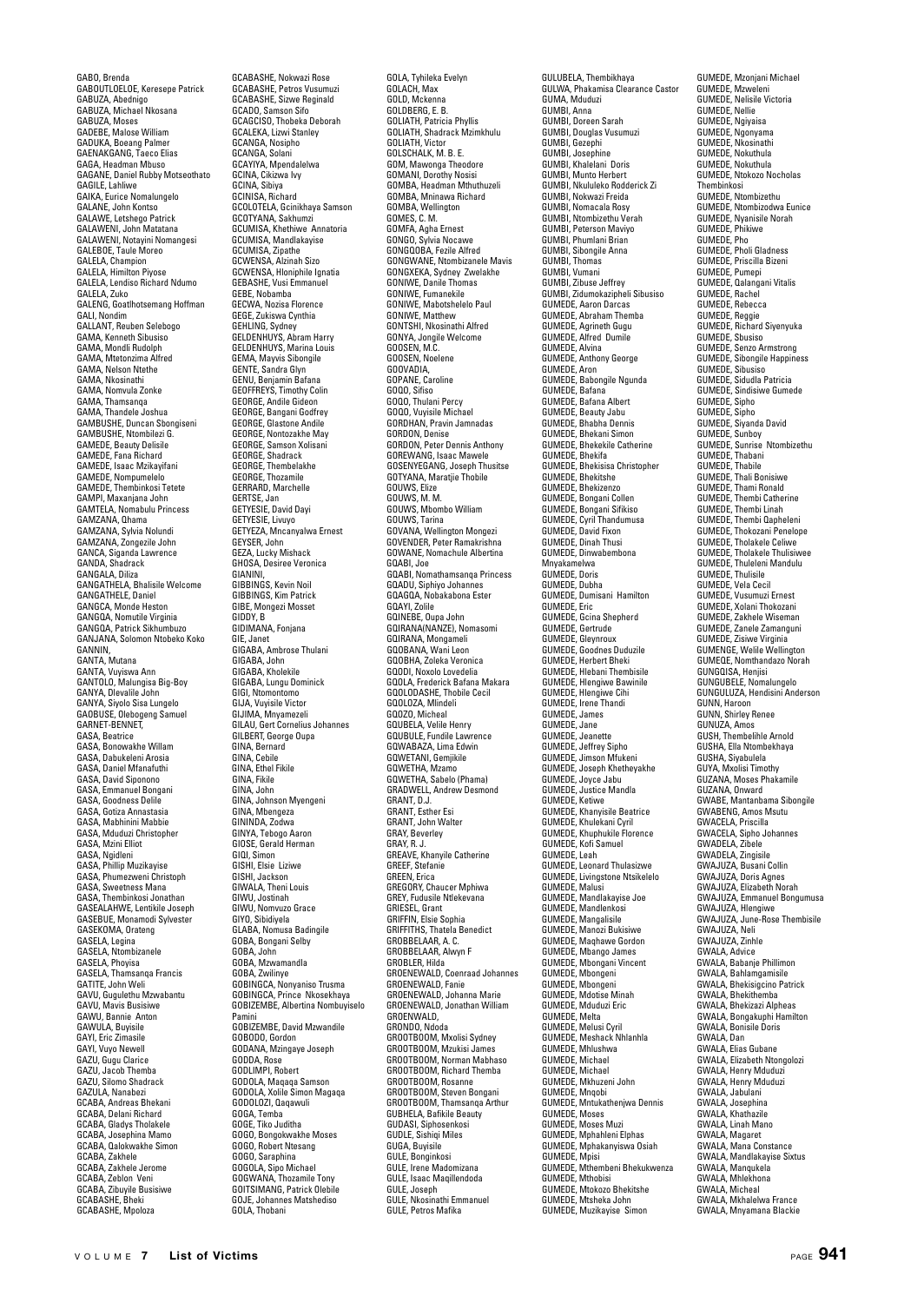GABO, Brenda
GABOUTLOELOE, Keresepe Patrick
GABUZA, Abednigo
GABUZA, Michael Nkosana
GABUZA, Moses
GADEBE, Malose William
GADUKA, Boeang Palmer
GAENAKGANG, Taeco Elias
GAGA, Headman Mbuso
GAGANE, Daniel Rubby Motseothato
GAGILE, Lahliwe
GAIKA, Eurice Nomalungelo
GALANE, John Kontso
GALAWE, Letshego Patrick
GALAWENI, John Matatana
GALAWENI, Notayini Nomangesi
GALEBOE, Taule Moreo
GALELA, Champion
GALELA, Hamilton Piyose
GALELA, Lendiso Richard Ndumo
GALELA, Zuko
GALENG, Goatlhotsemang Hoffman
GALI, Nondim
GALLANT, Reuben Selebogo
GAMA, Kenneth Sibusiso
GAMA, Mondli Rudolph
GAMA, Mtetonzima Alfred
GAMA, Nelson Ntethe
GAMA, Nkosinathi
GAMA, Nomvula Zonke
GAMA, Thamsanqa
GAMA, Thandele Joshua
GAMBUSHE, Duncan Sbongiseni
GAMBUSHE, Ntombilezi G.
GAMEDE, Beauty Delisile
GAMEDE, Fana Richard
GAMEDE, Isaac Mzikayifani
GAMEDE, Nompumelelo
GAMEDE, Thembinkosi Tetete
GAMPI, Maxanjana John
GAMTELA, Nomabulu Princess
GAMZANA, Qhama
GAMZANA, Sylvia Nolundi
GAMZANA, Zongezile John
GANCA, Siganda Lawrence
GANDA, Shadrack
GANGALA, Diliza
GANGATHELA, Bhalisile Welcome
GANGATHELE, Daniel
GANGCA, Monde Heston
GANGQA, Nomutile Virginia
GANGQA, Patrick Sikhumbuzo
GANJANA, Solomon Ntobeko Koko
GANNIN,
GANTA, Mutana
GANTA, Vuyiswa Ann
GANTOLO, Malungisa Big-Boy
GANYA, Dlevalile John
GANYA, Siyolo Sisa Lungelo
GAOBUSE, Olebogeng Samuel
GARNET-BENNET,
GASA, Beatrice
GASA, Bonowakhe Willam
GASA, Dabukeleni Arosia
GASA, Daniel Mfanafuthi
GASA, David Siponono
GASA, Emmanuel Bongani
GASA, Goodness Delile
GASA, Gotiza Annastasia
GASA, Mabhinini Mabbie
GASA, Mduduzi Christopher
GASA, Mzini Elliot
GASA, Ngidleni
GASA, Phillip Muzikayise
GASA, Phumezweni Christoph
GASA, Sweetness Mana
GASA, Thembinkosi Jonathan
GASEALAHWE, Lentikile Joseph
GASEBUE, Monamodi Sylvester
GASEKOMA, Orateng
GASELA, Legina
GASELA, Ntombizanele
GASELA, Phoyisa
GASELA, Thamsanqa Francis
GATITE, John Weli
GAVU, Gugulethu Mzwabantu
GAVU, Mavis Busisiwe
GAWU, Bannie Anton
GAWULA, Buyisile
GAYI, Eric Zimasile
GAYI, Vuyo Newell
GAZU, Gugu Clarice
GAZU, Jacob Themba
GAZU, Silomo Shadrack
GAZULA, Nanabezi
GCABA, Andreas Bhekani
GCABA, Delani Richard
GCABA, Gladys Tholakele
GCABA, Josephina Mamo
GCABA, Qalokwakhe Simon
GCABA, Zakhele
GCABA, Zakhele Jerome
GCABA, Zeblon Veni
GCABA, Zibuyile Busisiwe
GCABASHE, Bheki
GCABASHE, Mpoloza
GCABASHE, Nokwazi Rose
GCABASHE, Petros Vusumuzi
GCABASHE, Sizwe Reginald
GCADO, Samson Sifo
GCAGCISO, Thobeka Deborah
GCALEKA, Lizwi Stanley
GCANGA, Nosipho
GCANGA, Solani
GCAYIYA, Mpendalelwa
GCINA, Cikizwa Ivy
GCINA, Sibiya
GCINISA, Richard
GCOLOTELA, Gcinikhaya Samson
GCOTYANA, Sakhumzi
GCUMISA, Khethiwe Annatoria
GCUMISA, Mandlakayise
GCUMISA, Zipathe
GCWENSA, Alzinah Sizo
GCWENSA, Hloniphile Ignatia
GEBASHE, Vusi Emmanuel
GEBE, Nobamba
GECWA, Nozisa Florence
GEGE, Zukiswa Cynthia
GEHLING, Sydney
GELDENHUYS, Abram Harry
GELDENHUYS, Marina Louis
GEMA, Mayvis Sibongile
GENTE, Sandra Glyn
GENU, Benjamin Bafana
GEOFFREYS, Timothy Colin
GEORGE, Andile Gideon
GEORGE, Bangani Godfrey
GEORGE, Glastone Andile
GEORGE, Nontozakhe May
GEORGE, Samson Xolisani
GEORGE, Shadrack
GEORGE, Thembelakhe
GEORGE, Thozamile
GERRARD, Marchelle
GERTSE, Jan
GETYESIE, David Dayi
GETYESIE, Livuyo
GETYEZA, Mncanyalwa Ernest
GEYSER, John
GEZA, Lucky Mishack
GHOSA, Desiree Veronica
GIANINI,
GIBBINGS, Kevin Noil
GIBBINGS, Kim Patrick
GIBE, Mongezi Mosset
GIDDY, B
GIDIMANA, Fonjana
GIE, Janet
GIGABA, Ambrose Thulani
GIGABA, John
GIGABA, Kholekile
GIGABA, Lungu Dominick
GIGI, Ntomontomo
GIJA, Vuyisile Victor
GIJIMA, Mnyamezeli
GILAU, Gert Cornelius Johannes
GILBERT, George Oupa
GINA, Bernard
GINA, Cebile
GINA, Ethel Fikile
GINA, Fikile
GINA, John
GINA, Johnson Myengeni
GINA, Mbengeza
GININDA, Zodwa
GINYA, Tebogo Aaron
GIOSE, Gerald Herman
GIQI, Simon
GISHI, Elsie Liziwe
GISHI, Jackson
GIWALA, Theni Louis
GIWU, Jostinah
GIWU, Nomvuzo Grace
GIYO, Sibidiyela
GLABA, Nomusa Badingile
GOBA, Bongani Selby
GOBA, John
GOBA, Mzwamandla
GOBA, Zwilinye
GOBINGCA, Nonyaniso Trusma
GOBINGCA, Prince Nkosekhaya
GOBIZEMBE, Albertina Nombuyiselo Pamini
GOBIZEMBE, David Mzwandile
GOBODO, Gordon
GODANA, Mzingaye Joseph
GODDA, Rose
GODLIMPI, Robert
GODOLA, Maqaqa Samson
GODOLA, Xolile Simon Magaqa
GODOLOZI, Qaqawuli
GOGA, Temba
GOGE, Tiko Juditha
GOGO, Bongokwakhe Moses
GOGO, Robert Ntesang
GOGO, Saraphina
GOGOLA, Sipo Michael
GOGWANA, Thozamile Tony
GOITSIMANG, Patrick Olebile
GOJE, Johannes Matshediso
GOLA, Thobani
GOLA, Tyhileka Evelyn
GOLACH, Max
GOLD, Mckenna
GOLDBERG, E. B.
GOLIATH, Patricia Phyllis
GOLIATH, Shadrack Mzimkhulu
GOLIATH, Victor
GOLSCHALK, M. B. E.
GOM, Mawonga Theodore
GOMANI, Dorothy Nosisi
GOMBA, Headman Mthuthuzeli
GOMBA, Mninawa Richard
GOMBA, Wellington
GOMES, C. M.
GOMFA, Agha Ernest
GONGO, Sylvia Nocawe
GONGQOBA, Fezile Alfred
GONGWANE, Ntombizanele Mavis
GONGXEKA, Sydney Zwelakhe
GONIWE, Danile Thomas
GONIWE, Fumanekile
GONIWE, Mabotshelelo Paul
GONIWE, Matthew
GONTSHI, Nkosinathi Alfred
GONYA, Jongile Welcome
GOOSEN, M.C.
GOOSEN, Noelene
GOOVADIA,
GOPANE, Caroline
GOQO, Sifiso
GOQO, Thulani Percy
GOQO, Vuyisile Michael
GORDHAN, Pravin Jamnadas
GORDON, Denise
GORDON, Peter Dennis Anthony
GOREWANG, Isaac Mawele
GOSENYEGANG, Joseph Thusitse
GOTYANA, Maratjie Thobile
GOUWS, Elize
GOUWS, M. M.
GOUWS, Mbombo William
GOUWS, Tarina
GOVANA, Wellington Mongezi
GOVENDER, Peter Ramakrishna
GOWANE, Nomachule Albertina
GQABI, Joe
GQABI, Nomathamsanqa Princess
GQADU, Siphiyo Johannes
GQAGQA, Nobakabona Ester
GQAYI, Zolile
GQINEBE, Oupa John
GQIRANA(NANZE), Nomasomi
GQIRANA, Mongameli
GQOBANA, Wani Leon
GQOBHA, Zoleka Veronica
GQODI, Noxolo Lovedelia
GQOLA, Frederick Bafana Makara
GQOLODASHE, Thobile Cecil
GQOLOZA, Mlindeli
GQOZO, Micheal
GQUBELA, Velile Henry
GQUBULE, Fundile Lawrence
GQWABAZA, Lima Edwin
GQWETANI, Gemjikile
GQWETHA, Mzamo
GQWETHA, Sabelo (Phama)
GRADWELL, Andrew Desmond
GRANT, D.J.
GRANT, Esther Esi
GRANT, John Walter
GRAY, Beverley
GRAY, R. J.
GREAVE, Khanyile Catherine
GREEF, Stefanie
GREEN, Erica
GREGORY, Chaucer Mphiwa
GREY, Fudusile Ntlekevana
GRIESEL, Grant
GRIFFIN, Elsie Sophia
GRIFFITHS, Thatela Benedict
GROBBELAAR, A. C.
GROBBELAAR, Alwyn F
GROBLER, Hilda
GROENEWALD, Coenraad Johannes
GROENEWALD, Fanie
GROENEWALD, Johanna Marie
GROENEWALD, Jonathan William
GROENWALD,
GRONDO, Ndoda
GROOTBOOM, Mxolisi Sydney
GROOTBOOM, Mzukisi James
GROOTBOOM, Norman Mabhaso
GROOTBOOM, Richard Themba
GROOTBOOM, Rosanne
GROOTBOOM, Steven Bongani
GROOTBOOM, Thamsanqa Arthur
GUBHELA, Bafikile Beauty
GUDASI, Siphosenkosi
GUDLE, Sishiqi Miles
GUGA, Buyisile
GULE, Bonginkosi
GULE, Irene Madomizana
GULE, Isaac Maqillendoda
GULE, Joseph
GULE, Nkosinathi Emmanuel
GULE, Petros Mafika
GULUBELA, Thembikhaya
GULWA, Phakamisa Clearance Castor
GUMA, Mduduzi
GUMBI, Anna
GUMBI, Doreen Sarah
GUMBI, Douglas Vusumuzi
GUMBI, Gezephi
GUMBI, Josephine
GUMBI, Khalelani Doris
GUMBI, Munto Herbert
GUMBI, Nkululeko Rodderick Zi
GUMBI, Nokwazi Freida
GUMBI, Nomacala Rosy
GUMBI, Ntombizethu Verah
GUMBI, Peterson Maviyo
GUMBI, Phumlani Brian
GUMBI, Sibongile Anna
GUMBI, Thomas
GUMBI, Vumani
GUMBI, Zibuse Jeffrey
GUMBI, Zidumokazipheli Sibusiso
GUMEDE, Aaron Darcas
GUMEDE, Abraham Themba
GUMEDE, Agrineth Gugu
GUMEDE, Alfred Dumile
GUMEDE, Alvina
GUMEDE, Anthony George
GUMEDE, Aron
GUMEDE, Babongile Ngunda
GUMEDE, Bafana
GUMEDE, Bafana Albert
GUMEDE, Beauty Jabu
GUMEDE, Bhabha Dennis
GUMEDE, Bhekani Simon
GUMEDE, Bhekekile Catherine
GUMEDE, Bhekifa
GUMEDE, Bhekisisa Christopher
GUMEDE, Bhekitshe
GUMEDE, Bhekizenzo
GUMEDE, Bongani Collen
GUMEDE, Bongani Sifikiso
GUMEDE, Cyril Thandumusa
GUMEDE, David Fixon
GUMEDE, Dinah Thusi
GUMEDE, Dinwabembona Mnyakamelwa
GUMEDE, Doris
GUMEDE, Dubha
GUMEDE, Dumisani Hamilton
GUMEDE, Eric
GUMEDE, Gcina Shepherd
GUMEDE, Gertrude
GUMEDE, Gleynroux
GUMEDE, Goodnes Duduzile
GUMEDE, Herbert Bheki
GUMEDE, Hlebani Thembisile
GUMEDE, Hlengiwe Bawinile
GUMEDE, Hlengiwe Cihi
GUMEDE, Irene Thandi
GUMEDE, James
GUMEDE, Jane
GUMEDE, Jeanette
GUMEDE, Jeffrey Sipho
GUMEDE, Jimson Mfukeni
GUMEDE, Joseph Khetheyakhe
GUMEDE, Joyce Jabu
GUMEDE, Justice Mandla
GUMEDE, Ketiwe
GUMEDE, Khanyisile Beatrice
GUMEDE, Khulekani Cyril
GUMEDE, Khuphukile Florence
GUMEDE, Kofi Samuel
GUMEDE, Leah
GUMEDE, Leonard Thulasizwe
GUMEDE, Livingstone Ntsikelelo
GUMEDE, Malusi
GUMEDE, Mandlakayise Joe
GUMEDE, Mandlenkosi
GUMEDE, Mangalisile
GUMEDE, Manozi Bukisiwe
GUMEDE, Maqhawe Gordon
GUMEDE, Mbango James
GUMEDE, Mbongani Vincent
GUMEDE, Mbongeni
GUMEDE, Mbongeni
GUMEDE, Mdotise Minah
GUMEDE, Mduduzi Eric
GUMEDE, Melta
GUMEDE, Melusi Cyril
GUMEDE, Meshack Nhlanhla
GUMEDE, Mhlushwa
GUMEDE, Michael
GUMEDE, Michael
GUMEDE, Mkhuzeni John
GUMEDE, Mnqobi
GUMEDE, Mntukathenjwa Dennis
GUMEDE, Moses
GUMEDE, Moses Muzi
GUMEDE, Mphahleni Elphas
GUMEDE, Mphakanyiswa Osiah
GUMEDE, Mpisi
GUMEDE, Mthembeni Bhekukwenza
GUMEDE, Mthobisi
GUMEDE, Mtokozo Bhekitshe
GUMEDE, Mtsheka John
GUMEDE, Muzikayise Simon
GUMEDE, Mzonjani Michael
GUMEDE, Mzweleni
GUMEDE, Nelisile Victoria
GUMEDE, Nellie
GUMEDE, Ngiyaisa
GUMEDE, Ngonyama
GUMEDE, Nkosinathi
GUMEDE, Nokuthula
GUMEDE, Nokuthula
GUMEDE, Ntokozo Nocholas Thembinkosi
GUMEDE, Ntombizethu
GUMEDE, Ntombizodwa Eunice
GUMEDE, Nyanisile Norah
GUMEDE, Phikiwe
GUMEDE, Pho
GUMEDE, Pholi Gladness
GUMEDE, Priscilla Bizeni
GUMEDE, Pumepi
GUMEDE, Qalangani Vitalis
GUMEDE, Rachel
GUMEDE, Rebecca
GUMEDE, Reggie
GUMEDE, Richard Siyenyuka
GUMEDE, Sbusiso
GUMEDE, Senzo Armstrong
GUMEDE, Sibongile Happiness
GUMEDE, Sibusiso
GUMEDE, Sidudla Patricia
GUMEDE, Sindisiwe Gumede
GUMEDE, Sipho
GUMEDE, Sipho
GUMEDE, Siyanda David
GUMEDE, Sunboy
GUMEDE, Sunrise Ntombizethu
GUMEDE, Thabani
GUMEDE, Thabile
GUMEDE, Thali Bonisiwe
GUMEDE, Thami Ronald
GUMEDE, Thembi Catherine
GUMEDE, Thembi Linah
GUMEDE, Thembi Qapheleni
GUMEDE, Thokozani Penelope
GUMEDE, Tholakele Celiwe
GUMEDE, Tholakele Thulisiwee
GUMEDE, Thuleleni Mandulu
GUMEDE, Thulisile
GUMEDE, Vela Cecil
GUMEDE, Vusumuzi Ernest
GUMEDE, Xolani Thokozani
GUMEDE, Zakhele Wiseman
GUMEDE, Zanele Zamanguni
GUMEDE, Zisiwe Virginia
GUMENGE, Welile Wellington
GUMEQE, Nomthandazo Norah
GUNGQISA, Henjisi
GUNGUBELE, Nomalungelo
GUNGULUZA, Hendisini Anderson
GUNN, Haroon
GUNN, Shirley Renee
GUNUZA, Amos
GUSH, Thembelihle Arnold
GUSHA, Ella Ntombekhaya
GUSHA, Siyabulela
GUYA, Mxolisi Timothy
GUZANA, Moses Phakamile
GUZANA, Onward
GWABE, Mantanbama Sibongile
GWABENG, Amos Msutu
GWACELA, Priscilla
GWACELA, Sipho Johannes
GWADELA, Zibele
GWADELA, Zingisile
GWAJUZA, Busani Collin
GWAJUZA, Doris Agnes
GWAJUZA, Elizabeth Norah
GWAJUZA, Emmanuel Bongumusa
GWAJUZA, Hlengiwe
GWAJUZA, June-Rose Thembisile
GWAJUZA, Neli
GWAJUZA, Zinhle
GWALA, Advice
GWALA, Babanje Phillimon
GWALA, Bahlamgamisile
GWALA, Bhekisigcino Patrick
GWALA, Bhekithemba
GWALA, Bhekizazi Alpheas
GWALA, Bongakuphi Hamilton
GWALA, Bonisile Doris
GWALA, Dan
GWALA, Elias Gubane
GWALA, Elizabeth Ntongolozi
GWALA, Henry Mduduzi
GWALA, Henry Mduduzi
GWALA, Jabulani
GWALA, Josephina
GWALA, Khathazile
GWALA, Linah Mano
GWALA, Magaret
GWALA, Mana Constance
GWALA, Mandlakayise Sixtus
GWALA, Manqukela
GWALA, Mhlekhona
GWALA, Micheal
GWALA, Mkhalelwa France
GWALA, Mnyamana Blackie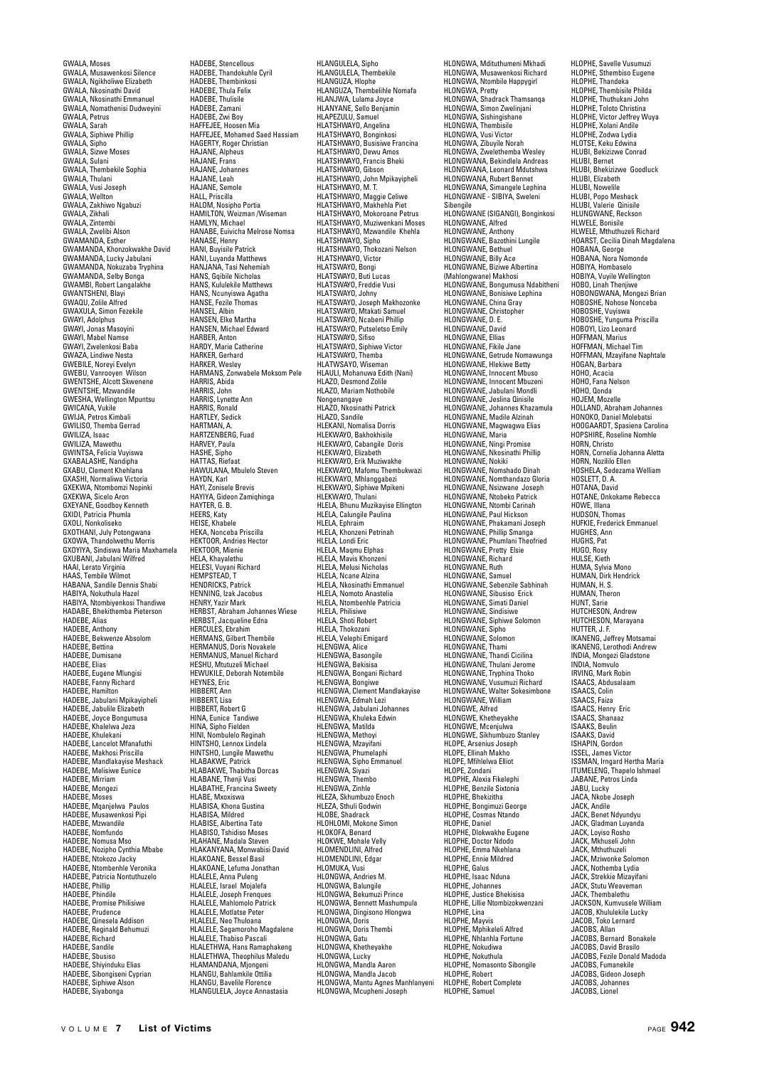GWALA, Moses
GWALA, Musawenkosi Silence
GWALA, Ngikholiwe Elizabeth
GWALA, Nkosinathi David
GWALA, Nkosinathi Emmanuel
GWALA, Nomathenisi Dudweyini
GWALA, Petrus
GWALA, Sarah
GWALA, Siphiwe Phillip
GWALA, Sipho
GWALA, Sizwe Moses
GWALA, Sulani
GWALA, Thembekile Sophia
GWALA, Thulani
GWALA, Vusi Joseph
GWALA, Wellton
GWALA, Zakhiwo Ngabuzi
GWALA, Zikhali
GWALA, Zintembi
GWALA, Zwelibi Alson
GWAMANDA, Esther
GWAMANDA, Khonzokwakhe David
GWAMANDA, Lucky Jabulani
GWAMANDA, Nokuzaba Tryphina
GWAMANDA, Selby Bonga
GWAMBI, Robert Langalakhe
GWANTSHENI, Blayi
GWAQU, Zolile Alfred
GWAXULA, Simon Fezekile
GWAYI, Adolphus
GWAYI, Jonas Masoyini
GWAYI, Mabel Namse
GWAYI, Zwelenkosi Baba
GWAZA, Lindiwe Nesta
GWEBILE, Noreyi Evelyn
GWEBU, Vanrooyen Wilson
GWENTSHE, Alcott Skwenene
GWENTSHE, Mzwandile
GWESHA, Wellington Mpuntsu
GWICANA, Vukile
GWIJA, Petros Kimbali
GWILISO, Themba Gerrad
GWILIZA, Isaac
GWILIZA, Mawethu
GWINTSA, Felicia Vuyiswa
GXABALASHE, Nandipha
GXABU, Clement Khehlana
GXASHI, Normaliwa Victoria
GXEKWA, Ntombomzi Nopinki
GXEKWA, Sicelo Aron
GXEYANE, Goodboy Kenneth
GXIDI, Patricia Phumla
GXOLI, Nonkoliseko
GXOTHANI, July Potongwana
GXOWA, Thandolwethu Morris
GXOYIYA, Sindiswa Maria Maxhamela
GXUBANI, Jabulani Wilfred
HAAI, Lerato Virginia
HAAS, Tembile Wilmot
HABANA, Sandile Dennis Shabi
HABIYA, Nokuthula Hazel
HABIYA, Ntombiyenkosi Thandiwe
HADABE, Bhekithemba Pieterson
HADEBE, Alias
HADEBE, Anthony
HADEBE, Bekwenze Absolom
HADEBE, Bettina
HADEBE, Dumisane
HADEBE, Elias
HADEBE, Eugene Mlungisi
HADEBE, Fanny Richard
HADEBE, Hamilton
HADEBE, Jabulani Mpikayipheli
HADEBE, Jabulile Elizabeth
HADEBE, Joyce Bongumusa
HADEBE, Khalelwa Jeza
HADEBE, Khulekani
HADEBE, Lancelot Mfanafuthi
HADEBE, Makhosi Priscilla
HADEBE, Mandlakayise Meshack
HADEBE, Melisiwe Eunice
HADEBE, Mirriam
HADEBE, Mongezi
HADEBE, Moses
HADEBE, Mqanjelwa Paulos
HADEBE, Musawenkosi Pipi
HADEBE, Mzwandile
HADEBE, Nomfundo
HADEBE, Nomusa Mso
HADEBE, Nozipho Cynthia Mbabe
HADEBE, Ntokozo Jacky
HADEBE, Ntombenhle Veronika
HADEBE, Patricia Nontuthuzelo
HADEBE, Phillip
HADEBE, Phindile
HADEBE, Promise Philisiwe
HADEBE, Prudence
HADEBE, Qinesela Addison
HADEBE, Reginald Behumuzi
HADEBE, Richard
HADEBE, Sandile
HADEBE, Sbusiso
HADEBE, Shiyinduku Elias
HADEBE, Sibongiseni Cyprian
HADEBE, Siphiwe Alson
HADEBE, Siyabonga
HADEBE, Stencellous
HADEBE, Thandokuhle Cyril
HADEBE, Thembinkosi
HADEBE, Thula Felix
HADEBE, Thulisile
HADEBE, Zamani
HADEBE, Zwi Boy
HAFFEJEE, Hoosen Mia
HAFFEJEE, Mohamed Saed Hassiam
HAGERTY, Roger Christian
HAJANE, Alpheus
HAJANE, Frans
HAJANE, Johannes
HAJANE, Leah
HAJANE, Semole
HALL, Priscilla
HALOM, Nosipho Portia
HAMILTON, Weizman /Wiseman
HAMLYN, Michael
HANABE, Euivicha Melrose Nomsa
HANASE, Henry
HANI, Buyisile Patrick
HANI, Luyanda Matthews
HANJANA, Tasi Nehemiah
HANS, Gqibile Nicholas
HANS, Kululekile Matthews
HANS, Ncunyiswa Agatha
HANSE, Fezile Thomas
HANSEL, Albin
HANSEN, Elke Martha
HANSEN, Michael Edward
HARBER, Anton
HARDY, Marie Catherine
HARKER, Gerhard
HARKER, Wesley
HARMANS, Zonwabele Moksom Pele
HARRIS, Abida
HARRIS, John
HARRIS, Lynette Ann
HARRIS, Ronald
HARTLEY, Sedick
HARTMAN, A.
HARTZENBERG, Fuad
HARVEY, Paula
HASHE, Sipho
HATTAS, Riefaat
HAWULANA, Mbulelo Steven
HAYDN, Karl
HAYI, Zonisele Brevis
HAYIYA, Gideon Zamiqhinga
HAYTER, G. B.
HEERS, Katy
HEISE, Khabele
HEKA, Nonceba Priscilla
HEKTOOR, Andries Hector
HEKTOOR, Mienie
HELA, Khayalethu
HELESI, Vuyani Richard
HEMPSTEAD, T
HENDRICKS, Patrick
HENNING, Izak Jacobus
HENRY, Yazir Mark
HERBST, Abraham Johannes Wiese
HERBST, Jacqueline Edna
HERCULES, Ebrahim
HERMANS, Gilbert Thembile
HERMANUS, Doris Novakele
HERMANUS, Manuel Richard
HESHU, Mtutuzeli Michael
HEWUKILE, Deborah Notembile
HEYNES, Eric
HIBBERT, Ann
HIBBERT, Lisa
HIBBERT, Robert G
HINA, Eunice Tandiwe
HINA, Sipho Fielden
HINI, Nombulelo Reginah
HINTSHO, Lennox Lindela
HINTSHO, Lungile Mawethu
HLABAKWE, Patrick
HLABAKWE, Thabitha Dorcas
HLABANE, Thenji Vusi
HLABATHE, Francina Sweety
HLABE, Mxoxiswa
HLABISA, Khona Gustina
HLABISA, Mildred
HLABISE, Albertina Tate
HLABISO, Tshidiso Moses
HLAHANE, Madala Steven
HLAKANYANA, Monwabisi David
HLAKOANE, Bessel Basil
HLAKOANE, Lefuma Jonathan
HLALELE, Anna Puleng
HLALELE, Israel Mojalefa
HLALELE, Joseph Frenques
HLALELE, Mahlomolo Patrick
HLALELE, Motlatse Peter
HLALELE, Neo Thuloana
HLALELE, Segamoroho Magdalene
HLALELE, Thabiso Pascali
HLALETHWA, Hans Ramaphakeng
HLALETHWA, Theophilus Maledu
HLAMANDANA, Mjongeni
HLANGU, Bahlamkile Ottilia
HLANGU, Baveliie Florence
HLANGULELA, Joyce Annastasia
HLANGULELA, Sipho
HLANGULELA, Thembekile
HLANGUZA, Hlophe
HLANGUZA, Thembelihle Nomafa
HLANJWA, Lulama Joyce
HLANYANE, Sello Benjamin
HLAPEZULU, Samuel
HLATSHWAYO, Angelina
HLATSHWAYO, Bonginkosi
HLATSHWAYO, Busisiwe Francina
HLATSHWAYO, Dewu Amos
HLATSHWAYO, Francis Bheki
HLATSHWAYO, Gibson
HLATSHWAYO, John Mpikayipheli
HLATSHWAYO, M. T.
HLATSHWAYO, Maggie Celiwe
HLATSHWAYO, Makhehla Piet
HLATSHWAYO, Mokoroane Petrus
HLATSHWAYO, Muziwenkani Moses
HLATSHWAYO, Mzwandile Khehla
HLATSHWAYO, Sipho
HLATSHWAYO, Thokozani Nelson
HLATSHWAYO, Victor
HLATSWAYO, Bongi
HLATSWAYO, Buti Lucas
HLATSWAYO, Freddie Vusi
HLATSWAYO, Johny
HLATSWAYO, Joseph Makhozonke
HLATSWAYO, Mtakati Samuel
HLATSWAYO, Ncabeni Phillip
HLATSWAYO, Putseletso Emily
HLATSWAYO, Sifiso
HLATSWAYO, Siphiwe Victor
HLATSWAYO, Themba
HLATWSAYO, Wiseman
HLAULI, Mohanuwa Edith (Nani)
HLAZO, Desmond Zolile
HLAZO, Mariam Nothobile Nongenangaye
HLAZO, Nkosinathi Patrick
HLAZO, Sandile
HLEKANI, Nomalisa Dorris
HLEKWAYO, Bakhokhisile
HLEKWAYO, Cabangile Doris
HLEKWAYO, Elizabeth
HLEKWAYO, Erik Muziwakhe
HLEKWAYO, Mafomu Thembukwazi
HLEKWAYO, Mhlanggabezi
HLEKWAYO, Siphiwe Mpikeni
HLEKWAYO, Thulani
HLELA, Bhunu Muzikayise Ellington
HLELA, Calungile Paulina
HLELA, Ephraim
HLELA, Khonzeni Petrinah
HLELA, Londi Eric
HLELA, Maqmu Elphas
HLELA, Mavis Khonzeni
HLELA, Melusi Nicholas
HLELA, Ncane Alzina
HLELA, Nkosinathi Emmanuel
HLELA, Nomoto Anastelia
HLELA, Ntombenhle Patricia
HLELA, Philisiwe
HLELA, Shoti Robert
HLELA, Thokozani
HLELA, Velephi Emigard
HLENGWA, Alice
HLENGWA, Basongile
HLENGWA, Bekisisa
HLENGWA, Bongani Richard
HLENGWA, Bongiwe
HLENGWA, Clement Mandlakayise
HLENGWA, Edmah Lezi
HLENGWA, Jabulani Johannes
HLENGWA, Khuleka Edwin
HLENGWA, Matilda
HLENGWA, Methoyi
HLENGWA, Mzayifani
HLENGWA, Phumelaphi
HLENGWA, Sipho Emmanuel
HLENGWA, Siyazi
HLENGWA, Thembo
HLENGWA, Zinhle
HLEZA, Skhumbuzo Enoch
HLEZA, Sthuli Godwin
HLOBE, Shadrack
HLOHLOMI, Mokone Simon
HLOKOFA, Benard
HLOKWE, Mohale Velly
HLOMENDLINI, Alfred
HLOMENDLINI, Edgar
HLOMUKA, Vusi
HLONGWA, Andries M.
HLONGWA, Balungile
HLONGWA, Bekumuzi Prince
HLONGWA, Bennett Mashumpula
HLONGWA, Dingisono Hlongwa
HLONGWA, Doris
HLONGWA, Doris Thembi
HLONGWA, Gatu
HLONGWA, Khetheyakhe
HLONGWA, Lucky
HLONGWA, Mandla Aaron
HLONGWA, Mandla Jacob
HLONGWA, Mantu Agnes Manhlanyeni
HLONGWA, Mcupheni Joseph
HLONGWA, Mdituthumeni Mkhadi
HLONGWA, Musawenkosi Richard
HLONGWA, Ntombile Happygirl
HLONGWA, Pretty
HLONGWA, Shadrack Thamsanqa
HLONGWA, Simon Zwelinjani
HLONGWA, Sishingishane
HLONGWA, Thembisile
HLONGWA, Vusi Victor
HLONGWA, Zibuyile Norah
HLONGWA, Zwelethemba Wesley
HLONGWANA, Bekindlela Andreas
HLONGWANA, Leonard Mdutshwa
HLONGWANA, Rubert Bennet
HLONGWANA, Simangele Lephina
HLONGWANE - SIBIYA, Sweleni Sibengile
HLONGWANE (SIGANGI), Bonginkosi
HLONGWANE, Alfred
HLONGWANE, Anthony
HLONGWANE, Bazothini Lungile
HLONGWANE, Bethuel
HLONGWANE, Billy Ace
HLONGWANE, Biziwe Albertina (Mahlongwane) Makhosi
HLONGWANE, Bongumusa Ndabitheni
HLONGWANE, Bonisiwe Lephina
HLONGWANE, China Gray
HLONGWANE, Christopher
HLONGWANE, D. E.
HLONGWANE, David
HLONGWANE, Ellias
HLONGWANE, Fikile Jane
HLONGWANE, Getrude Nomawunga
HLONGWANE, Hlekiwe Betty
HLONGWANE, Innocent Mbuso
HLONGWANE, Innocent Mbuzeni
HLONGWANE, Jabulani Mondli
HLONGWANE, Jeslina Qinisile
HLONGWANE, Johannes Khazamula
HLONGWANE, Madile Alzinah
HLONGWANE, Magwagwa Elias
HLONGWANE, Maria
HLONGWANE, Ningi Promise
HLONGWANE, Nkosinathi Phillip
HLONGWANE, Nokiki
HLONGWANE, Nomshado Dinah
HLONGWANE, Nomthandazo Gloria
HLONGWANE, Nsizwane Joseph
HLONGWANE, Ntobeko Patrick
HLONGWANE, Ntombi Carinah
HLONGWANE, Paul Hickson
HLONGWANE, Phakamani Joseph
HLONGWANE, Phillip Smanga
HLONGWANE, Phumlani Theofried
HLONGWANE, Pretty Elsie
HLONGWANE, Richard
HLONGWANE, Ruth
HLONGWANE, Samuel
HLONGWANE, Sebenzile Sabhinah
HLONGWANE, Sibusiso Erick
HLONGWANE, Simati Daniel
HLONGWANE, Sindisiwe
HLONGWANE, Siphiwe Solomon
HLONGWANE, Sipho
HLONGWANE, Solomon
HLONGWANE, Thami
HLONGWANE, Thandi Cicilina
HLONGWANE, Thulani Jerome
HLONGWANE, Tryphina Thoko
HLONGWANE, Vusumuzi Richard
HLONGWANE, Walter Sokesimbone
HLONGWANE, William
HLONGWE, Alfred
HLONGWE, Khetheyakhe
HLONGWE, Mcenjulwa
HLONGWE, Sikhumbuzo Stanley
HLOPE, Arsenius Joseph
HLOPE, Ellinah Makho
HLOPE, Mfihlelwa Elliot
HLOPE, Zondani
HLOPHE, Alexia Fikelephi
HLOPHE, Benzile Sixtonia
HLOPHE, Bhekizitha
HLOPHE, Bongimuzi George
HLOPHE, Cosmas Ntando
HLOPHE, Daniel
HLOPHE, Dlokwakhe Eugene
HLOPHE, Doctor Ndodo
HLOPHE, Emma Nkehlana
HLOPHE, Ennie Mildred
HLOPHE, Galus
HLOPHE, Isaac Nduna
HLOPHE, Johannes
HLOPHE, Justice Bhekisisa
HLOPHE, Lillie Ntombizokwenzani
HLOPHE, Lina
HLOPHE, Mayvis
HLOPHE, Mphikeleli Alfred
HLOPHE, Nhlanhla Fortune
HLOPHE, Nokudiwa
HLOPHE, Nokuthula
HLOPHE, Nomasonto Sibongile
HLOPHE, Robert
HLOPHE, Robert Complete
HLOPHE, Samuel
HLOPHE, Savelle Vusumuzi
HLOPHE, Sthembiso Eugene
HLOPHE, Thandeka
HLOPHE, Thembisile Philda
HLOPHE, Thuthukani John
HLOPHE, Toloto Christina
HLOPHE, Victor Jeffrey Wuya
HLOPHE, Xolani Andile
HLOPHE, Zodwa Lydia
HLOTSE, Keku Edwina
HLUBI, Bekizizwe Conrad
HLUBI, Bernet
HLUBI, Bhekizizwe Goodluck
HLUBI, Elizabeth
HLUBI, Nowelile
HLUBI, Popo Meshack
HLUBI, Valerie Qinisile
HLUNGWANE, Reckson
HLWELE, Bonisile
HLWELE, Mthuthuzeli Richard
HOARST, Cecilia Dinah Magdalena
HOBANA, George
HOBANA, Nora Nomonde
HOBIYA, Hombaselo
HOBIYA, Vuyile Wellington
HOBO, Linah Thenjiwe
HOBONGWANA, Mongezi Brian
HOBOSHE, Nohose Nonceba
HOBOSHE, Vuyiswa
HOBOSHE, Yunguma Priscilla
HOBOYI, Lizo Leonard
HOFFMAN, Marius
HOFFMAN, Michael Tim
HOFFMAN, Mzayifane Naphtale
HOGAN, Barbara
HOHO, Acacia
HOHO, Fana Nelson
HOHO, Qonda
HOJEM, Mozelle
HOLLAND, Abraham Johannes
HONOKO, Daniel Molebatsi
HOOGAARDT, Spasiena Carolina
HOPSHIRE, Roseline Nomhle
HORN, Christo
HORN, Cornelia Johanna Aletta
HORN, Nozililo Ellen
HOSHELA, Sedezama Welliam
HOSLETT, D. A.
HOTANA, David
HOTANE, Onkokame Rebecca
HOWE, Illana
HUDSON, Thomas
HUFKIE, Frederick Emmanuel
HUGHES, Ann
HUGHS, Pat
HUGO, Rosy
HULSE, Kieth
HUMA, Sylvia Mono
HUMAN, Dirk Hendrick
HUMAN, H. S.
HUMAN, Theron
HUNT, Sarie
HUTCHESON, Andrew
HUTCHESON, Marayana
HUTTER, J. F.
IKANENG, Jeffrey Motsamai
IKANENG, Lerothodi Andrew
INDIA, Mongezi Gladstone
INDIA, Nomvulo
IRVING, Mark Robin
ISAACS, Abdusalaam
ISAACS, Colin
ISAACS, Faiza
ISAACS, Henry Eric
ISAACS, Shanaaz
ISAAKS, Beulin
ISAAKS, David
ISHAPIN, Gordon
ISSEL, James Victor
ISSMAN, Irngard Hertha Maria
ITUMELENG, Thapelo Ishmael
JABANE, Petros Linda
JABU, Lucky
JACA, Nkobe Joseph
JACK, Andile
JACK, Benet Ndyundyu
JACK, Gladman Luyanda
JACK, Loyiso Rosho
JACK, Mkhuseli John
JACK, Mthuthuzeli
JACK, Mziwonke Solomon
JACK, Nothemba Lydia
JACK, Strekkie Mizayifani
JACK, Stutu Weaveman
JACK, Thembalethu
JACKSON, Kumvusele William
JACOB, Khululekile Lucky
JACOB, Toko Lernard
JACOBS, Allan
JACOBS, Bernard Bonakele
JACOBS, David Brasilo
JACOBS, Fezile Donald Madoda
JACOBS, Fumanekile
JACOBS, Gideon Joseph
JACOBS, Johannes
JACOBS, Lionel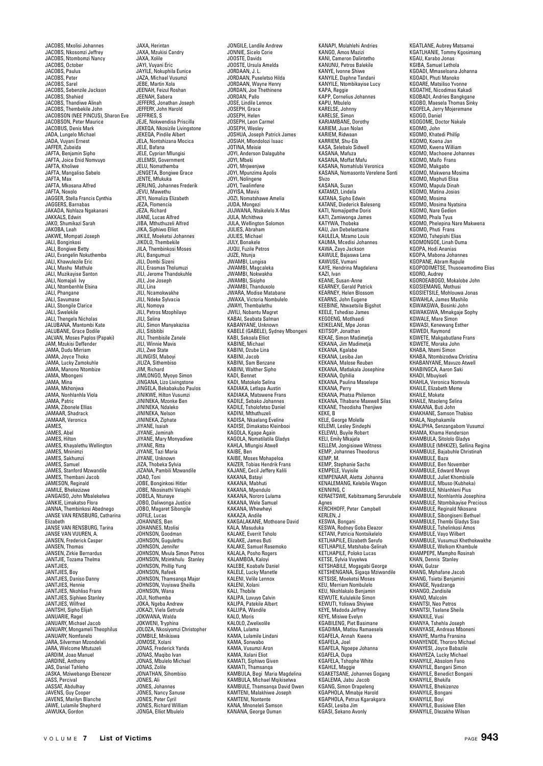JACOBS, Mxolisi Johannes
JACOBS, Nkosomzi Jeffrey
JACOBS, Ntombomzi Nancy
JACOBS, October
JACOBS, Paulus
JACOBS, Peter
JACOBS, Sarel
JACOBS, Sebenzile Jackson
JACOBS, Shahied
JACOBS, Thandiwe Alinah
JACOBS, Thembekile John
JACOBSON (NEE PINCUS), Sharon Eve
JACOBSON, Peter Maurice
JACOBUS, Denis Mark
JADA, Lungelo Michael
JADA, Vuyani Ernest
JAFFER, Zubeida
JAFTA, Benjamin Sipho
JAFTA, Joice Enid Nomvuyo
JAFTA, Kholiwe
JAFTA, Mangaliso Sabelo
JAFTA, Max
JAFTA, Mkosana Alfred
JAFTA, Noxolo
JAGGER, Stella Francis Cynthia
JAGGERS, Barnabas
JAKADA, Nohlaza Ngakanani
JAKKALS, Edwin
JAKO, Shumikazi Sarah
JAKOBA, Leah
JAKWE, Mompati Joseph
JALI, Bonginkosi
JALI, Bongiwe Betty
JALI, Evangelin Nokuthemba
JALI, Khawulezile Eric
JALI, Mashu Mathule
JALI, Muzikayise Santon
JALI, Nomajali Ivy
JALI, Ntombenhle Elsina
JALI, Phangane
JALI, Savumase
JALI, Sbongile Clarice
JALI, Swelekile
JALI, Thengela Nicholas
JALUBANA, Mantombi Kate
JALUBANE, Grace Dodile
JALVAN, Moses Paplos (Papaki)
JAM, Mzukisi Deffender
JAMA, Dudu Mirriam
JAMA, Joyce Thoko
JAMA, Lucky Zamokuhle
JAMA, Manono Ntombize
JAMA, Mbongeni
JAMA, Mina
JAMA, Mkhonjwa
JAMA, Nonhlanhla Viola
JAMA, Patric
JAMA, Zibonele Ellias
JAMAAR, Shadrack
JAMAAR, Veronica
JAMES,
JAMES, Abel
JAMES, Hilton
JAMES, Khayalethu Wellington
JAMES, Mninimzi
JAMES, Sakhumzi
JAMES, Samuel
JAMES, Stanford Mzwandile
JAMES, Thembani Jacob
JAMESON, Reginald
JAMILE, Bhekezizwe
JANGAISO, John Mbalekelwa
JANKIE, Limakatso Flora
JANNA, Thembinkosi Abednego
JANSE VAN RENSBURG, Catharina Elizabeth
JANSE VAN RENSBURG, Tarina
JANSE VAN VUUREN, A.
JANSEN, Frederick Casper
JANSEN, Thomas
JANSEN, Zirkie Bernardus
JANTJIE, Tozama Thelma
JANTJIES,
JANTJIES, Boy
JANTJIES, Daniso Danny
JANTJIES, Hennie
JANTJIES, Nkohliso Frans
JANTJIES, Siphiwo Stanley
JANTJIES, Wilfred
JANTSHI, Sipho Elijah
JANUARIE, Ragel
JANUARY, Michael Jacob
JANUARY, Mongameli Theophilus
JANUARY, Nomfanelo
JARA, Silverman Mzondeleli
JARA, Welcome Mtutuzeli
JARDIM, Joao Manuel
JARDINE, Anthony
JAS, Daniel Tahleho
JASKA, Mziwebango Ebenezer
JASS, Percival
JASSAT, Abdulhay
JAVENS, Guy Cooper
JAVENS, Marilyn Blanche
JAWE, Lulamile Shepherd
JAWUKA, Gordon
JAXA, Herintan
JAXA, Mzukisi Candry
JAXA, Xolile
JAYI, Vuyani Eric
JAYILE, Nokuphila Eunice
JAZA, Michael Vusumzi
JEBE, Martin Xola
JEENAH, Feizul Roshan
JEENAH, Sabera
JEFFERS, Jonathan Joseph
JEFFERY, John Harold
JEFFRIES, S
JEJE, Nokwendisa Priscilla
JEKEQA, Nkosizile Livingstone
JEKEQA, Pindile Albert
JELA, Nontshizana Mocica
JELE, Bafana
JELE, Cyprian Mlungisi
JELEMSI, Government
JELU, Nomathemba
JENGETA, Bongiwe Grace
JENTE, Mfukuka
JERLING, Johannes Frederik
JEVU, Mawethu
JEYI, Nomaliza Elizabeth
JEZA, Flomencia
JEZA, Richard
JIANE, Lucas Alfred
JIBA, Mthuthuzeli Alfred
JIKA, Siphiwo Elliot
JIKILE, Moeketsi Johannes
JIKOLO, Thembekile
JILA, Thembinkosi Moses
JILI, Bangumuzi
JILI, Dombi Sizeni
JILI, Erasmas Tholumuzi
JILI, Jerome Thandokuhle
JILI, Joe Joseph
JILI, Lina
JILI, Ncamokwakhe
JILI, Ndeke Sylvacia
JILI, Nomoya
JILI, Petros Mzophilayo
JILI, Selina
JILI, Simon Manyakazisa
JILI, Sitibitibi
JILI, Thembisile Zanele
JILI, Winnie Mavis
JILI, Zwe State
JILINGISI, Maboyi
JILIZA, Sithembiso
JIM, Richard
JIMLONGO, Myoyo Simon
JINGANA, Lizo Livingstone
JINGELA, Bekabakubo Paulos
JINIKWE, Hilton Vusumzi
JININEKA, Mzonke Ben
JININEKA, Ndaleko
JININEKA, Nelson
JININEKA, Ziphate
JIYANE, Isaiah
JIYANE, Jeminah
JIYANE, Mary Monyadiwe
JIYANE, Ritta
JIYANE, Tazi Maria
JIYANE, Unknown
JIZA, Thobeka Sylvia
JIZANA, Pambili Mzwandile
JOAO, Toni
JOBE, Bonginkosi Hitler
JOBE, Nkosinathi Velaphi
JOBELA, Ntunaye
JOBO, Daliwonga Justice
JOBO, Magaret Sibongile
JOFILE, Lucas
JOHANNES, Ben
JOHANNES, Mzolisi
JOHNSON, Goodman
JOHNSON, Gugulethu
JOHNSON, Jennifer
JOHNSON, Mvula Simon Petros
JOHNSON, Mzimkhulu Stanley
JOHNSON, Phillip Yung
JOHNSON, Rafeek
JOHNSON, Thamsanqa Major
JOHNSON, Vuyiswa Sheilla
JOHNSON, Wana
JOJI, Nothemba
JOKA, Ngeba Andrew
JOKAZI, Viela Getrude
JOKWANA, Walda
JOKWENI, Tryphina
JOLOZA, Nkosiyomzi Christopher
JOMBILE, Mnikiswa
JOMOSE, Xolani
JONAS, Frederick Yanda
JONAS, Maqibo Ivan
JONAS, Mbulelo Michael
JONAS, Zolile
JONATHAN, Sihombiso
JONES, Ali
JONES, Johannes
JONES, Nancy Sanuse
JONES, Peter Cyril
JONES, Richard William
JONGA, Elliot Mbulelo
JONGILE, Landile Andrew
JONNIE, Sicelo Corie
JOOSTE, Davids
JOOSTE, Ursula Amelda
JORDAAN, J. L.
JORDAAN, Puseletso Hilda
JORDAAN, Wayne Henry
JORDAN, Joe Thethinene
JORDAN, Pallo
JOSE, Lindile Lennox
JOSEPH, Grace
JOSEPH, Helen
JOSEPH, Leon Carmel
JOSEPH, Wesley
JOSHUA, Joseph Patrick James
JOSIAH, Mlondolozi Isaac
JOTINA, Meisie
JOYI, Anderson Dalagubhe
JOYI, Mbeki
JOYI, Mnjwenjwe
JOYI, Mpunzima Apolis
JOYI, Nolingene
JOYI, Twalimfene
JOYISA, Mavis
JOZI, Nomatshawe Amelia
JUDA, Mongezi
JUJWANA, Ntsikelelo X-Mas
JULA, Mchithwa
JULA, Wellington Solomon
JULIES, Abraham
JULIES, Michael
JULY, Bonakele
JUQU, Fuzile Petros
JUZE, Ntunja
JWAMBI, Lungisa
JWAMBI, Magcaleka
JWAMBI, Nokwakha
JWAMBI, Sisipho
JWAMBI, Thanduxolo
JWARA, Modise Matabane
JWAXA, Victoria Nombulelo
JWAYI, Thembalethu
JWILI, Nobantu Magret
KABAI, Seabata Salman
KABANYANE, Unknown
KABELE (GABELE), Sydney Mbongeni
KABI, Sekoala Elliot
KABINE, Michael
KABINI, Dzube Lina
KABINI, Jacob
KABINI, Sam Benzane
KABINI, Walther Sipho
KADI, Bennet
KADI, Matokelo Selina
KADIAKA, Letlapa Austin
KADIAKA, Matswene Frans
KADILE, Sebako Johannes
KADILE, Tsholofetso Daniel
KADINI, Mthuthuzeli
KADISA, Nkaelang Eveline
KADISE, Dimakatso Kleinbooi
KAGOLA, Kgape Again
KAGOLA, Nomatlatila Gladys
KAHLA, Mlungisi Atwell
KAIBE, Ben
KAIBE, Moses Mohapeloa
KAIZER, Tobias Hendrik Frans
KAJANE, Cecil Jeffery Kalili
KAKANA, Batayi
KAKANA, Mabhuti
KAKANA, Mpendulo
KAKANA, Nororo Lulama
KAKANA, Wele Samuel
KAKANA, Whewheyi
KAKAZA, Andile
KAKGALAKANE, Mothoane David
KALA, Masuduka
KALAKE, Everrit Tsholo
KALAKE, James Buti
KALAKE, Samuel Rasemoko
KALALA, Posho Rogers
KALAMBOA, Kaloyi
KALEBE, Koabafe Daniel
KALELE, Lucky Manetle
KALENI, Velile Lennox
KALENI, Xolani
KALI, Thobile
KALIPA, Luvuyo Calvin
KALIPA, Patekile Albert
KALLIPA, Wandile
KALO, Moris
KALOLO, Zwelixolile
KAMA, Lulama
KAMA, Lulamile Lindani
KAMA, Sonwabo
KAMA, Vusumzi Aron
KAMA, Xolani Eliot
KAMATI, Siphiwo Given
KAMATI, Thamsanqa
KAMBULA, Begi Maria Magdelina
KAMBULA, Michael Mqikiselwa
KAMBULE, Thamsanqa David Owen
KAMTENI, Malakhiwe Joseph
KAMTENI, Nontente
KANA, Mnoneleli Samson
KANANA, George Ouman
KANAPI, Molahlehi Andries
KANGO, Amos Mazizi
KANI, Cameron Dalintetho
KANUNU, Petros Balekile
KANYE, Ivonne Shiwe
KANYILE, Daphne Tandani
KANYILE, Ntombikayise Lucy
KAPA, Reggie
KAPP, Cornelius Johannes
KAPU, Mbulelo
KARELSE, Johnny
KARELSE, Simon
KARIAMBANE, Dorothy
KARIEM, Juan Nolan
KARIEM, Ridwaan
KARRIEM, Shu-Eib
KASA, Selebalo Sidwell
KASANA, Mafuza
KASANA, Moffat Mafu
KASANA, Nomahlubi Veronica
KASANA, Nomasonto Verelene Sonti Slvzo
KASANA, Suzan
KATAMZI, Lindela
KATANA, Sipho Edwin
KATANE, Diederick Baleseng
KATI, Nomajipethe Doris
KATI, Zamiwonga James
KATYWA, Thobeka
KAU, Jan Debelaetsane
KAULELA, Mzamo Louis
KAUMA, Mcedisi Johannes
KAWA, Zayo Jackson
KAWULE, Bajaswa Lena
KAWUSE, Vumani
KAYE, Hendrina Magdelena
KAZI, Ivan
KEANE, Susan-Anne
KEARNEY, Gerald Patrick
KEARNEY, Helen Blossom
KEARNS, John Eugene
KEEBINE, Ntwaetsile Bigshot
KEELE, Tshediso James
KEGOENG, Motlhaedi
KEIKELANE, Mpe Jonas
KEITSOP, Jonathan
KEKAE, Simon Madimetja
KEKANA, Jim Madimetja
KEKANA, Kgalabe
KEKANA, Lesiba Jan
KEKANA, Malose Reuben
KEKANA, Matlakala Josephine
KEKANA, Ophilia
KEKANA, Paulina Maselepe
KEKANA, Perry
KEKANA, Phatsa Philemon
KEKANA, Tlhabane Maxwell Silas
KEKANE, Theodisha Thenjiwe
KEKE, B
KELE, George Molelle
KELEMI, Lesley Sindephi
KELEWU, Buyile Robert
KELI, Emily Mkajela
KELLEM, Jongisiswe Witness
KEMP, Johannes Theodorus
KEMP, M.
KEMP, Stephanie Sachs
KEMPELE, Vuyisile
KEMPENAAR, Aletta Johanna
KENALEMANG, Kelebile Wagon
KENNING, C
KERAETSWE, Kebitsamang Serurubele Agnes
KERCHHOFF, Peter Campbell
KERLEN, J
KESWA, Bongani
KESWA, Rodney Goba Eleazor
KETANI, Patricia Nontsikelelo
KETLHAPILE, Elizabeth Serufo
KETLHAPILE, Matshaba-Selinah
KETLHAPILE, Poloko Lucas
KETSE, Sylvia Vuyelwa
KETSHABILE, Mogagabi George
KETSHENGANA, Sigaqa Mziwandile
KETSISE, Moeketsi Moses
KEU, Merriam Nombulelo
KEU, Nkohlakalo Benjamin
KEWUTE, Kululekile Simon
KEWUTI, Yoliswa Shiyiwe
KEYE, Madoda Jeffrey
KEYE, Misiwe Evelyn
KGABILENG, Piet Basimane
KGADIMA, Matlou Ramaesela
KGAFELA, Annah Kwena
KGAFELA, Joel
KGAFELA, Ngoepe Johanna
KGAFELA, Oupa
KGAFELA, Tshophe White
KGAHLE, Maggie
KGAKETSANE, Johannes Gogang
KGALEMA, Jabu Jacob
KGANG, Simon Orapeleng
KGAPHOLA, Mmabje Harold
KGAPHOLA, Petrus Kgarakgara
KGASI, Lesiba Jim
KGASI, Sekano Avonly
KGATLANE, Aubrey Matsamai
KGATLHANIE, Tommy Kgosimang
KGAU, Karabo Jonas
KGIBA, Samuel Lethola
KGOADI, Mmaseloana Johanna
KGOADI, Phuti Manoko
KGOARE, Matsiliso Yvonne
KGOATHE, Nicodimas Kakadi
KGOBADI, Andries Bangkgane
KGOBO, Maesela Thomas Sinky
KGOFELA, Jerry Mojeremane
KGOGO, Daniel
KGOGOME, Doctor Nakale
KGOMO, John
KGOMO, Khatedi Phillip
KGOMO, Koena Jan
KGOMO, Kwena William
KGOMO, Machoene Johannes
KGOMO, Maifo Frans
KGOMO, Makgabo
KGOMO, Makwena Mosima
KGOMO, Maphuti Elisa
KGOMO, Mapula Dinah
KGOMO, Matina Josias
KGOMO, Mosima
KGOMO, Mosima Nyatsina
KGOMO, Nare Gedion
KGOMO, Phala Tyus
KGOMO, Phelepina Nare Makwena
KGOMO, Phuti Frans
KGOMO, Tshepishi Elias
KGOMONGOE, Linah Ouma
KGOPA, Hodi Ananias
KGOPA, Mabona Johannes
KGOPANE, Abram Rapule
KGOPODIMETSE, Thusoeamodimo Elias
KGORO, Audrey
KGOROEABOGO, Mokalobe John
KGOSIEMANG, Mothusi
KGOSIETSILE, Mohlouwa Jonas
KGWAHLA, James Mashilo
KGWAKGWA, Bosinki John
KGWAKGWA, Mmakgaje Sophy
KGWALE, Mare Simon
KGWASI, Kenewang Esther
KGWEDI, Raymond
KGWETE, Makgabutlane Frans
KGWETE, Moraka John
KHABA, Ntemi Simon
KHABA, Ntombizodwa Christina
KHABANYANE, Mavuzo Atwell
KHABINGCA, Aaron Saki
KHADI, Mbuyiseli
KHAHLA, Veronica Nomvula
KHAILE, Elizabeth Meme
KHAILE, Mokete
KHAILE, Ntaoleng Selina
KHAKANA, Buti John
KHAKHANE, Samson Thabiso
KHALA, Nophakamile
KHALIPHA, Senzangabom Vusumzi
KHAMA, Khama Henderson
KHAMBULA, Sitololo Gladys
KHAMBULE (MHKIZE), Sellina Regina
KHAMBULE, Bajabuhle Christinah
KHAMBULE, Baza
KHAMBULE, Ben November
KHAMBULE, Edward Mvuyo
KHAMBULE, Juliet Khombisile
KHAMBULE, Mbuso (Kubheka)
KHAMBULE, Nhlanhleni Pius
KHAMBULE, Nonhlanhla Josephina
KHAMBULE, Ntombikayise Precious
KHAMBULE, Reginald Nkosana
KHAMBULE, Sibongiseni Bethuel
KHAMBULE, Thembi Gladys Siso
KHAMBULE, Tshelinkosi Amos
KHAMBULE, Vayo Wilbert
KHAMBULE, Vusumuzi Khethokwakhe
KHAMBULE, Welkom Khambule
KHAMPEPE, Mampho Rosinah
KHAN, Dennis Stanley
KHAN, Gulzar
KHANG, Mphafane Jacob
KHANG, Tsietsi Benjamini
KHANGE, Nyadzanga
KHANGO, Zandisile
KHANO, Malcolm
KHANTSI, Neo Petros
KHANTSI, Tselane Sheila
KHANXILE, Vusi
KHANYA, Tshehla Joseph
KHANYASE, Andreas Mboneni
KHANYE, Martha Fransina
KHANYENDE, Thororo Michael
KHANYESI, Joyce Babazile
KHANYEZA, Lucky Michael
KHANYILE, Absolom Fano
KHANYILE, Bangani Simon
KHANYILE, Benedict Bongani
KHANYILE, Bhekifa
KHANYILE, Bhekizenzo
KHANYILE, Bongani
KHANYILE, Boyi
KHANYILE, Busisiwe Ellen
KHANYILE, Dlezakhe Wilson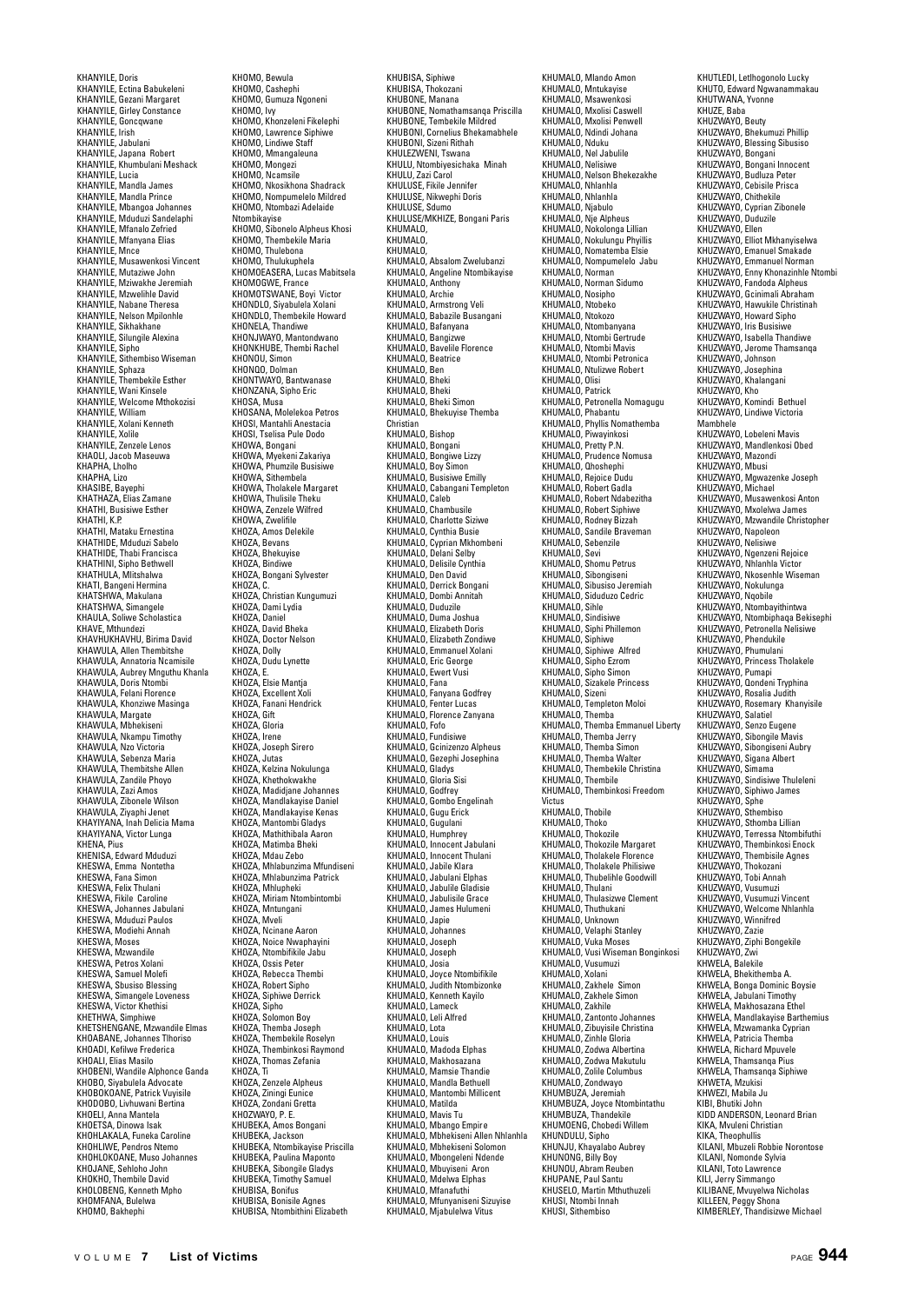KHANYILE, Doris
KHANYILE, Ectina Babukeleni
KHANYILE, Gezani Margaret
KHANYILE, Girley Constance
KHANYILE, Goncqwane
KHANYILE, Irish
KHANYILE, Jabulani
KHANYILE, Japana Robert
KHANYILE, Khumbulani Meshack
KHANYILE, Lucia
KHANYILE, Mandla James
KHANYILE, Mandla Prince
KHANYILE, Mbangoa Johannes
KHANYILE, Mduduzi Sandelaphi
KHANYILE, Mfanalo Zefried
KHANYILE, Mfanyana Elias
KHANYILE, Mnce
KHANYILE, Musawenkosi Vincent
KHANYILE, Mutaziwe John
KHANYILE, Mziwakhe Jeremiah
KHANYILE, Mzwelihle David
KHANYILE, Nabane Theresa
KHANYILE, Nelson Mpilonhle
KHANYILE, Sikhakhane
KHANYILE, Silungile Alexina
KHANYILE, Sipho
KHANYILE, Sithembiso Wiseman
KHANYILE, Sphaza
KHANYILE, Thembekile Esther
KHANYILE, Wani Kinsele
KHANYILE, Welcome Mthokozisi
KHANYILE, William
KHANYILE, Xolani Kenneth
KHANYILE, Xolile
KHANYILE, Zenzele Lenos
KHAOLI, Jacob Maseuwa
KHAPHA, Lholho
KHAPHA, Lizo
KHASIBE, Bayephi
KHATHAZA, Elias Zamane
KHATHI, Busisiwe Esther
KHATHI, K.P.
KHATHI, Mataku Ernestina
KHATHIDE, Mduduzi Sabelo
KHATHIDE, Thabi Francisca
KHATHINI, Sipho Bethwell
KHATHULA, Mlitshalwa
KHATI, Bangeni Hermina
KHATSHWA, Makulana
KHATSHWA, Simangele
KHAULA, Soliwe Scholastica
KHAVE, Mthundezi
KHAVHUKHAVHU, Birima David
KHAWULA, Allen Thembitshe
KHAWULA, Annatoria Ncamisile
KHAWULA, Aubrey Mnguthu Khanla
KHAWULA, Doris Ntombi
KHAWULA, Felani Florence
KHAWULA, Khonziwe Masinga
KHAWULA, Margate
KHAWULA, Mbhekiseni
KHAWULA, Nkampu Timothy
KHAWULA, Nzo Victoria
KHAWULA, Sebenza Maria
KHAWULA, Thembitshe Allen
KHAWULA, Zandile Phoyo
KHAWULA, Zazi Amos
KHAWULA, Zibonele Wilson
KHAWULA, Ziyaphi Jenet
KHAYIYANA, Inah Delicia Mama
KHAYIYANA, Victor Lunga
KHENA, Pius
KHENISA, Edward Mduduzi
KHESWA, Emma Nontetha
KHESWA, Fana Simon
KHESWA, Felix Thulani
KHESWA, Fikile Caroline
KHESWA, Johannes Jabulani
KHESWA, Mduduzi Paulos
KHESWA, Modiehi Annah
KHESWA, Moses
KHESWA, Mzwandile
KHESWA, Petros Xolani
KHESWA, Samuel Molefi
KHESWA, Sbusiso Blessing
KHESWA, Simangele Loveness
KHESWA, Victor Khethisi
KHETHWA, Simphiwe
KHETSHENGANE, Mzwandile Elmas
KHOABANE, Johannes Tlhoriso
KHOADI, Kefilwe Frederica
KHOALI, Elias Masilo
KHOBENI, Wandile Alphonce Ganda
KHOBO, Siyabulela Advocate
KHOBOKOANE, Patrick Vuyisile
KHODOBO, Livhuwani Bertina
KHOELI, Anna Mantela
KHOETSA, Dinowa Isak
KHOHLAKALA, Funeka Caroline
KHOHLIWE, Pendros Ntemo
KHOHLOKOANE, Muso Johannes
KHOJANE, Sehloho John
KHOKHO, Thembile David
KHOLOBENG, Kenneth Mpho
KHOMFANA, Bulelwa
KHOMO, Bakhephi
KHOMO, Bewula
KHOMO, Cashephi
KHOMO, Gumuza Ngoneni
KHOMO, Ivy
KHOMO, Khonzeleni Fikelephi
KHOMO, Lawrence Siphiwe
KHOMO, Lindiwe Staff
KHOMO, Mmangaleuna
KHOMO, Mongezi
KHOMO, Ncamsile
KHOMO, Nkosikhona Shadrack
KHOMO, Nompumelelo Mildred
KHOMO, Ntombazi Adelaide Ntombikayise
KHOMO, Sibonelo Alpheus Khosi
KHOMO, Thembekile Maria
KHOMO, Thulebona
KHOMO, Thulukuphela
KHOMOEASERA, Lucas Mabitsela
KHOMOGWE, France
KHOMOTSWANE, Boyi Victor
KHONDLO, Siyabulela Xolani
KHONDLO, Thembekile Howard
KHONELA, Thandiwe
KHONJWAYO, Mantondwano
KHONKHUBE, Thembi Rachel
KHONOU, Simon
KHONQO, Dolman
KHONTWAYO, Bantwanase
KHONZANA, Sipho Eric
KHOSA, Musa
KHOSANA, Molelekoa Petros
KHOSI, Mantahli Anestacia
KHOSI, Tselisa Pule Dodo
KHOWA, Bongani
KHOWA, Myekeni Zakariya
KHOWA, Phumzile Busisiwe
KHOWA, Sithembela
KHOWA, Tholakele Margaret
KHOWA, Thulisile Theku
KHOWA, Zenzele Wilfred
KHOWA, Zwelifile
KHOZA, Amos Delekile
KHOZA, Bevans
KHOZA, Bhekuyise
KHOZA, Bindiwe
KHOZA, Bongani Sylvester
KHOZA, C.
KHOZA, Christian Kungumuzi
KHOZA, Dami Lydia
KHOZA, Daniel
KHOZA, David Bheka
KHOZA, Doctor Nelson
KHOZA, Dolly
KHOZA, Dudu Lynette
KHOZA, E.
KHOZA, Elsie Mantja
KHOZA, Excellent Xoli
KHOZA, Fanani Hendrick
KHOZA, Gift
KHOZA, Gloria
KHOZA, Irene
KHOZA, Joseph Sirero
KHOZA, Jutas
KHOZA, Kelzina Nokulunga
KHOZA, Khethokwakhe
KHOZA, Madidjane Johannes
KHOZA, Mandlakayise Daniel
KHOZA, Mandlakayise Kenas
KHOZA, Mantombi Gladys
KHOZA, Mathithibala Aaron
KHOZA, Matimba Bheki
KHOZA, Mdau Zebo
KHOZA, Mhlabunzima Mfundiseni
KHOZA, Mhlabunzima Patrick
KHOZA, Mhlupheki
KHOZA, Miriam Ntombintombi
KHOZA, Mntungani
KHOZA, Mveli
KHOZA, Ncinane Aaron
KHOZA, Noice Nwaphayini
KHOZA, Ntombifikile Jabu
KHOZA, Ossis Peter
KHOZA, Rebecca Thembi
KHOZA, Robert Sipho
KHOZA, Siphiwe Derrick
KHOZA, Sipho
KHOZA, Solomon Boy
KHOZA, Themba Joseph
KHOZA, Thembekile Roselyn
KHOZA, Thembinkosi Raymond
KHOZA, Thomas Zefania
KHOZA, Ti
KHOZA, Zenzele Alpheus
KHOZA, Ziningi Eunice
KHOZA, Zondani Gretta
KHOZWAYO, P. E.
KHUBEKA, Amos Bongani
KHUBEKA, Jackson
KHUBEKA, Ntombikayise Priscilla
KHUBEKA, Paulina Maponto
KHUBEKA, Sibongile Gladys
KHUBEKA, Timothy Samuel
KHUBISA, Bonifus
KHUBISA, Bonisile Agnes
KHUBISA, Ntombithini Elizabeth
KHUBISA, Siphiwe
KHUBISA, Thokozani
KHUBONE, Manana
KHUBONE, Nomathamsanqa Priscilla
KHUBONE, Tembekile Mildred
KHUBONI, Cornelius Bhekamabhele
KHUBONI, Sizeni Rithah
KHULEZWENI, Tswana
KHULU, Ntombiyesichaka Minah
KHULU, Zazi Carol
KHULUSE, Fikile Jennifer
KHULUSE, Nikwephi Doris
KHULUSE, Sdumo
KHULUSE/MKHIZE, Bongani Paris
KHUMALO,
KHUMALO,
KHUMALO,
KHUMALO, Absalom Zwelubanzi
KHUMALO, Angeline Ntombikayise
KHUMALO, Anthony
KHUMALO, Archie
KHUMALO, Armstrong Veli
KHUMALO, Babazile Busangani
KHUMALO, Bafanyana
KHUMALO, Bangizwe
KHUMALO, Bavelile Florence
KHUMALO, Beatrice
KHUMALO, Ben
KHUMALO, Bheki
KHUMALO, Bheki
KHUMALO, Bheki Simon
KHUMALO, Bhekuyise Themba Christian
KHUMALO, Bishop
KHUMALO, Bongani
KHUMALO, Bongiwe Lizzy
KHUMALO, Boy Simon
KHUMALO, Busisiwe Emilly
KHUMALO, Cabangani Templeton
KHUMALO, Caleb
KHUMALO, Chambusile
KHUMALO, Charlotte Siziwe
KHUMALO, Cynthia Busie
KHUMALO, Cyprian Mkhombeni
KHUMALO, Delani Selby
KHUMALO, Delisile Cynthia
KHUMALO, Den David
KHUMALO, Derrick Bongani
KHUMALO, Dombi Annitah
KHUMALO, Duduzile
KHUMALO, Duma Joshua
KHUMALO, Elizabeth Doris
KHUMALO, Elizabeth Zondiwe
KHUMALO, Emmanuel Xolani
KHUMALO, Eric George
KHUMALO, Ewert Vusi
KHUMALO, Fana
KHUMALO, Fanyana Godfrey
KHUMALO, Fenter Lucas
KHUMALO, Florence Zanyana
KHUMALO, Fofo
KHUMALO, Fundisiwe
KHUMALO, Gcinizenzo Alpheus
KHUMALO, Gezephi Josephina
KHUMALO, Gladys
KHUMALO, Gloria Sisi
KHUMALO, Godfrey
KHUMALO, Gombo Engelinah
KHUMALO, Gugu Erick
KHUMALO, Gugulani
KHUMALO, Humphrey
KHUMALO, Innocent Jabulani
KHUMALO, Innocent Thulani
KHUMALO, Jabile Klara
KHUMALO, Jabulani Elphas
KHUMALO, Jabulile Gladisie
KHUMALO, Jabulisile Grace
KHUMALO, James Hulumeni
KHUMALO, Japie
KHUMALO, Johannes
KHUMALO, Joseph
KHUMALO, Joseph
KHUMALO, Josia
KHUMALO, Joyce Ntombifikile
KHUMALO, Judith Ntombizonke
KHUMALO, Kenneth Kayilo
KHUMALO, Lameck
KHUMALO, Leli Alfred
KHUMALO, Lota
KHUMALO, Louis
KHUMALO, Madoda Elphas
KHUMALO, Makhosazana
KHUMALO, Mamsie Thandie
KHUMALO, Mandla Bethuell
KHUMALO, Mantombi Millicent
KHUMALO, Matilda
KHUMALO, Mavis Tu
KHUMALO, Mbango Empire
KHUMALO, Mbhekiseni Allen Nhlanhla
KHUMALO, Mbhekiseni Solomon
KHUMALO, Mbongeleni Ndende
KHUMALO, Mbuyiseni Aron
KHUMALO, Mdelwa Elphas
KHUMALO, Mfanafuthi
KHUMALO, Mfunyaniseni Sizuyise
KHUMALO, Mjabulelwa Vitus
KHUMALO, Mlando Amon
KHUMALO, Mntukayise
KHUMALO, Msawenkosi
KHUMALO, Mxolisi Caswell
KHUMALO, Mxolisi Penwell
KHUMALO, Ndindi Johana
KHUMALO, Nduku
KHUMALO, Nel Jabulile
KHUMALO, Nelisiwe
KHUMALO, Nelson Bhekezakhe
KHUMALO, Nhlanhla
KHUMALO, Nhlanhla
KHUMALO, Njabulo
KHUMALO, Nje Alpheus
KHUMALO, Nokolonga Lillian
KHUMALO, Nokulungu Phyillis
KHUMALO, Nomatemba Elsie
KHUMALO, Nompumelelo Jabu
KHUMALO, Norman
KHUMALO, Norman Sidumo
KHUMALO, Nosipho
KHUMALO, Ntobeko
KHUMALO, Ntokozo
KHUMALO, Ntombanyana
KHUMALO, Ntombi Gertrude
KHUMALO, Ntombi Mavis
KHUMALO, Ntombi Petronica
KHUMALO, Ntulizwe Robert
KHUMALO, Olisi
KHUMALO, Patrick
KHUMALO, Petronella Nomagugu
KHUMALO, Phabantu
KHUMALO, Phyllis Nomathemba
KHUMALO, Piwayinkosi
KHUMALO, Pretty P.N.
KHUMALO, Prudence Nomusa
KHUMALO, Qhoshephi
KHUMALO, Rejoice Dudu
KHUMALO, Robert Gadla
KHUMALO, Robert Ndabezitha
KHUMALO, Robert Siphiwe
KHUMALO, Rodney Bizzah
KHUMALO, Sandile Braveman
KHUMALO, Sebenzile
KHUMALO, Sevi
KHUMALO, Shomu Petrus
KHUMALO, Sibongiseni
KHUMALO, Sibusiso Jeremiah
KHUMALO, Siduduzo Cedric
KHUMALO, Sihle
KHUMALO, Sindisiwe
KHUMALO, Siphi Phillemon
KHUMALO, Siphiwe
KHUMALO, Siphiwe Alfred
KHUMALO, Sipho Ezrom
KHUMALO, Sipho Simon
KHUMALO, Sizakele Princess
KHUMALO, Sizeni
KHUMALO, Templeton Moloi
KHUMALO, Themba
KHUMALO, Themba Emmanuel Liberty
KHUMALO, Themba Jerry
KHUMALO, Themba Simon
KHUMALO, Themba Walter
KHUMALO, Thembekile Christina
KHUMALO, Thembile
KHUMALO, Thembinkosi Freedom Victus
KHUMALO, Thobile
KHUMALO, Thoko
KHUMALO, Thokozile
KHUMALO, Thokozile Margaret
KHUMALO, Tholakele Florence
KHUMALO, Tholakele Philisiwe
KHUMALO, Thubelihle Goodwill
KHUMALO, Thulani
KHUMALO, Thulasizwe Clement
KHUMALO, Thuthukani
KHUMALO, Unknown
KHUMALO, Velaphi Stanley
KHUMALO, Vuka Moses
KHUMALO, Vusi Wiseman Bonginkosi
KHUMALO, Vusumuzi
KHUMALO, Xolani
KHUMALO, Zakhele Simon
KHUMALO, Zakhele Simon
KHUMALO, Zakhile
KHUMALO, Zantonto Johannes
KHUMALO, Zibuyisile Christina
KHUMALO, Zinhle Gloria
KHUMALO, Zodwa Albertina
KHUMALO, Zodwa Makutulu
KHUMALO, Zolile Columbus
KHUMALO, Zondwayo
KHUMBUZA, Jeremiah
KHUMBUZA, Joyce Ntombintathu
KHUMBUZA, Thandekile
KHUMOENG, Chobedi Willem
KHUNDULU, Sipho
KHUNJU, Khayalabo Aubrey
KHUNONG, Billy Boy
KHUNOU, Abram Reuben
KHUPANE, Paul Santu
KHUSELO, Martin Mthuthuzeli
KHUSI, Ntombi Innah
KHUSI, Sithembiso
KHUTLEDI, Letlhogonolo Lucky
KHUTO, Edward Ngwanammakau
KHUTWANA, Yvonne
KHUZE, Baba
KHUZWAYO, Beuty
KHUZWAYO, Bhekumuzi Phillip
KHUZWAYO, Blessing Sibusiso
KHUZWAYO, Bongani
KHUZWAYO, Bongani Innocent
KHUZWAYO, Budluza Peter
KHUZWAYO, Cebisile Prisca
KHUZWAYO, Chithekile
KHUZWAYO, Cyprian Zibonele
KHUZWAYO, Duduzile
KHUZWAYO, Ellen
KHUZWAYO, Elliot Mkhanyiselwa
KHUZWAYO, Emanuel Smakade
KHUZWAYO, Emmanuel Norman
KHUZWAYO, Enny Khonazinhle Ntombi
KHUZWAYO, Fandoda Alpheus
KHUZWAYO, Gcinimali Abraham
KHUZWAYO, Hawukile Christinah
KHUZWAYO, Howard Sipho
KHUZWAYO, Iris Busisiwe
KHUZWAYO, Isabella Thandiwe
KHUZWAYO, Jerome Thamsanqa
KHUZWAYO, Johnson
KHUZWAYO, Josephina
KHUZWAYO, Khalangani
KHUZWAYO, Kho
KHUZWAYO, Komindi Bethuel
KHUZWAYO, Lindiwe Victoria Mambhele
KHUZWAYO, Lobeleni Mavis
KHUZWAYO, Mandlenkosi Obed
KHUZWAYO, Mazondi
KHUZWAYO, Mbusi
KHUZWAYO, Mgwazenke Joseph
KHUZWAYO, Michael
KHUZWAYO, Musawenkosi Anton
KHUZWAYO, Mxolelwa James
KHUZWAYO, Mzwandile Christopher
KHUZWAYO, Napoleon
KHUZWAYO, Nelisiwe
KHUZWAYO, Ngenzeni Rejoice
KHUZWAYO, Nhlanhla Victor
KHUZWAYO, Nkosenhle Wiseman
KHUZWAYO, Nokulunga
KHUZWAYO, Nqobile
KHUZWAYO, Ntombayithintwa
KHUZWAYO, Ntombiphaqa Bekisephi
KHUZWAYO, Petronella Nelisiwe
KHUZWAYO, Phendukile
KHUZWAYO, Phumulani
KHUZWAYO, Princess Tholakele
KHUZWAYO, Pumapi
KHUZWAYO, Qondeni Tryphina
KHUZWAYO, Rosalia Judith
KHUZWAYO, Rosemary Khanyisile
KHUZWAYO, Salatiel
KHUZWAYO, Senzo Eugene
KHUZWAYO, Sibongile Mavis
KHUZWAYO, Sibongiseni Aubry
KHUZWAYO, Sigana Albert
KHUZWAYO, Simama
KHUZWAYO, Sindisiwe Thuleleni
KHUZWAYO, Siphiwo James
KHUZWAYO, Sphe
KHUZWAYO, Sthembiso
KHUZWAYO, Sthomba Lillian
KHUZWAYO, Terressa Ntombifuthi
KHUZWAYO, Thembinkosi Enock
KHUZWAYO, Thembisile Agnes
KHUZWAYO, Thokozani
KHUZWAYO, Tobi Annah
KHUZWAYO, Vusumuzi
KHUZWAYO, Vusumuzi Vincent
KHUZWAYO, Welcome Nhlanhla
KHUZWAYO, Winnifred
KHUZWAYO, Zazie
KHUZWAYO, Ziphi Bongekile
KHUZWAYO, Zwi
KHWELA, Balekile
KHWELA, Bhekithemba A.
KHWELA, Bonga Dominic Boysie
KHWELA, Jabulani Timothy
KHWELA, Makhosazana Ethel
KHWELA, Mandlakayise Barthemius
KHWELA, Mzwamanka Cyprian
KHWELA, Patricia Themba
KHWELA, Richard Mpuvele
KHWELA, Thamsanqa Pius
KHWELA, Thamsanqa Siphiwe
KHWETA, Mzukisi
KHWEZI, Mabila Ju
KIBI, Bhutiki John
KIDD ANDERSON, Leonard Brian
KIKA, Mvuleni Christian
KIKA, Theophullis
KILANI, Mbuzeli Robbie Norontose
KILANI, Nomonde Sylvia
KILANI, Toto Lawrence
KILI, Jerry Simmango
KILIBANE, Mvuyelwa Nicholas
KILLEEN, Peggy Shona
KIMBERLEY, Thandisizwe Michael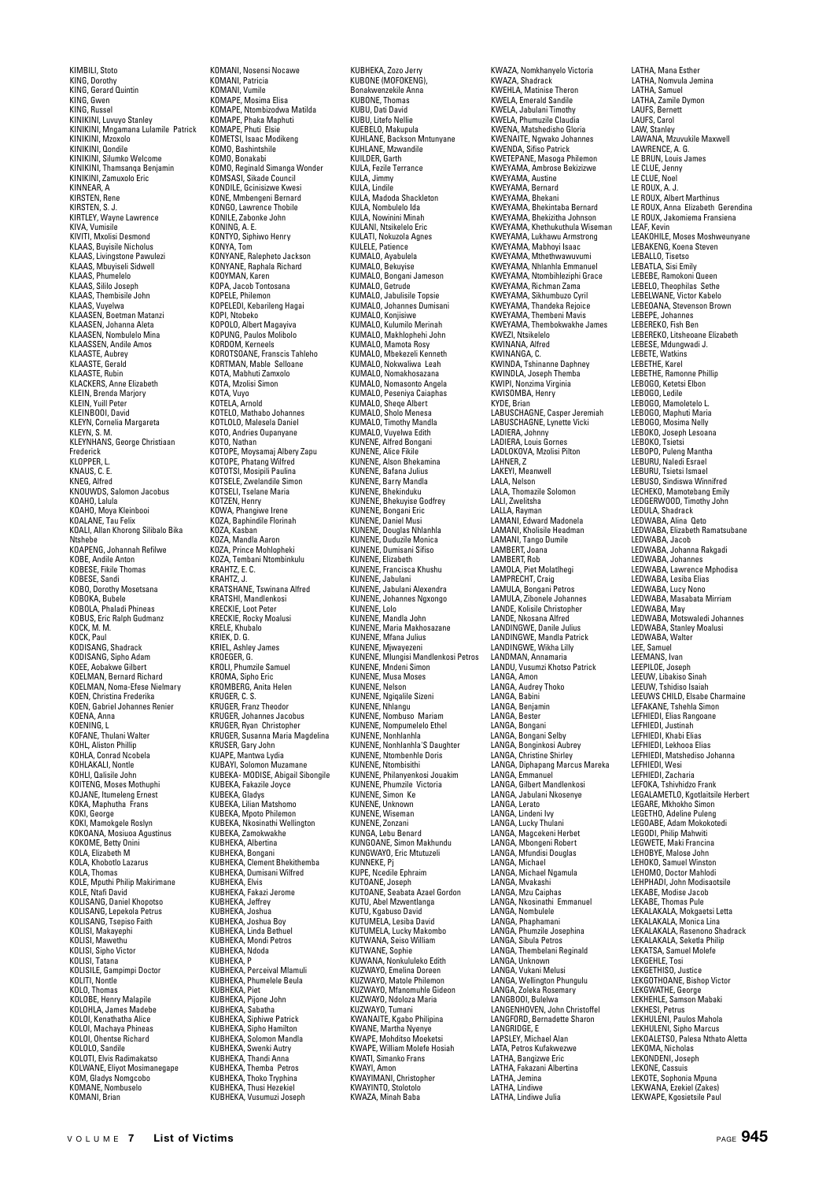KIMBILI, Stoto
KING, Dorothy
KING, Gerard Quintin
KING, Gwen
KING, Russel
KINIKINI, Luvuyo Stanley
KINIKINI, Mngamana Lulamile Patrick
KINIKINI, Mzoxolo
KINIKINI, Qondile
KINIKINI, Silumko Welcome
KINIKINI, Thamsanqa Benjamin
KINIKINI, Zamuxolo Eric
KINNEAR, A
KIRSTEN, Rene
KIRSTEN, S. J.
KIRTLEY, Wayne Lawrence
KIVA, Vumisile
KIVITI, Mxolisi Desmond
KLAAS, Buyisile Nicholus
KLAAS, Livingstone Pawulezi
KLAAS, Mbuyiseli Sidwell
KLAAS, Phumelelo
KLAAS, Sililo Joseph
KLAAS, Thembisile John
KLAAS, Vuyelwa
KLAASEN, Boetman Matanzi
KLAASEN, Johanna Aleta
KLAASEN, Nombulelo Mina
KLAASSEN, Andile Amos
KLAASTE, Aubrey
KLAASTE, Gerald
KLAASTE, Rubin
KLACKERS, Anne Elizabeth
KLEIN, Brenda Marjory
KLEIN, Yuill Peter
KLEINBOOI, David
KLEYN, Cornelia Margareta
KLEYN, S. M.
KLEYNHANS, George Christiaan Frederick
KLOPPER, L.
KNAUS, C. E.
KNEG, Alfred
KNOUWDS, Salomon Jacobus
KOAHO, Lalula
KOAHO, Moya Kleinbooi
KOALANE, Tau Felix
KOALI, Allan Khorong Silibalo Bika Ntshebe
KOAPENG, Johannah Refilwe
KOBE, Andile Anton
KOBESE, Fikile Thomas
KOBESE, Sandi
KOBO, Dorothy Mosetsana
KOBOKA, Bubele
KOBOLA, Phaladi Phineas
KOBUS, Eric Ralph Gudmanz
KOCK, M. M.
KOCK, Paul
KODISANG, Shadrack
KODISANG, Sipho Adam
KOEE, Aobakwe Gilbert
KOELMAN, Bernard Richard
KOELMAN, Noma-Efese Nielmary
KOEN, Christina Frederika
KOEN, Gabriel Johannes Renier
KOENA, Anna
KOENING, L
KOFANE, Thulani Walter
KOHL, Aliston Phillip
KOHLA, Conrad Ncobela
KOHLAKALI, Nontle
KOHLI, Qalisile John
KOITENG, Moses Mothuphi
KOJANE, Itumeleng Ernest
KOKA, Maphutha Frans
KOKI, George
KOKI, Mamokgele Roslyn
KOKOANA, Mosiuoa Agustinus
KOKOME, Betty Onini
KOLA, Elizabeth M
KOLA, Khobotlo Lazarus
KOLA, Thomas
KOLE, Mputhi Philip Makirimane
KOLE, Ntafi David
KOLISANG, Daniel Khopotso
KOLISANG, Lepekola Petrus
KOLISANG, Tsepiso Faith
KOLISI, Makayephi
KOLISI, Mawethu
KOLISI, Sipho Victor
KOLISI, Tatana
KOLISILE, Gampimpi Doctor
KOLITI, Nontle
KOLO, Thomas
KOLOBE, Henry Malapile
KOLOHLA, James Madebe
KOLOI, Kenathatha Alice
KOLOI, Machaya Phineas
KOLOI, Ohentse Richard
KOLOLO, Sandile
KOLOTI, Elvis Radimakatso
KOLWANE, Eliyot Mosimanegape
KOM, Gladys Nomgcobo
KOMANE, Nombuselo
KOMANI, Brian
KOMANI, Nosensi Nocawe
KOMANI, Patricia
KOMANI, Vumile
KOMAPE, Mosima Elisa
KOMAPE, Ntombizodwa Matilda
KOMAPE, Phaka Maphuti
KOMAPE, Phuti Elsie
KOMETSI, Isaac Modikeng
KOMO, Bashintshile
KOMO, Bonakabi
KOMO, Reginald Simanga Wonder
KOMSASI, Sikade Council
KONDILE, Gcinisizwe Kwesi
KONE, Mmbengeni Bernard
KONGO, Lawrence Thobile
KONILE, Zabonke John
KONING, A. E.
KONTYO, Siphiwo Henry
KONYA, Tom
KONYANE, Ralephoto Jackson
KONYANE, Raphala Richard
KOOYMAN, Karen
KOPA, Jacob Tontosana
KOPELE, Philemon
KOPELEDI, Kebarileng Hagai
KOPI, Ntobeko
KOPOLO, Albert Magayiva
KOPUNG, Paulos Molibolo
KORDOM, Kerneels
KOROTSOANE, Franscis Tahleho
KORTMAN, Mable Selloane
KOTA, Mabhuti Zamxolo
KOTA, Mzolisi Simon
KOTA, Vuyo
KOTELA, Arnold
KOTELO, Mathabo Johannes
KOTLOLO, Malesela Daniel
KOTO, Andries Oupanyane
KOTO, Nathan
KOTOPE, Moysamaj Albery Zapu
KOTOPE, Phatang Wilfred
KOTOTSI, Mosipili Paulina
KOTSELE, Zwelandile Simon
KOTSELI, Tselane Maria
KOTZEN, Henry
KOWA, Phangiwe Irene
KOZA, Baphindile Florinah
KOZA, Kasban
KOZA, Mandla Aaron
KOZA, Prince Mohlopheki
KOZA, Tembani Ntombinkulu
KRAHTZ, E. C.
KRAHTZ, J.
KRATSHANE, Tswinana Alfred
KRATSHI, Mandlenkosi
KRECKIE, Loot Peter
KRECKIE, Rocky Moalusi
KRELE, Khubalo
KRIEK, D. G.
KRIEL, Ashley James
KROEGER, G.
KROLI, Phumzile Samuel
KROMA, Sipho Eric
KROMBERG, Anita Helen
KRUGER, C. S.
KRUGER, Franz Theodor
KRUGER, Johannes Jacobus
KRUGER, Ryan Christopher
KRUGER, Susanna Maria Magdelina
KRUSER, Gary John
KUAPE, Mantwa Lydia
KUBAYI, Solomon Muzamane
KUBEKA- MODISE, Abigail Sibongile
KUBEKA, Fakazile Joyce
KUBEKA, Gladys
KUBEKA, Lilian Matshomo
KUBEKA, Mpoto Philemon
KUBEKA, Nkosinathi Wellington
KUBEKA, Zamokwakhe
KUBHEKA, Albertina
KUBHEKA, Bongani
KUBHEKA, Clement Bhekithemba
KUBHEKA, Dumisani Wilfred
KUBHEKA, Elvis
KUBHEKA, Fakazi Jerome
KUBHEKA, Jeffrey
KUBHEKA, Joshua
KUBHEKA, Joshua Boy
KUBHEKA, Linda Bethuel
KUBHEKA, Mondi Petros
KUBHEKA, Ndoda
KUBHEKA, P
KUBHEKA, Perceival Mlamuli
KUBHEKA, Phumelele Beula
KUBHEKA, Piet
KUBHEKA, Pijone John
KUBHEKA, Sabatha
KUBHEKA, Siphiwe Patrick
KUBHEKA, Sipho Hamilton
KUBHEKA, Solomon Mandla
KUBHEKA, Swenki Autry
KUBHEKA, Thandi Anna
KUBHEKA, Themba Petros
KUBHEKA, Thoko Tryphina
KUBHEKA, Thusi Hezekiel
KUBHEKA, Vusumuzi Joseph
KUBHEKA, Zozo Jerry
KUBONE (MOFOKENG), Bonakwenzekile Anna
KUBONE, Thomas
KUBU, Dati David
KUBU, Litefo Nellie
KUEBELO, Makupula
KUHLANE, Backson Mntunyane
KUHLANE, Mzwandile
KUILDER, Garth
KULA, Fezile Terrance
KULA, Jimmy
KULA, Lindile
KULA, Madoda Shackleton
KULA, Nombulelo Ida
KULA, Nowinini Minah
KULANI, Ntsikelelo Eric
KULATI, Nokuzola Agnes
KULELE, Patience
KUMALO, Ayabulela
KUMALO, Bekuyise
KUMALO, Bongani Jameson
KUMALO, Getrude
KUMALO, Jabulisile Topsie
KUMALO, Johannes Dumisani
KUMALO, Konjisiwe
KUMALO, Kulumilo Merinah
KUMALO, Makhlophehi John
KUMALO, Mamota Rosy
KUMALO, Mbekezeli Kenneth
KUMALO, Nokwaliwa Leah
KUMALO, Nomakhosazana
KUMALO, Nomasonto Angela
KUMALO, Peseniya Caiaphas
KUMALO, Sheqe Albert
KUMALO, Sholo Menesa
KUMALO, Timothy Mandla
KUMALO, Vuyelwa Edith
KUNENE, Alfred Bongani
KUNENE, Alice Fikile
KUNENE, Alson Bhekamina
KUNENE, Bafana Julius
KUNENE, Barry Mandla
KUNENE, Bhekinduku
KUNENE, Bhekuyise Godfrey
KUNENE, Bongani Eric
KUNENE, Daniel Musi
KUNENE, Douglas Nhlanhla
KUNENE, Duduzile Monica
KUNENE, Dumisani Sifiso
KUNENE, Elizabeth
KUNENE, Francisca Khushu
KUNENE, Jabulani
KUNENE, Jabulani Alexendra
KUNENE, Johannes Ngxongo
KUNENE, Lolo
KUNENE, Mandla John
KUNENE, Maria Makhosazane
KUNENE, Mfana Julius
KUNENE, Mjwayezeni
KUNENE, Mlungisi Mandlenkosi Petros
KUNENE, Mndeni Simon
KUNENE, Musa Moses
KUNENE, Nelson
KUNENE, Ngiqalile Sizeni
KUNENE, Nhlangu
KUNENE, Nombuso Mariam
KUNENE, Nompumelelo Ethel
KUNENE, Nonhlanhla
KUNENE, Nonhlanhla'S Daughter
KUNENE, Ntombenhle Doris
KUNENE, Ntombisithi
KUNENE, Philanyenkosi Jouakim
KUNENE, Phumzile Victoria
KUNENE, Simon Ke
KUNENE, Unknown
KUNENE, Wiseman
KUNENE, Zonzani
KUNGA, Lebu Benard
KUNGOANE, Simon Makhundu
KUNGWAYO, Eric Mtutuzeli
KUNNEKE, Pj
KUPE, Ncedile Ephraim
KUTOANE, Joseph
KUTOANE, Seabata Azael Gordon
KUTU, Abel Mzwentlanga
KUTU, Kgabuso David
KUTUMELA, Lesiba David
KUTUMELA, Lucky Makombo
KUTWANA, Seiso William
KUTWANE, Sophie
KUWANA, Nonkululeko Edith
KUZWAYO, Emelina Doreen
KUZWAYO, Matole Philemon
KUZWAYO, Mfanomuhle Gideon
KUZWAYO, Ndoloza Maria
KUZWAYO, Tumani
KWANAITE, Kgabo Philipina
KWANE, Martha Nyenye
KWAPE, Mohditso Moeketsi
KWAPE, William Molefe Hosiah
KWATI, Simanko Frans
KWAYI, Amon
KWAYIMANI, Christopher
KWAYINTO, Stolotolo
KWAZA, Minah Baba
KWAZA, Nomkhanyelo Victoria
KWAZA, Shadrack
KWEHLA, Matinise Theron
KWELA, Emerald Sandile
KWELA, Jabulani Timothy
KWELA, Phumuzile Claudia
KWENA, Matshedisho Gloria
KWENAITE, Ngwako Johannes
KWENDA, Sifiso Patrick
KWETEPANE, Masoga Philemon
KWEYAMA, Ambrose Bekizizwe
KWEYAMA, Austine
KWEYAMA, Bernard
KWEYAMA, Bhekani
KWEYAMA, Bhekintaba Bernard
KWEYAMA, Bhekizitha Johnson
KWEYAMA, Khethukuthula Wiseman
KWEYAMA, Lukhawu Armstrong
KWEYAMA, Mabhoyi Isaac
KWEYAMA, Mthethwawuvumi
KWEYAMA, Nhlanhla Emmanuel
KWEYAMA, Ntombihleziphi Grace
KWEYAMA, Richman Zama
KWEYAMA, Sikhumbuzo Cyril
KWEYAMA, Thandeka Rejoice
KWEYAMA, Thembeni Mavis
KWEYAMA, Thembokwakhe James
KWEZI, Ntsikelelo
KWINANA, Alfred
KWINANGA, C.
KWINDA, Tshinanne Daphney
KWINDLA, Joseph Themba
KWIPI, Nonzima Virginia
KWISOMBA, Henry
KYDE, Brian
LABUSCHAGNE, Casper Jeremiah
LABUSCHAGNE, Lynette Vicki
LADIERA, Johnny
LADIERA, Louis Gornes
LADLOKOVA, Mzolisi Pilton
LAHNER, Z
LAKEYI, Meanwell
LALA, Nelson
LALA, Thomazile Solomon
LALI, Zwelitsha
LALLA, Rayman
LAMANI, Edward Madonela
LAMANI, Kholisile Headman
LAMANI, Tango Dumile
LAMBERT, Joana
LAMBERT, Rob
LAMOLA, Piet Molatlhegi
LAMPRECHT, Craig
LAMULA, Bongani Petros
LAMULA, Zibonele Johannes
LANDE, Kolisile Christopher
LANDE, Nkosana Alfred
LANDINGWE, Danile Julius
LANDINGWE, Mandla Patrick
LANDINGWE, Wikha Lilly
LANDMAN, Annamaria
LANDU, Vusumzi Khotso Patrick
LANGA, Amon
LANGA, Audrey Thoko
LANGA, Babini
LANGA, Benjamin
LANGA, Bester
LANGA, Bongani
LANGA, Bongani Selby
LANGA, Bonginkosi Aubrey
LANGA, Christine Shirley
LANGA, Diphapang Marcus Mareka
LANGA, Emmanuel
LANGA, Gilbert Mandlenkosi
LANGA, Jabulani Nkosenye
LANGA, Lerato
LANGA, Lindeni Ivy
LANGA, Lucky Thulani
LANGA, Magcekeni Herbet
LANGA, Mbongeni Robert
LANGA, Mfundisi Douglas
LANGA, Michael
LANGA, Michael Ngamula
LANGA, Mvakashi
LANGA, Mzu Caiphas
LANGA, Nkosinathi Emmanuel
LANGA, Nombulele
LANGA, Phaphamani
LANGA, Phumzile Josephina
LANGA, Sibula Petros
LANGA, Thembelani Reginald
LANGA, Unknown
LANGA, Vukani Melusi
LANGA, Wellington Phungulu
LANGA, Zoleka Rosemary
LANGBOOI, Bulelwa
LANGENHOVEN, John Christoffel
LANGFORD, Bernadette Sharon
LANGRIDGE, E
LAPSLEY, Michael Alan
LATA, Petros Kufakwezwe
LATHA, Bangizwe Eric
LATHA, Fakazani Albertina
LATHA, Jemina
LATHA, Lindiwe
LATHA, Lindiwe Julia
LATHA, Mana Esther
LATHA, Nomvula Jemina
LATHA, Samuel
LATHA, Zamile Dymon
LAUFS, Bernett
LAUFS, Carol
LAW, Stanley
LAWANA, Mzuvukile Maxwell
LAWRENCE, A. G.
LE BRUN, Louis James
LE CLUE, Jenny
LE CLUE, Noel
LE ROUX, A. J.
LE ROUX, Albert Marthinus
LE ROUX, Anna Elizabeth Gerendina
LE ROUX, Jakomiema Fransiena
LEAF, Kevin
LEAKOHILE, Moses Moshweunyane
LEBAKENG, Koena Steven
LEBALLO, Tisetso
LEBATLA, Sisi Emily
LEBEBE, Ramokoni Queen
LEBELO, Theophilas Sethe
LEBELWANE, Victor Kabelo
LEBEOANA, Stevenson Brown
LEBEPE, Johannes
LEBEREKO, Fish Ben
LEBEREKO, Litsheoane Elizabeth
LEBESE, Mdungwadi J.
LEBETE, Watkins
LEBETHE, Karel
LEBETHE, Ramonne Phillip
LEBOGO, Ketetsi Elbon
LEBOGO, Ledile
LEBOGO, Mamoletelo L.
LEBOGO, Maphuti Maria
LEBOGO, Mosima Nelly
LEBOKO, Joseph Lesoana
LEBOKO, Tsietsi
LEBOPO, Puleng Mantha
LEBURU, Naledi Esrael
LEBURU, Tsietsi Ismael
LEBUSO, Sindiswa Winnifred
LECHEKO, Mamotebang Emily
LEDGERWOOD, Timothy John
LEDULA, Shadrack
LEDWABA, Alina Qeto
LEDWABA, Elizabeth Ramatsubane
LEDWABA, Jacob
LEDWABA, Johanna Rakgadi
LEDWABA, Johannes
LEDWABA, Lawrence Mphodisa
LEDWABA, Lesiba Elias
LEDWABA, Lucy Nono
LEDWABA, Masabata Mirriam
LEDWABA, May
LEDWABA, Motswaledi Johannes
LEDWABA, Stanley Moalusi
LEDWABA, Walter
LEE, Samuel
LEEMANS, Ivan
LEEPILOE, Joseph
LEEUW, Libakiso Sinah
LEEUW, Tshidiso Isaiah
LEEUWS CHILD, Elsabe Charmaine
LEFAKANE, Tshehla Simon
LEFHIEDI, Elias Rangoane
LEFHIEDI, Justinah
LEFHIEDI, Khabi Elias
LEFHIEDI, Lekhooa Elias
LEFHIEDI, Matshediso Johanna
LEFHIEDI, Wesi
LEFHIEDI, Zacharia
LEFOKA, Tshivhidzo Frank
LEGALAMETLO, Kgotlaitsile Herbert
LEGARE, Mkhokho Simon
LEGETHO, Adeline Puleng
LEGOABE, Adam Mokokotedi
LEGODI, Philip Mahwiti
LEGWETE, Maki Francina
LEHOBYE, Malose John
LEHOKO, Samuel Winston
LEHOMO, Doctor Mahlodi
LEHPHADI, John Modisaotsile
LEKABE, Modise Jacob
LEKABE, Thomas Pule
LEKALAKALA, Mokgaetsi Letta
LEKALAKALA, Monica Lina
LEKALAKALA, Rasenono Shadrack
LEKALAKALA, Seketla Philip
LEKATSA, Samuel Molefe
LEKGEHLE, Tosi
LEKGETHISO, Justice
LEKGOTHOANE, Bishop Victor
LEKGWATHE, George
LEKHEHLE, Samson Mabaki
LEKHESI, Petrus
LEKHULENI, Paulos Mahola
LEKHULENI, Sipho Marcus
LEKOALETSO, Palesa Nthato Aletta
LEKOMA, Nicholas
LEKONDENI, Joseph
LEKONE, Cassius
LEKOTE, Sophonia Mpuna
LEKWANA, Ezekiel (Zakes)
LEKWAPE, Kgosietsile Paul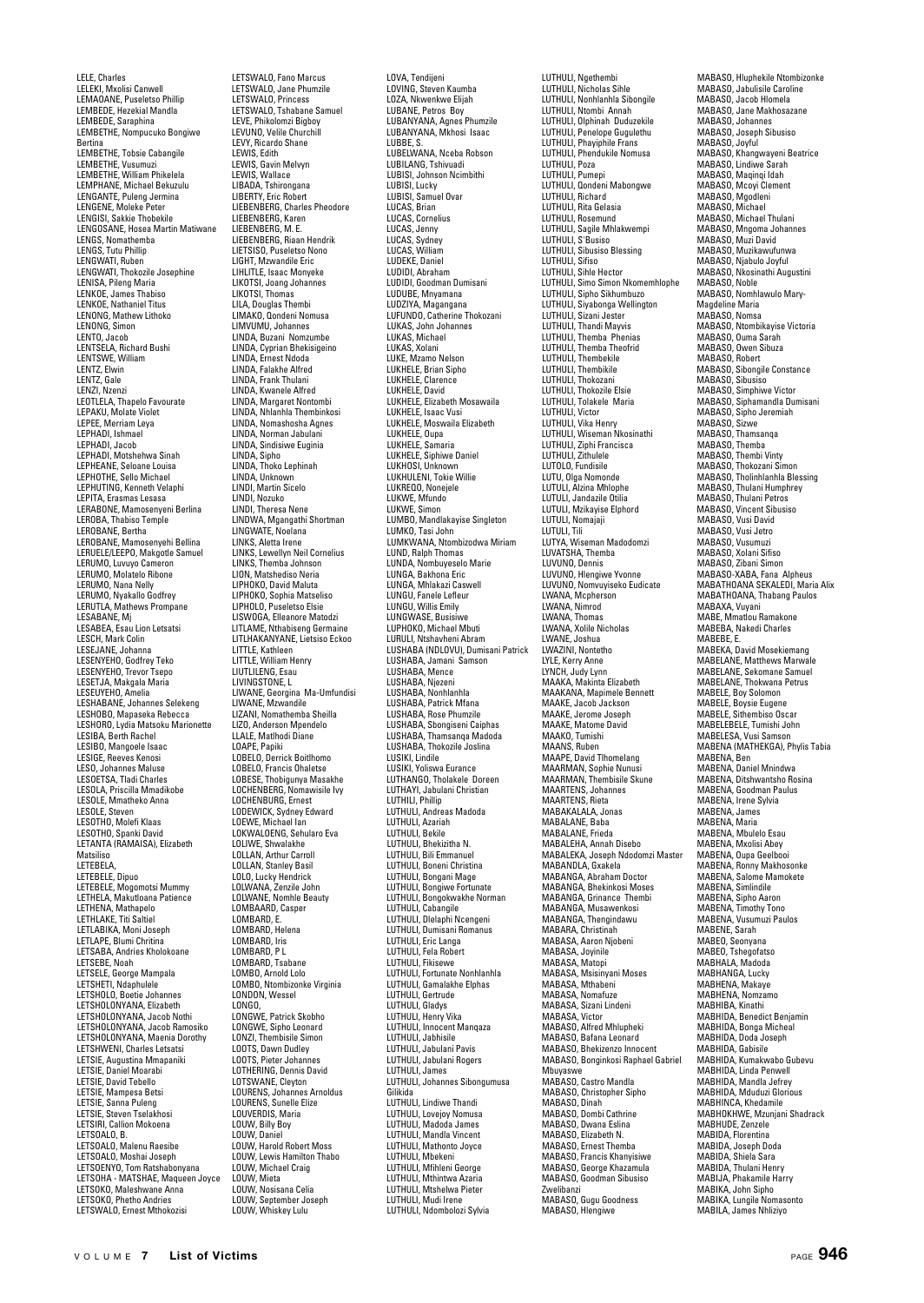LELE, Charles
LELEKI, Mxolisi Canwell
LEMAOANE, Puseletso Phillip
LEMBEDE, Hezekial Mandla
LEMBEDE, Saraphina
LEMBETHE, Nompucuko Bongiwe Bertina
LEMBETHE, Tobsie Cabangile
LEMBETHE, Vusumuzi
LEMBETHE, William Phikelela
LEMPHANE, Michael Bekuzulu
LENGANTE, Puleng Jermina
LENGENE, Moleke Peter
LENGISI, Sakkie Thobekile
LENGOSANE, Hosea Martin Matiwane
LENGS, Nomathemba
LENGS, Tutu Phillip
LENGWATI, Ruben
LENGWATI, Thokozile Josephine
LENISA, Pileng Maria
LENKOE, James Thabiso
LENKOE, Nathaniel Titus
LENONG, Mathew Lithoko
LENONG, Simon
LENTO, Jacob
LENTSELA, Richard Bushi
LENTSWE, William
LENTZ, Elwin
LENTZ, Gale
LENZI, Nzenzi
LEOTLELA, Thapelo Favourate
LEPAKU, Molate Violet
LEPEE, Merriam Leya
LEPHADI, Ishmael
LEPHADI, Jacob
LEPHADI, Motshehwa Sinah
LEPHEANE, Seloane Louisa
LEPHOTHE, Sello Michael
LEPHUTING, Kenneth Velaphi
LEPITA, Erasmas Lesasa
LERABONE, Mamosenyeni Berlina
LEROBA, Thabiso Temple
LEROBANE, Bertha
LEROBANE, Mamosenyehi Bellina
LERUELE/LEEPO, Makgotle Samuel
LERUMO, Luvuyo Cameron
LERUMO, Molatelo Ribone
LERUMO, Nana Nelly
LERUMO, Nyakallo Godfrey
LERUTLA, Mathews Prompane
LESABANE, Mj
LESABEA, Esau Lion Letsatsi
LESCH, Mark Colin
LESEJANE, Johanna
LESENYEHO, Godfrey Teko
LESENYEHO, Trevor Tsepo
LESETJA, Makgala Maria
LESEUYEHO, Amelia
LESHABANE, Johannes Selekeng
LESHOBO, Mapaseka Rebecca
LESHORO, Lydia Matsoku Marionette
LESIBA, Berth Rachel
LESIBO, Mangoele Isaac
LESIGE, Reeves Kenosi
LESO, Johannes Maluse
LESOETSA, Tladi Charles
LESOLA, Priscilla Mmadikobe
LESOLE, Mmatheko Anna
LESOLE, Steven
LESOTHO, Molefi Klaas
LESOTHO, Spanki David
LETANTA (RAMAISA), Elizabeth Matsiliso
LETEBELA,
LETEBELE, Dipuo
LETEBELE, Mogomotsi Mummy
LETHELA, Makutloana Patience
LETHENA, Mathapelo
LETHLAKE, Titi Saltiel
LETLABIKA, Moni Joseph
LETLAPE, Blumi Chritina
LETSABA, Andries Kholokoane
LETSEBE, Noah
LETSELE, George Mampala
LETSHETI, Ndaphulele
LETSHOLO, Boetie Johannes
LETSHOLONYANA, Elizabeth
LETSHOLONYANA, Jacob Nothi
LETSHOLONYANA, Jacob Ramosiko
LETSHOLONYANA, Maenia Dorothy
LETSHWENI, Charles Letsatsi
LETSIE, Augustina Mmapaniki
LETSIE, Daniel Moarabi
LETSIE, David Tebello
LETSIE, Mampesa Betsi
LETSIE, Sanna Puleng
LETSIE, Steven Tselakhosi
LETSIRI, Callion Mokoena
LETSOALO, B.
LETSOALO, Malenu Raesibe
LETSOALO, Moshai Joseph
LETSOENYO, Tom Ratshabonyana
LETSOHA - MATSHAE, Maqueen Joyce
LETSOKO, Maleshwane Anna
LETSOKO, Phetho Andries
LETSWALO, Ernest Mthokozisi
LETSWALO, Fano Marcus
LETSWALO, Jane Phumzile
LETSWALO, Princess
LETSWALO, Tshabane Samuel
LEVE, Phikolomzi Bigboy
LEVUNO, Velile Churchill
LEVY, Ricardo Shane
LEWIS, Edith
LEWIS, Gavin Melvyn
LEWIS, Wallace
LIBADA, Tshirongana
LIBERTY, Eric Robert
LIEBENBERG, Charles Pheodore
LIEBENBERG, Karen
LIEBENBERG, M. E.
LIEBENBERG, Riaan Hendrik
LIETSISO, Puseletso Nono
LIGHT, Mzwandile Eric
LIHLITLE, Isaac Monyeke
LIKOTSI, Joang Johannes
LIKOTSI, Thomas
LILA, Douglas Thembi
LIMAKO, Qondeni Nomusa
LIMVUMU, Johannes
LINDA, Buzani Nomzumbe
LINDA, Cyprian Bhekisigeino
LINDA, Ernest Ndoda
LINDA, Falakhe Alfred
LINDA, Frank Thulani
LINDA, Kwanele Alfred
LINDA, Margaret Nontombi
LINDA, Nhlanhla Thembinkosi
LINDA, Nomashosha Agnes
LINDA, Norman Jabulani
LINDA, Sindisiwe Euginia
LINDA, Sipho
LINDA, Thoko Lephinah
LINDA, Unknown
LINDI, Martin Sicelo
LINDI, Nozuko
LINDI, Theresa Nene
LINDWA, Mgangathi Shortman
LINGWATE, Noelana
LINKS, Aletta Irene
LINKS, Lewellyn Neil Cornelius
LINKS, Themba Johnson
LION, Matshediso Neria
LIPHOKO, David Maluta
LIPHOKO, Sophia Matseliso
LIPHOLO, Puseletso Elsie
LISWOGA, Elleanore Matodzi
LITLAME, Nthabiseng Germaine
LITLHAKANYANE, Lietsiso Eckoo
LITTLE, Kathleen
LITTLE, William Henry
LIUTLILENG, Esau
LIVINGSTONE, L
LIWANE, Georgina Ma-Umfundisi
LIWANE, Mzwandile
LIZANI, Nomathemba Sheilla
LIZO, Anderson Mpendelo
LLALE, Matlhodi Diane
LOAPE, Papiki
LOBELO, Derrick Boitlhomo
LOBELO, Francis Ohaletse
LOBESE, Thobigunya Masakhe
LOCHENBERG, Nomawisile Ivy
LOCHENBURG, Ernest
LODEWICK, Sydney Edward
LOEWE, Michael Ian
LOKWALOENG, Sehularo Eva
LOLIWE, Shwalakhe
LOLLAN, Arthur Carroll
LOLLAN, Stanley Basil
LOLO, Lucky Hendrick
LOLWANA, Zenzile John
LOLWANE, Nomhle Beauty
LOMBAARD, Casper
LOMBARD, E.
LOMBARD, Helena
LOMBARD, Iris
LOMBARD, P L
LOMBARD, Tsabane
LOMBO, Arnold Lolo
LOMBO, Ntombizonke Virginia
LONDON, Wessel
LONGO,
LONGWE, Patrick Skobho
LONGWE, Sipho Leonard
LONZI, Thembisile Simon
LOOTS, Dawn Dudley
LOOTS, Pieter Johannes
LOTHERING, Dennis David
LOTSWANE, Cleyton
LOURENS, Johannes Arnoldus
LOURENS, Sunelle Elize
LOUVERDIS, Maria
LOUW, Billy Boy
LOUW, Daniel
LOUW, Harold Robert Moss
LOUW, Lewis Hamilton Thabo
LOUW, Michael Craig
LOUW, Mieta
LOUW, Nosisana Celia
LOUW, September Joseph
LOUW, Whiskey Lulu
LOVA, Tendijeni
LOVING, Steven Kaumba
LOZA, Nkwenkwe Elijah
LUBANE, Petros Boy
LUBANYANA, Agnes Phumzile
LUBANYANA, Mkhosi Isaac
LUBBE, S.
LUBELWANA, Nceba Robson
LUBILANG, Tshivuadi
LUBISI, Johnson Ncimbithi
LUBISI, Lucky
LUBISI, Samuel Ovar
LUCAS, Brian
LUCAS, Cornelius
LUCAS, Jenny
LUCAS, Sydney
LUCAS, William
LUDEKE, Daniel
LUDIDI, Abraham
LUDIDI, Goodman Dumisani
LUDUBE, Mnyamana
LUDZIYA, Magangana
LUFUNDO, Catherine Thokozani
LUKAS, John Johannes
LUKAS, Michael
LUKAS, Xolani
LUKE, Mzamo Nelson
LUKHELE, Brian Sipho
LUKHELE, Clarence
LUKHELE, David
LUKHELE, Elizabeth Mosawaila
LUKHELE, Isaac Vusi
LUKHELE, Moswaila Elizabeth
LUKHELE, Oupa
LUKHELE, Samaria
LUKHELE, Siphiwe Daniel
LUKHOSI, Unknown
LUKHULENI, Tokie Willie
LUKREQO, Nonejele
LUKWE, Mfundo
LUKWE, Simon
LUMBO, Mandlakayise Singleton
LUMKO, Tasi John
LUMKWANA, Ntombizodwa Miriam
LUND, Ralph Thomas
LUNDA, Nombuyeselo Marie
LUNGA, Bakhona Eric
LUNGA, Mhlakazi Caswell
LUNGU, Fanele Lefleur
LUNGU, Willis Emily
LUNGWASE, Busisiwe
LUPHOKO, Michael Mbuti
LURULI, Ntshavheni Abram
LUSHABA (NDLOVU), Dumisani Patrick
LUSHABA, Jamani Samson
LUSHABA, Mence
LUSHABA, Njezeni
LUSHABA, Nonhlanhla
LUSHABA, Patrick Mfana
LUSHABA, Rose Phumzile
LUSHABA, Sbongiseni Caiphas
LUSHABA, Thamsanqa Madoda
LUSHABA, Thokozile Joslina
LUSIKI, Lindile
LUSIKI, Yoliswa Eurance
LUTHANGO, Tholakele Doreen
LUTHAYI, Jabulani Christian
LUTHILI, Phillip
LUTHULI, Andreas Madoda
LUTHULI, Azariah
LUTHULI, Bekile
LUTHULI, Bhekizitha N.
LUTHULI, Bili Emmanuel
LUTHULI, Boneni Christina
LUTHULI, Bongani Mage
LUTHULI, Bongiwe Fortunate
LUTHULI, Bongokwakhe Norman
LUTHULI, Cabangile
LUTHULI, Dlelaphi Ncengeni
LUTHULI, Dumisani Romanus
LUTHULI, Eric Langa
LUTHULI, Fela Robert
LUTHULI, Fikisewe
LUTHULI, Fortunate Nonhlanhla
LUTHULI, Gamalakhe Elphas
LUTHULI, Gertrude
LUTHULI, Gladys
LUTHULI, Henry Vika
LUTHULI, Innocent Manqaza
LUTHULI, Jabhisile
LUTHULI, Jabulani Pavis
LUTHULI, Jabulani Rogers
LUTHULI, James
LUTHULI, Johannes Sibongumusa Gilikida
LUTHULI, Lindiwe Thandi
LUTHULI, Lovejoy Nomusa
LUTHULI, Madoda James
LUTHULI, Mandla Vincent
LUTHULI, Mathonto Joyce
LUTHULI, Mbekeni
LUTHULI, Mfihleni George
LUTHULI, Mthintwa Azaria
LUTHULI, Mtshelwa Pieter
LUTHULI, Mudi Irene
LUTHULI, Ndombolozi Sylvia
LUTHULI, Ngethembi
LUTHULI, Nicholas Sihle
LUTHULI, Nonhlanhla Sibongile
LUTHULI, Ntombi Annah
LUTHULI, Olphinah Duduzekile
LUTHULI, Penelope Gugulethu
LUTHULI, Phayiphile Frans
LUTHULI, Phendukile Nomusa
LUTHULI, Poza
LUTHULI, Pumepi
LUTHULI, Qondeni Mabongwe
LUTHULI, Richard
LUTHULI, Rita Gelasia
LUTHULI, Rosemund
LUTHULI, Sagile Mhlakwempi
LUTHULI, S'Busiso
LUTHULI, Sibusiso Blessing
LUTHULI, Sifiso
LUTHULI, Sihle Hector
LUTHULI, Simo Simon Nkomemhlophe
LUTHULI, Sipho Sikhumbuzo
LUTHULI, Siyabonga Wellington
LUTHULI, Sizani Jester
LUTHULI, Thandi Mayvis
LUTHULI, Themba Phenias
LUTHULI, Themba Theofrid
LUTHULI, Thembekile
LUTHULI, Thembikile
LUTHULI, Thokozani
LUTHULI, Thokozile Elsie
LUTHULI, Tolakele Maria
LUTHULI, Victor
LUTHULI, Vika Henry
LUTHULI, Wiseman Nkosinathi
LUTHULI, Ziphi Francisca
LUTHULI, Zithulele
LUTOLO, Fundisile
LUTU, Olga Nomonde
LUTULI, Alzina Mhlophe
LUTULI, Jandazile Otilia
LUTULI, Mzikayise Elphord
LUTULI, Nomajaji
LUTULI, Tili
LUTYA, Wiseman Madodomzi
LUVATSHA, Themba
LUVUNO, Dennis
LUVUNO, Hlengiwe Yvonne
LUVUNO, Nomvuyiseko Eudicate
LWANA, Mcpherson
LWANA, Nimrod
LWANA, Thomas
LWANA, Xolile Nicholas
LWANE, Joshua
LWAZINI, Nontetho
LYLE, Kerry Anne
LYNCH, Judy Lynn
MAAKA, Makinta Elizabeth
MAAKANA, Mapimele Bennett
MAAKE, Jacob Jackson
MAAKE, Jerome Joseph
MAAKE, Matome David
MAAKO, Tumishi
MAANS, Ruben
MAAPE, David Tlhomelang
MAARMAN, Sophie Nunusi
MAARMAN, Thembisile Skune
MAARTENS, Johannes
MAARTENS, Rieta
MABAKALALA, Jonas
MABALANE, Baba
MABALANE, Frieda
MABALEHA, Annah Disebo
MABALEKA, Joseph Ndodomzi Master
MABANDLA, Gxakela
MABANGA, Abraham Doctor
MABANGA, Bhekinkosi Moses
MABANGA, Grinance Thembi
MABANGA, Musawenkosi
MABANGA, Thengindawu
MABARA, Christinah
MABASA, Aaron Njobeni
MABASA, Joyinile
MABASA, Matopi
MABASA, Msisinyani Moses
MABASA, Mthabeni
MABASA, Nomafuze
MABASA, Sizani Lindeni
MABASA, Victor
MABASO, Alfred Mhlupheki
MABASO, Bafana Leonard
MABASO, Bhekizenzo Innocent
MABASO, Bonginkosi Raphael Gabriel Mbuyaswe
MABASO, Castro Mandla
MABASO, Christopher Sipho
MABASO, Dinah
MABASO, Dombi Cathrine
MABASO, Dwana Eslina
MABASO, Elizabeth N.
MABASO, Ernest Themba
MABASO, Francis Khanyisiwe
MABASO, George Khazamula
MABASO, Goodman Sibusiso Zwelibanzi
MABASO, Gugu Goodness
MABASO, Hlengiwe
MABASO, Hluphekile Ntombizonke
MABASO, Jabulisile Caroline
MABASO, Jacob Hlomela
MABASO, Jane Makhosazane
MABASO, Johannes
MABASO, Joseph Sibusiso
MABASO, Joyful
MABASO, Khangwayeni Beatrice
MABASO, Lindiwe Sarah
MABASO, Maqinqi Idah
MABASO, Mcoyi Clement
MABASO, Mgodleni
MABASO, Michael
MABASO, Michael Thulani
MABASO, Mngoma Johannes
MABASO, Muzi David
MABASO, Muzikawufunwa
MABASO, Njabulo Joyful
MABASO, Nkosinathi Augustini
MABASO, Noble
MABASO, Nomhlawulo Mary-Magdeline Maria
MABASO, Nomsa
MABASO, Ntombikayise Victoria
MABASO, Ouma Sarah
MABASO, Owen Sibuza
MABASO, Robert
MABASO, Sibongile Constance
MABASO, Sibusiso
MABASO, Simphiwe Victor
MABASO, Siphamandla Dumisani
MABASO, Sipho Jeremiah
MABASO, Sizwe
MABASO, Thamsanqa
MABASO, Themba
MABASO, Thembi Vinty
MABASO, Thokozani Simon
MABASO, Tholinhlanhla Blessing
MABASO, Thulani Humphrey
MABASO, Thulani Petros
MABASO, Vincent Sibusiso
MABASO, Vusi David
MABASO, Vusi Jetro
MABASO, Vusumuzi
MABASO, Xolani Sifiso
MABASO, Zibin Maria
MABASO-XABA, Fana Alpheus
MABATHOANA SEKALEDI, Maria Alix
MABATHOANA, Thabang Paulos
MABAXA, Vuyani
MABE, Mmatlou Ramakone
MABEBA, Nakedi Charles
MABEBE, E.
MABEKA, David Mosekiemang
MABELANE, Matthews Marwale
MABELANE, Sekomane Samuel
MABELANE, Thokwana Petrus
MABELE, Boy Solomon
MABELE, Boysie Eugene
MABELE, Sithembiso Oscar
MABELEBELE, Tumishi John
MABELESA, Vusi Samson
MABENA (MATHEKGA), Phylis Tabia
MABENA, Ben
MABENA, Daniel Mnindwa
MABENA, Ditshwantsho Rosina
MABENA, Goodman Paulus
MABENA, Irene Sylvia
MABENA, James
MABENA, Maria
MABENA, Mbulelo Esau
MABENA, Mxolisi Abey
MABENA, Oupa Geelbooi
MABENA, Ronny Makhosonke
MABENA, Salome Mamokete
MABENA, Similindile
MABENA, Sipho Aaron
MABENA, Timothy Tono
MABENA, Vusumuzi Paulos
MABENE, Sarah
MABEO, Seonyana
MABEO, Tshegofatso
MABHALA, Madoda
MABHANGA, Lucky
MABHENA, Makaye
MABHENA, Nomzamo
MABHIBA, Kinathi
MABHIDA, Benedict Benjamin
MABHIDA, Bonga Micheal
MABHIDA, Doda Joseph
MABHIDA, Gabisile
MABHIDA, Kumakwabo Gubevu
MABHIDA, Linda Penwell
MABHIDA, Mandla Jefrey
MABHIDA, Mduduzi Glorious
MABHINCA, Khedamile
MABHOKHWE, Mzunjani Shadrack
MABHUDE, Zenzele
MABIDA, Florentina
MABIDA, Joseph Doda
MABIDA, Shiela Sara
MABIDA, Thulani Henry
MABIJA, Phakamile Harry
MABIKA, John Sipho
MABIKA, Lungile Nomasonto
MABILA, James Nhliziyo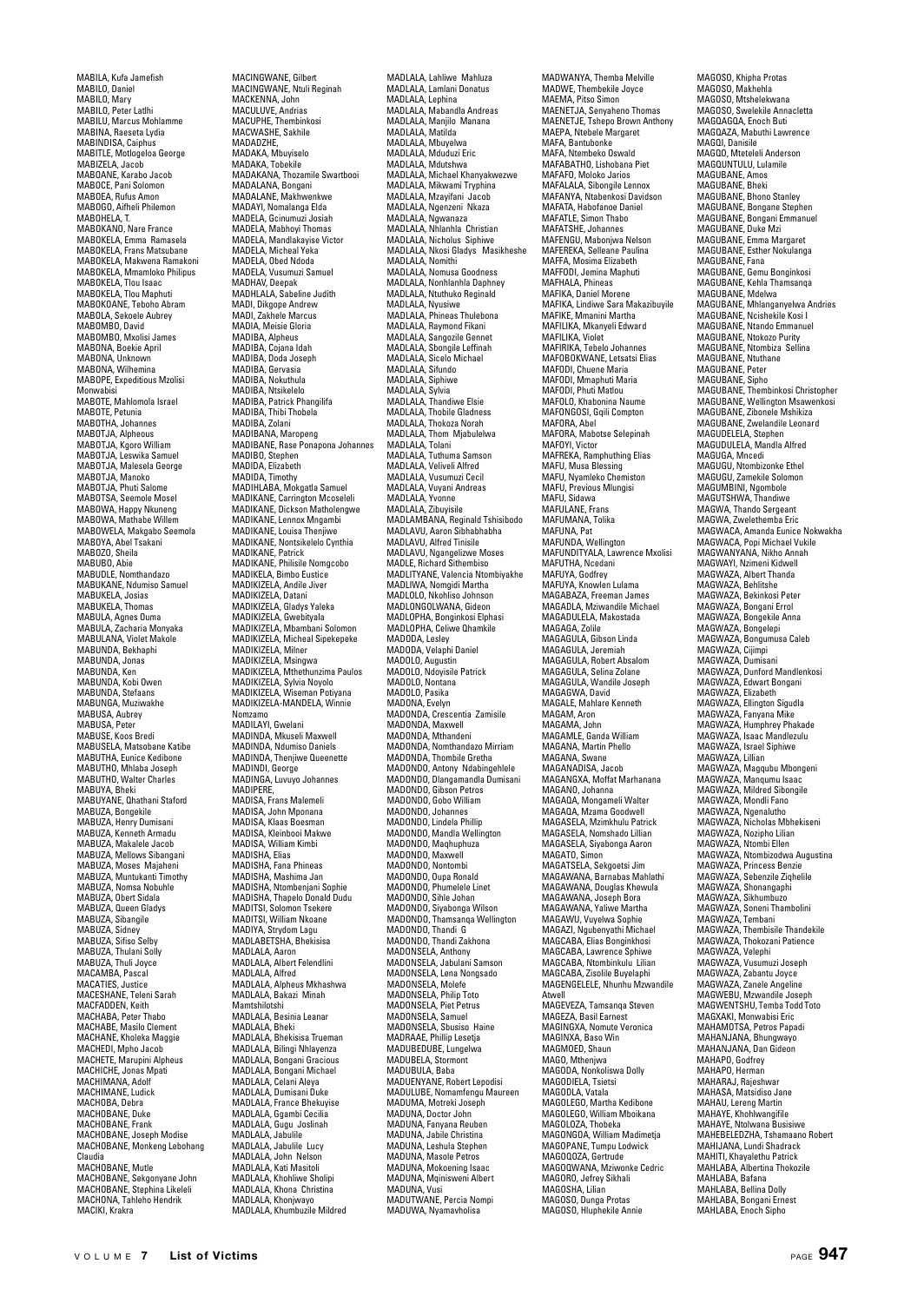MABILA, Kufa Jamefish
MABILO, Daniel
MABILO, Mary
MABILO, Peter Latlhi
MABILU, Marcus Mohlamme
MABINA, Raeseta Lydia
MABINDISA, Caiphus
MABITLE, Motlogeloa George
MABIZELA, Jacob
MABOANE, Karabo Jacob
MABOCE, Pani Solomon
MABOEA, Rufus Amon
MABOGO, Aifheli Philemon
MABOHELA, T.
MABOKANO, Nare France
MABOKELA, Emma Ramasela
MABOKELA, Frans Matsubane
MABOKELA, Makwena Ramakoni
MABOKELA, Mmamloko Philipus
MABOKELA, Tlou Isaac
MABOKELA, Tlou Maphuti
MABOKOANE, Teboho Abram
MABOLA, Sekoele Aubrey
MABOMBO, David
MABOMBO, Mxolisi James
MABONA, Boekie April
MABONA, Unknown
MABONA, Wilhemina
MABOPE, Expeditious Mzolisi Monwabisi
MABOTE, Mahlomola Israel
MABOTE, Petunia
MABOTHA, Johannes
MABOTJA, Alpheous
MABOTJA, Kgoro William
MABOTJA, Leswika Samuel
MABOTJA, Malesela George
MABOTJA, Manoko
MABOTJA, Phuti Salome
MABOTSA, Seemole Mosel
MABOWA, Happy Nkuneng
MABOWA, Mathabe Willem
MABOWELA, Makgabo Seemola
MABOYA, Abel Tsakani
MABOZO, Sheila
MABUBO, Abie
MABUDLE, Nomthandazo
MABUKANE, Ndumiso Samuel
MABUKELA, Josias
MABUKELA, Thomas
MABULA, Agnes Ouma
MABULA, Zacharia Monyaka
MABULANA, Violet Makole
MABUNDA, Bekhaphi
MABUNDA, Jonas
MABUNDA, Ken
MABUNDA, Kobi Owen
MABUNDA, Stefaans
MABUNGA, Muziwakhe
MABUSA, Aubrey
MABUSA, Peter
MABUSE, Koos Bredi
MABUSELA, Matsobane Katibe
MABUTHA, Eunice Kedibone
MABUTHO, Mhlaba Joseph
MABUTHO, Walter Charles
MABUYA, Bheki
MABUYANE, Qhathani Staford
MABUZA, Bongekile
MABUZA, Henry Dumisani
MABUZA, Kenneth Armadu
MABUZA, Makalele Jacob
MABUZA, Mellows Sibangani
MABUZA, Moses Majaheni
MABUZA, Muntukanti Timothy
MABUZA, Nomsa Nobuhle
MABUZA, Obert Sidala
MABUZA, Queen Gladys
MABUZA, Sibangile
MABUZA, Sidney
MABUZA, Sifiso Selby
MABUZA, Thulani Solly
MABUZA, Thuli Joyce
MACAMBA, Pascal
MACATIES, Justice
MACESHANE, Teleni Sarah
MACFADDEN, Keith
MACHABA, Peter Thabo
MACHABE, Masilo Clement
MACHANE, Kholeka Maggie
MACHEDI, Mpho Jacob
MACHETE, Marupini Alpheus
MACHICHE, Jonas Mpati
MACHIMANA, Adolf
MACHIMANE, Ludick
MACHOBA, Debra
MACHOBANE, Duke
MACHOBANE, Frank
MACHOBANE, Joseph Modise
MACHOBANE, Monkeng Lebohang Claudia
MACHOBANE, Mutle
MACHOBANE, Sekgonyane John
MACHOBANE, Stephina Likeleli
MACHONA, Tahleho Hendrik
MACIKI, Krakra
MACINGWANE, Gilbert
MACINGWANE, Ntuli Reginah
MACKENNA, John
MACULUVE, Andrias
MACUPHE, Thembinkosi
MACWASHE, Sakhile
MADADZHE,
MADAKA, Mbuyiselo
MADAKA, Tobekile
MADAKANA, Thozamile Swartbooi
MADALANA, Bongani
MADALANE, Makhwenkwe
MADAYI, Nomalanga Elda
MADELA, Gcinumuzi Josiah
MADELA, Mabhoyi Thomas
MADELA, Mandlakayise Victor
MADELA, Micheal Yeka
MADELA, Obed Ndoda
MADELA, Vusumuzi Samuel
MADHAV, Deepak
MADHLALA, Sabeline Judith
MADI, Dikgope Andrew
MADI, Zakhele Marcus
MADIA, Meisie Gloria
MADIBA, Alpheus
MADIBA, Cojana Idah
MADIBA, Doda Joseph
MADIBA, Gervasia
MADIBA, Nokuthula
MADIBA, Ntsikelelo
MADIBA, Patrick Phangilifa
MADIBA, Thibi Thobela
MADIBA, Zolani
MADIBANA, Maropeng
MADIBANE, Rase Ponapona Johannes
MADIBO, Stephen
MADIDA, Elizabeth
MADIDA, Timothy
MADIHLABA, Mokgatla Samuel
MADIKANE, Carrington Mcoseleli
MADIKANE, Dickson Matholengwe
MADIKANE, Lennox Mngambi
MADIKANE, Louisa Thenjiwe
MADIKANE, Nontsikelelo Cynthia
MADIKANE, Patrick
MADIKANE, Philisile Nomgcobo
MADIKELA, Bimbo Eustice
MADIKIZELA, Andile Jiver
MADIKIZELA, Datani
MADIKIZELA, Gladys Yaleka
MADIKIZELA, Gwebityala
MADIKIZELA, Mbambani Solomon
MADIKIZELA, Micheal Sipekepeke
MADIKIZELA, Milner
MADIKIZELA, Msingwa
MADIKIZELA, Mthethunzima Paulos
MADIKIZELA, Sylvia Noyolo
MADIKIZELA, Wiseman Potiyana
MADIKIZELA-MANDELA, Winnie Nomzamo
MADILAYI, Gwelani
MADINDA, Mkuseli Maxwell
MADINDA, Ndumiso Daniels
MADINDA, Thenjiwe Queenette
MADINDI, George
MADINGA, Luvuyo Johannes
MADIPERE,
MADISA, Frans Malemeli
MADISA, John Mponana
MADISA, Klaas Boesman
MADISA, Kleinbooi Makwe
MADISA, William Kimbi
MADISHA, Elias
MADISHA, Fana Phineas
MADISHA, Mashima Jan
MADISHA, Ntombenjani Sophie
MADISHA, Thapelo Donald Dudu
MADITSI, Solomon Tsekere
MADITSI, William Nkoane
MADIYA, Strydom Lagu
MADLABETSHA, Bhekisisa
MADLALA, Aaron
MADLALA, Albert Felendlini
MADLALA, Alfred
MADLALA, Alpheus Mkhashwa
MADLALA, Bakazi Minah Mamtshilotshi
MADLALA, Besinia Leanar
MADLALA, Bheki
MADLALA, Bhekisisa Trueman
MADLALA, Bilingi Nhlayenza
MADLALA, Bongani Gracious
MADLALA, Bongani Michael
MADLALA, Celani Aleya
MADLALA, Dumisani Duke
MADLALA, France Bhekuyise
MADLALA, Ggambi Cecilia
MADLALA, Gugu Joslinah
MADLALA, Jabulile
MADLALA, Jabulile Lucy
MADLALA, John Nelson
MADLALA, Kati Masitoli
MADLALA, Khohliwe Sholipi
MADLALA, Khona Christina
MADLALA, Khonjwayo
MADLALA, Khumbuzile Mildred
MADLALA, Lahliwe Mahluza
MADLALA, Lamlani Donatus
MADLALA, Lephina
MADLALA, Mabandla Andreas
MADLALA, Manjilo Manana
MADLALA, Matilda
MADLALA, Mbuyelwa
MADLALA, Mduduzi Eric
MADLALA, Mdutshwa
MADLALA, Michael Khanyakwezwe
MADLALA, Mikwami Tryphina
MADLALA, Mzayifani Jacob
MADLALA, Ngenzeni Nkaza
MADLALA, Ngwanaza
MADLALA, Nhlanhla Christian
MADLALA, Nicholus Siphiwe
MADLALA, Nkosi Gladys Masikheshe
MADLALA, Nomithi
MADLALA, Nomusa Goodness
MADLALA, Nonhlanhla Daphney
MADLALA, Ntuthuko Reginald
MADLALA, Nyusiwe
MADLALA, Phineas Thulebona
MADLALA, Raymond Fikani
MADLALA, Sangozile Gennet
MADLALA, Sbongile Leffinah
MADLALA, Sicelo Michael
MADLALA, Sifundo
MADLALA, Siphiwe
MADLALA, Sylvia
MADLALA, Thandiwe Elsie
MADLALA, Thobile Gladness
MADLALA, Thokoza Norah
MADLALA, Thom Mjabulelwa
MADLALA, Tolani
MADLALA, Tuthuma Samson
MADLALA, Veliveli Alfred
MADLALA, Vusumuzi Cecil
MADLALA, Vuyani Andreas
MADLALA, Yvonne
MADLALA, Zibuyisile
MADLAMBANA, Reginald Tshisibodo
MADLAVU, Aaron Sibhabhabha
MADLAVU, Alfred Tinisile
MADLAVU, Ngangelizwe Moses
MADLE, Richard Sithembiso
MADLITYANE, Valencia Ntombiyakhe
MADLIWA, Nomgidi Martha
MADLOLO, Nkohliso Johnson
MADLONGOLWANA, Gideon
MADLOPHA, Bonginkosi Elphasi
MADLOPHA, Celiwe Qhamkile
MADODA, Lesley
MADODA, Velaphi Daniel
MADOLO, Augustin
MADOLO, Ndoyisile Patrick
MADOLO, Nontana
MADOLO, Pasika
MADONA, Evelyn
MADONDA, Crescentia Zamisile
MADONDA, Maxwell
MADONDA, Mthandeni
MADONDA, Nomthandazo Mirriam
MADONDA, Thombile Gretha
MADONDO, Antony Ndabingehlele
MADONDO, Dlangamandla Dumisani
MADONDO, Gibson Petros
MADONDO, Gobo William
MADONDO, Johannes
MADONDO, Lindela Phillip
MADONDO, Mandla Wellington
MADONDO, Maqhuphuza
MADONDO, Maxwell
MADONDO, Nontombi
MADONDO, Oupa Ronald
MADONDO, Phumelele Linet
MADONDO, Sihle Johan
MADONDO, Siyabonga Wilson
MADONDO, Thamsanqa Wellington
MADONDO, Thandi G
MADONDO, Thandi Zakhona
MADONSELA, Anthony
MADONSELA, Jabulani Samson
MADONSELA, Lena Nongsado
MADONSELA, Molefe
MADONSELA, Philip Toto
MADONSELA, Piet Petrus
MADONSELA, Samuel
MADONSELA, Sbusiso Haine
MADRAAE, Phillip Lesetja
MADUBEDUBE, Lungelwa
MADUBELA, Stormont
MADUBULA, Baba
MADUENYANE, Robert Lepodisi
MADULUBE, Nomamfengu Maureen
MADUMA, Motreki Joseph
MADUNA, Doctor John
MADUNA, Fanyana Reuben
MADUNA, Jabile Christina
MADUNA, Leshula Stephen
MADUNA, Masole Petros
MADUNA, Mokoening Isaac
MADUNA, Mqinisweni Albert
MADUNA, Vusi
MADUTWANE, Percia Nompi
MADUWA, Nyamavholisa
MADWANYA, Themba Melville
MADWE, Thembekile Joyce
MAEMA, Pitso Simon
MAENETJA, Senyaheno Thomas
MAENETJE, Tshepo Brown Anthony
MAEPA, Ntebele Margaret
MAFA, Bantubonke
MAFA, Ntembeko Oswald
MAFABATHO, Lishobana Piet
MAFAFO, Moloko Jarios
MAFALALA, Sibongile Lennox
MAFANYA, Ntabenkosi Davidson
MAFATA, Habofanoe Daniel
MAFATLE, Simon Thabo
MAFATSHE, Johannes
MAFENGU, Mabonjwa Nelson
MAFEREKA, Selleane Paulina
MAFFA, Mosima Elizabeth
MAFFODI, Jemina Maphuti
MAFHALA, Phineas
MAFIKA, Daniel Morene
MAFIKA, Lindiwe Sara Makazibuyile
MAFIKE, Mmanini Martha
MAFILIKA, Mkanyeli Edward
MAFILIKA, Violet
MAFIRIKA, Tebelo Johannes
MAFOBOKWANE, Letsatsi Elias
MAFODI, Chuene Maria
MAFODI, Mmaphuti Maria
MAFODI, Phuti Matlou
MAFOLO, Khabonina Naume
MAFONGOSI, Gqili Compton
MAFORA, Abel
MAFORA, Mabotse Selepinah
MAFOYI, Victor
MAFREKA, Ramphuthing Elias
MAFU, Musa Blessing
MAFU, Nyamleko Chemiston
MAFU, Previous Mlungisi
MAFU, Sidawa
MAFULANE, Frans
MAFUMANA, Tolika
MAFUNA, Pat
MAFUNDA, Wellington
MAFUNDITYALA, Lawrence Mxolisi
MAFUTHA, Ncedani
MAFUYA, Godfrey
MAFUYA, Knowlen Lulama
MAGABAZA, Freeman James
MAGADLA, Mziwandile Michael
MAGADULELA, Makostada
MAGAGA, Zolile
MAGAGULA, Gibson Linda
MAGAGULA, Jeremiah
MAGAGULA, Robert Absalom
MAGAGULA, Selina Zolane
MAGAGULA, Wandile Joseph
MAGAGWA, David
MAGALE, Mahlare Kenneth
MAGAM, Aron
MAGAMA, John
MAGAMLE, Ganda William
MAGANA, Martin Phello
MAGANA, Swane
MAGANADISA, Jacob
MAGANGXA, Moffat Marhanana
MAGANO, Johanna
MAGAQA, Mongameli Walter
MAGAQA, Mzama Goodwell
MAGASELA, Mzimkhulu Patrick
MAGASELA, Nomshado Lillian
MAGASELA, Siyabonga Aaron
MAGATO, Simon
MAGATSELA, Sekgoetsi Jim
MAGAWANA, Barnabas Mahlathi
MAGAWANA, Douglas Khewula
MAGAWANA, Joseph Bora
MAGAWANA, Yaliwe Martha
MAGAWU, Vuyelwa Sophie
MAGAZI, Ngubenyathi Michael
MAGCABA, Elias Bonginkhosi
MAGCABA, Lawrence Sphiwe
MAGCABA, Ntombinkulu Lilian
MAGCABA, Zisolile Buyelaphi
MAGENGELELE, Nhunhu Mzwandile Atwell
MAGEVEZA, Tamsanqa Steven
MAGEZA, Basil Earnest
MAGINGXA, Nomute Veronica
MAGINXA, Baso Win
MAGMOED, Shaun
MAGO, Mthenjwa
MAGODA, Nonkoliswa Dolly
MAGODIELA, Tsietsi
MAGODLA, Vatala
MAGOLEGO, Martha Kedibone
MAGOLEGO, William Mboikana
MAGOLOZA, Thobeka
MAGONGOA, William Madimetja
MAGOPANE, Tumpu Lodwick
MAGOQOZA, Gertrude
MAGOQWANA, Mziwonke Cedric
MAGORO, Jefrey Sikhali
MAGOSHA, Lilian
MAGOSO, Dunga Protas
MAGOSO, Hluphekile Annie
MAGOSO, Khipha Protas
MAGOSO, Makhehla
MAGOSO, Mtshelekwana
MAGOSO, Swelekile Annacletta
MAGQAGQA, Enoch Buti
MAGQAZA, Mabuthi Lawrence
MAGQI, Danisile
MAGQO, Mteteleli Anderson
MAGQUNTULU, Lulamile
MAGUBANE, Amos
MAGUBANE, Bheki
MAGUBANE, Bhono Stanley
MAGUBANE, Bongane Stephen
MAGUBANE, Bongani Emmanuel
MAGUBANE, Duke Mzi
MAGUBANE, Emma Margaret
MAGUBANE, Esther Nokulanga
MAGUBANE, Fana
MAGUBANE, Gemu Bonginkosi
MAGUBANE, Kehla Thamsanqa
MAGUBANE, Mdelwa
MAGUBANE, Mhlanganyelwa Andries
MAGUBANE, Ncishekile Kosi I
MAGUBANE, Ntando Emmanuel
MAGUBANE, Ntokozo Purity
MAGUBANE, Ntombiza Sellina
MAGUBANE, Ntuthane
MAGUBANE, Peter
MAGUBANE, Sipho
MAGUBANE, Thembinkosi Christopher
MAGUBANE, Wellington Msawenkosi
MAGUBANE, Zibonele Mshikiza
MAGUBANE, Zwelandile Leonard
MAGUDELELA, Stephen
MAGUDULELA, Mandla Alfred
MAGUGA, Mncedi
MAGUGU, Ntombizonke Ethel
MAGUGU, Zamekile Solomon
MAGUMBINI, Ngombole
MAGUTSHWA, Thandiwe
MAGWA, Thando Sergeant
MAGWA, Zwelethemba Eric
MAGWACA, Amanda Eunice Nokwakha
MAGWACA, Popi Michael Vukile
MAGWANYANA, Nikho Annah
MAGWAYI, Nzimeni Kidwell
MAGWAZA, Albert Thanda
MAGWAZA, Behlitshe
MAGWAZA, Bekinkosi Peter
MAGWAZA, Bongani Errol
MAGWAZA, Bongekile Anna
MAGWAZA, Bongelepi
MAGWAZA, Bongumusa Caleb
MAGWAZA, Cijimpi
MAGWAZA, Dumisani
MAGWAZA, Dunford Mandlenkosi
MAGWAZA, Edwart Bongani
MAGWAZA, Elizabeth
MAGWAZA, Ellington Sigudla
MAGWAZA, Fanyana Mike
MAGWAZA, Humphrey Phakade
MAGWAZA, Isaac Mandlezulu
MAGWAZA, Israel Siphiwe
MAGWAZA, Lillian
MAGWAZA, Magqubu Mbongeni
MAGWAZA, Manqumu Isaac
MAGWAZA, Mildred Sibongile
MAGWAZA, Mondli Fano
MAGWAZA, Ngenalutho
MAGWAZA, Nicholas Mbhekiseni
MAGWAZA, Nozipho Lilian
MAGWAZA, Ntombi Ellen
MAGWAZA, Ntombizodwa Augustina
MAGWAZA, Princess Benzie
MAGWAZA, Sebenzile Ziqhelile
MAGWAZA, Shonangaphi
MAGWAZA, Sikhumbuzo
MAGWAZA, Soneni Thambolini
MAGWAZA, Tembani
MAGWAZA, Thembisile Thandekile
MAGWAZA, Thokozani Patience
MAGWAZA, Velephi
MAGWAZA, Vusumuzi Joseph
MAGWAZA, Zabantu Joyce
MAGWAZA, Zanele Angeline
MAGWEBU, Mzwandile Joseph
MAGWENTSHU, Temba Todd Toto
MAGXAKI, Monwabisi Eric
MAHAMOTSA, Petros Papadi
MAHANJANA, Bhungwayo
MAHANJANA, Dan Gideon
MAHAPO, Godfrey
MAHAPO, Herman
MAHARAJ, Rajeshwar
MAHASA, Matsidiso Jane
MAHAU, Lereng Martin
MAHAYE, Khohlwangifile
MAHAYE, Ntolwana Busisiwe
MAHEBELEDZHA, Tshamaano Robert
MAHIJANA, Lundi Shadrack
MAHITI, Khayalethu Patrick
MAHLABA, Albertina Thokozile
MAHLABA, Bafana
MAHLABA, Bellina Dolly
MAHLABA, Bongani Ernest
MAHLABA, Enoch Sipho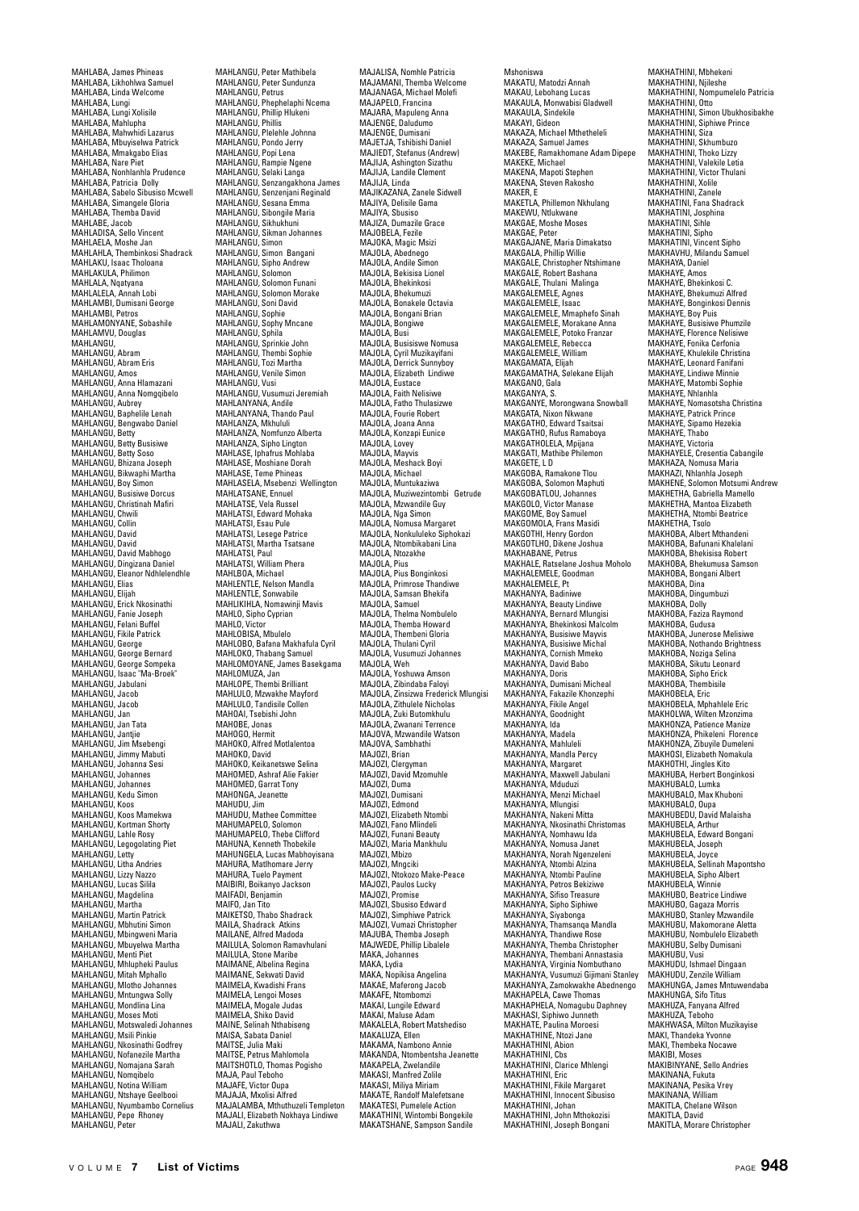MAHLABA, James Phineas
MAHLABA, Likhohlwa Samuel
MAHLABA, Linda Welcome
MAHLABA, Lungi
MAHLABA, Lungi Xolisile
MAHLABA, Mahlupha
MAHLABA, Mahwhidi Lazarus
MAHLABA, Mbuyiselwa Patrick
MAHLABA, Mmakgabo Elias
MAHLABA, Nare Piet
MAHLABA, Nonhlanhla Prudence
MAHLABA, Patricia Dolly
MAHLABA, Sabelo Sibusiso Mcwell
MAHLABA, Simangele Gloria
MAHLABA, Themba David
MAHLABE, Jacob
MAHLADISA, Sello Vincent
MAHLAELA, Moshe Jan
MAHLAHLA, Thembinkosi Shadrack
MAHLAKU, Isaac Tholoana
MAHLAKULA, Philimon
MAHLALA, Nqatyana
MAHLALELA, Annah Lobi
MAHLAMBI, Dumisani George
MAHLAMBI, Petros
MAHLAMONYANE, Sobashile
MAHLAMVU, Douglas
MAHLANGU,
MAHLANGU, Abram
MAHLANGU, Abram Eris
MAHLANGU, Amos
MAHLANGU, Anna Hlamazani
MAHLANGU, Anna Nomgqibelo
MAHLANGU, Aubrey
MAHLANGU, Baphelile Lenah
MAHLANGU, Bengwabo Daniel
MAHLANGU, Betty
MAHLANGU, Betty Busisiwe
MAHLANGU, Betty Soso
MAHLANGU, Bhizana Joseph
MAHLANGU, Bikwaphi Martha
MAHLANGU, Boy Simon
MAHLANGU, Busisiwe Dorcus
MAHLANGU, Christinah Mafiri
MAHLANGU, Chwili
MAHLANGU, Collin
MAHLANGU, David
MAHLANGU, David
MAHLANGU, David Mabhogo
MAHLANGU, Dingizana Daniel
MAHLANGU, Eleanor Ndhlelendhle
MAHLANGU, Elias
MAHLANGU, Elijah
MAHLANGU, Erick Nkosinathi
MAHLANGU, Fanie Joseph
MAHLANGU, Felani Buffel
MAHLANGU, Fikile Patrick
MAHLANGU, George
MAHLANGU, George Bernard
MAHLANGU, George Sompeka
MAHLANGU, Isaac "Ma-Broek"
MAHLANGU, Jabulani
MAHLANGU, Jacob
MAHLANGU, Jacob
MAHLANGU, Jan
MAHLANGU, Jan Tata
MAHLANGU, Jantjie
MAHLANGU, Jim Msebengi
MAHLANGU, Jimmy Mabuti
MAHLANGU, Johanna Sesi
MAHLANGU, Johannes
MAHLANGU, Johannes
MAHLANGU, Kedu Simon
MAHLANGU, Koos
MAHLANGU, Koos Mamekwa
MAHLANGU, Kortman Shorty
MAHLANGU, Lahle Rosy
MAHLANGU, Legogolating Piet
MAHLANGU, Letty
MAHLANGU, Litha Andries
MAHLANGU, Lizzy Nazzo
MAHLANGU, Lucas Silila
MAHLANGU, Magdelina
MAHLANGU, Martha
MAHLANGU, Martin Patrick
MAHLANGU, Mbhutini Simon
MAHLANGU, Mbingweni Maria
MAHLANGU, Mbuyelwa Martha
MAHLANGU, Menti Piet
MAHLANGU, Mhlupheki Paulus
MAHLANGU, Mitah Mphallo
MAHLANGU, Mlotho Johannes
MAHLANGU, Mntungwa Solly
MAHLANGU, Mondlina Lina
MAHLANGU, Moses Moti
MAHLANGU, Motswaledi Johannes
MAHLANGU, Msili Pinkie
MAHLANGU, Nkosinathi Godfrey
MAHLANGU, Nofanezile Martha
MAHLANGU, Nomajana Sarah
MAHLANGU, Nomqibelo
MAHLANGU, Notina William
MAHLANGU, Ntshaye Geelbooi
MAHLANGU, Nyumbambo Cornelius
MAHLANGU, Pepe Rhoney
MAHLANGU, Peter
MAHLANGU, Peter Mathibela
MAHLANGU, Peter Sundunza
MAHLANGU, Petrus
MAHLANGU, Phephelaphi Ncema
MAHLANGU, Phillip Hlukeni
MAHLANGU, Phillis
MAHLANGU, Plelehle Johnna
MAHLANGU, Pondo Jerry
MAHLANGU, Popi Lena
MAHLANGU, Rampie Ngene
MAHLANGU, Selaki Langa
MAHLANGU, Senzangakhona James
MAHLANGU, Senzenjani Reginald
MAHLANGU, Sesana Emma
MAHLANGU, Sibongile Maria
MAHLANGU, Sikhukhuni
MAHLANGU, Sikman Johannes
MAHLANGU, Simon
MAHLANGU, Simon Bangani
MAHLANGU, Sipho Andrew
MAHLANGU, Solomon
MAHLANGU, Solomon Funani
MAHLANGU, Solomon Morake
MAHLANGU, Soni David
MAHLANGU, Sophie
MAHLANGU, Sophy Mncane
MAHLANGU, Sphila
MAHLANGU, Sprinkie John
MAHLANGU, Thembi Sophie
MAHLANGU, Tozi Martha
MAHLANGU, Venile Simon
MAHLANGU, Vusi
MAHLANGU, Vusumuzi Jeremiah
MAHLANYANA, Andile
MAHLANYANA, Thando Paul
MAHLANZA, Mkhululi
MAHLANZA, Nomfunzo Alberta
MAHLANZA, Sipho Lington
MAHLASE, Iphafrus Mohlaba
MAHLASE, Moshiane Dorah
MAHLASE, Teme Phineas
MAHLASELA, Msebenzi Wellington
MAHLATSANE, Ennuel
MAHLATSE, Vela Russel
MAHLATSI, Edward Mohaka
MAHLATSI, Esau Pule
MAHLATSI, Lesege Patrice
MAHLATSI, Martha Tsatsane
MAHLATSI, Paul
MAHLATSI, William Phera
MAHLBOA, Michael
MAHLENTLE, Nelson Mandla
MAHLENTLE, Sonwabile
MAHLIKIHLA, Nomawinji Mavis
MAHLO, Sipho Cyprian
MAHLO, Victor
MAHLOBISA, Mbulelo
MAHLOBO, Bafana Makhafula Cyril
MAHLOKO, Thabang Samuel
MAHLOMOYANE, James Basekgama
MAHLOMUZA, Jan
MAHLOPE, Thembi Brilliant
MAHLULO, Mzwakhe Mayford
MAHLULO, Tandisile Collen
MAHOAI, Tsebishi John
MAHOBE, Jonas
MAHOGO, Hermit
MAHOKO, Alfred Motlalentoa
MAHOKO, David
MAHOKO, Keikanetswe Selina
MAHOMED, Ashraf Alie Fakier
MAHOMED, Garrat Tony
MAHONGA, Jeanette
MAHUDU, Jim
MAHUDU, Mathee Committee
MAHUMAPELO, Solomon
MAHUMAPELO, Thebe Clifford
MAHUNA, Kenneth Thobekile
MAHUNGELA, Lucas Mabhoyisana
MAHURA, Matlhomare Jerry
MAHURA, Tuelo Payment
MAIBIRI, Boikanyo Jackson
MAIFADI, Benjamin
MAIFO, Jan Tito
MAIKETSO, Thabo Shadrack
MAILA, Shadrack Atkins
MAILANE, Alfred Madoda
MAILULA, Solomon Ramavhulani
MAILULA, Stone Maribe
MAIMANE, Albelina Regina
MAIMANE, Sekwati David
MAIMELA, Kwadishi Frans
MAIMELA, Lengoi Moses
MAIMELA, Mogale Judas
MAIMELA, Shiko David
MAINE, Selinah Nthabiseng
MAISA, Sabata Daniel
MAITSE, Julia Maki
MAITSE, Petrus Mahlomola
MAITSHOTLO, Thomas Pogisho
MAJA, Paul Teboho
MAJAFE, Victor Oupa
MAJAJA, Mxolisi Alfred
MAJALAMBA, Mthuthuzeli Templeton
MAJALI, Elizabeth Nokhaya Lindiwe
MAJALI, Zakuthwa
MAJALISA, Nomhle Patricia
MAJAMANI, Themba Welcome
MAJANAGA, Michael Molefi
MAJAPELO, Francina
MAJARA, Mapuleng Anna
MAJENGE, Daludumo
MAJENGE, Dumisani
MAJETJA, Tshibishi Daniel
MAJIEDT, Stefanus (Andrew)
MAJIJA, Ashington Sizathu
MAJIJA, Landile Clement
MAJIJA, Linda
MAJIKAZANA, Zanele Sidwell
MAJIYA, Delisile Gama
MAJIYA, Sbusiso
MAJIZA, Dumazile Grace
MAJOBELA, Fezile
MAJOKA, Magic Msizi
MAJOLA, Abednego
MAJOLA, Andile Simon
MAJOLA, Bekisisa Lionel
MAJOLA, Bhekinkosi
MAJOLA, Bhekumuzi
MAJOLA, Bonakele Octavia
MAJOLA, Bongani Brian
MAJOLA, Bongiwe
MAJOLA, Busi
MAJOLA, Busisiswe Nomusa
MAJOLA, Cyril Muzikayifani
MAJOLA, Derrick Sunnyboy
MAJOLA, Elizabeth Lindiwe
MAJOLA, Eustace
MAJOLA, Faith Nelisiwe
MAJOLA, Fatho Thulasizwe
MAJOLA, Fourie Robert
MAJOLA, Joana Anna
MAJOLA, Konzapi Eunice
MAJOLA, Lovey
MAJOLA, Mayvis
MAJOLA, Meshack Boyi
MAJOLA, Michael
MAJOLA, Muntukaziwa
MAJOLA, Muziwezintombi Getrude
MAJOLA, Mzwandile Guy
MAJOLA, Nga Simon
MAJOLA, Nomusa Margaret
MAJOLA, Nonkululeko Siphokazi
MAJOLA, Ntombikabani Lina
MAJOLA, Ntozakhe
MAJOLA, Pius
MAJOLA, Pius Bonginkosi
MAJOLA, Primrose Thandiwe
MAJOLA, Samsan Bhekifa
MAJOLA, Samuel
MAJOLA, Thelma Nombulelo
MAJOLA, Themba Howard
MAJOLA, Thembeni Gloria
MAJOLA, Thulani Cyril
MAJOLA, Vusumuzi Johannes
MAJOLA, Weh
MAJOLA, Yoshuwa Amson
MAJOLA, Zibindaba Faloyi
MAJOLA, Zinsizwa Frederick Mlungisi
MAJOLA, Zithulele Nicholas
MAJOLA, Zuki Butomkhulu
MAJOLA, Zwanani Terrence
MAJOVA, Mzwandile Watson
MAJOVA, Sambhathi
MAJOZI, Brian
MAJOZI, Clergyman
MAJOZI, David Mzomuhle
MAJOZI, Duma
MAJOZI, Dumisani
MAJOZI, Edmond
MAJOZI, Elizabeth Ntombi
MAJOZI, Fano Mlindeli
MAJOZI, Funani Beauty
MAJOZI, Maria Mankhulu
MAJOZI, Mbizo
MAJOZI, Mngciki
MAJOZI, Ntokozo Make-Peace
MAJOZI, Paulos Lucky
MAJOZI, Promise
MAJOZI, Sbusiso Edward
MAJOZI, Simphiwe Patrick
MAJOZI, Vumazi Christopher
MAJUBA, Themba Joseph
MAJWEDE, Phillip Libalele
MAKA, Johannes
MAKA, Lydia
MAKA, Nopikisa Angelina
MAKAE, Maferong Jacob
MAKAFE, Ntombomzi
MAKAI, Lungile Edward
MAKAI, Maluse Adam
MAKALELA, Robert Matshediso
MAKALUZA, Ellen
MAKAMA, Nambono Annie
MAKANDA, Ntombentsha Jeanette
MAKAPELA, Zwelandile
MAKASI, Manfred Zolile
MAKASI, Miliya Miriam
MAKATE, Randolf Malefetsane
MAKATESI, Pumelele Action
MAKATHINI, Wintombi Bongekile
MAKATSHANE, Sampson Sandile
Mshoniswa
MAKATU, Matodzi Annah
MAKAU, Lebohang Lucas
MAKAULA, Monwabisi Gladwell
MAKAULA, Sindekile
MAKAYI, Gideon
MAKAZA, Michael Mthetheleli
MAKAZA, Samuel James
MAKEBE, Ramakhomane Adam Dipepe
MAKEKE, Michael
MAKENA, Mapoti Stephen
MAKENA, Steven Rakosho
MAKER, E
MAKETLA, Phillemon Nkhulang
MAKEWU, Ntlukwane
MAKGAE, Moshe Moses
MAKGAE, Peter
MAKGAJANE, Maria Dimakatso
MAKGALA, Phillip Willie
MAKGALE, Christopher Ntshimane
MAKGALE, Robert Bashana
MAKGALE, Thulani Malinga
MAKGALEMELE, Agnes
MAKGALEMELE, Isaac
MAKGALEMELE, Mmaphefo Sinah
MAKGALEMELE, Morakane Anna
MAKGALEMELE, Potoko Franzar
MAKGALEMELE, Rebecca
MAKGALEMELE, William
MAKGAMATA, Elijah
MAKGAMATHA, Selekane Elijah
MAKGANO, Gala
MAKGANYA, S.
MAKGANYE, Morongwana Snowball
MAKGATA, Nixon Nkwane
MAKGATHO, Edward Tsaitsai
MAKGATHO, Rufus Ramaboya
MAKGATHOLELA, Mpijana
MAKGATI, Mathibe Philemon
MAKGETE, L D
MAKGOBA, Ramakone Tlou
MAKGOBA, Solomon Maphuti
MAKGOBATLOU, Johannes
MAKGOLO, Victor Manase
MAKGOME, Boy Samuel
MAKGOMOLA, Frans Masidi
MAKGOTHI, Henry Gordon
MAKGOTLHO, Dikene Joshua
MAKHABANE, Petrus
MAKHALE, Ratselane Joshua Moholo
MAKHALEMELE, Goodman
MAKHALEMELE, Pt
MAKHANYA, Badiniwe
MAKHANYA, Beauty Lindiwe
MAKHANYA, Bernard Mlungisi
MAKHANYA, Bhekinkosi Malcolm
MAKHANYA, Busisiwe Mayvis
MAKHANYA, Busisiwe Michal
MAKHANYA, Cornish Mmeko
MAKHANYA, David Babo
MAKHANYA, Doris
MAKHANYA, Dumisani Micheal
MAKHANYA, Fakazile Khonzephi
MAKHANYA, Fikile Angel
MAKHANYA, Goodnight
MAKHANYA, Ida
MAKHANYA, Madela
MAKHANYA, Mahluleli
MAKHANYA, Mandla Percy
MAKHANYA, Margaret
MAKHANYA, Maxwell Jabulani
MAKHANYA, Mduduzi
MAKHANYA, Menzi Michael
MAKHANYA, Mlungisi
MAKHANYA, Nakeni Mitta
MAKHANYA, Nkosinathi Christomas
MAKHANYA, Nomhawu Ida
MAKHANYA, Nomusa Janet
MAKHANYA, Norah Ngenzeleni
MAKHANYA, Ntombi Alzina
MAKHANYA, Ntombi Pauline
MAKHANYA, Petros Bekiziwe
MAKHANYA, Sifiso Treasure
MAKHANYA, Sipho Siphiwe
MAKHANYA, Siyabonga
MAKHANYA, Thamsanqa Mandla
MAKHANYA, Thandiwe Rose
MAKHANYA, Themba Christopher
MAKHANYA, Thembani Annastasia
MAKHANYA, Virginia Nombuthano
MAKHANYA, Vusumuzi Gijimani Stanley
MAKHANYA, Zamokwakhe Abednengo
MAKHAPELA, Cawe Thomas
MAKHAPHELA, Nomagubu Daphney
MAKHASI, Siphiwo Junneth
MAKHATE, Paulina Moroesi
MAKHATHINE, Ntozi Jane
MAKHATHINI, Abion
MAKHATHINI, Cbs
MAKHATHINI, Clarice Mhlengi
MAKHATHINI, Eric
MAKHATHINI, Fikile Margaret
MAKHATHINI, Innocent Sibusiso
MAKHATHINI, Johan
MAKHATHINI, John Mthokozisi
MAKHATHINI, Joseph Bongani
MAKHATHINI, Mbhekeni
MAKHATHINI, Njileshe
MAKHATHINI, Nompumelelo Patricia
MAKHATHINI, Otto
MAKHATHINI, Simon Ubukhosibakhe
MAKHATHINI, Siphiwe Prince
MAKHATHINI, Siza
MAKHATHINI, Skhumbuzo
MAKHATHINI, Thoko Lizzy
MAKHATHINI, Valekile Letia
MAKHATHINI, Victor Thulani
MAKHATHINI, Xolile
MAKHATHINI, Zanele
MAKHATINI, Fana Shadrack
MAKHATINI, Josphina
MAKHATINI, Sihle
MAKHATINI, Sipho
MAKHATINI, Vincent Sipho
MAKHAVHU, Milandu Samuel
MAKHAYA, Daniel
MAKHAYE, Amos
MAKHAYE, Bhekinkosi C.
MAKHAYE, Bhekumuzi Alfred
MAKHAYE, Bonginkosi Dennis
MAKHAYE, Boy Puis
MAKHAYE, Busisiwe Phumzile
MAKHAYE, Florence Nelisiwe
MAKHAYE, Fonika Cerfonia
MAKHAYE, Khulekile Christina
MAKHAYE, Leonard Fanifani
MAKHAYE, Lindiwe Minnie
MAKHAYE, Matombi Sophie
MAKHAYE, Nhlanhla
MAKHAYE, Nomasotsha Christina
MAKHAYE, Patrick Prince
MAKHAYE, Sipamo Hezekia
MAKHAYE, Thabo
MAKHAYE, Victoria
MAKHAYELE, Cresentia Cabangile
MAKHAZA, Nomusa Maria
MAKHAZI, Nhlanhla Joseph
MAKHENE, Solomon Motsumi Andrew
MAKHETHA, Gabriella Mamello
MAKHETHA, Mantoa Elizabeth
MAKHETHA, Ntombi Beatrice
MAKHETHA, Tsolo
MAKHOBA, Albert Mthandeni
MAKHOBA, Bafunani Khalelani
MAKHOBA, Bhekisisa Robert
MAKHOBA, Bhekumusa Samson
MAKHOBA, Bongani Albert
MAKHOBA, Dina
MAKHOBA, Dingumbuzi
MAKHOBA, Dolly
MAKHOBA, Faziza Raymond
MAKHOBA, Gudusa
MAKHOBA, Junerose Melisiwe
MAKHOBA, Nothando Brightness
MAKHOBA, Noziga Selina
MAKHOBA, Sikutu Leonard
MAKHOBA, Sipho Erick
MAKHOBA, Thembisile
MAKHOBELA, Eric
MAKHOBELA, Mphahlele Eric
MAKHOLWA, Wilten Mzonzima
MAKHONZA, Patience Manize
MAKHONZA, Phikeleni Florence
MAKHONZA, Zibuyile Dumeleni
MAKHOSI, Elizabeth Nomakula
MAKHOTHI, Jingles Kito
MAKHUBA, Herbert Bonginkosi
MAKHUBALO, Lumka
MAKHUBALO, Max Khuboni
MAKHUBALO, Oupa
MAKHUBEDU, David Malaisha
MAKHUBELA, Arthur
MAKHUBELA, Edward Bongani
MAKHUBELA, Joseph
MAKHUBELA, Joyce
MAKHUBELA, Sellinah Mapontsho
MAKHUBELA, Sipho Albert
MAKHUBELA, Winnie
MAKHUBO, Beatrice Lindiwe
MAKHUBO, Gagaza Morris
MAKHUBO, Stanley Mzwandile
MAKHUBU, Makomorane Aletta
MAKHUBU, Nombulelo Elizabeth
MAKHUBU, Selby Dumisani
MAKHUBU, Vusi
MAKHUDU, Ishmael Dingaan
MAKHUDU, Zenzile William
MAKHUNGA, James Mntuwendaba
MAKHUNGA, Sifo Titus
MAKHUZA, Fanyana Alfred
MAKHUZA, Teboho
MAKHWASA, Milton Muzikayise
MAKI, Thandeka Yvonne
MAKI, Thembeka Nocawe
MAKIBI, Moses
MAKIBINYANE, Sello Andries
MAKINANA, Fukuta
MAKINANA, Pesika Vrey
MAKINANA, William
MAKITLA, Chelane Wilson
MAKITLA, David
MAKITLA, Morare Christopher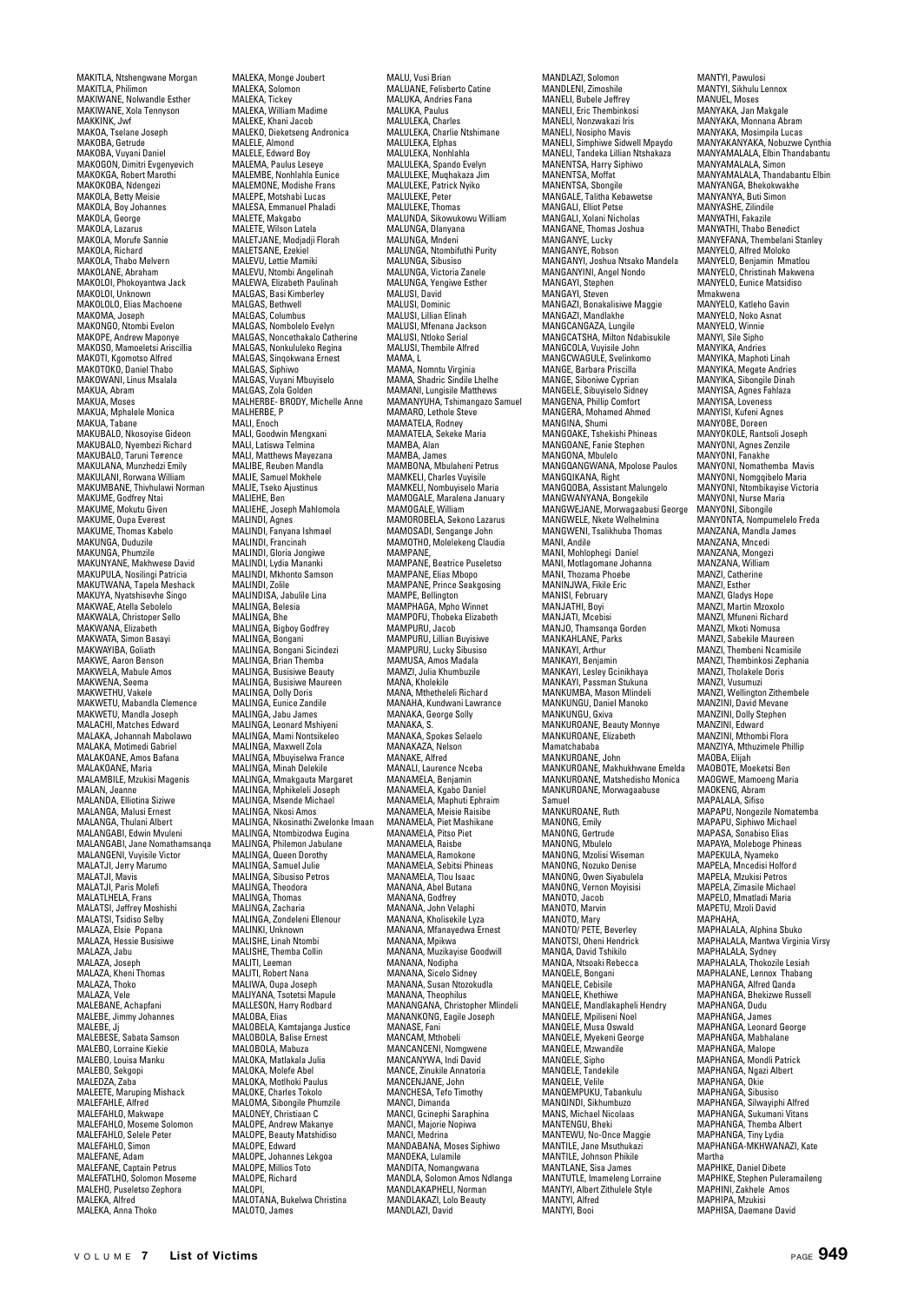MAKITLA, Ntshengwane Morgan
MAKITLA, Philimon
MAKIWANE, Nolwandile Esther
MAKIWANE, Xola Tennyson
MAKKINK, Jwf
MAKOA, Tselane Joseph
MAKOBA, Getrude
MAKOBA, Vuyani Daniel
MAKOGON, Dimitri Evgenyevich
MAKOKGA, Robert Marothi
MAKOKOBA, Ndengezi
MAKOLA, Betty Meisie
MAKOLA, Boy Johannes
MAKOLA, George
MAKOLA, Lazarus
MAKOLA, Morufe Sannie
MAKOLA, Richard
MAKOLA, Thabo Melvern
MAKOLANE, Abraham
MAKOLOI, Phokoyantwa Jack
MAKOLOI, Unknown
MAKOLOLO, Elias Machoene
MAKOMA, Joseph
MAKONGO, Ntombi Evelon
MAKOPE, Andrew Maponye
MAKOSO, Mamoeletsi Ariscillia
MAKOTI, Kgomotso Alfred
MAKOTOKO, Daniel Thabo
MAKOWANI, Linus Msalala
MAKUA, Abram
MAKUA, Moses
MAKUA, Mohalele Monica
MAKUA, Tabane
MAKUBALO, Nkosoyise Gideon
MAKUBALO, Nyembezi Richard
MAKUBALO, Taruni Terence
MAKULANA, Munzhedzi Emily
MAKULANI, Rorwana William
MAKUMBANE, Thivhulawi Norman
MAKUME, Godfrey Ntai
MAKUME, Mokutu Given
MAKUME, Oupa Everest
MAKUME, Thomas Kabelo
MAKUNGA, Duduzile
MAKUNGA, Phumzile
MAKUNYANE, Makhwese David
MAKUPULA, Nosilingi Patricia
MAKUTWANA, Tapela Meshack
MAKUYA, Nyatshisevhe Singo
MAKWAE, Atella Sebolelo
MAKWALA, Christoper Sello
MAKWANA, Elizabeth
MAKWATA, Simon Basayi
MAKWAYIBA, Goliath
MAKWE, Aaron Benson
MAKWELA, Mabule Amos
MAKWENA, Seema
MAKWETHU, Vakele
MAKWETU, Mabandla Clemence
MAKWETU, Mandla Joseph
MALACHI, Matches Edward
MALAKA, Johannah Mabolawo
MALAKA, Motimedi Gabriel
MALAKOANE, Amos Bafana
MALAKOANE, Maria
MALAMBILE, Mzukisi Magenis
MALAN, Jeanne
MALANDA, Elliotina Siziwe
MALANGA, Malusi Ernest
MALANGA, Thulani Albert
MALANGABI, Edwin Mvuleni
MALANGABI, Jane Nomathamsanqa
MALANGENI, Vuyisile Victor
MALATJI, Jerry Marumo
MALATJI, Mavis
MALATJI, Paris Molefi
MALATLHELA, Frans
MALATSI, Jeffrey Moshishi
MALATSI, Tsidiso Selby
MALAZA, Elsie Popana
MALAZA, Hessie Busisiwe
MALAZA, Jabu
MALAZA, Joseph
MALAZA, Kheni Thomas
MALAZA, Thoko
MALAZA, Vele
MALEBANE, Achapfani
MALEBE, Jimmy Johannes
MALEBE, Jj
MALEBESE, Sabata Samson
MALEBO, Lorraine Kiekie
MALEBO, Louisa Manku
MALEBO, Sekgopi
MALEDZA, Zaba
MALEETE, Maruping Mishack
MALEFAHLE, Alfred
MALEFAHLO, Makwape
MALEFAHLO, Moseme Solomon
MALEFAHLO, Selele Peter
MALEFAHLO, Simon
MALEFANE, Adam
MALEFANE, Captain Petrus
MALEFATLHO, Solomon Moseme
MALEHO, Puseletso Zephora
MALEKA, Alfred
MALEKA, Anna Thoko
MALEKA, Monge Joubert
MALEKA, Solomon
MALEKA, Tickey
MALEKA, William Madime
MALEKE, Khani Jacob
MALEKO, Dieketseng Andronica
MALELE, Almond
MALELE, Edward Boy
MALEMA, Paulus Leseye
MALEMBE, Nonhlahla Eunice
MALEMONE, Modishe Frans
MALEPE, Motshabi Lucas
MALESA, Emmanuel Phaladi
MALETE, Makgabo
MALETE, Wilson Latela
MALETJANE, Modjadji Florah
MALETSANE, Ezekiel
MALEVU, Lettie Mamiki
MALEVU, Ntombi Angelinah
MALEWA, Elizabeth Paulinah
MALGAS, Basi Kimberley
MALGAS, Bethwell
MALGAS, Columbus
MALGAS, Nombolelo Evelyn
MALGAS, Noncethakalo Catherine
MALGAS, Nonkululeko Regina
MALGAS, Sinqokwana Ernest
MALGAS, Siphiwo
MALGAS, Vuyani Mbuyiselo
MALGAS, Zola Golden
MALHERBE- BRODY, Michelle Anne
MALHERBE, P
MALI, Enoch
MALI, Goodwin Mengxani
MALI, Latiswa Telmina
MALI, Matthews Mayezana
MALIBE, Reuben Mandla
MALIE, Samuel Mokhele
MALIE, Tseko Ajustinus
MALIEHE, Ben
MALIEHE, Joseph Mahlomola
MALINDI, Agnes
MALINDI, Fanyana Ishmael
MALINDI, Francinah
MALINDI, Gloria Jongiwe
MALINDI, Lydia Mananki
MALINDI, Mkhonto Samson
MALINDI, Zolile
MALINDISA, Jabulile Lina
MALINGA, Belesia
MALINGA, Bhe
MALINGA, Bigboy Godfrey
MALINGA, Bongani
MALINGA, Bongani Sicindezi
MALINGA, Brian Themba
MALINGA, Busisiwe Beauty
MALINGA, Busisiwe Maureen
MALINGA, Dolly Doris
MALINGA, Eunice Zandile
MALINGA, Jabu James
MALINGA, Leonard Mshiyeni
MALINGA, Mami Nontsikeleo
MALINGA, Maxwell Zola
MALINGA, Mbuyiselwa France
MALINGA, Minah Delekile
MALINGA, Mmakgauta Margaret
MALINGA, Mphikeleli Joseph
MALINGA, Msende Michael
MALINGA, Nkosi Amos
MALINGA, Nkosinathi Zwelonke Imaan
MALINGA, Ntombizodwa Eugina
MALINGA, Philemon Jabulane
MALINGA, Queen Dorothy
MALINGA, Samuel Julie
MALINGA, Sibusiso Petros
MALINGA, Theodora
MALINGA, Thomas
MALINGA, Zacharia
MALINGA, Zondeleni Ellenour
MALINKI, Unknown
MALISHE, Linah Ntombi
MALISHE, Themba Collin
MALITI, Leeman
MALITI, Robert Nana
MALIWA, Oupa Joseph
MALIYANA, Tsotetsi Mapule
MALLESON, Harry Rodbard
MALOBA, Elias
MALOBELA, Kamtajanga Justice
MALOBOLA, Balise Ernest
MALOBOLA, Mabuza
MALOKA, Matlakala Julia
MALOKA, Molefe Abel
MALOKA, Motlhoki Paulus
MALOKE, Charles Tokolo
MALOMA, Sibongile Phumzile
MALONEY, Christiaan C
MALOPE, Andrew Makanye
MALOPE, Beauty Matshidiso
MALOPE, Edward
MALOPE, Johannes Lekgoa
MALOPE, Millios Toto
MALOPE, Richard
MALOPI,
MALOTANA, Bukelwa Christina
MALOTO, James
MALU, Vusi Brian
MALUANE, Felisberto Catine
MALUKA, Andries Fana
MALUKA, Paulus
MALULEKA, Charles
MALULEKA, Charlie Ntshimane
MALULEKA, Elphas
MALULEKA, Nonhlahla
MALULEKA, Spando Evelyn
MALULEKE, Muqhakaza Jim
MALULEKE, Patrick Nyiko
MALULEKE, Peter
MALULEKE, Thomas
MALUNDA, Sikowukowu William
MALUNGA, Dlanyana
MALUNGA, Mndeni
MALUNGA, Ntombifuthi Purity
MALUNGA, Sibusiso
MALUNGA, Victoria Zanele
MALUNGA, Yengiwe Esther
MALUSI, David
MALUSI, Dominic
MALUSI, Lillian Elinah
MALUSI, Mfenana Jackson
MALUSI, Ntloko Serial
MALUSI, Thembile Alfred
MAMA, L
MAMA, Nomntu Virginia
MAMA, Shadric Sindile Lhelhe
MAMANI, Lungisile Matthews
MAMANYUHA, Tshimangazo Samuel
MAMARO, Lethole Steve
MAMATELA, Rodney
MAMATELA, Sekeke Maria
MAMBA, Alan
MAMBA, James
MAMBONA, Mbulaheni Petrus
MAMKELI, Charles Vuyisile
MAMKELI, Nombuyiselo Maria
MAMOGALE, Maralena January
MAMOGALE, William
MAMOROBELA, Sekono Lazarus
MAMOSADI, Sengange John
MAMOTHO, Molelekeng Claudia
MAMPANE,
MAMPANE, Beatrice Puseletso
MAMPANE, Elias Mbopo
MAMPANE, Prince Seakgosing
MAMPE, Bellington
MAMPHAGA, Mpho Winnet
MAMPOFU, Thobeka Elizabeth
MAMPURU, Jacob
MAMPURU, Lillian Buyisiwe
MAMPURU, Lucky Sibusiso
MAMUSA, Amos Madala
MAMZI, Julia Khumbuzile
MANA, Kholekile
MANA, Mthetheleli Richard
MANAHA, Kundwani Lawrance
MANAKA, George Solly
MANAKA, S.
MANAKA, Spokes Selaelo
MANAKAZA, Nelson
MANAKE, Alfred
MANALI, Laurence Nceba
MANAMELA, Benjamin
MANAMELA, Kgabo Daniel
MANAMELA, Maphuti Ephraim
MANAMELA, Meisie Raisibe
MANAMELA, Piet Mashikane
MANAMELA, Pitso Piet
MANAMELA, Raisbe
MANAMELA, Ramokone
MANAMELA, Sebitsi Phineas
MANAMELA, Tlou Isaac
MANANA, Abel Butana
MANANA, Godfrey
MANANA, John Velaphi
MANANA, Kholisekile Lyza
MANANA, Mfanayedwa Ernest
MANANA, Mpikwa
MANANA, Muzikayise Goodwill
MANANA, Nodipha
MANANA, Sicelo Sidney
MANANA, Susan Ntozokudla
MANANA, Theophilus
MANANGANA, Christopher Mlindeli
MANANKONG, Eagile Joseph
MANASE, Fani
MANCAM, Mthobeli
MANCANCENI, Nomgwene
MANCANYWA, Indi David
MANCE, Zinukile Annatoria
MANCENJANE, John
MANCHESA, Tefo Timothy
MANCI, Dimanda
MANCI, Gcinephi Saraphina
MANCI, Majorie Nopiwa
MANCI, Medrina
MANDABANA, Moses Siphiwo
MANDEKA, Lulamile
MANDITA, Nomangwana
MANDLA, Solomon Amos Ndlanga
MANDLAKAPHELI, Norman
MANDLAKAZI, Lolo Beauty
MANDLAZI, David
MANDLAZI, Solomon
MANDLENI, Zimoshile
MANELI, Bubele Jeffrey
MANELI, Eric Thembinkosi
MANELI, Nonzwakazi Iris
MANELI, Nosipho Mavis
MANELI, Simphiwe Sidwell Mpaydo
MANELI, Tandeka Lillian Ntshakaza
MANENTSA, Harry Siphiwo
MANENTSA, Moffat
MANENTSA, Sbongile
MANGALE, Talitha Kebawetse
MANGALI, Elliot Petse
MANGALI, Xolani Nicholas
MANGANE, Thomas Joshua
MANGANYE, Lucky
MANGANYE, Robson
MANGANYI, Joshua Ntsako Mandela
MANGANYINI, Angel Nondo
MANGAYI, Stephen
MANGAYI, Steven
MANGAZI, Bonakalisiwe Maggie
MANGAZI, Mandlakhe
MANGCANGAZA, Lungile
MANGCATSHA, Milton Ndabisukile
MANGCOLA, Vuyisile John
MANGCWAGULE, Svelinkomo
MANGE, Barbara Priscilla
MANGE, Siboniwe Cyprian
MANGELE, Sibuyiselo Sidney
MANGENA, Phillip Comfort
MANGERA, Mohamed Ahmed
MANGINA, Shumi
MANGOAKE, Tshekishi Phineas
MANGOANE, Fanie Stephen
MANGONA, Mbulelo
MANGQANGWANA, Mpolose Paulos
MANGQIKANA, Right
MANGQOBA, Assistant Malungelo
MANGWANYANA, Bongekile
MANGWEJANE, Morwagaabusi George
MANGWELE, Nkete Welhelmina
MANGWENI, Tsalikhuba Thomas
MANI, Andile
MANI, Mohlophegi Daniel
MANI, Motlagomane Johanna
MANI, Thozama Phoebe
MANINJWA, Fikile Eric
MANISI, February
MANJATHI, Boyi
MANJATI, Mcebisi
MANJO, Thamsanqa Gorden
MANKAHLANE, Parks
MANKAYI, Arthur
MANKAYI, Benjamin
MANKAYI, Lesley Gcinikhaya
MANKAYI, Passman Stukuna
MANKUMBA, Mason Mlindeli
MANKUNGU, Daniel Manoko
MANKUNGU, Gxiva
MANKUROANE, Beauty Monnye
MANKUROANE, Elizabeth Mamatchababa
MANKUROANE, John
MANKUROANE, Makhukhwane Emelda
MANKUROANE, Matshedisho Monica
MANKUROANE, Morwagaabuse Samuel
MANKUROANE, Ruth
MANONG, Emily
MANONG, Gertrude
MANONG, Mbulelo
MANONG, Mzolisi Wiseman
MANONG, Nozuko Denise
MANONG, Owen Siyabulela
MANONG, Vernon Moyisisi
MANOTO, Jacob
MANOTO, Marvin
MANOTO, Mary
MANOTO/ PETE, Beverley
MANOTSI, Oheni Hendrick
MANQA, David Tshikilo
MANQA, Ntsoaki Rebecca
MANQELE, Bongani
MANQELE, Cebisile
MANQELE, Khethiwe
MANQELE, Mandlakapheli Hendry
MANQELE, Mpiliseni Noel
MANQELE, Musa Oswald
MANQELE, Myekeni George
MANQELE, Mzwandile
MANQELE, Sipho
MANQELE, Tandekile
MANQELE, Velile
MANQEMPUKU, Tabankulu
MANQINDI, Sikhumbuzo
MANS, Michael Nicolaas
MANTENGU, Bheki
MANTEWU, No-Once Maggie
MANTILE, Jane Msuthukazi
MANTILE, Johnson Phikile
MANTLANE, Sisa James
MANTUTLE, Imameleng Lorraine
MANTYI, Albert Zithulele Style
MANTYI, Alfred
MANTYI, Booi
MANTYI, Pawulosi
MANTYI, Sikhulu Lennox
MANUEL, Moses
MANYAKA, Jan Makgale
MANYAKA, Monnana Abram
MANYAKA, Mosimpila Lucas
MANYAKANYAKA, Nobuzwe Cynthia
MANYAMALALA, Elbin Thandabantu
MANYAMALALA, Simon
MANYAMALALA, Thandabantu Elbin
MANYANGA, Bhekokwakhe
MANYANYA, Buti Simon
MANYASHE, Zilindile
MANYATHI, Fakazile
MANYATHI, Thabo Benedict
MANYEFANA, Thembelani Stanley
MANYELO, Alfred Moloko
MANYELO, Benjamin Mmatlou
MANYELO, Christinah Makwena
MANYELO, Eunice Matsidiso Mmakwena
MANYELO, Katleho Gavin
MANYELO, Noko Asnat
MANYELO, Winnie
MANYI, Sile Sipho
MANYIKA, Andries
MANYIKA, Maphoti Linah
MANYIKA, Megete Andries
MANYIKA, Sibongile Dinah
MANYISA, Agnes Fahlaza
MANYISA, Loveness
MANYISI, Kufeni Agnes
MANYOBE, Doreen
MANYOKOLE, Rantsoli Joseph
MANYONI, Agnes Zenzile
MANYONI, Fanakhe
MANYONI, Nomathemba Mavis
MANYONI, Nomgqibelo Maria
MANYONI, Ntombikayise Victoria
MANYONI, Nurse Maria
MANYONI, Sibongile
MANYONTA, Nompumelelo Freda
MANZANA, Mandla James
MANZANA, Mncedi
MANZANA, Mongezi
MANZANA, William
MANZI, Catherine
MANZI, Esther
MANZI, Gladys Hope
MANZI, Martin Mzoxolo
MANZI, Mfundi Richard
MANZI, Mkoti Nomusa
MANZI, Sabekile Maureen
MANZI, Thembeni Ncamisile
MANZI, Thembinkosi Zephania
MANZI, Tholakele Doris
MANZI, Vusumuzi
MANZI, Wellington Zithembele
MANZINI, David Mevane
MANZINI, Dolly Stephen
MANZINI, Edward
MANZINI, Mthombi Flora
MANZIYA, Mthuzimele Phillip
MAOBA, Elijah
MAOBOTE, Moeketsi Ben
MAOGWE, Mamoeng Maria
MAOKENG, Abram
MAPALALA, Sifiso
MAPAPU, Nongezile Nomatemba
MAPAPU, Siphiwo Michael
MAPASA, Sonabiso Elias
MAPAYA, Molebogе Phineas
MAPEKULA, Nyameko
MAPELA, Mncedisi Holford
MAPELA, Mzukisi Petros
MAPELA, Zimasile Michael
MAPELO, Mmatladi Maria
MAPETU, Mzoli David
MAPHAHA,
MAPHALALA, Alphina Sbuko
MAPHALALA, Mantwa Virginia Virsy
MAPHALALA, Sydney
MAPHALALA, Thokozile Lesiah
MAPHALANE, Lennox Thabang
MAPHANGA, Alfred Qanda
MAPHANGA, Bhekizwe Russell
MAPHANGA, Dudu
MAPHANGA, James
MAPHANGA, Leonard George
MAPHANGA, Mabhalane
MAPHANGA, Malope
MAPHANGA, Mondli Patrick
MAPHANGA, Ngazi Albert
MAPHANGA, Okie
MAPHANGA, Sibusiso
MAPHANGA, Silwayiphi Alfred
MAPHANGA, Sukumani Vitans
MAPHANGA, Themba Albert
MAPHANGA, Tiny Lydia
MAPHANGA-MKHWANAZI, Kate Martha
MAPHIKE, Daniel Dibete
MAPHIKE, Stephen Puleramaileng
MAPHINI, Zakhele Amos
MAPHIPA, Mzukisi
MAPHISA, Daemane David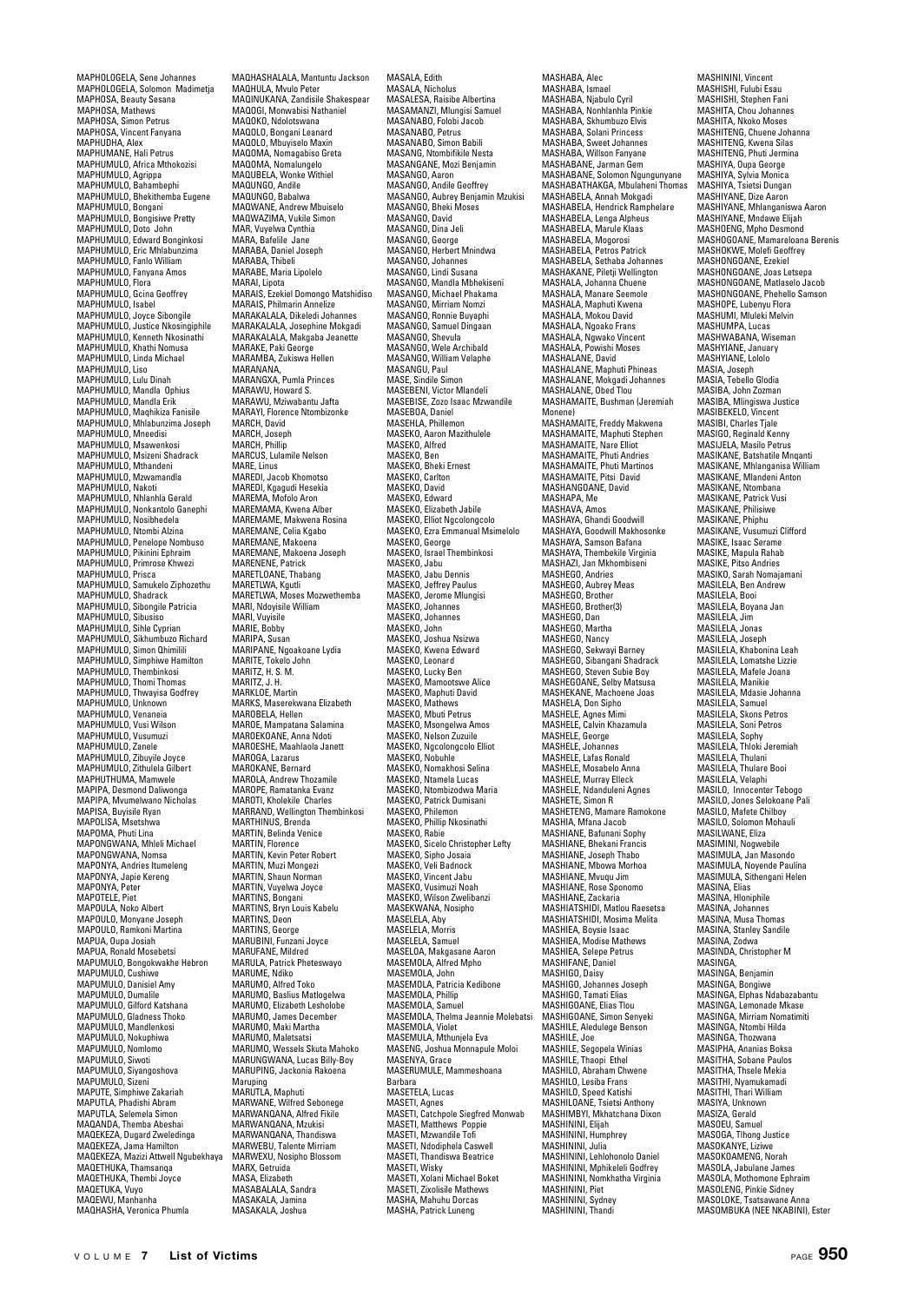MAPHOLOGELA, Sene Johannes
MAPHOLOGELA, Solomon Madimetja
MAPHOSA, Beauty Sesana
MAPHOSA, Mathews
MAPHOSA, Simon Petrus
MAPHOSA, Vincent Fanyana
MAPHUDHA, Alex
MAPHUMANE, Hali Petrus
MAPHUMULO, Africa Mthokozisi
MAPHUMULO, Agrippa
MAPHUMULO, Bahambephi
MAPHUMULO, Bhekithemba Eugene
MAPHUMULO, Bongani
MAPHUMULO, Bongisiwe Pretty
MAPHUMULO, Doto John
MAPHUMULO, Edward Bonginkosi
MAPHUMULO, Eric Mhlabunzima
MAPHUMULO, Fanlo William
MAPHUMULO, Fanyana Amos
MAPHUMULO, Flora
MAPHUMULO, Gcina Geoffrey
MAPHUMULO, Isabel
MAPHUMULO, Joyce Sibongile
MAPHUMULO, Justice Nkosingiphile
MAPHUMULO, Kenneth Nkosinathi
MAPHUMULO, Khathi Nomusa
MAPHUMULO, Linda Michael
MAPHUMULO, Liso
MAPHUMULO, Lulu Dinah
MAPHUMULO, Mandla Ophius
MAPHUMULO, Mandla Erik
MAPHUMULO, Maqhikiza Fanisile
MAPHUMULO, Mhlabunzima Joseph
MAPHUMULO, Mneedisi
MAPHUMULO, Msawenkosi
MAPHUMULO, Msizeni Shadrack
MAPHUMULO, Mthandeni
MAPHUMULO, Mzwamandla
MAPHUMULO, Nakoti
MAPHUMULO, Nhlanhla Gerald
MAPHUMULO, Nonkantolo Ganephi
MAPHUMULO, Nosibhedela
MAPHUMULO, Ntombi Alzina
MAPHUMULO, Penelope Nombuso
MAPHUMULO, Pikinini Ephraim
MAPHUMULO, Primrose Khwezi
MAPHUMULO, Prisca
MAPHUMULO, Samukelo Ziphozethu
MAPHUMULO, Shadrack
MAPHUMULO, Sibongile Patricia
MAPHUMULO, Sibusiso
MAPHUMULO, Sihle Cyprian
MAPHUMULO, Sikhumbuzo Richard
MAPHUMULO, Simon Qhimilili
MAPHUMULO, Simphiwe Hamilton
MAPHUMULO, Thembinkosi
MAPHUMULO, Thomi Thomas
MAPHUMULO, Thwayisa Godfrey
MAPHUMULO, Unknown
MAPHUMULO, Venaneia
MAPHUMULO, Vusi Wilson
MAPHUMULO, Vusumuzi
MAPHUMULO, Zanele
MAPHUMULO, Zibuyile Joyce
MAPHUMULO, Zithulela Gilbert
MAPHUTHUMA, Mamwele
MAPIPA, Desmond Daliwonga
MAPIPA, Mvumelwano Nicholas
MAPISA, Buyisile Ryan
MAPOLISA, Msetshwa
MAPOMA, Phuti Lina
MAPONGWANA, Mhleli Michael
MAPONGWANA, Nomsa
MAPONYA, Andries Itumeleng
MAPONYA, Japie Kereng
MAPONYA, Peter
MAPOTELE, Piet
MAPOULA, Noko Albert
MAPOULO, Monyane Joseph
MAPOULO, Ramkoni Martina
MAPUA, Oupa Josiah
MAPUA, Ronald Mosebetsi
MAPUMULO, Bongokwakhe Hebron
MAPUMULO, Cushiwe
MAPUMULO, Danisiel Amy
MAPUMULO, Dumalile
MAPUMULO, Gilford Katshana
MAPUMULO, Gladness Thoko
MAPUMULO, Mandlenkosi
MAPUMULO, Nokuphiwa
MAPUMULO, Nomlomo
MAPUMULO, Siwoti
MAPUMULO, Siyangoshova
MAPUMULO, Sizeni
MAPUTE, Simphiwe Zakariah
MAPUTLA, Phadishi Abram
MAPUTLA, Selemela Simon
MAQANDA, Themba Abeshai
MAQEKEZA, Dugard Zweledinga
MAQEKEZA, Jama Hamilton
MAQEKEZA, Mazizi Attwell Ngubekhaya
MAQETHUKA, Thamsanqa
MAQETHUKA, Thembi Joyce
MAQETUKA, Vuyo
MAQEWU, Manhanha
MAQHASHA, Veronica Phumla
MAQHASHALALA, Mantuntu Jackson
MAQHULA, Mvulo Peter
MAQINUKANA, Zandisile Shakespear
MAQOGI, Monwabisi Nathaniel
MAQOKO, Ndolotswana
MAQOLO, Bongani Leanard
MAQOLO, Mbuyiselo Maxin
MAQOMA, Nomagabiso Greta
MAQOMA, Nomalungelo
MAQUBELA, Wonke Withiel
MAQUNGO, Andile
MAQUNGO, Babalwa
MAQWANE, Andrew Mbuiselo
MAQWAZIMA, Vukile Simon
MAR, Vuyelwa Cynthia
MARA, Bafelile Jane
MARABA, Daniel Joseph
MARABA, Thibeli
MARABE, Maria Lipolelo
MARAI, Lipota
MARAIS, Ezekiel Domongo Matshidiso
MARAIS, Philmarin Annelize
MARAKALALA, Dikeledi Johannes
MARAKALALA, Josephine Mokgadi
MARAKALALA, Makgaba Jeanette
MARAKE, Paki George
MARAMBA, Zukiswa Hellen
MARANANA,
MARANGXA, Pumla Princes
MARAWU, Howard S.
MARAWU, Mziwabantu Jafta
MARAYI, Florence Ntombizonke
MARCH, David
MARCH, Joseph
MARCH, Phillip
MARCUS, Lulamile Nelson
MARE, Linus
MAREDI, Jacob Khomotso
MAREDI, Kgagudi Hesekia
MAREMA, Mofolo Aron
MAREMAMA, Kwena Alber
MAREMAME, Makwena Rosina
MAREMANE, Celia Kgabo
MAREMANE, Makoena
MAREMANE, Makoena Joseph
MARENENE, Patrick
MARETLOANE, Thabang
MARETLWA, Kgutli
MARETLWA, Moses Mozwethemba
MARI, Ndoyisile William
MARI, Vuyisile
MARIE, Bobby
MARIPA, Susan
MARIPANE, Ngoakoane Lydia
MARITE, Tokelo John
MARITZ, H. S. M.
MARITZ, J. H.
MARKLOE, Martin
MARKS, Maserekwana Elizabeth
MAROBELA, Hellen
MAROE, Mampatana Salamina
MAROEKOANE, Anna Ndoti
MAROESHE, Maahlaola Janett
MAROGA, Lazarus
MAROKANE, Bernard
MAROLA, Andrew Thozamile
MAROPE, Ramatanka Evanz
MAROTI, Kholekile Charles
MARRAND, Wellington Thembinkosi
MARTHINUS, Brenda
MARTIN, Belinda Venice
MARTIN, Florence
MARTIN, Kevin Peter Robert
MARTIN, Muzi Mongezi
MARTIN, Shaun Norman
MARTIN, Vuyelwa Joyce
MARTINS, Bongani
MARTINS, Bryn Louis Kabelu
MARTINS, Deon
MARTINS, George
MARUBINI, Funzani Joyce
MARUFANE, Mildred
MARULA, Patrick Pheteswayo
MARUME, Ndiko
MARUMO, Alfred Toko
MARUMO, Baslius Matlogelwa
MARUMO, Elizabeth Lesholobe
MARUMO, James December
MARUMO, Maki Martha
MARUMO, Maletsatsi
MARUMO, Wessels Skuta Mahoko
MARUNGWANA, Lucas Billy-Boy
MARUPING, Jackonia Rakoena Maruping
MARUTLA, Maphuti
MARWANE, Wilfred Sebonege
MARWANQANA, Alfred Fikile
MARWANQANA, Mzukisi
MARWANQANA, Thandiswa
MARWEBU, Talente Mirriam
MARWEXU, Nosipho Blossom
MARX, Getruida
MASA, Elizabeth
MASABALALA, Sandra
MASAKALA, Jamina
MASAKALA, Joshua
MASALA, Edith
MASALA, Nicholus
MASALESA, Raisibe Albertina
MASAMANZI, Mlungisi Samuel
MASANABO, Folobi Jacob
MASANABO, Petrus
MASANABO, Simon Babili
MASANG, Ntombifikile Nesta
MASANGANE, Mozi Benjamin
MASANGO, Aaron
MASANGO, Andile Geoffrey
MASANGO, Aubrey Benjamin Mzukisi
MASANGO, Bheki Moses
MASANGO, David
MASANGO, Dina Jeli
MASANGO, George
MASANGO, Herbert Mnindwa
MASANGO, Johannes
MASANGO, Lindi Susana
MASANGO, Mandla Mbhekiseni
MASANGO, Michael Phakama
MASANGO, Mirriam Nomzi
MASANGO, Ronnie Buyaphi
MASANGO, Samuel Dingaan
MASANGO, Shevula
MASANGO, Wele Archibald
MASANGO, William Velaphe
MASANGU, Paul
MASE, Sindile Simon
MASEBENI, Victor Mlandeli
MASEBISE, Zozo Isaac Mzwandile
MASEBOA, Daniel
MASEHLA, Phillemon
MASEKO, Aaron Mazithulele
MASEKO, Alfred
MASEKO, Ben
MASEKO, Bheki Ernest
MASEKO, Carlton
MASEKO, David
MASEKO, Edward
MASEKO, Elizabeth Jabile
MASEKO, Elliot Ngcolongcolo
MASEKO, Ezra Emmanual Msimelolo
MASEKO, George
MASEKO, Israel Thembinkosi
MASEKO, Jabu
MASEKO, Jabu Dennis
MASEKO, Jeffrey Paulus
MASEKO, Jerome Mlungisi
MASEKO, Johannes
MASEKO, Johannes
MASEKO, John
MASEKO, Joshua Nsizwa
MASEKO, Kwena Edward
MASEKO, Leonard
MASEKO, Lucky Ben
MASEKO, Mamootswe Alice
MASEKO, Maphuti David
MASEKO, Mathews
MASEKO, Mbuti Petrus
MASEKO, Msongelwa Amos
MASEKO, Nelson Zuzuile
MASEKO, Ngcolongcolo Elliot
MASEKO, Nobuhle
MASEKO, Nomakhosi Selina
MASEKO, Ntamela Lucas
MASEKO, Ntombizodwa Maria
MASEKO, Patrick Dumisani
MASEKO, Philemon
MASEKO, Phillip Nkosinathi
MASEKO, Rabie
MASEKO, Sicelo Christopher Lefty
MASEKO, Sipho Josaia
MASEKO, Veli Badnock
MASEKO, Vincent Jabu
MASEKO, Vusimuzi Noah
MASEKO, Wilson Zwelibanzi
MASEKWANA, Nosipho
MASELELA, Aby
MASELELA, Morris
MASELELA, Samuel
MASELOA, Makgasane Aaron
MASEMOLA, Alfred Mpho
MASEMOLA, John
MASEMOLA, Patricia Kedibone
MASEMOLA, Phillip
MASEMOLA, Samuel
MASEMOLA, Thelma Jeannie Molebatsi
MASEMOLA, Violet
MASEMULA, Mthunjela Eva
MASENG, Joshua Monnapule Moloi
MASENYA, Grace
MASERUMULE, Mammeshoana Barbara
MASETELA, Lucas
MASETI, Agnes
MASETI, Catchpole Siegfred Monwab
MASETI, Matthews Poppie
MASETI, Mzwandile Tofi
MASETI, Ndodiphela Caswell
MASETI, Thandiswa Beatrice
MASETI, Wisky
MASETI, Xolani Michael Boket
MASETI, Zixolisile Mathews
MASHA, Mahuhu Dorcas
MASHA, Patrick Luneng
MASHABA, Alec
MASHABA, Ismael
MASHABA, Njabulo Cyril
MASHABA, Nonhlanhla Pinkie
MASHABA, Skhumbuzo Elvis
MASHABA, Solani Princess
MASHABA, Sweet Johannes
MASHABA, Willson Fanyane
MASHABANE, Jarman Gem
MASHABANE, Solomon Ngungunyane
MASHABATHAKGA, Mbulaheni Thomas
MASHABELA, Annah Mokgadi
MASHABELA, Hendrick Ramphelare
MASHABELA, Lenga Alpheus
MASHABELA, Marule Klaas
MASHABELA, Mogorosi
MASHABELA, Petros Patrick
MASHABELA, Sethaba Johannes
MASHAKANE, Piletji Wellington
MASHALA, Johanna Chuene
MASHALA, Manare Seemole
MASHALA, Maphuti Kwena
MASHALA, Mokou David
MASHALA, Ngoako Frans
MASHALA, Ngwako Vincent
MASHALA, Powishi Moses
MASHALANE, David
MASHALANE, Maphuti Phineas
MASHALANE, Mokgadi Johannes
MASHALANE, Obed Tlou
MASHAMAITE, Bushman (Jeremiah Monene)
MASHAMAITE, Freddy Makwena
MASHAMAITE, Maphuti Stephen
MASHAMAITE, Nare Elliot
MASHAMAITE, Phuti Andries
MASHAMAITE, Phuti Martinos
MASHAMAITE, Pitsi David
MASHANGOANE, David
MASHAPA, Me
MASHAVA, Amos
MASHAYA, Ghandi Goodwill
MASHAYA, Goodwill Makhosonke
MASHAYA, Samson Bafana
MASHAYA, Thembekile Virginia
MASHAZI, Jan Mkhombiseni
MASHEGO, Andries
MASHEGO, Aubrey Meas
MASHEGO, Brother
MASHEGO, Brother(3)
MASHEGO, Dan
MASHEGO, Martha
MASHEGO, Nancy
MASHEGO, Sekwayi Barney
MASHEGO, Sibangani Shadrack
MASHEGO, Steven Subie Boy
MASHEGOANE, Selby Matsusa
MASHEKANE, Machoene Joas
MASHELA, Don Sipho
MASHELE, Agnes Mimi
MASHELE, Calvin Khazamula
MASHELE, George
MASHELE, Johannes
MASHELE, Lafas Ronald
MASHELE, Mosabelo Anna
MASHELE, Murray Elleck
MASHELE, Ndanduleni Agnes
MASHETE, Simon R
MASHETENG, Mamare Ramokone
MASHIA, Mfana Jacob
MASHIANE, Bafunani Sophy
MASHIANE, Bhekani Francis
MASHIANE, Joseph Thabo
MASHIANE, Mbowa Morhoa
MASHIANE, Mvuqu Jim
MASHIANE, Rose Sponomo
MASHIANE, Zackaria
MASHIATSHIDI, Matlou Raesetsa
MASHIATSHIDI, Mosima Melita
MASHIEA, Boysie Isaac
MASHIEA, Modise Mathews
MASHIEA, Selepe Petrus
MASHIFANE, Daniel
MASHIGO, Daisy
MASHIGO, Johannes Joseph
MASHIGO, Tamati Elias
MASHIGOANE, Elias Tlou
MASHIGOANE, Simon Senyeki
MASHILE, Aledulege Benson
MASHILE, Joe
MASHILE, Segopela Winias
MASHILE, Thaopi Ethel
MASHILO, Abraham Chwene
MASHILO, Lesiba Frans
MASHILO, Speed Katishi
MASHILOANE, Tsietsi Anthony
MASHIMBYI, Mkhatchana Dixon
MASHININI, Elijah
MASHININI, Humphrey
MASHININI, Julia
MASHININI, Lehlohonolo Daniel
MASHININI, Mphikeleli Godfrey
MASHININI, Nomkhatha Virginia
MASHININI, Piet
MASHININI, Sydney
MASHININI, Thandi
MASHININI, Vincent
MASHISHI, Fulubi Esau
MASHISHI, Stephen Fani
MASHITA, Chou Johannes
MASHITA, Nkoko Moses
MASHITENG, Chuene Johanna
MASHITENG, Kwena Silas
MASHITENG, Phuti Jermina
MASHIYA, Oupa George
MASHIYA, Sylvia Monica
MASHIYA, Tsietsi Dungan
MASHIYANE, Dize Aaron
MASHIYANE, Mhlanganiswa Aaron
MASHIYANE, Mndawe Elijah
MASHOENG, Mpho Desmond
MASHOGOANE, Mamareloana Berenis
MASHOKWE, Molefi Geoffrey
MASHONGOANE, Ezekiel
MASHONGOANE, Joas Letsepa
MASHONGOANE, Matlaselo Jacob
MASHONGOANE, Phehello Samson
MASHOPE, Lubenyu Flora
MASHUMI, Mlueki Melvin
MASHUMPA, Lucas
MASHWABANA, Wiseman
MASHYIANE, January
MASHYIANE, Lololo
MASIA, Joseph
MASIA, Tebello Glodia
MASIBA, John Zozman
MASIBA, Mlingiswa Justice
MASIBEKELO, Vincent
MASIBI, Charles Tjale
MASIGO, Reginald Kenny
MASIJELA, Masilo Petrus
MASIKANE, Batshatile Mnqanti
MASIKANE, Mhlanganisa William
MASIKANE, Mlandeni Anton
MASIKANE, Ntombana
MASIKANE, Patrick Vusi
MASIKANE, Philisiwe
MASIKANE, Phiphu
MASIKANE, Vusumuzi Clifford
MASIKE, Isaac Serame
MASIKE, Mapula Rahab
MASIKE, Pitso Andries
MASIKO, Sarah Nomajamani
MASILELA, Ben Andrew
MASILELA, Booi
MASILELA, Boyana Jan
MASILELA, Jim
MASILELA, Jonas
MASILELA, Joseph
MASILELA, Khabonina Leah
MASILELA, Lomatshe Lizzie
MASILELA, Mafele Joana
MASILELA, Manikie
MASILELA, Mdasie Johanna
MASILELA, Samuel
MASILELA, Skons Petros
MASILELA, Soni Petros
MASILELA, Sophy
MASILELA, Thloki Jeremiah
MASILELA, Thulani
MASILELA, Thulare Booi
MASILELA, Velaphi
MASILO, Innocenter Tebogo
MASILO, Jones Selokoane Pali
MASILO, Mafete Chilboy
MASILO, Solomon Mohauli
MASILWANE, Eliza
MASIMINI, Nogwebile
MASIMULA, Jan Masondo
MASIMULA, Noyende Paulina
MASIMULA, Sithengani Helen
MASINA, Elias
MASINA, Hlonphile
MASINA, Johannes
MASINA, Musa Thomas
MASINA, Stanley Sandile
MASINA, Zodwa
MASINDA, Christopher M
MASINGA,
MASINGA, Benjamin
MASINGA, Bongiwe
MASINGA, Ephas Ndabazabantu
MASINGA, Lemonade Mkase
MASINGA, Mirriam Nomatimiti
MASINGA, Ntombi Hilda
MASINGA, Thozwana
MASIPHA, Ananias Boksa
MASITHA, Sobane Paulos
MASITHA, Thsele Mekia
MASITHI, Nyamukamadi
MASITHI, Thari William
MASIYA, Unknown
MASIZA, Gerald
MASOEU, Samuel
MASOGA, Tlhong Justice
MASOKANYE, Liziwe
MASOKOAMENG, Norah
MASOLA, Jabulane James
MASOLA, Mothomone Ephraim
MASOLENG, Pinkie Sidney
MASOLOKE, Tsatsawane Anna
MASOMBUKA (NEE NKABINI), Ester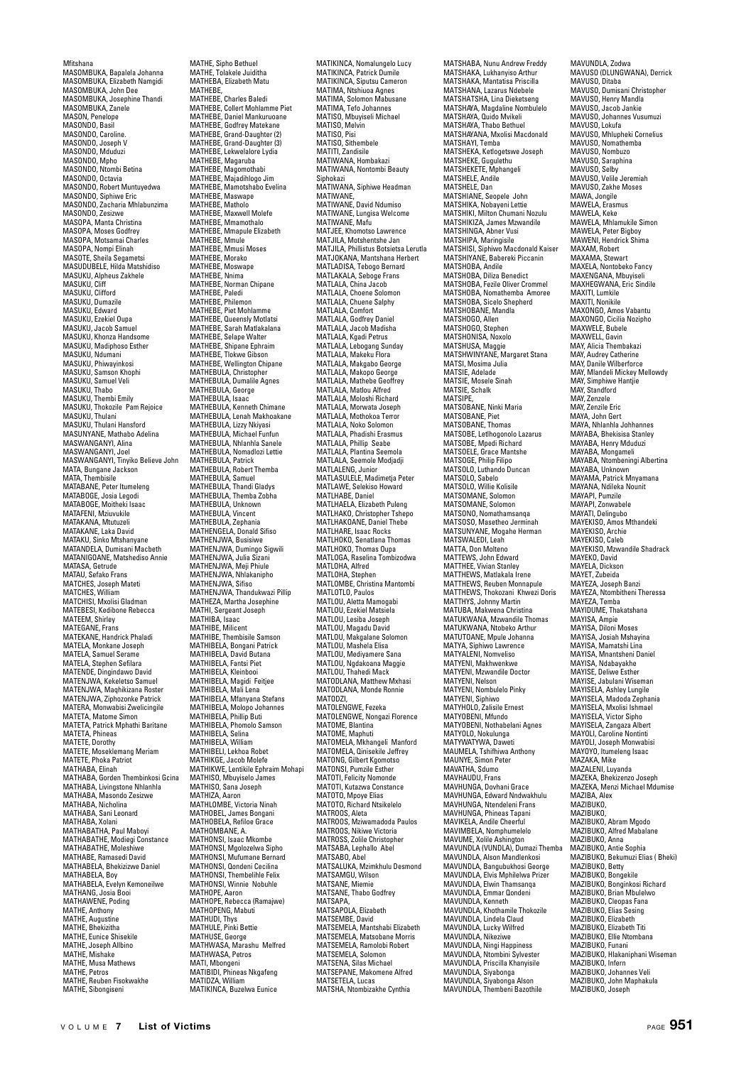Mfitshana
MASOMBUKA, Bapalela Johanna
MASOMBUKA, Elizabeth Namgidi
MASOMBUKA, John Dee
MASOMBUKA, Josephine Thandi
MASOMBUKA, Zanele
MASON, Penelope
MASONDO, Basil
MASONDO, Caroline.
MASONDO, Joseph V
MASONDO, Mduduzi
MASONDO, Mpho
MASONDO, Ntombi Betina
MASONDO, Octavia
MASONDO, Robert Muntuyedwa
MASONDO, Siphiwe Eric
MASONDO, Zacharia Mhlabunzima
MASONDO, Zesizwe
MASOPA, Manta Christina
MASOPA, Moses Godfrey
MASOPA, Motsamai Charles
MASOPA, Nompi Elinah
MASOTE, Sheila Segametsi
MASUDUBELE, Hilda Matshidiso
MASUKU, Alpheus Zakhele
MASUKU, Cliff
MASUKU, Clifford
MASUKU, Dumazile
MASUKU, Edward
MASUKU, Ezekiel Oupa
MASUKU, Jacob Samuel
MASUKU, Khonza Handsome
MASUKU, Madiphoso Esther
MASUKU, Ndumani
MASUKU, Phiwayinkosi
MASUKU, Samson Khophi
MASUKU, Samuel Veli
MASUKU, Thabo
MASUKU, Thembi Emily
MASUKU, Thokozile Pam Rejoice
MASUKU, Thulani
MASUKU, Thulani Hansford
MASUNYANE, Mathabo Adelina
MASWANGANYI, Alina
MASWANGANYI, Joel
MASWANGANYI, Tinyiko Believe John
MATA, Bungane Jackson
MATA, Thembisile
MATABANE, Peter Itumeleng
MATABOGE, Josia Legodi
MATABOGE, Moitheki Isaac
MATAFENI, Mziuvukile
MATAKANA, Mtutuzeli
MATAKANE, Laka David
MATAKU, Sinko Mtshanyane
MATANDELA, Dumisani Macbeth
MATANIGOANE, Matshediso Annie
MATASA, Getrude
MATAU, Sefako Frans
MATCHES, Joseph Mateti
MATCHES, William
MATCHISI, Mxolisi Gladman
MATEBESI, Kedibone Rebecca
MATEEM, Shirley
MATEGANE, Frans
MATEKANE, Handrick Phaladi
MATELA, Monkane Joseph
MATELA, Samuel Serame
MATELA, Stephen Sefilara
MATENDE, Dingindawo David
MATENJWA, Kekeletso Samuel
MATENJWA, Maqhikizana Roster
MATENJWA, Ziphozonke Patrick
MATERA, Monwabisi Zwelicingile
MATETA, Matome Simon
MATETA, Patrick Mphathi Baritane
MATETA, Phineas
MATETE, Dorothy
MATETE, Moseklemang Meriam
MATETE, Phoka Patriot
MATHABA, Elinah
MATHABA, Gorden Thembinkosi Gcina
MATHABA, Livingstone Nhlanhla
MATHABA, Masondo Zesizwe
MATHABA, Nicholina
MATHABA, Sani Leonard
MATHABA, Xolani
MATHABATHA, Paul Maboyi
MATHABATHE, Modiegi Constance
MATHABATHE, Moleshiwe
MATHABE, Ramasedi David
MATHABELA, Bhekizizwe Daniel
MATHABELA, Boy
MATHABELA, Evelyn Kemoneilwe
MATHANG, Josia Booi
MATHAWENE, Poding
MATHE, Anthony
MATHE, Augustine
MATHE, Bhekizitha
MATHE, Eunice Shisekile
MATHE, Joseph Allbino
MATHE, Mishake
MATHE, Musa Mathews
MATHE, Petros
MATHE, Reuben Fisokwakhe
MATHE, Sibongiseni
MATHE, Sipho Bethuel
MATHE, Tolakele Juiditha
MATHEBA, Elizabeth Matu
MATHEBE,
MATHEBE, Charles Baledi
MATHEBE, Collert Mohlamme Piet
MATHEBE, Daniel Mankuruoane
MATHEBE, Godfrey Matekane
MATHEBE, Grand-Daughter (2)
MATHEBE, Grand-Daughter (3)
MATHEBE, Lekwelalore Lydia
MATHEBE, Magaruba
MATHEBE, Magomothabi
MATHEBE, Majadihlogo Jim
MATHEBE, Mamotshabo Evelina
MATHEBE, Maswape
MATHEBE, Matholo
MATHEBE, Maxwell Molefe
MATHEBE, Mmamothalo
MATHEBE, Mmapule Elizabeth
MATHEBE, Mmule
MATHEBE, Mmusi Moses
MATHEBE, Morako
MATHEBE, Moswape
MATHEBE, Nnima
MATHEBE, Norman Chipane
MATHEBE, Paledi
MATHEBE, Philemon
MATHEBE, Piet Mohlamme
MATHEBE, Queensly Motlatsi
MATHEBE, Sarah Matlakalana
MATHEBE, Selape Walter
MATHEBE, Shipane Ephraim
MATHEBE, Tlokwe Gibson
MATHEBE, Wellington Chipane
MATHEBULA, Christopher
MATHEBULA, Dumalile Agnes
MATHEBULA, George
MATHEBULA, Isaac
MATHEBULA, Kenneth Chimane
MATHEBULA, Lenah Makhoakane
MATHEBULA, Lizzy Nkiyasi
MATHEBULA, Michael Funfun
MATHEBULA, Nhlanhla Sanele
MATHEBULA, Nomadlozi Lettie
MATHEBULA, Patrick
MATHEBULA, Robert Themba
MATHEBULA, Samuel
MATHEBULA, Thandi Gladys
MATHEBULA, Themba Zobha
MATHEBULA, Unknown
MATHEBULA, Vincent
MATHEBULA, Zephania
MATHENGELA, Donald Sifiso
MATHENJWA, Busisiwe
MATHENJWA, Dumingo Sigwili
MATHENJWA, Julia Sizani
MATHENJWA, Meji Phiule
MATHENJWA, Nhlakanipho
MATHENJWA, Sifiso
MATHENJWA, Thandukwazi Pillip
MATHEZA, Martha Josephine
MATHI, Sergeant Joseph
MATHIBA, Isaac
MATHIBE, Milicent
MATHIBE, Thembisile Samson
MATHIBELA, Bongani Patrick
MATHIBELA, David Butana
MATHIBELA, Fantsi Piet
MATHIBELA, Kleinbooi
MATHIBELA, Magidi Feitjee
MATHIBELA, Mali Lena
MATHIBELA, Mfanyana Stefans
MATHIBELA, Molopo Johannes
MATHIBELA, Phillip Buti
MATHIBELA, Phomolo Samson
MATHIBELA, Selina
MATHIBELA, William
MATHIBELI, Lekhoa Robet
MATHIKGE, Jacob Molefe
MATHIKWE, Lentikile Ephraim Mohapi
MATHISO, Mbuyiselo James
MATHISO, Sana Joseph
MATHIZA, Aaron
MATHLOMBE, Victoria Ninah
MATHOBEL, James Bongani
MATHOBELA, Refiloe Grace
MATHOMBANE, A.
MATHONSI, Isaac Mkombe
MATHONSI, Mgolozelwa Sipho
MATHONSI, Mufumane Bernard
MATHONSI, Qondeni Cecilina
MATHONSI, Thembelihle Felix
MATHONSI, Winnie Nobuhle
MATHOPE, Aaron
MATHOPE, Rebecca (Ramajwe)
MATHOPENG, Mabuti
MATHUDI, Thys
MATHULE, Pinki Bettie
MATHUSE, George
MATHWASA, Marashu Melfred
MATHWASA, Petros
MATI, Mbongeni
MATIBIDI, Phineas Nkgafeng
MATIDZA, William
MATIKINCA, Buzelwa Eunice
MATIKINCA, Nomalungelo Lucy
MATIKINCA, Patrick Dumile
MATIKINCA, Siputsu Cameron
MATIMA, Ntshiuoa Agnes
MATIMA, Solomon Mabusane
MATIMA, Tefo Johannes
MATISO, Mbuyiseli Michael
MATISO, Melvin
MATISO, Pisi
MATISO, Sithembele
MATITI, Zandisile
MATIWANA, Hombakazi
MATIWANA, Nontombi Beauty Siphokazi
MATIWANA, Siphiwe Headman
MATIWANE,
MATIWANE, David Ndumiso
MATIWANE, Lungisa Welcome
MATIWANE, Mafu
MATJEE, Khomotso Lawrence
MATJILA, Motshentshe Jan
MATJILA, Phillistus Botsietsa Lerutla
MATJOKANA, Mantshana Herbert
MATLADISA, Tebogo Bernard
MATLAKALA, Seboge Frans
MATLALA, China Jacob
MATLALA, Choene Solomon
MATLALA, Chuene Salphy
MATLALA, Comfort
MATLALA, Godfrey Daniel
MATLALA, Jacob Madisha
MATLALA, Kgadi Petrus
MATLALA, Lebogang Sunday
MATLALA, Makeku Flora
MATLALA, Makgabo George
MATLALA, Makopo George
MATLALA, Mathebe Geoffrey
MATLALA, Matlou Alfred
MATLALA, Moloshi Richard
MATLALA, Morwata Joseph
MATLALA, Mothokoa Terror
MATLALA, Noko Solomon
MATLALA, Phadishi Erasmus
MATLALA, Phillip Seabe
MATLALA, Plantina Seemola
MATLALA, Seemole Modjadji
MATLALENG, Junior
MATLASULELE, Madimetja Peter
MATLAWE, Selekiso Howard
MATLHABE, Daniel
MATLHAELA, Elizabeth Puleng
MATLHAKO, Christopher Tshepo
MATLHAKOANE, Daniel Thebe
MATLHARE, Isaac Rocks
MATLHOKO, Senatlana Thomas
MATLHOKO, Thomas Oupa
MATLOGA, Raselina Tombizodwa
MATLOHA, Alfred
MATLOHA, Stephen
MATLOMBE, Christina Mantombi
MATLOTLO, Paulos
MATLOU, Aletta Mamogabi
MATLOU, Ezekiel Matsiela
MATLOU, Lesiba Joseph
MATLOU, Magadu David
MATLOU, Makgalane Solomon
MATLOU, Mashela Elisa
MATLOU, Mediyamere Sana
MATLOU, Ngdakoana Maggie
MATLOU, Thahedi Mack
MATODLANA, Matthew Mxhasi
MATODLANA, Monde Ronnie
MATODZI,
MATOLENGWE, Fezeka
MATOLENGWE, Nongazi Florence
MATOME, Blantina
MATOME, Maphuti
MATOMELA, Mkhangeli Manford
MATOMELA, Qinisekile Jeffrey
MATONG, Gilbert Kgomotso
MATONSI, Pumzile Esther
MATOTI, Felicity Nomonde
MATOTI, Kutazwa Constance
MATOTO, Mpoye Elias
MATOTO, Richard Ntsikelelo
MATROOS, Aleta
MATROOS, Mziwamadoda Paulos
MATROOS, Nikiwe Victoria
MATROSS, Zolile Christopher
MATSABA, Lephallo Abel
MATSABO, Abel
MATSALUKA, Mzimkhulu Desmond
MATSAMGU, Wilson
MATSANE, Miemie
MATSANE, Thabo Godfrey
MATSAPA,
MATSAPOLA, Elizabeth
MATSEMBE, David
MATSEMELA, Mantshabi Elizabeth
MATSEMELA, Matsobane Morris
MATSEMELA, Ramolobi Robert
MATSEMELA, Solomon
MATSENA, Silas Michael
MATSEPANE, Makomene Alfred
MATSETELA, Lucas
MATSHA, Ntombizakhe Cynthia
MATSHABA, Nunu Andrew Freddy
MATSHAKA, Lukhanyiso Arthur
MATSHAKA, Mantatisa Priscilla
MATSHANA, Lazarus Ndebele
MATSHATSHA, Lina Dieketseng
MATSHAYA, Magdaline Nombulelo
MATSHAYA, Quido Mvikeli
MATSHAYA, Thabo Bethuel
MATSHAYANA, Mxolisi Macdonald
MATSHAYI, Temba
MATSHEKA, Ketlogetswe Joseph
MATSHEKE, Gugulethu
MATSHEKETE, Mphangeli
MATSHELE, Andile
MATSHELE, Dan
MATSHIANE, Seopele John
MATSHIKA, Nobayeni Lettie
MATSHIKI, Milton Chumani Nozulu
MATSHIKIZA, James Mzwandile
MATSHINGA, Abner Vusi
MATSHIPA, Maringisile
MATSHISI, Siphiwo Macdonald Kaiser
MATSHIYANE, Babereki Piccanin
MATSHOBA, Andile
MATSHOBA, Diliza Benedict
MATSHOBA, Fezile Oliver Crommel
MATSHOBA, Nomathemba Amoree
MATSHOBA, Sicelo Shepherd
MATSHOBANE, Mandla
MATSHOGO, Allen
MATSHOGO, Stephen
MATSHONISA, Noxolo
MATSHUSA, Maggie
MATSHWINYANE, Margaret Stana
MATSI, Mosima Julia
MATSIE, Adelade
MATSIE, Mosele Sinah
MATSIE, Schalk
MATSIPE,
MATSOBANE, Ninki Maria
MATSOBANE, Piet
MATSOBANE, Thomas
MATSOBE, Letlhogonolo Lazarus
MATSOBE, Mpedi Richard
MATSOELE, Grace Mantshe
MATSOGE, Philip Filipo
MATSOLO, Luthando Duncan
MATSOLO, Sabelo
MATSOLO, Willie Kolisile
MATSOMANE, Solomon
MATSOMANE, Solomon
MATSONO, Nomathamsanqa
MATSOSO, Masetheo Jerminah
MATSUNYANE, Mogahe Herman
MATSWALEDI, Leah
MATTA, Don Molteno
MATTEWS, John Edward
MATTHEE, Vivian Stanley
MATTHEWS, Matlakala Irene
MATTHEWS, Reuben Monnapule
MATTHEWS, Thokozani Khwezi Doris
MATTHYS, Johnny Martin
MATUBA, Makwena Christina
MATUKWANA, Mzwandile Thomas
MATUKWANA, Ntobeko Arthur
MATUTOANE, Mpule Johanna
MATYA, Siphiwo Lawrence
MATYALENI, Nomveliso
MATYENI, Makhwenkwe
MATYENI, Mzwandile Doctor
MATYENI, Nelson
MATYENI, Nombulelo Pinky
MATYENI, Siphiwo
MATYHOLO, Zalisile Ernest
MATYOBENI, Mfundo
MATYOBENI, Nothabelani Agnes
MATYOLO, Nokulunga
MATYWATYWA, Daweti
MAUMELA, Tshifhiwa Anthony
MAUNYE, Simon Peter
MAVATHA, Sdumo
MAVHAUDU, Frans
MAVHUNGA, Dovhani Grace
MAVHUNGA, Edward Nndwakhulu
MAVHUNGA, Ntendeleni Frans
MAVHUNGA, Phineas Tapani
MAVIKELA, Andile Cheerful
MAVIMBELA, Nomphumelelo
MAVUME, Xolile Ashington
MAVUNDLA (VUNDLA), Dumazi Themba
MAVUNDLA, Alson Mandlenkosi
MAVUNDLA, Bangubukhosi George
MAVUNDLA, Elvis Mphilelwa Prizer
MAVUNDLA, Elwin Thamsanqa
MAVUNDLA, Emmar Qondeni
MAVUNDLA, Kenneth
MAVUNDLA, Khothamile Thokozile
MAVUNDLA, Lindela Claud
MAVUNDLA, Lucky Wilfred
MAVUNDLA, Nikeziwe
MAVUNDLA, Ningi Happiness
MAVUNDLA, Ntombini Sylvester
MAVUNDLA, Priscilla Khanyisile
MAVUNDLA, Siyabonga
MAVUNDLA, Siyabonga Alson
MAVUNDLA, Thembeni Bazothile
MAVUNDLA, Zodwa
MAVUSO (DLUNGWANA), Derrick
MAVUSO, Ditaba
MAVUSO, Dumisani Christopher
MAVUSO, Henry Mandla
MAVUSO, Jacob Jankie
MAVUSO, Johannes Vusumuzi
MAVUSO, Lokufa
MAVUSO, Mhlupheki Cornelius
MAVUSO, Nomathemba
MAVUSO, Nombuzo
MAVUSO, Saraphina
MAVUSO, Selby
MAVUSO, Velile Jeremiah
MAVUSO, Zakhe Moses
MAWA, Jongile
MAWELA, Erasmus
MAWELA, Keke
MAWELA, Mhlamukile Simon
MAWELA, Peter Bigboy
MAWENI, Hendrick Shima
MAXAM, Robert
MAXAMA, Stewart
MAXELA, Nontobeko Fancy
MAXENGANA, Mbuyiseli
MAXHEGWANA, Eric Sindile
MAXITI, Lumkile
MAXITI, Nonikile
MAXONGO, Amos Vabantu
MAXONGO, Cicilia Nozipho
MAXWELE, Bubele
MAXWELL, Gavin
MAY, Alicia Thembakazi
MAY, Audrey Catherine
MAY, Danile Wilberforce
MAY, Mlandeli Mickey Mellowdy
MAY, Simphiwe Hantjie
MAY, Standford
MAY, Zenzele
MAY, Zenzile Eric
MAYA, John Gert
MAYA, Nhlanhla Johhannes
MAYABA, Bhekisisa Stanley
MAYABA, Henry Mduduzi
MAYABA, Mongameli
MAYABA, Ntombeningi Albertina
MAYABA, Unknown
MAYAMA, Patrick Mnyamana
MAYANA, Ndileka Nounit
MAYAPI, Pumzile
MAYAPI, Zonwabele
MAYATI, Delingubo
MAYEKISO, Amos Mthandeki
MAYEKISO, Archie
MAYEKISO, Caleb
MAYEKISO, Mzwandile Shadrack
MAYEKO, David
MAYELA, Dickson
MAYET, Zubeida
MAYEZA, Joseph Banzi
MAYEZA, Ntombitheni Theressa
MAYEZA, Temba
MAYIDUME, Thakatshana
MAYISA, Ampie
MAYISA, Diloni Moses
MAYISA, Josiah Mshayina
MAYISA, Mamatshi Lina
MAYISA, Mnantsheni Daniel
MAYISA, Ndabayakhe
MAYISE, Deliwe Esther
MAYISE, Jabulani Wiseman
MAYISELA, Ashley Lungile
MAYISELA, Madoda Zephania
MAYISELA, Mxolisi Ishmael
MAYISELA, Victor Sipho
MAYISELA, Zangaza Albert
MAYOLI, Caroline Nontinti
MAYOLI, Joseph Monwabisi
MAYOYO, Itumeleng Isaac
MAZAKA, Mike
MAZALENI, Luyanda
MAZEKA, Bhekizenzo Joseph
MAZEKA, Menzi Michael Mdumise
MAZIBA, Alex
MAZIBUKO,
MAZIBUKO,
MAZIBUKO, Abram Mgodo
MAZIBUKO, Alfred Mabalane
MAZIBUKO, Anna
MAZIBUKO, Antie Sophia
MAZIBUKO, Bekumuzi Elias ( Bheki)
MAZIBUKO, Betty
MAZIBUKO, Bongekile
MAZIBUKO, Bonginkosi Richard
MAZIBUKO, Brian Mbulelwo
MAZIBUKO, Cleopas Fana
MAZIBUKO, Elias Sesing
MAZIBUKO, Elizabeth
MAZIBUKO, Elizabeth Titi
MAZIBUKO, Ellie Ntombana
MAZIBUKO, Funani
MAZIBUKO, Hlakaniphani Wiseman
MAZIBUKO, Infern
MAZIBUKO, Johannes Veli
MAZIBUKO, John Maphakula
MAZIBUKO, Joseph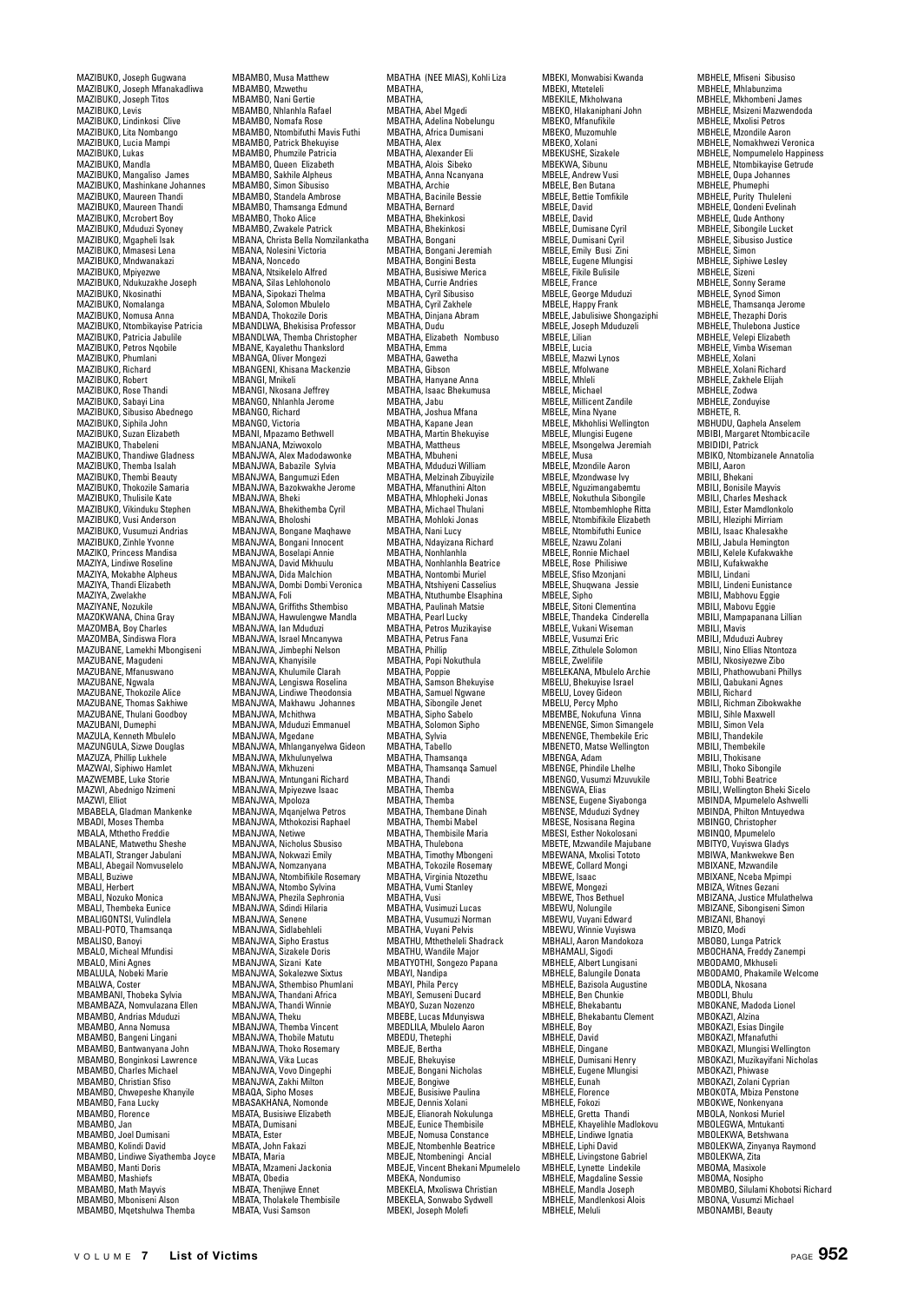MAZIBUKO, Joseph Gugwana
MAZIBUKO, Joseph Mfanakadliwa
MAZIBUKO, Joseph Titos
MAZIBUKO, Levis
MAZIBUKO, Lindinkosi Clive
MAZIBUKO, Lita Nombango
MAZIBUKO, Lucia Mampi
MAZIBUKO, Lukas
MAZIBUKO, Mandla
MAZIBUKO, Mangaliso James
MAZIBUKO, Mashinkane Johannes
MAZIBUKO, Maureen Thandi
MAZIBUKO, Maureen Thandi
MAZIBUKO, Mcrobert Boy
MAZIBUKO, Mduduzi Syoney
MAZIBUKO, Mgapheli Isak
MAZIBUKO, Mmasesi Lena
MAZIBUKO, Mndwanakazi
MAZIBUKO, Mpiyezwe
MAZIBUKO, Ndukuzakhe Joseph
MAZIBUKO, Nkosinathi
MAZIBUKO, Nomalanga
MAZIBUKO, Nomusa Anna
MAZIBUKO, Ntombikayise Patricia
MAZIBUKO, Patricia Jabulile
MAZIBUKO, Petros Nqobile
MAZIBUKO, Phumlani
MAZIBUKO, Richard
MAZIBUKO, Robert
MAZIBUKO, Rose Thandi
MAZIBUKO, Sabayi Lina
MAZIBUKO, Sibusiso Abednego
MAZIBUKO, Siphila John
MAZIBUKO, Suzan Elizabeth
MAZIBUKO, Thabeleni
MAZIBUKO, Thandiwe Gladness
MAZIBUKO, Themba Isalah
MAZIBUKO, Thembi Beauty
MAZIBUKO, Thokozile Samaria
MAZIBUKO, Thulisile Kate
MAZIBUKO, Vikinduku Stephen
MAZIBUKO, Vusi Anderson
MAZIBUKO, Vusumuzi Andrias
MAZIBUKO, Zinhle Yvonne
MAZIKO, Princess Mandisa
MAZIYA, Lindiwe Roseline
MAZIYA, Mokabhe Alpheus
MAZIYA, Thandi Elizabeth
MAZIYA, Zwelakhe
MAZIYANE, Nozukile
MAZOKWANA, China Gray
MAZOMBA, Boy Charles
MAZOMBA, Sindiswa Flora
MAZUBANE, Lamekhi Mbongiseni
MAZUBANE, Magudeni
MAZUBANE, Mfanuswano
MAZUBANE, Ngwala
MAZUBANE, Thokozile Alice
MAZUBANE, Thomas Sakhiwe
MAZUBANE, Thulani Goodboy
MAZUBANI, Dumephi
MAZULA, Kenneth Mbulelo
MAZUNGULA, Sizwe Douglas
MAZUZA, Phillip Lukhele
MAZWAI, Siphiwo Hamlet
MAZWEMBE, Luke Storie
MAZWI, Abednigo Nzimeni
MAZWI, Elliot
MBABELA, Gladman Mankenke
MBADI, Moses Themba
MBALA, Mthetho Freddie
MBALANE, Matwethu Sheshe
MBALATI, Stranger Jabulani
MBALI, Abegail Nomvuselelo
MBALI, Buziwe
MBALI, Herbert
MBALI, Nozuko Monica
MBALI, Thembeka Eunice
MBALIGONTSI, Vulindlela
MBALI-POTO, Thamsanqa
MBALISO, Banoyi
MBALO, Micheal Mfundisi
MBALO, Mini Agnes
MBALULA, Nobeki Marie
MBALWA, Coster
MBAMBANI, Thobeka Sylvia
MBAMBAZA, Nomvulazana Ellen
MBAMBO, Andrias Mduduzi
MBAMBO, Anna Nomusa
MBAMBO, Bangeni Lingani
MBAMBO, Bantwanyana John
MBAMBO, Bonginkosi Lawrence
MBAMBO, Charles Michael
MBAMBO, Christian Sfiso
MBAMBO, Chwepeshe Khanyile
MBAMBO, Fana Lucky
MBAMBO, Florence
MBAMBO, Jan
MBAMBO, Joel Dumisani
MBAMBO, Kolindi David
MBAMBO, Lindiwe Siyathemba Joyce
MBAMBO, Manti Doris
MBAMBO, Mashiefs
MBAMBO, Math Mayvis
MBAMBO, Mboniseni Alson
MBAMBO, Mqetshulwa Themba
MBAMBO, Musa Matthew
MBAMBO, Mzwethu
MBAMBO, Nani Gertie
MBAMBO, Nhlanhla Rafael
MBAMBO, Nomafa Rose
MBAMBO, Ntombifuthi Mavis Futhi
MBAMBO, Patrick Bhekuyise
MBAMBO, Phumzile Patricia
MBAMBO, Queen Elizabeth
MBAMBO, Sakhile Alpheus
MBAMBO, Simon Sibusiso
MBAMBO, Standela Ambrose
MBAMBO, Thamsanga Edmund
MBAMBO, Thoko Alice
MBAMBO, Zwakele Patrick
MBANA, Christa Bella Nomzilankatha
MBANA, Nolesini Victoria
MBANA, Noncedo
MBANA, Ntsikelelo Alfred
MBANA, Silas Lehlohonolo
MBANA, Sipokazi Thelma
MBANA, Solomon Mbulelo
MBANDA, Thokozile Doris
MBANDLWA, Bhekisisa Professor
MBANDLWA, Themba Christopher
MBANE, Kayalethu Thankslord
MBANGA, Oliver Mongezi
MBANGENI, Khisana Mackenzie
MBANGI, Mnikeli
MBANGI, Nkosana Jeffrey
MBANGO, Nhlanhla Jerome
MBANGO, Richard
MBANGO, Victoria
MBANI, Mpazamo Bethwell
MBANJANA, Mziwoxolo
MBANJWA, Alex Madodawonke
MBANJWA, Babazile Sylvia
MBANJWA, Bangumuzi Eden
MBANJWA, Bazokwakhe Jerome
MBANJWA, Bheki
MBANJWA, Bhekithemba Cyril
MBANJWA, Bholoshi
MBANJWA, Bongane Maqhawe
MBANJWA, Bongani Innocent
MBANJWA, Boselapi Annie
MBANJWA, David Mkhuulu
MBANJWA, Dida Malchion
MBANJWA, Dombi Dombi Veronica
MBANJWA, Foli
MBANJWA, Griffiths Sthembiso
MBANJWA, Hawulengwe Mandla
MBANJWA, Ian Mduduzi
MBANJWA, Israel Mncanywa
MBANJWA, Jimbephi Nelson
MBANJWA, Khanyisile
MBANJWA, Khulumile Clarah
MBANJWA, Lengiswa Roselina
MBANJWA, Lindiwe Theodonsia
MBANJWA, Makhawu Johannes
MBANJWA, Mchithwa
MBANJWA, Mduduzi Emmanuel
MBANJWA, Mgedane
MBANJWA, Mhlanganyelwa Gideon
MBANJWA, Mkhulunyelwa
MBANJWA, Mkhuzeni
MBANJWA, Mntungani Richard
MBANJWA, Mpiyezwe Isaac
MBANJWA, Mpoloza
MBANJWA, Mqanjelwa Petros
MBANJWA, Mthokozisi Raphael
MBANJWA, Netiwe
MBANJWA, Nicholus Sbusiso
MBANJWA, Nokwazi Emily
MBANJWA, Nomzanyana
MBANJWA, Ntombifikile Rosemary
MBANJWA, Ntombo Sylvina
MBANJWA, Phezila Sephronia
MBANJWA, Sdindi Hilaria
MBANJWA, Senene
MBANJWA, Sidlabehleli
MBANJWA, Sipho Erastus
MBANJWA, Sizakele Doris
MBANJWA, Sizani Kate
MBANJWA, Sokalezwe Sixtus
MBANJWA, Sthembiso Phumlani
MBANJWA, Thandani Africa
MBANJWA, Thandi Winnie
MBANJWA, Theku
MBANJWA, Themba Vincent
MBANJWA, Thobile Matutu
MBANJWA, Thoko Rosemary
MBANJWA, Vika Lucas
MBANJWA, Vovo Dingephi
MBANJWA, Zakhi Milton
MBAQA, Sipho Moses
MBASAKHANA, Nomonde
MBATA, Busisiwe Elizabeth
MBATA, Dumisani
MBATA, Ester
MBATA, John Fakazi
MBATA, Maria
MBATA, Mzameni Jackonia
MBATA, Obedia
MBATA, Thenjiwe Ennet
MBATA, Tholakele Thembisile
MBATA, Vusi Samson
MBATHA (NEE MIAS), Kohli Liza
MBATHA,
MBATHA,
MBATHA, Abel Mgedi
MBATHA, Adelina Nobelungu
MBATHA, Africa Dumisani
MBATHA, Alex
MBATHA, Alexander Eli
MBATHA, Alois Sibeko
MBATHA, Anna Ncanyana
MBATHA, Archie
MBATHA, Bacinile Bessie
MBATHA, Bernard
MBATHA, Bhekinkosi
MBATHA, Bhekinkosi
MBATHA, Bongani
MBATHA, Bongani Jeremiah
MBATHA, Bongini Besta
MBATHA, Busisiwe Merica
MBATHA, Currie Andries
MBATHA, Cyril Sibusiso
MBATHA, Cyril Zakhele
MBATHA, Dinjana Abram
MBATHA, Dudu
MBATHA, Elizabeth Nombuso
MBATHA, Emma
MBATHA, Gawetha
MBATHA, Gibson
MBATHA, Hanyane Anna
MBATHA, Isaac Bhekumusa
MBATHA, Jabu
MBATHA, Joshua Mfana
MBATHA, Kapane Jean
MBATHA, Martin Bhekuyise
MBATHA, Mattheus
MBATHA, Mbuheni
MBATHA, Mduduzi William
MBATHA, Melzinah Zibuyizile
MBATHA, Mfanuthini Alton
MBATHA, Mhlopheki Jonas
MBATHA, Michael Thulani
MBATHA, Mohloki Jonas
MBATHA, Nani Lucy
MBATHA, Ndayizana Richard
MBATHA, Nonhlanhla
MBATHA, Nonhlanhla Beatrice
MBATHA, Nontombi Muriel
MBATHA, Ntshiyeni Casselius
MBATHA, Ntuthumbe Elsaphina
MBATHA, Paulinah Matsie
MBATHA, Pearl Lucky
MBATHA, Petros Muzikayise
MBATHA, Petrus Fana
MBATHA, Phillip
MBATHA, Popi Nokuthula
MBATHA, Poppie
MBATHA, Samson Bhekuyise
MBATHA, Samuel Ngwane
MBATHA, Sibongile Jenet
MBATHA, Sipho Sabelo
MBATHA, Solomon Sipho
MBATHA, Sylvia
MBATHA, Tabello
MBATHA, Thamsanqa
MBATHA, Thamsanqa Samuel
MBATHA, Thandi
MBATHA, Themba
MBATHA, Themba
MBATHA, Thembane Dinah
MBATHA, Thembi Mabel
MBATHA, Thembisile Maria
MBATHA, Thulebona
MBATHA, Timothy Mbongeni
MBATHA, Tokozile Rosemary
MBATHA, Virginia Ntozethu
MBATHA, Vumi Stanley
MBATHA, Vusi
MBATHA, Vusimuzi Lucas
MBATHA, Vusumuzi Norman
MBATHA, Vuyani Pelvis
MBATHU, Mtheteleli Shadrack
MBATHU, Wandile Major
MBATYOTHI, Songezo Papana
MBAYI, Nandipa
MBAYI, Phila Percy
MBAYI, Semuseni Ducard
MBAYO, Suzan Nozenzo
MBEBE, Lucas Mdunyiswa
MBEDLILA, Mbulelo Aaron
MBEDU, Thetephi
MBEJE, Bertha
MBEJE, Bhekuyise
MBEJE, Bongani Nicholas
MBEJE, Bongiwe
MBEJE, Busisiwe Paulina
MBEJE, Dennis Xolani
MBEJE, Elianorah Nokulunga
MBEJE, Eunice Thembisile
MBEJE, Nomusa Constance
MBEJE, Ntombenhle Beatrice
MBEJE, Ntombeningi Ancial
MBEJE, Vincent Bhekani Mpumelelo
MBEKA, Nondumiso
MBEKELA, Mxoliswa Christian
MBEKELA, Sonwabo Sydwell
MBEKI, Joseph Molefi
MBEKI, Monwabisi Kwanda
MBEKI, Mteteleli
MBEKILE, Mkholwana
MBEKO, Hlakaniphani John
MBEKO, Mfanufikile
MBEKO, Muzomuhle
MBEKO, Xolani
MBEKUSHE, Sizakele
MBEKWA, Sibunu
MBELE, Andrew Vusi
MBELE, Ben Butana
MBELE, Bettie Tomfikile
MBELE, David
MBELE, David
MBELE, Dumisane Cyril
MBELE, Dumisani Cyril
MBELE, Emily Busi Zini
MBELE, Eugene Mlungisi
MBELE, Fikile Bulisile
MBELE, France
MBELE, George Mduduzi
MBELE, Happy Frank
MBELE, Jabulisiwe Shongaziphi
MBELE, Joseph Mduduzeli
MBELE, Lilian
MBELE, Lucia
MBELE, Mazwi Lynos
MBELE, Mfolwane
MBELE, Mhleli
MBELE, Michael
MBELE, Millicent Zandile
MBELE, Mina Nyane
MBELE, Mkhohlisi Wellington
MBELE, Mlungisi Eugene
MBELE, Msongelwa Jeremiah
MBELE, Musa
MBELE, Mzondile Aaron
MBELE, Mzondwase Ivy
MBELE, Nguzimangabemtu
MBELE, Nokuthula Sibongile
MBELE, Ntombemhlophe Ritta
MBELE, Ntombifikile Elizabeth
MBELE, Ntombifuthi Eunice
MBELE, Nzawu Zolani
MBELE, Ronnie Michael
MBELE, Rose Philisiwe
MBELE, Sfiso Mzonjani
MBELE, Shuqwana Jessie
MBELE, Sipho
MBELE, Sitoni Clementina
MBELE, Thandeka Cinderella
MBELE, Vukani Wiseman
MBELE, Vusumzi Eric
MBELE, Zithulele Solomon
MBELE, Zwelifile
MBELEKANA, Mbulelo Archie
MBELU, Bhekuyise Israel
MBELU, Lovey Gideon
MBELU, Percy Mpho
MBEMBE, Nokufuna Vinna
MBENENGE, Simon Simangele
MBENENGE, Thembekile Eric
MBENETO, Matse Wellington
MBENGA, Adam
MBENGE, Phindile Lhelhe
MBENGO, Vusumzi Mzuvukile
MBENGWA, Elias
MBENSE, Eugene Siyabonga
MBENSE, Mduduzi Sydney
MBESE, Nosisana Regina
MBESI, Esther Nokolosani
MBETE, Mzwandile Majubane
MBEWANA, Mxolisi Tototo
MBEWE, Collard Mongi
MBEWE, Isaac
MBEWE, Mongezi
MBEWE, Thos Bethuel
MBEWU, Nolungile
MBEWU, Vuyani Edward
MBEWU, Winnie Vuyiswa
MBHALI, Aaron Mandokoza
MBHAMALI, Sigodi
MBHELE, Albert Lungisani
MBHELE, Balungile Donata
MBHELE, Bazisola Augustine
MBHELE, Ben Chunkie
MBHELE, Bhekabantu
MBHELE, Bhekabantu Clement
MBHELE, Boy
MBHELE, David
MBHELE, Dingane
MBHELE, Dumisani Henry
MBHELE, Eugene Mlungisi
MBHELE, Eunah
MBHELE, Florence
MBHELE, Fokozi
MBHELE, Gretta Thandi
MBHELE, Khayelihle Madlokovu
MBHELE, Lindiwe Ignatia
MBHELE, Liphi David
MBHELE, Livingstone Gabriel
MBHELE, Lynette Lindekile
MBHELE, Magdaline Sessie
MBHELE, Mandla Joseph
MBHELE, Mandlenkosi Alois
MBHELE, Meluli
MBHELE, Mfiseni Sibusiso
MBHELE, Mhlabunzima
MBHELE, Mkhombeni James
MBHELE, Msizeni Mazwendoda
MBHELE, Mxolisi Petros
MBHELE, Mzondile Aaron
MBHELE, Nomakhwezi Veronica
MBHELE, Nompumelelo Happiness
MBHELE, Ntombikayise Getrude
MBHELE, Oupa Johannes
MBHELE, Phumephi
MBHELE, Purity Thuleleni
MBHELE, Qondeni Evelinah
MBHELE, Qude Anthony
MBHELE, Sibongile Lucket
MBHELE, Sibusiso Justice
MBHELE, Simon
MBHELE, Siphiwe Lesley
MBHELE, Sizeni
MBHELE, Sonny Serame
MBHELE, Synod Simon
MBHELE, Thamsanqa Jerome
MBHELE, Thezaphi Doris
MBHELE, Thulebona Justice
MBHELE, Velepi Elizabeth
MBHELE, Vimba Wiseman
MBHELE, Xolani
MBHELE, Xolani Richard
MBHELE, Zakhele Elijah
MBHELE, Zodwa
MBHELE, Zonduyise
MBHETE, R.
MBHUDU, Oaphela Anselem
MBIBI, Margaret Ntombicacile
MBIDIDI, Patrick
MBIKO, Ntombizanele Annatolia
MBILI, Aaron
MBILI, Bhekani
MBILI, Bonisile Mayvis
MBILI, Charles Meshack
MBILI, Ester Mamdlonkolo
MBILI, Hleziphi Mirriam
MBILI, Isaac Khalesakhe
MBILI, Jabula Hemington
MBILI, Kelele Kufakwakhe
MBILI, Kufakwakhe
MBILI, Lindani
MBILI, Lindeni Eunistance
MBILI, Mabhovu Eggie
MBILI, Mabovu Eggie
MBILI, Mampapanana Lillian
MBILI, Mavis
MBILI, Mduduzi Aubrey
MBILI, Nino Ellias Ntontoza
MBILI, Nkosiyezwe Zibo
MBILI, Phathowubani Phillys
MBILI, Qabukani Agnes
MBILI, Richard
MBILI, Richman Zibokwakhe
MBILI, Sihle Maxwell
MBILI, Simon Vela
MBILI, Thandekile
MBILI, Thembekile
MBILI, Thokisane
MBILI, Thoko Sibongile
MBILI, Tobhi Beatrice
MBILI, Wellington Bheki Sicelo
MBINDA, Mpumelelo Ashwelli
MBINDA, Philton Mntuyedwa
MBINGO, Christopher
MBINQO, Mpumelelo
MBITYO, Vuyiswa Gladys
MBIWA, Mankwekwe Ben
MBIXANE, Mzwandile
MBIXANE, Nceba Mpimpi
MBIZA, Witnes Gezani
MBIZANA, Justice Mfulathelwa
MBIZANE, Sibongiseni Simon
MBIZANI, Bhanoyi
MBIZO, Modi
MBOBO, Lunga Patrick
MBOCHANA, Freddy Zanempi
MBODAMO, Mkhuseli
MBODAMO, Phakamile Welcome
MBODLA, Nkosana
MBODLI, Bhulu
MBOKANE, Madoda Lionel
MBOKAZI, Alzina
MBOKAZI, Esias Dingile
MBOKAZI, Mfanafuthi
MBOKAZI, Mlungisi Wellington
MBOKAZI, Muzikayifani Nicholas
MBOKAZI, Phiwase
MBOKAZI, Zolani Cyprian
MBOKOTA, Mbiza Penstone
MBOKWE, Nonkenyana
MBOLA, Nonkosi Muriel
MBOLEGWA, Mntukanti
MBOLEKWA, Betshwana
MBOLEKWA, Zinyanya Raymond
MBOLEKWA, Zita
MBOMA, Masixole
MBOMA, Nosipho
MBOMBO, Silulami Khobotsi Richard
MBONA, Vusumzi Michael
MBONAMBI, Beauty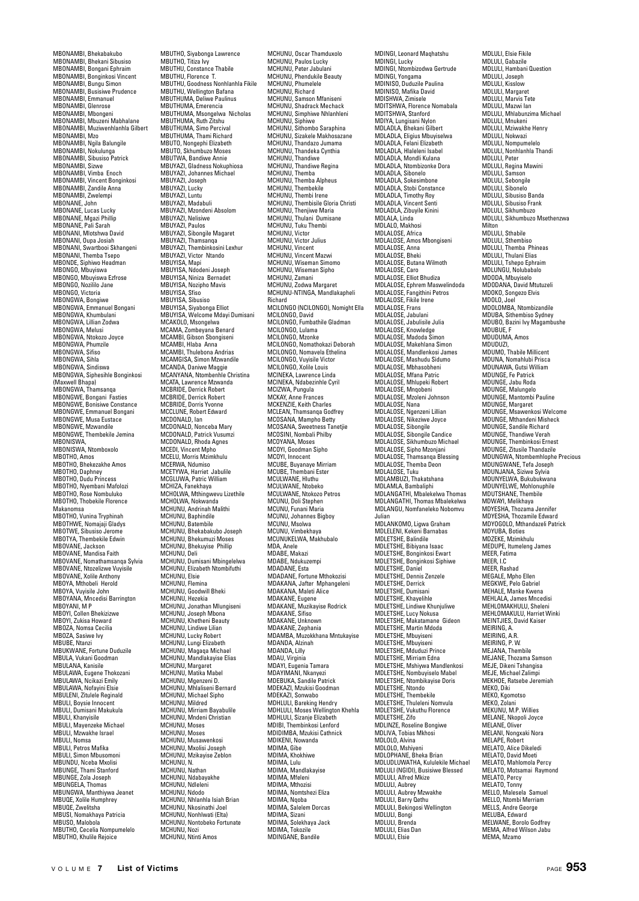MBONAMBI, Bhekabakubo
MBONAMBI, Bhekani Sibusiso
MBONAMBI, Bongani Ephraim
MBONAMBI, Bonginkosi Vincent
MBONAMBI, Bungu Simon
MBONAMBI, Busisiwe Prudence
MBONAMBI, Emmanuel
MBONAMBI, Glenrose
MBONAMBI, Mbongeni
MBONAMBI, Mbuzeni Mabhalane
MBONAMBI, Muziwenhlanhla Gilbert
MBONAMBI, Mzo
MBONAMBI, Ngila Balungile
MBONAMBI, Nokulunga
MBONAMBI, Sibusiso Patrick
MBONAMBI, Sizwe
MBONAMBI, Vimba Enoch
MBONAMBI, Vincent Bonginkosi
MBONAMBI, Zandile Anna
MBONAMBI, Zwelempi
MBONANE, John
MBONANE, Lucas Lucky
MBONANE, Mgazi Phillip
MBONANE, Pali Sarah
MBONANI, Mlotshwa David
MBONANI, Oupa Josiah
MBONANI, Swartbooi Skhangeni
MBONANI, Themba Tsepo
MBONDE, Siphiwo Headman
MBONGO, Mbuyiswa
MBONGO, Mbuyiswa Ezfrose
MBONGO, Nozililo Jane
MBONGO, Victoria
MBONGWA, Bongiwe
MBONGWA, Emmanuel Bongani
MBONGWA, Khumbulani
MBONGWA, Lillian Zodwa
MBONGWA, Melusi
MBONGWA, Ntokozo Joyce
MBONGWA, Phumzile
MBONGWA, Sifiso
MBONGWA, Sihla
MBONGWA, Sindiswa
MBONGWA, Siphesihle Bonginkosi (Maxwell Bhapa)
MBONGWA, Thamsanqa
MBONGWE, Bongani Fasties
MBONGWE, Bonisiwe Constance
MBONGWE, Emmanuel Bongani
MBONGWE, Musa Eustace
MBONGWE, Mzwandile
MBONGWE, Thembekile Jemina
MBONISWA,
MBONISWA, Ntomboxolo
MBOTHO, Amos
MBOTHO, Bhekezakhe Amos
MBOTHO, Daphney
MBOTHO, Dudu Princess
MBOTHO, Nyembani Mafolozi
MBOTHO, Rose Nombuluko
MBOTHO, Thobekile Florence Makanomsa
MBOTHO, Vunina Tryphinah
MBOTHWE, Nomajaji Gladys
MBOTWE, Sibusiso Jerome
MBOTYA, Thembekile Edwin
MBOVANE, Jackson
MBOVANE, Mandisa Faith
MBOVANE, Nomathamsanqa Sylvia
MBOVANE, Ntozelizwe Vuyisile
MBOVANE, Xolile Anthony
MBOYA, Mthobeli Herold
MBOYA, Vuyisile John
MBOYANA, Mncedisi Barrington
MBOYANI, M P
MBOYI, Collen Bhekizizwe
MBOYI, Zukisa Howard
MBOZA, Nomsa Cecilia
MBOZA, Sasiwe Ivy
MBUBE, Ntanzi
MBUKWANE, Fortune Duduzile
MBULA, Vukani Goodman
MBULANA, Kanisile
MBULAWA, Eugene Thokozani
MBULAWA, Ncikazi Emily
MBULAWA, Nofayini Elsie
MBULENI, Zitulele Reginald
MBULI, Boysie Innocent
MBULI, Dumisani Makukula
MBULI, Khanyisile
MBULI, Mayenzeke Michael
MBULI, Mzwakhe Israel
MBULI, Nomsa
MBULI, Petros Mafika
MBULI, Simon Mbusomoni
MBUNDU, Nceba Mxolisi
MBUNGE, Thami Stanford
MBUNGE, Zola Joseph
MBUNGELA, Thomas
MBUNGWA, Manthiywa Jeanet
MBUQE, Xolile Humphrey
MBUQE, Zwelitsha
MBUSI, Nomakhaya Patricia
MBUSO, Malobola
MBUTHO, Cecelia Nompumelelo
MBUTHO, Khulile Rejoice
MBUTHO, Siyabonga Lawrence
MBUTHO, Titiza Ivy
MBUTHU, Constance Thabile
MBUTHU, Florence T.
MBUTHU, Goodness Nonhlanhla Fikile
MBUTHU, Wellington Bafana
MBUTHUMA, Deliwe Paulinus
MBUTHUMA, Emerencia
MBUTHUMA, Msongelwa Nicholas
MBUTHUMA, Ruth Zitshu
MBUTHUMA, Simo Percival
MBUTHUMA, Thami Richard
MBUTO, Nongephi Elizabeth
MBUTO, Skhumbuzo Moses
MBUTWA, Bandiwe Annie
MBUYAZI, Gladness Nokuphiosa
MBUYAZI, Johannes Michael
MBUYAZI, Joseph
MBUYAZI, Lucky
MBUYAZI, Luntu
MBUYAZI, Madabuli
MBUYAZI, Mzondeni Absolom
MBUYAZI, Nelisiwe
MBUYAZI, Paulos
MBUYAZI, Sibongile Magaret
MBUYAZI, Thamsanqa
MBUYAZI, Thembinkosini Lexhur
MBUYAZI, Victor Ntando
MBUYISA, Mapi
MBUYISA, Ndodeni Joseph
MBUYISA, Niniza Bernadet
MBUYISA, Nozipho Mavis
MBUYISA, Sfiso
MBUYISA, Sibusiso
MBUYISA, Siyabonga Elliot
MBUYISA, Welcome Mdayi Dumisani
MCAKOLO, Msongelwa
MCAMA, Zombeyana Benard
MCAMBI, Gibson Sbongiseni
MCAMBI, Hlaba Anna
MCAMBI, Thulebona Andrias
MCAMGISA, Simon Mzwandile
MCANDA, Daniwe Maggie
MCANYANA, Ntombenhle Christina
MCATA, Lawrence Mzwanda
MCBRIDE, Derrick Robert
MCBRIDE, Derrick Robert
MCBRIDE, Dorris Yvonne
MCCLUNE, Robert Edward
MCDONALD, Ian
MCDONALD, Nonceba Mary
MCDONALD, Patrick Vusumzi
MCDONALD, Rhoda Agnes
MCEDI, Vincent Mpho
MCELU, Morris Mzimkhulu
MCERWA, Ndumiso
MCETYWA, Harriet Jabulile
MCGLUWA, Patric William
MCHIZA, Fanekhaya
MCHOLWA, Mthingwevu Lizethile
MCHOLWA, Nokwanda
MCHUNU, Andrinah Malithi
MCHUNU, Baphindile
MCHUNU, Batembile
MCHUNU, Bhekabakubo Joseph
MCHUNU, Bhekumuzi Moses
MCHUNU, Bhekuyise Phillip
MCHUNU, Deli
MCHUNU, Dumisani Mbingelelwa
MCHUNU, Elizabeth Ntombifuthi
MCHUNU, Elsie
MCHUNU, Flemina
MCHUNU, Goodwill Bheki
MCHUNU, Hezekia
MCHUNU, Jonathan Mlungiseni
MCHUNU, Joseph Mbona
MCHUNU, Khetheni Beauty
MCHUNU, Lindiwe Lilian
MCHUNU, Lucky Robert
MCHUNU, Lungi Elizabeth
MCHUNU, Magaqa Michael
MCHUNU, Mandlakayise Elias
MCHUNU, Margaret
MCHUNU, Matika Mabel
MCHUNU, Mgenzeni D.
MCHUNU, Mhlaliseni Bernard
MCHUNU, Michael Sipho
MCHUNU, Mildred
MCHUNU, Mirriam Bayabulile
MCHUNU, Mndeni Christian
MCHUNU, Moses
MCHUNU, Moses
MCHUNU, Musawenkosi
MCHUNU, Mxolisi Joseph
MCHUNU, Mzikayise Zeblon
MCHUNU, N.
MCHUNU, Nathan
MCHUNU, Ndabayakhe
MCHUNU, Ndleleni
MCHUNU, Ndodo
MCHUNU, Nhlanhla Isiah Brian
MCHUNU, Nkosinathi Joel
MCHUNU, Nonhlwati (Elta)
MCHUNU, Nontobeko Fortunate
MCHUNU, Nozi
MCHUNU, Ntinti Amos
MCHUNU, Oscar Thamduxolo
MCHUNU, Paulos Lucky
MCHUNU, Peter Jabulani
MCHUNU, Phendukile Beauty
MCHUNU, Phumelele
MCHUNU, Richard
MCHUNU, Samson Mfaniseni
MCHUNU, Shadrack Mechack
MCHUNU, Simphiwe Nhlanhleni
MCHUNU, Siphiwe
MCHUNU, Sithombo Saraphina
MCHUNU, Sizakele Makhosazane
MCHUNU, Thandazo Jumama
MCHUNU, Thandeka Cynthia
MCHUNU, Thandiwe
MCHUNU, Thandiwe Regina
MCHUNU, Themba
MCHUNU, Themba Alpheus
MCHUNU, Thembekile
MCHUNU, Thembi Irene
MCHUNU, Thembisile Gloria Christi
MCHUNU, Thenjiwe Maria
MCHUNU, Thulani Dumisane
MCHUNU, Tuku Thembi
MCHUNU, Victor
MCHUNU, Victor Julius
MCHUNU, Vincent
MCHUNU, Vincent Mazwi
MCHUNU, Wiseman Simomo
MCHUNU, Wiseman Sipho
MCHUNU, Zamani
MCHUNU, Zodwa Margaret
MCHUNU-NTINGA, Mandlakapheli Richard
MCILONGO (NCILONGO), Nomight Ella
MCILONGO, David
MCILONGO, Fumbathile Gladman
MCILONGO, Lulama
MCILONGO, Mzonke
MCILONGO, Nomathokazi Deborah
MCILONGO, Nomavela Ethelina
MCILONGO, Vuyisile Victor
MCILONGO, Xolile Louis
MCINEKA, Lawrence Linda
MCINEKA, Ndabezinhle Cyril
MCIZWA, Pungula
MCKAY, Anne Frances
MCKENZIE, Keith Charles
MCLEAN, Thamsanqa Godfrey
MCOSANA, Mampho Betty
MCOSANA, Sweetness Tanetjie
MCOSINI, Nombali Philby
MCOYANA, Moses
MCOYI, Goodman Sipho
MCOYI, Innocent
MCUBE, Buyanaye Mirriam
MCUBE, Thembani Ester
MCULWANE, Hluthu
MCULWANE, Ntobeko
MCULWANE, Ntokozo Petros
MCUNU, Doli Stephen
MCUNU, Funani Maria
MCUNU, Johannes Bigboy
MCUNU, Msolwa
MCUNU, Vimbekhaya
MCUNUKELWA, Makhubalo
MDA, Anele
MDABE, Makazi
MDABE, Ndukuzempi
MDADANE, Esta
MDADANE, Fortune Mthokozisi
MDAKANA, Jafter Mphangeleni
MDAKANA, Maleti Alice
MDAKANE, Eugene
MDAKANE, Muzikayise Rodrick
MDAKANE, Sifiso
MDAKANE, Unknown
MDAKANE, Zephania
MDAMBA, Muzokkhana Mntukayise
MDANDA, Alzinah
MDANDA, Lilly
MDAU, Virginia
MDAYI, Eugenia Tamara
MDAYIMANI, Nkanyezi
MDEBUKA, Sandile Patrick
MDEKAZI, Mzukisi Goodman
MDEKAZI, Sonwabo
MDHLULI, Bareking Hendry
MDHLULI, Moses Wellington Khehla
MDHLULI, Sizanje Elizabeth
MDIBI, Thembinkosi Lenford
MDIDIMBA, Mzukisi Cathnick
MDIKENI, Nowanda
MDIMA, Gibe
MDIMA, Khokhiwe
MDIMA, Lulu
MDIMA, Mandlakayise
MDIMA, Mfeleni
MDIMA, Mthozisi
MDIMA, Nomtshezi Eliza
MDIMA, Nqoba
MDIMA, Salelem Dorcas
MDIMA, Sizani
MDIMA, Solekhaya Jack
MDIMA, Tokozile
MDINGANE, Bandile
MDINGI, Leonard Maqhatshu
MDINGI, Lucky
MDINGI, Ntombizodwa Gertrude
MDINGI, Yongama
MDINISO, Duduzile Paulina
MDINISO, Mafika David
MDISHWA, Zimisele
MDITSHWA, Florence Nomabala
MDITSHWA, Stanford
MDIYA, Lungisani Nylon
MDLADLA, Bhekani Gilbert
MDLADLA, Eligius Mbuyiselwa
MDLADLA, Felani Elizabeth
MDLADLA, Hlaleleni Isabel
MDLADLA, Mondli Kulana
MDLADLA, Ntombizonke Dora
MDLADLA, Sibonelo
MDLADLA, Sokesimbone
MDLADLA, Stobi Constance
MDLADLA, Timothy Roy
MDLADLA, Vincent Senti
MDLADLA, Zibuyile Kinini
MDLALA, Linda
MDLALO, Makhosi
MDLALOSE, Africa
MDLALOSE, Amos Mbongiseni
MDLALOSE, Anna
MDLALOSE, Bheki
MDLALOSE, Butana Wilmoth
MDLALOSE, Caro
MDLALOSE, Elliot Bhudiza
MDLALOSE, Ephrem Maswelindoda
MDLALOSE, Fangithini Petros
MDLALOSE, Fikile Irene
MDLALOSE, Frans
MDLALOSE, Jabulani
MDLALOSE, Jabulisile Julia
MDLALOSE, Knowledge
MDLALOSE, Madoda Simon
MDLALOSE, Makehlana Simon
MDLALOSE, Mandlenkosi James
MDLALOSE, Mashudu Sidumo
MDLALOSE, Mbhasobheni
MDLALOSE, Mfana Patric
MDLALOSE, Mhlupeki Robert
MDLALOSE, Mnqobeni
MDLALOSE, Mzoleni Johnson
MDLALOSE, Nana
MDLALOSE, Ngenzeni Lillian
MDLALOSE, Nikeziwe Joyce
MDLALOSE, Sibongile
MDLALOSE, Sibongile Candice
MDLALOSE, Sikhumbuzo Michael
MDLALOSE, Sipho Mzonjani
MDLALOSE, Thamsanqa Blessing
MDLALOSE, Themba Deon
MDLALOSE, Tuku
MDLAMBUZI, Thakatshana
MDLAMLA, Bambaliphi
MDLANGATHI, Mbalekelwa Thomas
MDLANGATHI, Thomas Mbalekelwa
MDLANGU, Nomfaneleko Nobomvu Julian
MDLANKOMO, Ligwa Graham
MDLELENI, Kekeni Barnabas
MDLETSHE, Balindile
MDLETSHE, Bibiyana Isaac
MDLETSHE, Bonginkosi Ewart
MDLETSHE, Bonginkosi Siphiwe
MDLETSHE, Daniel
MDLETSHE, Dennis Zenzele
MDLETSHE, Derrick
MDLETSHE, Dumisani
MDLETSHE, Khayelihle
MDLETSHE, Lindiwe Khunjuliwe
MDLETSHE, Lucy Nokusa
MDLETSHE, Makatamane Gideon
MDLETSHE, Martin Mdoda
MDLETSHE, Mbuyiseni
MDLETSHE, Mbuyiseni
MDLETSHE, Mduduzi Prince
MDLETSHE, Mirriam Edna
MDLETSHE, Mshiywa Mandlenkosi
MDLETSHE, Nombuyiselo Mabel
MDLETSHE, Ntombikayise Doris
MDLETSHE, Ntondo
MDLETSHE, Thembekile
MDLETSHE, Thuleleni Nomvula
MDLETSHE, Vukuthu Florence
MDLETSHE, Zifo
MDLINZE, Roseline Bongiwe
MDLIVA, Tobias Mkhosi
MDLOLO, Alvina
MDLOLO, Mshiyeni
MDLOPHANE, Bheka Brian
MDLUDLUWATHA, Kululekile Michael
MDLULI (NGIDI), Busisiwe Blessed
MDLULI, Alfred Mkize
MDLULI, Aubrey
MDLULI, Aubrey Mzwakhe
MDLULI, Barry Qethu
MDLULI, Bekingosi Wellington
MDLULI, Bongi
MDLULI, Brenda
MDLULI, Elias Dan
MDLULI, Elsie
MDLULI, Elsie Fikile
MDLULI, Gabazile
MDLULI, Hambani Question
MDLULI, Joseph
MDLULI, Kisslow
MDLULI, Margaret
MDLULI, Marvis Tete
MDLULI, Mazwi Ian
MDLULI, Mhlabunzima Michael
MDLULI, Mnukeni
MDLULI, Mziwakhe Henry
MDLULI, Nokwazi
MDLULI, Nompumelelo
MDLULI, Nonhlanhla Thandi
MDLULI, Peter
MDLULI, Regina Mawini
MDLULI, Samson
MDLULI, Sebongile
MDLULI, Sibonelo
MDLULI, Sibusiso Banda
MDLULI, Sibusiso Frank
MDLULI, Sikhumbuzo
MDLULI, Sikhumbuzo Msethenzwa Milton
MDLULI, Sthabile
MDLULI, Sthembiso
MDLULI, Themba Phineas
MDLULI, Thulani Elias
MDLULI, Tshepo Ephraim
MDLUNGU, Nolubabalo
MDODA, Mbuyiselo
MDODANA, David Mtutuzeli
MDOKO, Songezo Elvis
MDOLO, Joel
MDOLOMBA, Ntombizandile
MDUBA, Sithembiso Sydney
MDUBO, Bazini Ivy Magambushe
MDUBUE, F
MDUDUMA, Amos
MDUDUZI,
MDUMO, Thabile Millicent
MDUNA, Nomahlubi Prisca
MDUNAWA, Gutsi William
MDUNGE, Fe Patrick
MDUNGE, Jabu Roda
MDUNGE, Malungelo
MDUNGE, Mantombi Pauline
MDUNGE, Margaret
MDUNGE, Msawenkosi Welcome
MDUNGE, Mthandeni Misheck
MDUNGE, Sandile Richard
MDUNGE, Thandiwe Verah
MDUNGE, Thembinkosi Ernest
MDUNGE, Zitusile Thandazile
MDUNGWA, Ntombemhlophe Precious
MDUNGWANE, Tefa Joseph
MDUNJANA, Siziwe Sylvia
MDUNYELWA, Bukubukwana
MDUNYELWE, Mohlonuphile
MDUTSHANE, Thembile
MDWAYI, Melikhaya
MDYESHA, Thozama Jennifer
MDYESHA, Thozamile Edward
MDYOGOLO, Mthandazeli Patrick
MDYUBA, Boties
MDZEKE, Mzimkhulu
MEDUPE, Itumeleng James
MEER, Fatima
MEER, I.C
MEER, Rashad
MEGALE, Mpho Ellen
MEGKWE, Pelo Gabriel
MEHALE, Manke Kwena
MEHLALA, James Mncedisi
MEHLOMAKHULU, Sheleni
MEHLOMAKULU, Harriet Winki
MEINTJIES, David Kaiser
MEIRING, A.
MEIRING, A.R.
MEIRING, P. W.
MEJANA, Thembile
MEJANE, Thozama Samson
MEJE, Dikeni Tshangisa
MEJE, Michael Zalimpi
MEKHOE, Ratsebe Jeremiah
MEKO, Diki
MEKO, Kgomotso
MEKO, Zolani
MEKUNU, M.P. Willies
MELANE, Nkopoli Joyce
MELANE, Oliver
MELANI, Nongxaki Nora
MELAPE, Robert
MELATO, Alice Dikeledi
MELATO, David Moeti
MELATO, Mahlomola Percy
MELATO, Motsamai Raymond
MELATO, Percy
MELATO, Tonny
MELLO, Malesela Samuel
MELLO, Ntombi Merriam
MELLS, Andre George
MELUBA, Edward
MELWANE, Borolo Godfrey
MEMA, Alfred Wilson Jabu
MEMA, Mzamo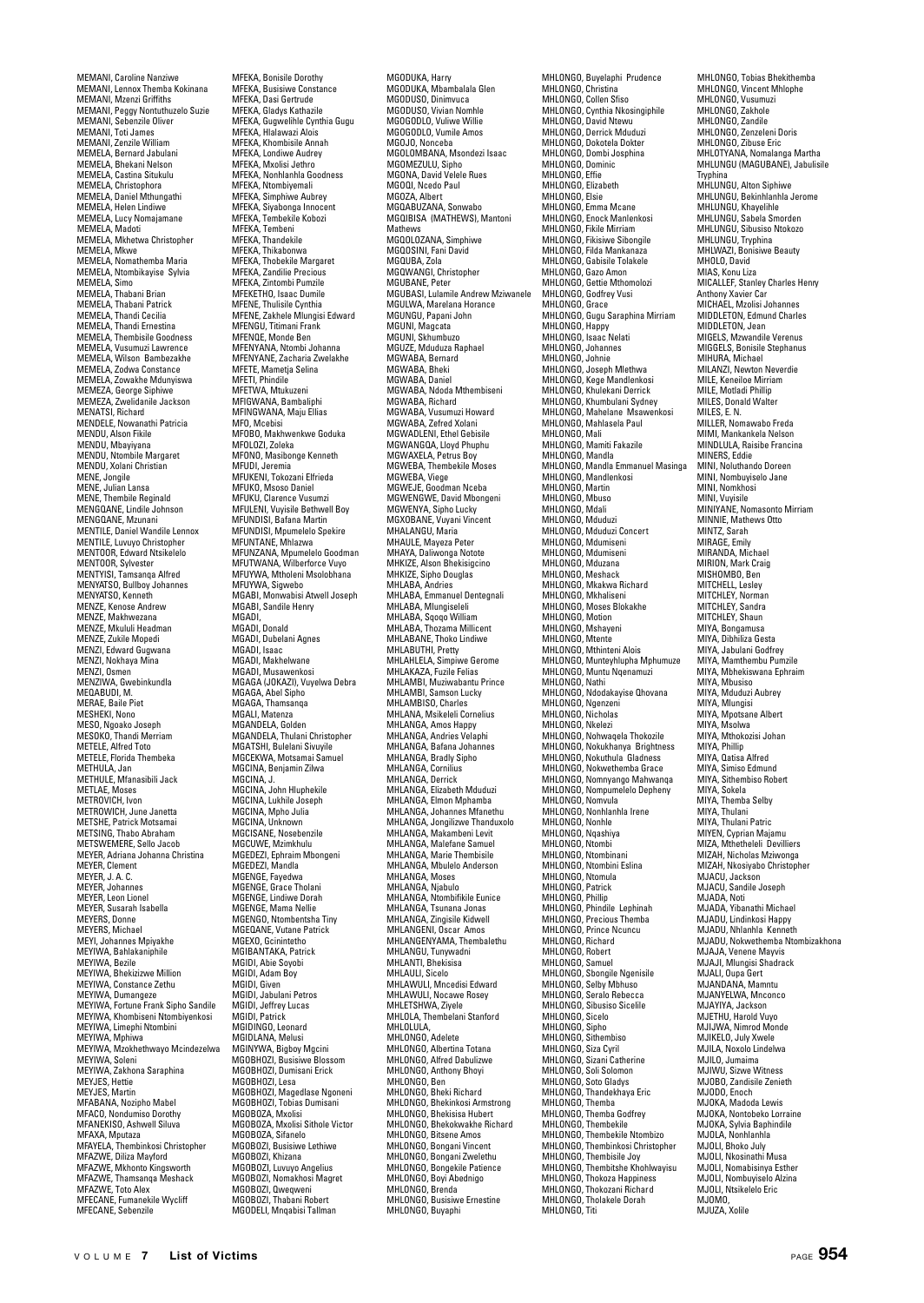MEMANI, Caroline Nanziwe
MEMANI, Lennox Themba Kokinana
MEMANI, Mzenzi Griffiths
MEMANI, Peggy Nontuthuzelo Suzie
MEMANI, Sebenzile Oliver
MEMANI, Toti James
MEMANI, Zenzile William
MEMELA, Bernard Jabulani
MEMELA, Bhekani Nelson
MEMELA, Castina Situkulu
MEMELA, Christophora
MEMELA, Daniel Mthungathi
MEMELA, Helen Lindiwe
MEMELA, Lucy Nomajamane
MEMELA, Madoti
MEMELA, Mkhetwa Christopher
MEMELA, Mkwe
MEMELA, Nomathemba Maria
MEMELA, Ntombikayise Sylvia
MEMELA, Simo
MEMELA, Thabani Brian
MEMELA, Thabani Patrick
MEMELA, Thandi Cecilia
MEMELA, Thandi Ernestina
MEMELA, Thembisile Goodness
MEMELA, Vusumuzi Lawrence
MEMELA, Wilson Bambezakhe
MEMELA, Zodwa Constance
MEMELA, Zowakhe Mdunyiswa
MEMEZA, George Siphiwe
MEMEZA, Zwelidanile Jackson
MENATSI, Richard
MENDELE, Nowanathi Patricia
MENDU, Alson Fikile
MENDU, Mbayiyana
MENDU, Ntombile Margaret
MENDU, Xolani Christian
MENE, Jongile
MENE, Julian Lansa
MENE, Thembile Reginald
MENGQANE, Lindile Johnson
MENGQANE, Mzunani
MENTILE, Daniel Wandile Lennox
MENTILE, Luvuyo Christopher
MENTOOR, Edward Ntsikelelo
MENTOOR, Sylvester
MENTYISI, Tamsanqa Alfred
MENYATSO, Bullboy Johannes
MENYATSO, Kenneth
MENZE, Kenose Andrew
MENZE, Makhwezana
MENZE, Mkululi Headman
MENZE, Zukile Mopedi
MENZI, Edward Gugwana
MENZI, Nokhaya Mina
MENZI, Osmen
MENZIWA, Gwebinkundla
MEQABUDI, M.
MERAE, Baile Piet
MESHEKI, Nono
MESO, Ngoako Joseph
MESOKO, Thandi Merriam
METELE, Alfred Toto
METELE, Florida Thembeka
METHULA, Jan
METHULE, Mfanasibili Jack
METLAE, Moses
METROVICH, Ivon
METROWICH, June Janetta
METSHE, Patrick Motsamai
METSING, Thabo Abraham
METSWEMERE, Sello Jacob
MEYER, Adriana Johanna Christina
MEYER, Clement
MEYER, J. A. C.
MEYER, Johannes
MEYER, Leon Lionel
MEYER, Susarah Isabella
MEYERS, Donne
MEYERS, Michael
MEYI, Johannes Mpiyakhe
MEYIWA, Bahlakaniphile
MEYIWA, Bezile
MEYIWA, Bhekizizwe Million
MEYIWA, Constance Zethu
MEYIWA, Dumangeze
MEYIWA, Fortune Frank Sipho Sandile
MEYIWA, Khombiseni Ntombiyenkosi
MEYIWA, Limephi Ntombini
MEYIWA, Mphiwa
MEYIWA, Mzokhethwayo Mcindezelwa
MEYIWA, Soleni
MEYIWA, Zakhona Saraphina
MEYJES, Hettie
MEYJES, Martin
MFABANA, Nozipho Mabel
MFACO, Nondumiso Dorothy
MFANEKISO, Ashwell Siluva
MFAXA, Mputaza
MFAYELA, Thembinkosi Christopher
MFAZWE, Diliza Mayford
MFAZWE, Mkhonto Kingsworth
MFAZWE, Thamsanqa Meshack
MFAZWE, Toto Alex
MFECANE, Fumanekile Wycliff
MFECANE, Sebenzile
MFEKA, Bonisile Dorothy
MFEKA, Busisiwe Constance
MFEKA, Dasi Gertrude
MFEKA, Gladys Kathazile
MFEKA, Gugwelihle Cynthia Gugu
MFEKA, Hlalawazi Alois
MFEKA, Khombisile Annah
MFEKA, Londiwe Audrey
MFEKA, Mxolisi Jethro
MFEKA, Nonhlanhla Goodness
MFEKA, Ntombiyemali
MFEKA, Simphiwe Aubrey
MFEKA, Siyabonga Innocent
MFEKA, Tembekile Kobozi
MFEKA, Tembeni
MFEKA, Thandekile
MFEKA, Thikabonwa
MFEKA, Thobekile Margaret
MFEKA, Zandilie Precious
MFEKA, Zintombi Pumzile
MFEKETHO, Isaac Dumile
MFENE, Thulisile Cynthia
MFENE, Zakhele Mlungisi Edward
MFENGU, Titimani Frank
MFENQE, Monde Ben
MFENYANA, Ntombi Johanna
MFENYANE, Zacharia Zwelakhe
MFETE, Mametja Selina
MFETI, Phindile
MFETWA, Mtukuzeni
MFIGWANA, Bambaliphi
MFINGWANA, Maju Ellias
MFO, Mcebisi
MFOBO, Makhwenkwe Goduka
MFOLOZI, Zoleka
MFONO, Masibonge Kenneth
MFUDI, Jeremia
MFUKENI, Tokozani Elfrieda
MFUKO, Msoso Daniel
MFUKU, Clarence Vusumzi
MFULENI, Vuyisile Bethwell Boy
MFUNDISI, Bafana Martin
MFUNDISI, Mpumelelo Spekire
MFUNTANE, Mhlazwa
MFUNZANA, Mpumelelo Goodman
MFUTWANA, Wilberforce Vuyo
MFUYWA, Mtholeni Msolobhana
MFUYWA, Sigwebo
MGABI, Monwabisi Atwell Joseph
MGABI, Sandile Henry
MGADI,
MGADI, Donald
MGADI, Dubelani Agnes
MGADI, Isaac
MGADI, Makhelwane
MGADI, Musawenkosi
MGAGA (JOKAZI), Vuyelwa Debra
MGAGA, Abel Sipho
MGAGA, Thamsanqa
MGALI, Matenza
MGANDELA, Golden
MGANDELA, Thulani Christopher
MGATSHI, Bulelani Sivuyile
MGCEKWA, Motsamai Samuel
MGCINA, Benjamin Zilwa
MGCINA, J.
MGCINA, John Hluphekile
MGCINA, Lukhile Joseph
MGCINA, Mpho Julia
MGCINA, Unknown
MGCISANE, Nosebenzile
MGCUWE, Mzimkhulu
MGEDEZI, Ephraim Mbongeni
MGEDEZI, Mandla
MGENGE, Fayedwa
MGENGE, Grace Tholani
MGENGE, Lindiwe Dorah
MGENGE, Mama Nellie
MGENGO, Ntombentsha Tiny
MGEQANE, Vutane Patrick
MGEXO, Gcinintetho
MGIBANTAKA, Patrick
MGIDI, Abie Soyobi
MGIDI, Adam Boy
MGIDI, Given
MGIDI, Jabulani Petros
MGIDI, Jeffrey Lucas
MGIDI, Patrick
MGIDINGO, Leonard
MGIDLANA, Melusi
MGINYWA, Bigboy Mgcini
MGOBHOZI, Busisiwe Blossom
MGOBHOZI, Dumisani Erick
MGOBHOZI, Lesa
MGOBHOZI, Magedlase Ngoneni
MGOBHOZI, Tobias Dumisani
MGOBOZA, Mxolisi
MGOBOZA, Mxolisi Sithole Victor
MGOBOZA, Sifanelo
MGOBOZI, Busisiwe Lethiwe
MGOBOZI, Khizana
MGOBOZI, Luvuyo Angelius
MGOBOZI, Nomakhosi Magret
MGOBOZI, Qweqweni
MGOBOZI, Thabani Robert
MGODELI, Mnqabisi Tallman
MGODUKA, Harry
MGODUKA, Mbambalala Glen
MGODUSO, Dinimvuca
MGODUSO, Vivian Nomhle
MGOGODLO, Vuliwe Willie
MGOGODLO, Vumile Amos
MGOJO, Nonceba
MGOLOMBANA, Msondezi Isaac
MGOMEZULU, Sipho
MGONA, David Velele Rues
MGOQI, Ncedo Paul
MGOZA, Albert
MGQABUZANA, Sonwabo
MGQIBISA (MATHEWS), Mantoni Mathews
MGQOLOZANA, Simphiwe
MGQOSINI, Fani David
MGQUBA, Zola
MGQWANGI, Christopher
MGUBANE, Peter
MGUBASI, Lulamile Andrew Mziwanele
MGULWA, Marelana Horance
MGUNGU, Papani John
MGUNI, Magcata
MGUNI, Skhumbuzo
MGUZE, Mduduza Raphael
MGWABA, Bernard
MGWABA, Bheki
MGWABA, Daniel
MGWABA, Ndoda Mthembiseni
MGWABA, Richard
MGWABA, Vusumuzi Howard
MGWABA, Zefred Xolani
MGWADLENI, Ethel Gebisile
MGWANGQA, Lloyd Phuphu
MGWAXELA, Petrus Boy
MGWEBA, Thembekile Moses
MGWEBA, Viege
MGWEJE, Goodman Nceba
MGWENGWE, David Mbongeni
MGWENYA, Sipho Lucky
MGXOBANE, Vuyani Vincent
MHALANGU, Maria
MHAULE, Mayeza Peter
MHAYA, Daliwonga Notote
MHKIZE, Alson Bhekisigcino
MHKIZE, Sipho Douglas
MHLABA, Andries
MHLABA, Emmanuel Dentegnali
MHLABA, Mlungiseleli
MHLABA, Sqoqo William
MHLABA, Thozama Millicent
MHLABANE, Thoko Lindiwe
MHLABUTHI, Pretty
MHLAHLELA, Simpiwe Gerome
MHLAKAZA, Fuzile Felias
MHLAMBI, Muziwabantu Prince
MHLAMBI, Samson Lucky
MHLAMBISO, Charles
MHLANA, Msikeleli Cornelius
MHLANGA, Amos Happy
MHLANGA, Andries Velaphi
MHLANGA, Bafana Johannes
MHLANGA, Bradly Sipho
MHLANGA, Cornilius
MHLANGA, Derrick
MHLANGA, Elizabeth Mduduzi
MHLANGA, Elmon Mphamba
MHLANGA, Johannes Mfanethu
MHLANGA, Jongilizwe Thanduxolo
MHLANGA, Makambeni Levit
MHLANGA, Malefane Samuel
MHLANGA, Marie Thembisile
MHLANGA, Mbulelo Anderson
MHLANGA, Moses
MHLANGA, Njabulo
MHLANGA, Ntombifikile Eunice
MHLANGA, Tsunana Jonas
MHLANGA, Zingisile Kidwell
MHLANGENI, Oscar Amos
MHLANGENYAMA, Thembalethu
MHLANGU, Tunywadni
MHLANTI, Bhekisisa
MHLAULI, Sicelo
MHLAWULI, Mncedisi Edward
MHLAWULI, Nocawe Rosey
MHLETSHWA, Ziyele
MHLOLA, Thembelani Stanford
MHLOLULA,
MHLONGO, Adelete
MHLONGO, Albertina Totana
MHLONGO, Alfred Dabulizwe
MHLONGO, Anthony Bhoyi
MHLONGO, Ben
MHLONGO, Bheki Richard
MHLONGO, Bhekinkosi Armstrong
MHLONGO, Bhekisisa Hubert
MHLONGO, Bhekokwakhe Richard
MHLONGO, Bitsene Amos
MHLONGO, Bongani Vincent
MHLONGO, Bongani Zwelethu
MHLONGO, Bongekile Patience
MHLONGO, Boyi Abednigo
MHLONGO, Brenda
MHLONGO, Busisiwe Ernestine
MHLONGO, Buyaphi
MHLONGO, Buyelaphi Prudence
MHLONGO, Christina
MHLONGO, Collen Sfiso
MHLONGO, Cynthia Nkosingiphile
MHLONGO, David Ntewu
MHLONGO, Derrick Mduduzi
MHLONGO, Dokotela Dokter
MHLONGO, Dombi Josphina
MHLONGO, Dominic
MHLONGO, Effie
MHLONGO, Elizabeth
MHLONGO, Elsie
MHLONGO, Emma Mcane
MHLONGO, Enock Manlenkosi
MHLONGO, Fikile Mirriam
MHLONGO, Fikisiwe Sibongile
MHLONGO, Filda Mankanaza
MHLONGO, Gabisile Tolakele
MHLONGO, Gazo Amon
MHLONGO, Gettie Mthomolozi
MHLONGO, Godfrey Vusi
MHLONGO, Grace
MHLONGO, Gugu Saraphina Mirriam
MHLONGO, Happy
MHLONGO, Isaac Nelati
MHLONGO, Johannes
MHLONGO, Johnie
MHLONGO, Joseph Mlethwa
MHLONGO, Kege Mandlenkosi
MHLONGO, Khulekani Derrick
MHLONGO, Khumbulani Sydney
MHLONGO, Mahelane Msawenkosi
MHLONGO, Mahlasela Paul
MHLONGO, Mali
MHLONGO, Mamiti Fakazile
MHLONGO, Mandla
MHLONGO, Mandla Emmanuel Masinga
MHLONGO, Mandlenkosi
MHLONGO, Martin
MHLONGO, Mbuso
MHLONGO, Mdali
MHLONGO, Mduduzi
MHLONGO, Mduduzi Concert
MHLONGO, Mdumiseni
MHLONGO, Mdumiseni
MHLONGO, Mduzana
MHLONGO, Meshack
MHLONGO, Mkakwa Richard
MHLONGO, Mkhaliseni
MHLONGO, Moses Blokakhe
MHLONGO, Motion
MHLONGO, Mshayeni
MHLONGO, Mtente
MHLONGO, Mthinteni Alois
MHLONGO, Munteyhlupha Mphumuze
MHLONGO, Muntu Nqenamuzi
MHLONGO, Nathi
MHLONGO, Ndodakayise Qhovana
MHLONGO, Ngenzeni
MHLONGO, Nicholas
MHLONGO, Nkelezi
MHLONGO, Nohwaqela Thokozile
MHLONGO, Nokukhanya Brightness
MHLONGO, Nokuthula Gladness
MHLONGO, Nokwethemba Grace
MHLONGO, Nomnyango Mahwanqa
MHLONGO, Nompumelelo Depheny
MHLONGO, Nomvula
MHLONGO, Nonhlanhla Irene
MHLONGO, Nonhle
MHLONGO, Nqashiya
MHLONGO, Ntombi
MHLONGO, Ntombinani
MHLONGO, Ntombini Eslina
MHLONGO, Ntomula
MHLONGO, Patrick
MHLONGO, Phillip
MHLONGO, Phindile Lephinah
MHLONGO, Precious Themba
MHLONGO, Prince Ncuncu
MHLONGO, Richard
MHLONGO, Robert
MHLONGO, Samuel
MHLONGO, Sbongile Ngenisile
MHLONGO, Selby Mbhuso
MHLONGO, Seralo Rebecca
MHLONGO, Sibusiso Sicelile
MHLONGO, Sicelo
MHLONGO, Sipho
MHLONGO, Sithembiso
MHLONGO, Siza Cyril
MHLONGO, Sizani Catherine
MHLONGO, Soli Solomon
MHLONGO, Soto Gladys
MHLONGO, Thandekhaya Eric
MHLONGO, Themba
MHLONGO, Themba Godfrey
MHLONGO, Thembekile
MHLONGO, Thembekile Ntombizo
MHLONGO, Thembinkosi Christopher
MHLONGO, Thembisile Joy
MHLONGO, Thembitshe Khohlwayisu
MHLONGO, Thokoza Happiness
MHLONGO, Thokozani Richard
MHLONGO, Tholakele Dorah
MHLONGO, Titi
MHLONGO, Tobias Bhekithemba
MHLONGO, Vincent Mhlophe
MHLONGO, Vusumuzi
MHLONGO, Zakhole
MHLONGO, Zandile
MHLONGO, Zenzeleni Doris
MHLONGO, Zibuse Eric
MHLOTYANA, Nomalanga Martha
MHLUNGU (MAGUBANE), Jabulisile Tryphina
MHLUNGU, Alton Siphiwe
MHLUNGU, Bekinhlanhla Jerome
MHLUNGU, Khayelihle
MHLUNGU, Sabela Smorden
MHLUNGU, Sibusiso Ntokozo
MHLUNGU, Tryphina
MHLWAZI, Bonisiwe Beauty
MHOLO, David
MIAS, Konu Liza
MICALLEF, Stanley Charles Henry Anthony Xavier Car
MICHAEL, Mzolisi Johannes
MIDDLETON, Edmund Charles
MIDDLETON, Jean
MIGELS, Mzwandile Verenus
MIGGELS, Bonisile Stephanus
MIHURA, Michael
MILANZI, Newton Neverdie
MILE, Keneiloe Mirriam
MILE, Motladi Phillip
MILES, Donald Walter
MILES, E. N.
MILLER, Nomawabo Freda
MIMI, Mankankela Nelson
MINDLULA, Raisibe Francina
MINERS, Eddie
MINI, Noluthando Doreen
MINI, Nombuyiselo Jane
MINI, Nomkhosi
MINI, Vuyisile
MINIYANE, Nomasonto Mirriam
MINNIE, Mathews Otto
MINTZ, Sarah
MIRAGE, Emily
MIRANDA, Michael
MIRION, Mark Craig
MISHOMBO, Ben
MITCHELL, Lesley
MITCHLEY, Norman
MITCHLEY, Sandra
MITCHLEY, Shaun
MIYA, Bongamusa
MIYA, Dibhiliza Gesta
MIYA, Jabulani Godfrey
MIYA, Mamthembu Pumzile
MIYA, Mbhekiswana Ephraim
MIYA, Mbusiso
MIYA, Mduduzi Aubrey
MIYA, Mlungisi
MIYA, Mpotsane Albert
MIYA, Msolwa
MIYA, Mthokozisi Johan
MIYA, Phillip
MIYA, Qatisa Alfred
MIYA, Simiso Edmund
MIYA, Sithembiso Robert
MIYA, Sokela
MIYA, Themba Selby
MIYA, Thulani
MIYA, Thulani Patric
MIYEN, Cyprian Majamu
MIZA, Mthetheleli Devilliers
MIZAH, Nicholas Mziwonga
MIZAH, Nkosiyabo Christopher
MJACU, Jackson
MJACU, Sandile Joseph
MJADA, Noti
MJADA, Yibanathi Michael
MJADU, Lindinkosi Happy
MJADU, Nhlanhla Kenneth
MJADU, Nokwethemba Ntombizakhona
MJAJA, Venene Mayvis
MJAJI, Mlungisi Shadrack
MJALI, Oupa Gert
MJANDANA, Mamntu
MJANYELWA, Mnconco
MJAYIYA, Jackson
MJETHU, Harold Vuyo
MJIJWA, Nimrod Monde
MJIKELO, July Xwele
MJILA, Noxolo Lindelwa
MJILO, Jumaima
MJIWU, Sizwe Witness
MJOBO, Zandisile Zenieth
MJODO, Enoch
MJOKA, Madoda Lewis
MJOKA, Nontobeko Lorraine
MJOKA, Sylvia Baphindile
MJOLA, Nonhlanhla
MJOLI, Bhoko July
MJOLI, Nkosinathi Musa
MJOLI, Nomabisinya Esther
MJOLI, Nombuyiselo Alzina
MJOLI, Ntsikelelo Eric
MJOMO,
MJUZA, Xolile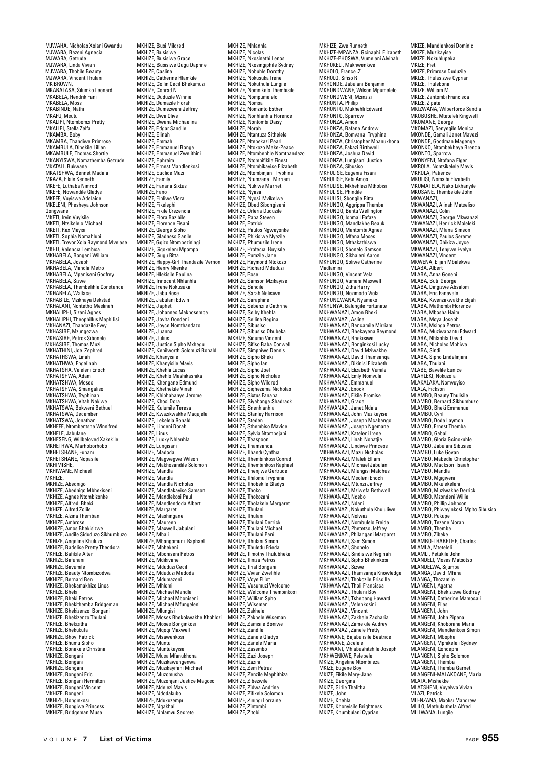MJWAHA, Nicholas Xolani Gwandu
MJWARA, Bazeni Agnecia
MJWARA, Getrude
MJWARA, Linda Vivian
MJWARA, Thobile Beauty
MJWARA, Vincent Thulani
MK BROWN,
MKABALASA, Silumko Leonard
MKABELA, Hendrik Fani
MKABELA, Moss
MKABINDE, Nathi
MKAFU, Msutu
MKALIPI, Ntombomzi Pretty
MKALIPI, Stella Zelfa
MKAMBA, Boby
MKAMBA, Thandiwe Primrose
MKAMBULA, Dinekile Lillian
MKAMBULE, Thomas Shortie
MKANYISWA, Nomathemba Getrude
MKATALI, Bukwana
MKATSHWA, Bennet Madala
MKAZA, Fikile Kenneth
MKEFE, Luthaba Nimrod
MKEFE, Nowandile Gladys
MKEFE, Vuyiswa Adelaide
MKELENI, Phesheya Johnson Gongwane
MKETI, Irvin Vuyisile
MKETI, Ntsikelelo Michael
MKETI, Rex Meyisi
MKETI, Sophia Nomahlubi
MKETI, Trevor Xola Raymond Mvelase
MKETI, Valencia Tembisa
MKHABELA, Bongani William
MKHABELA, Joseph
MKHABELA, Mandla Metro
MKHABELA, Mpaniseni Godfrey
MKHABELA, Sizwe
MKHABELA, Thembelihle Constance
MKHABELA, Wallace
MKHABILE, Mzikhaya Dekstad
MKHALANI, Nontetho Meslinah
MKHALIPHI, Sizani Agnes
MKHALIPHI, Theophillus Maphilisi
MKHANAZI, Thandazile Evvy
MKHASIBE, Mzungezwa
MKHASIBE, Petros Sibonelo
MKHASIBE, Thomas Muzi
MKHATHINI, Joe Zephred
MKHATHSWA, Linah
MKHATHWA, Engelinah
MKHATSHA, Veleleni Enoch
MKHATSHWA, Adam
MKHATSHWA, Moses
MKHATSHWA, Smangaliso
MKHATSHWA, Tryphinah
MKHATSHWA, Vitah Nakiwe
MKHATSWA, Bokweni Bethuel
MKHATSWA, December
MKHATSWA, Jonathan
MKHEFE, Ntombentsha Winnifred
MKHELE, Jabulane
MKHESENG, Willbeloved Xakekile
MKHETHWA, Marhoborhobo
MKHETSHANE, Funani
MKHETSHANE, Nopasile
MKHIMISHE,
MKHIWANE, Michael
MKHIZE,
MKHIZE, Abednigo
MKHIZE, Abednigo Mbhekiseni
MKHIZE, Agnes Ntombizonke
MKHIZE, Alfred Bheki
MKHIZE, Alfred Zolile
MKHIZE, Alzina Thembani
MKHIZE, Ambrose
MKHIZE, Amos Bhekisizwe
MKHIZE, Andile Siduduzo Sikhumbuzo
MKHIZE, Angelina Khuluza
MKHIZE, Badelise Pretty Theodora
MKHIZE, Bafikile Alter
MKHIZE, Bafunani
MKHIZE, Bavumile
MKHIZE, Beauty Ntombizodwa
MKHIZE, Bernard Ben
MKHIZE, Bhekamakhize Linos
MKHIZE, Bheki
MKHIZE, Bheki Petros
MKHIZE, Bhekithemba Bridgeman
MKHIZE, Bhekizenzo Bongani
MKHIZE, Bhekizenzo Thulani
MKHIZE, Bhekizitha
MKHIZE, Bhekukufa
MKHIZE, Bhoyi Patrick
MKHIZE, Bhumu Sipho
MKHIZE, Bonakele Christina
MKHIZE, Bongani
MKHIZE, Bongani
MKHIZE, Bongani
MKHIZE, Bongani Eric
MKHIZE, Bongani Hermilton
MKHIZE, Bongani Vincent
MKHIZE, Bongeni
MKHIZE, Bonginkosi
MKHIZE, Bongiwe Princess
MKHIZE, Bridgeman Musa
MKHIZE, Busi Mildred
MKHIZE, Busisiwe
MKHIZE, Busisiwe Grace
MKHIZE, Busisiwe Gugu Daphne
MKHIZE, Caslina
MKHIZE, Catherine Hlamkile
MKHIZE, Collin Cecil Bhekumuzi
MKHIZE, Conrad N
MKHIZE, Duduzile Winnie
MKHIZE, Dumazile Florah
MKHIZE, Dumezweni Jeffrey
MKHIZE, Dwa Olive
MKHIZE, Dwana Michaelina
MKHIZE, Edgar Sandile
MKHIZE, Elinah
MKHIZE, Emmah
MKHIZE, Emmanuel Bonga
MKHIZE, Emmanuel Zwelithini
MKHIZE, Ephraim
MKHIZE, Ernest Mandlenkosi
MKHIZE, Euclide Muzi
MKHIZE, Family
MKHIZE, Fanana Sixtus
MKHIZE, Fano
MKHIZE, Fihliwe Viera
MKHIZE, Fikelephi
MKHIZE, Fikile Crezencia
MKHIZE, Flora Bazibile
MKHIZE, Florence Fisani
MKHIZE, George Sipho
MKHIZE, Gladness Ganile
MKHIZE, Gqizo Ntombeziningi
MKHIZE, Gqokeleni Mpompo
MKHIZE, Gugu Ritta
MKHIZE, Happy-Girl Thandazile Vernon
MKHIZE, Henry Nkenke
MKHIZE, Hlekisile Paulina
MKHIZE, Innocent Nhlanhla
MKHIZE, Irene Nokusuka
MKHIZE, Jabu Rose
MKHIZE, Jabulani Edwin
MKHIZE, Japhet
MKHIZE, Johannes Makhosemba
MKHIZE, Jovita Qondeni
MKHIZE, Joyce Nomthandazo
MKHIZE, Juanna
MKHIZE, Julius
MKHIZE, Justice Sipho Mxhegu
MKHIZE, Kenilworth Solomuzi Ronald
MKHIZE, Khanyisile
MKHIZE, Khanyisile Mavis
MKHIZE, Khehla Lucas
MKHIZE, Khehlo Mashikashika
MKHIZE, Khengane Edmund
MKHIZE, Khethekile Vinah
MKHIZE, Khiphabanye Jerome
MKHIZE, Khosi Dora
MKHIZE, Kulumile Teresa
MKHIZE, Kwazikwakhe Maqujela
MKHIZE, Lekelela Ronald
MKHIZE, Lindeni Dorah
MKHIZE, Linus
MKHIZE, Lucky Nhlanhla
MKHIZE, Lungisani
MKHIZE, Madoda
MKHIZE, Magwegwe Wilson
MKHIZE, Makhosandile Solomon
MKHIZE, Mandla
MKHIZE, Mandla
MKHIZE, Mandla Nicholas
MKHIZE, Mandlakayise Samson
MKHIZE, Mandlekosi Paul
MKHIZE, Mandlendoda Albert
MKHIZE, Margaret
MKHIZE, Mashingane
MKHIZE, Maureen
MKHIZE, Maxwell Jabulani
MKHIZE, Mbali
MKHIZE, Mbangomuni Raphael
MKHIZE, Mbhekeni
MKHIZE, Mboniseni Petros
MKHIZE, Mdikivane
MKHIZE, Mduduzi Cecil
MKHIZE, Mduduzi Madoda
MKHIZE, Mdumazeni
MKHIZE, Mhlomi
MKHIZE, Michael Mandla
MKHIZE, Michael Mboniseni
MKHIZE, Michael Mfungeleni
MKHIZE, Mlungisi
MKHIZE, Moses Bhekokwakhe Khohlozi
MKHIZE, Moses Bonginkosi
MKHIZE, Mqoqi Maxwell
MKHIZE, Msawenkosi
MKHIZE, Muntu
MKHIZE, Muntukayise
MKHIZE, Musa Mfanukhona
MKHIZE, Muzikawungenwa
MKHIZE, Muzikayifani Michael
MKHIZE, Muzomusha
MKHIZE, Muzonjani Justice Magoso
MKHIZE, Ndelezi Mavis
MKHIZE, Ndodakubo
MKHIZE, Ndukuzempi
MKHIZE, Ngakhali
MKHIZE, Nhlamvu Secrete
MKHIZE, Nhlanhla
MKHIZE, Nicolas
MKHIZE, Nkosinathi Lenos
MKHIZE, Nkosingiphile Sydney
MKHIZE, Nobuhle Dorothy
MKHIZE, Nokusuka Irene
MKHIZE, Nokuthula Lungile
MKHIZE, Nomnikelo Thembisile
MKHIZE, Nompumelelo
MKHIZE, Nomsa
MKHIZE, Nomzinto Esther
MKHIZE, Nonhlanhla Florence
MKHIZE, Nontombi Daisy
MKHIZE, Norah
MKHIZE, Ntantuza Sithelele
MKHIZE, Ntebekazi Pearl
MKHIZE, Ntokozo Make-Peace
MKHIZE, Ntombenhle Nomthandazo
MKHIZE, Ntombifikile Finest
MKHIZE, Ntombikayise Elizabeth
MKHIZE, Ntombinjani Tryphina
MKHIZE, Ntumzana Mirriam
MKHIZE, Nukiwe Marriet
MKHIZE, Nyasa
MKHIZE, Nyosi Mvikelwa
MKHIZE, Obed Sibongiseni
MKHIZE, Orleria Duduzile
MKHIZE, Papa Steven
MKHIZE, Patrick
MKHIZE, Paulos Ngweyonke
MKHIZE, Phikisiwe Nyezile
MKHIZE, Phumuzile Irene
MKHIZE, Protecia Buyisile
MKHIZE, Pumzile Jane
MKHIZE, Raymond Ntokozo
MKHIZE, Richard Mduduzi
MKHIZE, Rose
MKHIZE, Samson Mzikayise
MKHIZE, Sandile
MKHIZE, Sarah Nelisiwe
MKHIZE, Saraphine
MKHIZE, Sebenzile Cathrine
MKHIZE, Selby Khehla
MKHIZE, Sellina Regina
MKHIZE, Sibusiso
MKHIZE, Sibusiso Qhubeka
MKHIZE, Sidumo Vincent
MKHIZE, Sifiso Baba Conwell
MKHIZE, Simphiwe Dennis
MKHIZE, Sipho Bheki
MKHIZE, Sipho Ian
MKHIZE, Sipho Joel
MKHIZE, Sipho Nicholas
MKHIZE, Sipho Wildrod
MKHIZE, Siqhezema Nicholas
MKHIZE, Sixtus Fanana
MKHIZE, Siyabonga Shadrack
MKHIZE, Snenhlanhla
MKHIZE, Stanley Harrison
MKHIZE, Steden
MKHIZE, Sthembiso Mavice
MKHIZE, Sylvia Ntombejani
MKHIZE, Teaspoon
MKHIZE, Thamsanqa
MKHIZE, Thandi Cynthia
MKHIZE, Thembinkosi Conrad
MKHIZE, Thembinkosi Raphael
MKHIZE, Thenjiwe Gertrude
MKHIZE, Thilomu Tryphina
MKHIZE, Thobekile Gladys
MKHIZE, Thoko
MKHIZE, Thokozani
MKHIZE, Tholakele Margaret
MKHIZE, Thulani
MKHIZE, Thulani
MKHIZE, Thulani Derrick
MKHIZE, Thulani Michael
MKHIZE, Thulani Pani
MKHIZE, Thulani Simon
MKHIZE, Thuledu Frieda
MKHIZE, Timothy Thulubheke
MKHIZE, Tiniza Petros
MKHIZE, Trial Bongani
MKHIZE, Vivian Zandile
MKHIZE, Voye Elliot
MKHIZE, Vusumuzi Welcome
MKHIZE, Welcome Thembinkosi
MKHIZE, William Spho
MKHIZE, Wiseman
MKHIZE, Zakhele
MKHIZE, Zakhele Wiseman
MKHIZE, Zamisile Boniwe
MKHIZE, Zandile
MKHIZE, Zanele Gladys
MKHIZE, Zanele Maria
MKHIZE, Zasembo
MKHIZE, Zazi Joseph
MKHIZE, Zazini
MKHIZE, Zem Petrus
MKHIZE, Zenzile Maphithiza
MKHIZE, Zibezwile
MKHIZE, Zidwa Andrina
MKHIZE, Zifikele Solomon
MKHIZE, Ziningi Lorraine
MKHIZE, Zintombi
MKHIZE, Zitobi
MKHIZE, Zwe Runneth
MKHIZE-MPANZA, Gcinaphi Elizabeth
MKHIZE-PHOSWA, Vumelani Alvinah
MKHOKELI, Makhwenkwe
MKHOLO, France Z
MKHOLO, Sifiso R
MKHONDE, Jabulani Benjamin
MKHONDWANE, Wilson Mpumelelo
MKHONDWENI, Mzinzizi
MKHONTA, Phillip
MKHONTO, Mukhehli Edward
MKHONTO, Sparrow
MKHONZA, Amon
MKHONZA, Bafana Andrew
MKHONZA, Bomvana Tryphina
MKHONZA, Christopher Mpanukhona
MKHONZA, Fakazi Birthwell
MKHONZA, Joshua David
MKHONZA, Lungisani Justice
MKHONZA, Sibusiso
MKHULISE, Eugenia Fisani
MKHULISE, Kebi Amos
MKHULISE, Mkhehlezi Mthobisi
MKHULISE, Phindile
MKHULISI, Sbongile Ritta
MKHUNGO, Aggrippa Themba
MKHUNGO, Bantu Wellington
MKHUNGO, Ishmail Fafaza
MKHUNGO, Mandlakhe Beauk
MKHUNGO, Mantombi Agnes
MKHUNGO, Mfana Moses
MKHUNGO, Mthakathiswa
MKHUNGO, Sbonelo Samson
MKHUNGO, Sikhaleni Aaron
MKHUNGO, Soliwe Catherine Madlamini
MKHUNGO, Vincent Vela
MKHUNGO, Vumani Maxwell
MKHUNGO, Zitha Harry
MKHUNGU, Nozimodo Viola
MKHUNQWANA, Nyameko
MKHUNYA, Balungile Fortunate
MKHWANAZI, Amon Bheki
MKHWANAZI, Aslina
MKHWANAZI, Bancamile Mirriam
MKHWANAZI, Bhekayena Raymond
MKHWANAZI, Bhekisiwe
MKHWANAZI, Bonginkosi Lucky
MKHWANAZI, David Mziwakhe
MKHWANAZI, David Thamsanqa
MKHWANAZI, Dikinisi Elizabeth
MKHWANAZI, Elizabeth Vumile
MKHWANAZI, Emly Nomvula
MKHWANAZI, Emmanuel
MKHWANAZI, Enock
MKHWANAZI, Fikile Promise
MKHWANAZI, Grace
MKHWANAZI, Janet Ndala
MKHWANAZI, John Muzikayise
MKHWANAZI, Joseph Mcabango
MKHWANAZI, Joseph Ngemane
MKHWANAZI, Kateleni Irene
MKHWANAZI, Linah Nonatjie
MKHWANAZI, Lindiwe Princess
MKHWANAZI, Mazu Nicholas
MKHWANAZI, Mfaleli Elliam
MKHWANAZI, Michael Jabulani
MKHWANAZI, Mlungisi Malchus
MKHWANAZI, Msoleni Enoch
MKHWANAZI, Mtunzi Jeffrey
MKHWANAZI, Mziwefa Bethwell
MKHWANAZI, Ncebo
MKHWANAZI, Ndani
MKHWANAZI, Nokuthula Khululiwe
MKHWANAZI, Nolwazi
MKHWANAZI, Nombulelo Freida
MKHWANAZI, Phetetso Jeffrey
MKHWANAZI, Philangani Margaret
MKHWANAZI, Sam Simon
MKHWANAZI, Sbonelo
MKHWANAZI, Sindisiwe Reginah
MKHWANAZI, Sipho Bhekinkosi
MKHWANAZI, Sizwe
MKHWANAZI, Thamsanqa Knowledge
MKHWANAZI, Thokozile Priscilla
MKHWANAZI, Tholi Francisca
MKHWANAZI, Thulani Boy
MKHWANAZI, Tshepang Haward
MKHWANAZI, Velenkosini
MKHWANAZI, Vincent
MKHWANAZI, Zakhele Zacharia
MKHWANAZI, Zamekile Audrey
MKHWANAZI, Zanele Pretty
MKHWANE, Bajabulisile Beatrice
MKHWANE, Zicelele
MKHWANI, Mhlabushitshile Joseph
MKHWENKWE, Pelepele
MKIZE, Angeline Ntombileza
MKIZE, Eugene Boy
MKIZE, Fikile Mary-Jane
MKIZE, Georgina
MKIZE, Girlie Thalitha
MKIZE, John
MKIZE, Khehla
MKIZE, Khonyisile Brightness
MKIZE, Khumbulani Cyprian
MKIZE, Mandlenkosi Dominic
MKIZE, Muzikayise
MKIZE, Nokuhlupeka
MKIZE, Piet
MKIZE, Primrose Duduzile
MKIZE, Thulasizwe Cyprian
MKIZE, Thulebona
MKIZE, William M.
MKIZE, Zantombi Francisca
MKIZE, Zipate
MKIZWANA, Wilberforce Sandla
MKOBOSHE, Mteteleli Kingwell
MKOMANE, George
MKOMAZI, Senyegile Monica
MKONDE, Gamali Janet Mavezi
MKONDE, Goodman Magenqe
MKONKO, Ntombekhaya Brenda
MKONTO, Sparrow
MKONYENI, Ntofana Elger
MKROLA, Nontsikelele Mavis
MKROLA, Patience
MKULISI, Nomsibi Elizabeth
MKUMATELA, Nako Likhanyile
MKUSANE, Thembekile John
MKWANAZI,
MKWANAZI, Alinah Matseliso
MKWANAZI, Colin
MKWANAZI, George Mkwanazi
MKWANAZI, Henrick Moleleki
MKWANAZI, Mfana Simeon
MKWANAZI, Paulos Serame
MKWANAZI, Qhikiza Joyce
MKWANAZI, Tenjiwe Evelyn
MKWANAZI, Vincent
MKWENA, Elijah Mbalekwa
MLABA, Albert
MLABA, Anna Goneni
MLABA, Buti George
MLABA, Dingizwe Absalom
MLABA, Eric Fanavele
MLABA, Kwenzakwakhe Elijah
MLABA, Mathombi Florence
MLABA, Mbosha Haim
MLABA, Moya Joseph
MLABA, Msinga Petros
MLABA, Muziwabantu Edward
MLABA, Nhlanhla David
MLABA, Nicholas Mphiwa
MLABA, Sindi
MLABA, Sipho Lindelinjani
MLABA, Thulani
MLABE, Bavelile Eunice
MLAHLEKI, Nokuzola
MLAKALAKA, Nomvuyiso
MLALA, Fickson
MLAMBO, Beauty Thulisile
MLAMBO, Bernard Sikhumbuzo
MLAMBO, Bheki Emmanuel
MLAMBO, Cyril
MLAMBO, Doda Laymon
MLAMBO, Ernest Themba
MLAMBO, Gabali
MLAMBO, Gloria Gcinokuhle
MLAMBO, Jabulani Sibusiso
MLAMBO, Luke Govan
MLAMBO, Mabedla Christopher
MLAMBO, Mackson Isaiah
MLAMBO, Mandla
MLAMBO, Mgigiyeni
MLAMBO, Mkulekeleni
MLAMBO, Muziwakhe Derrick
MLAMBO, Mzondeni Willie
MLAMBO, Phillip Johnson
MLAMBO, Phiwayinkosi Mpito Sibusiso
MLAMBO, Pukupe
MLAMBO, Tezane Norah
MLAMBO, Themba
MLAMBO, Zibeke
MLAMBO-THABETHE, Charles
MLAMLA, Mteteleli
MLAMLI, Petukile John
MLANDELI, Moses Matsotso
MLANDELWA, Sijumba
MLANGA, David Mfana
MLANGA, Thozamile
MLANGENI, Agatha
MLANGENI, Bhekizizwe Godfrey
MLANGENI, Catherine Mamosali
MLANGENI, Elias
MLANGENI, John
MLANGENI, John Pipana
MLANGENI, Khobonina Maria
MLANGENI, Mandlenkosi Simon
MLANGENI, Mbopha
MLANGENI, Mphikeleli Sydney
MLANGENI, Qondephi
MLANGENI, Sipho Solomon
MLANGENI, Themba
MLANGENI, Themba Garnet
MLANGENI-MALAKOANE, Maria
MLATA, Mishekke
MLATSHENI, Vuyelwa Vivian
MLAZI, Patrick
MLENZANA, Mxolisi Mandrew
MLILO, Mathukuthela Alfred
MLILWANA, Lungile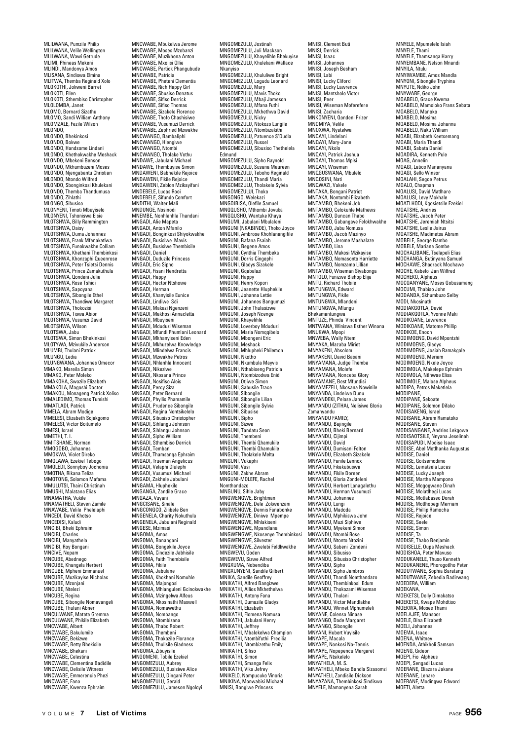MLILWANA, Pumzile Philip
MLILWANA, Velile Wellington
MLILWANA, Wawi Getrude
MLIMI, Phineas Mekeni
MLINDI, Mandonya Amos
MLISANA, Sindiswa Elmina
MLITWA, Themba Reginald Xolo
MLOKOTHI, Jokweni Barret
MLOKOTI, Ellen
MLOKOTI, Sthembiso Christopher
MLOLOMBA, Janet
MLOMO, Bernard Sizathu
MLOMO, Sandi William Anthony
MLOMZALE, Fezile Wilson
MLONDO,
MLONDO, Bhekinkosi
MLONDO, Bokwe
MLONDO, Handsome Lindani
MLONDO, Khethokwakhe Meshack
MLONDO, Mbekeni Benson
MLONDO, Mkhumbuzeni Moses
MLONDO, Njengabantu Christian
MLONDO, Ntondo Wilfred
MLONDO, Sbonginkosi Khulekani
MLONDO, Themba Thandumusa
MLONDO, Zihlathi
MLONGO, Sibusiso
MLONYENI, Timoti Mbuyiselo
MLONYENI, Tshoniswa Elsie
MLOTSHWA, Billy Rammington
MLOTSHWA, Daisy
MLOTSHWA, Duma Johannes
MLOTSHWA, Frank Mfanakatiwa
MLOTSHWA, Funokwakhe Colliam
MLOTSHWA, Khethani Thembinkosi
MLOTSHWA, Khonzaphi Queenrose
MLOTSHWA, Peter Tsietsi Dennis
MLOTSHWA, Prince Zamakuthula
MLOTSHWA, Qondeni Julia
MLOTSHWA, Rose Tshidi
MLOTSHWA, Sapoyana
MLOTSHWA, Sibongile Ethel
MLOTSHWA, Thandiwe Margaret
MLOTSHWA, Thokozisi
MLOTSHWA, Tiswa Abion
MLOTSHWA, Vusumzi David
MLOTSHWA, Wilson
MLOTSWA, Jabu
MLOTSWA, Simon Bhekinkosi
MLOTYWA, Mzivukile Anderson
MLUMBI, Thulani Patrick
MLUNGU, Ledia
MLUNGWANA, Johannes Omecor
MMAKO, Mareila Simon
MMAKO, Peter Moleko
MMAKOHA, Swazile Elizabeth
MMAKOLA, Magoshi Doctor
MMAKOU, Monageng Patrick Xoliso
MMALEDIMO, Thomas Tumishi
MMATLADI, Patrick
MMELA, Abram Modige
MMELESI, Elizabeth Sojakgomo
MMELESI, Victor Boitumelo
MMESI, Israel
MMETHI, T. I.
MMITSHANE, Norman
MMOGOBO, Johannes
MMOKWA, Violet Direko
MMOLAWA, Ezekiel Tebogo
MMOLEDI, Sonnyboy Jochonia
MMOTHA, Rikana Teliza
MMOTONG, Solomon Mafama
MMULUTSI, Thaini Christinah
MMUSHI, Malatana Elias
MNAMATHA, Vukile
MNAMATHELI, Steven Zamile
MNAWABE, Velile Phelelaphi
MNCEDI, David Khotso
MNCEDISI, Kaludi
MNCIBI, Bheki Ephraim
MNCIBI, Charles
MNCIBI, Manyathela
MNCIBI, Roy Bongani
MNCIVE, Nopam
MNCUBE, Abednego
MNCUBE, Khangela Herbert
MNCUBE, Mpheni Emmanuel
MNCUBE, Muzikayise Nicholas
MNCUBE, Mzonjani
MNCUBE, Ntelezi
MNCUBE, Regina
MNCUBE, Sibongile Nomavangeli
MNCUBE, Thulani Abner
MNCULWANE, Matata Gremma
MNCULWANE, Phikile Elizabeth
MNCWABE, Albert
MNCWABE, Bakulumile
MNCWABE, Bekizwe
MNCWABE, Betty Bhekisile
MNCWABE, Bhekani
MNCWABE, Celestina
MNCWABE, Clementina Badidile
MNCWABE, Delisile Witness
MNCWABE, Emmerencia Phezi
MNCWABE, Fana
MNCWABE, Kwenza Ephraim
MNCWABE, Mbukelwa Jerome
MNCWABE, Moses Mzobanzi
MNCWABE, Muzikhona Anton
MNCWABE, Mxolisi Ollie
MNCWABE, Partick Phangubude
MNCWABE, Patricia
MNCWABE, Pheteni Clementia
MNCWABE, Rich Happy Girl
MNCWABE, Sbusiso Donatus
MNCWABE, Sifiso Derrick
MNCWABE, Sifiso Thomas
MNCWABE, Sizakele Florence
MNCWABE, Thofo Chashisiwe
MNCWABE, Vusumuzi Derrick
MNCWABE, Zephried Mzwakhe
MNCWANGO, Bambaliphi
MNCWANGO, Hlengiwe
MNCWANGO, Ntombi
MNCWANGO, Tholake Vothu
MNDAWE, Jabulani Michael
MNDAWE, Thembuyise Simon
MNDAWENI, Babhekile Rejoice
MNDAWENI, Fikile Rejoice
MNDAWENI, Zeblon Mzikayifani
MNDEBELE, Lucas Rooi
MNDEBELE, Sifundo Comfort
MNDITHI, Walter Mali
MNDUNGE, Nosinodi
MNEMBE, Nonhlanhla Thandani
MNGADI, Alie Mapeta
MNGADI, Anton Mfanilo
MNGADI, Bonginkosi Shiyokwakhe
MNGADI, Busisiwe Mavis
MNGADI, Busisiwe Thembisile
MNGADI, Daniel
MNGADI, Duduzile Princess
MNGADI, Eric Sipho
MNGADI, Fisani Hendretta
MNGADI, Happy
MNGADI, Hector Ntshowe
MNGADI, Herman
MNGADI, Khanyisile Eunice
MNGADI, Lindiwe Sdi
MNGADI, Makazi Ngenzeni
MNGADI, Makhosi Annacletta
MNGADI, Mbuyiseni
MNGADI, Mduduzi Wiseman
MNGADI, Mfundi Phumlani Leonard
MNGADI, Mkhanyiseni Eden
MNGADI, Mkhuzelwa Knowledge
MNGADI, Mlindelwa Francis
MNGADI, Mzwakhe Petros
MNGADI, Nhlanhla Innocent
MNGADI, Nikeziwe
MNGADI, Nkosana Prince
MNGADI, Nosifiso Alois
MNGADI, Percy Siza
MNGADI, Peter Bernard
MNGADI, Phyllis Phamamile
MNGADI, Prudence Sibongile
MNGADI, Regina Nontsikelelo
MNGADI, Sibusiso Christopher
MNGADI, Sihlangu Johnson
MNGADI, Sihlangu Johnson
MNGADI, Sipho William
MNGADI, Sthembiso Derrick
MNGADI, Tembani
MNGADI, Thamsanqa Ephraim
MNGADI, Trueman Angelicus
MNGADI, Velaphi Dlulephi
MNGADI, Vusumuzi Michael
MNGADI, Zakhele Jabulani
MNGAMA, Hluphekile
MNGANGA, Zandile Grace
MNGAZA, Vuyani
MNGCISANE, Sinale
MNGCONGCO, Zilibele Ben
MNGENELA, Charity Nokuthula
MNGENELA, Jabulani Reginald
MNGESE, Mzimasi
MNGOMA, Amos
MNGOMA, Bonangani
MNGOMA, Bongekile Joyce
MNGOMA, Cindezile Jabhisile
MNGOMA, Faith Thembisile
MNGOMA, Fikile
MNGOMA, Jabulane
MNGOMA, Khokhani Nomuhle
MNGOMA, Majongosi
MNGOMA, Mhlanguleni Gcinokwakhe
MNGOMA, Mzingelwa Alfeus
MNGOMA, Nkosinathi Maxwell
MNGOMA, Nomawethu
MNGOMA, Nombango
MNGOMA, Ntombizana
MNGOMA, Thabo Robert
MNGOMA, Thembeni
MNGOMA, Thokozile Florance
MNGOMA, Thulisile Gladness
MNGOMA, Zibuyisile
MNGOMENI, Tobile Ezekiel
MNGOMEZULU, Aubrey
MNGOMEZULU, Busisiwe Alice
MNGOMEZULU, Dingani Peter
MNGOMEZULU, Gerald
MNGOMEZULU, Jameson Ngoloyi
MNGOMEZULU, Jostinah
MNGOMEZULU, Juli Mackson
MNGOMEZULU, Khayelihle Bhekuyise
MNGOMEZULU, Khulekani Wallace Nkanyiso
MNGOMEZULU, Khululiwe Bright
MNGOMEZULU, Logudu Leonard
MNGOMEZULU, Mary
MNGOMEZULU, Mavis Thoko
MNGOMEZULU, Mbaji Jameson
MNGOMEZULU, Mfana Futhi
MNGOMEZULU, Mkhethwa David
MNGOMEZULU, Nicky
MNGOMEZULU, Ntokozo Lungile
MNGOMEZULU, Ntombizakithi
MNGOMEZULU, Patuence S'Dudla
MNGOMEZULU, Russel
MNGOMEZULU, Sibusiso Thethelela Edmund
MNGOMEZULU, Sipho Raynold
MNGOMEZULU, Susana Maureen
MNGOMEZULU, Teboho Reginald
MNGOMEZULU, Thandi Maria
MNGOMEZULU, Tholakele Sylvia
MNGOMEZULUI, Thoko
MNGONGO, Welekazi
MNGQIBISA, Olefile Samuel
MNGQUSHO, Mthombi Jovuka
MNGQUSHO, Wantuke Khaya
MNGUMI, Jabulani Mbulaleni
MNGUNI (NKABINDE), Thoko Joyce
MNGUNI, Ambrose Khohlanangifile
MNGUNI, Bafana Esaiah
MNGUNI, Begene Amos
MNGUNI, Cynthia Thembeka
MNGUNI, Dorris Cingephi
MNGUNI, Gladys Sizakele
MNGUNI, Gqabalazi
MNGUNI, Happy
MNGUNI, Henry Kopori
MNGUNI, Jeanette Hluphekile
MNGUNI, Johanna Lettie
MNGUNI, Johannes Bangumuzi
MNGUNI, John Thulasizwe
MNGUNI, Joseph Ncenge
MNGUNI, Khayelihle
MNGUNI, Loverboy Mduduzi
MNGUNI, Maria Nomqqibelo
MNGUNI, Mbongeni Eric
MNGUNI, Meshack
MNGUNI, Mhlupheki Philemon
MNGUNI, Nkotho
MNGUNI, Nkumbula Mayvis
MNGUNI, Nthabiseng Patricia
MNGUNI, Ntombizodwa Enid
MNGUNI, Otjiwe Simon
MNGUNI, Sabusile Trace
MNGUNI, Sibongile
MNGUNI, Sibongile Lilian
MNGUNI, Sibongile Sylvia
MNGUNI, Sibusiso
MNGUNI, Sipho
MNGUNI, Sizwe
MNGUNI, Tandatu Seon
MNGUNI, Thembeni
MNGUNI, Thembi Qhamukile
MNGUNI, Thembi Qhamukile
MNGUNI, Tholakele Melta
MNGUNI, Vukaphi
MNGUNI, Vusi
MNGUNI, Zakhe Abram
MNGUNI-MOLEFE, Rachel Nomthandazo
MNGUNU, Sihle Jaby
MNGWENGWE, Brightman
MNGWENGWE, Dele Zokwenzani
MNGWENGWE, Dennis Fanabonke
MNGWENGWE, Diniwe Mpempe
MNGWENGWE, Mhlakiseni
MNGWENGWE, Mpandlana
MNGWENGWE, Nkosenye Thembinkosi
MNGWENGWE, Silvester
MNGWENGWE, Zwelebi Feldkwakhe
MNGWEVU, Goden
MNGWEVU, Sizwe Alfred
MNGXUMA, Nobendiba
MNGXUNYENI, Sandile Gilbert
MNIKA, Sandile Geoffrey
MNIKATHI, Alfred Bangizwe
MNIKATHI, Allios Mkhethelwa
MNIKATHI, Antony Fana
MNIKATHI, Dumazile Gladys
MNIKATHI, Elizabeth
MNIKATHI, Flomena Nomusa
MNIKATHI, Jabulani Henry
MNIKATHI, Jeffrey
MNIKATHI, Mbalekelwa Champion
MNIKATHI, Ntombifuthi Precilia
MNIKATHI, Ntombizethu Emily
MNIKATHI, Sifiso
MNIKATHI, Simon
MNIKATHI, Smanga Felix
MNIKATHI, Vika Jefrey
MNIKELO, Nompucuko Vinoria
MNIKINA, Monwabisi Michael
MNISI, Bongiwe Princess
MNISI, Clement Buti
MNISI, Derrick
MNISI, Isaac
MNISI, Johannes
MNISI, Joseph Besham
MNISI, Labi
MNISI, Lucky Cliford
MNISI, Lucky Lawrence
MNISI, Mantsholo Victor
MNISI, Peer
MNISI, Wiseman Moferefere
MNISI, Zacharia
MNKONYENI, Qondeni Prizer
MNOMIYA, Velile
MNOXWA, Nyatelwa
MNQAYI, Lindelani
MNQAYI, Mary-Jane
MNQAYI, Nkolo
MNQAYI, Patrick Joshua
MNQAYI, Thomas Mpisi
MNQAYI, Wiseman
MNQGUSWANA, Mbulelo
MNQOSINI, Nati
MNQWAZI, Vakele
MNTAKA, Bongani Patriot
MNTAKA, Nontombi Elizabeth
MNTAMBO, Bhekeni Job
MNTAMBO, Celokuhle Mathews
MNTAMBO, Duncan Thabo
MNTAMBO, Gabangaye Felokhwakhe
MNTAMBO, Jabu Nomusa
MNTAMBO, Jacob Mazinyo
MNTAMBO, Jerome Mashalaze
MNTAMBO, Lina
MNTAMBO, Makosi Mzikayise
MNTAMBO, Nomasonto Harriette
MNTAMBO, Nomzamo Lillian
MNTAMBO, Wiseman Siyabonga
MNTOLO, Funizwe Bishop Elija
MNTU, Richard Thobile
MNTUNGWA, Edward
MNTUNGWA, Fikile
MNTUNGWA, Mlandeni
MNTUNGWA, Mlungu Bhekamantungwa
MNTUZE, Phinda Vincent
MNTWANA, Winiswa Esther Winana
MNUKWA, Mpopi
MNWEBA, Wally Ntemi
MNYAKA, Mazaba Miriet
MNYAKENI, Absolom
MNYAKENI, David Basani
MNYAMANA, Judge Themba
MNYAMANA, Molefe
MNYAMANA, Nonceba Glory
MNYAMANE, Best Mfundisi
MNYAMEZELI, Nkosana Nowinile
MNYANDA, Lindelwa Dunu
MNYANDEKI, Pelose James
MNYANDU (ZITHA), Nelisiwe Gloria Zamanyandu
MNYANDU FAMILY,
MNYANDU, Bajingile
MNYANDU, Bheki Bernard
MNYANDU, Cijimpi
MNYANDU, David
MNYANDU, Dumisani Felton
MNYANDU, Elizabeth Sizakele
MNYANDU, Fanile Lennox
MNYANDU, Fikakubuswa
MNYANDU, Fikile Doreen
MNYANDU, Gloria Zondeleni
MNYANDU, Herbert Lanagalethu
MNYANDU, Herman Vusumuzi
MNYANDU, Johannes
MNYANDU, Lungi
MNYANDU, Madoda
MNYANDU, Mphikiswa John
MNYANDU, Muzi Siphiwe
MNYANDU, Myekeni Simon
MNYANDU, Ntombi Rose
MNYANDU, Ntonto Ntozini
MNYANDU, Sabeni Zondeni
MNYANDU, Sibusiso
MNYANDU, Sibusiso Christopher
MNYANDU, Sipho
MNYANDU, Sipho Jambros
MNYANDU, Thandi Nomthandazo
MNYANDU, Thembinkosi Edum
MNYANDU, Thokozami Wiseman
MNYANDU, Thulani
MNYANDU, Victor Mandlakhe
MNYANDU, Winnet Mphumeleli
MNYANE, Colenso Ninase
MNYANGO, Dade Margaret
MNYANGO, Sibongile
MNYANI, Hubert Vuyisile
MNYAPE, Macala
MNYAPE, Nonkosi No-Tennis
MNYAPE, Nopepencu Margaret
MNYAPE, Ntsikelelo
MNYATHELA, M. S.
MNYATHELI, Mbeko Bandla Sizasomzi
MNYATHELI, Zandisile Dickson
MNYAZANA, Thembinkosi Sindiswa
MNYELE, Mamanyena Sarah
MNYELE, Mpumelelo Isiah
MNYELE, Thami
MNYELE, Thamsanqa Harry
MNYEMBANE, Nelson Mnandi
MNYILA, Ntulu
MNYIWAMBE, Amos Mandla
MNYONI, Sibongile Tryphina
MNYUTE, Ndiko John
MNYWABE, George
MOABELO, Grace Kwema
MOABELO, Mamoloko Frans Sebata
MOABELO, Manoko
MOABELO, Mosima
MOABELO, Mosima Johanna
MOABELO, Naku William
MOABI, Elizabeth Keetsemang
MOABI, Maria Thandi
MOABI, Sabata Daniel
MOADIRA, Kenneth Pule
MOAG, Annelin
MOAGI, Latios Mananyana
MOAGI, Sello Winsor
MOALAHI, Segoe Petrus
MOALO, Chapman
MOALUSI, David Mathare
MOALUSI, Levy Mokhale
MOATLHODI, Kgosietsile Ezekiel
MOATSHE, Andries
MOATSHE, Jacob Peter
MOATSHE, Jeremiah Ntsitsi
MOATSHE, Leslie Jairus
MOATSHE, Madimetsa Abram
MOBELE, George Bambo
MOBELE, Mariana Sombe
MOCHALIBANE, Tselapeli Elias
MOCHANGA, Butinyana Samuel
MOCHAWE, Shadrack Mochawe
MOCHE, Kabelo Jan Wilfred
MOCHEKO, Alpheus
MOCOANYANE, Moses Gobusamang
MOCUMI, Thabiso John
MODANDA, Skhumbuzo Selby
MODI, Nkosinathi
MODIAKGOTLA, David
MODIAKGOTLA, Yvonne Maki
MODIKOANE, Lawrence
MODIKOANE, Matome Phillip
MODIKOE, Enoch
MODIMOENG, David Mpontshi
MODIMOENG, Gladys
MODIMOENG, Josiah Ramakgole
MODIMOENG, Meriam
MODIMOENG, Nkele Joyce
MODIMOLA, Makelepe Ephraim
MODIMOLA, Nthwae Elisa
MODIMOLE, Malose Alpheus
MODIPA, Petros Maketlela
MODIPANE,
MODIPANE, Sekoate
MODIPANE, Solomon Difako
MODISAKENG, Israel
MODISANE, Abram Ramatoko
MODISANE, Steven
MODISANGANE, Andries Lekgowe
MODISAOTSILE, Nnyana Jeselinah
MODISAPUDI, Modise Isaac
MODISE, Abel Motlhanka Augustus
MODISE, Daniel
MODISE, Goitsemodimo
MODISE, Leinatsela Lucas
MODISE, Lucky Joseph
MODISE, Martha Mampono
MODISE, Mogogwane Dinah
MODISE, Molatlhegi Lucas
MODISE, Motlabaseo Dorah
MODISE, Motlhopegi Merriam
MODISE, Phillip Ramocha
MODISE, Rejoice
MODISE, Seele
MODISE, Simon
MODISE, Ta
MODISE, Thabo Benjamin
MODISELLE, Oupa Meshack
MODISHOA, Peter Mavuso
MODUKANELE, Thuso Kenneth
MODUKANENE, Phorogotlho Peter
MODUTWANE, Sophia Baratang
MODUTWANE, Zebedia Badirwang
MOEDERA, William
MOEKANA,
MOEKETSI, Dolly Dimakatso
MOEKETSI, Kwape Mohdtiso
MOEKWA, Moses Thami
MOELAJEE, Mansoor
MOELE, Dina Elizabeth
MOELI, Johannes
MOEMA, Isaac
MOENA, Whitney
MOENDA, Athikholi Samson
MOENG, Gideon
MOEPI, Fio Alpheus
MOEPI, Sengadi Lucas
MOERANE, Eliazara Jakane
MOERANE, Lenare
MOERANE, Modingwa Edward
MOETI, Aletta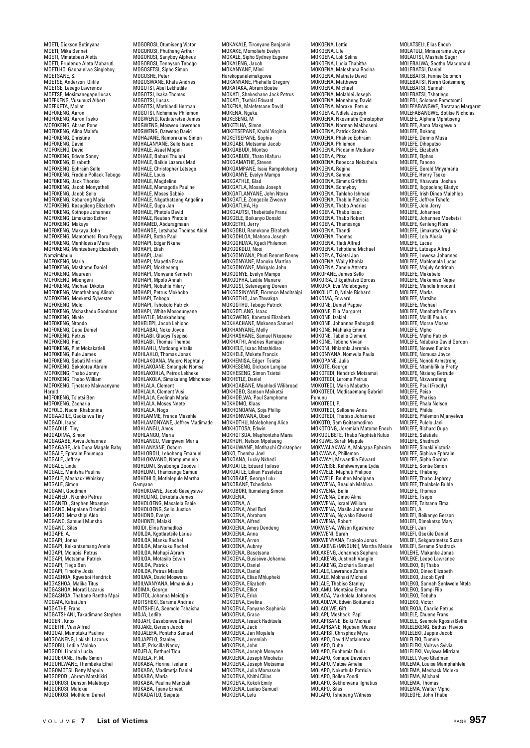MOETI, Dickson Butinyana
MOETI, Mika Bennet
MOETI, Mmatebesi Aletta
MOETI, Prudence Aleta Mabaruti
MOETLHO, Gaopalelwe Singleboy
MOETSANE, S.
MOETSE, Anderson Olifile
MOETSE, Lesego Lawrence
MOETSE, Mosimanegape Lucas
MOFEKENG, Vusumuzi Albert
MOFEKETA, Moliat
MOFOKENG, Aaron
MOFOKENG, Aaron Tseko
MOFOKENG, Abram Pone
MOFOKENG, Alina Malefu
MOFOKENG, Christine
MOFOKENG, David
MOFOKENG, David
MOFOKENG, Edwin Sonny
MOFOKENG, Elizabeth
MOFOKENG, Ephraim Sello
MOFOKENG, Freddie Pollack Tebogo
MOFOKENG, Jack Tlhoriso
MOFOKENG, Jacob Monyatheli
MOFOKENG, Jacob Sello
MOFOKENG, Kebareng Maria
MOFOKENG, Kesugileng Elizabeth
MOFOKENG, Kothope Johannes
MOFOKENG, Limakatso Esther
MOFOKENG, Makaya
MOFOKENG, Makaya John
MOFOKENG, Mamothetsi Flora Peggy
MOFOKENG, Manhloeisa Maria
MOFOKENG, Mantsebeng Elizabeth Nomzimkhulu
MOFOKENG, Maria
MOFOKENG, Mashome Daniel
MOFOKENG, Maureen
MOFOKENG, Mbongeni
MOFOKENG, Michael Dikotsi
MOFOKENG, Mmathabang Alinah
MOFOKENG, Moeketsi Sylvester
MOFOKENG, Moloi
MOFOKENG, Mshashadu Goodman
MOFOKENG, Nkele
MOFOKENG, Ntondo
MOFOKENG, Oupa Daniel
MOFOKENG, Petrus
MOFOKENG, Piet
MOFOKENG, Piet Mokakatleli
MOFOKENG, Pule James
MOFOKENG, Sebati Mirriam
MOFOKENG, Sekolotsa Abram
MOFOKENG, Thabo Jonny
MOFOKENG, Thabo William
MOFOKENG, Tjhetane Makwanyane Harold
MOFOKENG, Tsietsi Ben
MOFOKENG, Zacharia
MOFOLO, Naomi Khabonina
MOGAADILE, Gaokaiwa Tiny
MOGADI, Isaac
MOGADILE, Tiny
MOGADIMA, Simon
MOGAGABE, Aviva Johannes
MOGAGABE, Job Oupa Magale Baby
MOGALE, Ephraim Phumuga
MOGALE, Jeffrey
MOGALE, Linda
MOGALE, Mantsha Paulina
MOGALE, Meshack Whiskey
MOGALE, Simon
MOGAMI, Goodman
MOGANEDI, Nkonko Petrus
MOGANEDI, Stephen Ntoampe
MOGANO, Mapelana Orbetini
MOGANO, Mmashipi Aldo
MOGANO, Samuell Munsho
MOGANO, Silas
MOGAPE, A.
MOGAPI, Jonas
MOGAPI, Keikantsemang Annie
MOGAPI, Molapisi Petrus
MOGAPI, Motsamai Patrick
MOGAPI, Tiego Ben
MOGAPI, Timothy Josia
MOGASHOA, Kgwaboi Hendrick
MOGASHOA, Malika Titus
MOGASHOA, Morati Lazarus
MOGASHOA, Thabane Rantho Mpai
MOGATA, Kabai Jan
MOGATHE, Frans
MOGATSHANI, Takadimane Stephen
MOGERI, Knox
MOGETHI, Vusi Alfred
MOGOAI, Mamotuku Pauline
MOGOANENG, Lokishi Lazarus
MOGOBU, Ledile Moloko
MOGODI, Lincoln Lucky
MOGOERANE, Thelle Simon
MOGOHLWANE, Thembeka Ethel
MOGOMOTSI, Betty Mapula
MOGOPODI, Abram Motshikiri
MOGOROSI, Denson Malebogo
MOGOROSI, Malokia
MOGOROSI, Mothlomi Daniel
MOGOROSI, Otumiseng Victor
MOGOROSI, Phuthang Arthur
MOGOROSI, Sanyboy Alpheus
MOGOROSI, Tennyson Tebogo
MOGOSETSI, Sipho Simon
MOGOSHE, Peter
MOGOSWANE, Khala Andries
MOGOTSI, Abel Lekhutlile
MOGOTSI, Isaka Thomas
MOGOTSI, Lucas
MOGOTSI, Mothibedi Herman
MOGOTSI, Nchimane Philemon
MOGWENG, Kediiteretse James
MOGWENG, Mosweu Lawrence
MOGWENG, Oatweng David
MOHAJANE, Ramorakane Simon
MOHALANYANE, Sello Isaac
MOHALE, Asael Mopeli
MOHALE, Babazi Thulani
MOHALE, Baikie Lazarus Madi
MOHALE, Christopher Letsego
MOHALE, Louis
MOHALE, Magdeline
MOHALE, Mamagotla Pauline
MOHALE, Moses Sabbie
MOHALE, Nkgathatseng Angelina
MOHALE, Oupa Jan
MOHALE, Phetola David
MOHALE, Reuben Phetole
MOHAMED, Abduragmaan
MOHANDE, Letshaba Thomas Abiel
MOHAPI, Botha Paul
MOHAPI, Edgar Nkane
MOHAPI, Eliah
MOHAPI, Jani
MOHAPI, Mapetla Frank
MOHAPI, Mokheseng
MOHAPI, Monyane Kenneth
MOHAPI, Mpolo Annah
MOHAPI, Nobuhle Hilary
MOHAPI, Petrus Mokhobo
MOHAPI, Tebogo
MOHAPI, Tshokolo Patrick
MOHAPI, White Mosoeunyane
MOHATLE, Mankahelang
MOHELEPI, Jacob Lehloho
MOHLABAI, Noko Joyce
MOHLABI, Gladys Tsepiso
MOHLABI, Thomas Themba
MOHLAHLI, Motloang Vitalis
MOHLAHLO, Thomas Jonas
MOHLAKOANA, Majoro Nephtally
MOHLAKOANE, Smangele Nomsa
MOHLAKOHLA, Petros Lekheke
MOHLAKOLA, Simakaleng Mkhonose
MOHLALA, Clement
MOHLALA, Clement Vusi
MOHLALA, Evelinah Maria
MOHLALA, Moses Nkete
MOHLALA, Nogo
MOHLAMME, France Masehle
MOHLAMONYANE, Jeffrey Madimade
MOHLANGU, Amos
MOHLANGU, Maria
MOHLANGU, Msingweni Maria
MOHLANYANE, Osborn
MOHLOBOLI, Lebohang Emanuel
MOHLOKWANO, Nompumelelo
MOHLOMI, Siyabonga Goodwill
MOHLOMI, Thamsanqa Samuel
MOHOHLO, Motlalepule Martha Gamyane
MOHOKOANE, Jacob Gasejysiwe
MOHOLING, Dokotela James
MOHOLOENG, Masalela Esbie
MOHOLOENG, Sello Justice
MOHONO, Evelyn
MOHONTI, Malaki
MOIDI, Elina Nomadlozi
MOILOA, Kgotlaetsile Larius
MOILOA, Manku Rachel
MOILOA, Mankuku Rachel
MOILOA, Mohapi Abram
MOILOA, Motasilo Edwin
MOILOA, Patrick
MOILOA, Petrus Masala
MOILWA, David Moswana
MOILWANYANA, Mmankuku
MOIMA, George
MOITOI, Johanna Meidtjie
MOITSHEKI, Serame Andries
MOITSHELA, Seemole Tshaisha
MOJA, Ledile
MOJAFI, Gasebonwe Daniel
MOJAKE, Gerson Jacob
MOJALEFA, Pontsho Samuel
MOJAPELO, Stanley
MOJE, Priscilla Nancy
MOJELA, Bethuel Tlou
MOJELA, P. M.
MOKABA, Florina Tselane
MOKABA, Madimetja Daniel
MOKABA, Maria
MOKABA, Paulina Mantsali
MOKABA, Tjiane Ernest
MOKADATLO, Seipata
MOKAKALE, Tironyane Benjamin
MOKAKE, Momoliehi Evelyn
MOKALE, Sipho Sydney Eugene
MOKALENG, Jacob
MOKANYANE, Mimi Harekopanelemakgowa
MOKANYANE, Phehello Gregory
MOKATAKA, Abram Boetie
MOKATI, Shekeshane Jack Petrus
MOKATI, Tsehisi Edward
MOKENA, Malefetsane David
MOKENA, Ngaka
MOKESENG, M
MOKETLHA, Simon
MOKETSEPANE, Khabi Virginia
MOKETSEPANE, Sophie
MOKGABI, Motsamai Jacob
MOKGABUDI, Montso
MOKGABUDI, Thato Hlafuru
MOKGAMATHE, Steven
MOKGAMPANE, Isaia Rampolokeng
MOKGANYE, Evelyn Mampo
MOKGATHLE, Glad
MOKGATLA, Mosala Joseph
MOKGATLANYANE, John Ntoko
MOKGATLE, Zongezile Ziwewe
MOKGATLHA, Hp
MOKGAUTSI, Thebeitsile Frans
MOKGELE, Boikanyo Donald
MOKGETHI, Jerry
MOKGOBU, Ramokone Elizabeth
MOKGOHLOA, Mahona Joseph
MOKGOHLWA, Kgadi Philemon
MOKGOKOLO, Nooi
MOKGONYANA, Phuti Bennet Benny
MOKGONYANE, Manoko Martina
MOKGONYANE, Mokgalo John
MOKGONYE, Evelyn Mampo
MOKGOPHA, Ledile Manare
MOKGOSI, Setenegeng Doreen
MOKGOSINYANE, Florence Maditshipi
MOKGOTHO, Jan Thwakga
MOKGOTHU, Tebogo Patrick
MOKGOTLANG, Isaac
MOKGWENG, Kanetani Elizabeth
MOKHACHANE, Mokoena Samuel
MOKHANYANE, Molly
MOKHASHANE, Samuel Nkopane
MOKHATHI, Andries Ramapai
MOKHELE, Isaac Matshidiso
MOKHELE, Mokete Francis
MOKHEMISA, Edger Tsietsi
MOKHESENG, Dickson Lungisa
MOKHESENG, Simon Tsietsi
MOKHETLE, Daniel
MOKHOABANE, Moahlodi Wilibroad
MOKHOBO, Samson Moiketsi
MOKHOELWA, Paul Samphome
MOKHOMO, Klaas
MOKHONOANA, Soja Phillip
MOKHONWANA, Obed
MOKHOTHU, Moleboheng Alice
MOKHOTOSA, Edwin
MOKHOTSOA, Maphontsho Maria
MOKHUFI, Nelson Mpolaeng
MOKHUWANE, Motlhachi Christopher
MOKO, Themba Joel
MOKOANA, Lucky Nkhedi
MOKOATLE, Eduard Tsiloso
MOKOATLE, Lillian Puseletso
MOKOBAKE, George Lulu
MOKOBANE, Tshedisha
MOKOBORI, Itumeleng Simon
MOKOENA,
MOKOENA, A
MOKOENA, Abel Buti
MOKOENA, Abraham
MOKOENA, Alfred
MOKOENA, Amos Dendeng
MOKOENA, Anna
MOKOENA, Arron
MOKOENA, Aubrey
MOKOENA, Basetsana
MOKOENA, Busisiwe Johanna
MOKOENA, Daniel
MOKOENA, Daniel
MOKOENA, Elias Mhlupheki
MOKOENA, Elizabeth
MOKOENA, Elliot
MOKOENA, Erick
MOKOENA, Evelina
MOKOENA, Fanyane Sophonia
MOKOENA, Grace
MOKOENA, Isaack Raditsela
MOKOENA, Jack
MOKOENA, Jan Mojalefa
MOKOENA, Jeremiah
MOKOENA, John
MOKOENA, Joseph Monyane
MOKOENA, Joseph Mooketsi
MOKOENA, Joseph Motsamai
MOKOENA, Julia Mamasole
MOKOENA, Khithi Cilias
MOKOENA, Kokoli Emily
MOKOENA, Laolao Samuel
MOKOENA, Lefu
MOKOENA, Lettie
MOKOENA, Life
MOKOENA, Loli Selina
MOKOENA, Lucia Thabitha
MOKOENA, Maleshana Rosina
MOKOENA, Mathate David
MOKOENA, Matthews
MOKOENA, Michael
MOKOENA, Molahlei Joseph
MOKOENA, Monaheng David
MOKOENA, Morake Petrus
MOKOENA, Ndlela Joseph
MOKOENA, Nkosinathi Christopher
MOKOENA, Norman Makhoseni
MOKOENA, Patrick Stofolo
MOKOENA, Phakiso Ephraim
MOKOENA, Philemon
MOKOENA, Piccanin Modiane
MOKOENA, Pitso
MOKOENA, Rebecca Nokuthula
MOKOENA, Regina
MOKOENA, Samuel
MOKOENA, Simms Griffiths
MOKOENA, Sonnyboy
MOKOENA, Tahleho Ishmael
MOKOENA, Thabile Patricia
MOKOENA, Thabo Andries
MOKOENA, Thabo Isaac
MOKOENA, Thabo Robert
MOKOENA, Thamsanga
MOKOENA, Thandi
MOKOENA, Thomas
MOKOENA, Tladi Alfred
MOKOENA, Tshotleho Michael
MOKOENA, Tsietsi Jan
MOKOENA, Wally Khehla
MOKOENA, Zanele Attretta
MOKOFANE, James Sello
MOKOISA, Dikgathatso Dorcas
MOKOKA, Eva Molebogeng
MOKOLUTLO, Ntlale Richard
MOKOMA, Edward
MOKONE, Daniel Pappie
MOKONE, Ella Margaret
MOKONE, Izakiel
MOKONE, Johannes Rabogadi
MOKONE, Mahlako Emma
MOKONE, Tabello Clement
MOKONE, Teboho Vivian
MOKONI, Nhlanhla Jeremia
MOKONYANA, Nomvula Paula
MOKOPANE, Julia
MOKOTE, George
MOKOTEDI, Hendrick Motsamai
MOKOTEDI, Lerome Petrus
MOKOTEDI, Maria Mabatho
MOKOTEDI, Modisaemang Gabriel Pununu
MOKOTEDI, P.
MOKOTEDI, Selloane Anna
MOKOTEDI, Thabiso Johannes
MOKOTO, Sam Goitsemodimo
MOKOTONG, Jeremiah Matome Enoch
MOKUDUBETE, Thabo Naphtali Rufus
MOKUWE, Sarah Mapule
MOKWALAKWALA, Mokgapa Ephraim
MOKWANA, Phillemon
MOKWAYI, Mzwandile Edward
MOKWEISE, Kehilwenyane Lydia
MOKWELE, Maphuti Philipos
MOKWELE, Reuben Modipana
MOKWENA, Beaulah Mshiwa
MOKWENA, Bella
MOKWENA, Dineo Alina
MOKWENA, Israel William
MOKWENA, Masilo Johannes
MOKWENA, Ngwako Edward
MOKWENA, Robert
MOKWENA, Wilson Kgashane
MOKWENI, Sarah
MOKWENYANA, Tsokolo Jonas
MOLAKENG (MNGUNI), Martha Meisie
MOLAKENG, Johannes Sephara
MOLAKENG, Justinah Vangile
MOLAKENG, Zacharia Samuel
MOLALE, Lawrance Zamile
MOLALE, Mokhasi Michael
MOLALE, Thabiso Stanley
MOLAMU, Montsioa Emma
MOLAOA, Makholela Johannes
MOLAOLWA, Edwin Boitumelo
MOLAOLWE, Gift
MOLAPI, Meshack Papi
MOLAPISANE, Boiki Michael
MOLAPISANE, Ngubeni Moses
MOLAPISI, Chrisphos Myra
MOLAPO, David Motlalentoa
MOLAPO, Dube
MOLAPO, Euphemia Dudu
MOLAPO, Komape Davidson
MOLAPO, Matsie Amelia
MOLAPO, Nokuthula Patricia
MOLAPO, Rollen Zondi
MOLAPO, Sekhonyana Ignatius
MOLAPO, Silas
MOLAPO, Tshebang Witness
MOLATSELI, Elias Enoch
MOLATULI, Mmaserame Joyce
MOLAUTSI, Mashala Sugar
MOLEBALWA, Sootho Macdonald
MOLEBATSI, Daniel
MOLEBATSI, Fannie Solomon
MOLEBATSI, Norah Goitsimang
MOLEBATSI, Sannah
MOLEBATSI, Tshotlego
MOLEDI, Solomon Ramotsomi
MOLEFABANGWE, Baratang Margaret
MOLEFABANGWE, Botikie Nicholas
MOLEFE, Alphina Mphitiseng
MOLEFE, Anna Makgawulo
MOLEFE, Bokang
MOLEFE, Dennis Musa
MOLEFE, Dihoputso
MOLEFE, Elizabeth
MOLEFE, Elphas
MOLEFE, Fanono
MOLEFE, Gerald Mnyamana
MOLEFE, Henry Tseko
MOLEFE, Hhawuta Joshua
MOLEFE, Ikgopoleng Gladys
MOLEFE, Irish Dineo Malehloa
MOLEFE, Jeffrey Tshefo
MOLEFE, Jele Jerry
MOLEFE, Johannes
MOLEFE, Johannes Moeketsi
MOLEFE, Kerileng Flora
MOLEFE, Limakatso Virginia
MOLEFE, Lolo Alusia
MOLEFE, Lucas
MOLEFE, Lutoape Alfred
MOLEFE, Luwesa Johannes
MOLEFE, Mahlomola Lucas
MOLEFE, Majuly Andrinah
MOLEFE, Makabelo
MOLEFE, Makemiso Napie
MOLEFE, Mandla Innocent
MOLEFE, Marks
MOLEFE, Matsibo
MOLEFE, Michael
MOLEFE, Mmabatho Emma
MOLEFE, Molifi Paulus
MOLEFE, Morse Moses
MOLEFE, Mpho
MOLEFE, Mpho Patrick
MOLEFE, Ndabuko David Gordon
MOLEFE, Neuwe Eunice
MOLEFE, Nomusa Joyce
MOLEFE, Nonoti Armstrong
MOLEFE, Ntombifikile Pretty
MOLEFE, Ntsieng Getrude
MOLEFE, Ntswareleng
MOLEFE, Paul (Freddy)
MOLEFE, Peiso
MOLEFE, Phakiso
MOLEFE, Phala Nelson
MOLEFE, Philda
MOLEFE, Philemon Mjanyelwa
MOLEFE, Pulelo Jani
MOLEFE, Richard Oupa
MOLEFE, Salatiela
MOLEFE, Shadrack
MOLEFE, Simaki Victoria
MOLEFE, Siphiwe Ephraim
MOLEFE, Sipho Gordon
MOLEFE, Sontie Simon
MOLEFE, Thabang
MOLEFE, Thabo Jephrey
MOLEFE, Tholakele Buhle
MOLEFE, Thomas
MOLEFE, Tsepo
MOLEFE, Tsitsana Elma
MOLEFI, A
MOLEFI, Boikanyo Gerson
MOLEFI, Dimakatso Mary
MOLEFI, Jan
MOLEFI, Osekile Daniel
MOLEFI, Sekgarametso Suzan
MOLEFI, Serame Shadrack
MOLEHE, Makanke Jonas
MOLEKE, Leepo Lawrance
MOLEKO, Bj Thabo
MOLEKO, Dineo Elizabeth
MOLEKO, Jacob Cyril
MOLEKO, Sannah Senkwele Ntela
MOLEKO, Sompi Flip
MOLEKO, Tebuho
MOLEKO, Victor
MOLEKOA, Charlie Petrus
MOLELE, Chuene Frans
MOLELE, Seemole Kgosisi Betha
MOLELEKENG, Bathusi Flavios
MOLELEKI, Jappie Jacob
MOLELEKI, Tumelo
MOLELEKI, Vuizwa Sylvia
MOLELEKI, Vuyiswa Mirriam
MOLELI, Vuyo Gladman
MOLEMA, Louisa Mamphahlela
MOLEMA, Meshack Moleko
MOLEMA, Michael
MOLEMA, Thomas
MOLEMA, Walter Mpho
MOLEOFE, John Thabe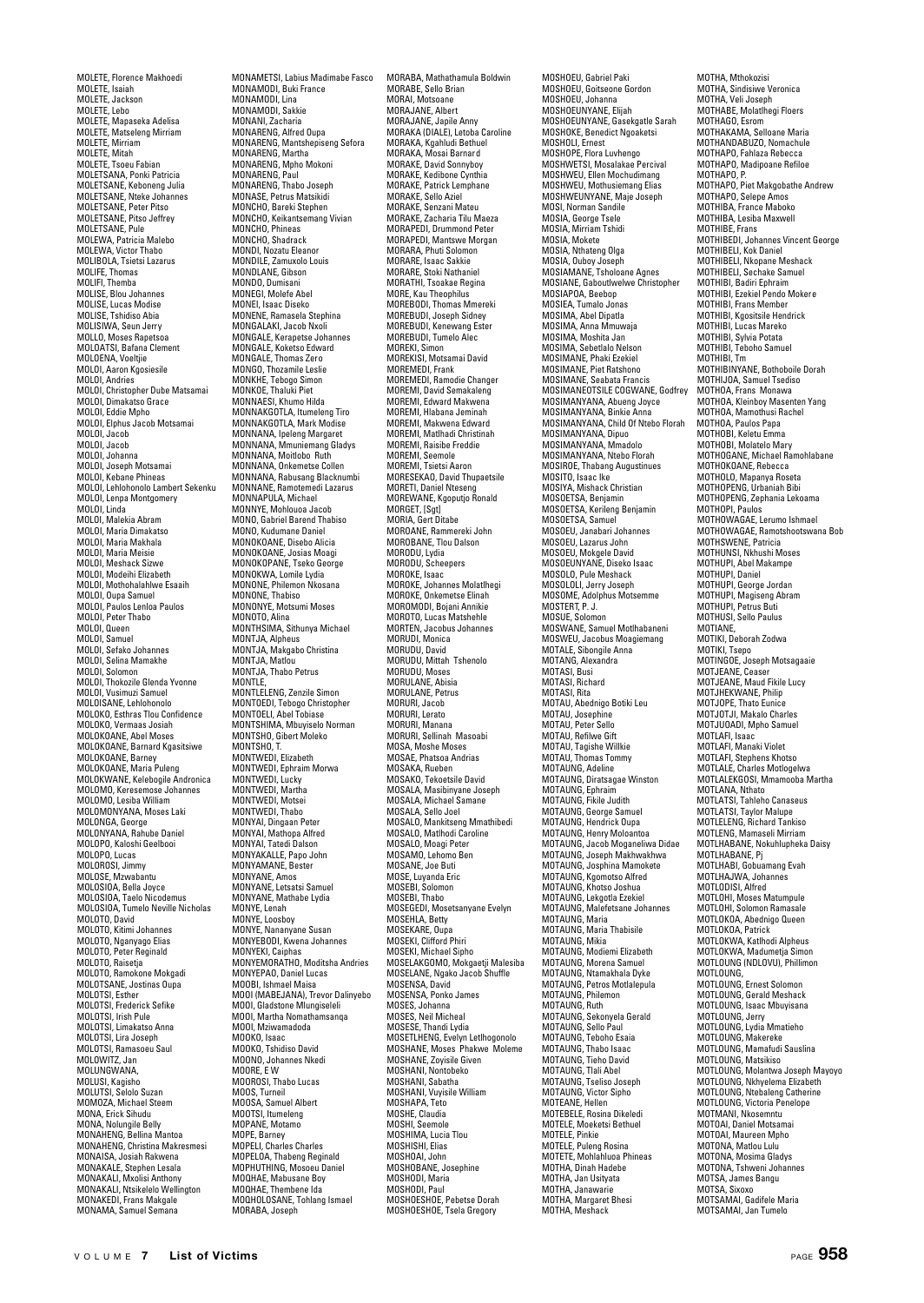MOLETE, Florence Makhoedi
MOLETE, Isaiah
MOLETE, Jackson
MOLETE, Lebo
MOLETE, Mapaseka Adelisa
MOLETE, Matseleng Mirriam
MOLETE, Mirriam
MOLETE, Mitah
MOLETE, Tsoeu Fabian
MOLETSANA, Ponki Patricia
MOLETSANE, Keboneng Julia
MOLETSANE, Nteke Johannes
MOLETSANE, Peter Pitso
MOLETSANE, Pitso Jeffrey
MOLETSANE, Pule
MOLEWA, Patricia Malebo
MOLEWA, Victor Thabo
MOLIBOLA, Tsietsi Lazarus
MOLIFE, Thomas
MOLIFI, Themba
MOLISE, Blou Johannes
MOLISE, Lucas Modise
MOLISE, Tshidiso Abia
MOLISIWA, Seun Jerry
MOLLO, Moses Rapetsoa
MOLOATSI, Bafana Clement
MOLOENA, Voeltjie
MOLOI, Aaron Kgosiesile
MOLOI, Andries
MOLOI, Christopher Dube Matsamai
MOLOI, Dimakatso Grace
MOLOI, Eddie Mpho
MOLOI, Elphus Jacob Motsamai
MOLOI, Jacob
MOLOI, Jacob
MOLOI, Johanna
MOLOI, Joseph Motsamai
MOLOI, Kebane Phineas
MOLOI, Lehlohonolo Lambert Sekenku
MOLOI, Lenpa Montgomery
MOLOI, Linda
MOLOI, Malekia Abram
MOLOI, Maria Dimakatso
MOLOI, Maria Makhala
MOLOI, Maria Meisie
MOLOI, Meshack Sizwe
MOLOI, Modeihi Elizabeth
MOLOI, Mothohalahlwe Esaaih
MOLOI, Oupa Samuel
MOLOI, Paulos Lenloa Paulos
MOLOI, Peter Thabo
MOLOI, Queen
MOLOI, Samuel
MOLOI, Sefako Johannes
MOLOI, Selina Mamakhe
MOLOI, Solomon
MOLOI, Thokozile Glenda Yvonne
MOLOI, Vusimuzi Samuel
MOLOISANE, Lehlohonolo
MOLOKO, Esthras Tlou Confidence
MOLOKO, Vermaas Josiah
MOLOKOANE, Abel Moses
MOLOKOANE, Barnard Kgasitsiwe
MOLOKOANE, Barney
MOLOKOANE, Maria Puleng
MOLOKWANE, Kelebogile Andronica
MOLOMO, Keresemose Johannes
MOLOMO, Lesiba William
MOLOMONYANA, Moses Laki
MOLONGA, George
MOLONYANA, Rahube Daniel
MOLOPO, Kaloshi Geelbooi
MOLOPO, Lucas
MOLOROSI, Jimmy
MOLOSE, Mzwabantu
MOLOSIOA, Bella Joyce
MOLOSIOA, Taelo Nicodemus
MOLOSIOA, Tumelo Neville Nicholas
MOLOTO, David
MOLOTO, Kitimi Johannes
MOLOTO, Nganyago Elias
MOLOTO, Peter Reginald
MOLOTO, Raisetja
MOLOTO, Ramokone Mokgadi
MOLOTSANE, Jostinas Oupa
MOLOTSI, Esther
MOLOTSI, Frederick Sefike
MOLOTSI, Irish Pule
MOLOTSI, Limakatso Anna
MOLOTSI, Lira Joseph
MOLOTSI, Ramasoeu Saul
MOLOWITZ, Jan
MOLUNGWANA,
MOLUSI, Kagisho
MOLUTSI, Selolo Suzan
MOMOZA, Michael Steem
MONA, Erick Sihudu
MONA, Nolungile Belly
MONAHENG, Bellina Mantoa
MONAHENG, Christina Makresmesi
MONAISA, Josiah Rakwena
MONAKALE, Stephen Lesala
MONAKALI, Mxolisi Anthony
MONAKALI, Ntsikelelo Wellington
MONAKEDI, Frans Makgale
MONAMA, Samuel Semana
MONAMETSI, Labius Madimabe Fasco
MONAMODI, Buki France
MONAMODI, Lina
MONAMODI, Sakkie
MONANI, Zacharia
MONARENG, Alfred Oupa
MONARENG, Mantshepiseng Sefora
MONARENG, Martha
MONARENG, Mpho Mokoni
MONARENG, Paul
MONARENG, Thabo Joseph
MONASE, Petrus Matsikidi
MONCHO, Bareki Stephen
MONCHO, Keikantsemang Vivian
MONCHO, Phineas
MONCHO, Shadrack
MONDI, Nozatu Eleanor
MONDILE, Zamuxolo Louis
MONDLANE, Gibson
MONDO, Dumisani
MONEGI, Molefe Abel
MONEI, Isaac Diseko
MONENE, Ramasela Stephina
MONGALAKI, Jacob Nxoli
MONGALE, Kerapetse Johannes
MONGALE, Koketso Edward
MONGALE, Thomas Zero
MONGO, Thozamile Leslie
MONKHE, Tebogo Simon
MONKOE, Thaluki Piet
MONNAESI, Khumo Hilda
MONNAKGOTLA, Itumeleng Tiro
MONNAKGOTLA, Mark Modise
MONNANA, Ipeleng Margaret
MONNANA, Mmuniemang Gladys
MONNANA, Moitlobo Ruth
MONNANA, Onkemetse Collen
MONNANA, Rabusang Blacknumbi
MONNANE, Ramotemedi Lazarus
MONNAPULA, Michael
MONNYE, Mohlouoa Jacob
MONO, Gabriel Barend Thabiso
MONO, Kudumane Daniel
MONOKOANE, Disebo Alicia
MONOKOANE, Josias Moagi
MONOKOPANE, Tseko George
MONOKWA, Lomile Lydia
MONONE, Philemon Nkosana
MONONE, Thabiso
MONONYE, Motsumi Moses
MONOTO, Alina
MONTHSIMA, Sithunya Michael
MONTJA, Alpheus
MONTJA, Makgabo Christina
MONTJA, Matlou
MONTJA, Thabo Petrus
MONTLE,
MONTLELENG, Zenzile Simon
MONTOEDI, Tebogo Christopher
MONTOELI, Abel Tobiase
MONTSHIMA, Mbuyiselo Norman
MONTSHO, Gibert Moleko
MONTSHO, T.
MONTWEDI, Elizabeth
MONTWEDI, Ephraim Morwa
MONTWEDI, Lucky
MONTWEDI, Martha
MONTWEDI, Motsei
MONTWEDI, Thabo
MONYAI, Dingaan Peter
MONYAI, Mathopa Alfred
MONYAI, Tatedi Dalson
MONYAKALLE, Papo John
MONYAMANE, Bester
MONYANE, Amos
MONYANE, Letsatsi Samuel
MONYANE, Mathabe Lydia
MONYE, Lenah
MONYE, Loosboy
MONYE, Nananyane Susan
MONYEBODI, Kwena Johannes
MONYEKI, Caiphas
MONYEMORATHO, Moditsha Andries
MONYEPAO, Daniel Lucas
MOOBI, Ishmael Maisa
MOOI (MABEJANA), Trevor Dalinyebo
MOOI, Gladstone Mlungiseleli
MOOI, Martha Nomathamsanqa
MOOI, Mziwamadoda
MOOKO, Isaac
MOOKO, Tshidiso David
MOONO, Johannes Nkedi
MOORE, E W
MOOROSI, Thabo Lucas
MOOS, Turneil
MOOSA, Samuel Albert
MOOTSI, Itumeleng
MOPANE, Motamo
MOPE, Barney
MOPELI, Charles Charles
MOPELOA, Thabeng Reginald
MOPHUTHING, Mosoeu Daniel
MOQHAE, Mabusane Boy
MOQHAE, Thembene Ida
MOQHOLOSANE, Tohlang Ismael
MORABA, Joseph
MORABA, Mathathamula Boldwin
MORABE, Sello Brian
MORAI, Motsoane
MORAJANE, Albert
MORAJANE, Japile Anny
MORAKA (DIALE), Letoba Caroline
MORAKA, Kgahludi Bethuel
MORAKA, Mosai Barnard
MORAKE, David Sonnyboy
MORAKE, Kedibone Cynthia
MORAKE, Patrick Lemphane
MORAKE, Sello Aziel
MORAKE, Senzani Mateu
MORAKE, Zacharia Tlu Maeza
MORAPEDI, Drummond Peter
MORAPEDI, Mantswe Morgan
MORARA, Phuti Solomon
MORARE, Isaac Sakkie
MORARE, Stoki Nathaniel
MORATHI, Tsoakae Regina
MORE, Kau Theophilus
MOREBODI, Thomas Mmereki
MOREBUDI, Joseph Sidney
MOREBUDI, Kenewang Ester
MOREBUDI, Tumelo Alec
MOREKI, Simon
MOREKISI, Motsamai David
MOREMEDI, Frank
MOREMEDI, Ramodie Changer
MOREMI, David Semakaleng
MOREMI, Edward Makwena
MOREMI, Hlabana Jeminah
MOREMI, Makwena Edward
MOREMI, Matlhadi Christinah
MOREMI, Raisibe Freddie
MOREMI, Seemole
MOREMI, Tsietsi Aaron
MORESEKAO, David Thupaetsile
MORETI, Daniel Nteseng
MOREWANE, Kgoputjo Ronald
MORGET, (Sgt)
MORIA, Gert Ditabe
MOROANE, Rammereki John
MOROBANE, Tlou Dalson
MORODU, Lydia
MORODU, Scheepers
MOROKE, Isaac
MOROKE, Johannes Molatlhegi
MOROKE, Onkemetse Elinah
MOROMODI, Bojani Annikie
MOROTO, Lucas Matshehle
MORTEN, Jacobus Johannes
MORUDI, Monica
MORUDU, David
MORUDU, Mittah Tshenolo
MORUDU, Moses
MORULANE, Albia
MORULANE, Petrus
MORURI, Jacob
MORURI, Lerato
MORURI, Manana
MORURI, Sellinah Masoabi
MOSA, Moshe Moses
MOSAE, Phatsoa Andrias
MOSAKA, Rueben
MOSAKO, Tekoetsile David
MOSALA, Masibinyane Joseph
MOSALA, Michael Samane
MOSALA, Sello Joel
MOSALO, Mankitseng Mmathibedi
MOSALO, Matlhodi Caroline
MOSALO, Moagi Peter
MOSAMO, Lehomo Ben
MOSANE, Joe Buti
MOSE, Luyanda Eric
MOSEBI, Solomon
MOSEBI, Thabo
MOSEGEDI, Mosetsanyane Evelyn
MOSEHLA, Betty
MOSEKARE, Oupa
MOSEKI, Clifford Phiri
MOSEKI, Michael Sipho
MOSELAKGOMO, Mokgaetji Malesiba
MOSELANE, Ngako Jacob Shuffle
MOSENSA, David
MOSENSA, Ponko James
MOSES, Johanna
MOSES, Neil Micheal
MOSESE, Thandi Lydia
MOSETLHENG, Evelyn Letlhogonolo
MOSHANE, Moses Phakwe Moleme
MOSHANE, Zoyisile Given
MOSHANI, Nontobeko
MOSHANI, Sabatha
MOSHANI, Vuyisile William
MOSHAPA, Teto
MOSHE, Claudia
MOSHI, Seemole
MOSHIMA, Lucia Tlou
MOSHISHI, Elias
MOSHOAI, John
MOSHOBANE, Josephine
MOSHODI, Maria
MOSHODI, Paul
MOSHOESHOE, Pebetse Dorah
MOSHOESHOE, Tsela Gregory
MOSHOEU, Gabriel Paki
MOSHOEU, Goitseone Gordon
MOSHOEU, Johanna
MOSHOEUNYANE, Elijah
MOSHOEUNYANE, Gasekgatle Sarah
MOSHOKE, Benedict Ngoaketsi
MOSHOLI, Ernest
MOSHOPE, Flora Luvhengo
MOSHWETSI, Mosalakae Percival
MOSHWEU, Ellen Mochudimang
MOSHWEU, Mothusiemang Elias
MOSHWEUNYANE, Maje Joseph
MOSI, Norman Sandile
MOSIA, George Tsele
MOSIA, Mirriam Tshidi
MOSIA, Mokete
MOSIA, Nthateng Olga
MOSIA, Ouboy Joseph
MOSIAMANE, Tsholoane Agnes
MOSIANE, Gaboutlwelwe Christopher
MOSIAPOA, Beebop
MOSIEA, Tumalo Jonas
MOSIMA, Abel Dipatla
MOSIMA, Anna Mmuwaja
MOSIMA, Moshita Jan
MOSIMA, Sebetlalo Nelson
MOSIMANE, Phaki Ezekiel
MOSIMANE, Piet Ratshono
MOSIMANE, Seabata Francis
MOSIMANEOTSILE COGWANE, Godfrey
MOSIMANYANA, Abueng Joyce
MOSIMANYANA, Binkie Anna
MOSIMANYANA, Child Of Ntebo Florah
MOSIMANYANA, Dipuo
MOSIMANYANA, Mmadolo
MOSIMANYANA, Ntebo Florah
MOSIROE, Thabang Augustinues
MOSITO, Isaac Ike
MOSIYA, Mishack Christian
MOSOETSA, Benjamin
MOSOETSA, Kerileng Benjamin
MOSOETSA, Samuel
MOSOEU, Janabari Johannes
MOSOEU, Lazarus John
MOSOEU, Mokgele David
MOSOEUNYANE, Diseko Isaac
MOSOLO, Pule Meshack
MOSOLOLI, Jerry Joseph
MOSOME, Adolphus Motsemme
MOSTERT, P. J.
MOSUE, Solomon
MOSWANE, Samuel Motlhabaneni
MOSWEU, Jacobus Moagiemang
MOTALE, Sibongile Anna
MOTANG, Alexandra
MOTASI, Busi
MOTASI, Richard
MOTASI, Rita
MOTAU, Abednigo Botiki Leu
MOTAU, Josephine
MOTAU, Peter Sello
MOTAU, Refilwe Gift
MOTAU, Tagishe Willkie
MOTAU, Thomas Tommy
MOTAUNG, Adeline
MOTAUNG, Diratsagae Winston
MOTAUNG, Ephraim
MOTAUNG, Fikile Judith
MOTAUNG, George Samuel
MOTAUNG, Hendrick Oupa
MOTAUNG, Henry Moloantoa
MOTAUNG, Jacob Moganeliwa Didae
MOTAUNG, Joseph Makhwakhwa
MOTAUNG, Josphina Mamokete
MOTAUNG, Kgomotso Alfred
MOTAUNG, Khotso Joshua
MOTAUNG, Lekgotla Ezekiel
MOTAUNG, Malefetsane Johannes
MOTAUNG, Maria
MOTAUNG, Maria Thabisile
MOTAUNG, Mikia
MOTAUNG, Modiemi Elizabeth
MOTAUNG, Morena Samuel
MOTAUNG, Ntamakhala Dyke
MOTAUNG, Petros Motlalepula
MOTAUNG, Philemon
MOTAUNG, Ruth
MOTAUNG, Sekonyela Gerald
MOTAUNG, Sello Paul
MOTAUNG, Teboho Esaia
MOTAUNG, Thabo Isaac
MOTAUNG, Tieho David
MOTAUNG, Tlali Abel
MOTAUNG, Tseliso Joseph
MOTAUNG, Victor Sipho
MOTEANE, Hellen
MOTEBELE, Rosina Dikeledi
MOTELE, Moeketsi Bethuel
MOTELE, Pinkie
MOTELE, Puleng Rosina
MOTETE, Mohlahluoa Phineas
MOTHA, Dinah Hadebe
MOTHA, Jan Usityata
MOTHA, Janawarie
MOTHA, Margaret Bhesi
MOTHA, Meshack
MOTHA, Mthokozisi
MOTHA, Sindisiwe Veronica
MOTHA, Veli Joseph
MOTHABE, Molatlhegi Floers
MOTHAGO, Esrom
MOTHAKAMA, Selloane Maria
MOTHANDABUZO, Nomachule
MOTHAPO, Fahlaza Rebecca
MOTHAPO, Madipoane Refiloe
MOTHAPO, P.
MOTHAPO, Piet Makgobathe Andrew
MOTHAPO, Selepe Amos
MOTHIBA, France Maboko
MOTHIBA, Lesiba Maxwell
MOTHIBE, Frans
MOTHIBEDI, Johannes Vincent George
MOTHIBELI, Kok Daniel
MOTHIBELI, Nkopane Meshack
MOTHIBELI, Sechake Samuel
MOTHIBI, Badiri Ephraim
MOTHIBI, Ezekiel Pendo Mokere
MOTHIBI, Frans Member
MOTHIBI, Kgositsile Hendrick
MOTHIBI, Lucas Mareko
MOTHIBI, Sylvia Potata
MOTHIBI, Teboho Samuel
MOTHIBI, Tm
MOTHIBINYANE, Bothoboile Dorah
MOTHIJOA, Samuel Tsediso
MOTHOA, Frans Monawa
MOTHOA, Kleinboy Masenten Yang
MOTHOA, Mamothusi Rachel
MOTHOA, Paulos Papa
MOTHOBI, Keletu Emma
MOTHOBI, Molatelo Mary
MOTHOGANE, Michael Ramohlabane
MOTHOKOANE, Rebecca
MOTHOLO, Mapanya Roseta
MOTHOPENG, Urbaniah Bibi
MOTHOPENG, Zephania Lekoama
MOTHOPI, Paulos
MOTHOWAGAE, Lerumo Ishmael
MOTHOWAGAE, Ramotshootswana Bob
MOTHSWENE, Patricia
MOTHUNSI, Nkhushi Moses
MOTHUPI, Abel Makampe
MOTHUPI, Daniel
MOTHUPI, George Jordan
MOTHUPI, Magiseng Abram
MOTHUPI, Petrus Buti
MOTHUSI, Sello Paulus
MOTIANE,
MOTIKI, Deborah Zodwa
MOTIKI, Tsepo
MOTINGOE, Joseph Motsagaaie
MOTJEANE, Ceaser
MOTJEANE, Maud Fikile Lucy
MOTJHEKWANE, Philip
MOTJOPE, Thato Eunice
MOTJOTJI, Makalo Charles
MOTJUOADI, Mpho Samuel
MOTLAFI, Isaac
MOTLAFI, Manaki Violet
MOTLAFI, Stephens Khotso
MOTLALE, Charles Motlogelwa
MOTLALEKGOSI, Mmamooba Martha
MOTLANA, Nthato
MOTLATSI, Tahleho Canaseus
MOTLATSI, Taylor Malupe
MOTLELENG, Richard Tankiso
MOTLENG, Mamaseli Mirriam
MOTLHABANE, Nokuhlupheka Daisy
MOTLHABANE, Pj
MOTLHABI, Gobuamang Evah
MOTLHAJWA, Johannes
MOTLHODISI, Alfred
MOTLOHI, Moses Matumpule
MOTLOHI, Solomon Ramasale
MOTLOKOA, Abednigo Queen
MOTLOKOA, Patrick
MOTLOKWA, Katlhodi Alpheus
MOTLOKWA, Madumetja Simon
MOTLOUNG (NDLOVU), Phillimon
MOTLOUNG,
MOTLOUNG, Ernest Solomon
MOTLOUNG, Gerald Meshack
MOTLOUNG, Isaac Mbuyisana
MOTLOUNG, Jerry
MOTLOUNG, Lydia Mmatieho
MOTLOUNG, Makereke
MOTLOUNG, Mamafudi Sauslina
MOTLOUNG, Matsikiso
MOTLOUNG, Molantwa Joseph Mayoyo
MOTLOUNG, Nkhyelema Elizabeth
MOTLOUNG, Ntebaleng Catherine
MOTLOUNG, Victoria Penelope
MOTMANI, Nkosemntu
MOTOAI, Daniel Motsamai
MOTOAI, Maureen Mpho
MOTONA, Matlou Lulu
MOTONA, Mosima Gladys
MOTONA, Tshweni Johannes
MOTSA, James Bangu
MOTSA, Sixoxo
MOTSAMAI, Gadifele Maria
MOTSAMAI, Jan Tumelo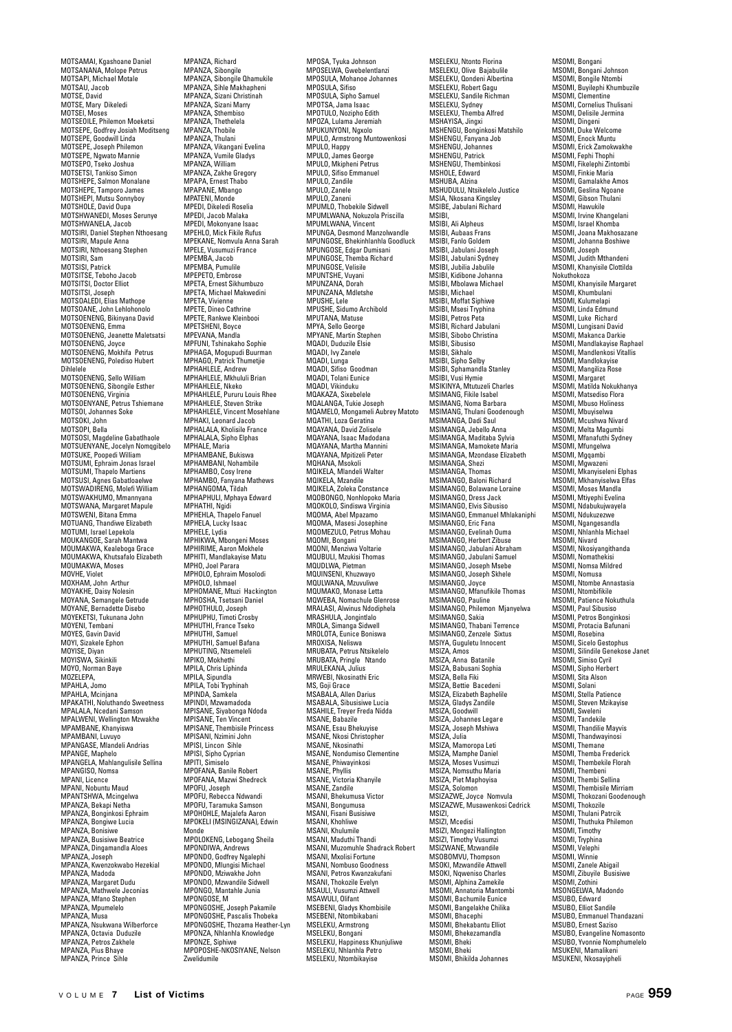MOTSAMAI, Kgashoane Daniel
MOTSANANA, Molope Petrus
MOTSAPI, Michael Motale
MOTSAU, Jacob
MOTSE, David
MOTSE, Mary Dikeledi
MOTSEI, Moses
MOTSEOILE, Philemon Moeketsi
MOTSEPE, Godfrey Josiah Moditseng
MOTSEPE, Goodwill Linda
MOTSEPE, Joseph Philemon
MOTSEPE, Ngwato Mannie
MOTSEPO, Tseko Joshua
MOTSETSI, Tankiso Simon
MOTSHEPE, Salmon Monalane
MOTSHEPE, Tamporo James
MOTSHEPI, Mutsu Sonnyboy
MOTSHOLE, David Oupa
MOTSHWANEDI, Moses Serunye
MOTSHWANELA, Jacob
MOTSIRI, Daniel Stephen Nthoesang
MOTSIRI, Mapule Anna
MOTSIRI, Nthoesang Stephen
MOTSIRI, Sam
MOTSISI, Patrick
MOTSITSE, Teboho Jacob
MOTSITSI, Doctor Elliot
MOTSITSI, Joseph
MOTSOALEDI, Elias Mathope
MOTSOANE, John Lehlohonolo
MOTSOENENG, Bikinyana David
MOTSOENENG, Emma
MOTSOENENG, Jeanette Maletsatsi
MOTSOENENG, Joyce
MOTSOENENG, Mokhifa Petrus
MOTSOENENG, Polediso Hubert Dihlelele
MOTSOENENG, Sello William
MOTSOENENG, Sibongile Esther
MOTSOENENG, Virginia
MOTSOENYANE, Petrus Tshiemane
MOTSOI, Johannes Soke
MOTSOKI, John
MOTSOPI, Bella
MOTSOSI, Magdeline Gabatlhaole
MOTSUENYANE, Jocelyn Nomqgibelo
MOTSUKE, Poopedi William
MOTSUMI, Ephraim Jonas Israel
MOTSUMI, Thapelo Martiens
MOTSUSI, Agnes Gabatloaelwe
MOTSWADIRENG, Molefi William
MOTSWAKHUMO, Mmannyana
MOTSWANA, Margaret Mapule
MOTSWENI, Bitana Emma
MOTUANG, Thandiwe Elizabeth
MOTUMI, Israel Lepekola
MOUKANGOE, Sarah Mantwa
MOUMAKWA, Kealeboga Grace
MOUMAKWA, Khutsafalo Elizabeth
MOUMAKWA, Moses
MOVHE, Violet
MOXHAM, John Arthur
MOYAKHE, Daisy Nolesin
MOYANA, Semangele Getrude
MOYANE, Bernadette Disebo
MOYEKETSI, Tukunana John
MOYENI, Tembani
MOYES, Gavin David
MOYI, Sizakele Ephon
MOYISE, Diyan
MOYISWA, Sikinkili
MOYO, Norman Baye
MOZELEPA,
MPAHLA, Jomo
MPAHLA, Mcinjana
MPAKATHI, Noluthando Sweetness
MPALALA, Ncedani Samson
MPALWENI, Wellington Mzwakhe
MPAMBANE, Khanyiswa
MPAMBANI, Luvuyo
MPANGASE, Mlandeli Andrias
MPANGE, Maphelo
MPANGELA, Mahlangulisile Sellina
MPANGISO, Nomsa
MPANI, Licence
MPANI, Nobuntu Maud
MPANTSHWA, Mcingelwa
MPANZA, Bekapi Netha
MPANZA, Bonginkosi Ephraim
MPANZA, Bongiwe Lucia
MPANZA, Bonisiwe
MPANZA, Busisiwe Beatrice
MPANZA, Dingamandla Aloes
MPANZA, Joseph
MPANZA, Kwenzokwabo Hezekial
MPANZA, Madoda
MPANZA, Margaret Dudu
MPANZA, Mathwele Jeconias
MPANZA, Mfano Stephen
MPANZA, Mpumelelo
MPANZA, Musa
MPANZA, Nsukwana Wilberforce
MPANZA, Octavia Duduzile
MPANZA, Petros Zakhele
MPANZA, Pius Bhaye
MPANZA, Prince Sihle
MPANZA, Richard
MPANZA, Sibongile
MPANZA, Sibongile Qhamukile
MPANZA, Sihle Makhapheni
MPANZA, Sizani Christinah
MPANZA, Sizani Marry
MPANZA, Sthembiso
MPANZA, Thethelela
MPANZA, Thobile
MPANZA, Thulani
MPANZA, Vikangani Evelina
MPANZA, Vumile Gladys
MPANZA, William
MPANZA, Zakhe Gregory
MPAPA, Ernest Thabo
MPAPANE, Mbango
MPATENI, Monde
MPEDI, Dikeledi Roselia
MPEDI, Jacob Malaka
MPEDI, Mokonyane Isaac
MPEHLO, Mick Fikile Rufus
MPEKANE, Nomvula Anna Sarah
MPELE, Vusumuzi France
MPEMBA, Jacob
MPEMBA, Pumulile
MPEPETO, Embrose
MPETA, Ernest Sikhumbuzo
MPETA, Michael Makwedini
MPETA, Vivienne
MPETE, Dineo Cathrine
MPETE, Rankwe Kleinbooi
MPETSHENI, Boyce
MPEVANA, Mandla
MPFUNI, Tshinakaho Sophie
MPHAGA, Mogupudi Buurman
MPHAGO, Patrick Thumetjie
MPHAHLELE, Andrew
MPHAHLELE, Mkhululi Brian
MPHAHLELE, Nkeko
MPHAHLELE, Pururu Louis Rhee
MPHAHLELE, Steven Strike
MPHAHLELE, Vincent Mosehlane
MPHAKI, Leonard Jacob
MPHALALA, Kholisile France
MPHALALA, Sipho Elphas
MPHALE, Maria
MPHAMBANE, Bukiswa
MPHAMBANI, Nohambile
MPHAMBO, Cosy Irene
MPHAMBO, Fanyana Mathews
MPHANGOMA, Tildah
MPHAPHULI, Mphaya Edward
MPHATHI, Ngidi
MPHEHLA, Thapelo Fanuel
MPHELA, Lucky Isaac
MPHELE, Lydia
MPHIKWA, Mbongeni Moses
MPHIRIME, Aaron Mokhele
MPHITI, Mandlakayise Matu
MPHO, Joel Parara
MPHOLO, Ephraim Mosolodi
MPHOLO, Ishmael
MPHOMANE, Mtuzi Hackington
MPHOSHA, Tsetsani Daniel
MPHOTHULO, Joseph
MPHUPHU, Timoti Crosby
MPHUTHI, France Tseko
MPHUTHI, Samuel
MPHUTHI, Samuel Bafana
MPHUTING, Ntsemeleli
MPIKO, Mokhethi
MPILA, Chris Liphinda
MPILA, Sipundla
MPILA, Tobi Tryphinah
MPINDA, Samkela
MPINDI, Mzwamadoda
MPISANE, Siyabonga Ndoda
MPISANE, Ten Vincent
MPISANE, Thembisile Princess
MPISANI, Nzimini John
MPISI, Lincon Sihle
MPISI, Sipho Cyprian
MPITI, Simiselo
MPOFANA, Banile Robert
MPOFANA, Mazwi Shedreck
MPOFU, Joseph
MPOFU, Rebecca Ndwandi
MPOFU, Taramuka Samson
MPOHOHLE, Majalefa Aaron
MPOKELI (MSINGIZANA), Edwin Monde
MPOLOKENG, Lebogang Sheila
MPONDIWA, Andrews
MPONDO, Godfrey Nglephi
MPONDO, Mlungisi Michael
MPONDO, Mziwakhe John
MPONDO, Mzwandile Sidwell
MPONGO, Mantahle Junia
MPONGOSE, M
MPONGOSHE, Joseph Pakamile
MPONGOSHE, Pascalis Thobeka
MPONGOSHE, Thozama Heather-Lyn
MPONZA, Nhlanhla Knowledge
MPONZE, Siphiwe
MPOPOSHE-NKOSIYANE, Nelson Zwelidumile
MPOSA, Tyuka Johnson
MPOSELWA, Gwebelentlanzi
MPOSULA, Mohanoe Johannes
MPOSULA, Sifiso
MPOSULA, Sipho Samuel
MPOTSA, Jama Isaac
MPOTULO, Nozipho Edith
MPOZA, Lulama Jeremiah
MPUKUNYONI, Ngxolo
MPULO, Armstrong Muntowenkosi
MPULO, Happy
MPULO, James George
MPULO, Mkipheni Petrus
MPULO, Sifiso Emmanuel
MPULO, Zandile
MPULO, Zanele
MPULO, Zaneni
MPUMLO, Thobekile Sidwell
MPUMLWANA, Nokuzola Priscilla
MPUMLWANA, Vincent
MPUNGA, Desmond Manzolwandle
MPUNGOSE, Bhekinhlanhla Goodluck
MPUNGOSE, Edgar Dumisani
MPUNGOSE, Themba Richard
MPUNGOSE, Velisile
MPUNTSHE, Vuyani
MPUNZANA, Dorah
MPUNZANA, Mdletshe
MPUSHE, Lele
MPUSHE, Sidumo Archibold
MPUTANA, Matuse
MPYA, Sello George
MPYANE, Martin Stephen
MQADI, Duduzile Elsie
MQADI, Ivy Zanele
MQADI, Lunga
MQADI, Sifiso Goodman
MQADI, Tolani Eunice
MQADI, Vikinduku
MQAKAZA, Sixebelele
MQALANGA, Tukie Joseph
MQAMELO, Mongameli Aubrey Matoto
MQATHI, Loza Geratina
MQAYANA, David Zolisele
MQAYANA, Isaac Madodana
MQAYANA, Martha Mannini
MQAYANA, Mpitizeli Peter
MQHANA, Msokoli
MQIKELA, Mlandeli Walter
MQIKELA, Mzandile
MQIKELA, Zoleka Constance
MQOBONGO, Nonhlopoko Maria
MQOKOLO, Sindiswa Virginia
MQOMA, Abel Mpazamo
MQOMA, Masesi Josephine
MQOMEZULO, Petrus Mohau
MQOMI, Bongani
MQONI, Menziwa Voltarie
MQUBULI, Mzukisi Thomas
MQUDLWA, Pietman
MQUINSENI, Khuzwayo
MQULWANA, Mzuvuliwe
MQUMAKO, Monase Letta
MQWEBA, Nomachule Glenrose
MRALASI, Alwinus Ndodiphela
MRASHULA, Jongintlalo
MROLA, Simanga Sidwell
MROLOTA, Eunice Boniswa
MROXISA, Neliswa
MRUBATA, Petrus Ntsikelelo
MRUBATA, Pringle Ntando
MRULEKANA, Julius
MRWEBI, Nkosinathi Eric
MS, Goji Grace
MSABALA, Allen Darius
MSABALA, Sibusisiwe Lucia
MSAHILE, Treyer Freda Nidda
MSANE, Babazile
MSANE, Esau Bhekuyise
MSANE, Nkosi Christopher
MSANE, Nkosinathi
MSANE, Nondumiso Clementine
MSANE, Phiwayinkosi
MSANE, Phyllis
MSANE, Victoria Khanyile
MSANE, Zandile
MSANI, Bhekumusa Victor
MSANI, Bongumusa
MSANI, Fisani Busisiwe
MSANI, Khohliwe
MSANI, Khulumile
MSANI, Maduthi Thandi
MSANI, Muzomuhle Shadrack Robert
MSANI, Mxolisi Fortune
MSANI, Nombuso Goodness
MSANI, Petros Kwanzakufani
MSANI, Thokozile Evelyn
MSAULI, Vusumzi Attwell
MSAWULI, Olifant
MSEBENI, Gladys Khombisile
MSEBENI, Ntombikabani
MSELEKU, Armstrong
MSELEKU, Bongani
MSELEKU, Happiness Khunjuliwe
MSELEKU, Nhlanhla Petro
MSELEKU, Ntombikayise
MSELEKU, Ntonto Florina
MSELEKU, Olive Bajabulile
MSELEKU, Qondeni Albertina
MSELEKU, Robert Gagu
MSELEKU, Sandile Richman
MSELEKU, Sydney
MSELEKU, Themba Alfred
MSHAYISA, Jingxi
MSHENGU, Bonginkosi Matshilo
MSHENGU, Fanyana Job
MSHENGU, Johannes
MSHENGU, Patrick
MSHENGU, Thembinkosi
MSHOLE, Edward
MSHUBA, Alzina
MSHUDULU, Ntsikelelo Justice
MSIA, Nkosana Kingsley
MSIBE, Jabulani Richard
MSIBI,
MSIBI, Ali Alpheus
MSIBI, Aubaas Frans
MSIBI, Fanlo Goldem
MSIBI, Jabulani Joseph
MSIBI, Jabulani Sydney
MSIBI, Jubilia Jabulile
MSIBI, Kidibone Johanna
MSIBI, Mbolawa Michael
MSIBI, Michael
MSIBI, Moffat Siphiwe
MSIBI, Msesi Tryphina
MSIBI, Petros Peta
MSIBI, Richard Jabulani
MSIBI, Sibobo Christina
MSIBI, Sibusiso
MSIBI, Sikhalo
MSIBI, Sipho Selby
MSIBI, Sphamandla Stanley
MSIBI, Vusi Hymie
MSIKINYA, Mtutuzeli Charles
MSIMANG, Fikile Isabel
MSIMANG, Noma Barbara
MSIMANG, Thulani Goodenough
MSIMANGA, Dadi Saul
MSIMANGA, Jebello Anna
MSIMANGA, Maditaba Sylvia
MSIMANGA, Mamokete Maria
MSIMANGA, Mzondase Elizabeth
MSIMANGA, Shezi
MSIMANGA, Thomas
MSIMANGO, Baloni Richard
MSIMANGO, Bolawane Loraine
MSIMANGO, Dress Jack
MSIMANGO, Elvis Sibusiso
MSIMANGO, Emmanuel Mhlakaniphi
MSIMANGO, Eric Fana
MSIMANGO, Evelinah Ouma
MSIMANGO, Herbert Zibuse
MSIMANGO, Jabulani Abraham
MSIMANGO, Jabulani Samuel
MSIMANGO, Joseph Msebe
MSIMANGO, Joseph Skhele
MSIMANGO, Joyce
MSIMANGO, Mfanufikile Thomas
MSIMANGO, Pauline
MSIMANGO, Philemon Mjanyelwa
MSIMANGO, Sakia
MSIMANGO, Thabani Terrence
MSIMANGO, Zenzele Sixtus
MSIYA, Guguletu Innocent
MSIZA, Amos
MSIZA, Anna Batanile
MSIZA, Babusani Sophia
MSIZA, Bella Fiki
MSIZA, Bettie Bacedeni
MSIZA, Elizabeth Baphelile
MSIZA, Gladys Zandile
MSIZA, Goodwill
MSIZA, Johannes Legare
MSIZA, Joseph Mshiwa
MSIZA, Julia
MSIZA, Mamoropa Leti
MSIZA, Mamphe Daniel
MSIZA, Moses Vusimuzi
MSIZA, Nomsuthu Maria
MSIZA, Piet Maphoyisa
MSIZA, Solomon
MSIZAZWE, Joyce Nomvula
MSIZAZWE, Musawenkosi Cedrick
MSIZI,
MSIZI, Mcedisi
MSIZI, Mongezi Hallington
MSIZI, Timothy Vusumzi
MSIZWANE, Mzwandile
MSOBOMVU, Thompson
MSOKI, Mzwandile Attwell
MSOKI, Nqweniso Charles
MSOMI, Alphina Zamekile
MSOMI, Annatoria Mantombi
MSOMI, Bachumile Eunice
MSOMI, Bangelakhe Chilika
MSOMI, Bhacephi
MSOMI, Bhekabantu Elliot
MSOMI, Bhekezamandla
MSOMI, Bheki
MSOMI, Bheki
MSOMI, Bhikilda Johannes
MSOMI, Bongani
MSOMI, Bongani Johnson
MSOMI, Bongile Ntombi
MSOMI, Buyilephi Khumbuzile
MSOMI, Clementine
MSOMI, Cornelius Thulisani
MSOMI, Delisile Jermina
MSOMI, Dingeni
MSOMI, Duke Welcome
MSOMI, Enock Muntu
MSOMI, Erick Zamokwakhe
MSOMI, Fephi Thophi
MSOMI, Fikelephi Zintombi
MSOMI, Finkie Maria
MSOMI, Gamalakhe Amos
MSOMI, Geslina Ngoane
MSOMI, Gibson Thulani
MSOMI, Hawukile
MSOMI, Irvine Khangelani
MSOMI, Israel Khomba
MSOMI, Joana Makhosazane
MSOMI, Johanna Boshiwe
MSOMI, Joseph
MSOMI, Judith Mthandeni
MSOMI, Khanyisile Clottilda Nokuthokoza
MSOMI, Khanyisile Margaret
MSOMI, Khumbulani
MSOMI, Kulumelapi
MSOMI, Linda Edmund
MSOMI, Luke Richard
MSOMI, Lungisani David
MSOMI, Makanca Darkie
MSOMI, Mandlakayise Raphael
MSOMI, Mandlenkosi Vitallis
MSOMI, Mandlokayise
MSOMI, Mangiliza Rose
MSOMI, Margaret
MSOMI, Matilda Nokukhanya
MSOMI, Matsediso Flora
MSOMI, Mbuso Holiness
MSOMI, Mbuyiselwa
MSOMI, Mcushwa Nivard
MSOMI, Melta Magumbi
MSOMI, Mfanafuthi Sydney
MSOMI, Mfungelwa
MSOMI, Mgqambi
MSOMI, Mgwazeni
MSOMI, Mkanyiseleni Elphas
MSOMI, Mkhanyiselwa Elfas
MSOMI, Moses Mandla
MSOMI, Mtiyephi Evelina
MSOMI, Ndabukujwayela
MSOMI, Ndukuzezwe
MSOMI, Ngangesandla
MSOMI, Nhlanhla Michael
MSOMI, Nivard
MSOMI, Nkosiyangithanda
MSOMI, Nomathekisi
MSOMI, Nomsa Mildred
MSOMI, Nomusa
MSOMI, Ntombe Annastasia
MSOMI, Ntombifikile
MSOMI, Patience Nokuthula
MSOMI, Paul Sibusiso
MSOMI, Petros Bonginkosi
MSOMI, Protacia Bafunani
MSOMI, Rosebina
MSOMI, Sicelo Gestophus
MSOMI, Silindile Genekose Janet
MSOMI, Simiso Cyril
MSOMI, Sipho Herbert
MSOMI, Sita Alson
MSOMI, Solani
MSOMI, Stella Patience
MSOMI, Steven Mzikayise
MSOMI, Sweleni
MSOMI, Tandekile
MSOMI, Thandilie Mayvis
MSOMI, Thandwayinosi
MSOMI, Themane
MSOMI, Themba Frederick
MSOMI, Thembekile Florah
MSOMI, Thembeni
MSOMI, Thembi Sellina
MSOMI, Thembisile Mirriam
MSOMI, Thokozani Goodenough
MSOMI, Thokozile
MSOMI, Thulani Patrcik
MSOMI, Thuthuka Philemon
MSOMI, Timothy
MSOMI, Tryphina
MSOMI, Velephi
MSOMI, Winnie
MSOMI, Zanele Abigail
MSOMI, Zibuyile Busisiwe
MSOMI, Zothini
MSONGELWA, Madondo
MSUBO, Edward
MSUBO, Elliot Sandile
MSUBO, Emmanuel Thandazani
MSUBO, Ernest Saziso
MSUBO, Evangeline Nomasonto
MSUBO, Yvonnie Nomphumelelo
MSUKENI, Mamalikeni
MSUKENI, Nkosayipheli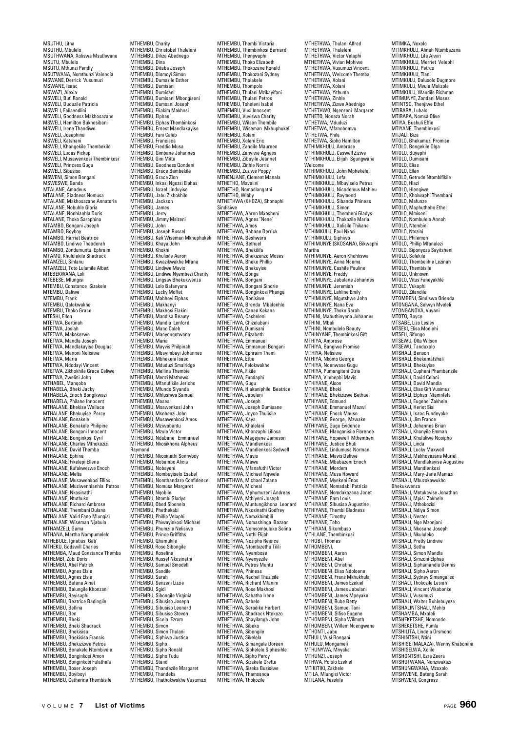MSUTHU, Litha
MSUTHU, Mbulelo
MSUTHWANA, Xoliswa Msuthwana
MSUTU, Mbulelo
MSUTU, Mthunzi Pendly
MSUTWANA, Nomthunzi Valencia
MSWANE, Derrick Vusumuzi
MSWANE, Isaac
MSWAZI, Alexia
MSWELI, Buti Ronald
MSWELI, Duduzile Patricia
MSWELI, Falisendlini
MSWELI, Goodness Makhosazane
MSWELI, Hemilton Bukhosibani
MSWELI, Irene Thandiwe
MSWELI, Josephina
MSWELI, Katshani
MSWELI, Khangekile Thembekile
MSWELI, Lucas Pickup
MSWELI, Musawenkosi Thembinkosi
MSWELI, Princess Gugu
MSWELI, Sibusiso
MSWENI, Simon Bongani
MSWESWE, Ganda
MTALANE, Amadeus
MTALANE, Gladness Nomusa
MTALANE, Makhosazane Annatoria
MTALANE, Nobuhle Gloria
MTALANE, Nonhlanhla Doris
MTALANE, Thoko Saraphina
MTAMBO, Bongani Joseph
MTAMBO, Boyboy
MTAMBO, Harriet Beatrice
MTAMBO, Lindiwe Theodorah
MTAMBO, Zondumuntu Ephraim
MTAMO, Khululekile Shadrack
MTAMZELI, Sihlanu
MTAMZELI, Toto Lulamile Albert
MTEBEKWANA, Loli
MTEBESE, Mlungisi
MTEMBU, Constance Sizakele
MTEMBU, Daliwe
MTEMBU, Frank
MTEMBU, Qalokwakhe
MTEMBU, Thoko Grace
MTESHI, Ellen
MTETWA, Bertinah
MTETWA, Josiah
MTETWA, Makosezwe
MTETWA, Mandla Joseph
MTETWA, Mandlakayise Douglas
MTETWA, Manoni Nelisiwe
MTETWA, Maria
MTETWA, Ndodayi Vincent
MTETWA, Zikhokhile Grace Celiwe
MTETWA, Zwelini John
MTHABEL, Manqoba
MTHABELA, Bheki Jacky
MTHABELA, Enoch Bongikwazi
MTHABELA, Philane Innocent
MTHALANE, Bhekise Wallace
MTHALANE, Bhekuyise Percy
MTHALANE, Bonakele
MTHALANE, Bonakele Philipine
MTHALANE, Bongani Innocent
MTHALANE, Bonginkosi Cyril
MTHALANE, Charles Mthokozizi
MTHALANE, David Themba
MTHALANE, Ephina
MTHALANE, Fikelepi Ellena
MTHALANE, Kufakwezwe Enoch
MTHALANE, Melta
MTHALANE, Musawenkosi Ellias
MTHALANE, Muziwenhlanhla Petros
MTHALANE, Nkosinathi
MTHALANE, Ntuthuko
MTHALANE, Richard Ambrose
MTHALANE, Thembani Dulana
MTHALANE, Valid Fano Mlungisi
MTHALANE, Wiseman Njabulo
MTHAMZELI, Gama
MTHANA, Martha Nompumelelo
MTHEBULE, Ignatius 'Gab'
MTHEKU, Godswill Charles
MTHEMBA, Maud Constance Themba
MTHEMBI, Zobi Doris
MTHEMBU, Abel Patrick
MTHEMBU, Agnes Elsie
MTHEMBU, Agnes Elsie
MTHEMBU, Bafana Alnet
MTHEMBU, Balungile Khonzani
MTHEMBU, Bayisaphi
MTHEMBU, Beatrice Badingile
MTHEMBU, Bellina
MTHEMBU, Ben
MTHEMBU, Bheki
MTHEMBU, Bheki Shadrack
MTHEMBU, Bhekisisa
MTHEMBU, Bhekisisa Francis
MTHEMBU, Bhekizizwe Petros
MTHEMBU, Bonakele Ntombivele
MTHEMBU, Bonginkosi Amon
MTHEMBU, Bonginkosi Fulathela
MTHEMBU, Boxer Joseph
MTHEMBU, Boyiboyi
MTHEMBU, Catherine Thembisile
MTHEMBU, Charity
MTHEMBU, Christobel Thuleleni
MTHEMBU, Diliza Abednego
MTHEMBU, Dina
MTHEMBU, Ditaba Joseph
MTHEMBU, Dlomoyi Simon
MTHEMBU, Dumazile Esther
MTHEMBU, Dumisani
MTHEMBU, Dumisani
MTHEMBU, Dumisani Mbongiseni
MTHEMBU, Dumsani Joseph
MTHEMBU, Eliakim Makhosi
MTHEMBU, Elphas
MTHEMBU, Elphas Thembinkosi
MTHEMBU, Ernest Mandlakayise
MTHEMBU, Fani Caleb
MTHEMBU, Francisca
MTHEMBU, Freddie Musa
MTHEMBU, Gimbane Johannes
MTHEMBU, Gini Mitta
MTHEMBU, Goodness Qondeni
MTHEMBU, Grace Bambekile
MTHEMBU, Grace Zion
MTHEMBU, Inkosi Ngozsi Elphas
MTHEMBU, Israel Linduyise
MTHEMBU, Jabu Zikhokhile
MTHEMBU, Jackson
MTHEMBU, James
MTHEMBU, Jerry
MTHEMBU, Jimmy Msizeni
MTHEMBU, John
MTHEMBU, Joseph Russel
MTHEMBU, Keli Wiseman Mkhuphukeli
MTHEMBU, Khaya John
MTHEMBU, Khokhi
MTHEMBU, Khulisile Aaron
MTHEMBU, Kwazikwakhe Mfana
MTHEMBU, Lindiwe Mavis
MTHEMBU, Lindiwe Nyembezi Charity
MTHEMBU, Lingsay Bhekukwenza
MTHEMBU, Lolo Bafanyana
MTHEMBU, Lucky Moffet
MTHEMBU, Mabhoyi Elphas
MTHEMBU, Makhanyi
MTHEMBU, Makhosi Elakini
MTHEMBU, Mandisa Beauty
MTHEMBU, Mandla Lenford
MTHEMBU, Mano Caleb
MTHEMBU, Manyongotwana
MTHEMBU, Maria
MTHEMBU, Mayvis Philpinah
MTHEMBU, Mbayimbayi Johannes
MTHEMBU, Mbhekeni Isaac
MTHEMBU, Mduduzi Smalridge
MTHEMBU, Mellina Thembie
MTHEMBU, Menzi Mathews
MTHEMBU, Mfanufikile Jericho
MTHEMBU, Mfundo Siyanda
MTHEMBU, Mhlushwa Samuel
MTHEMBU, Moses
MTHEMBU, Msawenkosi John
MTHEMBU, Msebenzi John
MTHEMBU, Musawenkosi Amos
MTHEMBU, Mziwabantu
MTHEMBU, Mzule Victor
MTHEMBU, Ndabane Emmanuel
MTHEMBU, Nkosikhona Alpheus Raymond
MTHEMBU, Nkosinathi Sonnyboy
MTHEMBU, Nobambo Alicia
MTHEMBU, Nobayeni
MTHEMBU, Nombuyiselo Esabel
MTHEMBU, Nomthandazo Confidence
MTHEMBU, Nomusa Margaret
MTHEMBU, Nqobile
MTHEMBU, Ntombi Gladys
MTHEMBU, Obed Sibonelo
MTHEMBU, Phethekabi
MTHEMBU, Phillip Velaphi
MTHEMBU, Phiwayinkosi Michael
MTHEMBU, Phumzile Nelisiwe
MTHEMBU, Prince Griffiths
MTHEMBU, Qhamukile
MTHEMBU, Rose Sibongile
MTHEMBU, Roseline
MTHEMBU, Russel Nkosinathi
MTHEMBU, Samuel Smodell
MTHEMBU, Sandile
MTHEMBU, Sarah
MTHEMBU, Senzeni Lizzie
MTHEMBU, Sgidi
MTHEMBU, Sibongile Virginia
MTHEMBU, Sibusiso Joseph
MTHEMBU, Sibusiso Leonard
MTHEMBU, Sibusiso Steven
MTHEMBU, Sicelo Ezrom
MTHEMBU, Simon
MTHEMBU, Simon Thulani
MTHEMBU, Siphiwe Justice
MTHEMBU, Sipho
MTHEMBU, Sipho Ronald
MTHEMBU, Sipho Tudu
MTHEMBU, Stand
MTHEMBU, Thandazile Margaret
MTHEMBU, Thandeka
MTHEMBU, Thathokwakhe Vusumuzi
MTHEMBU, Thembi Victoria
MTHEMBU, Thembinkosi Bernard
MTHEMBU, Thenjwaphi
MTHEMBU, Thoko Elizabeth
MTHEMBU, Thokozane Ronald
MTHEMBU, Thokozani Sydney
MTHEMBU, Tholakele
MTHEMBU, Thompolo
MTHEMBU, Thulani Mzikayifani
MTHEMBU, Thulani Petros
MTHEMBU, Tsheleni Isabel
MTHEMBU, Vusi Innocent
MTHEMBU, Vuyiswa Charity
MTHEMBU, Wilson Thembile
MTHEMBU, Wiseman Mkhuphukeli
MTHEMBU, Xolani
MTHEMBU, Xolani Eric
MTHEMBU, Zandile Maureen
MTHEMBU, Zanyiwe Agness
MTHEMBU, Zibuyile Jeannet
MTHEMBU, Zinhle Norris
MTHEMBU, Zuziwe Poppy
MTHENJANE, Clement Manala
MTHETHO, Mavalini
MTHETHO, Nomadlangathi
MTHETHO, Wibby
MTHETHWA (KHOZA), Shonaphi Sindisiwe
MTHETHWA, Aaron Mxosheni
MTHETHWA, Agnes "Nene"
MTHETHWA, Amos
MTHETHWA, Babane Derrick
MTHETHWA, Beshwara
MTHETHWA, Bethuel
MTHETHWA, Bhekilifa
MTHETHWA, Bhekizenzo Moses
MTHETHWA, Bheko Phillip
MTHETHWA, Bhekuyise
MTHETHWA, Bonga
MTHETHWA, Bongani
MTHETHWA, Bongani Sindrie
MTHETHWA, Bonginkosi Phanga
MTHETHWA, Bonisiwe
MTHETHWA, Brenda Mbalenhle
MTHETHWA, Canan Kekana
MTHETHWA, Casheleni
MTHETHWA, Chizelubani
MTHETHWA, Dumisani
MTHETHWA, Elizabeth
MTHETHWA, Emmanuel
MTHETHWA, Emmanuel Bongani
MTHETHWA, Ephraim Thami
MTHETHWA, Ettie
MTHETHWA, Felokwakhe
MTHETHWA, Fikile
MTHETHWA, Fundaphi
MTHETHWA, Gugu
MTHETHWA, Hlakaniphile Beatrice
MTHETHWA, Jabulani
MTHETHWA, Joseph
MTHETHWA, Joseph Dumisane
MTHETHWA, Joyce Thulisile
MTHETHWA, Kaya
MTHETHWA, Khalelani
MTHETHWA, Khonzaphi Liliosa
MTHETHWA, Magejane Jameson
MTHETHWA, Mandlenkosi
MTHETHWA, Mandlenkosi Sydwell
MTHETHWA, Mavis
MTHETHWA, Mawu
MTHETHWA, Mfanafuthi Victor
MTHETHWA, Michael Nqwele
MTHETHWA, Michael Zolana
MTHETHWA, Micheal
MTHETHWA, Mphumuzeni Andreas
MTHETHWA, Mthiyeni Joseph
MTHETHWA, Muntungikhona Leonard
MTHETHWA, Nkosinathi Godfrey
MTHETHWA, Nomakhimbili
MTHETHWA, Nomashinga Bazaar
MTHETHWA, Nomsombuluko Selina
MTHETHWA, Nothi Elijah
MTHETHWA, Noziphо Rejoice
MTHETHWA, Ntombizethu Tilili
MTHETHWA, Nyambose
MTHETHWA, Nyenyezile
MTHETHWA, Petros Muntu
MTHETHWA, Phineas
MTHETHWA, Rachel Thuzisile
MTHETHWA, Richard Mfanini
MTHETHWA, Rose Makhosi
MTHETHWA, Sabatha Irene
MTHETHWA, Sabelo
MTHETHWA, Seradike Herbert
MTHETHWA, Shadrack Ntokozo
MTHETHWA, Shayilanga John
MTHETHWA, Sibeko
MTHETHWA, Sibongile
MTHETHWA, Sikelela
MTHETHWA, Simangele Doreen
MTHETHWA, Siphelele Siphesihle
MTHETHWA, Sipho Percy
MTHETHWA, Sizakele Gretta
MTHETHWA, Sizeka Busisiwe
MTHETHWA, Thamsanqa
MTHETHWA, Thokozile
MTHETHWA, Thulani Alfred
MTHETHWA, Thuleleni
MTHETHWA, Victor Velaphi
MTHETHWA, Vivian Mphiwe
MTHETHWA, Vusumuzi Vincent
MTHETHWA, Welcome Themba
MTHETHWA, Xolani
MTHETHWA, Xolani
MTHETHWA, Yithuma
MTHETHWA, Zinhle
MTHETHWA, Zizwe Abednigo
MTHETHWO, Ngenzeni Margaret
MTHETO, Nonaza Norah
MTHETWA, Mduduzi
MTHETWA, Mfanobomvu
MTHETWA, Phila
MTHETWA, Sipho Hamilton
MTHIMKHULU, Ambrose
MTHIMKHULU, Caswell Zizwe
MTHIMKHULU, Elijah Sgungwana Welcome
MTHIMKHULU, John Mphekeleli
MTHIMKHULU, Lefa
MTHIMKHULU, Mbuyiselo Petrus
MTHIMKHULU, Nicodemus Mahleu
MTHIMKHULU, Raymond
MTHIMKHULU, Sibanda Phineas
MTHIMKHULU, Simon
MTHIMKHULU, Thembeni Gladys
MTHIMKHULU, Thokozile Maria
MTHIMKHULU, Xolisile Thikane
MTHIMKULU, Paul Nkosi
MTHIMKULU, Siphiwo
MTHIMUNYE (SKOSANA), Bikwaphi Martha
MTHIMUNYE, Aaron Khohliswa
MTHIMUNYE, Anna Ncema
MTHIMUNYE, Cashile Pauline
MTHIMUNYE, Freddy
MTHIMUNYE, Jabulane Johannes
MTHIMUNYE, Jeremiah
MTHIMUNYE, Lahline Emily
MTHIMUNYE, Mgutshwe John
MTHIMUNYE, Nana Eva
MTHIMUNYE, Thoko Sarah
MTHINI, Mabuthinyana Johannes
MTHINI, Mbali
MTHINI, Nombulelo Beauty
MTHINYANE, Thembinkosi Gift
MTHIYA, Ambrose
MTHIYA, Bangiwe Promise
MTHIYA, Nelisiwe
MTHIYA, Nkomo George
MTHIYA, Nqenwase Gugu
MTHIYA, Pumangiteni Otria
MTHIYA, Vimbephi Mavis
MTHIYANE, Alson
MTHIYANE, Bheki
MTHIYANE, Bhekizizwe Bethuel
MTHIYANE, Edmund
MTHIYANE, Emmanuel Mazwi
MTHIYANE, Enock Mbuso
MTHIYANE, George, Mzwake
MTHIYANE, Gugu Evidence
MTHIYANE, Hlanganisile Florence
MTHIYANE, Hopewell Mthembeni
MTHIYANE, Justice Bhuti
MTHIYANE, Lindumusa Norman
MTHIYANE, Mavis Deliwe
MTHIYANE, Mbabazeni Enoch
MTHIYANE, Mordem
MTHIYANE, Musa Howard
MTHIYANE, Myekeni Enos
MTHIYANE, Nomadabi Patricia
MTHIYANE, Nomdakazana Janet
MTHIYANE, Pam Louis
MTHIYANE, Sibusiso Augustine
MTHIYANE, Thembi Gladness
MTHIYANE, Timothy
MTHIYANE, Toho
MTHIYANI, Sikumbuso
MTHLANE, Thembinkosi
MTHOBI, Thomas
MTHOMBENI,
MTHOMBENI, Aaron
MTHOMBENI, Abel
MTHOMBENI, Christina
MTHOMBENI, Elias Ndoloane
MTHOMBENI, Frans Mkhukhula
MTHOMBENI, James Ezekiel
MTHOMBENI, James Jabulani
MTHOMBENI, James Mpeyake
MTHOMBENI, Rube Betty
MTHOMBENI, Samuel Tani
MTHOMBENI, Sifiso Eugene
MTHOMBENI, Sipho Wilmoth
MTHOMBENI, Willem Ncengwane
MTHONTI, Jabu
MTHULI, Vusi Bongani
MTHULU, Mongameli
MTHUNYWA, Mnyaka
MTHUNZI, Joseph
MTHWA, Pololo Ezekiel
MTIKITIKI, Zakhele
MTILA, Mlungisi Victor
MTILANA, Fezekile
MTIMKA, Noxolo
MTIMKHULU, Alinah Ntombazana
MTIMKHULU, Lifa Alwin
MTIMKHULU, Merriet Velephi
MTIMKHULU, Petrus
MTIMKHULU, Tladi
MTIMKULU, Daluxolo Dugmore
MTIMKULU, Mvula Malizole
MTIMKULU, Wandile Richman
MTIMUNYE, Zondani Moses
MTINTSO, Thenjiwe Ethel
MTIRARA, Lubalo
MTIRARA, Nomsa Olive
MTIYA, Bushuli Effie
MTIYANE, Thembinkosi
MTJALI, Biza
MTOLO, Bhekumuzi Promise
MTOLO, Bongekile Olga
MTOLO, Buyephi
MTOLO, Dumisani
MTOLO, Elias
MTOLO, Ellen
MTOLO, Getrude Ntombifikile
MTOLO, Hlazi
MTOLO, Hlengiwe
MTOLO, Kholwaphi Thembani
MTOLO, Mafunze
MTOLO, Maphutheho Ethel
MTOLO, Mmiseni
MTOLO, Nombulelo Annah
MTOLO, Ntombini
MTOLO, Ntozini
MTOLO, Philemon
MTOLO, Phillip Mfanalezi
MTOLO, Siponyoza Sayitsheni
MTOLO, Solekile
MTOLO, Thembelihle Lezinah
MTOLO, Thembisile
MTOLO, Unknown
MTOLO, Vitus Funeyakhle
MTOLO, Vukaphi
MTOLO, Zilandile
MTOMBENI, Sindiswa Orienda
MTONGANA, Selwyn Mveleli
MTONGANOVA, Vuyani
MTOTO, Boyce
MTSABE, Lizo Lesley
MTSEKI, Elisa Modiehi
MTSEU, Sifungo
MTSEWU, Olta Wilson
MTSEWU, Tanduxolo
MTSHALI, Benson
MTSHALI, Bhekamatshali
MTSHALI, Bhekuyise
MTSHALI, Cupheni Phambansile
MTSHALI, David Celani
MTSHALI, David Mandla
MTSHALI, Elias Gift Vusimuzi
MTSHALI, Elphas Ntamnfela
MTSHALI, Eugene Zakhele
MTSHALI, Heriet Sisi
MTSHALI, Isaac Fundeyake
MTSHALI, Jim France
MTSHALI, Johannes Brian
MTSHALI, Khanyile Emmah
MTSHALI, Khuluiwe Nosipho
MTSHALI, Linda
MTSHALI, Lucky Maxwell
MTSHALI, Makhosazana Muriel
MTSHALI, Mandlakayise Augustine
MTSHALI, Mandlenkosi
MTSHALI, Mary-Jane Mamazi
MTSHALI, Mbuzokawukho Bhekukwenza
MTSHALI, Mntukayise Jonathan
MTSHALI, Mpisi Zakhele
MTSHALI, Mthokozisi
MTSHALI, Ndiya Simon
MTSHALI, Nester
MTSHALI, Nge Mzonjani
MTSHALI, Nkosana Joseph
MTSHALI, Nkululeko
MTSHALI, Pretty Lindiwe
MTSHALI, Sethu
MTSHALI, Simon Mandla
MTSHALI, Simzeni Elphas
MTSHALI, Siphamandla Dennis
MTSHALI, Sipho Aaron
MTSHALI, Sydney Simangaliso
MTSHALI, Thokozile Lesiah
MTSHALI, Vincent Vikabonke
MTSHALI, Vusumuzi
MTSHALI, Walter Buhlebuyeza
MTSHALINTSHALI, Mehlo
MTSHAMBA, Mxoleli
MTSHEKETSHE, Nomonde
MTSHEKETSHE, Pumla
MTSHILITA, Lindela Orsmond
MTSHINTSHI, Ntini
MTSHISE (MALAZA), Wenny Khabonina
MTSHISELWA, Xolile
MTSHONTSHI, Ezra Zeera
MTSHOTWANA, Nonzwakazi
MTSHUNGWANA, Mzoxolo
MTSHWENE, Bateng Sarah
MTSHWENI, Congress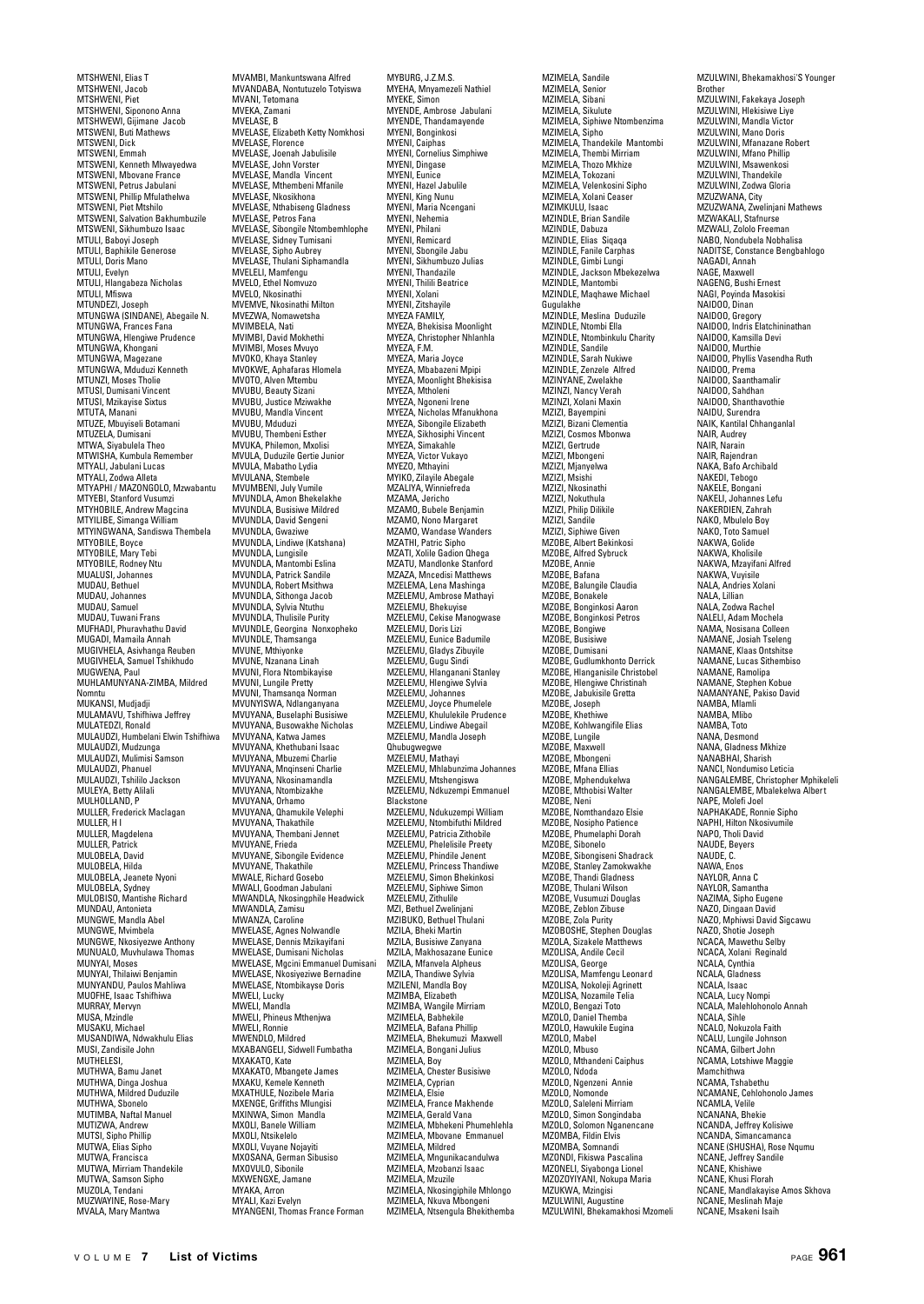MTSHWENI, Elias T
MTSHWENI, Jacob
MTSHWENI, Piet
MTSHWENI, Siponono Anna
MTSHWEWI, Gijimane Jacob
MTSWENI, Buti Mathews
MTSWENI, Dick
MTSWENI, Emmah
MTSWENI, Kenneth Mlwayedwa
MTSWENI, Mbovane France
MTSWENI, Petrus Jabulani
MTSWENI, Phillip Mfulathelwa
MTSWENI, Piet Mtshilo
MTSWENI, Salvation Bakhumbuzile
MTSWENI, Sikhumbuzo Isaac
MTULI, Baboyi Joseph
MTULI, Baphikile Generose
MTULI, Doris Mano
MTULI, Evelyn
MTULI, Hlangabeza Nicholas
MTULI, Mfiswa
MTUNDEZI, Joseph
MTUNGWA (SINDANE), Abegaile N.
MTUNGWA, Frances Fana
MTUNGWA, Hlengiwe Prudence
MTUNGWA, Khongani
MTUNGWA, Magezane
MTUNGWA, Mduduzi Kenneth
MTUNZI, Moses Tholie
MTUSI, Dumisani Vincent
MTUSI, Mzikayise Sixtus
MTUTA, Manani
MTUZE, Mbuyiseli Botamani
MTUZELA, Dumisani
MTWA, Siyabulela Theo
MTWISHA, Kumbula Remember
MTYALI, Jabulani Lucas
MTYALI, Zodwa Alleta
MTYAPHI / MAZONGOLO, Mzwabantu
MTYEBI, Stanford Vusumzi
MTYHOBILE, Andrew Magcina
MTYILIBE, Simanga William
MTYINGWANA, Sandiswa Thembela
MTYOBILE, Boyce
MTYOBILE, Mary Tebi
MTYOBILE, Rodney Ntu
MUALUSI, Johannes
MUDAU, Bethuel
MUDAU, Johannes
MUDAU, Samuel
MUDAU, Tuwani Frans
MUFHADI, Phuravhathu David
MUGADI, Mamaila Annah
MUGIVHELA, Asivhanga Reuben
MUGIVHELA, Samuel Tshikhudo
MUGWENA, Paul
MUHLAMUNYANA-ZIMBA, Mildred Nomntu
MUKANSI, Mudjadji
MULAMAVU, Tshifhiwa Jeffrey
MULATEDZI, Ronald
MULAUDZI, Humbelani Elwin Tshifhiwa
MULAUDZI, Mudzunga
MULAUDZI, Mulimisi Samson
MULAUDZI, Phanuel
MULAUDZI, Tshililo Jackson
MULEYA, Betty Alilali
MULHOLLAND, P
MULLER, Frederick Maclagan
MULLER, H I
MULLER, Magdelena
MULLER, Patrick
MULOBELA, David
MULOBELA, Hilda
MULOBELA, Jeanete Nyoni
MULOBELA, Sydney
MULOBISO, Mantshe Richard
MUNDAU, Antonieta
MUNGWE, Mandla Abel
MUNGWE, Mvimbela
MUNGWE, Nkosiyezwe Anthony
MUNUALO, Muvhulawa Thomas
MUNYAI, Moses
MUNYAI, Thilaiwi Benjamin
MUNYANDU, Paulos Mahliwa
MUOFHE, Isaac Tshifhiwa
MURRAY, Mervyn
MUSA, Mzindle
MUSAKU, Michael
MUSANDIWA, Ndwakhulu Elias
MUSI, Zandisile John
MUTHELESI,
MUTHWA, Bamu Janet
MUTHWA, Dinga Joshua
MUTHWA, Mildred Duduzile
MUTHWA, Sbonelo
MUTIMBA, Naftal Manuel
MUTIZWA, Andrew
MUTSI, Sipho Phillip
MUTWA, Elias Sipho
MUTWA, Francisca
MUTWA, Mirriam Thandekile
MUTWA, Samson Sipho
MUZOLA, Tendani
MUZWAYINE, Rose-Mary
MVALA, Mary Mantwa
MVAMBI, Mankuntswana Alfred
MVANDABA, Nontutuzelo Totyiswa
MVANI, Tetomana
MVEKA, Zamani
MVELASE, B
MVELASE, Elizabeth Ketty Nomkhosi
MVELASE, Florence
MVELASE, Joenah Jabulisile
MVELASE, John Vorster
MVELASE, Mandla Vincent
MVELASE, Mthembeni Mfanile
MVELASE, Nkosikhona
MVELASE, Nthabiseng Gladness
MVELASE, Petros Fana
MVELASE, Sibongile Ntombemhlophe
MVELASE, Sidney Tumisani
MVELASE, Sipho Aubrey
MVELASE, Thulani Siphamandla
MVELELI, Mamfengu
MVELO, Ethel Nomvuzo
MVELO, Nkosinathi
MVEMVE, Nkosinathi Milton
MVEZWA, Nomawetsha
MVIMBELA, Nati
MVIMBI, David Mokhethi
MVIMBI, Moses Mvuyo
MVOKO, Khaya Stanley
MVOKWE, Aphafaras Hlomela
MVOTO, Alven Mtembu
MVUBU, Beauty Sizani
MVUBU, Justice Mziwakhe
MVUBU, Mandla Vincent
MVUBU, Mduduzi
MVUBU, Thembeni Esther
MVUKA, Philemon, Mxolisi
MVULA, Duduzile Gertie Junior
MVULA, Mabatho Lydia
MVULANA, Stembele
MVUMBENI, July Vumile
MVUNDLA, Amon Bhekelakhe
MVUNDLA, Busisiwe Mildred
MVUNDLA, David Sengeni
MVUNDLA, Gwaziwe
MVUNDLA, Lindiwe (Katshana)
MVUNDLA, Lungisile
MVUNDLA, Mantombi Eslina
MVUNDLA, Patrick Sandile
MVUNDLA, Robert Msithwa
MVUNDLA, Sithonga Jacob
MVUNDLA, Sylvia Ntuthu
MVUNDLA, Thulisile Purity
MVUNDLE, Georgina Nonxopheko
MVUNDLE, Thamsanga
MVUNE, Mthiyonke
MVUNE, Nzanana Linah
MVUNI, Flora Ntombikayise
MVUNI, Lungile Pretty
MVUNI, Thamsanqa Norman
MVUNYISWA, Ndlanganyana
MVUYANA, Buselaphi Busisiwe
MVUYANA, Busowakhe Nicholas
MVUYANA, Katwa James
MVUYANA, Khethubani Isaac
MVUYANA, Mbuzemi Charlie
MVUYANA, Mnqinseni Charlie
MVUYANA, Nkosinamandla
MVUYANA, Ntombizakhe
MVUYANA, Orhamo
MVUYANA, Qhamukile Velephi
MVUYANA, Thakathile
MVUYANA, Thembani Jennet
MVUYANE, Frieda
MVUYANE, Sibongile Evidence
MVUYANE, Thakathile
MWALE, Richard Gosebo
MWALI, Goodman Jabulani
MWANDLA, Nkosingphile Headwick
MWANDLA, Zamisu
MWANZA, Caroline
MWELASE, Agnes Nolwandle
MWELASE, Dennis Mzikayifani
MWELASE, Dumisani Nicholas
MWELASE, Mgcini Emmanuel Dumisani
MWELASE, Nkosiyeziwe Bernadine
MWELASE, Ntombikayse Doris
MWELI, Lucky
MWELI, Mandla
MWELI, Phineus Mthenjwa
MWELI, Ronnie
MWENDLO, Mildred
MXABANGELI, Sidwell Fumbatha
MXAKATO, Kate
MXAKATO, Mbangete James
MXAKU, Kemele Kenneth
MXATHULE, Nozibele Maria
MXENGE, Griffiths Mlungisi
MXINWA, Simon Mandla
MXOLI, Banele William
MXOLI, Ntsikelelo
MXOLI, Vuyane Nojayiti
MXOSANA, German Sibusiso
MXOVULO, Sibonile
MXWENGXE, Jamane
MYAKA, Arron
MYALI, Kazi Evelyn
MYANGENI, Thomas France Forman
MYBURG, J.Z.M.S.
MYEHA, Mnyamezeli Nathiel
MYEKE, Simon
MYENDE, Ambrose Jabulani
MYENDE, Thandamayende
MYENI, Bonginkosi
MYENI, Caiphas
MYENI, Cornelius Simphiwe
MYENI, Dingase
MYENI, Eunice
MYENI, Hazel Jabulile
MYENI, King Nunu
MYENI, Maria Ncengani
MYENI, Nehemia
MYENI, Philani
MYENI, Remicard
MYENI, Sbongile Jabu
MYENI, Sikhumbuzo Julias
MYENI, Thandazile
MYENI, Thilili Beatrice
MYENI, Xolani
MYENI, Zitshayile
MYEZA FAMILY,
MYEZA, Bhekisisa Moonlight
MYEZA, Christopher Nhlanhla
MYEZA, F.M.
MYEZA, Maria Joyce
MYEZA, Mbabazeni Mpipi
MYEZA, Moonlight Bhekisisa
MYEZA, Mtholeni
MYEZA, Ngoneni Irene
MYEZA, Nicholas Mfanukhona
MYEZA, Sibongile Elizabeth
MYEZA, Sikhosiphi Vincent
MYEZA, Simakahle
MYEZA, Victor Vukayo
MYEZO, Mthayini
MYIKO, Zilayile Abegale
MZALIYA, Winniefreda
MZAMA, Jericho
MZAMO, Bubele Benjamin
MZAMO, Nono Margaret
MZAMO, Wandase Wanders
MZATHI, Patric Sipho
MZATI, Xolile Gadion Qhega
MZATU, Mandlonke Stanford
MZAZA, Mncedisi Matthews
MZELEMA, Lena Mashinga
MZELEMU, Ambrose Mathayi
MZELEMU, Bhekuyise
MZELEMU, Cekise Manogwase
MZELEMU, Doris Lizi
MZELEMU, Eunice Badumile
MZELEMU, Gladys Zibuyile
MZELEMU, Gugu Sindi
MZELEMU, Hlanganani Stanley
MZELEMU, Hlengiwe Sylvia
MZELEMU, Johannes
MZELEMU, Joyce Phumelele
MZELEMU, Khululekile Prudence
MZELEMU, Lindiwe Abegail
MZELEMU, Mandla Joseph Qhubugwegwe
MZELEMU, Mathayi
MZELEMU, Mhlabunzima Johannes
MZELEMU, Mtshengiswa
MZELEMU, Ndkuzempi Emmanuel Blackstone
MZELEMU, Ndukuzempi William
MZELEMU, Ntombifuthi Mildred
MZELEMU, Patricia Zithobile
MZELEMU, Phelelisile Preety
MZELEMU, Phindile Jenent
MZELEMU, Princess Thandiwe
MZELEMU, Simon Bhekinkosi
MZELEMU, Siphiwe Simon
MZELEMU, Zithulile
MZI, Bethuel Zwelinjani
MZIBUKO, Bethuel Thulani
MZILA, Bheki Martin
MZILA, Busisiwe Zanyana
MZILA, Makhosazane Eunice
MZILA, Mfanvela Alpheus
MZILA, Thandiwe Sylvia
MZILENI, Mandla Boy
MZIMBA, Elizabeth
MZIMBA, Wangile Mirriam
MZIMELA, Babhekile
MZIMELA, Bafana Phillip
MZIMELA, Bhekumuzi Maxwell
MZIMELA, Bongani Julius
MZIMELA, Boy
MZIMELA, Chester Busisiwe
MZIMELA, Cyprian
MZIMELA, Elsie
MZIMELA, France Makhende
MZIMELA, Gerald Vana
MZIMELA, Mbhekeni Phumehlehla
MZIMELA, Mbovane Emmanuel
MZIMELA, Mildred
MZIMELA, Mngunikacandulwa
MZIMELA, Mzobanzi Isaac
MZIMELA, Mzuzile
MZIMELA, Nosingiphile Mhlongo
MZIMELA, Nkuva Mbongeni
MZIMELA, Ntsengula Bhekithemba
MZIMELA, Sandile
MZIMELA, Senior
MZIMELA, Sibani
MZIMELA, Sikulute
MZIMELA, Siphiwe Ntombenzima
MZIMELA, Sipho
MZIMELA, Thandekile Mantombi
MZIMELA, Thembi Mirriam
MZIMELA, Thozo Mkhize
MZIMELA, Tokozani
MZIMELA, Velenkosini Sipho
MZIMELA, Xolani Ceaser
MZIMKULU, Isaac
MZINDLE, Brian Sandile
MZINDLE, Dabuza
MZINDLE, Elias Siqaqa
MZINDLE, Fanile Carphas
MZINDLE, Gimbi Lungi
MZINDLE, Jackson Mbekezelwa
MZINDLE, Mantombi
MZINDLE, Maqhawe Michael Gugulakhe
MZINDLE, Meslina Duduzile
MZINDLE, Ntombi Ella
MZINDLE, Ntombinkulu Charity
MZINDLE, Sandile
MZINDLE, Sarah Nukiwe
MZINDLE, Zenzele Alfred
MZINYANE, Zwelakhe
MZINZI, Nancy Verah
MZINZI, Xolani Maxin
MZIZI, Bayempini
MZIZI, Bizani Clementia
MZIZI, Cosmos Mbonwa
MZIZI, Gertrude
MZIZI, Mbongeni
MZIZI, Mjanyelwa
MZIZI, Msishi
MZIZI, Nkosinathi
MZIZI, Nokuthula
MZIZI, Philip Dilikile
MZIZI, Sandile
MZIZI, Siphiwe Given
MZOBE, Albert Bekinkosi
MZOBE, Alfred Sybruck
MZOBE, Annie
MZOBE, Bafana
MZOBE, Balungile Claudia
MZOBE, Bonakele
MZOBE, Bonginkosi Aaron
MZOBE, Bonginkosi Petros
MZOBE, Bongiwe
MZOBE, Busisiwe
MZOBE, Dumisani
MZOBE, Gudlumkhonto Derrick
MZOBE, Hlanganisile Christobel
MZOBE, Hlengiwe Christinah
MZOBE, Jabukisile Gretta
MZOBE, Joseph
MZOBE, Khethiwe
MZOBE, Kohlwangifile Elias
MZOBE, Lungile
MZOBE, Maxwell
MZOBE, Mbongeni
MZOBE, Mfana Ellias
MZOBE, Mphendukelwa
MZOBE, Mthobisi Walter
MZOBE, Neni
MZOBE, Nomthandazo Elsie
MZOBE, Nosipho Patience
MZOBE, Phumelaphi Dorah
MZOBE, Sibonelo
MZOBE, Sibongiseni Shadrack
MZOBE, Stanley Zamokwakhe
MZOBE, Thandi Gladness
MZOBE, Thulani Wilson
MZOBE, Vusumuzi Douglas
MZOBE, Zeblon Zibuse
MZOBE, Zola Purity
MZOBOSHE, Stephen Douglas
MZOLA, Sizakele Matthews
MZOLISA, Andile Cecil
MZOLISA, George
MZOLISA, Mamfengu Leonard
MZOLISA, Nokoleji Agrinett
MZOLISA, Nozamile Telia
MZOLO, Bengazi Toto
MZOLO, Daniel Themba
MZOLO, Hawukile Eugina
MZOLO, Mabel
MZOLO, Mbuso
MZOLO, Mthandeni Caiphus
MZOLO, Ndoda
MZOLO, Ngenzeni Annie
MZOLO, Nomonde
MZOLO, Saleleni Mirriam
MZOLO, Simon Songindaba
MZOLO, Solomon Nganencane
MZOMBA, Fildin Elvis
MZOMBA, Somnandi
MZONDI, Fikiswa Pascalina
MZONELI, Siyabonga Lionel
MZOZOYIYANI, Nokupa Maria
MZUKWA, Mzingisi
MZULWINI, Augustine
MZULWINI, Bhekamakhosi Mzomeli
MZULWINI, Bhekamakhosi'S Younger Brother
MZULWINI, Fakekaya Joseph
MZULWINI, Hlekisiwe Liye
MZULWINI, Mandla Victor
MZULWINI, Mano Doris
MZULWINI, Mfanazane Robert
MZULWINI, Mfano Phillip
MZULWINI, Msawenkosi
MZULWINI, Thandekile
MZULWINI, Zodwa Gloria
MZUZWANA, City
MZUZWANA, Zwelinjani Mathews
MZWAKALI, Stafnurse
MZWALI, Zololo Freeman
NABO, Nondubela Nobhalisa
NADITSE, Constance Bengbahlogo
NAGADI, Annah
NAGE, Maxwell
NAGENG, Bushi Ernest
NAGI, Poyinda Masokisi
NAIDOO, Dinan
NAIDOO, Gregory
NAIDOO, Indris Elatchininathan
NAIDOO, Kamsilla Devi
NAIDOO, Murthie
NAIDOO, Phyllis Vasendha Ruth
NAIDOO, Prema
NAIDOO, Saanthamalir
NAIDOO, Sahdhan
NAIDOO, Shanthavothie
NAIDU, Surendra
NAIK, Kantilal Chhanganlal
NAIR, Audrey
NAIR, Narain
NAIR, Rajendran
NAKA, Bafo Archibald
NAKEDI, Tebogo
NAKELE, Bongani
NAKELI, Johannes Lefu
NAKERDIEN, Zahrah
NAKO, Mbulelo Boy
NAKO, Toto Samuel
NAKWA, Golide
NAKWA, Kholisile
NAKWA, Mzayifani Alfred
NAKWA, Vuyisile
NALA, Andries Xolani
NALA, Lillian
NALA, Zodwa Rachel
NALELI, Adam Mochela
NAMA, Nosisana Colleen
NAMANE, Josiah Tseleng
NAMANE, Klaas Ontshitse
NAMANE, Lucas Sithembiso
NAMANE, Ramolipa
NAMANE, Stephen Kobue
NAMANYANE, Pakiso David
NAMBA, Mlamli
NAMBA, Mlibo
NAMBA, Toto
NANA, Desmond
NANA, Gladness Mkhize
NANABHAI, Sharish
NANCI, Nondumiso Leticia
NANGALEMBE, Christopher Mphikeleli
NANGALEMBE, Mbalekelwa Albert
NAPE, Molefi Joel
NAPHAKADE, Ronnie Sipho
NAPHI, Hilton Nkosivumile
NAPO, Tholi David
NAUDE, Beyers
NAUDE, C.
NAWA, Enos
NAYLOR, Anna C
NAYLOR, Samantha
NAZIMA, Sipho Eugene
NAZO, Dingaan David
NAZO, Mphiwsi David Sigcawu
NAZO, Shotie Joseph
NCACA, Mawethu Selby
NCACA, Xolani Reginald
NCALA, Cynthia
NCALA, Gladness
NCALA, Isaac
NCALA, Lucy Nompi
NCALA, Malehlohonolo Annah
NCALA, Sihle
NCALO, Nokuzola Faith
NCALU, Lungile Johnson
NCAMA, Gilbert John
NCAMA, Lotshiwe Maggie Mamchithwa
NCAMA, Tshabethu
NCAMANE, Cehlohonolo James
NCAMLA, Velile
NCANANA, Bhekie
NCANDA, Jeffrey Kolisiwe
NCANDA, Simancamanca
NCANE (SHUSHA), Rose Nqumu
NCANE, Jeffrey Sandile
NCANE, Khishiwe
NCANE, Khusi Florah
NCANE, Mandlakayise Amos Skhova
NCANE, Meslinah Maje
NCANE, Msakeni Isaih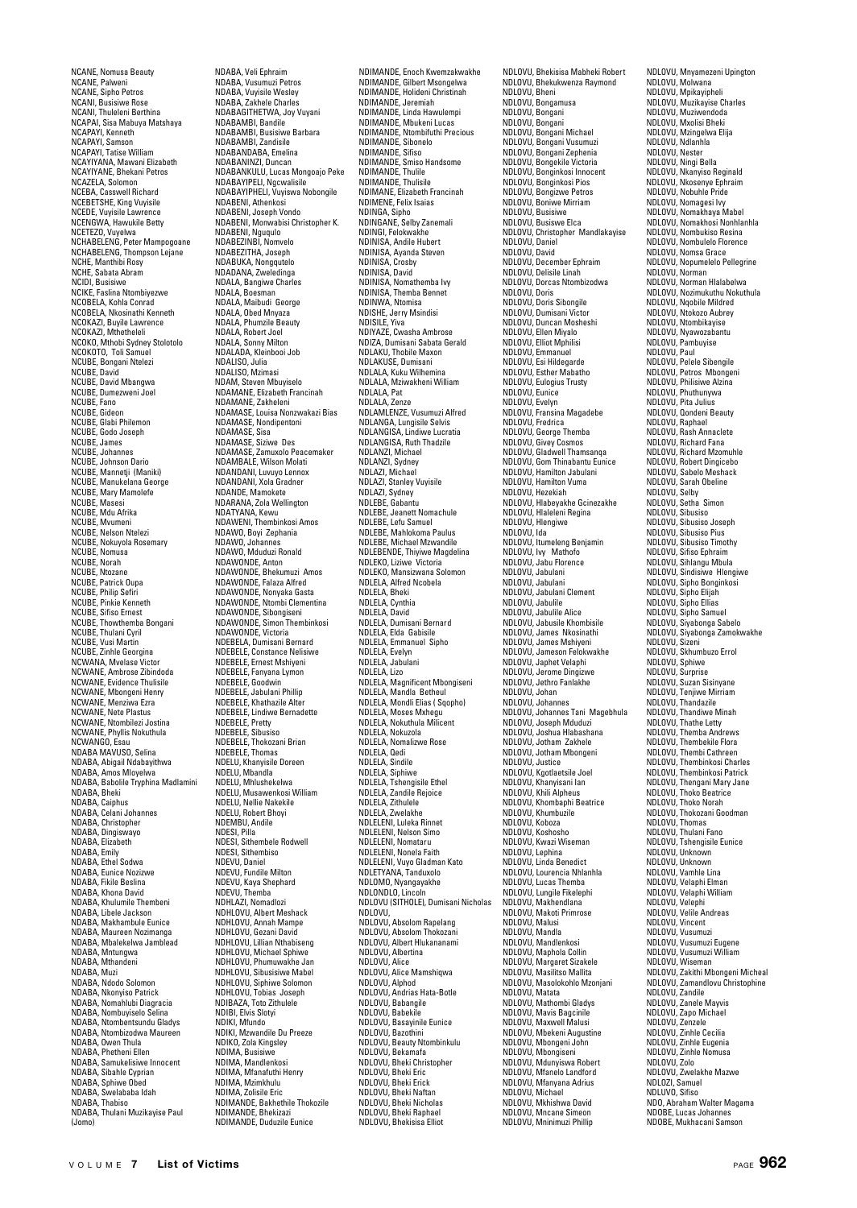NCANE, Nomusa Beauty
NCANE, Palweni
NCANE, Sipho Petros
NCANI, Busisiwe Rose
NCANI, Thuleleni Berthina
NCAPAI, Sisa Mabuya Matshaya
NCAPAYI, Kenneth
NCAPAYI, Samson
NCAPAYI, Tatise William
NCAYIYANA, Mawani Elizabeth
NCAYIYANE, Bhekani Petros
NCAZELA, Solomon
NCEBA, Casswell Richard
NCEBETSHE, King Vuyisile
NCEDE, Vuyisile Lawrence
NCENGWA, Hawukile Betty
NCETEZO, Vuyelwa
NCHABELENG, Peter Mampogoane
NCHABELENG, Thompson Lejane
NCHE, Manthibi Rosy
NCHE, Sabata Abram
NCIDI, Busisiwe
NCIKE, Faslina Ntombiyezwe
NCOBELA, Kohla Conrad
NCOBELA, Nkosinathi Kenneth
NCOKAZI, Buyile Lawrence
NCOKAZI, Mthetheleli
NCOKO, Mthobi Sydney Stolotolo
NCOKOTO, Toli Samuel
NCUBE, Bongani Ntelezi
NCUBE, David
NCUBE, David Mbangwa
NCUBE, Dumezweni Joel
NCUBE, Fano
NCUBE, Gideon
NCUBE, Glabi Philemon
NCUBE, Godo Joseph
NCUBE, James
NCUBE, Johannes
NCUBE, Johnson Dario
NCUBE, Mannetji (Maniki)
NCUBE, Manukelana George
NCUBE, Mary Mamolefe
NCUBE, Masesi
NCUBE, Mdu Afrika
NCUBE, Mvumeni
NCUBE, Nelson Ntelezi
NCUBE, Nokuyola Rosemary
NCUBE, Nomusa
NCUBE, Norah
NCUBE, Ntozane
NCUBE, Patrick Oupa
NCUBE, Philip Sefiri
NCUBE, Pinkie Kenneth
NCUBE, Sifiso Ernest
NCUBE, Thowthemba Bongani
NCUBE, Thulani Cyril
NCUBE, Vusi Martin
NCUBE, Zinhle Georgina
NCWANA, Mvelase Victor
NCWANE, Ambrose Zibindoda
NCWANE, Evidence Thulisile
NCWANE, Mbongeni Henry
NCWANE, Menziwa Ezra
NCWANE, Nete Plastus
NCWANE, Ntombilezi Jostina
NCWANE, Phyllis Nokuthula
NCWANGO, Esau
NDABA MAVUSO, Selina
NDABA, Abigail Ndabayithwa
NDABA, Amos Mloyelwa
NDABA, Babolile Tryphina Madlamini
NDABA, Bheki
NDABA, Caiphus
NDABA, Celani Johannes
NDABA, Christopher
NDABA, Dingiswayo
NDABA, Elizabeth
NDABA, Emily
NDABA, Ethel Sodwa
NDABA, Eunice Nozizwe
NDABA, Fikile Beslina
NDABA, Khona David
NDABA, Khulumile Thembeni
NDABA, Libele Jackson
NDABA, Makhambule Eunice
NDABA, Maureen Nozimanga
NDABA, Mbalekelwa Jamblead
NDABA, Mntungwa
NDABA, Mthandeni
NDABA, Muzi
NDABA, Ndodo Solomon
NDABA, Nkonyiso Patrick
NDABA, Nomahlubi Diagracia
NDABA, Nombuyiselo Selina
NDABA, Ntombentsundu Gladys
NDABA, Ntombizodwa Maureen
NDABA, Owen Thula
NDABA, Phetheni Ellen
NDABA, Samukelisiwe Innocent
NDABA, Sibahle Cyprian
NDABA, Sphiwe Obed
NDABA, Swelababa Idah
NDABA, Thabiso
NDABA, Thulani Muzikayise Paul (Jomo)
NDABA, Veli Ephraim
NDABA, Vusumuzi Petros
NDABA, Vuyisile Wesley
NDABA, Zakhele Charles
NDABAGITHETWA, Joy Vuyani
NDABAMBI, Bandile
NDABAMBI, Busisiwe Barbara
NDABAMBI, Zandisile
NDABANDABA, Emelina
NDABANINZI, Duncan
NDABANKULU, Lucas Mongoajo Peke
NDABAYIPELI, Ngcwalisile
NDABAYIPHELI, Vuyiswa Nobongile
NDABENI, Athenkosi
NDABENI, Joseph Vondo
NDABENI, Monwabisi Christopher K.
NDABENI, Nguqulo
NDABEZINBI, Nomvelo
NDABEZITHA, Joseph
NDABUKA, Nongqutelo
NDADANA, Zweledinga
NDALA, Bangiwe Charles
NDALA, Boesman
NDALA, Maibudi George
NDALA, Obed Mnyaza
NDALA, Phumzile Beauty
NDALA, Robert Joel
NDALA, Sonny Milton
NDALADA, Kleinbooi Job
NDALISO, Julia
NDALISO, Mzimasi
NDAM, Steven Mbuyiselo
NDAMANE, Elizabeth Francinah
NDAMANE, Zakheleni
NDAMASE, Louisa Nonzwakazi Bias
NDAMASE, Nondipentoni
NDAMASE, Sisa
NDAMASE, Siziwe Des
NDAMASE, Zamuxolo Peacemaker
NDAMBALE, Wilson Molati
NDANDANI, Luvuyo Lennox
NDANDANI, Xola Gradner
NDANDE, Mamokete
NDARANA, Zola Wellington
NDATYANA, Kewu
NDAWENI, Thembinkosi Amos
NDAWO, Boyi Zephania
NDAWO, Johannes
NDAWO, Mduduzi Ronald
NDAWONDE, Anton
NDAWONDE, Bhekumuzi Amos
NDAWONDE, Falaza Alfred
NDAWONDE, Nonyaka Gasta
NDAWONDE, Ntombi Clementina
NDAWONDE, Sibongiseni
NDAWONDE, Simon Thembinkosi
NDAWONDE, Victoria
NDEBELA, Dumisani Bernard
NDEBELE, Constance Nelisiwe
NDEBELE, Ernest Mshiyeni
NDEBELE, Fanyana Lymon
NDEBELE, Goodwin
NDEBELE, Jabulani Phillip
NDEBELE, Khathazile Alter
NDEBELE, Lindiwe Bernadette
NDEBELE, Pretty
NDEBELE, Sibusiso
NDEBELE, Thokozani Brian
NDEBELE, Thomas
NDELU, Khanyisile Doreen
NDELU, Mbandla
NDELU, Mhlushekelwa
NDELU, Musawenkosi William
NDELU, Nellie Nakekile
NDELU, Robert Bhoyi
NDEMBU, Andile
NDESI, Pilla
NDESI, Sithembele Rodwell
NDESI, Sithembiso
NDEVU, Daniel
NDEVU, Fundile Milton
NDEVU, Kaya Shephard
NDEVU, Themba
NDHLAZI, Nomadlozi
NDHLOVU, Albert Meshack
NDHLOVU, Annah Mampe
NDHLOVU, Gezani David
NDHLOVU, Lillian Nthabiseng
NDHLOVU, Michael Sphiwe
NDHLOVU, Phumuwakhe Jan
NDHLOVU, Sibusisiwe Mabel
NDHLOVU, Siphiwe Solomon
NDHLOVU, Tobias Joseph
NDIBAZA, Toto Zithulele
NDIBI, Elvis Slotyi
NDIKI, Mfundo
NDIKI, Mzwandile Du Preeze
NDIKO, Zola Kingsley
NDIMA, Busisiwe
NDIMA, Mandlenkosi
NDIMA, Mfanafuthi Henry
NDIMA, Mzimkhulu
NDIMA, Zolisile Eric
NDIMANDE, Bakhethile Thokozile
NDIMANDE, Bhekizazi
NDIMANDE, Duduzile Eunice
NDIMANDE, Enoch Kwemzakwakhe
NDIMANDE, Gilbert Msongelwa
NDIMANDE, Holideni Christinah
NDIMANDE, Jeremiah
NDIMANDE, Linda Hawulempi
NDIMANDE, Mbukeni Lucas
NDIMANDE, Ntombifuthi Precious
NDIMANDE, Sibonelo
NDIMANDE, Sifiso
NDIMANDE, Smiso Handsome
NDIMANDE, Thulile
NDIMANDE, Thulisile
NDIMANE, Elizabeth Francinah
NDIMENE, Felix Isaias
NDINGA, Sipho
NDINGANE, Selby Zanemali
NDINGI, Felokwakhe
NDINISA, Andile Hubert
NDINISA, Ayanda Steven
NDINISA, Crosby
NDINISA, David
NDINISA, Nomathemba Ivy
NDINISA, Themba Bennet
NDINWA, Ntomisa
NDISHE, Jerry Msindisi
NDISILE, Yiva
NDIYAZE, Cwasha Ambrose
NDIZA, Dumisani Sabata Gerald
NDLAKU, Thobile Maxon
NDLAKUSE, Dumisani
NDLALA, Kuku Wilhemina
NDLALA, Mziwakheni William
NDLALA, Pat
NDLALA, Zenze
NDLAMLENZE, Vusumuzi Alfred
NDLANGA, Lungisile Selvis
NDLANGISA, Lindiwe Lucratia
NDLANGISA, Ruth Thadzile
NDLANZI, Michael
NDLANZI, Sydney
NDLAZI, Michael
NDLAZI, Stanley Vuyisile
NDLAZI, Sydney
NDLEBE, Gabantu
NDLEBE, Jeanett Nomachule
NDLEBE, Lefu Samuel
NDLEBE, Mahlokoma Paulus
NDLEBE, Michael Mzwandile
NDLEBENDE, Thiyiwe Magdelina
NDLEKO, Liziwe Victoria
NDLEKO, Mansizwana Solomon
NDLELA, Alfred Ncobela
NDLELA, Bheki
NDLELA, Cynthia
NDLELA, David
NDLELA, Dumisani Bernard
NDLELA, Elda Gabisile
NDLELA, Emmanuel Sipho
NDLELA, Evelyn
NDLELA, Jabulani
NDLELA, Lizo
NDLELA, Magnificent Mbongiseni
NDLELA, Mandla Betheul
NDLELA, Mondli Elias ( Sqopho)
NDLELA, Moses Mxhegu
NDLELA, Nokuthula Milicent
NDLELA, Nokuzola
NDLELA, Nomalizwe Rose
NDLELA, Qedi
NDLELA, Sindile
NDLELA, Siphiwe
NDLELA, Tshengisile Ethel
NDLELA, Zandile Rejoice
NDLELA, Zithulele
NDLELA, Zwelakhe
NDLELENI, Luleka Rinnet
NDLELENI, Nelson Simo
NDLELENI, Nomataru
NDLELENI, Nonela Faith
NDLELENI, Vuyo Gladman Kato
NDLETYANA, Tanduxolo
NDLOMO, Nyangayakhe
NDLONDLO, Lincoln
NDLOVU (SITHOLE), Dumisani Nicholas
NDLOVU,
NDLOVU, Absolom Rapelang
NDLOVU, Absolom Thokozani
NDLOVU, Albert Hlukananami
NDLOVU, Albertina
NDLOVU, Alice
NDLOVU, Alice Mamshiqwa
NDLOVU, Alphod
NDLOVU, Andrias Hata-Botle
NDLOVU, Babangile
NDLOVU, Babekile
NDLOVU, Basayinile Eunice
NDLOVU, Bazothini
NDLOVU, Beauty Ntombinkulu
NDLOVU, Bekamafa
NDLOVU, Bheki Christopher
NDLOVU, Bheki Eric
NDLOVU, Bheki Erick
NDLOVU, Bheki Naftan
NDLOVU, Bheki Nicholas
NDLOVU, Bheki Raphael
NDLOVU, Bhekisisa Elliot
NDLOVU, Bhekisisa Mabheki Robert
NDLOVU, Bhekukwenza Raymond
NDLOVU, Bheni
NDLOVU, Bongamusa
NDLOVU, Bongani
NDLOVU, Bongani
NDLOVU, Bongani Michael
NDLOVU, Bongani Vusumuzi
NDLOVU, Bongani Zephenia
NDLOVU, Bongekile Victoria
NDLOVU, Bonginkosi Innocent
NDLOVU, Bonginkosi Pios
NDLOVU, Bongizwe Petros
NDLOVU, Boniwe Mirriam
NDLOVU, Busisiwe
NDLOVU, Busiswe Elca
NDLOVU, Christopher Mandlakayise
NDLOVU, Daniel
NDLOVU, David
NDLOVU, December Ephraim
NDLOVU, Delisile Linah
NDLOVU, Dorcas Ntombizodwa
NDLOVU, Doris
NDLOVU, Doris Sibongile
NDLOVU, Dumisani Victor
NDLOVU, Duncan Mosheshi
NDLOVU, Ellen Miyalo
NDLOVU, Elliot Mphilisi
NDLOVU, Emmanuel
NDLOVU, Esi Hildegarde
NDLOVU, Esther Mabatho
NDLOVU, Eulogius Trusty
NDLOVU, Eunice
NDLOVU, Evelyn
NDLOVU, Fransina Magadebe
NDLOVU, Fredrica
NDLOVU, George Themba
NDLOVU, Givey Cosmos
NDLOVU, Gladwell Thamsanqa
NDLOVU, Gom Thinabantu Eunice
NDLOVU, Hamilton Jabulani
NDLOVU, Hamilton Vuma
NDLOVU, Hezekiah
NDLOVU, Hlabeyakhe Gcinezakhe
NDLOVU, Hlaleleni Regina
NDLOVU, Hlengiwe
NDLOVU, Ida
NDLOVU, Itumeleng Benjamin
NDLOVU, Ivy Mathofo
NDLOVU, Jabu Florence
NDLOVU, Jabulani
NDLOVU, Jabulani
NDLOVU, Jabulani Clement
NDLOVU, Jabulile
NDLOVU, Jabulile Alice
NDLOVU, Jabusile Khombisile
NDLOVU, James Nkosinathi
NDLOVU, James Mshiyeni
NDLOVU, Jameson Felokwakhe
NDLOVU, Japhet Velaphi
NDLOVU, Jerome Dingizwe
NDLOVU, Jethro Fanlakhe
NDLOVU, Johan
NDLOVU, Johannes
NDLOVU, Johannes Tani Magebhula
NDLOVU, Joseph Mduduzi
NDLOVU, Joshua Hlabashana
NDLOVU, Jotham Zakhele
NDLOVU, Jotham Mbongeni
NDLOVU, Justice
NDLOVU, Kgotlaetsile Joel
NDLOVU, Khanyisani Ian
NDLOVU, Khili Alpheus
NDLOVU, Khombaphi Beatrice
NDLOVU, Khumbuzile
NDLOVU, Koboza
NDLOVU, Koshosho
NDLOVU, Kwazi Wiseman
NDLOVU, Lephina
NDLOVU, Linda Benedict
NDLOVU, Lourencia Nhlanhla
NDLOVU, Lucas Themba
NDLOVU, Lungile Fikelephi
NDLOVU, Makhendlana
NDLOVU, Makoti Primrose
NDLOVU, Malusi
NDLOVU, Mandla
NDLOVU, Mandlenkosi
NDLOVU, Maphola Collin
NDLOVU, Margaret Sizakele
NDLOVU, Masilitso Mallita
NDLOVU, Masolokohlo Mzonjani
NDLOVU, Matata
NDLOVU, Mathombi Gladys
NDLOVU, Mavis Bagcinile
NDLOVU, Maxwell Malusi
NDLOVU, Mbekeni Augustine
NDLOVU, Mbongeni John
NDLOVU, Mbongiseni
NDLOVU, Mdunyiswa Robert
NDLOVU, Mfanelo Landford
NDLOVU, Mfanyana Adrius
NDLOVU, Michael
NDLOVU, Mkhishwa David
NDLOVU, Mncane Simeon
NDLOVU, Mninimuzi Phillip
NDLOVU, Mnyamezeni Upington
NDLOVU, Molwana
NDLOVU, Mpikayipheli
NDLOVU, Muzikayise Charles
NDLOVU, Muziwendoda
NDLOVU, Mxolisi Bheki
NDLOVU, Mzingelwa Elija
NDLOVU, Ndlanhla
NDLOVU, Nester
NDLOVU, Ningi Bella
NDLOVU, Nkanyiso Reginald
NDLOVU, Nkosenye Ephraim
NDLOVU, Nobuhle Pride
NDLOVU, Nomagesi Ivy
NDLOVU, Nomakhaya Mabel
NDLOVU, Nomakhosi Nonhlanhla
NDLOVU, Nombukiso Resina
NDLOVU, Nombulelo Florence
NDLOVU, Nomsa Grace
NDLOVU, Nopumelelo Pellegrine
NDLOVU, Norman
NDLOVU, Norman Hlalabelwa
NDLOVU, Nozimukuthu Nokuthula
NDLOVU, Nqobile Mildred
NDLOVU, Ntokozo Aubrey
NDLOVU, Ntombikayise
NDLOVU, Nyawozabantu
NDLOVU, Pambuyise
NDLOVU, Paul
NDLOVU, Pelele Sibengile
NDLOVU, Petros Mbongeni
NDLOVU, Philisiwe Alzina
NDLOVU, Phuthunywa
NDLOVU, Pita Julius
NDLOVU, Qondeni Beauty
NDLOVU, Raphael
NDLOVU, Rash Annaclete
NDLOVU, Richard Fana
NDLOVU, Richard Mzomuhle
NDLOVU, Robert Dingicebo
NDLOVU, Sabelo Meshack
NDLOVU, Sarah Obeline
NDLOVU, Selby
NDLOVU, Setha Simon
NDLOVU, Sibusiso
NDLOVU, Sibusiso Joseph
NDLOVU, Sibusiso Pius
NDLOVU, Sibusiso Timothy
NDLOVU, Sifiso Ephraim
NDLOVU, Sihlangu Mbula
NDLOVU, Sindisiwe Hlengiwe
NDLOVU, Sipho Bonginkosi
NDLOVU, Sipho Elijah
NDLOVU, Sipho Ellias
NDLOVU, Sipho Samuel
NDLOVU, Siyabonga Sabelo
NDLOVU, Siyabonga Zamokwakhe
NDLOVU, Sizeni
NDLOVU, Skhumbuzo Errol
NDLOVU, Sphiwe
NDLOVU, Surprise
NDLOVU, Suzan Sisinyane
NDLOVU, Tenjiwe Mirriam
NDLOVU, Thandazile
NDLOVU, Thandiwe Minah
NDLOVU, Thathe Letty
NDLOVU, Themba Andrews
NDLOVU, Thembekile Flora
NDLOVU, Thembi Cathreen
NDLOVU, Thembinkosi Charles
NDLOVU, Thembinkosi Patrick
NDLOVU, Thengani Mary Jane
NDLOVU, Thoko Beatrice
NDLOVU, Thoko Norah
NDLOVU, Thokozani Goodman
NDLOVU, Thomas
NDLOVU, Thulani Fano
NDLOVU, Tshengisile Eunice
NDLOVU, Unknown
NDLOVU, Unknown
NDLOVU, Vamhle Lina
NDLOVU, Velaphi Elman
NDLOVU, Velaphi William
NDLOVU, Velephi
NDLOVU, Velile Andreas
NDLOVU, Vincent
NDLOVU, Vusumuzi
NDLOVU, Vusumuzi Eugene
NDLOVU, Vusumuzi William
NDLOVU, Wiseman
NDLOVU, Zakithi Mbongeni Micheal
NDLOVU, Zamandlovu Christophine
NDLOVU, Zandile
NDLOVU, Zanele Mayvis
NDLOVU, Zapo Michael
NDLOVU, Zenzele
NDLOVU, Zinhle Cecilia
NDLOVU, Zinhle Eugenia
NDLOVU, Zinhle Nomusa
NDLOVU, Zolo
NDLOVU, Zwelakhe Mazwe
NDLOZI, Samuel
NDLUVO, Sifiso
NDO, Abraham Walter Magama
NDOBE, Lucas Johannes
NDOBE, Mukhacani Samson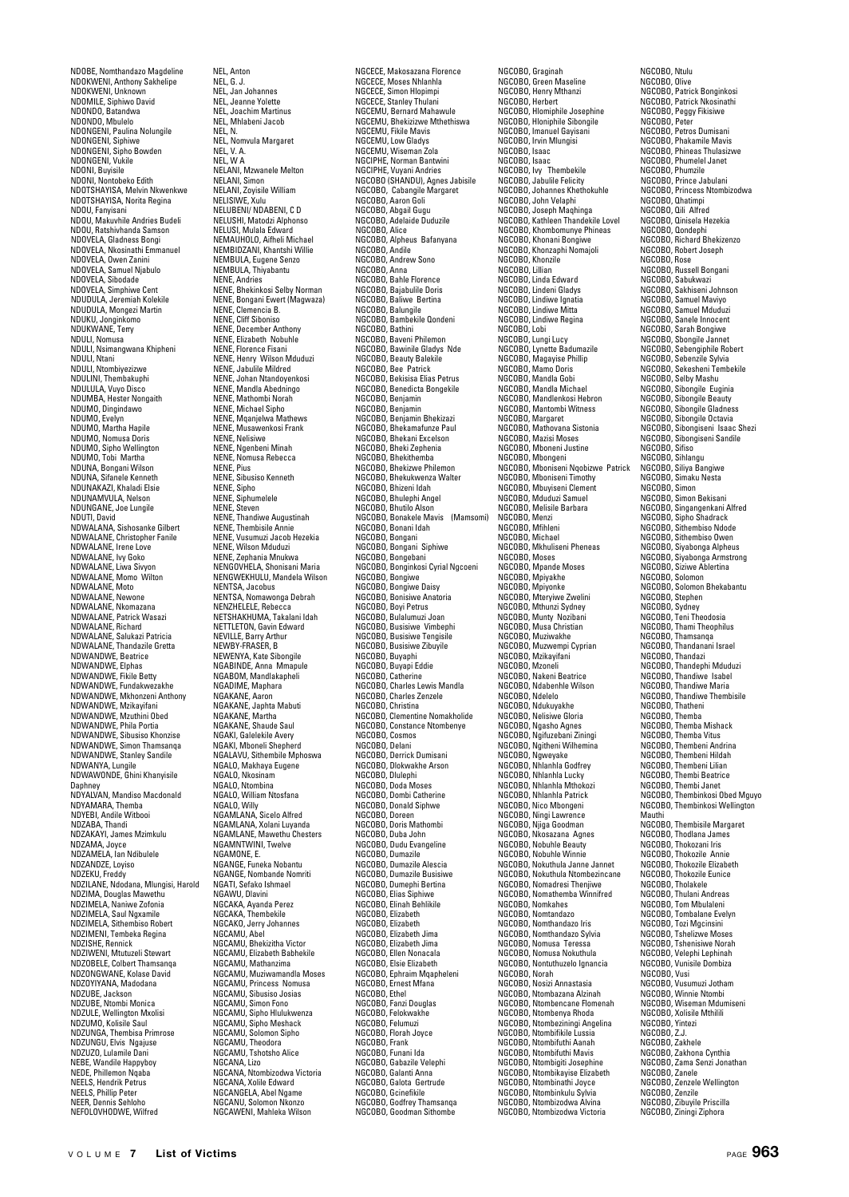NDOBE, Nomthandazo Magdeline
NDOKWENI, Anthony Sakhelipe
NDOKWENI, Unknown
NDOMILE, Siphiwo David
NDONDO, Batandwa
NDONDO, Mbulelo
NDONGENI, Paulina Nolungile
NDONGENI, Siphiwe
NDONGENI, Sipho Bowden
NDONGENI, Vukile
NDONI, Buyisile
NDONI, Nontobeko Edith
NDOTSHAYISA, Melvin Nkwenkwe
NDOTSHAYISA, Norita Regina
NDOU, Fanyisani
NDOU, Makuvhile Andries Budeli
NDOU, Ratshivhanda Samson
NDOVELA, Gladness Bongi
NDOVELA, Nkosinathi Emmanuel
NDOVELA, Owen Zanini
NDOVELA, Samuel Njabulo
NDOVELA, Sibodade
NDOVELA, Simphiwe Cent
NDUDULA, Jeremiah Kolekile
NDUDULA, Mongezi Martin
NDUKU, Jonginkomo
NDUKWANE, Terry
NDULI, Nomusa
NDULI, Nsimangwana Khipheni
NDULI, Ntani
NDULI, Ntombiyezizwe
NDULINI, Thembakuphi
NDULULA, Vuyo Disco
NDUMBA, Hester Nongaith
NDUMO, Dingindawo
NDUMO, Evelyn
NDUMO, Martha Hapile
NDUMO, Nomusa Doris
NDUMO, Sipho Wellington
NDUMO, Tobi Martha
NDUNA, Bongani Wilson
NDUNA, Sifanele Kenneth
NDUNAKAZI, Khaladi Elsie
NDUNAMVULA, Nelson
NDUNGANE, Joe Lungile
NDUTI, David
NDWALANA, Sishosanke Gilbert
NDWALANE, Christopher Fanile
NDWALANE, Irene Love
NDWALANE, Ivy Goko
NDWALANE, Liwa Sivyon
NDWALANE, Momo Wilton
NDWALANE, Moto
NDWALANE, Newone
NDWALANE, Nkomazana
NDWALANE, Patrick Wasazi
NDWALANE, Richard
NDWALANE, Salukazi Patricia
NDWALANE, Thandazile Gretta
NDWANDWE, Beatrice
NDWANDWE, Elphas
NDWANDWE, Fikile Betty
NDWANDWE, Fundakwezakhe
NDWANDWE, Mkhonzeni Anthony
NDWANDWE, Mzikayifani
NDWANDWE, Mzuthini Obed
NDWANDWE, Phila Portia
NDWANDWE, Sibusiso Khonzise
NDWANDWE, Simon Thamsanqa
NDWANDWE, Stanley Sandile
NDWANYA, Lungile
NDWAWONDE, Ghini Khanyisile Daphney
NDYALVAN, Mandiso Macdonald
NDYAMARA, Themba
NDYEBI, Andile Witbooi
NDZABA, Thandi
NDZAKAYI, James Mzimkulu
NDZAMA, Joyce
NDZAMELA, Ian Ndibulele
NDZANDZE, Loyiso
NDZEKU, Freddy
NDZILANE, Ndodana, Mlungisi, Harold
NDZIMA, Douglas Mawethu
NDZIMELA, Naniwe Zofonia
NDZIMELA, Saul Ngxamile
NDZIMELA, Sithembiso Robert
NDZIMENI, Tembeka Regina
NDZISHE, Rennick
NDZIWENI, Mtutuzeli Stewart
NDZOBELE, Colbert Thamsanqa
NDZONGWANE, Kolase David
NDZOYIYANA, Madodana
NDZUBE, Jackson
NDZUBE, Ntombi Monica
NDZULE, Wellington Mxolisi
NDZUMO, Kolisile Saul
NDZUNGA, Thembisa Primrose
NDZUNGU, Elvis Ngajuse
NDZUZO, Lulamile Dani
NEBE, Wandile Happyboy
NEDE, Phillemon Nqaba
NEELS, Hendrik Petrus
NEELS, Phillip Peter
NEER, Dennis Sehloho
NEFOLOVHODWE, Wilfred
NEL, Anton
NEL, G. J.
NEL, Jan Johannes
NEL, Jeanne Yolette
NEL, Joachim Martinus
NEL, Mhlabeni Jacob
NEL, N.
NEL, Nomvula Margaret
NEL, V. A.
NEL, W A
NELANI, Mzwanele Melton
NELANI, Simon
NELANI, Zoyisile William
NELISWE, Xulu
NELUBENI/ NDABENI, C D
NELUSHI, Matodzi Alphonso
NELUSI, Mulala Edward
NEMAUHOLO, Aifheli Michael
NEMBIDZANI, Khantshi Willie
NEMBULA, Eugene Senzo
NEMBULA, Thiyabantu
NENE, Andries
NENE, Bhekinkosi Selby Norman
NENE, Bongani Ewert (Magwaza)
NENE, Clemencia B.
NENE, Cliff Siboniso
NENE, December Anthony
NENE, Elizabeth Nobuhle
NENE, Florence Fisani
NENE, Henry Wilson Mduduzi
NENE, Jabulile Mildred
NENE, Johan Ntandoyenkosi
NENE, Mandla Abedningo
NENE, Mathombi Norah
NENE, Michael Sipho
NENE, Mqanjelwa Mathews
NENE, Musawenkosi Frank
NENE, Nelisiwe
NENE, Ngenbeni Minah
NENE, Nomusa Rebecca
NENE, Pius
NENE, Sibusiso Kenneth
NENE, Sipho
NENE, Siphumelele
NENE, Steven
NENE, Thandiwe Augustinah
NENE, Thembisile Annie
NENE, Vusumuzi Jacob Hezekia
NENE, Wilson Mduduzi
NENE, Zephania Mnukwa
NENGOVHELA, Shonisani Maria
NENGWEKHULU, Mandela Wilson
NENTSA, Jacobus
NENTSA, Nomawonga Debrah
NENZHELELE, Rebecca
NETSHAKHUMA, Takalani Idah
NETTLETON, Gavin Edward
NEVILLE, Barry Arthur
NEWBY-FRASER, B
NEWENYA, Kate Sibongile
NGABINDE, Anna Mmapule
NGABOM, Mandlakapheli
NGADIME, Maphara
NGAKANE, Aaron
NGAKANE, Japhta Mabuti
NGAKANE, Martha
NGAKANE, Shaude Saul
NGAKI, Galelekile Avery
NGAKI, Mboneli Shepherd
NGALAVU, Sithembile Mphoswa
NGALO, Makhaya Eugene
NGALO, Nkosinam
NGALO, Ntombina
NGALO, William Ntosfana
NGALO, Willy
NGAMLANA, Sicelo Alfred
NGAMLANA, Xolani Luyanda
NGAMLANE, Mawethu Chesters
NGAMNTWINI, Twelve
NGAMONE, E.
NGANGE, Funeka Nobantu
NGANGE, Nombande Nomriti
NGATI, Sefako Ishmael
NGAWU, Dlavini
NGCAKA, Ayanda Perez
NGCAKA, Thembekile
NGCAKO, Jerry Johannes
NGCAMU, Abel
NGCAMU, Bhekizitha Victor
NGCAMU, Elizabeth Babhekile
NGCAMU, Mathanzima
NGCAMU, Muziwamandla Moses
NGCAMU, Princess Nomusa
NGCAMU, Sibusiso Josias
NGCAMU, Simon Fono
NGCAMU, Sipho Hlulukwenza
NGCAMU, Sipho Meshack
NGCAMU, Solomon Sipho
NGCAMU, Theodora
NGCAMU, Tshotsho Alice
NGCANA, Lizo
NGCANA, Ntombizodwa Victoria
NGCANA, Xolile Edward
NGCANGELA, Abel Ngame
NGCANU, Solomon Nkonzo
NGCAWENI, Mahleka Wilson
NGCECE, Makosazana Florence
NGCECE, Moses Nhlanhla
NGCECE, Simon Hlopimpi
NGCECE, Stanley Thulani
NGCEMU, Bernard Mahawule
NGCEMU, Bhekizizwe Mthethiswa
NGCEMU, Fikile Mavis
NGCEMU, Low Gladys
NGCEMU, Wiseman Zola
NGCIPHE, Norman Bantwini
NGCIPHE, Vuyani Andries
NGCOBO (SHANDU), Agnes Jabisile
NGCOBO, Cabangile Margaret
NGCOBO, Aaron Goli
NGCOBO, Abgail Gugu
NGCOBO, Adelaide Duduzile
NGCOBO, Alice
NGCOBO, Alpheus Bafanyana
NGCOBO, Andile
NGCOBO, Andrew Sono
NGCOBO, Anna
NGCOBO, Bahle Florence
NGCOBO, Bajabulile Doris
NGCOBO, Baliwe Bertina
NGCOBO, Balungile
NGCOBO, Bambekile Qondeni
NGCOBO, Bathini
NGCOBO, Baveni Philemon
NGCOBO, Bawinile Gladys Nde
NGCOBO, Beauty Balekile
NGCOBO, Bee Patrick
NGCOBO, Bekisisa Elias Petrus
NGCOBO, Benedicta Bongekile
NGCOBO, Benjamin
NGCOBO, Benjamin
NGCOBO, Benjamin Bhekizazi
NGCOBO, Bhekamafuze Paul
NGCOBO, Bhekani Excelson
NGCOBO, Bheki Zephenia
NGCOBO, Bhekithemba
NGCOBO, Bhekizwe Philemon
NGCOBO, Bhekukwenza Walter
NGCOBO, Bhizeni Idah
NGCOBO, Bhulephi Angel
NGCOBO, Bhutilo Alson
NGCOBO, Bonakele Mavis (Mamsomi)
NGCOBO, Bonani Idah
NGCOBO, Bongani
NGCOBO, Bongani Siphiwe
NGCOBO, Bongebani
NGCOBO, Bonginkosi Cyrial Ngcoeni
NGCOBO, Bongiwe
NGCOBO, Bongiwe Daisy
NGCOBO, Bonisiwe Anatoria
NGCOBO, Boyi Petrus
NGCOBO, Bulalumuzi Joan
NGCOBO, Busisiwe Vimbephi
NGCOBO, Busisiwe Tengisile
NGCOBO, Busisiwe Zibuyile
NGCOBO, Buyaphi
NGCOBO, Buyapi Eddie
NGCOBO, Catherine
NGCOBO, Charles Lewis Mandla
NGCOBO, Charles Zenzele
NGCOBO, Christina
NGCOBO, Clementine Nomakholide
NGCOBO, Constance Ntombenye
NGCOBO, Cosmos
NGCOBO, Delani
NGCOBO, Derrick Dumisani
NGCOBO, Dlokwakhe Arson
NGCOBO, Dlulephi
NGCOBO, Doda Moses
NGCOBO, Dombi Catherine
NGCOBO, Donald Siphiwe
NGCOBO, Doreen
NGCOBO, Doris Mathombi
NGCOBO, Duba John
NGCOBO, Dudu Evangeline
NGCOBO, Dumazile
NGCOBO, Dumazile Alescia
NGCOBO, Dumazile Busisiwe
NGCOBO, Dumephi Bertina
NGCOBO, Elias Siphiwe
NGCOBO, Elinah Behlikile
NGCOBO, Elizabeth
NGCOBO, Elizabeth
NGCOBO, Elizabeth Jima
NGCOBO, Elizabeth Jima
NGCOBO, Ellen Nonacala
NGCOBO, Elsie Elizabeth
NGCOBO, Ephraim Mqapheleni
NGCOBO, Ernest Mfana
NGCOBO, Ethel
NGCOBO, Fanzi Douglas
NGCOBO, Felokwakhe
NGCOBO, Felumuzi
NGCOBO, Florah Joyce
NGCOBO, Frank
NGCOBO, Funani Ida
NGCOBO, Gabazile Velephi
NGCOBO, Galanti Anna
NGCOBO, Galota Gertrude
NGCOBO, Gcinefikile
NGCOBO, Godfrey Thamsanqa
NGCOBO, Goodman Sithombe
NGCOBO, Graginah
NGCOBO, Green Maseline
NGCOBO, Henry Mthanzi
NGCOBO, Herbert
NGCOBO, Hlomiphile Josephine
NGCOBO, Hloniphile Sibongile
NGCOBO, Imanuel Gayisani
NGCOBO, Irvin Mlungisi
NGCOBO, Isaac
NGCOBO, Isaac
NGCOBO, Ivy Thembekile
NGCOBO, Jabulile Felicity
NGCOBO, Johannes Khethokuhle
NGCOBO, John Velaphi
NGCOBO, Joseph Maqhinga
NGCOBO, Kathleen Thandekile Lovel
NGCOBO, Khombomunye Phineas
NGCOBO, Khonani Bongiwe
NGCOBO, Khonzaphi Nomajoli
NGCOBO, Khonzile
NGCOBO, Lillian
NGCOBO, Linda Edward
NGCOBO, Lindeni Gladys
NGCOBO, Lindiwe Ignatia
NGCOBO, Lindiwe Mitta
NGCOBO, Lindiwe Regina
NGCOBO, Lobi
NGCOBO, Lungi Lucy
NGCOBO, Lynette Badumazile
NGCOBO, Magayise Phillip
NGCOBO, Mamo Doris
NGCOBO, Mandla Gobi
NGCOBO, Mandla Michael
NGCOBO, Mandlenkosi Hebron
NGCOBO, Mantombi Witness
NGCOBO, Margaret
NGCOBO, Mathovana Sistonia
NGCOBO, Mazisi Moses
NGCOBO, Mboneni Justine
NGCOBO, Mbongeni
NGCOBO, Mboniseni Nqobizwe Patrick
NGCOBO, Mboniseni Timothy
NGCOBO, Mbuyiseni Clement
NGCOBO, Mduduzi Samuel
NGCOBO, Melisile Barbara
NGCOBO, Menzi
NGCOBO, Mfihleni
NGCOBO, Michael
NGCOBO, Mkhuliseni Pheneas
NGCOBO, Moses
NGCOBO, Mpande Moses
NGCOBO, Mpiyakhe
NGCOBO, Mpiyonke
NGCOBO, Mteryiwe Zwelini
NGCOBO, Mthunzi Sydney
NGCOBO, Munty Nozibani
NGCOBO, Musa Christian
NGCOBO, Muziwakhe
NGCOBO, Muzwempi Cyprian
NGCOBO, Mzikayifani
NGCOBO, Mzoneli
NGCOBO, Nakeni Beatrice
NGCOBO, Ndabenhle Wilson
NGCOBO, Ndelelo
NGCOBO, Ndukuyakhe
NGCOBO, Nelisiwe Gloria
NGCOBO, Ngasho Agnes
NGCOBO, Ngifuzebani Ziningi
NGCOBO, Ngitheni Wilhemina
NGCOBO, Ngweyake
NGCOBO, Nhlanhla Godfrey
NGCOBO, Nhlanhla Lucky
NGCOBO, Nhlanhla Mthokozi
NGCOBO, Nhlanhla Patrick
NGCOBO, Nico Mbongeni
NGCOBO, Ningi Lawrence
NGCOBO, Njiga Goodman
NGCOBO, Nkosazana Agnes
NGCOBO, Nobuhle Beauty
NGCOBO, Nobuhle Winnie
NGCOBO, Nokuthula Janne Jannet
NGCOBO, Nokuthula Ntombezincane
NGCOBO, Nomadresi Thenjiwe
NGCOBO, Nomathemba Winnifred
NGCOBO, Nomkahes
NGCOBO, Nomtandazo
NGCOBO, Nomthandazo Iris
NGCOBO, Nomthandazo Sylvia
NGCOBO, Nomusa Teressa
NGCOBO, Nomusa Nokuthula
NGCOBO, Nonthuthuzelo Ignancia
NGCOBO, Norah
NGCOBO, Nosizi Annastasia
NGCOBO, Ntombazana Alzinah
NGCOBO, Ntombencane Flomenah
NGCOBO, Ntombenya Rhoda
NGCOBO, Ntombeziningi Angelina
NGCOBO, Ntombifikile Lussia
NGCOBO, Ntombifuthi Aanah
NGCOBO, Ntombifuthi Mavis
NGCOBO, Ntombigiti Josephine
NGCOBO, Ntombikayise Elizabeth
NGCOBO, Ntombinathi Joyce
NGCOBO, Ntombinkulu Sylvia
NGCOBO, Ntombizodwa Alvina
NGCOBO, Ntombizodwa Victoria
NGCOBO, Ntulu
NGCOBO, Olive
NGCOBO, Patrick Bonginkosi
NGCOBO, Patrick Nkosinathi
NGCOBO, Peggy Fikisiwe
NGCOBO, Peter
NGCOBO, Petros Dumisani
NGCOBO, Phakamile Mavis
NGCOBO, Phineas Thulasizwe
NGCOBO, Phumelel Janet
NGCOBO, Phumzile
NGCOBO, Prince Jabulani
NGCOBO, Princess Ntombizodwa
NGCOBO, Qhatimpi
NGCOBO, Qili Alfred
NGCOBO, Qinisela Hezekia
NGCOBO, Qondephi
NGCOBO, Richard Bhekizenzo
NGCOBO, Robert Joseph
NGCOBO, Rose
NGCOBO, Russell Bongani
NGCOBO, Sabukwazi
NGCOBO, Sakhiseni Johnson
NGCOBO, Samuel Maviyo
NGCOBO, Samuel Mduduzi
NGCOBO, Sanele Innocent
NGCOBO, Sarah Bongiwe
NGCOBO, Sbongile Jannet
NGCOBO, Sebengiphile Robert
NGCOBO, Sebenzile Sylvia
NGCOBO, Sekesheni Tembekile
NGCOBO, Selby Mashu
NGCOBO, Sibongile Euginia
NGCOBO, Sibongile Beauty
NGCOBO, Sibongile Gladness
NGCOBO, Sibongile Octavia
NGCOBO, Sibongiseni Isaac Shezi
NGCOBO, Sibongiseni Sandile
NGCOBO, Sifiso
NGCOBO, Sihlangu
NGCOBO, Siliya Bangiwe
NGCOBO, Simaku Nesta
NGCOBO, Simon
NGCOBO, Simon Bekisani
NGCOBO, Singangenkani Alfred
NGCOBO, Sipho Shadrack
NGCOBO, Sithembiso Ndode
NGCOBO, Sithembiso Owen
NGCOBO, Siyabonga Alpheus
NGCOBO, Siyabonga Armstrong
NGCOBO, Siziwe Ablertina
NGCOBO, Solomon
NGCOBO, Solomon Bhekabantu
NGCOBO, Stephen
NGCOBO, Sydney
NGCOBO, Teni Theodosia
NGCOBO, Thami Theophilus
NGCOBO, Thamsanqa
NGCOBO, Thandanani Israel
NGCOBO, Thandazi
NGCOBO, Thandephi Mduduzi
NGCOBO, Thandiwe Isabel
NGCOBO, Thandiwe Maria
NGCOBO, Thandiwe Thembisile
NGCOBO, Thatheni
NGCOBO, Themba
NGCOBO, Themba Mishack
NGCOBO, Themba Vitus
NGCOBO, Thembeni Andrina
NGCOBO, Thembeni Hildah
NGCOBO, Thembeni Lilian
NGCOBO, Thembi Beatrice
NGCOBO, Thembi Janet
NGCOBO, Thembinkosi Obed Mguyo
NGCOBO, Thembinkosi Wellington Mauthi
NGCOBO, Thembisile Margaret
NGCOBO, Thodlana James
NGCOBO, Thokozani Iris
NGCOBO, Thokozile Annie
NGCOBO, Thokozile Elizabeth
NGCOBO, Thokozile Eunice
NGCOBO, Tholakele
NGCOBO, Thulani Andreas
NGCOBO, Tom Mbulaleni
NGCOBO, Tombalane Evelyn
NGCOBO, Tozi Mgcinsini
NGCOBO, Tshelizwe Moses
NGCOBO, Tshenisiwe Norah
NGCOBO, Velephi Lephinah
NGCOBO, Vunisile Dombiza
NGCOBO, Vusi
NGCOBO, Vusumuzi Jotham
NGCOBO, Winnie Ntombi
NGCOBO, Wiseman Mdumiseni
NGCOBO, Xolisile Mthilili
NGCOBO, Yintezi
NGCOBO, Z.J.
NGCOBO, Zakhele
NGCOBO, Zakhona Cynthia
NGCOBO, Zama Senzi Jonathan
NGCOBO, Zanele
NGCOBO, Zenzele Wellington
NGCOBO, Zenzile
NGCOBO, Zibuyile Priscilla
NGCOBO, Ziningi Ziphora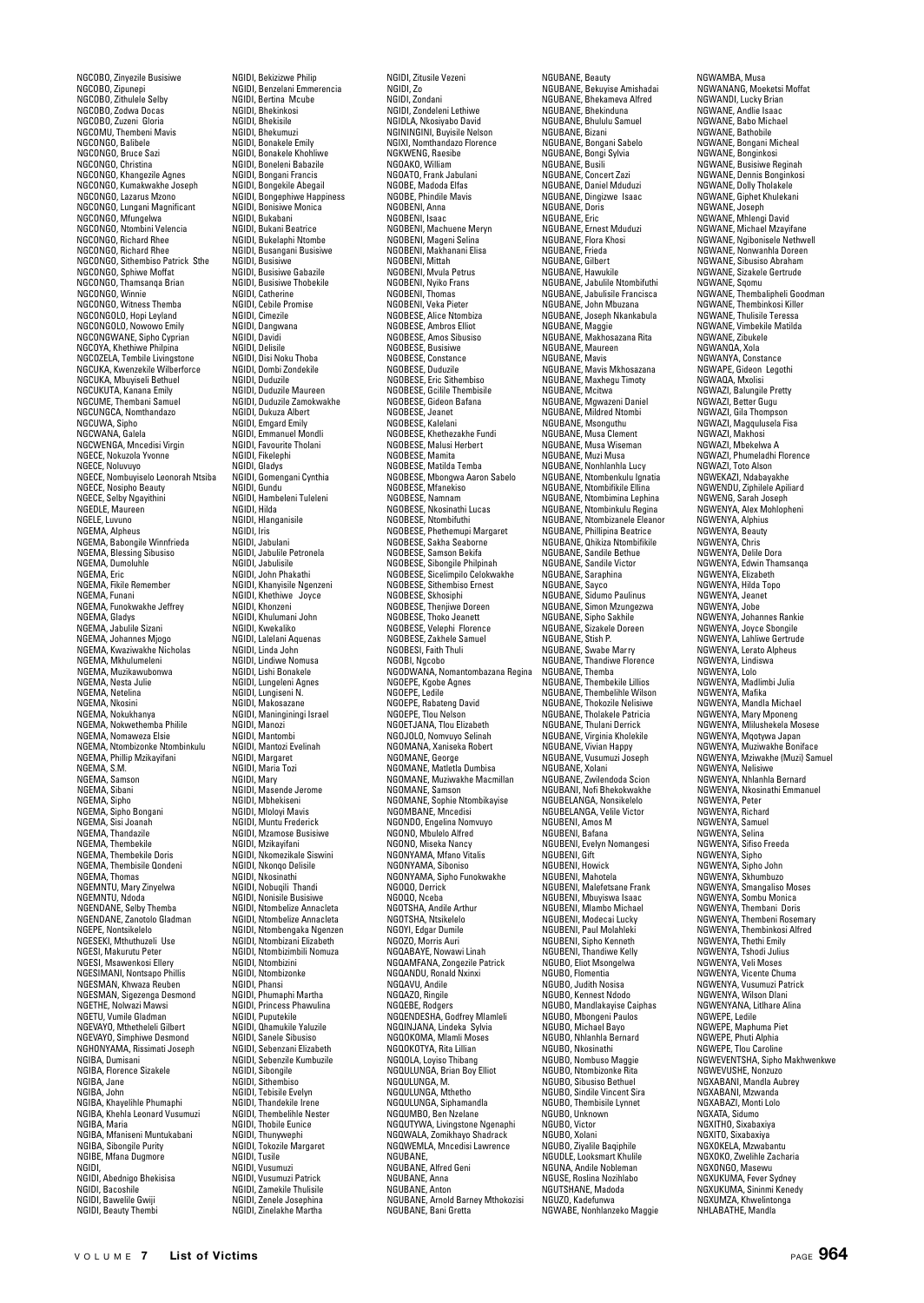NGCOBO, Zinyezile Busisiwe
NGCOBO, Zipunepi
NGCOBO, Zithulele Selby
NGCOBO, Zodwa Docas
NGCOBO, Zuzeni Gloria
NGCOMU, Thembeni Mavis
NGCONGO, Balibele
NGCONGO, Bruce Sazi
NGCONGO, Christina
NGCONGO, Khangezile Agnes
NGCONGO, Kumakwakhe Joseph
NGCONGO, Lazarus Mzono
NGCONGO, Lungani Magnificant
NGCONGO, Mfungelwa
NGCONGO, Ntombini Velencia
NGCONGO, Richard Rhee
NGCONGO, Richard Rhee
NGCONGO, Sithembiso Patrick Sthe
NGCONGO, Sphiwe Moffat
NGCONGO, Thamsanqa Brian
NGCONGO, Winnie
NGCONGO, Witness Themba
NGCONGOLO, Hopi Leyland
NGCONGOLO, Nowowo Emily
NGCONGWANE, Sipho Cyprian
NGCOYA, Khethiwe Philpina
NGCOZELA, Tembile Livingstone
NGCUKA, Kwenzekile Wilberforce
NGCUKA, Mbuyiseli Bethuel
NGCUKUTA, Kanana Emily
NGCUME, Thembani Samuel
NGCUNGCA, Nomthandazo
NGCUWA, Sipho
NGCWANA, Galela
NGCWENGA, Mncedisi Virgin
NGECE, Nokuzola Yvonne
NGECE, Noluvuyo
NGECE, Nombuyiselo Leonorah Ntsiba
NGECE, Nosipho Beauty
NGECE, Selby Ngayithini
NGEDLE, Maureen
NGELE, Luvuno
NGEMA, Alpheus
NGEMA, Babongile Winnfrieda
NGEMA, Blessing Sibusiso
NGEMA, Dumoluhle
NGEMA, Eric
NGEMA, Fikile Remember
NGEMA, Funani
NGEMA, Funokwakhe Jeffrey
NGEMA, Gladys
NGEMA, Jabulile Sizani
NGEMA, Johannes Mjogo
NGEMA, Kwaziwakhe Nicholas
NGEMA, Mkhulumeleni
NGEMA, Muzikawubonwa
NGEMA, Nesta Julie
NGEMA, Netelina
NGEMA, Nkosini
NGEMA, Nokukhanya
NGEMA, Nokwethemba Philile
NGEMA, Nomaweza Elsie
NGEMA, Ntombizonke Ntombinkulu
NGEMA, Phillip Mzikayifani
NGEMA, S.M.
NGEMA, Samson
NGEMA, Sibani
NGEMA, Sipho
NGEMA, Sipho Bongani
NGEMA, Sisi Joanah
NGEMA, Thandazile
NGEMA, Thembekile
NGEMA, Thembekile Doris
NGEMA, Thembisile Qondeni
NGEMA, Thomas
NGEMNTU, Mary Zinyelwa
NGEMNTU, Ndoda
NGENDANE, Selby Themba
NGENDANE, Zanotolo Gladman
NGEPE, Nontsikelelo
NGESEKI, Mthuthuzeli Use
NGESI, Makurutu Peter
NGESI, Msawenkosi Ellery
NGESIMANI, Nontsapo Phillis
NGESMAN, Khwaza Reuben
NGESMAN, Sigezenga Desmond
NGETHE, Nolwazi Mawsi
NGETU, Vumile Gladman
NGEVAYO, Mthetheleli Gilbert
NGEVAYO, Simphiwe Desmond
NGHONYAMA, Rissimati Joseph
NGIBA, Dumisani
NGIBA, Florence Sizakele
NGIBA, Jane
NGIBA, John
NGIBA, Khayelihle Phumaphi
NGIBA, Khehla Leonard Vusumuzi
NGIBA, Maria
NGIBA, Mfaniseni Muntukabani
NGIBA, Sibongile Purity
NGIBE, Mfana Dugmore
NGIDI,
NGIDI, Abednigo Bhekisisa
NGIDI, Bacoshile
NGIDI, Bawelile Gwiji
NGIDI, Beauty Thembi
NGIDI, Bekizizwe Philip
NGIDI, Benzelani Emmerencia
NGIDI, Bertina Mcube
NGIDI, Bhekinkosi
NGIDI, Bhekisile
NGIDI, Bhekumuzi
NGIDI, Bonakele Emily
NGIDI, Bonakele Khohliwe
NGIDI, Boneleni Babazile
NGIDI, Bongani Francis
NGIDI, Bongekile Abegail
NGIDI, Bongephiwe Happiness
NGIDI, Bonisiwe Monica
NGIDI, Bukabani
NGIDI, Bukani Beatrice
NGIDI, Bukelaphi Ntombe
NGIDI, Busangani Busisiwe
NGIDI, Busisiwe
NGIDI, Busisiwe Gabazile
NGIDI, Busisiwe Thobekile
NGIDI, Catherine
NGIDI, Cebile Promise
NGIDI, Cimezile
NGIDI, Dangwana
NGIDI, Davidi
NGIDI, Delisile
NGIDI, Disi Noku Thoba
NGIDI, Dombi Zondekile
NGIDI, Duduzile
NGIDI, Duduzile Maureen
NGIDI, Duduzile Zamokwakhe
NGIDI, Dukuza Albert
NGIDI, Emgard Emily
NGIDI, Emmanuel Mondli
NGIDI, Favourite Tholani
NGIDI, Fikelephi
NGIDI, Gladys
NGIDI, Gomengani Cynthia
NGIDI, Gundu
NGIDI, Hambeleni Tuleleni
NGIDI, Hilda
NGIDI, Hlanganisile
NGIDI, Iris
NGIDI, Jabulani
NGIDI, Jabulile Petronela
NGIDI, Jabulisile
NGIDI, John Phakathi
NGIDI, Khanyisile Ngenzeni
NGIDI, Khethiwe Joyce
NGIDI, Khonzeni
NGIDI, Khulumani John
NGIDI, Kwekaliko
NGIDI, Lalelani Aquenas
NGIDI, Linda John
NGIDI, Lindiwe Nomusa
NGIDI, Lishi Bonakele
NGIDI, Lungeleni Agnes
NGIDI, Lungiseni N.
NGIDI, Makosazane
NGIDI, Maningininigi Israel
NGIDI, Manozi
NGIDI, Mantombi
NGIDI, Mantozi Evelinah
NGIDI, Margaret
NGIDI, Maria Tozi
NGIDI, Mary
NGIDI, Masende Jerome
NGIDI, Mbhekiseni
NGIDI, Mloloyi Mavis
NGIDI, Muntu Frederick
NGIDI, Mzamose Busisiwe
NGIDI, Mzikayifani
NGIDI, Nkomezikale Siswini
NGIDI, Nkonqo Delisile
NGIDI, Nkosinathi
NGIDI, Nobuqili Thandi
NGIDI, Nonisile Busisiwe
NGIDI, Ntombelize Annacleta
NGIDI, Ntombelize Annacleta
NGIDI, Ntombengaka Ngenzen
NGIDI, Ntombizani Elizabeth
NGIDI, Ntombizimbili Nomuza
NGIDI, Ntombizini
NGIDI, Ntombizonke
NGIDI, Phansi
NGIDI, Phumaphi Martha
NGIDI, Princess Phawulina
NGIDI, Puputekile
NGIDI, Qhamukile Yaluzile
NGIDI, Sanele Sibusiso
NGIDI, Sebenzani Elizabeth
NGIDI, Sebenzile Kumbuzile
NGIDI, Sibongile
NGIDI, Sithembiso
NGIDI, Tebisile Evelyn
NGIDI, Thandekile Irene
NGIDI, Thembelihle Nester
NGIDI, Thobile Eunice
NGIDI, Thunywephi
NGIDI, Tokozile Margaret
NGIDI, Tusile
NGIDI, Vusumuzi
NGIDI, Vusumuzi Patrick
NGIDI, Zamekile Thulisile
NGIDI, Zenele Josephina
NGIDI, Zinelakhe Martha
NGIDI, Zitusile Vezeni
NGIDI, Zo
NGIDI, Zondani
NGIDI, Zondeleni Lethiwe
NGIDLA, Nkosiyabo David
NGININGINI, Buyisile Nelson
NGIXI, Nomthandazo Florence
NGKWENG, Raesibe
NGOAKO, William
NGOATO, Frank Jabulani
NGOBE, Madoda Elfas
NGOBE, Phindile Mavis
NGOBENI, Anna
NGOBENI, Isaac
NGOBENI, Machuene Meryn
NGOBENI, Mageni Selina
NGOBENI, Makhanani Elisa
NGOBENI, Mittah
NGOBENI, Mvula Petrus
NGOBENI, Nyiko Frans
NGOBENI, Thomas
NGOBENI, Veka Pieter
NGOBESE, Alice Ntombiza
NGOBESE, Ambros Elliot
NGOBESE, Amos Sibusiso
NGOBESE, Busisiwe
NGOBESE, Constance
NGOBESE, Duduzile
NGOBESE, Eric Sithembiso
NGOBESE, Gcilile Thembisile
NGOBESE, Gideon Bafana
NGOBESE, Jeanet
NGOBESE, Kalelani
NGOBESE, Khethezakhe Fundi
NGOBESE, Malusi Herbert
NGOBESE, Mamita
NGOBESE, Matilda Temba
NGOBESE, Mbongwa Aaron Sabelo
NGOBESE, Mfanekiso
NGOBESE, Namnam
NGOBESE, Nkosinathi Lucas
NGOBESE, Ntombifuthi
NGOBESE, Phethemupi Margaret
NGOBESE, Sakha Seaborne
NGOBESE, Samson Bekifa
NGOBESE, Sibongile Philpinah
NGOBESE, Sicelimpilo Celokwakhe
NGOBESE, Sithembiso Ernest
NGOBESE, Skhosiphi
NGOBESE, Thenjiwe Doreen
NGOBESE, Thoko Jeanett
NGOBESE, Velephi Florence
NGOBESE, Zakhele Samuel
NGOBESI, Faith Thuli
NGOBI, Ngcobo
NGODWANA, Nomantombazana Regina
NGOEPE, Kgobe Agnes
NGOEPE, Ledile
NGOEPE, Rabateng David
NGOEPE, Tlou Nelson
NGOETJANA, Tlou Elizabeth
NGOJOLO, Nomvuyo Selinah
NGOMANA, Xaniseka Robert
NGOMANE, George
NGOMANE, Matletla Dumbisa
NGOMANE, Muziwakhe Macmillan
NGOMANE, Samson
NGOMANE, Sophie Ntombikayise
NGOMBANE, Mncedisi
NGONDO, Engelina Nomvuyo
NGONO, Mbulelo Alfred
NGONO, Miseka Nancy
NGONYAMA, Mfano Vitalis
NGONYAMA, Siboniso
NGONYAMA, Sipho Funokwakhe
NGOQO, Derrick
NGOQO, Nceba
NGOTSHA, Andile Arthur
NGOTSHA, Ntsikelelo
NGOYI, Edgar Dumile
NGOZO, Morris Auri
NGQABAYE, Nowawi Linah
NGQAMFANA, Zongezile Patrick
NGQANDU, Ronald Nxinxi
NGQAVU, Andile
NGQAZO, Ringile
NGQEBE, Rodgers
NGQENDESHA, Godfrey Mlamleli
NGQINJANA, Lindeka Sylvia
NGQOKOMA, Mlamli Moses
NGQOKOTYA, Rita Lillian
NGQOLA, Loyiso Thibang
NGQULUNGA, Brian Boy Elliot
NGQULUNGA, M.
NGQULUNGA, Mthetho
NGQULUNGA, Siphamandla
NGQUMBO, Ben Nzelane
NGQUTYWA, Livingstone Ngenaphi
NGQWALA, Zomikhayo Shadrack
NGQWEMLA, Mncedisi Lawrence
NGUBANE,
NGUBANE, Alfred Geni
NGUBANE, Anna
NGUBANE, Anton
NGUBANE, Arnold Barney Mthokozisi
NGUBANE, Bani Gretta
NGUBANE, Beauty
NGUBANE, Bekuyise Amishadai
NGUBANE, Bhekameva Alfred
NGUBANE, Bhekinduna
NGUBANE, Bhululu Samuel
NGUBANE, Bizani
NGUBANE, Bongani Sabelo
NGUBANE, Bongi Sylvia
NGUBANE, Busili
NGUBANE, Concert Zazi
NGUBANE, Daniel Mduduzi
NGUBANE, Dingizwe Isaac
NGUBANE, Doris
NGUBANE, Eric
NGUBANE, Ernest Mduduzi
NGUBANE, Flora Khosi
NGUBANE, Frieda
NGUBANE, Gilbert
NGUBANE, Hawukile
NGUBANE, Jabulile Ntombifuthi
NGUBANE, Jabulisile Francisca
NGUBANE, John Mbuzana
NGUBANE, Joseph Nkankabula
NGUBANE, Maggie
NGUBANE, Makhosazana Rita
NGUBANE, Maureen
NGUBANE, Mavis
NGUBANE, Mavis Mkhosazana
NGUBANE, Maxhegu Timoty
NGUBANE, Mcitwa
NGUBANE, Mgwazeni Daniel
NGUBANE, Mildred Ntombi
NGUBANE, Msonguthu
NGUBANE, Musa Clement
NGUBANE, Musa Wiseman
NGUBANE, Muzi Musa
NGUBANE, Nonhlanhla Lucy
NGUBANE, Ntombenkulu Ignatia
NGUBANE, Ntombifikile Ellina
NGUBANE, Ntombimina Lephina
NGUBANE, Ntombinkulu Regina
NGUBANE, Ntombizanele Eleanor
NGUBANE, Phillipina Beatrice
NGUBANE, Qhikiza Ntombifikile
NGUBANE, Sandile Bethue
NGUBANE, Sandile Victor
NGUBANE, Saraphina
NGUBANE, Sayco
NGUBANE, Sidumo Paulinus
NGUBANE, Simon Mzungezwa
NGUBANE, Sipho Sakhile
NGUBANE, Sizakele Doreen
NGUBANE, Stish P.
NGUBANE, Swabe Marry
NGUBANE, Thandiwe Florence
NGUBANE, Themba
NGUBANE, Thembekile Lillios
NGUBANE, Thembelihle Wilson
NGUBANE, Thokozile Nelisiwe
NGUBANE, Tholakele Patricia
NGUBANE, Thulani Derrick
NGUBANE, Virginia Kholekile
NGUBANE, Vivian Happy
NGUBANE, Vusumuzi Joseph
NGUBANE, Xolani
NGUBANE, Zwilendoda Scion
NGUBANI, Nofi Bhekokwakhe
NGUBELANGA, Nonsikelelo
NGUBELANGA, Velile Victor
NGUBENI, Amos M
NGUBENI, Bafana
NGUBENI, Evelyn Nomangesi
NGUBENI, Gift
NGUBENI, Howick
NGUBENI, Mahotela
NGUBENI, Malefetsane Frank
NGUBENI, Mbuyiswa Isaac
NGUBENI, Mlambo Michael
NGUBENI, Modecai Lucky
NGUBENI, Paul Molahleki
NGUBENI, Sipho Kenneth
NGUBENI, Thandiwe Kelly
NGUBO, Eliot Msongelwa
NGUBO, Flomentia
NGUBO, Judith Nosisa
NGUBO, Kennest Ndodo
NGUBO, Mandlakayise Caiphas
NGUBO, Mbongeni Paulos
NGUBO, Michael Bayo
NGUBO, Nhlanhla Bernard
NGUBO, Nkosinathi
NGUBO, Nombuso Maggie
NGUBO, Ntombizonke Rita
NGUBO, Sibusiso Bethuel
NGUBO, Sindile Vincent Sira
NGUBO, Thembisile Lynnet
NGUBO, Unknown
NGUBO, Victor
NGUBO, Xolani
NGUBO, Ziyalile Baqiphile
NGUDLE, Looksmart Khulile
NGUNA, Andile Nobleman
NGUSE, Roslina Nozihlabo
NGUTSHANE, Madoda
NGUZO, Kadefunwa
NGWABE, Nonhlanzeko Maggie
NGWAMBA, Musa
NGWANANG, Moeketsi Moffat
NGWANDI, Lucky Brian
NGWANE, Andile Isaac
NGWANE, Babo Michael
NGWANE, Bathobile
NGWANE, Bongani Micheal
NGWANE, Bonginkosi
NGWANE, Busisiwe Reginah
NGWANE, Dennis Bonginkosi
NGWANE, Dolly Tholakele
NGWANE, Giphet Khulekani
NGWANE, Joseph
NGWANE, Mhlengi David
NGWANE, Michael Mzayifane
NGWANE, Ngibonisele Nethwell
NGWANE, Nonwanhla Doreen
NGWANE, Sibusiso Abraham
NGWANE, Sizakele Gertrude
NGWANE, Sqomu
NGWANE, Thembalipheli Goodman
NGWANE, Thembinkosi Killer
NGWANE, Thulisile Teressa
NGWANE, Vimbekile Matilda
NGWANE, Zibukele
NGWANQA, Xola
NGWANYA, Constance
NGWAPE, Gideon Legothi
NGWAQA, Mxolisi
NGWAZI, Balungile Pretty
NGWAZI, Better Gugu
NGWAZI, Gila Thompson
NGWAZI, Magqulusela Fisa
NGWAZI, Makhosi
NGWAZI, Mbekelwa A
NGWAZI, Phumeladhi Florence
NGWAZI, Toto Alson
NGWEKAZI, Ndabayakhe
NGWENDU, Ziphilele Apiliard
NGWENG, Sarah Joseph
NGWENYA, Alex Mohlopheni
NGWENYA, Alphius
NGWENYA, Beauty
NGWENYA, Chris
NGWENYA, Delile Dora
NGWENYA, Edwin Thamsanqa
NGWENYA, Elizabeth
NGWENYA, Hilda Topo
NGWENYA, Jeanet
NGWENYA, Jobe
NGWENYA, Johannes Rankie
NGWENYA, Joyce Sbongile
NGWENYA, Lahliwe Gertrude
NGWENYA, Lerato Alpheus
NGWENYA, Lindiswa
NGWENYA, Lolo
NGWENYA, Madlimbi Julia
NGWENYA, Mafika
NGWENYA, Mandla Michael
NGWENYA, Mary Mponeng
NGWENYA, Mlilushekela Mosese
NGWENYA, Mqotywa Japan
NGWENYA, Muziwakhe Boniface
NGWENYA, Mziwakhe (Muzi) Samuel
NGWENYA, Nelisiwe
NGWENYA, Nhlanhla Bernard
NGWENYA, Nkosinathi Emmanuel
NGWENYA, Peter
NGWENYA, Richard
NGWENYA, Samuel
NGWENYA, Selina
NGWENYA, Sifiso Freeda
NGWENYA, Sipho
NGWENYA, Sipho John
NGWENYA, Skhumbuzo
NGWENYA, Smangaliso Moses
NGWENYA, Sombu Monica
NGWENYA, Thembani Doris
NGWENYA, Thembeni Rosemary
NGWENYA, Thembinkosi Alfred
NGWENYA, Thethi Emily
NGWENYA, Tshodi Julius
NGWENYA, Veli Moses
NGWENYA, Vicente Chuma
NGWENYA, Vusumuzi Patrick
NGWENYA, Wilson Dlani
NGWENYANA, Litlhare Alina
NGWEPE, Ledile
NGWEPE, Maphuma Piet
NGWEPE, Phuti Alphia
NGWEPE, Tlou Caroline
NGWEVENTSHA, Sipho Makhwenkwe
NGWEVUSHE, Nonzuzo
NGXABANI, Mandla Aubrey
NGXABANI, Mzwanda
NGXABAZI, Monti Lolo
NGXATA, Sidumo
NGXITHO, Sixabaxiya
NGXITO, Sixabaxiya
NGXOKELA, Mzwabantu
NGXOKO, Zwelihle Zacharia
NGXONGO, Masewu
NGXUKUMA, Fever Sydney
NGXUKUMA, Sinimi Kenedy
NGXUMZA, Khwelintonga
NHLABATHE, Mandla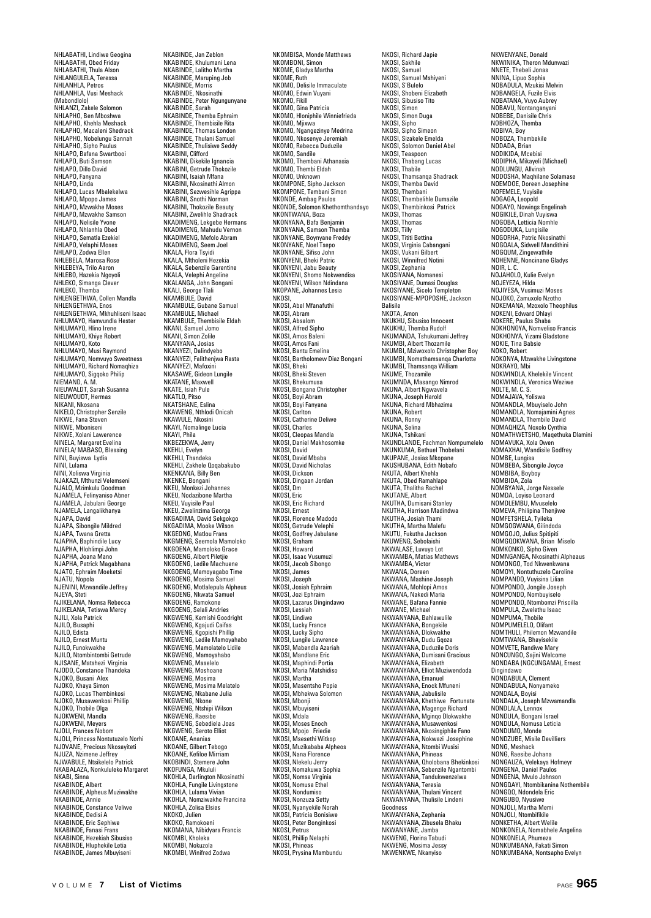NHLABATHI, Lindiwe Geogina
NHLABATHI, Obed Friday
NHLABATHI, Thula Alson
NHLANGULELA, Teressa
NHLANHLA, Petros
NHLANHLA, Vusi Meshack (Mabondlolo)
NHLANZI, Zakele Solomon
NHLAPHO, Ben Mboshwa
NHLAPHO, Khehla Meshack
NHLAPHO, Macaleni Shedrack
NHLAPHO, Nobelungu Sannah
NHLAPHO, Sipho Paulus
NHLAPO, Bafana Swartbooi
NHLAPO, Buti Samson
NHLAPO, Dillo David
NHLAPO, Fanyana
NHLAPO, Linda
NHLAPO, Lucas Mbalekelwa
NHLAPO, Mpopo James
NHLAPO, Mzwakhe Moses
NHLAPO, Mzwakhe Samson
NHLAPO, Nelisile Yvone
NHLAPO, Nhlanhla Obed
NHLAPO, Sematla Ezekiel
NHLAPO, Velaphi Moses
NHLAPO, Zodwa Ellen
NHLEBELA, Marosa Rose
NHLEBEYA, Trilo Aaron
NHLEBO, Hazekia Ngoyoli
NHLEKO, Simanga Clever
NHLEKO, Themba
NHLENGETHWA, Collen Mandla
NHLENGETHWA, Enos
NHLENGETHWA, Mkhuhliseni Isaac
NHLUMAYO, Hamvundla Hester
NHLUMAYO, Hlino Irene
NHLUMAYO, Khiye Robert
NHLUMAYO, Koto
NHLUMAYO, Musi Raymond
NHLUMAYO, Nomvuyo Sweetness
NHLUMAYO, Richard Nomaqhiza
NHLUMAYO, Sigqoko Philip
NIEMAND, A. M.
NIEUWALDT, Sarah Susanna
NIEUWOUDT, Hermas
NIKANI, Nkosana
NIKELO, Christopher Senzile
NIKWE, Fana Steven
NIKWE, Mboniseni
NIKWE, Xolani Lawerence
NINELA, Margaret Evelina
NINELA/ MABASO, Blessing
NINI, Buyiswa Lydia
NINI, Lulama
NINI, Xoliswa Virginia
NJAKAZI, Mthunzi Velemseni
NJALO, Mzimkulu Goodman
NJAMELA, Felinyaniso Abner
NJAMELA, Jabulani George
NJAMELA, Langalikhanya
NJAPA, David
NJAPA, Sibongile Mildred
NJAPA, Twana Gretta
NJAPHA, Baphindile Lucy
NJAPHA, Hlohlimpi John
NJAPHA, Joana Mano
NJAPHA, Patrick Magabhana
NJATO, Ephraim Moeketsi
NJATU, Nopola
NJENINI, Mzwandile Jeffrey
NJEYA, Steti
NJIKELANA, Nomsa Rebecca
NJIKELANA, Tetiswa Mercy
NJILI, Xola Patrick
NJILO, Busaphi
NJILO, Edista
NJILO, Ernest Muntu
NJILO, Funokwakhe
NJILO, Ntombintombi Getrude
NJISANE, Matshezi Virginia
NJODO, Constance Thandeka
NJOKO, Busani Alex
NJOKO, Khaya Simon
NJOKO, Lucas Thembinkosi
NJOKO, Musawenkosi Phillip
NJOKO, Thobile Olga
NJOKWENI, Mandla
NJOKWENI, Meyers
NJOLI, Frances Nobom
NJOLI, Princess Nontutuzelo Norhi
NJOVANE, Precious Nkosayiteti
NJUZA, Nzimene Jeffrey
NJWABULE, Ntsikelelo Patrick
NKABALAZA, Nonkululeko Margaret
NKABI, Sinna
NKABINDE, Albert
NKABINDE, Alpheus Muziwakhe
NKABINDE, Annie
NKABINDE, Constance Veliwe
NKABINDE, Dedisi A
NKABINDE, Eric Sephiwe
NKABINDE, Fanasi Frans
NKABINDE, Hezekiah Sibusiso
NKABINDE, Hluphekile Letia
NKABINDE, James Mbuyiseni
NKABINDE, Jan Zeblon
NKABINDE, Khulumani Lena
NKABINDE, Lalitho Martha
NKABINDE, Maruping Job
NKABINDE, Morris
NKABINDE, Nkosinathi
NKABINDE, Peter Ngungunyane
NKABINDE, Sarah
NKABINDE, Themba Ephraim
NKABINDE, Thembisile Rita
NKABINDE, Thomas London
NKABINDE, Thulani Samuel
NKABINDE, Thulisiwe Seddy
NKABINI, Clifford
NKABINI, Dikekile Ignancia
NKABINI, Getrude Thokozile
NKABINI, Isaiah Mfana
NKABINI, Nkosinathi Almon
NKABINI, Sezwesihle Agrippa
NKABINI, Snothi Norman
NKABINI, Thokozile Beauty
NKABINI, Zwelihle Shadrack
NKADIMENG, Lekgebe Hermans
NKADIMENG, Mahudu Vernon
NKADIMENG, Mefolo Abram
NKADIMENG, Seem Joel
NKALA, Flora Tsyidi
NKALA, Mtholeni Hezekia
NKALA, Sebenzile Garentine
NKALA, Velephi Angeline
NKALANGA, John Bongani
NKALI, George Tlali
NKAMBULE, David
NKAMBULE, Gubane Samuel
NKAMBULE, Michael
NKAMBULE, Thembisile Eldah
NKANI, Samuel Jomo
NKANI, Simon Zolile
NKANYANA, Josias
NKANYEZI, Dalindyebo
NKANYEZI, Falithenjwa Rasta
NKANYEZI, Mafoxini
NKASAWE, Gideon Lungile
NKATANE, Maxwell
NKATE, Isiah Pule
NKATLO, Pitso
NKATSHANE, Eslina
NKAWENG, Nthlodi Onicah
NKAWULE, Nkosini
NKAYI, Nomalinge Lucia
NKAYI, Phila
NKBEZEKWA, Jerry
NKEHLI, Evelyn
NKEHLI, Thandeka
NKEHLI, Zakhele Qoqabakubo
NKENKANA, Billy Ben
NKENKE, Bongani
NKEU, Monkezi Johannes
NKEU, Nodazibone Martha
NKEU, Vuyisile Paul
NKEU, Zwelinzima George
NKGADIMA, David Sekgokgo
NKGADIMA, Mooke Wilson
NKGEONG, Matlou Frans
NKGMENG, Seemola Mamoloko
NKGOENA, Mamoloko Grace
NKGOENG, Albert Piletjie
NKGOENG, Ledile Machuene
NKGOENG, Mamoyagabo Time
NKGOENG, Mosima Samuel
NKGOENG, Motlalepula Alpheus
NKGOENG, Nkwata Samuel
NKGOENG, Ramokone
NKGOENG, Selali Andries
NKGWENG, Kemishi Goodright
NKGWENG, Kgajudi Caifas
NKGWENG, Kgopishi Phillip
NKGWENG, Ledile Mamoyahabo
NKGWENG, Mamolatelo Lidile
NKGWENG, Mamoyahabo
NKGWENG, Maselelo
NKGWENG, Moshoane
NKGWENG, Mosima
NKGWENG, Mosima Melatelo
NKGWENG, Nkabane Julia
NKGWENG, Nkone
NKGWENG, Ntshipi Wilson
NKGWENG, Raesibe
NKGWENG, Sebediela Joas
NKGWENG, Seroto Elliot
NKOANE, Ananias
NKOANE, Gilbert Tebogo
NKOANE, Kefiloe Mirriam
NKOBINDI, Stemere John
NKOFUNGA, Mkululi
NKOHLA, Darlington Nkosinathi
NKOHLA, Fungile Livingstone
NKOHLA, Lulama Vivian
NKOHLA, Nomziwakhe Francina
NKOHLA, Zolisa Elsies
NKOKO, Julien
NKOKO, Ramokoeni
NKOMANA, Nibidyara Francis
NKOMBI, Kholeka
NKOMBI, Nokuzola
NKOMBI, Winifred Zodwa
NKOMBISA, Monde Matthews
NKOMBONI, Simon
NKOME, Gladys Martha
NKOME, Ruth
NKOMO, Delisile Immaculate
NKOMO, Edwin Vuyani
NKOMO, Fikill
NKOMO, Gina Patricia
NKOMO, Hloniphile Winniefrieda
NKOMO, Mjixwa
NKOMO, Ngangezinye Medrina
NKOMO, Nkosenye Jeremiah
NKOMO, Rebecca Duduzile
NKOMO, Sandile
NKOMO, Thembani Athanasia
NKOMO, Thembi Eldah
NKOMO, Unknown
NKOMPONE, Sipho Jackson
NKOMPONE, Tembani Simon
NKONDE, Ambag Paulos
NKONDE, Solomon Khethomthandayo
NKONTWANA, Boza
NKONYANA, Bafa Benjamin
NKONYANA, Samson Themba
NKONYANE, Boynyane Freddy
NKONYANE, Noel Tsepo
NKONYANE, Sifiso John
NKONYENI, Bheki Patric
NKONYENI, Jabu Beauty
NKONYENI, Shomo Nokwendisa
NKONYENI, Wilson Ndindana
NKOPANE, Johannes Lesia
NKOSI,
NKOSI, Abel Mfanafuthi
NKOSI, Abram
NKOSI, Absalom
NKOSI, Alfred Sipho
NKOSI, Amos Baleni
NKOSI, Amos Fani
NKOSI, Bantu Emelina
NKOSI, Bartholomew Diaz Bongani
NKOSI, Bheki
NKOSI, Bheki Steven
NKOSI, Bhekumusa
NKOSI, Bongane Christopher
NKOSI, Boyi Abram
NKOSI, Boyi Fanyana
NKOSI, Carlton
NKOSI, Catherine Deliwe
NKOSI, Charles
NKOSI, Cleopas Mandla
NKOSI, Daniel Makhosomke
NKOSI, David
NKOSI, David Mbaba
NKOSI, David Nicholas
NKOSI, Dickson
NKOSI, Dingaan Jordan
NKOSI, Dm
NKOSI, Eric
NKOSI, Eric Richard
NKOSI, Ernest
NKOSI, Florence Madodo
NKOSI, Getrude Velephi
NKOSI, Godfrey Jabulane
NKOSI, Graham
NKOSI, Howard
NKOSI, Isaac Vusumuzi
NKOSI, Jacob Sibongo
NKOSI, James
NKOSI, Joseph
NKOSI, Josiah Ephraim
NKOSI, Jozi Ephraim
NKOSI, Lazarus Dingindawo
NKOSI, Lessiah
NKOSI, Lindiwe
NKOSI, Lucky France
NKOSI, Lucky Sipho
NKOSI, Lungile Lawrence
NKOSI, Mabendla Azariah
NKOSI, Mandlane Eric
NKOSI, Maphindi Portia
NKOSI, Maria Matshidiso
NKOSI, Martha
NKOSI, Masentsho Popie
NKOSI, Mbhekwa Solomon
NKOSI, Mbonji
NKOSI, Mbuyiseni
NKOSI, Mdala
NKOSI, Moses Enoch
NKOSI, Mpojo Friedie
NKOSI, Msesethi Witkop
NKOSI, Muzikababa Alpheos
NKOSI, Nana Florence
NKOSI, Nlekelu Jerry
NKOSI, Nomakuwa Sophia
NKOSI, Nomsa Virginia
NKOSI, Nomusa Ethel
NKOSI, Nondumiso
NKOSI, Nonzuza Setty
NKOSI, Nyanyekile Norah
NKOSI, Patricia Bonisiwe
NKOSI, Peter Bonginkosi
NKOSI, Petrus
NKOSI, Phillip Nelaphi
NKOSI, Phineas
NKOSI, Prysina Mambundu
NKOSI, Richard Japie
NKOSI, Sakhile
NKOSI, Samuel
NKOSI, Samuel Mshiyeni
NKOSI, S'Bulelo
NKOSI, Shobeni Elizabeth
NKOSI, Sibusiso Tito
NKOSI, Simon
NKOSI, Simon Duga
NKOSI, Sipho
NKOSI, Sipho Simeon
NKOSI, Sizakele Emelda
NKOSI, Solomon Daniel Abel
NKOSI, Teaspoon
NKOSI, Thabang Lucas
NKOSI, Thabile
NKOSI, Thamsanqa Shadrack
NKOSI, Themba David
NKOSI, Thembani
NKOSI, Thembelihle Dumazile
NKOSI, Thembinkosi Patrick
NKOSI, Thomas
NKOSI, Thomas
NKOSI, Tilly
NKOSI, Tititi Bettina
NKOSI, Virginia Cabangani
NKOSI, Vukani Gilbert
NKOSI, Winnifred Notini
NKOSI, Zephania
NKOSIYANA, Nomanesi
NKOSIYANE, Dumasi Douglas
NKOSIYANE, Sicelo Templeton
NKOSIYANE-MPOPOSHE, Jackson Balisile
NKOTA, Amon
NKUKHU, Sibusiso Innocent
NKUKHU, Themba Rudolf
NKUMANDA, Tshukumani Jeffrey
NKUMBI, Albert Thozamile
NKUMBI, Mziwoxolo Christopher Boy
NKUMBI, Nomathamsanqa Charlotte
NKUMBI, Thamsanqa William
NKUME, Thozamile
NKUMNDA, Masango Nimrod
NKUNA, Albert Ngwavela
NKUNA, Joseph Harold
NKUNA, Richard Mbhazima
NKUNA, Robert
NKUNA, Ronny
NKUNA, Selina
NKUNA, Tshikani
NKUNDLANDE, Fachman Nompumelelo
NKUNKUMA, Bethuel Thobelani
NKUPANE, Josias Mkopane
NKUSHUBANA, Edith Nobafo
NKUTA, Albert Khehla
NKUTA, Obed Ramahlape
NKUTA, Thalitha Rachel
NKUTANE, Albert
NKUTHA, Dumisani Stanley
NKUTHA, Harrison Madindwa
NKUTHA, Josiah Thami
NKUTHA, Martha Malefu
NKUTU, Fukutha Jackson
NKUWENG, Sebolaishi
NKWALASE, Luvuyo Lot
NKWAMBA, Matias Mathews
NKWAMBA, Victor
NKWANA, Doreen
NKWANA, Mashine Joseph
NKWANA, Mohlopi Amos
NKWANA, Nakedi Maria
NKWANE, Bafana Fannie
NKWANE, Michael
NKWANYANA, Bahlawulile
NKWANYANA, Bongekile
NKWANYANA, Dlokwakhe
NKWANYANA, Dudu Gqoza
NKWANYANA, Duduzile Doris
NKWANYANA, Dumisani Gracious
NKWANYANA, Elizabeth
NKWANYANA, Elliot Muziwendoda
NKWANYANA, Emanuel
NKWANYANA, Enock Mfuneni
NKWANYANA, Jabulisile
NKWANYANA, Khethiwe Fortunate
NKWANYANA, Magenge Richard
NKWANYANA, Mginqo Dlokwakhe
NKWANYANA, Musawenkosi
NKWANYANA, Nkosingiphile Fano
NKWANYANA, Nokwazi Josephine
NKWANYANA, Ntombi Wusisi
NKWANYANA, Phineas
NKWANYANA, Qholobana Bhekinkosi
NKWANYANA, Sebenzile Ngantombi
NKWANYANA, Tandukwenzelwa
NKWANYANA, Teresia
NKWANYANA, Thulani Vincent
NKWANYANA, Thulisile Lindeni Goodness
NKWANYANA, Zephania
NKWANYANA, Zibusela Bhaku
NKWANYANE, Jamba
NKWENG, Florina Tabudi
NKWENG, Mosima Jessy
NKWENKWE, Nkanyiso
NKWENYANE, Donald
NKWINIKA, Theron Mdunwazi
NNETE, Thebeli Jonas
NNINA, Lipuo Sophia
NOBADULA, Mzukisi Melvin
NOBANGELA, Fuzile Elvis
NOBATANA, Vuyo Aubrey
NOBAVU, Nontanganyani
NOBEBE, Danisile Chris
NOBHOZA, Themba
NOBIVA, Boy
NOBOZA, Thembekile
NODADA, Brian
NODIKIDA, Mcebisi
NODIPHA, Mikayeli (Michael)
NODLUNGU, Allvinah
NODOSHA, Maqhilane Solamase
NOEMDOE, Doreen Josephine
NOFEMELE, Vuyisile
NOGAGA, Leopold
NOGAYO, Nowings Engelinah
NOGIKILE, Dinah Vuyiswa
NOGOBA, Letticia Nomhle
NOGODUKA, Lungisile
NOGORHA, Patric Nkosinathi
NOGQALA, Sidwell Mandithini
NOGQUM, Zingewathile
NOHENNE, Noncinane Gladys
NOIR, L. C.
NOJAHOLO, Kulie Evelyn
NOJEYEZA, Hilda
NOJIYESA, Vusimuzi Moses
NOJOKO, Zamuxolo Nzotho
NOKEMANA, Mzoxolo Theophilus
NOKENI, Edward Dhlayi
NOKERE, Paulus Shaba
NOKHONOYA, Nomveliso Francis
NOKHONYA, Yizami Gladstone
NOKIE, Tina Babsie
NOKO, Robert
NOKONYA, Mzwakhe Livingstone
NOKRAYO, Mbi
NOKWINDLA, Khelekile Vincent
NOKWINDLA, Veronica Weziwe
NOLTE, M. C. S.
NOMAJAVA, Yoliswa
NOMANDLA, Mbuyiselo John
NOMANDLA, Nomajamini Agnes
NOMANDLA, Thembile David
NOMAQHIZA, Noxolo Cynthia
NOMATHWETSHO, Maqethuka Dlamini
NOMAVUKA, Xola Owen
NOMAXHAI, Wandisile Godfrey
NOMBE, Lungisa
NOMBEBA, Sibongile Joyce
NOMBIBA, Boyboy
NOMBIDA, Zola
NOMBYANA, Jorge Nessele
NOMDA, Loyiso Leonard
NOMDLEMBU, Mvuselelo
NOMEVA, Philipina Thenjiwe
NOMFETSHELA, Tyileka
NOMGOGWANA, Gilindoda
NOMGOJO, Julius Spitipiti
NOMGQOKWANA, Brian Miselo
NOMKONKO, Sipho Given
NOMNGANGA, Nkosinathi Alpheaus
NOMONGO, Tod Nkwenkwana
NOMOYI, Nontuthuzelo Caroline
NOMPANDO, Vuyisina Lilian
NOMPONDO, Jongile Joseph
NOMPONDO, Nombuyiselo
NOMPONDO, Ntombomzi Priscilla
NOMPULA, Zwelethu Isaac
NOMPUMA, Thobile
NOMPUMELELO, Olifant
NOMTHULI, Philemon Mzwandile
NOMTWANA, Bhayisekile
NOMVETE, Randiwe Mary
NONCUNGO, Sajini Welcome
NONDABA (NGCUNGAMA), Ernest Dingindawo
NONDABULA, Clement
NONDABULA, Nonyameko
NONDALA, Boyisi
NONDALA, Joseph Mzwamandla
NONDLALA, Lennox
NONDULA, Bongani Israel
NONDULA, Nomusa Leticia
NONDUMO, Monde
NONDZUBE, Misile Devilliers
NONG, Meshack
NONG, Raesibe Johana
NONGAUZA, Velekaya Hofmeyr
NONGENA, Daniel Paulos
NONGENA, Mvulo Johnson
NONGQAYI, Ntombikanina Nothembile
NONGQO, Ndondela Eric
NONGUBO, Nyusiwe
NONJOLI, Martha Memi
NONJOLI, Ntombifikile
NONKETHA, Albert Welile
NONKONELA, Nomabhele Angelina
NONKONELA, Phumeza
NONKUMBANA, Fakati Simon
NONKUMBANA, Nontsapho Evelyn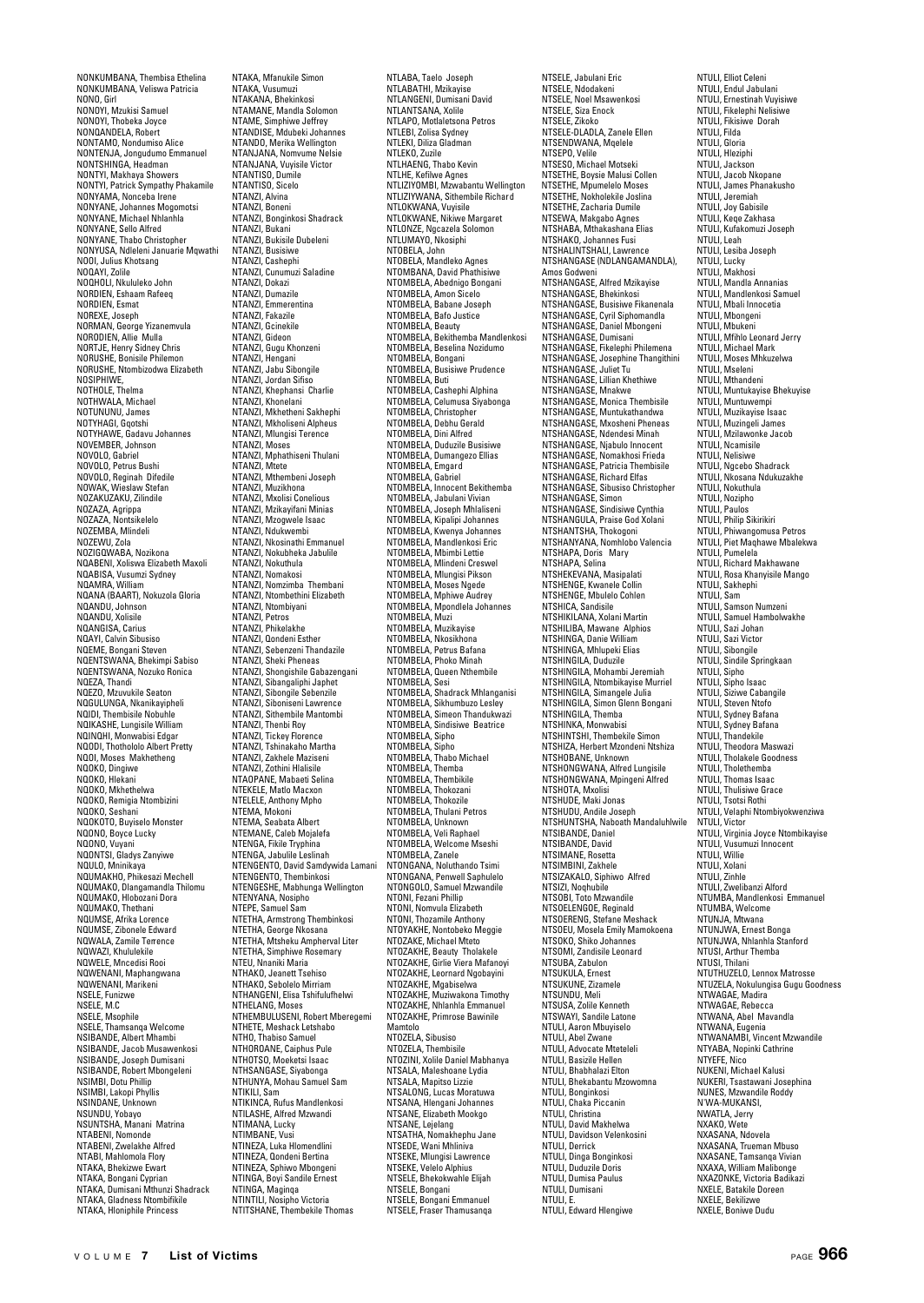NONKUMBANA, Thembisa Ethelina
NONKUMBANA, Veliswa Patricia
NONO, Girl
NONOYI, Mzukisi Samuel
NONOYI, Thobeka Joyce
NONQANDELA, Robert
NONTAMO, Nondumiso Alice
NONTENJA, Jongudumo Emmanuel
NONTSHINGA, Headman
NONTYI, Makhaya Showers
NONTYI, Patrick Sympathy Phakamile
NONYAMA, Nonceba Irene
NONYANE, Johannes Mogomotsi
NONYANE, Michael Nhlanhla
NONYANE, Sello Alfred
NONYANE, Thabo Christopher
NONYUSA, Ndleleni Januarie Mqwathi
NOOI, Julius Khotsang
NOQAYI, Zolile
NOQHOLI, Nkululeko John
NORDIEN, Eshaam Rafeeq
NORDIEN, Esmat
NOREXE, Joseph
NORMAN, George Yizanemvula
NORODIEN, Allie Mulla
NORTJE, Henry Sidney Chris
NORUSHE, Bonisile Philemon
NORUSHE, Ntombizodwa Elizabeth
NOSIPHIWE,
NOTHOLE, Thelma
NOTHWALA, Michael
NOTUNUNU, James
NOTYHAGI, Gqotshi
NOTYHAWE, Gadavu Johannes
NOVEMBER, Johnson
NOVOLO, Gabriel
NOVOLO, Petrus Bushi
NOVOLO, Reginah Difedile
NOWAK, Wieslaw Stefan
NOZAKUZAKU, Zilindile
NOZAZA, Agrippa
NOZAZA, Nontsikelelo
NOZEMBA, Mlindeli
NOZEWU, Zola
NOZIGQWABA, Nozikona
NQABENI, Xoliswa Elizabeth Maxoli
NQABISA, Vusumzi Sydney
NQAMRA, William
NQANA (BAART), Nokuzola Gloria
NQANDU, Johnson
NQANDU, Xolisile
NQANGISA, Carius
NQAYI, Calvin Sibusiso
NQEME, Bongani Steven
NQENTSWANA, Bhekimpi Sabiso
NQENTSWANA, Nozuko Ronica
NQEZA, Thandi
NQEZO, Mzuvukile Seaton
NQGULUNGA, Nkanikayipheli
NQIDI, Thembisile Nobuhle
NQIKASHE, Lungisile William
NQINQHI, Monwabisi Edgar
NQODI, Thotololo Albert Pretty
NQOI, Moses Makhetheng
NQOKO, Dingiwe
NQOKO, Hlekani
NQOKO, Mkhethelwa
NQOKO, Remigia Ntombizini
NQOKO, Seshani
NQOKOTO, Buyiselo Monster
NQONO, Boyce Lucky
NQONO, Vuyani
NQONTSI, Gladys Zanyiwe
NQULO, Mninikaya
NQUMAKHO, Phikesazi Mechell
NQUMAKO, Dlangamandla Thilomu
NQUMAKO, Hlobozani Dora
NQUMAKO, Thethani
NQUMSE, Afrika Lorence
NQUMSE, Zibonele Edward
NQWALA, Zamile Terrence
NQWAZI, Khululekile
NQWELE, Mncedisi Rooi
NQWENANI, Maphangwana
NQWENANI, Marikeni
NSELE, Funizwe
NSELE, M.C
NSELE, Msophile
NSELE, Thamsanqa Welcome
NSIBANDE, Albert Mhambi
NSIBANDE, Jacob Musawenkosi
NSIBANDE, Joseph Dumisani
NSIBANDE, Robert Mbongeleni
NSIMBI, Dotu Phillip
NSIMBI, Lakopi Phyllis
NSINDANE, Unknown
NSUNDU, Yobayo
NSUNTSHA, Manani Matrina
NTABENI, Nomonde
NTABENI, Zwelakhe Alfred
NTABI, Mahlomola Flory
NTAKA, Bhekizwe Ewart
NTAKA, Bongani Cyprian
NTAKA, Dumisani Mthunzi Shadrack
NTAKA, Gladness Ntombifikile
NTAKA, Hloniphile Princess
NTAKA, Mfanukile Simon
NTAKA, Vusumuzi
NTAKANA, Bhekinkosi
NTAMANE, Mandla Solomon
NTAME, Simphiwe Jeffrey
NTANDISE, Mdubeki Johannes
NTANDO, Merika Wellington
NTANJANA, Nomvume Nelsie
NTANJANA, Vuyisile Victor
NTANTISO, Dumile
NTANTISO, Sicelo
NTANZI, Alvina
NTANZI, Boneni
NTANZI, Bonginkosi Shadrack
NTANZI, Bukani
NTANZI, Bukisile Dubeleni
NTANZI, Busisiwe
NTANZI, Cashephi
NTANZI, Cunumuzi Saladine
NTANZI, Dokazi
NTANZI, Dumazile
NTANZI, Emmerentina
NTANZI, Fakazile
NTANZI, Gcinekile
NTANZI, Gideon
NTANZI, Gugu Khonzeni
NTANZI, Hengani
NTANZI, Jabu Sibongile
NTANZI, Jordan Sifiso
NTANZI, Khephansi Charlie
NTANZI, Khonelani
NTANZI, Mkhetheni Sakhephi
NTANZI, Mkholiseni Alpheus
NTANZI, Mlungisi Terence
NTANZI, Moses
NTANZI, Mphathiseni Thulani
NTANZI, Mtete
NTANZI, Mthembeni Joseph
NTANZI, Muzikhona
NTANZI, Mxolisi Conelious
NTANZI, Mzikayifani Minias
NTANZI, Mzogwele Isaac
NTANZI, Ndukwembi
NTANZI, Nkosinathi Emmanuel
NTANZI, Nokubheka Jabulile
NTANZI, Nokuthula
NTANZI, Nomakosi
NTANZI, Nomzimba Thembani
NTANZI, Ntombethini Elizabeth
NTANZI, Ntombiyani
NTANZI, Petros
NTANZI, Phikelakhe
NTANZI, Qondeni Esther
NTANZI, Sebenzeni Thandazile
NTANZI, Sheki Pheneas
NTANZI, Shongishile Gabazengani
NTANZI, Sibangaliphi Japhet
NTANZI, Sibongile Sebenzile
NTANZI, Siboniseni Lawrence
NTANZI, Sithembile Mantombi
NTANZI, Thenbi Roy
NTANZI, Tickey Florence
NTANZI, Tshinakaho Martha
NTANZI, Zakhele Maziseni
NTANZI, Zothini Hlalisile
NTAOPANE, Mabaeti Selina
NTEKELE, Matlo Macxon
NTELELE, Anthony Mpho
NTEMA, Mokoni
NTEMA, Seabata Albert
NTEMANE, Caleb Mojalefa
NTENGA, Fikile Tryphina
NTENGA, Jabulile Leslinah
NTENGENTO, David Samdywida Lamani
NTENGENTO, Thembinkosi
NTENGESHE, Mabhunga Wellington
NTENYANA, Nosipho
NTEPE, Samuel Sam
NTETHA, Armstrong Thembinkosi
NTETHA, George Nkosana
NTETHA, Mtsheku Ampherval Liter
NTETHA, Simphiwe Rosemary
NTEU, Nnaniki Maria
NTHAKO, Jeanett Tsehiso
NTHAKO, Sabolelo Mirriam
NTHANGENI, Elisa Tshifulufhelwi
NTHELANG, Moses
NTHEMBULUSENI, Robert Mberegemi
NTHETE, Meshack Letshabo
NTHO, Thabiso Samuel
NTHOROANE, Caiphus Pule
NTHOTSO, Moeketsi Isaac
NTHSANGASE, Siyabonga
NTHUNYA, Mohau Samuel Sam
NTIKILI, Sam
NTIKINCA, Rufus Mandlenkosi
NTILASHE, Alfred Mzwandi
NTIMANA, Lucky
NTIMBANE, Vusi
NTINEZA, Luka Hlomendlini
NTINEZA, Qondeni Bertina
NTINEZA, Sphiwo Mbongeni
NTINGA, Boyi Sandile Ernest
NTINGA, Maginqa
NTINTILI, Nosipho Victoria
NTITSHANE, Thembekile Thomas
NTLABA, Taelo Joseph
NTLABATHI, Mzikayise
NTLANGENI, Dumisani David
NTLANTSANA, Xolile
NTLAPO, Motlaletsona Petros
NTLEBI, Zolisa Sydney
NTLEKI, Diliza Gladman
NTLEKO, Zuzile
NTLHAENG, Thabo Kevin
NTLHE, Kefilwe Agnes
NTLIZIYOMBI, Mzwabantu Wellington
NTLIZIYWANA, Sithembile Richard
NTLOKWANA, Vuyisile
NTLOKWANE, Nikiwe Margaret
NTLONZE, Ngcazela Solomon
NTLUMAYO, Nkosiphi
NTOBELA, John
NTOBELA, Mandleko Agnes
NTOMBANA, David Phathisiwe
NTOMBELA, Abednigo Bongani
NTOMBELA, Amon Sicelo
NTOMBELA, Babane Joseph
NTOMBELA, Bafo Justice
NTOMBELA, Beauty
NTOMBELA, Bekithemba Mandlenkosi
NTOMBELA, Beselina Nozidumo
NTOMBELA, Bongani
NTOMBELA, Busisiwe Prudence
NTOMBELA, Buti
NTOMBELA, Cashephi Alphina
NTOMBELA, Celumusa Siyabonga
NTOMBELA, Christopher
NTOMBELA, Debhu Gerald
NTOMBELA, Dini Alfred
NTOMBELA, Duduzile Busisiwe
NTOMBELA, Dumangezo Ellias
NTOMBELA, Emgard
NTOMBELA, Gabriel
NTOMBELA, Innocent Bekithemba
NTOMBELA, Jabulani Vivian
NTOMBELA, Joseph Mhlaliseni
NTOMBELA, Kipalipi Johannes
NTOMBELA, Kwenya Johannes
NTOMBELA, Mandlenkosi Eric
NTOMBELA, Mbimbi Lettie
NTOMBELA, Mlindeni Creswel
NTOMBELA, Mlungisi Pikson
NTOMBELA, Moses Ngede
NTOMBELA, Mphiwe Audrey
NTOMBELA, Mpondlela Johannes
NTOMBELA, Muzi
NTOMBELA, Muzikayise
NTOMBELA, Nkosikhona
NTOMBELA, Petrus Bafana
NTOMBELA, Phoko Minah
NTOMBELA, Queen Nthembile
NTOMBELA, Sesi
NTOMBELA, Shadrack Mhlanganisi
NTOMBELA, Sikhumbuzo Lesley
NTOMBELA, Simeon Thandukwazi
NTOMBELA, Sindisiwe Beatrice
NTOMBELA, Sipho
NTOMBELA, Sipho
NTOMBELA, Thabo Michael
NTOMBELA, Themba
NTOMBELA, Thembikile
NTOMBELA, Thokozani
NTOMBELA, Thokozile
NTOMBELA, Thulani Petros
NTOMBELA, Unknown
NTOMBELA, Veli Raphael
NTOMBELA, Welcome Mseshi
NTOMBELA, Zanele
NTONGANA, Noluthando Tsimi
NTONGANA, Penwell Saphulelo
NTONGOLO, Samuel Mzwandile
NTONI, Fezani Phillip
NTONI, Nomvula Elizabeth
NTONI, Thozamile Anthony
NTOYAKHE, Nontobeko Meggie
NTOZAKE, Michael Mteto
NTOZAKHE, Beauty Tholakele
NTOZAKHE, Girlie Viera Mafanoyi
NTOZAKHE, Leornard Ngobayini
NTOZAKHE, Mgabiselwa
NTOZAKHE, Muziwakona Timothy
NTOZAKHE, Nhlanhla Emmanuel
NTOZAKHE, Primrose Bawinile Mamtolo
NTOZELA, Sibusiso
NTOZELA, Thembisile
NTOZINI, Xolile Daniel Mabhanya
NTSALA, Maleshoane Lydia
NTSALA, Mapitso Lizzie
NTSALONG, Lucas Moratuwa
NTSANA, Hlengani Johannes
NTSANE, Elizabeth Mookgo
NTSANE, Lejelang
NTSATHA, Nomakhephu Jane
NTSEDE, Wani Mhliniva
NTSEKE, Mlungisi Lawrence
NTSEKE, Velelo Alphius
NTSELE, Bhekokwahle Elijah
NTSELE, Bongani
NTSELE, Bongani Emmanuel
NTSELE, Fraser Thamusanqa
NTSELE, Jabulani Eric
NTSELE, Ndodakeni
NTSELE, Noel Msawenkosi
NTSELE, Siza Enock
NTSELE, Zikoko
NTSELE-DLADLA, Zanele Ellen
NTSENDWANA, Mqelele
NTSEPO, Velile
NTSESO, Michael Motseki
NTSETHE, Boysie Malusi Collen
NTSETHE, Mpumelelo Moses
NTSETHE, Nokholekile Joslina
NTSETHE, Zacharia Dumile
NTSEWA, Makgabo Agnes
NTSHABA, Mthakashana Elias
NTSHAKO, Johannes Fusi
NTSHALINTSHALI, Lawrence
NTSHANGASE (NDLANGAMANDLA), Amos Godweni
NTSHANGASE, Alfred Mzikayise
NTSHANGASE, Bhekinkosi
NTSHANGASE, Busisiwe Fikanenala
NTSHANGASE, Cyril Siphomandla
NTSHANGASE, Daniel Mbongeni
NTSHANGASE, Dumisani
NTSHANGASE, Fikelephi Philemena
NTSHANGASE, Josephine Thangithini
NTSHANGASE, Juliet Tu
NTSHANGASE, Lillian Khethiwe
NTSHANGASE, Mnakwe
NTSHANGASE, Monica Thembisile
NTSHANGASE, Muntukathandwa
NTSHANGASE, Mxosheni Pheneas
NTSHANGASE, Ndendesi Minah
NTSHANGASE, Njabulo Innocent
NTSHANGASE, Nomakhosi Frieda
NTSHANGASE, Patricia Thembisile
NTSHANGASE, Richard Elfas
NTSHANGASE, Sibusiso Christopher
NTSHANGASE, Simon
NTSHANGASE, Sindisiwe Cynthia
NTSHANGULA, Praise God Xolani
NTSHANTSHA, Thokogoni
NTSHANYANA, Nomhlobo Valencia
NTSHAPA, Doris Mary
NTSHAPA, Selina
NTSHEKEVANA, Masipalati
NTSHENGE, Kwanele Collin
NTSHENGE, Mbulelo Cohlen
NTSHICA, Sandisile
NTSHIKILANA, Xolani Martin
NTSHILIBA, Mawane Alphios
NTSHINGA, Danie William
NTSHINGA, Mhlupeki Elias
NTSHINGILA, Duduzile
NTSHINGILA, Mohambi Jeremiah
NTSHINGILA, Ntombikayise Murriel
NTSHINGILA, Simangele Julia
NTSHINGILA, Simon Glenn Bongani
NTSHINGILA, Themba
NTSHINKA, Monwabisi
NTSHINTSHI, Thembekile Simon
NTSHIZA, Herbert Mzondeni Ntshiza
NTSHOBANE, Unknown
NTSHONGWANA, Alfred Lungisile
NTSHONGWANA, Mpingeni Alfred
NTSHOTA, Mxolisi
NTSHUDE, Maki Jonas
NTSHUDU, Andile Joseph
NTSHUNTSHA, Naboath Mandaluhlwile
NTSIBANDE, Daniel
NTSIBANDE, David
NTSIMANE, Rosetta
NTSIMBINI, Zakhele
NTSIZAKALO, Siphiwo Alfred
NTSIZI, Noqhubile
NTSOBI, Toto Mzwandile
NTSOELENGOE, Reginald
NTSOERENG, Stefane Meshack
NTSOEU, Mosela Emily Mamokoena
NTSOKO, Shiko Johannes
NTSOMI, Zandisile Leonard
NTSUBA, Zabulon
NTSUKULA, Ernest
NTSUKUNE, Zizamele
NTSUNDU, Meli
NTSUSA, Zolile Kenneth
NTSWAYI, Sandile Latone
NTULI, Aaron Mbuyiselo
NTULI, Abel Zwane
NTULI, Advocate Mteteleli
NTULI, Basizile Hellen
NTULI, Bhabhalazi Elton
NTULI, Bhekabantu Mzowomna
NTULI, Bonginkosi
NTULI, Chaka Piccanin
NTULI, Christina
NTULI, David Makhelwa
NTULI, Davidson Velenkosini
NTULI, Derrick
NTULI, Dinga Bonginkosi
NTULI, Duduzile Doris
NTULI, Dumisa Paulus
NTULI, Dumisani
NTULI, E.
NTULI, Edward Hlengiwe
NTULI, Elliot Celeni
NTULI, Endul Jabulani
NTULI, Ernestinah Vuyisiwe
NTULI, Fikelephi Nelisiwe
NTULI, Fikisiwe Dorah
NTULI, Filda
NTULI, Gloria
NTULI, Hleziphi
NTULI, Jackson
NTULI, Jacob Nkopane
NTULI, James Phanakusho
NTULI, Jeremiah
NTULI, Joy Gabisile
NTULI, Kege Zakhasa
NTULI, Kufakomuzi Joseph
NTULI, Leah
NTULI, Lesiba Joseph
NTULI, Lucky
NTULI, Makhosi
NTULI, Mandla Annanias
NTULI, Mandlenkosi Samuel
NTULI, Mbali Innocetia
NTULI, Mbongeni
NTULI, Mbukeni
NTULI, Mfihlo Leonard Jerry
NTULI, Michael Mark
NTULI, Moses Mhkuzelwa
NTULI, Mseleni
NTULI, Mthandeni
NTULI, Muntukayise Bhekuyise
NTULI, Muntuwempi
NTULI, Muzikayise Isaac
NTULI, Muzingeli James
NTULI, Mzilawonke Jacob
NTULI, Ncamisile
NTULI, Nelisiwe
NTULI, Ngcebo Shadrack
NTULI, Nkosana Ndukuzakhe
NTULI, Nokuthula
NTULI, Nozipho
NTULI, Paulos
NTULI, Philip Sikirikiri
NTULI, Phiwangomusa Petros
NTULI, Piet Maqhawe Mbalekwa
NTULI, Pumelela
NTULI, Richard Makhawane
NTULI, Rosa Khanyisile Mango
NTULI, Sakhephi
NTULI, Sam
NTULI, Samson Numzeni
NTULI, Samuel Hambolwakhe
NTULI, Sazi Johan
NTULI, Sazi Victor
NTULI, Sibongile
NTULI, Sindile Springkaan
NTULI, Sipho
NTULI, Sipho Isaac
NTULI, Siziwe Cabangile
NTULI, Steven Ntofo
NTULI, Sydney Bafana
NTULI, Sydney Bafana
NTULI, Thandekile
NTULI, Theodora Maswazi
NTULI, Tholakele Goodness
NTULI, Tholethemba
NTULI, Thomas Isaac
NTULI, Thulisiwe Grace
NTULI, Tsotsi Rothi
NTULI, Velaphi Ntombiyokwenziwa
NTULI, Victor
NTULI, Virginia Joyce Ntombikayise
NTULI, Vusumuzi Innocent
NTULI, Willie
NTULI, Xolani
NTULI, Zinhle
NTULI, Zwelibanzi Alford
NTUMBA, Mandlenkosi Emmanuel
NTUMBA, Welcome
NTUNJA, Mtwana
NTUNJWA, Ernest Bonga
NTUNJWA, Nhlanhla Stanford
NTUSI, Arthur Themba
NTUSI, Thilani
NTUTHUZELO, Lennox Matrosse
NTUZELA, Nokulungisa Gugu Goodness
NTWAGAE, Madira
NTWAGAE, Rebecca
NTWANA, Abel Mavandla
NTWANA, Eugenia
NTWANAMBI, Vincent Mzwandile
NTYABA, Nopinki Cathrine
NTYEFE, Nico
NUKENI, Michael Kalusi
NUKERI, Tsastawani Josephina
NUNES, Mzwandile Roddy
N'WA-MUKANSI,
NWATLA, Jerry
NXAKO, Wete
NXASANA, Ndovela
NXASANA, Trueman Mbuso
NXASANE, Tamsanqa Vivian
NXAXA, William Malibonge
NXAZONKE, Victoria Badikazi
NXELE, Batakile Doreen
NXELE, Bekilizwe
NXELE, Boniwe Dudu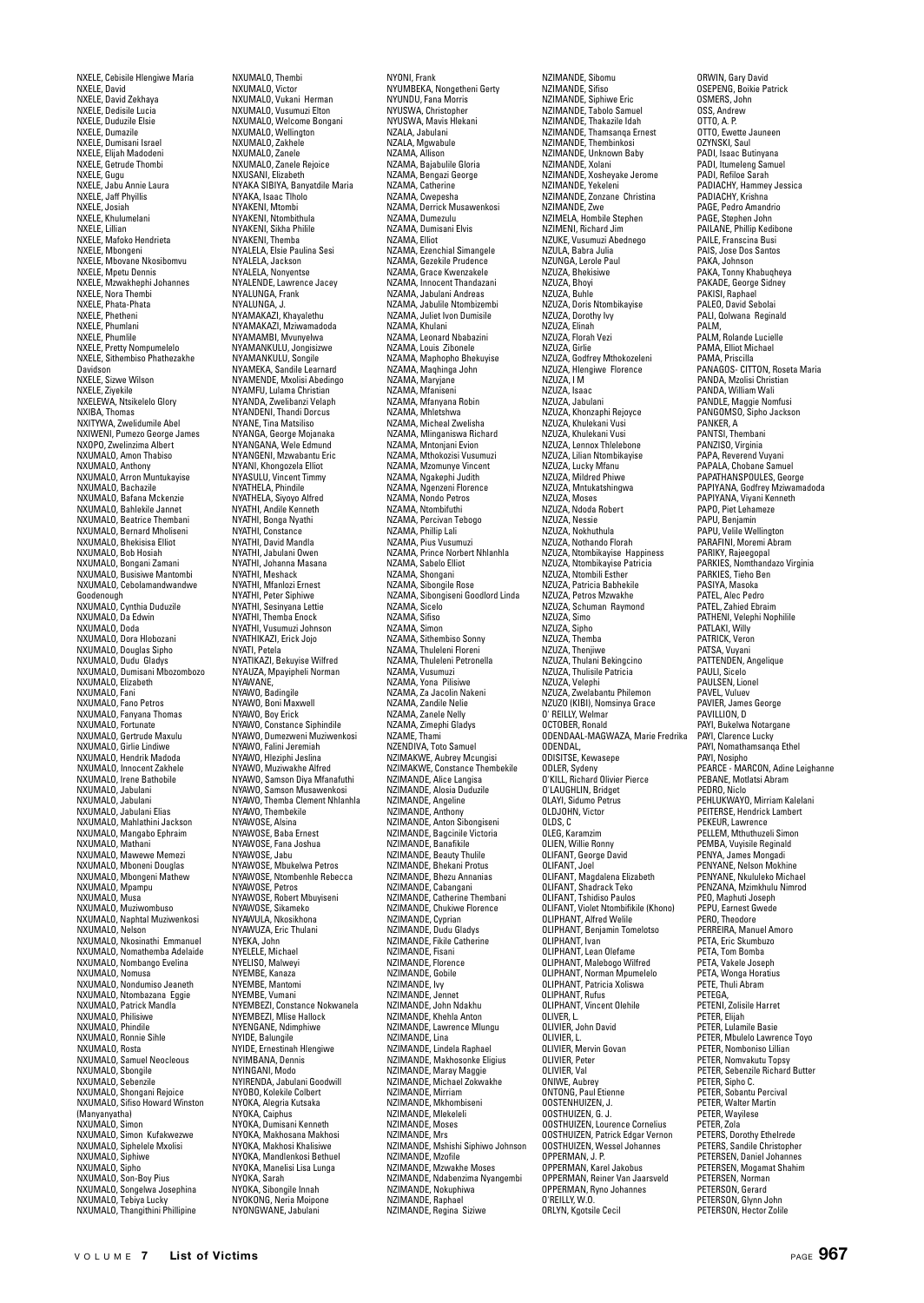NXELE, Cebisile Hlengiwe Maria
NXELE, David
NXELE, David Zekhaya
NXELE, Dedisile Lucia
NXELE, Duduzile Elsie
NXELE, Dumazile
NXELE, Dumisani Israel
NXELE, Elijah Madodeni
NXELE, Getrude Thombi
NXELE, Gugu
NXELE, Jabu Annie Laura
NXELE, Jaff Phyillis
NXELE, Josiah
NXELE, Khulumelani
NXELE, Lillian
NXELE, Mafoko Hendrieta
NXELE, Mbongeni
NXELE, Mbovane Nkosibomvu
NXELE, Mpetu Dennis
NXELE, Mzwakhephi Johannes
NXELE, Nora Thembi
NXELE, Phata-Phata
NXELE, Phetheni
NXELE, Phumlani
NXELE, Phumlile
NXELE, Pretty Nompumelelo
NXELE, Sithembiso Phathezakhe Davidson
NXELE, Sizwe Wilson
NXELE, Ziyekile
NXELEWA, Ntsikelelo Glory
NXIBA, Thomas
NXITYWA, Zwelidumile Abel
NXIWENI, Pumezo George James
NXOPO, Zwelinzima Albert
NXUMALO, Amon Thabiso
NXUMALO, Anthony
NXUMALO, Arron Muntukayise
NXUMALO, Bachazile
NXUMALO, Bafana Mckenzie
NXUMALO, Bahlekile Jannet
NXUMALO, Beatrice Thembani
NXUMALO, Bernard Mholiseni
NXUMALO, Bhekisisa Elliot
NXUMALO, Bob Hosiah
NXUMALO, Bongani Zamani
NXUMALO, Busisiwe Mantombi
NXUMALO, Cebolamandwandwe Goodenough
NXUMALO, Cynthia Duduzile
NXUMALO, Da Edwin
NXUMALO, Doda
NXUMALO, Dora Hlobozani
NXUMALO, Douglas Sipho
NXUMALO, Dudu Gladys
NXUMALO, Dumisani Mbozombozo
NXUMALO, Elizabeth
NXUMALO, Fani
NXUMALO, Fano Petros
NXUMALO, Fanyana Thomas
NXUMALO, Fortunate
NXUMALO, Gertrude Maxulu
NXUMALO, Girlie Lindiwe
NXUMALO, Hendrik Madoda
NXUMALO, Innocent Zakhele
NXUMALO, Irene Bathobile
NXUMALO, Jabulani
NXUMALO, Jabulani
NXUMALO, Jabulani Elias
NXUMALO, Mahlathini Jackson
NXUMALO, Mangabo Ephraim
NXUMALO, Mathani
NXUMALO, Mawewe Memezi
NXUMALO, Mboneni Douglas
NXUMALO, Mbongeni Mathew
NXUMALO, Mpampu
NXUMALO, Musa
NXUMALO, Muziwombuso
NXUMALO, Naphtal Muziwenkosi
NXUMALO, Nelson
NXUMALO, Nkosinathi Emmanuel
NXUMALO, Nomathemba Adelaide
NXUMALO, Nombango Evelina
NXUMALO, Nomusa
NXUMALO, Nondumiso Jeaneth
NXUMALO, Ntombazana Eggie
NXUMALO, Patrick Mandla
NXUMALO, Philisiwe
NXUMALO, Phindile
NXUMALO, Ronnie Sihle
NXUMALO, Rosta
NXUMALO, Samuel Neocleous
NXUMALO, Sbongile
NXUMALO, Sebenzile
NXUMALO, Shongani Rejoice
NXUMALO, Sifiso Howard Winston (Manyanyatha)
NXUMALO, Simon
NXUMALO, Simon Kufakwezwe
NXUMALO, Siphelele Mxolisi
NXUMALO, Siphiwe
NXUMALO, Sipho
NXUMALO, Son-Boy Pius
NXUMALO, Songelwa Josephina
NXUMALO, Tebiya Lucky
NXUMALO, Thangithini Phillipine
NXUMALO, Thembi
NXUMALO, Victor
NXUMALO, Vukani Herman
NXUMALO, Vusumuzi Elton
NXUMALO, Welcome Bongani
NXUMALO, Wellington
NXUMALO, Zakhele
NXUMALO, Zanele
NXUMALO, Zanele Rejoice
NXUSANI, Elizabeth
NYAKA SIBIYA, Banyatdile Maria
NYAKA, Isaac Tholo
NYAKENI, Mtombi
NYAKENI, Ntombithula
NYAKENI, Sikha Philile
NYAKENI, Themba
NYALELA, Elsie Paulina Sesi
NYALELA, Jackson
NYALELA, Nonyentse
NYALENDE, Lawrence Jacey
NYALUNGA, Frank
NYALUNGA, J.
NYAMAKAZI, Khayalethu
NYAMAKAZI, Mziwamadoda
NYAMAMBI, Mvunyelwa
NYAMANKULU, Jongisizwe
NYAMANKULU, Songile
NYAMEKA, Sandile Learnard
NYAMENDE, Mxolisi Abedingo
NYAMFU, Lulama Christian
NYANDA, Zwelibanzi Velaph
NYANDENI, Thandi Dorcus
NYANE, Tina Matsiliso
NYANGA, George Mojanaka
NYANGANA, Wele Edmund
NYANGENI, Mzwabantu Eric
NYANI, Khongozela Elliot
NYASULU, Vincent Timmy
NYATHELA, Phindile
NYATHELA, Siyoyo Alfred
NYATHI, Andile Kenneth
NYATHI, Bonga Nyathi
NYATHI, Constance
NYATHI, David Mandla
NYATHI, Jabulani Owen
NYATHI, Johanna Masana
NYATHI, Meshack
NYATHI, Mfanlozi Ernest
NYATHI, Peter Siphiwe
NYATHI, Sesinyana Lettie
NYATHI, Themba Enock
NYATHI, Vusumuzi Johnson
NYATHIKAZI, Erick Jojo
NYATI, Petela
NYATIKAZI, Bekuyise Wilfred
NYAUZA, Mpayipheli Norman
NYAWANE,
NYAWO, Badingile
NYAWO, Boni Maxwell
NYAWO, Boy Erick
NYAWO, Constance Siphindile
NYAWO, Dumezweni Muziwenkosi
NYAWO, Falini Jeremiah
NYAWO, Hleziphi Jeslina
NYAWO, Muziwakhe Alfred
NYAWO, Samson Diya Mfanafuthi
NYAWO, Samson Musawenkosi
NYAWO, Themba Clement Nhlanhla
NYAWO, Thembekile
NYAWOSE, Alsina
NYAWOSE, Baba Ernest
NYAWOSE, Fana Joshua
NYAWOSE, Jabu
NYAWOSE, Mbukelwa Petros
NYAWOSE, Ntombenhle Rebecca
NYAWOSE, Petros
NYAWOSE, Robert Mbuyiseni
NYAWOSE, Sikameko
NYAWULA, Nkosikhona
NYAWUZA, Eric Thulani
NYEKA, John
NYELELE, Michael
NYELISO, Malweyi
NYEMBE, Kanaza
NYEMBE, Mantomi
NYEMBE, Vumani
NYEMBEZI, Constance Nokwanela
NYEMBEZI, Mlise Hallock
NYENGANE, Ndimphiwe
NYIDE, Balungile
NYIDE, Ernestinah Hlengiwe
NYIMBANA, Dennis
NYINGANI, Modo
NYIRENDA, Jabulani Goodwill
NYOBO, Kolekile Colbert
NYOKA, Alegria Kutsaka
NYOKA, Caiphus
NYOKA, Dumisani Kenneth
NYOKA, Makhosana Makhosi
NYOKA, Makhosi Khalisiwe
NYOKA, Mandlenkosi Bethuel
NYOKA, Manelisi Lisa Lunga
NYOKA, Sarah
NYOKA, Sibongile Innah
NYOKONG, Neria Moipone
NYONGWANE, Jabulani
NYONI, Frank
NYUMBEKA, Nongetheni Gerty
NYUNDU, Fana Morris
NYUSWA, Christopher
NYUSWA, Mavis Hlekani
NZALA, Jabulani
NZALA, Mgwabule
NZAMA, Allison
NZAMA, Bajabulile Gloria
NZAMA, Bengazi George
NZAMA, Catherine
NZAMA, Cwepesha
NZAMA, Derrick Musawenkosi
NZAMA, Dumezulu
NZAMA, Dumisani Elvis
NZAMA, Elliot
NZAMA, Ezenchial Simangele
NZAMA, Gezekile Prudence
NZAMA, Grace Kwenzakele
NZAMA, Innocent Thandazani
NZAMA, Jabulani Andreas
NZAMA, Jabulile Ntombizembi
NZAMA, Juliet Ivon Dumisile
NZAMA, Khulani
NZAMA, Leonard Nbabazini
NZAMA, Louis Zibonele
NZAMA, Maphopho Bhekuyise
NZAMA, Maqhinga John
NZAMA, Maryjane
NZAMA, Mfaniseni
NZAMA, Mfanyana Robin
NZAMA, Mhletshwa
NZAMA, Micheal Zwelisha
NZAMA, Mlinganiswa Richard
NZAMA, Mntonjani Evion
NZAMA, Mthokozisi Vusumuzi
NZAMA, Mzomunye Vincent
NZAMA, Ngakephi Judith
NZAMA, Ngenzeni Florence
NZAMA, Nondo Petros
NZAMA, Ntombifuthi
NZAMA, Percivan Tebogo
NZAMA, Phillip Lali
NZAMA, Pius Vusumuzi
NZAMA, Prince Norbert Nhlanhla
NZAMA, Sabelo Elliot
NZAMA, Shongani
NZAMA, Sibongile Rose
NZAMA, Sibongiseni Goodlord Linda
NZAMA, Sicelo
NZAMA, Sifiso
NZAMA, Simon
NZAMA, Sithembiso Sonny
NZAMA, Thuleleni Floreni
NZAMA, Thuleleni Petronella
NZAMA, Vusumuzi
NZAMA, Yona Pilisiwe
NZAMA, Za Jacolin Nakeni
NZAMA, Zandile Nelie
NZAMA, Zanele Nelly
NZAMA, Zimephi Gladys
NZAME, Thami
NZENDIVA, Toto Samuel
NZIMAKWE, Aubrey Mcungisi
NZIMAKWE, Constance Thembekile
NZIMANDE, Alice Langisa
NZIMANDE, Alosia Duduzile
NZIMANDE, Angeline
NZIMANDE, Anthony
NZIMANDE, Anton Sibongiseni
NZIMANDE, Bagcinile Victoria
NZIMANDE, Banafikile
NZIMANDE, Beauty Thulile
NZIMANDE, Bhekani Protus
NZIMANDE, Bhezu Annanias
NZIMANDE, Cabangani
NZIMANDE, Catherine Thembani
NZIMANDE, Chukiwe Florence
NZIMANDE, Cyprian
NZIMANDE, Dudu Gladys
NZIMANDE, Fikile Catherine
NZIMANDE, Fisani
NZIMANDE, Florence
NZIMANDE, Gobile
NZIMANDE, Ivy
NZIMANDE, Jennet
NZIMANDE, John Ndakhu
NZIMANDE, Khehla Anton
NZIMANDE, Lawrence Mlungu
NZIMANDE, Lina
NZIMANDE, Lindela Raphael
NZIMANDE, Makhosonke Eligius
NZIMANDE, Maray Maggie
NZIMANDE, Michael Zokwakhe
NZIMANDE, Mirriam
NZIMANDE, Mkhombiseni
NZIMANDE, Mlekeleli
NZIMANDE, Moses
NZIMANDE, Mrs
NZIMANDE, Mshishi Siphiwo Johnson
NZIMANDE, Mzofile
NZIMANDE, Mzwakhe Moses
NZIMANDE, Ndabenzima Nyangembi
NZIMANDE, Nokuphiwa
NZIMANDE, Raphael
NZIMANDE, Regina Siziwe
NZIMANDE, Sibomu
NZIMANDE, Sifiso
NZIMANDE, Siphiwe Eric
NZIMANDE, Tabolo Samuel
NZIMANDE, Thakazile Idah
NZIMANDE, Thamsanqa Ernest
NZIMANDE, Thembinkosi
NZIMANDE, Unknown Baby
NZIMANDE, Xolani
NZIMANDE, Xosheyake Jerome
NZIMANDE, Yekeleni
NZIMANDE, Zonzane Christina
NZIMANDE, Zwe
NZIMELA, Hombile Stephen
NZIMENI, Richard Jim
NZUKE, Vusumuzi Abednego
NZULA, Babra Julia
NZUNGA, Lerole Paul
NZUZA, Bhekisiwe
NZUZA, Bhoyi
NZUZA, Buhle
NZUZA, Doris Ntombikayise
NZUZA, Dorothy Ivy
NZUZA, Elinah
NZUZA, Florah Vezi
NZUZA, Girlie
NZUZA, Godfrey Mthokozeleni
NZUZA, Hlengiwe Florence
NZUZA, I M
NZUZA, Isaac
NZUZA, Jabulani
NZUZA, Khonzaphi Rejoyce
NZUZA, Khulekani Vusi
NZUZA, Khulekani Vusi
NZUZA, Lennox Thlelebone
NZUZA, Lilian Ntombikayise
NZUZA, Lucky Mfanu
NZUZA, Mildred Phiwe
NZUZA, Mntukatshingwa
NZUZA, Moses
NZUZA, Ndoda Robert
NZUZA, Nessie
NZUZA, Nokhuthula
NZUZA, Nothando Florah
NZUZA, Ntombikayise Happiness
NZUZA, Ntombikayise Patricia
NZUZA, Ntombili Esther
NZUZA, Patricia Babhekile
NZUZA, Petros Mzwakhe
NZUZA, Schuman Raymond
NZUZA, Simo
NZUZA, Sipho
NZUZA, Themba
NZUZA, Thenjiwe
NZUZA, Thulani Bekingcino
NZUZA, Thulisile Patricia
NZUZA, Velephi
NZUZA, Zwelabantu Philemon
NZUZO (KIBI), Nomsinya Grace
O' REILLY, Welmar
OCTOBER, Ronald
ODENDAAL-MAGWAZA, Marie Fredrika
ODENDAL,
ODISITSE, Kewasepe
ODLER, Sydeny
O'KILL, Richard Olivier Pierce
O'LAUGHLIN, Bridget
OLAYI, Sidumo Petrus
OLDJOHN, Victor
OLDS, C
OLEG, Karamzim
OLIEN, Willie Ronny
OLIFANT, George David
OLIFANT, Joel
OLIFANT, Magdalena Elizabeth
OLIFANT, Shadrack Teko
OLIFANT, Tshidiso Paulos
OLIFANT, Violet Ntombifikile (Khono)
OLIPHANT, Alfred Welile
OLIPHANT, Benjamin Tomelotso
OLIPHANT, Ivan
OLIPHANT, Lean Olefame
OLIPHANT, Malebogo Wilfred
OLIPHANT, Norman Mpumelelo
OLIPHANT, Patricia Xoliswa
OLIPHANT, Rufus
OLIPHANT, Vincent Olehile
OLIVER, L.
OLIVIER, John David
OLIVIER, L.
OLIVIER, Mervin Govan
OLIVIER, Peter
OLIVIER, Val
ONIWE, Aubrey
ONTONG, Paul Etienne
OOSTENHUIZEN, J.
OOSTHUIZEN, G. J.
OOSTHUIZEN, Lourence Cornelius
OOSTHUIZEN, Patrick Edgar Vernon
OOSTHUIZEN, Wessel Johannes
OPPERMAN, J. P.
OPPERMAN, Karel Jakobus
OPPERMAN, Reiner Van Jaarsveld
OPPERMAN, Ryno Johannes
O'REILLY, W.O.
ORLYN, Kgotsile Cecil
ORWIN, Gary David
OSEPENG, Boikie Patrick
OSMERS, John
OSS, Andrew
OTTO, A. P.
OTTO, Ewette Jauneen
OZYNSKI, Saul
PADI, Isaac Butinyana
PADI, Itumeleng Samuel
PADI, Refiloe Sarah
PADIACHY, Hammey Jessica
PADIACHY, Krishna
PAGE, Pedro Amandrio
PAGE, Stephen John
PAILANE, Phillip Kedibone
PAILE, Franscina Busi
PAIS, Jose Dos Santos
PAKA, Johnson
PAKA, Tonny Khabuqheya
PAKADE, George Sidney
PAKISI, Raphael
PALEO, David Sebolai
PALI, Qolwana Reginald
PALM,
PALM, Rolande Lucielle
PAMA, Elliot Michael
PAMA, Priscilla
PANAGOS- CITTON, Roseta Maria
PANDA, Mzolisi Christian
PANDA, William Wali
PANDLE, Maggie Nomfusi
PANGOMSO, Sipho Jackson
PANKER, A
PANTSI, Thembani
PANZISO, Virginia
PAPA, Reverend Vuyani
PAPALA, Chobane Samuel
PAPATHANSPOULES, George
PAPIYANA, Godfrey Mziwamadoda
PAPIYANA, Viyani Kenneth
PAPO, Piet Lehameze
PAPU, Benjamin
PAPU, Velile Wellington
PARAFINI, Moremi Abram
PARIKY, Rajeegopal
PARKIES, Nomthandazo Virginia
PARKIES, Tieho Ben
PASIYA, Masoka
PATEL, Alec Pedro
PATEL, Zahied Ebraim
PATHENI, Velephi Nophilile
PATLAKI, Willy
PATRICK, Veron
PATSA, Vuyani
PATTENDEN, Angelique
PAULI, Sicelo
PAULSEN, Lionel
PAVEL, Vuluev
PAVIER, James George
PAVILLION, D
PAYI, Bukelwa Notargane
PAYI, Clarence Lucky
PAYI, Nomathamsanqa Ethel
PAYI, Nosipho
PEARCE - MARCON, Adine Leighanne
PEBANE, Motlatsi Abram
PEDRO, Niclo
PEHLUKWAYO, Mirriam Kalelani
PEITERSE, Hendrick Lambert
PEKEUR, Lawrence
PELLEM, Mthuthuzeli Simon
PEMBA, Vuyisile Reginald
PENYA, James Mongadi
PENYANE, Nelson Mokhine
PENYANE, Nkululeko Michael
PENZANA, Mzimkhulu Nimrod
PEO, Maphuti Joseph
PEPU, Earnest Gwede
PERO, Theodore
PERREIRA, Manuel Amoro
PETA, Eric Skumbuzo
PETA, Tom Bomba
PETA, Vakele Joseph
PETA, Wonga Horatius
PETE, Thuli Abram
PETEGA,
PETENI, Zolisile Harret
PETER, Elijah
PETER, Lulamile Basie
PETER, Mbulelo Lawrence Toyo
PETER, Nomboniso Lillian
PETER, Nomvakutu Topsy
PETER, Sebenzile Richard Butter
PETER, Sipho C.
PETER, Sobantu Percival
PETER, Walter Martin
PETER, Wayilese
PETER, Zola
PETERS, Dorothy Ethelrede
PETERS, Sandile Christopher
PETERSEN, Daniel Johannes
PETERSEN, Mogamat Shahim
PETERSEN, Norman
PETERSON, Gerard
PETERSON, Glynn John
PETERSON, Hector Zolile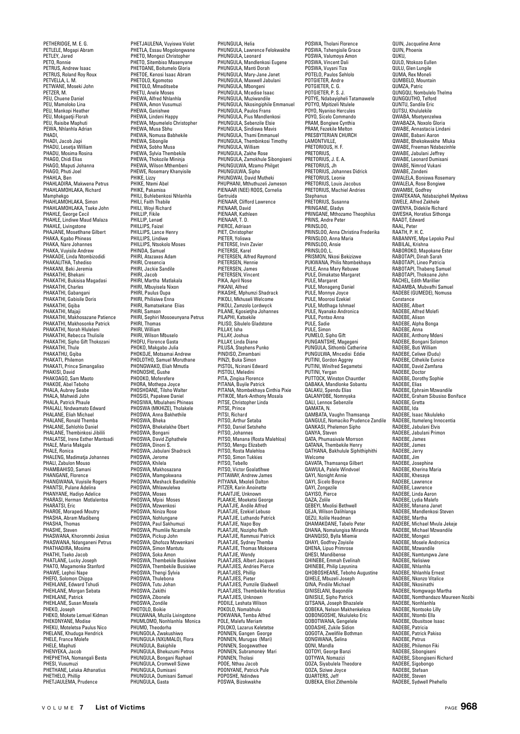PETHERIDGE, M. E. G.
PETLELE, Mogapi Abram
PETLEY, Jared
PETO, Ronnie
PETRUS, Andrew Isaac
PETRUS, Roland Roy Roux
PETVELLA, L. M.
PETWANE, Moseki John
PETZER, M.
PEU, Chuene Daniel
PEU, Mamoloko Lina
PEU, Mankopi Heather
PEU, Mokgaetji Florah
PEU, Raisibe Maphuti
PEWA, Nhlanhla Adrian
PHADI,
PHADI, Jacob Japi
PHADU, Lesetja William
PHADU, Mosima Rosina
PHAGO, Chidi Elias
PHAGO, Maputi Johanna
PHAGO, Phuti Joel
PHAHLA, Ben
PHAHLADIRA, Makwena Petrus
PHAHLAMOHLAKA, Richard Mamphekgo
PHAHLAMOHLAKA, Simon
PHAHLAMOHLAKA, Tseke John
PHAHLE, George Cecil
PHAHLE, Lindiwe Maud Malaza
PHAHLE, Livingstone
PHAJANE, Mosetlhane Gilbert
PHAKA, Kgabo Phineas
PHAKA, Nare Johannes
PHAKA, Vuyisile Andrew
PHAKADE, Linda Ntombizodidi
PHAKALITHA, Tshediso
PHAKANI, Beki Jeremia
PHAKATHI, Bhekani
PHAKATHI, Bukisisa Magadasi
PHAKATHI, Charles
PHAKATHI, Gabangani
PHAKATHI, Gabisile Doris
PHAKATHI, Gqiba
PHAKATHI, Majaji
PHAKATHI, Makhosazane Patience
PHAKATHI, Makhosonke Patrick
PHAKATHI, Norah Hluleleni
PHAKATHI, Rebecca Thulisile
PHAKATHI, Sipho Gift Thokozani
PHAKATHI, Thule
PHAKATHU, Gqiba
PHAKATI, Philemon
PHAKATI, Prince Simangaliso
PHAKISI, David
PHAKOAGO, Sam Maoto
PHAKOE, Abel Teboho
PHALA, Aubrey Seabe
PHALA, Mahwidi John
PHALA, Patrick Phaule
PHALALI, Nndwamato Edward
PHALANE, Eliah Michael
PHALANE, Ronald Themba
PHALANE, Sehlohlo Daniel
PHALANE, Thembinkosi Jibilili
PHALATSE, Irene Esther Mantsadi
PHALE, Maria Makgala
PHALE, Ronica
PHALENG, Madimatja Johannes
PHALI, Zabulon Mouso
PHAMBAHISO, Samani
PHANGANE, Florence
PHANGWANA, Vuyisile Rogers
PHANTSI, Pulane Adelina
PHANYANE, Hadiyo Adelice
PHARASI, Herman Motlalentoa
PHARATSI, Eric
PHAROE, Morapedi Moutry
PHASHA, Abram Madibeng
PHASHA, Thomas
PHASHE, Steven
PHASWANA, Khorommbi Josius
PHASWANA, Ndanganeni Petrus
PHATHADIRA, Mosima
PHATHI, Tseko Jacob
PHATLANE, Lucky Joseph
PHATO, Magamonke Stanford
PHAWE, Lephoi Nape
PHEFO, Solomon Chippa
PHEHLANE, Edward Tshudi
PHEHLANE, Morgan Sebata
PHEHLANE, Patrick
PHEHLANE, Susan Mosela
PHEKO, Joseph
PHEKO, Mokete Lemuel Kidman
PHEKONYANE, Modise
PHEKU, Moteletsa Paulus Nico
PHELANE, Khuduga Hendrick
PHELE, France Molefe
PHELE, Maphuti
PHENYEKA, Jacob
PHEPHETHA, Nomangali Besta
PHESI, Vusumuzi
PHETHANE, Lelaka Athanatius
PHETHELO, Phillip
PHETJAULEMA, Prudence
PHETJAULENA, Vuyiswa Violet
PHETLA, Essau Mogolongwane
PHETO, Mongezi Christopher
PHETO, Sitembiso Masenyane
PHETOANE, Boitumelo Gloria
PHETOE, Kenosi Isaac Abram
PHETOLO, Kgomotso
PHETOLO, Mmaditsebe
PHETU, Anele Moses
PHEWA, Alfred Nhlanhla
PHEWA, Amon Vusumuzi
PHEWA, Ganishwe
PHEWA, Lindeni Happy
PHEWA, Mpumelelo Christopher
PHEWA, Musa Sbhu
PHEWA, Nomusa Babhekile
PHEWA, Sibongile
PHEWA, Sobho Musa
PHEWA, Sylvia Thembekile
PHEWA, Thokozile Mininja
PHEWA, Wilson Mthembeni
PHEWE, Rosemary Khanyisile
PHIKE, Lizzy
PHIKE, Ntemi Abel
PHIKE, Pakamisa
PHILI, Buhlebenkosi Nhlanhla
PHILI, Faith Thabile
PHILI, Woyi Richard
PHILLIP, Fikile
PHILLIP, Lenard
PHILLIPS, Faizel
PHILLIPS, Lance Henry
PHILLIPS, Lindiwe
PHILLIPS, Ntsokolo Moses
PHINDA, Samuel
PHIRI, Atazaxes Adam
PHIRI, Cresencia
PHIRI, Jackie Sandile
PHIRI, Jacob
PHIRI, Martha Matlakala
PHIRI, Mbuyisela Nixon
PHIRI, Paulus Oupa
PHIRI, Philisiwe Enna
PHIRI, Ramatsekane Elias
PHIRI, Samson
PHIRI, Sephiri Mosoeunyana Petrus
PHIRI, Thomas
PHIRI, William
PHIRI, Wilson Mbuselo
PHOFU, Florence Gasta
PHOKO, Makgabo Julia
PHOKOJE, Motsamai Andrew
PHOLOTHO, Samuel Moruthane
PHONGWAKO, Eliah Mmutla
PHONOSHE, Gushe
PHOOKO, Moferefere
PHORA, Mothepa Joyce
PHOSHOANE, Tilsho Walter
PHOSISI, Papakwe Daniel
PHOSIWA, Mbulaheni Phineas
PHOSWA (MKHIZE), Tholakele
PHOSWA, Anna Bakhethile
PHOSWA, Bheka
PHOSWA, Bhekelakhe Obert
PHOSWA, Bongani
PHOSWA, David Ziphathele
PHOSWA, Dinoni S.
PHOSWA, Jabulani Shadrack
PHOSWA, Jerome
PHOSWA, Khilela
PHOSWA, Makhosazana
PHOSWA, Mamgokwana
PHOSWA, Meshack Bandlelihle
PHOSWA, Mhlawulelwa
PHOSWA, Moses
PHOSWA, Mpisi Moses
PHOSWA, Mzwenkosi
PHOSWA, Niniza Rose
PHOSWA, Nohlungane
PHOSWA, Paul Sakhumuzi
PHOSWA, Phumlile Ncamsile
PHOSWA, Pickup John
PHOSWA, Qhofoza Mzwenkani
PHOSWA, Simon Mantutu
PHOSWA, Soka Amon
PHOSWA, Thembekile Busisiwe
PHOSWA, Thembekile Busisiwe
PHOSWA, Thengi Sylvia
PHOSWA, Thulebona
PHOSWA, Tutu Johan
PHOSWA, Zakithi
PHOSWA, Zibonele
PHOSWA, Zondile
PHOTOLO, Boikie
PHULWANA, Muzila Livingstone
PHUMLOMO, Nonhlanhla Monica
PHUMO, Theodorha
PHUNGOLA, Zwakushiwo
PHUNGULA (NXUMALO), Flora
PHUNGULA, Bakiphile
PHUNGULA, Bhekuzumi Petros
PHUNGULA, Bongani Raphael
PHUNGULA, Cromwell Sizwe
PHUNGULA, Dumisani
PHUNGULA, Dumisani Samuel
PHUNGULA, Gasta
PHUNGULA, Helia
PHUNGULA, Lawrence Felokwakhe
PHUNGULA, Leonard
PHUNGULA, Mandlenkosi Eugene
PHUNGULA, Manti Dorah
PHUNGULA, Mary-Jane Janet
PHUNGULA, Maxwell Jabulani
PHUNGULA, Mbongeni
PHUNGULA, Mcedise Isaac
PHUNGULA, Muziwandile
PHUNGULA, Nkosingiphile Emmanuel
PHUNGULA, Paulos Frans
PHUNGULA, Pius Mandlenkosi
PHUNGULA, Sebenzile Elsie
PHUNGULA, Sindiswa Mavis
PHUNGULA, Thami Emmanuel
PHUNGULA, Thembinkosi Timothy
PHUNGULA, William
PHUNGULA, Zakhe Rose
PHUNGULA, Zamokhule Sibongiseni
PHUNGULWA, Mzamo Philget
PHUNGULWA, Sipho
PHUNGWAI, David Mutheki
PHUPHANI, Mthuthuzeli Jameson
PIENAAR (NEE) ROOS, Cornelia Gertruida
PIENAAR, Clifford Lawrence
PIENAAR, David
PIENAAR, Kathleen
PIENAAR, T. D.
PIERCE, Adriaan
PIET, Christopher
PIETER, Yoliswa
PIETERSE, Irvin Zavier
PIETERSE, Karel
PIETERSEN, Alfred Raymond
PIETERSEN, Hennie
PIETERSEN, James
PIETERSEN, Vincent
PIKA, April Nose
PIKANI, Alfred
PIKASHE, Mphumzi Shadrack
PIKOLI, Mkhuseli Welcome
PIKOLI, Zamzolo Lordwyck
PILANE, Kgosietjha Johannes
PILAPHI, Katsekile
PILISO, Sibulelo Gladstone
PILLAY, Isha
PILLAY, Joshua
PILLAY, Linda Diane
PILUSA, Stephens Punko
PINDISO, Zimambani
PINZI, Buka Simon
PISTOL, Ncinani Edward
PISTOLI, Meledini
PITA, Zingisa Florence
PITANA, Buyile Patrick
PITANA, Ntombekhaya Cinthia Pixie
PITIKOE, Mark-Anthony Mosala
PITSE, Christopher Linda
PITSE, Prince
PITSI, Richard
PITSO, Arthur Setaba
PITSO, Daniel Setsheho
PITSO, Johannes
PITSO, Manana (Rosta Malehloa)
PITSO, Mengu Elizabeth
PITSO, Rosta Malehloa
PITSO, Simon Tukkies
PITSO, Tebello
PITSO, Victor Goalathwe
PITTAWAY, Andrew James
PITYANA, Mxoleli Dalton
PITZER, Karin Anoinette
PLAAITJIE, Unknown
PLAAKIE, Moeketsi George
PLAATJIE, Andile Alfred
PLAATJIE, Ezekiel Lebuso
PLAATJIE, Luthando Patrick
PLAATJIE, Napo Boy
PLAATJIE, Nozipho Ruth
PLAATJIE, Rammusi Patrick
PLAATJIE, Sydney Themba
PLAATJIE, Thomas Mokoena
PLAATJIE, Wendy
PLAATJIES, Albert Jacques
PLAATJIES, Andries Pierce
PLAATJIES, Phillip
PLAATJIES, Pieter
PLAATJIES, Pumzile Gladwell
PLAATJIES, Thembekile Horatius
PLAATJIES, Unknown
PODILE, Leshata Wilson
POKOLO, Nomabhulu
POKWANA, Temba Alfred
POLE, Malefu Meriam
POLOKO, Lazarus Keletetse
PONNEN, Gangen George
PONNEN, Murugas (Mari)
PONNEN, Soogawathee
PONNEN, Subramoney Mari
PONNEN, Tholasi
POOE, Nthau Jacob
POONYANE, Patrick Pule
POPOSHE, Ndindwa
POSWA, Bizokwakhe
POSWA, Tholani Florence
POSWA, Tshengisile Grace
POSWA, Valumoya Amon
POSWA, Vincent Dali
POSWA, Vuyani Tiza
POTELO, Paulos Sehlolo
POTGIETER, Andre
POTGIETER, C. G.
POTGIETER, P. S. J.
POTYE, Ndabayipheli Tatamawele
POTYO, Mpitizeli Ntulele
POYO, Nyaniso Hercules
POYO, Sicelo Commando
PRAM, Bongiwe Cynthia
PRAM, Fezekile Melton
PRESBYTERIAN CHURCH LAMONTVILLE,
PRETORIOUS, H. F.
PRETORIUS,
PRETORIUS, J. E. A.
PRETORIUS, Jh
PRETORIUS, Johannes Didrick
PRETORIUS, Leonie
PRETORIUS, Louis Jacobus
PRETORIUS, Machiel Andries Stephanus
PRETORIUS, Susanna
PRINGANE, Gladys
PRINGANE, Mthozamo Theophilus
PRINS, Andre Peter
PRINSLOO,
PRINSLOO, Anna Christina Frederika
PRINSLOO, Anna Maria
PRINSLOO, Ansie
PRINSLOO, L.
PRISMON, Nkosi Bekizizwe
PUKWANA, Philis Ntombekhaya
PULE, Anna Mary Rebuwe
PULE, Dimakatso Margaret
PULE, Margaret
PULE, Monageng Daniel
PULE, Monnye Joyce
PULE, Moorosi Ezekiel
PULE, Motlhaga Ishmael
PULE, Nyanako Andronica
PULE, Pontso Anna
PULE, Sadie
PULE, Simon
PUMELO, Sipho Gift
PUNGANTSHE, Magegeni
PUNGULA, Sithombi Catherine
PUNGULWA, Mncedisi Eddie
PUTINI, Gordon Aggrey
PUTINI, Winifred Segametsi
PUTINI, Yergan
PUTTOCK, Winston Chauntler
QABAKA, Mandlonke Sobantu
QALAKU, Spendu Elias
QALANYOBE, Nomnyaka
QALI, Lennox Sebenzile
QAMATA, N.
QAMBATA, Vaughn Thamsanqa
QANGULE, Nomaciko Prudence Zandile
QANKASI, Phelemon Sipho
QANYA, Steven
QATA, Phumasivale Morrson
QATANA, Thembekile Henry
QATHANA, Bakhulule Siphithiphithi Welcome
QAVATA, Thamsanqa Gilbert
QAWULA, Palele Windvoel
QAYI, Nonight Annie
QAYI, Sicelo Boyce
QAYI, Zongezile
QAYISO, Pierce
QAZA, Zolile
QEBEYI, Mxolisi Bethwell
QEJA, Wilson Dalihlanga
QEZU, Xolile Headman
QHAMAKOANE, Tabelo Peter
QHANA, Nomalungisa Miranda
QHANQISO, Bylla Miemie
QHAYI, Godfrey Zoyisile
QHENA, Lipuo Primrose
QHESI, Mandibense
QHINEBE, Emmah Evelinah
QHINEBE, Philip Layunina
QHOBOSHEANE, Teboho Augustine
QIHELE, Mbuzeli Joseph
QINA, Pindile Michael
QINISELANI, Baqondile
QINISILE, Sipho Patrick
QITSANA, Joseph Bhazalele
QOBEKA, Nelson Makhenkeleza
QOBONGOSHE, Nkululeko Eric
QOBOTWANA, Gengelele
QODASHE, Zukile Sidion
QOGOTA, Zwelifile Bothman
QONGWANA, Selina
QONI, Mandla
QOTOYI, George Banzi
QOTYWA, Nomazizi
QOZA, Siyabulela Theodore
QOZA, Siziwe Joyce
QUARTERS, Jeff
QUBEKA, Elliot Zithembile
QUIN, Jacqueline Anne
QUIN, Phoenix
QUKU,
QULO, Ntokozo Eullen
QULU, Glen Lungile
QUMA, Rex Moneli
QUMBELO, Mountain
QUMZA, Patric
QUNGQU, Nombulelo Thelma
QUNGQUTHO, Telford
QUNTU, Sandile Eric
QUTSU, Khululekile
QWABA, Msetyenzelwa
QWABAZA, Noxolo Gloria
QWABE, Annastacia Lindani
QWABE, Babani Aaron
QWABE, Bhekokwakhe Mluka
QWABE, Freeman Ndabezinhle
QWABE, Jabulani Jeffrey
QWABE, Leonard Dumisani
QWABE, Nimrod Vukani
QWABE, Zondeni
QWALELA, Boniswa Rosemary
QWALELA, Rose Bongiwe
QWAMBE, Godfrey
QWATEKANA, Ndabazipheli Myekwa
QWELE, Alfred Zakhele
QWENYA, Didekile Richard
QWESHA, Horatius Sithonga
RAADT, Edward
RAAL, Peter
RAATH, P. H. C.
RABANNYE, Mpe Lepoko Paul
RABILAL, Krishna
RABOROKO, Mapokane Ester
RABOTAPI, Dinah Sarah
RABOTAPI, Lineo Patricia
RABOTAPI, Thabeng Samuel
RABOTAPI, Thokoane John
RACHEL, Edith Marillier
RADAMBA, Mubvafhi Samuel
RADEBE (GUMEDE), Nomusa Constance
RADEBE, Albert
RADEBE, Alfred Molefi
RADEBE, Alison
RADEBE, Alpha Bonga
RADEBE, Anna
RADEBE, Anthony Mdeni
RADEBE, Bongani Solomon
RADEBE, Buti William
RADEBE, Celiwe (Dudu)
RADEBE, Cithekile Eunice
RADEBE, David Zamfana
RADEBE, Doctor
RADEBE, Dorothy Sophie
RADEBE, Elias
RADEBE, Ephraim Mzwandile
RADEBE, Graham Sibusiso Boniface
RADEBE, Gretta
RADEBE, Ida
RADEBE, Isaac Nkululeko
RADEBE, Itumeleng Innocentia
RADEBE, Jabulani Elvis
RADEBE, Jabulani Primon
RADEBE, James
RADEBE, James
RADEBE, Jerry
RADEBE, Jim
RADEBE, Josephine
RADEBE, Kherina Maria
RADEBE, Khesaya
RADEBE, Lawrence
RADEBE, Lawrence
RADEBE, Linda Aaron
RADEBE, Lydia Malefo
RADEBE, Manana Janet
RADEBE, Mandlenkosi Steven
RADEBE, Martha
RADEBE, Michael Mvula Jekeje
RADEBE, Michael Mzwandile
RADEBE, Mongezi
RADEBE, Mosele Andronica
RADEBE, Mzwandile
RADEBE, Namtungwa Jane
RADEBE, Nelisiwe
RADEBE, Nhlanhla
RADEBE, Nhlanhla Ernest
RADEBE, Nkonzo Vitalice
RADEBE, Nkosinathi
RADEBE, Nomgwago Martha
RADEBE, Nomthandazo Maureen Nozibi
RADEBE, Nonhlanhla
RADEBE, Nontsoko Lilly
RADEBE, Ntombi Ella
RADEBE, Obusitsoe Isaac
RADEBE, Patricia
RADEBE, Patrick Pakiso
RADEBE, Petrus
RADEBE, Philemon Fiki
RADEBE, Sibongiseni
RADEBE, Sibongiseni Richard
RADEBE, Sigobongo
RADEBE, Stefaan
RADEBE, Steven
RADEBE, Sydwell Phehello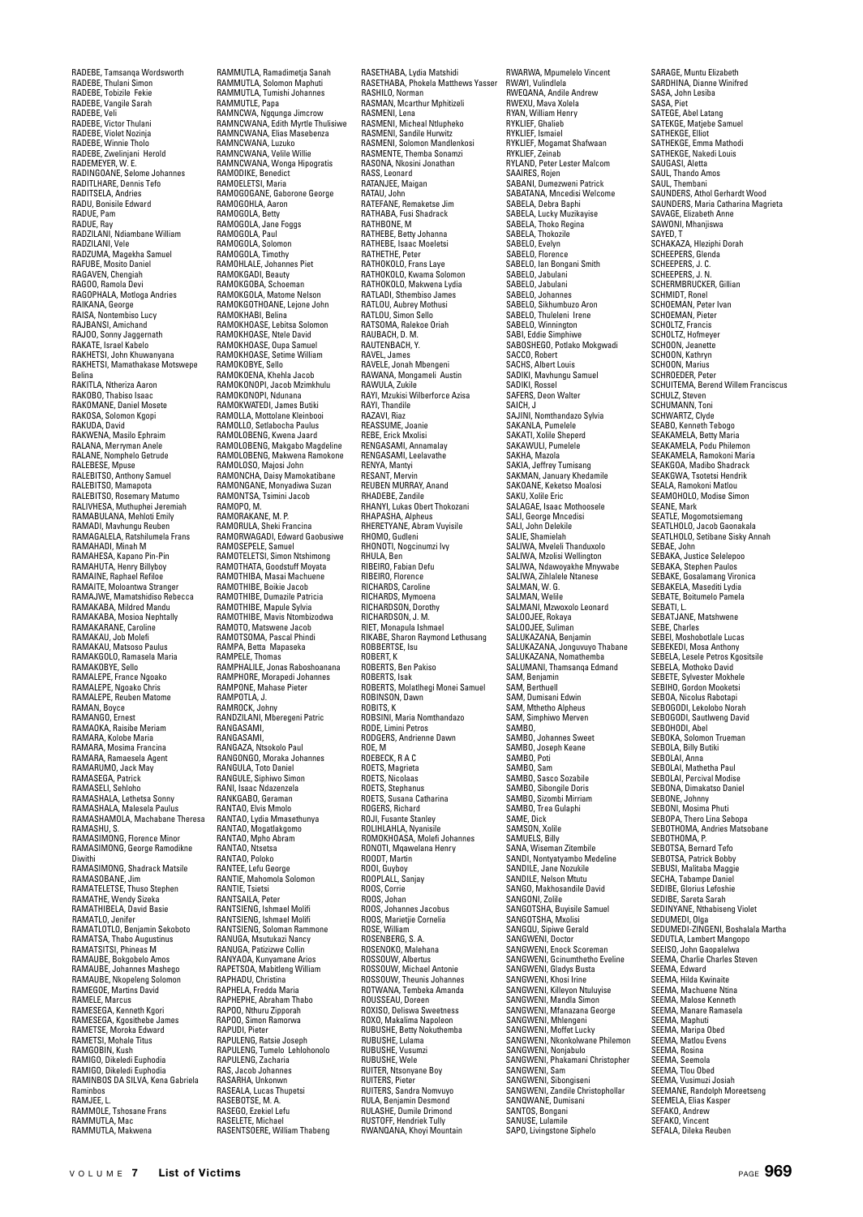RADEBE, Tamsanqa Wordsworth
RADEBE, Thulani Simon
RADEBE, Tobizile Fekie
RADEBE, Vangile Sarah
RADEBE, Veli
RADEBE, Victor Thulani
RADEBE, Violet Nozinja
RADEBE, Winnie Tholo
RADEBE, Zwelinjani Herold
RADEMEYER, W. E.
RADINGOANE, Selome Johannes
RADITLHARE, Dennis Tefo
RADITSELA, Andries
RADU, Bonisile Edward
RADUE, Pam
RADUE, Ray
RADZILANI, Ndiambane William
RADZILANI, Vele
RADZUMA, Magekha Samuel
RAFUBE, Mosito Daniel
RAGAVEN, Chengiah
RAGOO, Ramola Devi
RAGOPHALA, Motloga Andries
RAIKANA, George
RAISA, Nontembiso Lucy
RAJBANSI, Amichand
RAJOO, Sonny Jaggernath
RAKATE, Israel Kabelo
RAKHETSI, John Khuwanyana
RAKHETSI, Mamathakase Motswepe Belina
RAKITLA, Ntheriza Aaron
RAKOBO, Thabiso Isaac
RAKOMANE, Daniel Mosete
RAKOSA, Solomon Kgopi
RAKUDA, David
RAKWENA, Masilo Ephraim
RALANA, Merryman Anele
RALANE, Nomphelo Getrude
RALEBESE, Mpuse
RALEBITSO, Anthony Samuel
RALEBITSO, Mamapota
RALEBITSO, Rosemary Matumo
RALIVHESA, Muthuphei Jeremiah
RAMABULANA, Mehloti Emily
RAMADI, Mavhungu Reuben
RAMAGALELA, Ratshilumela Frans
RAMAHADI, Minah M
RAMAHESA, Kapano Pin-Pin
RAMAHUTA, Henry Billyboy
RAMAINE, Raphael Refiloe
RAMAITE, Moloantwa Stranger
RAMAJWE, Mamatshidiso Rebecca
RAMAKABA, Mildred Mandu
RAMAKABA, Mosioa Nephtally
RAMAKARANE, Caroline
RAMAKAU, Job Molefi
RAMAKAU, Matsoso Paulus
RAMAKGOLO, Ramasela Maria
RAMAKOBYE, Sello
RAMALEPE, France Ngoako
RAMALEPE, Ngoako Chris
RAMALEPE, Reuben Matome
RAMAN, Boyce
RAMANGO, Ernest
RAMAOKA, Raisibe Meriam
RAMARA, Kolobe Maria
RAMARA, Mosima Francina
RAMARA, Ramaesela Agent
RAMARUMO, Jack May
RAMASEGA, Patrick
RAMASELI, Sehloho
RAMASHALA, Lethetsa Sonny
RAMASHALA, Malesela Paulus
RAMASHAMOLA, Machabane Theresa
RAMASHU, S.
RAMASIMONG, Florence Minor
RAMASIMONG, George Ramodikne Diwithi
RAMASIMONG, Shadrack Matsile
RAMASOBANE, Jim
RAMATELETSE, Thuso Stephen
RAMATHE, Wendy Sizeka
RAMATHIBELA, David Basie
RAMATLO, Jenifer
RAMATLOTLO, Benjamin Sekoboto
RAMATSA, Thabo Augustinus
RAMATSITSI, Phineas M
RAMAUBE, Bokgobelo Amos
RAMAUBE, Johannes Mashego
RAMAUBE, Nkopeleng Solomon
RAMEGOE, Martins David
RAMELE, Marcus
RAMESEGA, Kenneth Kgori
RAMESEGA, Kgosithebe James
RAMETSE, Moroka Edward
RAMETSI, Mohale Titus
RAMGOBIN, Kush
RAMIGO, Dikeledi Euphodia
RAMIGO, Dikeledi Euphodia
RAMINBOS DA SILVA, Kena Gabriela Raminbos
RAMJEE, L.
RAMMOLE, Tshosane Frans
RAMMUTLA, Mac
RAMMUTLA, Makwena
RAMMUTLA, Ramadimetja Sanah
RAMMUTLA, Solomon Maphuti
RAMMUTLA, Tumishi Johannes
RAMMUTLE, Papa
RAMNCWA, Ngqunga Jimcrow
RAMNCWANA, Edith Myrtle Thulisiwe
RAMNCWANA, Elias Masebenza
RAMNCWANA, Luzuko
RAMNCWANA, Velile Willie
RAMNCWANA, Wonga Hipogratis
RAMODIKE, Benedict
RAMOELETSI, Maria
RAMOGOGANE, Gaborone George
RAMOGOHLA, Aaron
RAMOGOLA, Betty
RAMOGOLA, Jane Foggs
RAMOGOLA, Paul
RAMOGOLA, Solomon
RAMOGOLA, Timothy
RAMOHLALE, Johannes Piet
RAMOKGADI, Beauty
RAMOKGOBA, Schoeman
RAMOKGOLA, Matome Nelson
RAMOKGOTHOANE, Lejone John
RAMOKHABI, Belina
RAMOKHOASE, Lebitsa Solomon
RAMOKHOASE, Ntele David
RAMOKHOASE, Oupa Samuel
RAMOKHOASE, Setime William
RAMOKOBYE, Sello
RAMOKOENA, Khehla Jacob
RAMOKONOPI, Jacob Mzimkhulu
RAMOKONOPI, Ndunana
RAMOKWATEDI, James Butiki
RAMOLLA, Mottolane Kleinbooi
RAMOLLO, Setlabocha Paulus
RAMOLOBENG, Kwena Jaard
RAMOLOBENG, Makgabo Magdeline
RAMOLOBENG, Makwena Ramokone
RAMOLOSO, Majosi John
RAMONCHA, Daisy Mamokatibane
RAMONGANE, Monyadiwa Suzan
RAMONTSA, Tsimini Jacob
RAMOPO, M.
RAMORAKANE, M. P.
RAMORULA, Sheki Francina
RAMORWAGADI, Edward Gaobusiwe
RAMOSEPELE, Samuel
RAMOTELETSI, Simon Ntshimong
RAMOTHATA, Goodstuff Moyata
RAMOTHIBA, Masai Machuene
RAMOTHIBE, Boikie Jacob
RAMOTHIBE, Dumazile Patricia
RAMOTHIBE, Mapule Sylvia
RAMOTHIBE, Mavis Ntombizodwa
RAMOTO, Matswene Jacob
RAMOTSOMA, Pascal Phindi
RAMPA, Betta Mapaseka
RAMPELE, Thomas
RAMPHALILE, Jonas Raboshoanana
RAMPHORE, Morapedi Johannes
RAMPONE, Mahase Pieter
RAMPOTLA, J.
RAMROCK, Johny
RANDZILANI, Mberegeni Patric
RANGASAMI,
RANGASAMI,
RANGAZA, Ntsokolo Paul
RANGONGO, Moraka Johannes
RANGULA, Toto Daniel
RANGULE, Siphiwo Simon
RANI, Isaac Ndazenzela
RANKGABO, Geraman
RANTAO, Elvis Mmolo
RANTAO, Lydia Mmasethunya
RANTAO, Mogatlakgomo
RANTAO, Mpho Abram
RANTAO, Ntsetsa
RANTAO, Poloko
RANTEE, Lefu George
RANTIE, Mahomola Solomon
RANTIE, Tsietsi
RANTSAILA, Peter
RANTSIENG, Ishmael Molifi
RANTSIENG, Ishmael Molifi
RANTSIENG, Soloman Rammone
RANUGA, Msutukazi Nancy
RANUGA, Patizizwe Collin
RANYAOA, Kunyamane Arios
RAPETSOA, Mabitleng William
RAPHADU, Christina
RAPHELA, Fredda Maria
RAPHEPHE, Abraham Thabo
RAPOO, Nthuru Zipporah
RAPOO, Simon Ramorwa
RAPUDI, Pieter
RAPULENG, Ratsie Joseph
RAPULENG, Tumelo Lehlohonolo
RAPULENG, Zacharia
RAS, Jacob Johannes
RASARHA, Unkonwn
RASEALA, Lucas Thupetsi
RASEBOTSE, M. A.
RASEGO, Ezekiel Lefu
RASELETE, Michael
RASENTSOERE, William Thabeng
RASETHABA, Lydia Matshidi
RASETHABA, Phokela Matthews Yasser
RASHILO, Norman
RASMAN, Mcarthur Mphitizeli
RASMENI, Lena
RASMENI, Micheal Ntlupheko
RASMENI, Sandile Hurwitz
RASMENI, Solomon Mandlenkosi
RASMENTE, Themba Sonamzi
RASONA, Nkosini Jonathan
RASS, Leonard
RATANJEE, Maigan
RATAU, John
RATEFANE, Remaketse Jim
RATHABA, Fusi Shadrack
RATHBONE, M
RATHEBE, Betty Johanna
RATHEBE, Isaac Moeletsi
RATHETHE, Peter
RATHOKOLO, Frans Laye
RATHOKOLO, Kwama Solomon
RATHOKOLO, Makwena Lydia
RATLADI, Sthembiso James
RATLOU, Aubrey Mothusi
RATLOU, Simon Sello
RATSOMA, Ralekoe Oriah
RAUBACH, D. M.
RAUTENBACH, Y.
RAVEL, James
RAVELE, Jonah Mbengeni
RAWANA, Mongameli Austin
RAWULA, Zukile
RAYI, Mzukisi Wilberforce Azisa
RAYI, Thandile
RAZAVI, Riaz
REASSUME, Joanie
REBE, Erick Mxolisi
RENGASAMI, Annamalay
RENGASAMI, Leelavathe
RENYA, Mantyi
RESANT, Mervin
REUBEN MURRAY, Anand
RHADEBE, Zandile
RHANYI, Lukas Obert Thokozani
RHAPASHA, Alpheus
RHERETYANE, Abram Vuyisile
RHOMO, Gudleni
RHONOTI, Nogcinumzi Ivy
RHULA, Ben
RIBEIRO, Fabian Defu
RIBEIRO, Florence
RICHARDS, Caroline
RICHARDS, Mymoena
RICHARDSON, Dorothy
RICHARDSON, J. M.
RIET, Monapula Ishmael
RIKABE, Sharon Raymond Lethusang
ROBBERTSE, Isu
ROBERT, K
ROBERTS, Ben Pakiso
ROBERTS, Isak
ROBERTS, Molatlhegi Monei Samuel
ROBINSON, Dawn
ROBITS, K
ROBSINI, Maria Nomthandazo
RODE, Limini Petros
RODGERS, Andrienne Dawn
ROE, M
ROEBECK, R A C
ROETS, Magrieta
ROETS, Nicolaas
ROETS, Stephanus
ROETS, Susana Catharina
ROGERS, Richard
ROJI, Fusante Stanley
ROLIHLAHLA, Nyanisile
ROMOKHOASA, Molefi Johannes
RONOTI, Mqawelana Henry
ROODT, Martin
ROOI, Guyboy
ROOPLALL, Sanjay
ROOS, Corrie
ROOS, Johan
ROOS, Johannes Jacobus
ROOS, Marietjie Cornelia
ROSE, William
ROSENBERG, S. A.
ROSENOKO, Malehana
ROSSOUW, Albertus
ROSSOUW, Michael Antonie
ROSSOUW, Theunis Johannes
ROTWANA, Tembeka Amanda
ROUSSEAU, Doreen
ROXISO, Deliswa Sweetness
ROXO, Makalima Napoleon
RUBUSHE, Betty Nokuthemba
RUBUSHE, Lulama
RUBUSHE, Vusumzi
RUBUSHE, Wele
RUITER, Ntsonyane Boy
RUITERS, Pieter
RUITERS, Sandra Nomvuyo
RULA, Benjamin Desmond
RULASHE, Dumile Drimond
RUSTOFF, Hendriek Tully
RWANQANA, Khoyi Mountain
RWARWA, Mpumelelo Vincent
RWAYI, Vulindlela
RWEQANA, Andile Andrew
RWEXU, Mava Xolela
RYAN, William Henry
RYKLIEF, Ghalieb
RYKLIEF, Ismaiel
RYKLIEF, Mogamat Shafwaan
RYKLIEF, Zeinab
RYLAND, Peter Lester Malcom
SAAIRES, Rojen
SABANI, Dumezweni Patrick
SABATANA, Mncedisi Welcome
SABELA, Debra Baphi
SABELA, Lucky Muzikayise
SABELA, Thoko Regina
SABELA, Thokozile
SABELO, Evelyn
SABELO, Florence
SABELO, Ian Bongani Smith
SABELO, Jabulani
SABELO, Jabulani
SABELO, Johannes
SABELO, Sikhumbuzo Aron
SABELO, Thuleleni Irene
SABELO, Winnington
SABI, Eddie Simphiwe
SABOSHEGO, Potlako Mokgwadi
SACCO, Robert
SACHS, Albert Louis
SADIKI, Mavhungu Samuel
SADIKI, Rossel
SAFERS, Deon Walter
SAICH, J
SAJINI, Nomthandazo Sylvia
SAKANLA, Pumelele
SAKATI, Xolile Sheperd
SAKAWULI, Pumelele
SAKHA, Mazola
SAKIA, Jeffrey Tumisang
SAKMAN, January Khedamile
SAKOANE, Keketso Moalosi
SAKU, Xolile Eric
SALAGAE, Isaac Mothoosele
SALI, George Mncedisi
SALI, John Delekile
SALIE, Shamielah
SALIWA, Mveleli Thanduxolo
SALIWA, Mzolisi Wellington
SALIWA, Ndawoyakhe Mnywabe
SALIWA, Zihlalele Ntanese
SALMAN, W. G.
SALMAN, Welile
SALMANI, Mzwoxolo Leonard
SALOOJEE, Rokaya
SALOOJEE, Suliman
SALUKAZANA, Benjamin
SALUKAZANA, Jonguvuyo Thabane
SALUKAZANA, Nomathemba
SALUMANI, Thamsanqa Edmand
SAM, Benjamin
SAM, Berthuell
SAM, Dumisani Edwin
SAM, Mthetho Alpheus
SAM, Simphiwo Merven
SAMBO,
SAMBO, Johannes Sweet
SAMBO, Joseph Keane
SAMBO, Poti
SAMBO, Sam
SAMBO, Sasco Sozabile
SAMBO, Sibongile Doris
SAMBO, Sizombi Mirriam
SAMBO, Trea Gulaphi
SAME, Dick
SAMSON, Xolile
SAMUELS, Billy
SANA, Wiseman Zitembile
SANDI, Nontyatyambo Medeline
SANDILE, Jane Nozukile
SANDILE, Nelson Mtutu
SANGO, Makhosandile David
SANGONI, Zolile
SANGOTSHA, Buyisile Samuel
SANGOTSHA, Mxolisi
SANGQU, Sipiwe Gerald
SANGWENI, Doctor
SANGWENI, Enock Scoreman
SANGWENI, Gcinumthetho Eveline
SANGWENI, Gladys Busta
SANGWENI, Khosi Irine
SANGWENI, Killeyon Ntuluyise
SANGWENI, Mandla Simon
SANGWENI, Mfanazana George
SANGWENI, Mhlengeni
SANGWENI, Moffet Lucky
SANGWENI, Nkonkolwane Philemon
SANGWENI, Nonjabulo
SANGWENI, Phakamani Christopher
SANGWENI, Sam
SANGWENI, Sibongiseni
SANGWENI, Zandile Christophollar
SANQWANE, Dumisani
SANTOS, Bongani
SANUSE, Lulamile
SAPO, Livingstone Siphelo
SARAGE, Muntu Elizabeth
SARDHINA, Dianne Winifred
SASA, John Lesiba
SASA, Piet
SATEGE, Abel Latang
SATEKGE, Matjebe Samuel
SATHEKGE, Elliot
SATHEKGE, Emma Mathodi
SATHEKGE, Nakedi Louis
SAUGASI, Aletta
SAUL, Thando Amos
SAUL, Thembani
SAUNDERS, Athol Gerhardt Wood
SAUNDERS, Maria Catharina Magrieta
SAVAGE, Elizabeth Anne
SAWONI, Mhanjiswa
SAYED, T
SCHAKAZA, Hleziphi Dorah
SCHEEPERS, Glenda
SCHEEPERS, J. C.
SCHEEPERS, J. N.
SCHERMBRUCKER, Gillian
SCHMIDT, Ronel
SCHOEMAN, Peter Ivan
SCHOEMAN, Pieter
SCHOLTZ, Francis
SCHOLTZ, Hofmeyer
SCHOON, Jeanette
SCHOON, Kathryn
SCHOON, Marius
SCHROEDER, Peter
SCHUITEMA, Berend Willem Franciscus
SCHULZ, Steven
SCHUMANN, Toni
SCHWARTZ, Clyde
SEABO, Kenneth Tebogo
SEAKAMELA, Betty Maria
SEAKAMELA, Podu Philemon
SEAKAMELA, Ramokoni Maria
SEAKGOA, Madibo Shadrack
SEAKGWA, Tsotetsi Hendrik
SEALA, Ramokoni Matlou
SEAMOHOLO, Modise Simon
SEANE, Mark
SEATLE, Mogomotsiemang
SEATLHOLO, Jacob Gaonakala
SEATLHOLO, Setibane Sisky Annah
SEBAE, John
SEBAKA, Justice Selelepoo
SEBAKA, Stephen Paulos
SEBAKE, Gosalamang Vironica
SEBAKELA, Masediti Lydia
SEBATE, Boitumelo Pamela
SEBATI, L.
SEBATJANE, Matshwene
SEBE, Charles
SEBEI, Moshobotlale Lucas
SEBEKEDI, Mosa Anthony
SEBELA, Lesele Petros Kgositsile
SEBELA, Mothoko David
SEBETE, Sylvester Mokhele
SEBIHO, Gordon Mooketsi
SEBOA, Nicolus Rabotapi
SEBOGODI, Lekolobo Norah
SEBOGODI, Sautlweng David
SEBOHODI, Abel
SEBOKA, Solomon Trueman
SEBOLA, Billy Butiki
SEBOLAI, Anna
SEBOLAI, Mathetha Paul
SEBOLAI, Percival Modise
SEBONA, Dimakatso Daniel
SEBONE, Johnny
SEBONI, Mosima Phuti
SEBOPA, Thero Lina Sebopa
SEBOTHOMA, Andries Matsobane
SEBOTHOMA, P.
SEBOTSA, Bernard Tefo
SEBOTSA, Patrick Bobby
SEBUSI, Malitaba Maggie
SECHA, Tabampe Daniel
SEDIBE, Glorius Lefoshie
SEDIBE, Sareta Sarah
SEDINYANE, Nthabiseng Violet
SEDUMEDI, Olga
SEDUMEDI-ZINGENI, Boshalala Martha
SEDUTLA, Lambert Mangopo
SEEISO, John Gaopalelwa
SEEMA, Charlie Charles Steven
SEEMA, Edward
SEEMA, Hilda Kwinaite
SEEMA, Machuene Ntina
SEEMA, Malose Kenneth
SEEMA, Manare Ramasela
SEEMA, Maphuti
SEEMA, Maripa Obed
SEEMA, Matlou Evens
SEEMA, Rosina
SEEMA, Seemola
SEEMA, Tlou Obed
SEEMA, Vusimuzi Josiah
SEEMANE, Randolph Moreetseng
SEEMELA, Elias Kasper
SEFAKO, Andrew
SEFAKO, Vincent
SEFALA, Dileka Reuben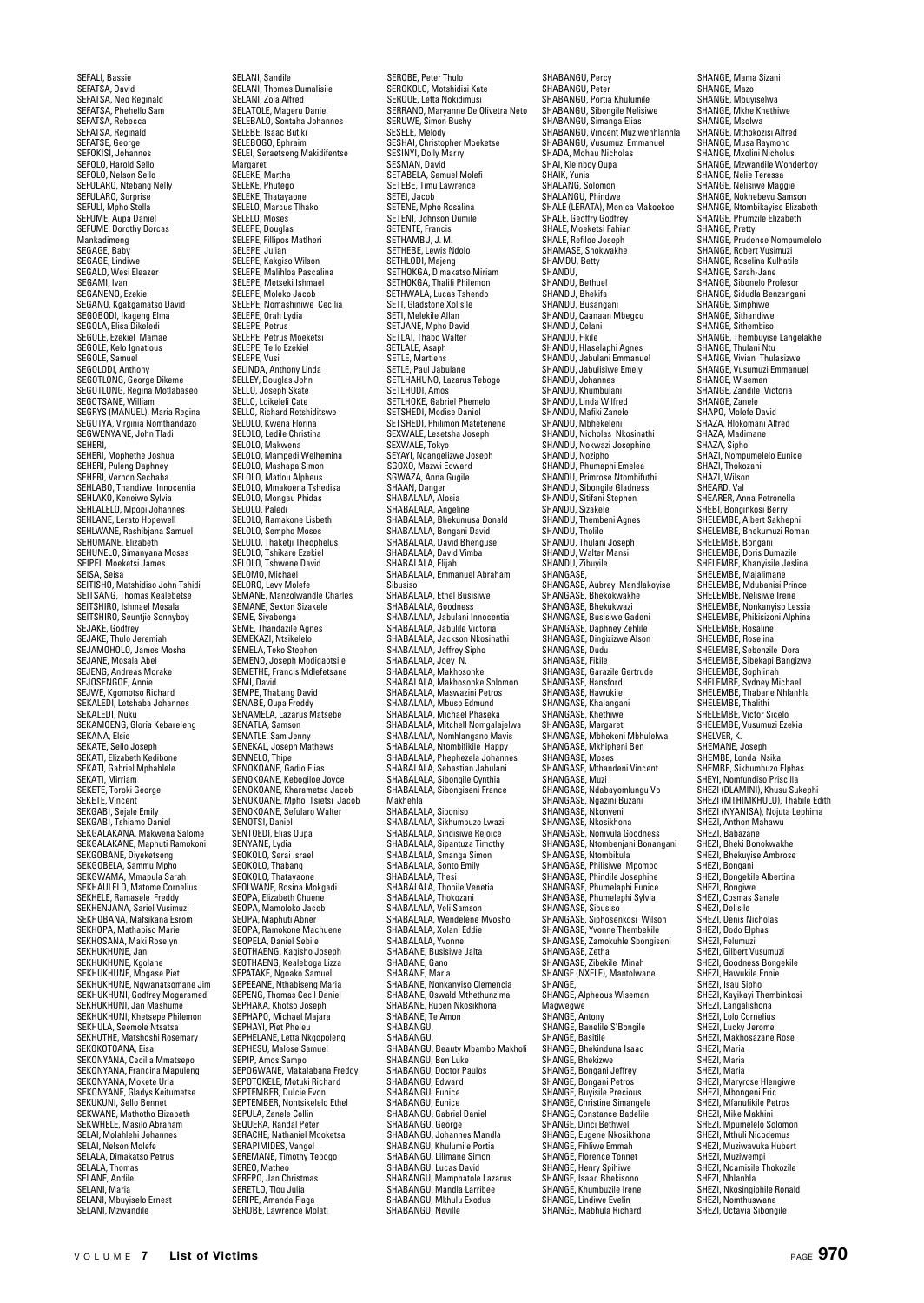SEFALI, Bassie
SEFATSA, David
SEFATSA, Neo Reginald
SEFATSA, Phehello Sam
SEFATSA, Rebecca
SEFATSA, Reginald
SEFATSE, George
SEFOKISI, Johannes
SEFOLO, Harold Sello
SEFOLO, Nelson Sello
SEFULARO, Ntebang Nelly
SEFULARO, Surprise
SEFULI, Mpho Stella
SEFUME, Aupa Daniel
SEFUME, Dorothy Dorcas Mankadimeng
SEGAGE, Baby
SEGAGE, Lindiwe
SEGALO, Wesi Eleazer
SEGAMI, Ivan
SEGANENO, Ezekiel
SEGANO, Kgakgamatso David
SEGOBODI, Ikageng Elma
SEGOLA, Elisa Dikeledi
SEGOLE, Ezekiel Mamae
SEGOLE, Kelo Ignatious
SEGOLE, Samuel
SEGOLODI, Anthony
SEGOTLONG, George Dikeme
SEGOTLONG, Regina Motlabaseo
SEGOTSANE, William
SEGRYS (MANUEL), Maria Regina
SEGUTYA, Virginia Nomthandazo
SEGWENYANE, John Tladi
SEHERI,
SEHERI, Mophethe Joshua
SEHERI, Puleng Daphney
SEHERI, Vernon Sechaba
SEHLABO, Thandiwe Innocentia
SEHLAKO, Keneiwe Sylvia
SEHLALELO, Mpopi Johannes
SEHLANE, Lerato Hopewell
SEHLWANE, Rashibjana Samuel
SEHOMANE, Elizabeth
SEHUNELO, Simanyana Moses
SEIPEI, Moeketsi James
SEISA, Seisa
SEITISHO, Matshidiso John Tshidi
SEITSANG, Thomas Kealebetse
SEITSHIRO, Ishmael Mosala
SEITSHIRO, Seuntjie Sonnyboy
SEJAKE, Godfrey
SEJAKE, Thulo Jeremiah
SEJAMOHOLO, James Mosha
SEJANE, Mosala Abel
SEJENG, Andreas Morake
SEJOSENGOE, Annie
SEJWE, Kgomotso Richard
SEKALEDI, Letshaba Johannes
SEKALEDI, Nuku
SEKAMOENG, Gloria Kebareleng
SEKANA, Elsie
SEKATE, Sello Joseph
SEKATI, Elizabeth Kedibone
SEKATI, Gabriel Mphahlele
SEKATI, Mirriam
SEKETE, Toroki George
SEKETE, Vincent
SEKGABI, Sejale Emily
SEKGABI, Tshiamo Daniel
SEKGALAKANA, Makwena Salome
SEKGALAKANE, Maphuti Ramokoni
SEKGOBANE, Diyeketseng
SEKGOBELA, Sammu Mpho
SEKGWAMA, Mmapula Sarah
SEKHAULELO, Matome Cornelius
SEKHELE, Ramasele Freddy
SEKHENJANA, Sariel Vusimuzi
SEKHOBANA, Mafsikana Esrom
SEKHOPA, Mathabiso Marie
SEKHOSANA, Maki Roselyn
SEKHUKHUNE, Jan
SEKHUKHUNE, Kgolane
SEKHUKHUNE, Mogase Piet
SEKHUKHUNE, Ngwanatsomane Jim
SEKHUKHUNI, Godfrey Mogaramedi
SEKHUKHUNI, Jan Mashume
SEKHUKHUNI, Khetsepe Philemon
SEKHULA, Seemole Ntsatsa
SEKHUTHE, Matshoshi Rosemary
SEKOKOTOANA, Eisa
SEKONYANA, Cecilia Mmatsepo
SEKONYANA, Francina Mapuleng
SEKONYANA, Mokete Uria
SEKONYANE, Gladys Keitumetse
SEKUKUNI, Sello Bennet
SEKWANE, Mathotho Elizabeth
SEKWHELE, Masilo Abraham
SELAI, Molahlehi Johannes
SELAI, Nelson Molefe
SELALA, Dimakatso Petrus
SELALA, Thomas
SELANE, Andile
SELANI, Maria
SELANI, Mbuyiselo Ernest
SELANI, Mzwandile
SELANI, Sandile
SELANI, Thomas Dumalisile
SELANI, Zola Alfred
SELATOLE, Mageru Daniel
SELEBALO, Sontaha Johannes
SELEBE, Isaac Butiki
SELEBOGO, Ephraim
SELEI, Seraetseng Makidifentse Margaret
SELEKE, Martha
SELEKE, Phutego
SELEKE, Thatayaone
SELELO, Marcus Tlhako
SELELO, Moses
SELEPE, Douglas
SELEPE, Fillipos Matlheri
SELEPE, Julian
SELEPE, Kakgiso Wilson
SELEPE, Malihloa Pascalina
SELEPE, Metseki Ishmael
SELEPE, Moleko Jacob
SELEPE, Nomashiniwe Cecilia
SELEPE, Orah Lydia
SELEPE, Petrus
SELEPE, Petrus Moeketsi
SELEPE, Tello Ezekiel
SELEPE, Vusi
SELINDA, Anthony Linda
SELLEY, Douglas John
SELLO, Joseph Skate
SELLO, Loikeleli Cate
SELLO, Richard Retshiditswe
SELOLO, Kwena Florina
SELOLO, Ledile Christina
SELOLO, Makwena
SELOLO, Mampedi Welhemina
SELOLO, Mashapa Simon
SELOLO, Matlou Alpheus
SELOLO, Mmakoena Tshedisa
SELOLO, Mongau Phidas
SELOLO, Paledi
SELOLO, Ramakone Lisbeth
SELOLO, Sempho Moses
SELOLO, Thaketji Theophelus
SELOLO, Tshikare Ezekiel
SELOLO, Tshwene David
SELOMO, Michael
SELORO, Levy Molefe
SEMANE, Manzolwandle Charles
SEMANE, Sexton Sizakele
SEME, Siyabonga
SEME, Thandazile Agnes
SEMEKAZI, Ntsikelelo
SEMELA, Teko Stephen
SEMENO, Joseph Modigaotsile
SEMETHE, Francis Mdlefetsane
SEMI, David
SEMPE, Thabang David
SENABE, Oupa Freddy
SENAMELA, Lazarus Matsebe
SENATLA, Samson
SENATLE, Sam Jenny
SENEKAL, Joseph Mathews
SENNELO, Thipe
SENOKOANE, Gadio Elias
SENOKOANE, Kebogiloe Joyce
SENOKOANE, Kharametsa Jacob
SENOKOANE, Mpho Tsietsi Jacob
SENOKOANE, Sefularo Walter
SENOTSI, Daniel
SENTOEDI, Elias Oupa
SENYANE, Lydia
SEOKOLO, Serai Israel
SEOKOLO, Thabang
SEOKOLO, Thatayaone
SEOLWANE, Rosina Mokgadi
SEOPA, Elizabeth Chuene
SEOPA, Mamoloko Jacob
SEOPA, Maphuti Abner
SEOPA, Ramokone Machuene
SEOPELA, Daniel Sebile
SEOTHAENG, Kagisho Joseph
SEOTHAENG, Kealeboga Lizza
SEPATAKE, Ngoako Samuel
SEPEEANE, Nthabiseng Maria
SEPENG, Thomas Cecil Daniel
SEPHAKA, Khotso Joseph
SEPHAPO, Michael Majara
SEPHAYI, Piet Pheleu
SEPHELANE, Letta Nkgopoleng
SEPHESU, Malose Samuel
SEPIP, Amos Sampo
SEPOGWANE, Makalabana Freddy
SEPOTOKELE, Motuki Richard
SEPTEMBER, Dulcie Evon
SEPTEMBER, Nontsikelelo Ethel
SEPULA, Zanele Collin
SEQUERA, Randal Peter
SERACHE, Nathaniel Mooketsa
SERAPIMIDES, Vangel
SEREMANE, Timothy Tebogo
SEREO, Matheo
SEREPO, Jan Christmas
SERETLO, Tlou Julia
SERIPE, Amanda Flaga
SEROBE, Lawrence Molati
SEROBE, Peter Thulo
SEROKOLO, Motshidisi Kate
SEROUE, Letta Nokidimusi
SERRANO, Maryanne De Olivetra Neto
SERUWE, Simon Bushy
SESELE, Melody
SESHAI, Christopher Moeketse
SESINYI, Dolly Marry
SESMAN, David
SETABELA, Samuel Molefi
SETEBE, Timu Lawrence
SETEI, Jacob
SETENE, Mpho Rosalina
SETENI, Johnson Dumile
SETENTE, Francis
SETHAMBU, J. M.
SETHEBE, Lewis Ndolo
SETHLODI, Majeng
SETHOKGA, Dimakatso Miriam
SETHOKGA, Thalifi Philemon
SETHWALA, Lucas Tshendo
SETI, Gladstone Xolisile
SETI, Melekile Allan
SETJANE, Mpho David
SETLAI, Thabo Walter
SETLALE, Asaph
SETLE, Martiens
SETLE, Paul Jabulane
SETLHAHUNO, Lazarus Tebogo
SETLHODI, Amos
SETLHOKE, Gabriel Phemelo
SETSHEDI, Modise Daniel
SETSHEDI, Philimon Matetenene
SEXWALE, Lesetsha Joseph
SEXWALE, Tokyo
SEYAYI, Ngangelizwe Joseph
SGOXO, Mazwi Edward
SGWAZA, Anna Gugile
SHAAN, Danger
SHABALALA, Alosia
SHABALALA, Angeline
SHABALALA, Bhekumusa Donald
SHABALALA, Bongani David
SHABALALA, David Bhenguse
SHABALALA, David Vimba
SHABALALA, Elijah
SHABALALA, Emmanuel Abraham Sibusiso
SHABALALA, Ethel Busisiwe
SHABALALA, Goodness
SHABALALA, Jabulani Innocentia
SHABALALA, Jabulile Victoria
SHABALALA, Jackson Nkosinathi
SHABALALA, Jeffrey Sipho
SHABALALA, Joey N.
SHABALALA, Makhosonke
SHABALALA, Makhosonke Solomon
SHABALALA, Maswazini Petros
SHABALALA, Mbuso Edmund
SHABALALA, Michael Phaseka
SHABALALA, Mitchell Nomgalajelwa
SHABALALA, Nomhlangano Mavis
SHABALALA, Ntombifikile Happy
SHABALALA, Phephezela Johannes
SHABALALA, Sebastian Jabulani
SHABALALA, Sibongile Cynthia
SHABALALA, Sibongiseni France Makhehla
SHABALALA, Siboniso
SHABALALA, Sikhumbuzo Lwazi
SHABALALA, Sindisiwe Rejoice
SHABALALA, Sipantuza Timothy
SHABALALA, Smanga Simon
SHABALALA, Sonto Emily
SHABALALA, Thesi
SHABALALA, Thobile Venetia
SHABALALA, Thokozani
SHABALALA, Veli Samson
SHABALALA, Wendelene Mvosho
SHABALALA, Xolani Eddie
SHABALALA, Yvonne
SHABANE, Busisiwe Jalta
SHABANE, Gano
SHABANE, Maria
SHABANE, Nonkanyiso Clemencia
SHABANE, Oswald Mthethunzima
SHABANE, Ruben Nkosikhona
SHABANE, Te Amon
SHABANGU,
SHABANGU,
SHABANGU, Beauty Mbambo Makholi
SHABANGU, Ben Luke
SHABANGU, Doctor Paulos
SHABANGU, Edward
SHABANGU, Eunice
SHABANGU, Eunice
SHABANGU, Gabriel Daniel
SHABANGU, George
SHABANGU, Johannes Mandla
SHABANGU, Khulumile Portia
SHABANGU, Lilimane Simon
SHABANGU, Lucas David
SHABANGU, Mamphatole Lazarus
SHABANGU, Mandla Larribee
SHABANGU, Mkhulu Exodus
SHABANGU, Neville
SHABANGU, Percy
SHABANGU, Peter
SHABANGU, Portia Khulumile
SHABANGU, Sibongile Nelisiwe
SHABANGU, Simanga Elias
SHABANGU, Vincent Muziwenhlanhla
SHABANGU, Vusumuzi Emmanuel
SHADA, Mohau Nicholas
SHAI, Kleinboy Oupa
SHAIK, Yunis
SHALANG, Solomon
SHALANGU, Phindwe
SHALE (LERATA), Monica Makoekoe
SHALE, Geoffry Godfrey
SHALE, Moeketsi Fahian
SHALE, Refiloe Joseph
SHAMASE, Shokwakhe
SHAMDU, Betty
SHANDU,
SHANDU, Bethuel
SHANDU, Bhekifa
SHANDU, Busangani
SHANDU, Caanaan Mbegcu
SHANDU, Celani
SHANDU, Fikile
SHANDU, Hlaselaphi Agnes
SHANDU, Jabulani Emmanuel
SHANDU, Jabulisiwe Emely
SHANDU, Johannes
SHANDU, Khumbulani
SHANDU, Linda Wilfred
SHANDU, Mafiki Zanele
SHANDU, Mbhekeleni
SHANDU, Nicholas Nkosinathi
SHANDU, Nokwazi Josephine
SHANDU, Nozipho
SHANDU, Phumaphi Emelea
SHANDU, Primrose Ntombifuthi
SHANDU, Sibongile Gladness
SHANDU, Sibfani Stephen
SHANDU, Sizakele
SHANDU, Thembeni Agnes
SHANDU, Tholile
SHANDU, Thulani Joseph
SHANDU, Walter Mansi
SHANDU, Zibuyile
SHANGASE,
SHANGASE, Aubrey Mandlakoyise
SHANGASE, Bhekokwakhe
SHANGASE, Bhekukwazi
SHANGASE, Busisiwe Gadeni
SHANGASE, Daphney Zehlile
SHANGASE, Dingizizwe Alson
SHANGASE, Dudu
SHANGASE, Fikile
SHANGASE, Garazile Gertrude
SHANGASE, Hansford
SHANGASE, Hawukile
SHANGASE, Khalangani
SHANGASE, Khethiwe
SHANGASE, Margaret
SHANGASE, Mbhekeni Mbhulelwa
SHANGASE, Mkhipheni Ben
SHANGASE, Moses
SHANGASE, Mthandeni Vincent
SHANGASE, Muzi
SHANGASE, Ndabayomlungu Vo
SHANGASE, Ngazini Buzani
SHANGASE, Nkonyeni
SHANGASE, Nkosikhona
SHANGASE, Nomvula Goodness
SHANGASE, Ntombenjani Bonangani
SHANGASE, Ntombikula
SHANGASE, Philisiwe Mpompo
SHANGASE, Phindile Josephine
SHANGASE, Phumelaphi Eunice
SHANGASE, Phumelephi Sylvia
SHANGASE, Sibusiso
SHANGASE, Siphosenkosi Wilson
SHANGASE, Yvonne Thembekile
SHANGASE, Zamokuhle Sbongiseni
SHANGASE, Zetha
SHANGASE, Zibekile Minah
SHANGE (NXELE), Mantolwane
SHANGE,
SHANGE, Alpheous Wiseman Magwegwe
SHANGE, Antony
SHANGE, Banelile S'Bongile
SHANGE, Basitile
SHANGE, Bhekinduna Isaac
SHANGE, Bhekizwe
SHANGE, Bongani Jeffrey
SHANGE, Bongani Petros
SHANGE, Buyisile Precious
SHANGE, Christine Simangele
SHANGE, Constance Badelile
SHANGE, Dinci Bethwell
SHANGE, Eugene Nkosikhona
SHANGE, Fihliwe Emmah
SHANGE, Florence Tonnet
SHANGE, Henry Spihiwe
SHANGE, Isaac Bhekisono
SHANGE, Khumbuzile Irene
SHANGE, Lindiwe Evelin
SHANGE, Mabhula Richard
SHANGE, Mama Sizani
SHANGE, Mazo
SHANGE, Mbuyiselwa
SHANGE, Mkhe Khethiwe
SHANGE, Msolwa
SHANGE, Mthokozisi Alfred
SHANGE, Musa Raymond
SHANGE, Mxolini Nicholus
SHANGE, Mzwandile Wonderboy
SHANGE, Nelie Teressa
SHANGE, Nelisiwe Maggie
SHANGE, Nokhebevu Samson
SHANGE, Ntombikayise Elizabeth
SHANGE, Phumzile Elizabeth
SHANGE, Pretty
SHANGE, Prudence Nompumelelo
SHANGE, Robert Vusimuzi
SHANGE, Roselina Kulhatile
SHANGE, Sarah-Jane
SHANGE, Sibonelo Profesor
SHANGE, Sidudla Benzangani
SHANGE, Simphiwe
SHANGE, Sithandiwe
SHANGE, Sithembiso
SHANGE, Thembuyise Langelakhe
SHANGE, Thulani Ntu
SHANGE, Vivian Thulasizwe
SHANGE, Vusumuzi Emmanuel
SHANGE, Wiseman
SHANGE, Zandile Victoria
SHANGE, Zanele
SHAPO, Molefe David
SHAZA, Hlokomani Alfred
SHAZA, Madimane
SHAZA, Sipho
SHAZI, Nompumelelo Eunice
SHAZI, Thokozani
SHAZI, Wilson
SHEARD, Val
SHEARER, Anna Petronella
SHEBI, Bonginkosi Berry
SHELEMBE, Albert Sakhephi
SHELEMBE, Bhekumuzi Roman
SHELEMBE, Bongani
SHELEMBE, Doris Dumazile
SHELEMBE, Khanyisile Jeslina
SHELEMBE, Majalimane
SHELEMBE, Mdubanisi Prince
SHELEMBE, Nelisiwe Irene
SHELEMBE, Nonkanyiso Lessia
SHELEMBE, Phikisizoni Alphina
SHELEMBE, Rosaline
SHELEMBE, Roselina
SHELEMBE, Sebenzile Dora
SHELEMBE, Sibekapi Bangizwe
SHELEMBE, Sophlinah
SHELEMBE, Sydney Michael
SHELEMBE, Thabane Nhlanhla
SHELEMBE, Thalithi
SHELEMBE, Victor Sicelo
SHELEMBE, Vusumuzi Ezekia
SHELVER, K.
SHEMANE, Joseph
SHEMBE, Londa Nsika
SHEMBE, Sikhumbuzo Elphas
SHEYI, Nomfundiso Priscilla
SHEZI (DLAMINI), Khusu Sukephi
SHEZI (MTHIMKHULU), Thabile Edith
SHEZI (NYANISA), Nojuta Lephima
SHEZI, Anthon Mahawu
SHEZI, Babazane
SHEZI, Bheki Bonokwakhe
SHEZI, Bhekuyise Ambrose
SHEZI, Bongani
SHEZI, Bongekile Albertina
SHEZI, Bongiwe
SHEZI, Cosmas Sanele
SHEZI, Delisile
SHEZI, Denis Nicholas
SHEZI, Dodo Elphas
SHEZI, Felumuzi
SHEZI, Gilbert Vusumuzi
SHEZI, Goodness Bongekile
SHEZI, Hawukile Ennie
SHEZI, Isau Sipho
SHEZI, Kayikayi Thembinkosi
SHEZI, Langalishona
SHEZI, Lolo Cornelius
SHEZI, Lucky Jerome
SHEZI, Makhosazane Rose
SHEZI, Maria
SHEZI, Maria
SHEZI, Maria
SHEZI, Maryrose Hlengiwe
SHEZI, Mbongeni Eric
SHEZI, Mfanufikile Petros
SHEZI, Mike Makhini
SHEZI, Mpumelelo Solomon
SHEZI, Mthuli Nicodemus
SHEZI, Muziwavuka Hubert
SHEZI, Muziwempi
SHEZI, Ncamisile Thokozile
SHEZI, Nhlanhla
SHEZI, Nkosingiphile Ronald
SHEZI, Nomthuswana
SHEZI, Octavia Sibongile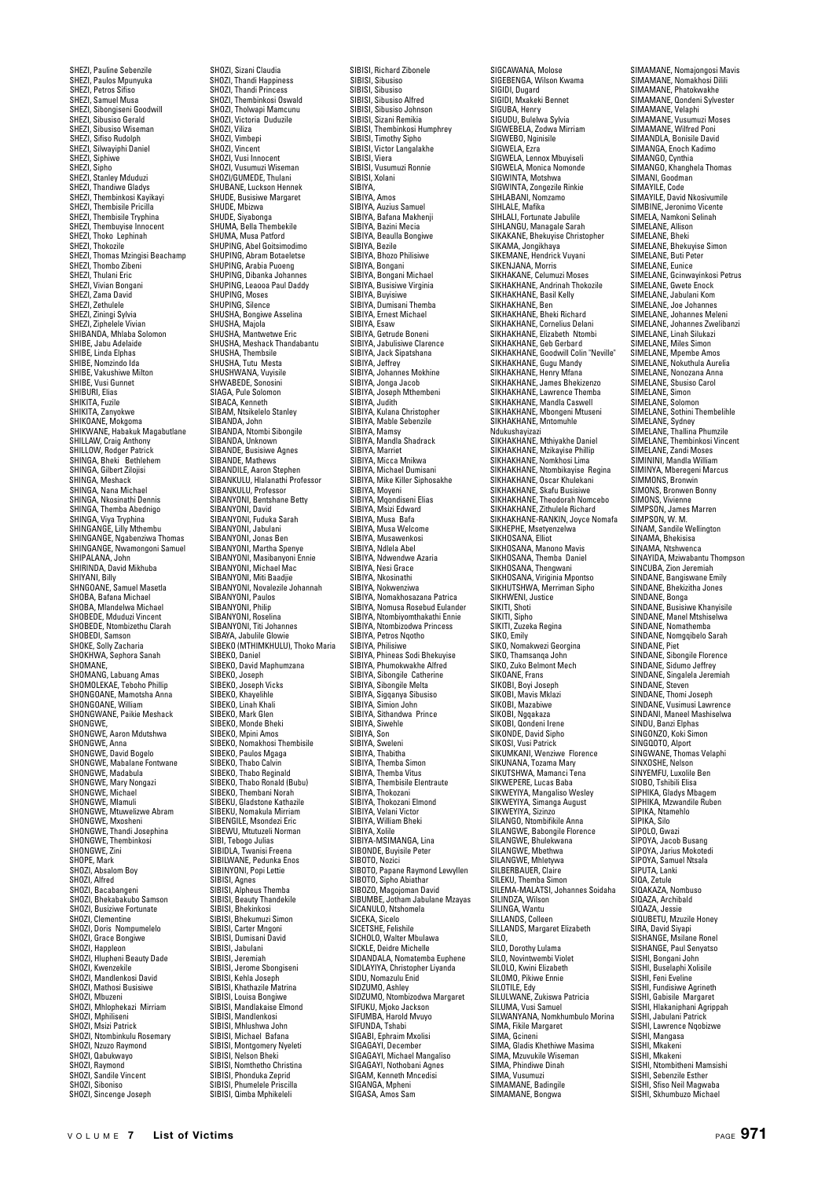SHEZI, Pauline Sebenzile
SHEZI, Paulos Mpunyuka
SHEZI, Petros Sifiso
SHEZI, Samuel Musa
SHEZI, Sibongiseni Goodwill
SHEZI, Sibusiso Gerald
SHEZI, Sibusiso Wiseman
SHEZI, Sifiso Rudolph
SHEZI, Silwayiphi Daniel
SHEZI, Siphiwe
SHEZI, Sipho
SHEZI, Stanley Mduduzi
SHEZI, Thandiwe Gladys
SHEZI, Thembinkosi Kayikayi
SHEZI, Thembisile Pricilla
SHEZI, Thembisile Tryphina
SHEZI, Thembuyise Innocent
SHEZI, Thoko Lephinah
SHEZI, Thokozile
SHEZI, Thomas Mzingisi Beachamp
SHEZI, Thombo Zibeni
SHEZI, Thulani Eric
SHEZI, Vivian Bongani
SHEZI, Zama David
SHEZI, Zethulele
SHEZI, Ziningi Sylvia
SHEZI, Ziphelele Vivian
SHIBANDA, Mhlaba Solomon
SHIBE, Jabu Adelaide
SHIBE, Linda Elphas
SHIBE, Nomzindo Ida
SHIBE, Vakushiwe Milton
SHIBE, Vusi Gunnet
SHIBURI, Elias
SHIKITA, Fuzile
SHIKITA, Zanyokwe
SHIKOANE, Mokgoma
SHIKWANE, Habakuk Magabutlane
SHILLAW, Craig Anthony
SHILLOW, Rodger Patrick
SHINGA, Bheki Bethlehem
SHINGA, Gilbert Zilojisi
SHINGA, Meshack
SHINGA, Nana Michael
SHINGA, Nkosinathi Dennis
SHINGA, Themba Abednigo
SHINGA, Viya Tryphina
SHINGANGE, Lilly Mthembu
SHINGANGE, Ngabenziwa Thomas
SHINGANGE, Nwamongoni Samuel
SHIPALANA, John
SHIRINDA, David Mikhuba
SHIYANI, Billy
SHNGOANE, Samuel Masetla
SHOBA, Bafana Michael
SHOBA, Mlandelwa Michael
SHOBEDE, Mduduzi Vincent
SHOBEDE, Ntombizethu Clarah
SHOBEDI, Samson
SHOKE, Solly Zacharia
SHOKHWA, Sephora Sanah
SHOMANE,
SHOMANG, Labuang Amas
SHOMOLEKAE, Teboho Phillip
SHONGOANE, Mamotsha Anna
SHONGOANE, William
SHONGWANE, Paikie Meshack
SHONGWE,
SHONGWE, Aaron Mdutshwa
SHONGWE, Anna
SHONGWE, David Bogelo
SHONGWE, Mabalane Fontwane
SHONGWE, Madabula
SHONGWE, Mary Nongazi
SHONGWE, Michael
SHONGWE, Mlamuli
SHONGWE, Mtuwelizwe Abram
SHONGWE, Mxosheni
SHONGWE, Thandi Josephina
SHONGWE, Thembinkosi
SHONGWE, Zini
SHOPE, Mark
SHOZI, Absalom Boy
SHOZI, Alfred
SHOZI, Bacabangeni
SHOZI, Bhekabakubo Samson
SHOZI, Busiziwe Fortunate
SHOZI, Clementine
SHOZI, Doris Nompumelelo
SHOZI, Grace Bongiwe
SHOZI, Happleon
SHOZI, Hlupheni Beauty Dade
SHOZI, Kwenzekile
SHOZI, Mandlenkosi David
SHOZI, Mathosi Busisiwe
SHOZI, Mbuzeni
SHOZI, Mhlophekazi Mirriam
SHOZI, Mphiliseni
SHOZI, Msizi Patrick
SHOZI, Ntombinkulu Rosemary
SHOZI, Nzuzo Raymond
SHOZI, Qabukwayo
SHOZI, Raymond
SHOZI, Sandile Vincent
SHOZI, Siboniso
SHOZI, Sincenge Joseph
SHOZI, Sizani Claudia
SHOZI, Thandi Happiness
SHOZI, Thandi Princess
SHOZI, Thembinkosi Oswald
SHOZI, Tholwapi Mamcunu
SHOZI, Victoria Duduzile
SHOZI, Viliza
SHOZI, Vimbepi
SHOZI, Vincent
SHOZI, Vusi Innocent
SHOZI, Vusumuzi Wiseman
SHOZI/GUMEDE, Thulani
SHUBANE, Luckson Hennek
SHUDE, Busisiwe Margaret
SHUDE, Mbizwa
SHUDE, Siyabonga
SHUMA, Bella Thembekile
SHUMA, Musa Patford
SHUPING, Abel Goitsimodimo
SHUPING, Abram Botaeletse
SHUPING, Arabia Puoeng
SHUPING, Dibanka Johannes
SHUPING, Leaooa Paul Daddy
SHUPING, Moses
SHUPING, Silence
SHUSHA, Bongiwe Asselina
SHUSHA, Majola
SHUSHA, Mantwetwe Eric
SHUSHA, Meshack Thandabantu
SHUSHA, Thembsile
SHUSHA, Tutu Mesta
SHUSHWANA, Vuyisile
SHWABEDE, Sonosini
SIAGA, Pule Solomon
SIBACA, Kenneth
SIBAM, Ntsikelelo Stanley
SIBANDA, John
SIBANDA, Ntombi Sibongile
SIBANDA, Unknown
SIBANDE, Busisiwe Agnes
SIBANDE, Mathews
SIBANDILE, Aaron Stephen
SIBANKULU, Hlalanathi Professor
SIBANKULU, Professor
SIBANYONI, Bentshane Betty
SIBANYONI, David
SIBANYONI, Fuduka Sarah
SIBANYONI, Jabulani
SIBANYONI, Jonas Ben
SIBANYONI, Martha Spenye
SIBANYONI, Masibanyoni Ennie
SIBANYONI, Michael Mac
SIBANYONI, Miti Baadjie
SIBANYONI, Novalezile Johannah
SIBANYONI, Paulos
SIBANYONI, Philip
SIBANYONI, Roselina
SIBANYONI, Titi Johannes
SIBAYA, Jabulile Glowie
SIBEKO (MTHIMKHULU), Thoko Maria
SIBEKO, Daniel
SIBEKO, David Maphumzana
SIBEKO, Joseph
SIBEKO, Joseph Vicks
SIBEKO, Khayelihle
SIBEKO, Linah Khali
SIBEKO, Mark Glen
SIBEKO, Monde Bheki
SIBEKO, Mpini Amos
SIBEKO, Nomakhosi Thembisile
SIBEKO, Paulos Mgaga
SIBEKO, Thabo Calvin
SIBEKO, Thabo Reginald
SIBEKO, Thabo Ronald (Bubu)
SIBEKO, Thembani Norah
SIBEKU, Gladstone Kathazile
SIBEKU, Nomakula Mirriam
SIBENGILE, Msondezi Eric
SIBEWU, Mtutuzeli Norman
SIBI, Tebogo Julias
SIBIDLA, Twanisi Freena
SIBILWANE, Pedunka Enos
SIBINYONI, Popi Lettie
SIBISI, Agnes
SIBISI, Alpheus Themba
SIBISI, Beauty Thandekile
SIBISI, Bhekinkosi
SIBISI, Bhekumuzi Simon
SIBISI, Carter Mngoni
SIBISI, Dumisani David
SIBISI, Jabulani
SIBISI, Jeremiah
SIBISI, Jerome Sbongiseni
SIBISI, Kehla Joseph
SIBISI, Khathazile Matrina
SIBISI, Louisa Bongiwe
SIBISI, Mandlakaise Elmond
SIBISI, Mandlenkosi
SIBISI, Mhlushwa John
SIBISI, Michael Bafana
SIBISI, Montgomery Nyeleti
SIBISI, Nelson Bheki
SIBISI, Nomthetho Christina
SIBISI, Phonduka Zeprid
SIBISI, Phumelele Priscilla
SIBISI, Qimba Mphikeleli
SIBISI, Richard Zibonele
SIBISI, Sibusiso
SIBISI, Sibusiso
SIBISI, Sibusiso Alfred
SIBISI, Sibusiso Johnson
SIBISI, Sizani Remikia
SIBISI, Thembinkosi Humphrey
SIBISI, Timothy Sipho
SIBISI, Victor Langalakhe
SIBISI, Viera
SIBISI, Vusumuzi Ronnie
SIBISI, Xolani
SIBIYA,
SIBIYA, Amos
SIBIYA, Auzius Samuel
SIBIYA, Bafana Makhenji
SIBIYA, Bazini Mecia
SIBIYA, Beaulla Bongiwe
SIBIYA, Bezile
SIBIYA, Bhozo Philisiwe
SIBIYA, Bongani
SIBIYA, Bongani Michael
SIBIYA, Busisiwe Virginia
SIBIYA, Buyisiwe
SIBIYA, Dumisani Themba
SIBIYA, Ernest Michael
SIBIYA, Esaw
SIBIYA, Getrude Boneni
SIBIYA, Jabulisiwe Clarence
SIBIYA, Jack Sipatshana
SIBIYA, Jeffrey
SIBIYA, Johannes Mokhine
SIBIYA, Jonga Jacob
SIBIYA, Joseph Mthembeni
SIBIYA, Judith
SIBIYA, Kulana Christopher
SIBIYA, Mable Sebenzile
SIBIYA, Mamsy
SIBIYA, Mandla Shadrack
SIBIYA, Marriet
SIBIYA, Micca Mnikwa
SIBIYA, Michael Dumisani
SIBIYA, Mike Killer Siphosakhe
SIBIYA, Moyeni
SIBIYA, Mqondiseni Elias
SIBIYA, Msizi Edward
SIBIYA, Musa Bafa
SIBIYA, Musa Welcome
SIBIYA, Musawenkosi
SIBIYA, Ndlela Abel
SIBIYA, Ndwendwe Azaria
SIBIYA, Nesi Grace
SIBIYA, Nkosinathi
SIBIYA, Nokwenziwa
SIBIYA, Nomakhosazana Patrica
SIBIYA, Nomusa Rosebud Eulander
SIBIYA, Ntombiyomthakathi Ennie
SIBIYA, Ntombizodwa Princess
SIBIYA, Petros Nqotho
SIBIYA, Philisiwe
SIBIYA, Phineas Sodi Bhekuyise
SIBIYA, Phumokwakhe Alfred
SIBIYA, Sibongile Catherine
SIBIYA, Sibongile Melta
SIBIYA, Siqqanya Sibusiso
SIBIYA, Simion John
SIBIYA, Sithandwa Prince
SIBIYA, Siwehle
SIBIYA, Son
SIBIYA, Sweleni
SIBIYA, Thabitha
SIBIYA, Themba Simon
SIBIYA, Themba Vitus
SIBIYA, Thembisile Elentraute
SIBIYA, Thokozani
SIBIYA, Thokozani Elmond
SIBIYA, Velani Victor
SIBIYA, William Bheki
SIBIYA, Xolile
SIBIYA-MSIMANGA, Lina
SIBONDE, Buyisile Peter
SIBOTO, Nozici
SIBOTO, Papane Raymond Lewyllen
SIBOTO, Sipho Abiathar
SIBOZO, Magojoman David
SIBUMBE, Jotham Jabulane Mzayas
SICANULO, Ntshomela
SICEKA, Sicelo
SICETSHE, Felishile
SICHOLO, Walter Mbulawa
SICKLE, Deidre Michelle
SIDANDALA, Nomatemba Euphene
SIDLAYIYA, Christopher Liyanda
SIDU, Nomazulu Enid
SIDZUMO, Ashley
SIDZUMO, Ntombizodwa Margaret
SIFUKU, Mjoko Jackson
SIFUMBA, Harold Mvuyo
SIFUNDA, Tshabi
SIGABI, Ephraim Mxolisi
SIGAGAYI, December
SIGAGAYI, Michael Mangaliso
SIGAGAYI, Nothobani Agnes
SIGAM, Kenneth Mncedisi
SIGANGA, Mpheni
SIGASA, Amos Sam
SIGCAWANA, Molose
SIGEBENGA, Wilson Kwama
SIGIDI, Dugard
SIGIDI, Mxakeki Bennet
SIGUBA, Henry
SIGUDU, Bulelwa Sylvia
SIGWEBELA, Zodwa Mirriam
SIGWEBO, Nginisile
SIGWELA, Ezra
SIGWELA, Lennox Mbuyiseli
SIGWELA, Monica Nomonde
SIGWINTA, Motshwa
SIGWINTA, Zongezile Rinkie
SIHLABANI, Nomzamo
SIHLALE, Mafika
SIHLALI, Fortunate Jabulile
SIHLANGU, Managale Sarah
SIKAKANE, Bhekuyise Christopher
SIKAMA, Jongikhaya
SIKEMANE, Hendrick Vuyani
SIKENJANA, Morris
SIKHAKANE, Celumuzi Moses
SIKHAKHANE, Andrinah Thokozile
SIKHAKHANE, Basil Kelly
SIKHAKHANE, Ben
SIKHAKHANE, Bheki Richard
SIKHAKHANE, Cornelius Delani
SIKHAKHANE, Elizabeth Ntombi
SIKHAKHANE, Geb Gerbard
SIKHAKHANE, Goodwill Colin "Neville"
SIKHAKHANE, Gugu Mandy
SIKHAKHANE, Henry Mfana
SIKHAKHANE, James Bhekizenzo
SIKHAKHANE, Lawrence Themba
SIKHAKHANE, Mandla Caswell
SIKHAKHANE, Mbongeni Mtuseni
SIKHAKHANE, Mntomuhle Ndukushayizazi
SIKHAKHANE, Mthiyakhe Daniel
SIKHAKHANE, Mzikayise Phillip
SIKHAKHANE, Nomkhosi Lima
SIKHAKHANE, Ntombikayise Regina
SIKHAKHANE, Oscar Khulekani
SIKHAKHANE, Skafu Busisiwe
SIKHAKHANE, Theodorah Nomcebo
SIKHAKHANE, Zithulele Richard
SIKHAKHANE-RANKIN, Joyce Nomafa
SIKHEPHE, Msetyenzelwa
SIKHOSANA, Elliot
SIKHOSANA, Manono Mavis
SIKHOSANA, Themba Daniel
SIKHOSANA, Thengwani
SIKHOSANA, Viriginia Mpontso
SIKHUTSHWA, Merriman Sipho
SIKHWENI, Justice
SIKITI, Shoti
SIKITI, Sipho
SIKITI, Zuzeka Regina
SIKO, Emily
SIKO, Nomakwezi Georgina
SIKO, Thamsanqa John
SIKO, Zuko Belmont Mech
SIKOANE, Frans
SIKOBI, Boyi Joseph
SIKOBI, Mavis Mklazi
SIKOBI, Mazabiwe
SIKOBI, Nqqakaza
SIKOBI, Qondeni Irene
SIKONDE, David Sipho
SIKOSI, Vusi Patrick
SIKUMKANI, Wenziwe Florence
SIKUNANA, Tozama Mary
SIKUTSHWA, Mamanci Tena
SIKWEPERE, Lucas Baba
SIKWEYIYA, Mangaliso Wesley
SIKWEYIYA, Simanga August
SIKWEYIYA, Sizinzo
SILANGO, Ntombifikile Anna
SILANGWE, Babongile Florence
SILANGWE, Bhulekwana
SILANGWE, Mbethwa
SILANGWE, Mhletywa
SILBERBAUER, Claire
SILEKU, Themba Simon
SILEMA-MALATSI, Johannes Soidaha
SILINDZA, Wilson
SILINGA, Wantu
SILLANDS, Colleen
SILLANDS, Margaret Elizabeth
SILO,
SILO, Dorothy Lulama
SILO, Novintwembi Violet
SILOLO, Kwini Elizabeth
SILOMO, Pikiwe Ennie
SILOTILE, Edy
SILULWANE, Zukiswa Patricia
SILUMA, Vusi Samuel
SILWANYANA, Nomkhumbulo Morina
SIMA, Fikile Margaret
SIMA, Gcineni
SIMA, Gladis Khethiwe Masima
SIMA, Mzuvukile Wiseman
SIMA, Phindiwe Dinah
SIMA, Vusumuzi
SIMAMANE, Badingile
SIMAMANE, Bongwa
SIMAMANE, Nomajongosi Mavis
SIMAMANE, Nomakhosi Dilili
SIMAMANE, Phatokwakhe
SIMAMANE, Qondeni Sylvester
SIMAMANE, Velaphi
SIMAMANE, Vusumuzi Moses
SIMAMANE, Wilfred Poni
SIMANDLA, Bonisile David
SIMANGA, Enoch Kadimo
SIMANGO, Cynthia
SIMANGO, Khanghela Thomas
SIMANI, Goodman
SIMAYILE, Code
SIMAYILE, David Nkosivumile
SIMBINE, Jeronimo Vicente
SIMELA, Namkoni Selinah
SIMELANE, Allison
SIMELANE, Bheki
SIMELANE, Bhekuyise Simon
SIMELANE, Buti Peter
SIMELANE, Eunice
SIMELANE, Gcinwayinkosi Petrus
SIMELANE, Gwete Enock
SIMELANE, Jabulani Kom
SIMELANE, Joe Johannes
SIMELANE, Johannes Meleni
SIMELANE, Johannes Zwelibanzi
SIMELANE, Linah Silukazi
SIMELANE, Miles Simon
SIMELANE, Mpembe Amos
SIMELANE, Nokuthula Aurelia
SIMELANE, Nonozana Anna
SIMELANE, Sbusiso Carol
SIMELANE, Simon
SIMELANE, Solomon
SIMELANE, Sothini Thembelihle
SIMELANE, Sydney
SIMELANE, Thallina Phumzile
SIMELANE, Thembinkosi Vincent
SIMELANE, Zandi Moses
SIMININI, Mandla William
SIMINYA, Mberegeni Marcus
SIMMONS, Bronwin
SIMONS, Bronwen Bonny
SIMONS, Vivienne
SIMPSON, James Marren
SIMPSON, W. M.
SINAM, Sandile Wellington
SINAMA, Bhekisisa
SINAMA, Ntshwenca
SINAYIDA, Mziwabantu Thompson
SINCUBA, Zion Jeremiah
SINDANE, Bangiswane Emily
SINDANE, Bhekizitha Jones
SINDANE, Bonga
SINDANE, Busisiwe Khanyisile
SINDANE, Manel Mtshiselwa
SINDANE, Nomathemba
SINDANE, Nomgqibelo Sarah
SINDANE, Piet
SINDANE, Sibongile Florence
SINDANE, Sidumo Jeffrey
SINDANE, Singalela Jeremiah
SINDANE, Steven
SINDANE, Thomi Joseph
SINDANE, Vusimusi Lawrence
SINDANI, Maneel Mashiselwa
SINDU, Banzi Elphas
SINGONZO, Koki Simon
SINGQOTO, Alport
SINGWANE, Thomas Velaphi
SINXOSHE, Nelson
SINYEMFU, Luxolile Ben
SIOBO, Tshibili Elisa
SIPHIKA, Gladys Mbagem
SIPHIKA, Mzwandile Ruben
SIPIKA, Ntamehlo
SIPIKA, Silo
SIPOLO, Gwazi
SIPOYA, Jacob Busang
SIPOYA, Jarius Mokotedi
SIPOYA, Samuel Ntsala
SIPUTA, Lanki
SIQA, Zetule
SIQAKAZA, Nombuso
SIQAZA, Archibald
SIQAZA, Jessie
SIQUBETU, Mzuzile Honey
SIRA, David Siyapi
SISHANGE, Msilane Ronel
SISHANGE, Paul Senyatso
SISHI, Bongani John
SISHI, Buselaphi Xolisile
SISHI, Feni Eveline
SISHI, Fundisiwe Agrineth
SISHI, Gabisile Margaret
SISHI, Hlakaniphani Agrippah
SISHI, Jabulani Patrick
SISHI, Lawrence Nqobizwe
SISHI, Mangasa
SISHI, Mkakeni
SISHI, Mkakeni
SISHI, Ntombitheni Mamsishi
SISHI, Sebenzile Esther
SISHI, Sfiso Neil Magwaba
SISHI, Skhumbuzo Michael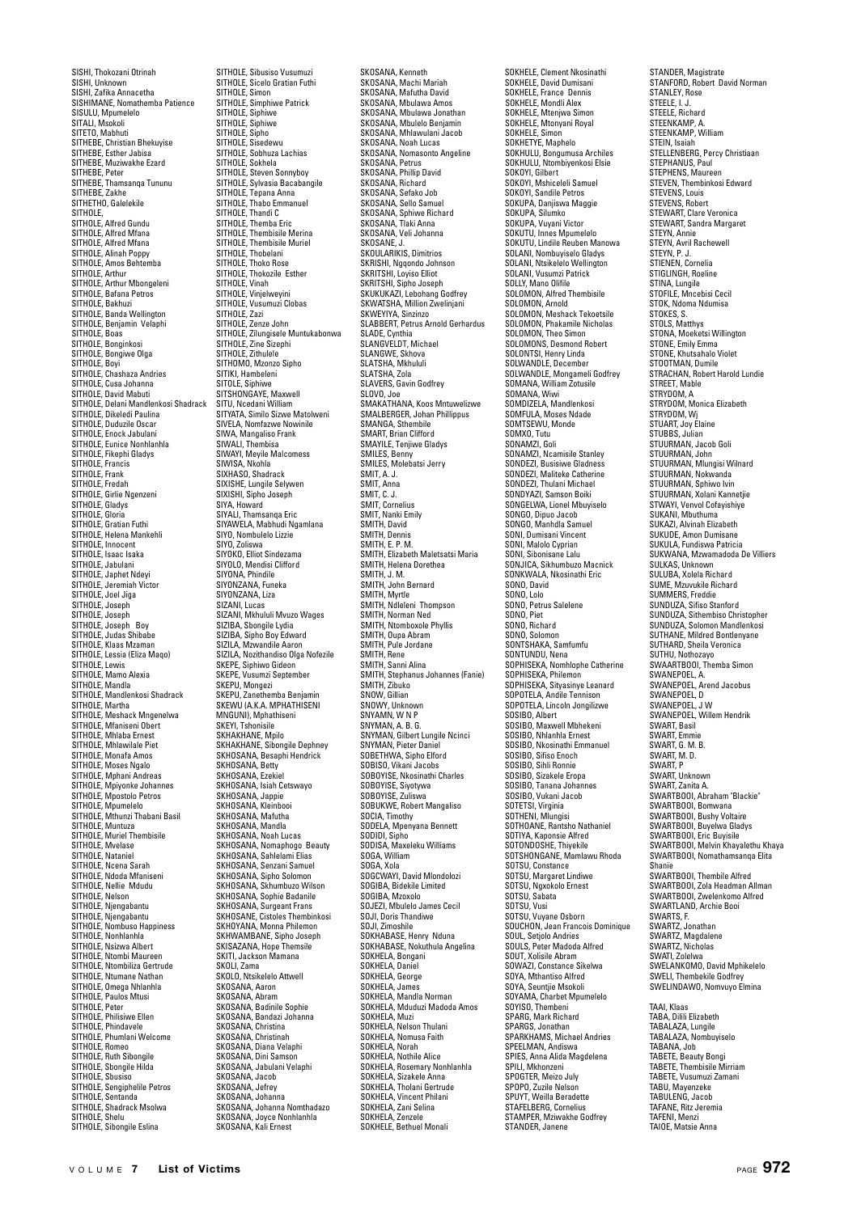SISHI, Thokozani Otrinah
SISHI, Unknown
SISHI, Zafika Annacetha
SISHIMANE, Nomathemba Patience
SISULU, Mpumelelo
SITALI, Msokoli
SITETO, Mabhuti
SITHEBE, Christian Bhekuyise
SITHEBE, Esther Jabisa
SITHEBE, Muziwakhe Ezard
SITHEBE, Peter
SITHEBE, Thamsanqa Tununu
SITHEBE, Zakhe
SITHETHO, Galelekile
SITHOLE,
SITHOLE, Alfred Gundu
SITHOLE, Alfred Mfana
SITHOLE, Alfred Mfana
SITHOLE, Alinah Poppy
SITHOLE, Amos Behtemba
SITHOLE, Arthur
SITHOLE, Arthur Mbongeleni
SITHOLE, Bafana Petros
SITHOLE, Bakhuzi
SITHOLE, Banda Wellington
SITHOLE, Benjamin Velaphi
SITHOLE, Boas
SITHOLE, Bonginkosi
SITHOLE, Bongiwe Olga
SITHOLE, Boyi
SITHOLE, Chashaza Andries
SITHOLE, Cusa Johanna
SITHOLE, David Mabuti
SITHOLE, Delani Mandlenkosi Shadrack
SITHOLE, Dikeledi Paulina
SITHOLE, Duduzile Oscar
SITHOLE, Enock Jabulani
SITHOLE, Eunice Nonhlanhla
SITHOLE, Fikephi Gladys
SITHOLE, Francis
SITHOLE, Frank
SITHOLE, Fredah
SITHOLE, Girlie Ngenzeni
SITHOLE, Gladys
SITHOLE, Gloria
SITHOLE, Gratian Futhi
SITHOLE, Helena Mankehli
SITHOLE, Innocent
SITHOLE, Isaac Isaka
SITHOLE, Jabulani
SITHOLE, Japhet Ndeyi
SITHOLE, Jeremiah Victor
SITHOLE, Joel Jiga
SITHOLE, Joseph
SITHOLE, Joseph
SITHOLE, Joseph Boy
SITHOLE, Judas Shibabe
SITHOLE, Klaas Mzaman
SITHOLE, Lessia (Eliza Maqo)
SITHOLE, Lewis
SITHOLE, Mamo Alexia
SITHOLE, Mandla
SITHOLE, Mandlenkosi Shadrack
SITHOLE, Martha
SITHOLE, Meshack Mngenelwa
SITHOLE, Mfaniseni Obert
SITHOLE, Mhlaba Ernest
SITHOLE, Mhlawilale Piet
SITHOLE, Monafa Amos
SITHOLE, Moses Ngalo
SITHOLE, Mphani Andreas
SITHOLE, Mpiyonke Johannes
SITHOLE, Mpostolo Petros
SITHOLE, Mpumelelo
SITHOLE, Mthunzi Thabani Basil
SITHOLE, Muntuza
SITHOLE, Muriel Thembisile
SITHOLE, Mvelase
SITHOLE, Nataniel
SITHOLE, Ncena Sarah
SITHOLE, Ndoda Mfaniseni
SITHOLE, Nellie Mdudu
SITHOLE, Nelson
SITHOLE, Njengabantu
SITHOLE, Njengabantu
SITHOLE, Nombuso Happiness
SITHOLE, Nonhlanhla
SITHOLE, Nsizwa Albert
SITHOLE, Ntombi Maureen
SITHOLE, Ntombiliza Gertrude
SITHOLE, Ntumane Nathan
SITHOLE, Omega Nhlanhla
SITHOLE, Paulos Mtusi
SITHOLE, Peter
SITHOLE, Philisiwe Ellen
SITHOLE, Phindavele
SITHOLE, Phumlani Welcome
SITHOLE, Romeo
SITHOLE, Ruth Sibongile
SITHOLE, Sbongile Hilda
SITHOLE, Sbusiso
SITHOLE, Sengiphelile Petros
SITHOLE, Sentanda
SITHOLE, Shadrack Msolwa
SITHOLE, Shelu
SITHOLE, Sibongile Eslina
SITHOLE, Sibusiso Vusumuzi
SITHOLE, Sicelo Gratian Futhi
SITHOLE, Simon
SITHOLE, Simphiwe Patrick
SITHOLE, Siphiwe
SITHOLE, Siphiwe
SITHOLE, Sipho
SITHOLE, Sisedewu
SITHOLE, Sobhuza Lachias
SITHOLE, Sokhela
SITHOLE, Steven Sonnyboy
SITHOLE, Sylvasia Bacabangile
SITHOLE, Tepana Anna
SITHOLE, Thabo Emmanuel
SITHOLE, Thandi C
SITHOLE, Themba Eric
SITHOLE, Thembisile Merina
SITHOLE, Thembisile Muriel
SITHOLE, Thobelani
SITHOLE, Thoko Rose
SITHOLE, Thokozile Esther
SITHOLE, Vinah
SITHOLE, Vinjelweyini
SITHOLE, Vusumuzi Clobas
SITHOLE, Zazi
SITHOLE, Zenze John
SITHOLE, Zilungisele Muntukabonwa
SITHOLE, Zine Sizephi
SITHOLE, Zithulele
SITHOMO, Mzonzo Sipho
SITIKI, Hambeleni
SITOLE, Siphiwe
SITSHONGAYE, Maxwell
SITU, Ncedani William
SITYATA, Similo Sizwe Matolweni
SIVELA, Nomfazwe Nowinile
SIWA, Mangaliso Frank
SIWALI, Thembisa
SIWAYI, Meyile Malcomess
SIWISA, Nkohla
SIXHASO, Shadrack
SIXISHE, Lungile Selywen
SIXISHI, Sipho Joseph
SIYA, Howard
SIYALI, Thamsanqa Eric
SIYAWELA, Mabhudi Ngamlana
SIYO, Nombulelo Lizzie
SIYO, Zoliswa
SIYOKO, Elliot Sindezama
SIYOLO, Mendisi Clifford
SIYONA, Phindile
SIYONZANA, Funeka
SIYONZANA, Liza
SIZANI, Lucas
SIZANI, Mkhululi Mvuzo Wages
SIZIBA, Sbongile Lydia
SIZIBA, Sipho Boy Edward
SIZILA, Mzwandile Aaron
SIZILA, Nozithandiso Olga Nofezile
SKEPE, Siphiwo Gideon
SKEPE, Vusumzi September
SKEPU, Mongezi
SKEPU, Zanethemba Benjamin
SKEWU (A.K.A. MPHATHISENI MNGUNI), Mphathiseni
SKEYI, Tshonisile
SKHAKHANE, Mpilo
SKHAKHANE, Sibongile Dephney
SKHOSANA, Besaphi Hendrick
SKHOSANA, Betty
SKHOSANA, Ezekiel
SKHOSANA, Isiah Cetswayo
SKHOSANA, Jappie
SKHOSANA, Kleinbooi
SKHOSANA, Mafutha
SKHOSANA, Mandla
SKHOSANA, Noah Lucas
SKHOSANA, Nomaphogo Beauty
SKHOSANA, Sahlelami Elias
SKHOSANA, Senzani Samuel
SKHOSANA, Sipho Solomon
SKHOSANA, Skhumbuzo Wilson
SKHOSANA, Sophie Badanile
SKHOSANA, Surgeant Frans
SKHOSANE, Cistoles Thembinkosi
SKHOYANA, Monna Philemon
SKHWAMBANE, Sipho Joseph
SKISAZANA, Hope Themsile
SKITI, Jackson Mamana
SKOLI, Zama
SKOLO, Ntsikelelo Attwell
SKOSANA, Aaron
SKOSANA, Abram
SKOSANA, Badinile Sophie
SKOSANA, Bandazi Johanna
SKOSANA, Christina
SKOSANA, Christinah
SKOSANA, Diana Velaphi
SKOSANA, Dini Samson
SKOSANA, Jabulani Velaphi
SKOSANA, Jacob
SKOSANA, Jefrey
SKOSANA, Johanna
SKOSANA, Johanna Nomthadazo
SKOSANA, Joyce Nonhlanhla
SKOSANA, Kali Ernest
SKOSANA, Kenneth
SKOSANA, Machi Mariah
SKOSANA, Mafutha David
SKOSANA, Mbulawa Amos
SKOSANA, Mbulawa Jonathan
SKOSANA, Mbulelo Benjamin
SKOSANA, Mhlawulani Jacob
SKOSANA, Noah Lucas
SKOSANA, Nomasonto Angeline
SKOSANA, Petrus
SKOSANA, Phillip David
SKOSANA, Richard
SKOSANA, Sefako Job
SKOSANA, Sello Samuel
SKOSANA, Sphiwe Richard
SKOSANA, Tlaki Anna
SKOSANA, Veli Johanna
SKOSANE, J.
SKOULARIKIS, Dimitrios
SKRISHI, Ngqondo Johnson
SKRITSHI, Loyiso Elliot
SKRITSHI, Sipho Joseph
SKUKUKAZI, Lebohang Godfrey
SKWATSHA, Million Zwelinjani
SKWEYIYA, Sinzinzo
SLABBERT, Petrus Arnold Gerhardus
SLADE, Cynthia
SLANGVELDT, Michael
SLANGWE, Skhova
SLATSHA, Mkhululi
SLATSHA, Zola
SLAVERS, Gavin Godfrey
SLOVO, Joe
SMAKATHANA, Koos Mntuwelizwe
SMALBERGER, Johan Phillippus
SMANGA, Sthembile
SMART, Brian Clifford
SMAYILE, Tenjiwe Gladys
SMILES, Benny
SMILES, Molebatsi Jerry
SMIT, A. J.
SMIT, Anna
SMIT, C. J.
SMIT, Cornelius
SMIT, Nanki Emily
SMITH, David
SMITH, Dennis
SMITH, E. P. M.
SMITH, Elizabeth Maletsatsi Maria
SMITH, Helena Dorethea
SMITH, J. M.
SMITH, John Bernard
SMITH, Myrtle
SMITH, Ndleleni Thompson
SMITH, Norman Ned
SMITH, Ntomboxole Phyllis
SMITH, Oupa Abram
SMITH, Pule Jordane
SMITH, Rene
SMITH, Sanni Alina
SMITH, Stephanus Johannes (Fanie)
SMITH, Zibuko
SNOW, Gillian
SNOWY, Unknown
SNYAMN, W N P
SNYMAN, A. B. G.
SNYMAN, Gilbert Lungile Ncinci
SNYMAN, Pieter Daniel
SOBETHWA, Sipho Elford
SOBISO, Vikani Jacobs
SOBOYISE, Nkosinathi Charles
SOBOYISE, Siyotywa
SOBOYISE, Zuliswa
SOBUKWE, Robert Mangaliso
SOCIA, Timothy
SODELA, Mpenyana Bennett
SODIDI, Sipho
SODISA, Maxeleku Williams
SOGA, William
SOGA, Xola
SOGCWAYI, David Mlondolozi
SOGIBA, Bidekile Limited
SOGIBA, Mzoxolo
SOJEZI, Mbulelo James Cecil
SOJI, Doris Thandiwe
SOJI, Zimoshile
SOKHABASE, Henry Nduna
SOKHABASE, Nokuthula Angelina
SOKHELA, Bongani
SOKHELA, Daniel
SOKHELA, George
SOKHELA, James
SOKHELA, Mandla Norman
SOKHELA, Mduduzi Madoda Amos
SOKHELA, Muzi
SOKHELA, Nelson Thulani
SOKHELA, Nomusa Faith
SOKHELA, Norah
SOKHELA, Nothile Alice
SOKHELA, Rosemary Nonhlanhla
SOKHELA, Sizakele Anna
SOKHELA, Tholani Gertrude
SOKHELA, Vincent Philani
SOKHELA, Zani Selina
SOKHELA, Zenzele
SOKHELE, Bethuel Monali
SOKHELE, Clement Nkosinathi
SOKHELE, David Dumisani
SOKHELE, France Dennis
SOKHELE, Mondli Alex
SOKHELE, Mtenjwa Simon
SOKHELE, Mtonyani Royal
SOKHELE, Simon
SOKHETYE, Maphelo
SOKHULU, Bongumusa Archiles
SOKHULU, Ntombiyenkosi Elsie
SOKOYI, Gilbert
SOKOYI, Mshiceleli Samuel
SOKOYI, Sandile Petros
SOKUPA, Danjiswa Maggie
SOKUPA, Silumko
SOKUPA, Vuyani Victor
SOKUTU, Innes Mpumelelo
SOKUTU, Lindile Reuben Manowa
SOLANI, Nombuyiselo Gladys
SOLANI, Ntsikelelo Wellington
SOLANI, Vusumzi Patrick
SOLLY, Mano Olifile
SOLOMON, Alfred Thembisile
SOLOMON, Arnold
SOLOMON, Meshack Tekoetsile
SOLOMON, Phakamile Nicholas
SOLOMON, Theo Simon
SOLOMONS, Desmond Robert
SOLONTSI, Henry Linda
SOLWANDLE, December
SOLWANDLE, Mongameli Godfrey
SOMANA, William Zotusile
SOMANA, Wiwi
SOMDIZELA, Mandlenkosi
SOMFULA, Moses Ndade
SOMTSEWU, Monde
SOMXO, Tutu
SONAMZI, Goli
SONAMZI, Ncamisile Stanley
SONDEZI, Busisiwe Gladness
SONDEZI, Maliteke Catherine
SONDEZI, Thulani Michael
SONDYAZI, Samson Boiki
SONGELWA, Lionel Mbuyiselo
SONGO, Dipuo Jacob
SONGO, Manhdla Samuel
SONI, Dumisani Vincent
SONI, Malolo Cyprian
SONI, Sibonisane Lalu
SONJICA, Sikhumbuzo Macnick
SONKWALA, Nkosinathi Eric
SONO, David
SONO, Lolo
SONO, Petrus Salelene
SONO, Piet
SONO, Richard
SONO, Solomon
SONTSHAKA, Samfumfu
SONTUNDU, Nena
SOPHISEKA, Nomhlophe Catherine
SOPHISEKA, Philemon
SOPHISEKA, Sityasinye Leanard
SOPOTELA, Andile Tennison
SOPOTELA, Lincoln Jongilizwe
SOSIBO, Albert
SOSIBO, Maxwell Mbhekeni
SOSIBO, Nhlanhla Ernest
SOSIBO, Nkosinathi Emmanuel
SOSIBO, Sifiso Enoch
SOSIBO, Sihli Ronnie
SOSIBO, Sizakele Eropa
SOSIBO, Tanana Johannes
SOSIBO, Vukani Jacob
SOTETSI, Virginia
SOTHENI, Mlungisi
SOTHOANE, Rantsho Nathaniel
SOTIYA, Kaponsie Alfred
SOTONDOSHE, Thiyekile
SOTSHONGANE, Mamlawu Rhoda
SOTSU, Constance
SOTSU, Margaret Lindiwe
SOTSU, Ngxokolo Ernest
SOTSU, Sabata
SOTSU, Vusi
SOTSU, Vuyane Osborn
SOUCHON, Jean Francois Dominique
SOUL, Setjolo Andries
SOULS, Peter Madoda Alfred
SOUT, Xolisile Abram
SOWAZI, Constance Sikelwa
SOYA, Mthantiso Alfred
SOYA, Seuntjie Msokoli
SOYAMA, Charbet Mpumelelo
SOYISO, Thembeni
SPARG, Mark Richard
SPARGS, Jonathan
SPARKHAMS, Michael Andries
SPEELMAN, Andiswa
SPIES, Anna Alida Magdelena
SPILI, Mkhonzeni
SPOGTER, Meizo July
SPOPO, Zuzile Nelson
SPUYT, Weilla Beradette
STAFELBERG, Cornelius
STAMPER, Mziwakhe Godfrey
STANDER, Janene
STANDER, Magistrate
STANFORD, Robert David Norman
STANLEY, Rose
STEELE, I. J.
STEELE, Richard
STEENKAMP, A.
STEENKAMP, William
STEIN, Isaiah
STELLENBERG, Percy Christiaan
STEPHANUS, Paul
STEPHENS, Maureen
STEVEN, Thembinkosi Edward
STEVENS, Louis
STEVENS, Robert
STEWART, Clare Veronica
STEWART, Sandra Margaret
STEYN, Annie
STEYN, Avril Rachewell
STEYN, P. J.
STIENEN, Cornelia
STIGLINGH, Roeline
STINA, Lungile
STOFILE, Mncebisi Cecil
STOK, Ndoma Ndumisa
STOKES, S.
STOLS, Matthys
STONA, Moeketsi Willington
STONE, Emily Emma
STONE, Khutsahalo Violet
STOOTMAN, Dumile
STRACHAN, Robert Harold Lundie
STREET, Mable
STRYDOM, A
STRYDOM, Monica Elizabeth
STRYDOM, Wj
STUART, Joy Elaine
STUBBS, Julian
STUURMAN, Jacob Goli
STUURMAN, John
STUURMAN, Mlungisi Wilnard
STUURMAN, Nokwanda
STUURMAN, Sphiwo Ivin
STUURMAN, Xolani Kannetjie
STWAYI, Venvol Cofayishiye
SUKANI, Mbuthuma
SUKAZI, Alvinah Elizabeth
SUKUDE, Amon Dumisane
SUKULA, Fundiswa Patricia
SUKWANA, Mzwamadoda De Villiers
SULKAS, Unknown
SULUBA, Xolela Richard
SUME, Mzuvukile Richard
SUMMERS, Freddie
SUNDUZA, Sifiso Stanford
SUNDUZA, Sithembiso Christopher
SUNDUZA, Solomon Mandlenkosi
SUTHANE, Mildred Bontlenyane
SUTHARD, Sheila Veronica
SUTHU, Nothozayo
SWAARTBOOI, Themba Simon
SWANEPOEL, A.
SWANEPOEL, Arend Jacobus
SWANEPOEL, D
SWANEPOEL, J W
SWANEPOEL, Willem Hendrik
SWART, Basil
SWART, Emmie
SWART, G. M. B.
SWART, M. D.
SWART, P
SWART, Unknown
SWART, Zanita A.
SWARTBOOI, Abraham "Blackie"
SWARTBOOI, Bomwana
SWARTBOOI, Bushy Voltaire
SWARTBOOI, Buyelwa Gladys
SWARTBOOI, Eric Buyisile
SWARTBOOI, Melvin Khayalethu Khaya
SWARTBOOI, Nomathamsanqa Elita Shanie
SWARTBOOI, Thembile Alfred
SWARTBOOI, Zola Headman Allman
SWARTBOOI, Zwelenkomo Alfred
SWARTLAND, Archie Booi
SWARTS, F.
SWARTZ, Jonathan
SWARTZ, Magdalene
SWARTZ, Nicholas
SWATI, Zolelwa
SWELANKOMO, David Mphikelelo
SWELI, Thembekile Godfrey
SWELINDAWO, Nomvuyo Elmina

TAAI, Klaas
TABA, Dilili Elizabeth
TABALAZA, Lungile
TABALAZA, Nombuyiselo
TABANA, Job
TABETE, Beauty Bongi
TABETE, Thembisile Mirriam
TABETE, Vusumuzi Zamani
TABU, Mayenzeke
TABULENG, Jacob
TAFANE, Ritz Jeremia
TAFENI, Menzi
TAIOE, Matsie Anna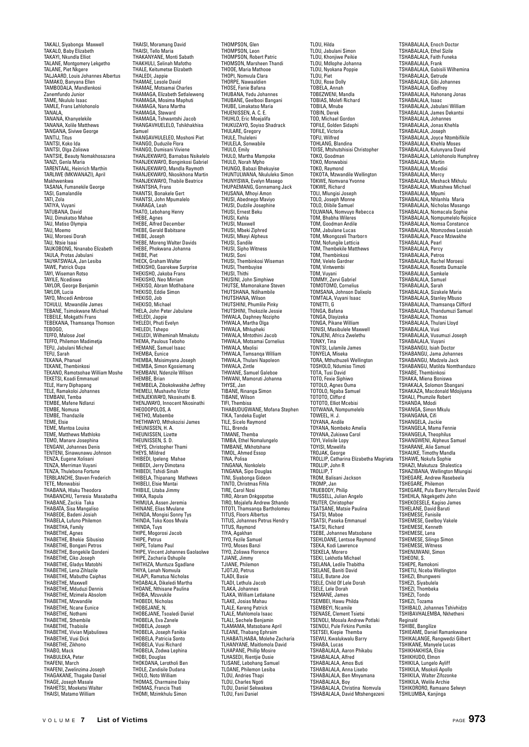TAKALI, Siyabonga Maxwell
TAKALO, Baby Elizabeth
TAKAYI, Nkundla Elliot
TALANE, Montgomery Lekgetho
TALANE, Piet Nkgere
TALJAARD, Louis Johannes Albertus
TAMAKO, Banyana Ellen
TAMBODALA, Mandlenkosi
Zanemfundo Junior
TAME, Nkululo Isaac
TAMLE, Frans Lehlohonolo
TANALA,
TANANA, Khanyelekile
TANANA, Xolile Matthews
TANGANA, Siviwe George
TANTIJ, Titus
TANTSI, Koko Ida
TANTSI, Olga Zoliswa
TANTSIE, Beauty Nomakhosazana
TANZI, Genla Maria
TARENTAAL, Heinrich Marthin
TARLIWE (MKWANAZI), April
Makhwenkwa
TASANA, Fumanekile George
TASI, Gamalandile
TATI, Zola
TATIYA, Vuyani
TATUBANA, David
TAU, Dimakatso Mahae
TAU, Matiso Olympia
TAU, Moemo
TAU, Moroesi Dorah
TAU, Ntsie Isaai
TAUKOBONG, Nnanabo Elizabeth
TAULA, Protas Jabulani
TAUYATSWALA, Jan Lesiba
TAWE, Patrick Oupa
TAYI, Wiseman Rotso
TAYILE, Ncediswa
TAYLOR, George Benjamin
TAYLOR, Lucia
TAYO, Mncedi Ambrose
TCHULU, Mzwandile James
TEBANE, Tsimokwane Michael
TEBEILE, Mokgathi Frans
TEBEKANA, Thamsanqa Thomson
TEBOGO,
TEFFO, Malose Joel
TEFFO, Philemon Madimetja
TEFU, Jabulani Micheal
TEFU, Sarah
TEKANA, Phanuel
TEKANE, Thembinkosi
TEKANO, Ramotsohae William Moshe
TEKETSI, Koadi Emmanuel
TELE, Harry Diphapang
TELE, Ramakoloi Johannes
TEMBANI, Temba
TEMBE, Mafene Ndlanzi
TEMBE, Nomusa
TEMBE, Thandazile
TEME, Elsie
TEME, Mantoa Louisa
TEME, Matthews Mathloko
TEMO, Manare Josephina
TENGANI, Johannes Denis
TENTENI, Sinawunawu Johnson
TENZA, Eugene Xolisani
TENZA, Merriman Vuyani
TENZA, Thulebona Fortune
TERBLANCHE, Steven Frederich
TETE, Monwabisi
THABANA, Hlaku Theodora
THABANCHU, Terresia Masabatha
THABANE, Zackia Taka
THABATA, Sisa Mangaliso
THABEDE, Badeni Josiah
THABELA, Lufuno Philemon
THABETHA, Family
THABETHE, Agnes
THABETHE, Bhekie Sibusiso
THABETHE, Bongani Petros
THABETHE, Bongekile Qondeni
THABETHE, Ciko Joseph
THABETHE, Gladys Matobhi
THABETHE, Lena Zihlazile
THABETHE, Mabutho Caiphas
THABETHE, Maxwell
THABETHE, Mduduzi Dennis
THABETHE, Mzimela Absolom
THABETHE, Mzwandile
THABETHE, Ncane Eunice
THABETHE, Nothami
THABETHE, Sthembile
THABETHE, Thabisile
THABETHE, Vivian Mjabuliswa
THABETHE, Vusi Dick
THABETHE, Zikhono
THABO, Mack
THABULEKA, Peter
THAFENI, March
THAFENI, Zwelinzima Joseph
THAGAKANE, Thagake Daniel
THAGE, Joseph Masale
THAHETSI, Moeketsi Walter
THAISI, Matamo William
THAISI, Moramang David
THAISI, Tello Maria
THAKANYANE, Monti Sabath
THAKHULI, Selinah Mafotho
THALE, Keitumetse Elizabeth
THALEDI, Jappie
THAMAE, Lesole David
THAMAE, Motsamai Charles
THAMAGA, Elizabeth Setlaleweng
THAMAGA, Mosima Maphuti
THAMAGA, Nana Martha
THAMAGA, Steward
THAMAGA, Tshwantshi Jacob
THANGAVHUELELO, Tshikhakhisa
Samuel
THANGAVHULELEO, Moshoni Piet
THANGO, Duduzile Flora
THANGO, Dumisani Viviene
THANJEKWAYO, Barnabas Nsikelelo
THANJEKWAYO, Bonginkosi Gabriel
THANJEKWAYO, Mandla Raymoth
THANJEKWAYO, Nkosikhona Martin
THANJEKWAYO, Thabile Beatrice
THANTSHA, Frans
THANTSI, Bonakele Gert
THANTSI, John Mpumalelo
THARAGA, Leah
THATO, Lebohang Henry
THEBE, Agnes
THEBE, Alfred December
THEBE, Gerald Babitsane
THEBE, Joseph
THEBE, Moreng Walter Davids
THEBE, Phokwana Johanna
THEBE, Piet
THECK, Graham Walter
THEKISHO, Gaarekwe Surprise
THEKISHO, Jakoba Frans
THEKISHO, Neo Mirriam
THEKISO, Abram Motlhabane
THEKISO, Eddie Simon
THEKISO, Job
THEKISO, Michael
THELA, John Peter Jabulane
THELEDI, Jappie
THELEDI, Phuti Evelyn
THELEDI, Tshepo
THELEDI, Wilheminah Mmakutu
THEMA, Paulous Teboho
THEMANE, Samuel Isaac
THEMBA, Eunice
THEMBA, Msisimyana Joseph
THEMBA, Simon Kgosiemang
THEMBANI, Ndenzile Wilson
THEMBE, Brian
THEMBELA, Zibokokwakhe Jeffrey
THEMELI, Mushavho Victor
THENJEKWAYO, Nkosinathi B.
THENJWAYO, Innocent Nkosinathi
THEODOPOLOS, A
THETHO, Mabembe
THETHWAYO, Mthokozisi James
THEUNISSEN, H. A.
THEUNISSEN, Lizette
THEUNISSEN, S. D.
THEYS, Christopher Thami
THEYS, Mildred
THIBEDI, Ipeleng Mahae
THIBEDI, Jerry Dimotana
THIBEDI, Tshidi Sinah
THIBELA, Thipanang Mathews
THIBELI, Elsie Mantai
THIBILE, Litaba Jimmy
THIKA, Rapula
THIMULA, Assen Jeremia
THINANE, Elias Mvulane
THINDA, Mongisi Sonny Tys
THINDA, Toko Koos Mvala
THINDA, Tuys
THIPE, Mogorosi Jacob
THIPE, Petrus
THIPE, Tolamo Paul
THIPE, Vincent Johannes Gaolaolwe
THIPE, Zacharia Oshupile
THITHIZA, Muntuza Sgadlane
THIYA, Lenah Nomvula
THLAPI, Ramatua Nicholas
THOABALA, Dikeledi Martha
THOANE, Nthisane Paulina
THOBA, Mzuvukile
THOBEDI, Nicholas
THOBEJANE, N.
THOBEJANE, Tsoaledi Daniel
THOBELA, Eva Zanele
THOBELA, Joseph
THOBELA, Joseph Fanikie
THOBELA, Patricia Sonto
THOBELA, Vusi Richard
THOBELA, Zodwa Lephina
THOBI, Douglas
THOKOANA, Lerotholi Ben
THOLE, Zandisile Dudana
THOLO, Noto William
THOMAS, Charmaine Daisy
THOMAS, Francis Thati
THOMI, Mzimkhulu Simon
THOMPSON, Glen
THOMPSON, Leon
THOMPSON, Robert Patric
THOMSON, Marsheen Thandi
THOOE, Maria Mathooe
THOPI, Nomvula Clara
THORPE, Nawaaldien
THOSE, Fanie Bafana
THUBANA, Yedu Johannes
THUBANE, Geelbooi Bangani
THUBE, Limakatso Maria
THUENISSEN, A. C. E.
THUHLO, Eric Moejalifa
THUKUZAYO, Soyiso Shadrack
THULARE, Gregory
THULE, Thuleleni
THULELA, Sonwabile
THULO, Emily
THULO, Martha Mampoke
THULO, Norah Mpho
THUNGO, Babazi Bhekuyise
THUNTULWANA, Nkululeko Simon
THUNYISWA, Evelyn Masego
THUPAEMANG, Gonnamang Jack
THUSANA, Mhoyi Amon
THUSI, Abednego Maviyo
THUSI, Dudzile Josephine
THUSI, Ernest Beku
THUSI, Kehla
THUSI, Maxwell
THUSI, Mbeki Ziphred
THUSI, Mkeyi Alpheus
THUSI, Sandile
THUSI, Sipho Witness
THUSI, Soni
THUSI, Thembinkosi Wiseman
THUSI, Thembuyise
THUSI, Thithi
THUSINI, John Simphiwe
THUTSE, Mamonakane Steven
THUTSHANA, Ndihambile
THUTSHANA, Wilson
THUTSHINI, Phumlile Pinky
THUTSHINI, Thokozile Jessie
THWALA, Daphney Nozipho
THWALA, Martha Olga
THWALA, Mhlupheki
THWALA, Mntothini Jacob
THWALA, Motsamai Cornelius
THWALA, Mxolisi
THWALA, Tamsanqa William
THWALA, Thulani Napoleon
THWALA, Zintle
THWANE, Samuel Galeboe
THWANI, Mamoruti Johanna
THYSE, Jan
TIBANE, Rinanga Simon
TIBANE, Wilson
TIFI, Thembisa
TIHABUDUGWANE, Mofana Stephen
TIKA, Tandeka Euglet
TILE, Sicelo Raymond
TILL, Brenda
TIMANE, Themba
TIMBA, Ethel Nomalungelo
TIMBANE, Mkhotshane
TIMOL, Ahmed Essop
TINA, Polisa
TINGANA, Nonkolelo
TINGANA, Sipo Douglas
TINI, Siyabonga Gideon
TINTO, Christmas Fihla
TIRE, Carol Nosi
TIRO, Abram Onkgopotse
TIRO, Mojalefa Andrew Sthando
TITOTI, Thamsanqa Bartholomeu
TITUS, Floors Albertus
TITUS, Johannes Petrus Hendry
TITUS, Raymond
TIYA, Agakhan
TIYO, Fezile Samuel
TIYO, Moses Banzi
TIYO, Zoliswa Florence
TJIANE, Jimmy
TJIANE, Philemon
TJOTJO, Petrus
TLADI, Basie
TLADI, Lethula Jacob
TLAKA, Johannes
TLAKA, William Letlakane
TLAKE, Josias Mahau
TLALE, Kereng Patrick
TLALE, Mahlomola Isaac
TLALI, Sechele Benjamin
TLAMAMA, Matsobane April
TLEANE, Thabang Ephraim
TLHABATLHABA, Molehe Zacharia
TLHANYANE, Maitlomola David
TLHAPANE, Phillip Mosire
TLHASEDI, Rientjie Ousie
TLISANE, Lebohang Samuel
TLOANE, Philemon Lesiba
TLOU, Andries Thapi
TLOU, Charles Ngoti
TLOU, Daniel Sekwakwa
TLOU, Fani Daniel
TLOU, Hilda
TLOU, Jabulani Simon
TLOU, Khonjiwe Peikie
TLOU, Mdlophe Johanna
TLOU, Nyokana Poppie
TLOU, Piet
TLOU, Rose Dolly
TOBELA, Annah
TOBEZWENI, Mandla
TOBIAS, Molefi Richard
TOBILA, Mnube
TOBIN, Derek
TOD, Michael Gordon
TOFILE, Golden Sidaphi
TOFILE, Victoria
TOFU, Wilfred
TOHLANG, Blandina
TOISE, Mtshutshisisi Christopher
TOKO, Goodman
TOKO, Monwabisi
TOKO, Raymond
TOKOTA, Mzwandile Wellington
TOKWE, Nomvana Yvonne
TOKWE, Richard
TOLI, Mlungisi Joseph
TOLO, Joseph Monne
TOLO, Olibile Samuel
TOLWANA, Nomvuyo Rebecca
TOM, Bhabha Wileres
TOM, Goodman Andile
TOM, Jabulane Lucas
TOM, Mkongozeli Tharborn
TOM, Nofungile Letticia
TOM, Thembekile Matthews
TOM, Thembinkosi
TOM, Velelo Gardner
TOM, Vintwembi
TOM, Vuyani
TOMMY, Zervi Gabriel
TOMOTOMO, Cornelius
TOMSANA, Johnson Dalixolo
TOMTALA, Vuyani Isaac
TONETTI, G
TONGA, Bafana
TONGA, Dlayizeka
TONGA, Pikane William
TONISI, Masibulele Maxwell
TONJENI, Africa Zwelethu
TONKY, Tina
TONTSI, Lulamile James
TONYELA, Miseka
TORA, Mthuthuzeli Wellington
TOSHOLO, Ndumiso Timoti
TOTA, Tusi David
TOTO, Fexie Siphiwo
TOTOLO, Agnes Ouma
TOTOLO, Ngaba Samuel
TOTOTO, Clifford
TOTOTO, Elliot Mcebisi
TOTWANA, Nompumelelo
TOWEEL, H. J.
TOYANA, Andile
TOYANA, Nombeko Amelia
TOYANA, Zukiswa Carol
TOYI, Velisile Lopy
TOYISI, Mzwelifa
TROJAK, George
TROLLIP, Catharina Elizabetha Magrieta
TROLLIP, John R
TROLLIP, T
TROM, Balisani Jackson
TROMP, Jan
TRUEBODY, Philip
TRUSSELL, Julian Angelo
TRUTER, Christopher
TSATSANE, Matsie Paulina
TSATSI, Maboe
TSATSI, Paseka Emmanuel
TSATSI, Richard
TSEBE, Johannes Matsobane
TSEHLOANE, Lentsoe Raymond
TSEKA, Kodi Lawrence
TSEKELA, Morero
TSEKI, Lekhotla Michael
TSELANA, Ledile Thabitha
TSELANE, Baniti David
TSELE, Butane Joe
TSELE, Child Of Lele Dorah
TSELE, Lele Dorah
TSEMANE, James
TSEMBEI, Hawu Philda
TSEMBEYI, Ncamile
TSENASE, Clement Tsietsi
TSENOLI, Mosala Andrew Potlaki
TSENOLI, Pule Firkins Pumiks
TSETSEI, Kiepie Themba
TSEWU, Kwalukwalu Barry
TSHABA, Lucas
TSHABALALA, Aaron Phikabu
TSHABALALA, Alfred
TSHABALALA, Amos Buti
TSHABALALA, Anna Lisebo
TSHABALALA, Ben Mnyamana
TSHABALALA, Boy
TSHABALALA, Christina Nomvula
TSHABALALA, David Mtshengezeni
TSHABALALA, Enoch Doctor
TSHABALALA, Ethel Sizile
TSHABALALA, Faith Funeka
TSHABALALA, Frank
TSHABALALA, Gabisili Wilhemina
TSHABALALA, Getrude
TSHABALALA, Gibi Johannes
TSHABALALA, Godfrey
TSHABALALA, Hahonang Jonas
TSHABALALA, Isaac
TSHABALALA, Jabulani William
TSHABALALA, James Dekantsi
TSHABALALA, Johannes
TSHABALALA, Jonas Khehla
TSHABALALA, Joseph
TSHABALALA, Joyce Ntombifikile
TSHABALALA, Khehla Moses
TSHABALALA, Kulunyana David
TSHABALALA, Lehlohonolo Humphrey
TSHABALALA, Martin
TSHABALALA, Mcedisi
TSHABALALA, Mercy
TSHABALALA, Meshack Mkhulu
TSHABALALA, Mkatshwa Michael
TSHABALALA, Mpumi
TSHABALALA, Nhlanhla Maria
TSHABALALA, Nicholas Masango
TSHABALALA, Nomacala Sophie
TSHABALALA, Nompumelelo Rejoice
TSHABALALA, Nomsa Constance
TSHABALALA, Ntomzodwa Lessiah
TSHABALALA, Peace Mziwakhe
TSHABALALA, Pearl
TSHABALALA, Percy
TSHABALALA, Petros
TSHABALALA, Rachel Moroesi
TSHABALALA, Rosetta Dumazile
TSHABALALA, Samkele
TSHABALALA, Samuel
TSHABALALA, Sarah
TSHABALALA, Sizakele Maria
TSHABALALA, Stanley Mbuso
TSHABALALA, Thamsanqa Clifford
TSHABALALA, Thandumuzi Samuel
TSHABALALA, Thomas
TSHABALALA, Thulani Lloyd
TSHABALALA, Vusi
TSHABALALA, Vusumuzi Joseph
TSHABALALA, Vuyani
TSHABANGU, Isiah Doctor
TSHABANGU, Jama Johannes
TSHABANGU, Madzela Jack
TSHABANGU, Matilda Nomthandazo
TSHABE, Thembinkosi
TSHAKA, Miena Boniswa
TSHAKALA, Solomon Sbangani
TSHAKAZA, Macdonald Mdojiyana
TSHALI, Phumzile Robert
TSHANDA, Mdodi
TSHANGA, Simon Mkulu
TSHANGANA, Cifi
TSHANGELA, Jackie
TSHANGELA, Mama Fennie
TSHANGELA, Theophilus
TSHANGWENI, Alpheus Samuel
TSHARANE, Alie Samuel
TSHAUKE, Timothy Mandla
TSHAWE, Nokufa Sophie
TSHAZI, Makutuza Shalestica
TSHAZIBANA, Wellington Mlungisi
TSHEGARE, Andrew Rasebeela
TSHEGARE, Philemon
TSHEGARE, Pula Barry Hercules David
TSHEHLA, Nkgekgethi John
TSHEKOESELE, Kagiso James
TSHELANE, David Baruti
TSHEMESE, Fanisile
TSHEMESE, Geelboy Vakele
TSHEMESE, Kenneth
TSHEMESE, Lena
TSHEMESE, Silingo Simon
TSHEMESE, Witness
TSHENUWANI, Simon
TSHEONI, S.
TSHEPE, Ramokoni
TSHETU, Nceba Wellington
TSHEZI, Bhungweni
TSHEZI, Siyabulela
TSHEZI, Thombeka
TSHEZI, Tondo
TSHEZI, Tozama
TSHIBALO, Johannes Tshivhidzo
TSHIBAVHALEMBA, Nkhetheni
Reginald
TSHIBE, Bangilize
TSHIEAME, Daniel Ramankwane
TSHIKALANGE, Rangwedzi Gilbert
TSHIKANE, Manyele Lucas
TSHIKHAKHISA, Elsie
TSHIKHUDO, Elmon
TSHIKILA, Lungelo Ayliff
TSHIKILA, Msokoli Apollo
TSHIKILA, Walter Zifozonke
TSHIKILA, Welile Archie
TSHIKORORO, Ramaano Selwyn
TSHILUMBA, Kanjinga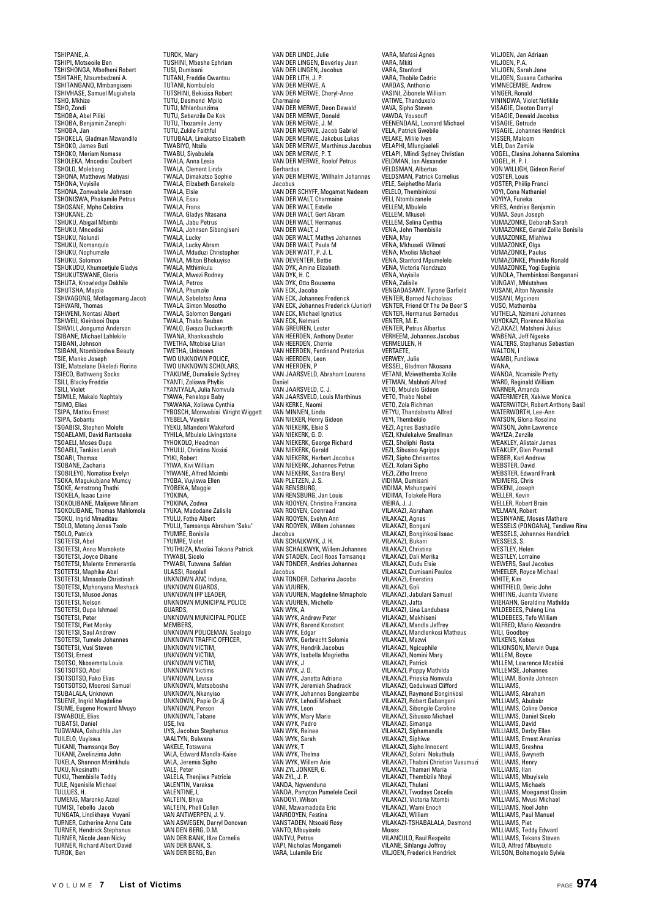TSHIPANE, A.
TSHIPI, Motseoile Ben
TSHISHONGA, Mbofheni Robert
TSHITAHE, Ntsumbedzeni A.
TSHITANGANO, Mmbangiseni
TSHIVHASE, Samuel Mugivhela
TSHO, Mkhize
TSHO, Zondi
TSHOBA, Abel Piliki
TSHOBA, Benjamin Zanephi
TSHOBA, Jan
TSHOKELA, Gladman Mzwandile
TSHOKO, James Buti
TSHOKO, Meriam Nomase
TSHOLEKA, Mncedisi Coulbert
TSHOLO, Molebang
TSHONA, Matthews Matiyasi
TSHONA, Vuyisile
TSHONA, Zonwabele Johnson
TSHONISWA, Phakamile Petrus
TSHOSANE, Mpho Celstina
TSHUKANE, Zb
TSHUKU, Abigail Mbimbi
TSHUKU, Mncedisi
TSHUKU, Nolundi
TSHUKU, Nomanqulo
TSHUKU, Nophumzile
TSHUKU, Solomon
TSHUKUDU, Khumoetjule Gladys
TSHUKUTSWANE, Gloria
TSHUTA, Knowledge Dakhile
TSHUTSHA, Majola
TSHWAGONG, Motlagomang Jacob
TSHWARI, Thomas
TSHWENI, Nontasi Albert
TSHWEU, Kleinbooi Oupa
TSHWILI, Jongumzi Anderson
TSIBANE, Michael Lahlekile
TSIBANI, Johnson
TSIBANI, Ntombizodwa Beauty
TSIE, Manko Joseph
TSIE, Matselane Dikeledi Florina
TSIECO, Bathweng Socks
TSILI, Blacky Freddie
TSILI, Violet
TSIMILE, Makalo Naphtaly
TSIMO, Elias
TSIPA, Matlou Ernest
TSIPA, Sobantu
TSOABISI, Stephen Molefe
TSOAELAMI, David Rantsoake
TSOAELI, Moses Oupa
TSOAELI, Tankiso Lenah
TSOARI, Thomas
TSOBANE, Zacharia
TSOBILEYO, Nomatise Evelyn
TSOKA, Magukubjane Mumcy
TSOKE, Armstrong Thathi
TSOKELA, Isaac Laine
TSOKOLIBANE, Malijewe Miriam
TSOKOLIBANE, Thomas Mahlomola
TSOKU, Ingrid Mmaditau
TSOLO, Motang Jonas Tsolo
TSOLO, Patrick
TSOTETSI, Abel
TSOTETSI, Anna Mamokete
TSOTETSI, Joyce Dibane
TSOTETSI, Malente Emmerantia
TSOTETSI, Maphike Abel
TSOTETSI, Mmasole Christinah
TSOTETSI, Mphonyana Meshack
TSOTETSI, Musoe Jonas
TSOTETSI, Nelson
TSOTETSI, Oupa Ishmael
TSOTETSI, Peter
TSOTETSI, Piet Monky
TSOTETSI, Saul Andrew
TSOTETSI, Tumelo Johannes
TSOTETSI, Vusi Steven
TSOTSI, Ernest
TSOTSO, Nkosemntu Louis
TSOTSOTSO, Abel
TSOTSOTSO, Fako Elias
TSOTSOTSO, Moorosi Samuel
TSUBALALA, Unknown
TSUENE, Ingrid Magdeline
TSUME, Eugene Howard Mvuyo
TSWABOLE, Elias
TUBATSI, Daniel
TUGWANA, Gabudhla Jan
TUILELO, Vuyiswa
TUKANI, Thamsanqa Boy
TUKANI, Zwelinzima John
TUKELA, Shannon Mzimkhulu
TUKU, Nkosinathi
TUKU, Thembisile Teddy
TULE, Ngenisile Michael
TULLUES, H.
TUMENG, Maronko Azael
TUMISI, Tebello Jacob
TUNGATA, Lindikhaya Vuyani
TURNER, Catherine Anne Cate
TURNER, Hendrick Stephanus
TURNER, Nicole Jean Nicky
TURNER, Richard Albert David
TUROK, Ben
TUROK, Mary
TUSHINI, Mbeshe Ephriam
TUSI, Dumisani
TUTANI, Freddie Qwantsu
TUTANI, Nombulelo
TUTSHINI, Bekisisa Robert
TUTU, Desmond Mpilo
TUTU, Mhlanbunzima
TUTU, Sebenzile De Kok
TUTU, Thozamile Jerry
TUTU, Zukile Faithful
TUTUBALA, Limakatso Elizabeth
TWABIYO, Ntsila
TWABU, Siyabulela
TWALA, Anna Lesia
TWALA, Clement Linda
TWALA, Dimakatso Sophie
TWALA, Elizabeth Genekelo
TWALA, Elsie
TWALA, Esau
TWALA, Frans
TWALA, Gladys Ntasana
TWALA, Jabu Petrus
TWALA, Johnson Sibongiseni
TWALA, Lucky
TWALA, Lucky Abram
TWALA, Mduduzi Christopher
TWALA, Milton Bhekuyise
TWALA, Mthimkulu
TWALA, Mwezi Rodney
TWALA, Petros
TWALA, Phumzile
TWALA, Sebeletso Anna
TWALA, Simon Mosotho
TWALA, Solomon Bongani
TWALA, Thabo Reuben
TWALO, Gwaza Duckworth
TWANA, Xhankxasholo
TWETHA, Mtobise Lilian
TWETHA, Unknown
TWO UNKNOWN POLICE,
TWO UNKNOWN SCHOLARS,
TYAKUME, Dumalisile Sydney
TYANTI, Zoliswa Phyllis
TYANTYALA, Julia Nomvula
TYAWA, Penelope Baby
TYAWANA, Xoliswa Cynthia
TYBOSCH, Monwabisi Wright Wiggett
TYEBELA, Vuyisile
TYEKU, Mlandeni Wakeford
TYHILA, Mbulelo Livingstone
TYHOKOLO, Headman
TYHULU, Christina Nosisi
TYIKI, Robert
TYIWA, Kivi William
TYIWANE, Alfred Mcimbi
TYOBA, Vuyiswa Ellen
TYOBEKA, Maggie
TYOKINA,
TYOKINA, Zodwa
TYUKA, Madodane Zalisile
TYULU, Fotho Albert
TYULU, Tamsanqa Abraham "Saku"
TYUMRE, Bonisile
TYUMRE, Violet
TYUTHUZA, Mxolisi Takana Patrick
TYWABI, Sicelo
TYWABI, Tutwana Safdan
ULASSI, Rooplall
UNKNOWN ANC Induna,
UNKNOWN GUARDS,
UNKNOWN IFP LEADER,
UNKNOWN MUNICIPAL POLICE GUARDS,
UNKNOWN MUNICIPAL POLICE MEMBERS,
UNKNOWN POLICEMAN, Sealogo
UNKNOWN TRAFFIC OFFICER,
UNKNOWN VICTIM,
UNKNOWN VICTIM,
UNKNOWN VICTIM,
UNKNOWN Victims
UNKNOWN, Levisa
UNKNOWN, Matsoboshe
UNKNOWN, Nkanyiso
UNKNOWN, Papie Or Jj
UNKNOWN, Person
UNKNOWN, Tabane
USE, Iva
UYS, Jacobus Stephanus
VAALTYN, Bulwana
VAKELE, Totswana
VALA, Edward Mandla-Kaise
VALA, Jeremia Sipho
VALE, Peter
VALELA, Thenjiwe Patricia
VALENTIN, Varaksa
VALENTINE, L
VALTEIN, Bhiya
VALTEIN, Phell Collen
VAN ANTWERPEN, J. V.
VAN ASWEGEN, Darryl Donovan
VAN DEN BERG, D.M.
VAN DER BANK, Illze Cornelia
VAN DER BANK, S.
VAN DER BERG, Ben
VAN DER LINDE, Julie
VAN DER LINGEN, Beverley Jean
VAN DER LINGEN, Jacobus
VAN DER LITH, J. P.
VAN DER MERWE, A
VAN DER MERWE, Cheryl-Anne Charmaine
VAN DER MERWE, Deon Dewald
VAN DER MERWE, Donald
VAN DER MERWE, J. M.
VAN DER MERWE, Jacob Gabriel
VAN DER MERWE, Jakobus Lukas
VAN DER MERWE, Marthinus Jacobus
VAN DER MERWE, P. T.
VAN DER MERWE, Roelof Petrus Gerhardus
VAN DER MERWE, Willhelm Johannes Jacobus
VAN DER SCHYFF, Mogamat Nadeem
VAN DER WALT, Charmaine
VAN DER WALT, Estelle
VAN DER WALT, Gert Abram
VAN DER WALT, Hermanus
VAN DER WALT, J
VAN DER WALT, Mathys Johannes
VAN DER WALT, Paula M
VAN DER WATT, P. J. L.
VAN DEVENTER, Bettie
VAN DYK, Amina Elizabeth
VAN DYK, H. C.
VAN DYK, Otto Bousema
VAN ECK, Jacoba
VAN ECK, Johannes Frederick
VAN ECK, Johannes Frederick (Junior)
VAN ECK, Michael Ignatius
VAN ECK, Nelmari
VAN GREUREN, Lester
VAN HEERDEN, Anthony Dexter
VAN HEERDEN, Cherrie
VAN HEERDEN, Ferdinand Pretorius
VAN HEERDEN, Leon
VAN HEERDEN, P
VAN JAARSVELD, Abraham Lourens Daniel
VAN JAARSVELD, C. J.
VAN JAARSVELD, Louis Marthinus
VAN KERKE, Naomi
VAN MINNEN, Linda
VAN NIEKER, Henry Gideon
VAN NIEKERK, Elsie S
VAN NIEKERK, G. D.
VAN NIEKERK, George Richard
VAN NIEKERK, Gerald
VAN NIEKERK, Herbert Jacobus
VAN NIEKERK, Johannes Petrus
VAN NIEKERK, Sandra Beryl
VAN PLETZEN, J. S.
VAN RENSBURG,
VAN RENSBURG, Jan Louis
VAN ROOYEN, Christina Francina
VAN ROOYEN, Coenraad
VAN ROOYEN, Evelyn Ann
VAN ROOYEN, Willem Johannes Jacobus
VAN SCHALKWYK, J. H.
VAN SCHALKWYK, Willem Johannes
VAN STADEN, Cecil Roos Tamsanqa
VAN TONDER, Andries Johannes Jacobus
VAN TONDER, Catharina Jacoba
VAN VUUREN,
VAN VUUREN, Magdeline Mmapholo
VAN VUUREN, Michelle
VAN WYK, A
VAN WYK, Andrew Peter
VAN WYK, Barend Konstant
VAN WYK, Edgar
VAN WYK, Gerbrecht Solomia
VAN WYK, Hendrik Jacobus
VAN WYK, Isabella Magrietha
VAN WYK, J
VAN WYK, J. D.
VAN WYK, Janetta Adriana
VAN WYK, Jeremiah Shadrack
VAN WYK, Johannes Bongizembe
VAN WYK, Lehodi Mishack
VAN WYK, Leon
VAN WYK, Mary Maria
VAN WYK, Pedro
VAN WYK, Reinee
VAN WYK, Sarah
VAN WYK, T
VAN WYK, Thelma
VAN WYK, Willem Arie
VAN ZYL JONKER, G.
VAN ZYL, J. P.
VANDA, Ngwenduna
VANDA, Pampton Pumelele Cecil
VANDOYI, Wilson
VANI, Mzwamadoda Eric
VANROOYEN, Festina
VANSTADEN, Ntsoaki Rosy
VANTO, Mbuyiselo
VANTYU, Petros
VAPI, Nicholas Mongameli
VARA, Lulamile Eric
VARA, Mafasi Agnes
VARA, Mkiti
VARA, Stanford
VARA, Thobile Cedric
VARDAS, Anthonio
VASINI, Zibonele William
VATIWE, Thanduxolo
VAVA, Sipho Steven
VAWDA, Yousouff
VEENENDAAL, Leonard Michael
VELA, Patrick Gwebile
VELAKE, Milile Iven
VELAPHI, Mlungiseleli
VELAPI, Mlindi Sydney Christian
VELDMAN, Ian Alexander
VELDSMAN, Albertus
VELDSMAN, Patrick Cornelius
VELE, Seiphetlho Maria
VELELO, Thembinkosi
VELI, Ntombizanele
VELLEM, Mbulelo
VELLEM, Mkuseli
VELLEM, Selina Cynthia
VENA, John Thembisile
VENA, May
VENA, Mkhuseli Wilmoti
VENA, Mxolisi Michael
VENA, Stanford Mpumelelo
VENA, Victoria Nondzuzo
VENA, Vuyisile
VENA, Zalisile
VENGADASAMY, Tyrone Garfield
VENTER, Barned Nicholaas
VENTER, Friend Of The De Beer'S
VENTER, Hermanus Bernadus
VENTER, M. E.
VENTER, Petrus Albertus
VERHEEM, Johannes Jacobus
VERMEULEN, H
VERTAETE,
VERWEY, Julie
VESSEL, Gladman Nkosana
VETANI, Mziwethemba Xolile
VETMAN, Mabhoti Alfred
VETO, Mbulelo Gideon
VETO, Thabo Nobel
VETO, Zola Richman
VETYU, Thandabantu Alfred
VEYI, Thembekile
VEZI, Agnes Bashadile
VEZI, Khulekalwe Smallman
VEZI, Sholiphi Rosta
VEZI, Sibusiso Agrippa
VEZI, Sipho Chrisentos
VEZI, Xolani Sipho
VEZI, Zitho Ireene
VIDIMA, Dumisani
VIDIMA, Mshungwini
VIDIMA, Tolakele Flora
VIEIRA, J. J.
VILAKAZI, Abraham
VILAKAZI, Agnes
VILAKAZI, Bongani
VILAKAZI, Bonginkosi Isaac
VILAKAZI, Bukani
VILAKAZI, Christina
VILAKAZI, Dali Merika
VILAKAZI, Dudu Elsie
VILAKAZI, Dumisani Paulos
VILAKAZI, Enerstina
VILAKAZI, Goli
VILAKAZI, Jabulani Samuel
VILAKAZI, Jafta
VILAKAZI, Lina Landubase
VILAKAZI, Makhiseni
VILAKAZI, Mandla Jeffrey
VILAKAZI, Mandlenkosi Matheus
VILAKAZI, Mazwi
VILAKAZI, Ngicuphile
VILAKAZI, Nomini Mary
VILAKAZI, Patrick
VILAKAZI, Poppy Mathilda
VILAKAZI, Prieska Nomvula
VILAKAZI, Qedukwazi Clifford
VILAKAZI, Raymond Bonginkosi
VILAKAZI, Robert Gabangani
VILAKAZI, Sibongile Caroline
VILAKAZI, Sibusiso Michael
VILAKAZI, Simanga
VILAKAZI, Siphamandla
VILAKAZI, Siphiwe
VILAKAZI, Sipho Innocent
VILAKAZI, Solani Nokuthula
VILAKAZI, Thabini Christian Vusumuzi
VILAKAZI, Thamari Maria
VILAKAZI, Thembizile Ntoyi
VILAKAZI, Thulani
VILAKAZI, Twodays Cecelia
VILAKAZI, Victoria Ntombi
VILAKAZI, Wami Enoch
VILAKAZI, William
VILAKAZI-TSHABALALA, Desmond Moses
VILANCULO, Raul Respeito
VILANE, Sihlangu Joffrey
VILJOEN, Frederick Hendrick
VILJOEN, Jan Adriaan
VILJOEN, P.A.
VILJOEN, Sarah Jane
VILJOEN, Susana Catharina
VIMNECEMBE, Andrew
VINGER, Ronald
VININDWA, Violet Nofikile
VISAGIE, Cleoton Darryl
VISAGIE, Dewald Jacobus
VISAGIE, Getrude
VISAGIE, Johannes Hendrick
VISSER, Malcom
VLEI, Dan Zamile
VOGEL, Clasina Johanna Salomina
VOGEL, H. P. I.
VON WILLIGH, Gideon Rerief
VOSTER, Louis
VOSTER, Phillip Franci
VOYI, Cona Nathaniel
VOYIYA, Funeka
VRIES, Andries Benjamin
VUMA, Seun Joseph
VUMAZONKE, Deborah Sarah
VUMAZONKE, Gerald Zolile Bonisile
VUMAZONKE, Mlahlwa
VUMAZONKE, Olga
VUMAZONKE, Paulus
VUMAZONKE, Phindile Ronald
VUMAZONKE, Yogi Euginia
VUNDLA, Thembinkosi Bonganani
VUNGAYI, Mhlutshwa
VUSANI, Alton Nyanisile
VUSANI, Mgcineni
VUSO, Mathemba
VUTHELA, Nzimeni Johannes
VUYOKAZI, Florence Nkolisa
VZLAKAZI, Matsheni Julius
WABENA, Jeff Ngxeke
WALTERS, Stephanus Sebastian
WALTON, I
WAMBI, Fundiswa
WANA,
WANDA, Ncamisile Pretty
WARD, Reginald William
WARNER, Amanda
WATERMEYER, Xakiwe Monica
WATERWITCH, Robert Anthony Basil
WATERWORTH, Lee-Ann
WATSON, Gloria Roseline
WATSON, John Lawrence
WAYIZA, Zenzile
WEAKLEY, Alistair James
WEAKLEY, Glen Pearsall
WEBER, Karl Andrew
WEBSTER, David
WEBSTER, Edward Frank
WEIMERS, Chris
WEKENI, Joseph
WELLER, Kevin
WELLER, Robert Brain
WELMAN, Robert
WESINYANE, Moses Mathere
WESSELS (PONOANA), Tandiwe Rina
WESSELS, Johannes Hendrick
WESSELS, S.
WESTLEY, Helen
WESTLEY, Lorraine
WEWERS, Saul Jacobus
WHEELER, Royce Michael
WHITE, Kim
WHITFIELD, Deric John
WHITING, Juanita Viviene
WIEHAHN, Geraldine Mathilda
WILDEBEES, Puleng Lina
WILDEBEES, Tefo William
WILFRED, Mario Alexandra
WILI, Goodboy
WILKENS, Kobus
WILKINSON, Mervin Oupa
WILLEM, Boyce
WILLEM, Lawrence Mcebisi
WILLEMSE, Johannes
WILLIAM, Bonile Johnson
WILLIAMS,
WILLIAMS, Abraham
WILLIAMS, Abubakr
WILLIAMS, Coline Denice
WILLIAMS, Daniel Sicelo
WILLIAMS, David
WILLIAMS, Derby Ellen
WILLIAMS, Ernest Ananias
WILLIAMS, Greshna
WILLIAMS, Gwyneth
WILLIAMS, Henry
WILLIAMS, Ilan
WILLIAMS, Mbuyiselo
WILLIAMS, Michaels
WILLIAMS, Moegamat Qasim
WILLIAMS, Mvusi Michael
WILLIAMS, Noel John
WILLIAMS, Paul Manuel
WILLIAMS, Piet
WILLIAMS, Teddy Edward
WILLIAMS, Tekana Steven
WILO, Alfred Mbuyiselo
WILSON, Boitemogelo Sylvia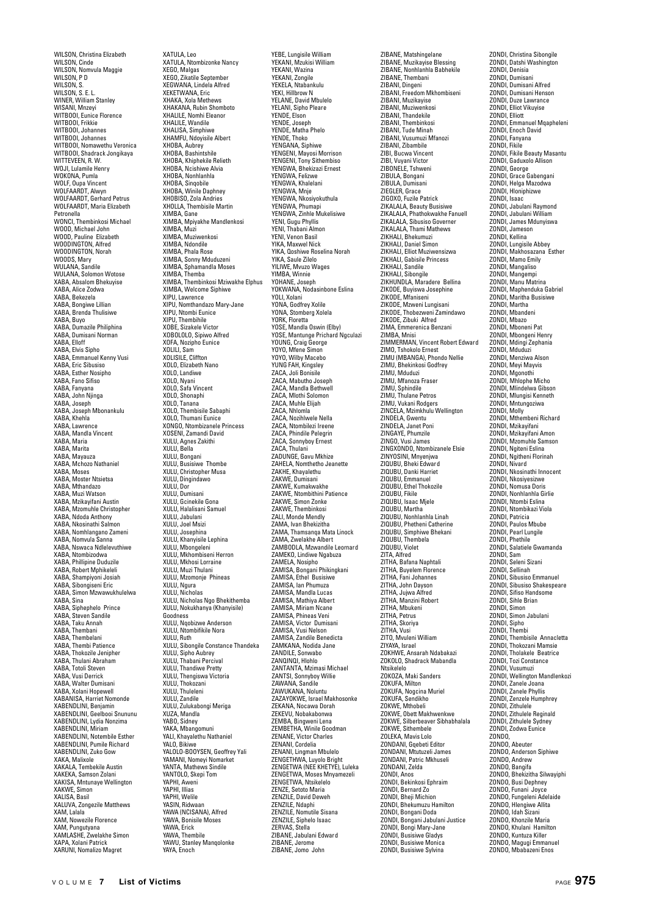WILSON, Christina Elizabeth
WILSON, Cinde
WILSON, Nomvula Maggie
WILSON, P D
WILSON, S.
WILSON, S. E. L.
WINER, William Stanley
WISANI, Mnzeyi
WITBOOI, Eunice Florence
WITBOOI, Frikkie
WITBOOI, Johannes
WITBOOI, Johannes
WITBOOI, Nomawethu Veronica
WITBOOI, Shadrack Jongikaya
WITTEVEEN, R. W.
WOJI, Lulamile Henry
WOKONA, Pumla
WOLF, Oupa Vincent
WOLFAARDT, Alwyn
WOLFAARDT, Gerhard Petrus
WOLFAARDT, Maria Elizabeth Petronella
WONCI, Thembinkosi Michael
WOOD, Michael John
WOOD, Pauline Elizabeth
WOODINGTON, Alfred
WOODINGTON, Norah
WOODS, Mary
WULANA, Sandile
WULANA, Solomon Wotose
XABA, Absalom Bhekuyise
XABA, Alice Zodwa
XABA, Bekezela
XABA, Bongiwe Lillian
XABA, Brenda Thulisiwe
XABA, Buyo
XABA, Dumazile Philiphina
XABA, Dumisani Norman
XABA, Elloff
XABA, Elvis Sipho
XABA, Emmanuel Kenny Vusi
XABA, Eric Sibusiso
XABA, Esther Nosipho
XABA, Fano Sifiso
XABA, Fanyana
XABA, John Njinga
XABA, Joseph
XABA, Joseph Mbonankulu
XABA, Khehla
XABA, Lawrence
XABA, Mandla Vincent
XABA, Maria
XABA, Marita
XABA, Mayauza
XABA, Mchozo Nathaniel
XABA, Moses
XABA, Moster Ntsietsa
XABA, Mthandazo
XABA, Muzi Watson
XABA, Mzikayifani Austin
XABA, Mzomuhle Christopher
XABA, Ndoda Anthony
XABA, Nkosinathi Salmon
XABA, Nomhlangano Zameni
XABA, Nomvula Sanna
XABA, Nswaca Ndlelevuthiwe
XABA, Ntombizodwa
XABA, Phillipine Duduzile
XABA, Robert Mphikeleli
XABA, Shampiyoni Josiah
XABA, Sibongiseni Eric
XABA, Simon Mzwawukhulelwa
XABA, Sina
XABA, Siphephelo Prince
XABA, Steven Sandile
XABA, Taku Annah
XABA, Thembani
XABA, Thembelani
XABA, Thembi Patience
XABA, Thokozile Jenipher
XABA, Thulani Abraham
XABA, Totoli Steven
XABA, Vusi Derrick
XABA, Walter Dumisani
XABA, Xolani Hopewell
XABANISA, Harriet Nomonde
XABENDLINI, Benjamin
XABENDLINI, Geelbooi Snununu
XABENDLINI, Lydia Nonzima
XABENDLINI, Miriam
XABENDLINI, Notembile Esther
XABENDLINI, Pumile Richard
XABENDLINI, Zuko Gow
XAKA, Malixole
XAKALA, Tembekile Austin
XAKEKA, Samson Zolani
XAKISA, Mntunaye Wellington
XAKWE, Simon
XALISA, Basil
XALUVA, Zongezile Matthews
XAM, Lalala
XAM, Nowezile Florence
XAM, Pungutyana
XAMLASHE, Zwelakhe Simon
XAPA, Xolani Patrick
XARUNI, Nomalizo Magret
XATULA, Leo
XATULA, Ntombizonke Nancy
XEGO, Malgas
XEGO, Zikatile September
XEGWANA, Lindela Alfred
XEKETWANA, Eric
XHAKA, Xola Methews
XHAKANA, Rubin Shomboto
XHALILE, Nomhi Eleanor
XHALILE, Wandile
XHALISA, Simphiwe
XHAMFU, Ndoyisile Albert
XHOBA, Aubrey
XHOBA, Bashintshile
XHOBA, Khiphekile Relieth
XHOBA, Ncishiwe Alvia
XHOBA, Nonhlanhla
XHOBA, Sinqobile
XHOBA, Winile Daphney
XHOBISO, Zola Andries
XHOLLA, Thembisile Martin
XIMBA, Gane
XIMBA, Mpiyakhe Mandlenkosi
XIMBA, Muzi
XIMBA, Muziwenkosi
XIMBA, Ndondile
XIMBA, Phala Rose
XIMBA, Sonny Mduduzeni
XIMBA, Sphamandla Moses
XIMBA, Themba
XIMBA, Thembinkosi Mziwakhe Elphus
XIMBA, Welcome Siphiwe
XIPU, Lawrence
XIPU, Nomthandazo Mary-Jane
XIPU, Ntombi Eunice
XIPU, Thembihile
XOBE, Sizakele Victor
XOBOLOLO, Sipiwo Alfred
XOFA, Nozipho Eunice
XOLILI, Sam
XOLISILE, Cliffton
XOLO, Elizabeth Nano
XOLO, Landiwe
XOLO, Nyani
XOLO, Safa Vincent
XOLO, Shonaphi
XOLO, Tanana
XOLO, Thembisile Sabaphi
XOLO, Thumani Eunice
XONGO, Ntombizanele Princess
XOSENI, Zamandi David
XULU, Agnes Zakithi
XULU, Bella
XULU, Bongani
XULU, Busisiwe Thombe
XULU, Christopher Musa
XULU, Dingindawo
XULU, Dor
XULU, Dumisani
XULU, Gcinekile Gona
XULU, Halalisani Samuel
XULU, Jabulani
XULU, Joel Msizi
XULU, Josephina
XULU, Khanyisile Lephina
XULU, Mbongeleni
XULU, Mkhombiseni Herron
XULU, Mkhosi Lorraine
XULU, Muzi Thulani
XULU, Mzomonje Phineas
XULU, Ngura
XULU, Nicholas
XULU, Nicholas Ngo Bhekithemba
XULU, Nokukhanya (Khanyisile) Goodness
XULU, Nqobizwe Anderson
XULU, Ntombifikile Nora
XULU, Ruth
XULU, Sibongile Constance Thandeka
XULU, Sipho Aubrey
XULU, Thabani Percival
XULU, Thandiwe Pretty
XULU, Thengiswa Victoria
XULU, Thokozani
XULU, Thuleleni
XULU, Zandile
XULU, Zulukabongi Meriga
XUZA, Mandla
YABO, Sidney
YAKA, Mbangomuni
YALI, Khayalethu Nathaniel
YALO, Bikiwe
YALOLO-BOOYSEN, Geoffrey Yali
YAMANI, Nomeyi Nomarket
YANTA, Mathews Sindile
YANTOLO, Skepi Tom
YAPHI, Aweni
YAPHI, Illias
YAPHI, Welile
YASIN, Ridwaan
YAWA (NCISANA), Alfred
YAWA, Bonisile Moses
YAWA, Erick
YAWA, Thembile
YAWU, Stanley Manqolonke
YAYA, Enoch
YEBE, Lungisile William
YEKANI, Mzukisi William
YEKANI, Wazina
YEKANI, Zongile
YEKELA, Ntabankulu
YEKI, Hillbrow N
YELANE, David Mbulelo
YELANI, Sipho Pleare
YENDE, Elson
YENDE, Joseph
YENDE, Matha Phelo
YENDE, Thoko
YENGANA, Siphiwe
YENGENI, Mayosi Morrison
YENGENI, Tony Sithembiso
YENGWA, Bhekizazi Ernest
YENGWA, Felizwe
YENGWA, Khalelani
YENGWA, Mnje
YENGWA, Nkosiyokuthula
YENGWA, Phumapi
YENGWA, Zinhle Mukelisiwe
YENI, Gugu Phyllis
YENI, Thabani Almon
YENI, Venon Basil
YIKA, Maxwel Nick
YIKA, Qoshiwe Roselina Norah
YIKA, Saule Zilelo
YILIWE, Mvuzo Wages
YIMBA, Winnie
YOHANE, Joseph
YOKWANA, Nodasinbone Eslina
YOLI, Xolani
YONA, Godfrey Xolile
YONA, Stomberg Xolela
YORK, Floretta
YOSE, Mandla Oswin (Elby)
YOSE, Mantunge Prichard Ngculazi
YOUNG, Craig George
YOYO, Mfene Simon
YOYO, Wilby Macebo
YUNG FAH, Kingsley
ZACA, Joli Bonisile
ZACA, Mabutho Joseph
ZACA, Mandla Bethwell
ZACA, Mlothi Solomon
ZACA, Muhle Elijah
ZACA, Nhlanhla
ZACA, Nozihlwele Nella
ZACA, Ntombilezi Ireene
ZACA, Phindile Pelegrin
ZACA, Sonnyboy Ernest
ZACA, Thulani
ZADUNGE, Gavu Mkhize
ZAHELA, Nomthetho Jeanette
ZAKHE, Khayalethu
ZAKWE, Dumisani
ZAKWE, Kumakwakhe
ZAKWE, Ntombithini Patience
ZAKWE, Simon Zonke
ZAKWE, Thembinkosi
ZALI, Monde Mendly
ZAMA, Ivan Bhekizitha
ZAMA, Thamsanqa Mata Linock
ZAMA, Zwelakhe Albert
ZAMBODLA, Mzwandile Leornard
ZAMEKO, Lindiwe Ngabuza
ZAMELA, Nosipho
ZAMISA, Bongani Phikingkani
ZAMISA, Ethel Busisiwe
ZAMISA, Ian Phumuza
ZAMISA, Mandla Lucas
ZAMISA, Mathiya Albert
ZAMISA, Miriam Ncane
ZAMISA, Phineas Veni
ZAMISA, Victor Dumisani
ZAMISA, Vusi Nelson
ZAMISA, Zandile Benedicta
ZAMKANA, Nodida Jane
ZANDILE, Sonwabo
ZANQINQI, Hlohlo
ZANTANTA, Mzimasi Michael
ZANTSI, Sonnyboy Willie
ZAWANA, Sandile
ZAWUKANA, Noluntu
ZAZAYOKWE, Israel Makhosonke
ZEKANA, Nocawa Dorah
ZEKEVU, Nobakabonwa
ZEMBA, Bingweni Lena
ZEMBETHA, Winile Goodman
ZENANE, Victor Charles
ZENANI, Cordelia
ZENANI, Lingman Mbulelo
ZENGETHWA, Luyolo Bright
ZENGETWA (NEE KHETYE), Luleka
ZENGETWA, Moses Mnyamezeli
ZENGETWA, Ntsikelelo
ZENZE, Setoto Maria
ZENZILE, David Deweh
ZENZILE, Ndaphi
ZENZILE, Nomutile Sisana
ZENZILE, Siphelo Isaac
ZERVAS, Stella
ZIBANE, Jabulani Edward
ZIBANE, Jerome
ZIBANE, Jomo John
ZIBANE, Matshingelane
ZIBANE, Muzikayise Blessing
ZIBANE, Nonhlanhla Babhekile
ZIBANE, Thembani
ZIBANI, Dingeni
ZIBANI, Freedom Mkhombiseni
ZIBANI, Muzikayise
ZIBANI, Muziwenkosi
ZIBANI, Thandekile
ZIBANI, Thembinkosi
ZIBANI, Tude Minah
ZIBANI, Vusumuzi Mfanozi
ZIBANI, Zibambile
ZIBI, Bucwa Vincent
ZIBI, Vuyani Victor
ZIBONELE, Tshweni
ZIBULA, Bongani
ZIBULA, Dumisani
ZIEGLER, Grace
ZIGOXO, Fuzile Patrick
ZIKALALA, Beauty Busisiwe
ZIKALALA, Phathokwakhe Fanuell
ZIKALALA, Sibusiso Governer
ZIKALALA, Thami Mathews
ZIKHALI, Bhekumuzi
ZIKHALI, Daniel Simon
ZIKHALI, Elliot Muziwensizwa
ZIKHALI, Gabisile Princess
ZIKHALI, Sandile
ZIKHALI, Sibongile
ZIKHUNDLA, Maradere Bellina
ZIKODE, Buyiswa Josephine
ZIKODE, Mfaniseni
ZIKODE, Mzweni Lungisani
ZIKODE, Thobezweni Zamindawo
ZIKODE, Zibuki Alfred
ZIMA, Emmerenica Benzani
ZIMBA, Mnisi
ZIMMERMAN, Vincent Robert Edward
ZIMO, Tshokolo Ernest
ZIMU (MBANGA), Phondo Nellie
ZIMU, Bhekinkosi Godfrey
ZIMU, Mduduzi
ZIMU, Mfanoza Fraser
ZIMU, Sphindile
ZIMU, Thulane Petros
ZIMU, Vukani Rodgers
ZINCELA, Mzimkhulu Wellington
ZINDELA, Gwentu
ZINDELA, Janet Poni
ZINGAYE, Phumzile
ZINGO, Vusi James
ZINGXONDO, Ntombizanele Elsie
ZINYOSINI, Mnyenjwa
ZIQUBU, Bheki Edward
ZIQUBU, Danki Harriet
ZIQUBU, Emmanuel
ZIQUBU, Ethel Thokozile
ZIQUBU, Fikile
ZIQUBU, Isaac Mjele
ZIQUBU, Martha
ZIQUBU, Nonhlanhla Linah
ZIQUBU, Phetheni Catherine
ZIQUBU, Simphiwe Bhekani
ZIQUBU, Thembela
ZIQUBU, Violet
ZITA, Alfred
ZITHA, Bafana Naphtali
ZITHA, Buyelem Florence
ZITHA, Fani Johannes
ZITHA, John Dayson
ZITHA, Jujwa Alfred
ZITHA, Manzini Robert
ZITHA, Mbukeni
ZITHA, Petrus
ZITHA, Skoriya
ZITHA, Vusi
ZITO, Mvuleni William
ZIYAYA, Israel
ZOKHWE, Ansarah Ndabakazi
ZOKOLO, Shadrack Mabandla Ntsikelelo
ZOKOZA, Maki Sanders
ZOKUFA, Milton
ZOKUFA, Nogcina Muriel
ZOKUFA, Sendikho
ZOKWE, Mthobeli
ZOKWE, Obett Makhwenkwe
ZOKWE, Silberbeaver Sibhabhalala
ZOKWE, Sithembele
ZOLEKA, Mavis Lolo
ZONDANI, Gqebeti Editor
ZONDANI, Mtutuzeli James
ZONDANI, Patric Mkhuseli
ZONDANI, Zelda
ZONDI, Anos
ZONDI, Bekinkosi Ephraim
ZONDI, Bernard Zo
ZONDI, Bheji Michion
ZONDI, Bhekumuzu Hamilton
ZONDI, Bongani Doda
ZONDI, Bongani Jabulani Justice
ZONDI, Bongi Mary-Jane
ZONDI, Busisiwe Gladys
ZONDI, Busisiwe Monica
ZONDI, Busisiwe Sylvina
ZONDI, Christina Sibongile
ZONDI, Datshi Washington
ZONDI, Denisia
ZONDI, Dumisani
ZONDI, Dumisani Alfred
ZONDI, Dumisani Henson
ZONDI, Duze Lawrance
ZONDI, Elliot Vikuyise
ZONDI, Elliott
ZONDI, Emmanuel Mqapheleni
ZONDI, Enoch David
ZONDI, Fanyana
ZONDI, Fikile
ZONDI, Fikile Beauty Masantu
ZONDI, Gaduxolo Allison
ZONDI, George
ZONDI, Grace Gabengani
ZONDI, Helga Mazodwa
ZONDI, Hloniphizwe
ZONDI, Isaac
ZONDI, Jabulani Raymond
ZONDI, Jabulani William
ZONDI, James Mdunyiswa
ZONDI, Jameson
ZONDI, Kellina
ZONDI, Lungisile Abbey
ZONDI, Makhosazana Esther
ZONDI, Mamo Emily
ZONDI, Mangaliso
ZONDI, Mangempi
ZONDI, Manu Matrina
ZONDI, Maphenduka Gabriel
ZONDI, Maritha Busisiwe
ZONDI, Martha
ZONDI, Mbandeni
ZONDI, Mbazo
ZONDI, Mboneni Pat
ZONDI, Mbongeni Henry
ZONDI, Mdingi Zephania
ZONDI, Mduduzi
ZONDI, Menziwa Alson
ZONDI, Meyi Mayvis
ZONDI, Mgonothi
ZONDI, Mhlophe Micho
ZONDI, Mlindelwa Gibson
ZONDI, Mlungisi Kenneth
ZONDI, Mntungoziwa
ZONDI, Molly
ZONDI, Mthembeni Richard
ZONDI, Mzikayifani
ZONDI, Mzikayifani Amon
ZONDI, Mzomuhle Samson
ZONDI, Ngiteni Eslina
ZONDI, Ngitheni Florinah
ZONDI, Nivard
ZONDI, Nkosinathi Innocent
ZONDI, Nkosiyesizwe
ZONDI, Nomusa Doris
ZONDI, Nonhlanhla Girlie
ZONDI, Ntombi Eslina
ZONDI, Ntombikazi Viola
ZONDI, Patricia
ZONDI, Paulos Mbube
ZONDI, Pearl Lungile
ZONDI, Phethile
ZONDI, Salatiele Gwamanda
ZONDI, Sam
ZONDI, Seleni Sizani
ZONDI, Sellinah
ZONDI, Sibusiso Emmanuel
ZONDI, Sibusiso Shakespeare
ZONDI, Sifiso Handsome
ZONDI, Sihle Brian
ZONDI, Simon
ZONDI, Simon Jabulani
ZONDI, Sipho
ZONDI, Thembi
ZONDI, Thembisile Annacletta
ZONDI, Thokozani Mamsie
ZONDI, Tholakele Beatrice
ZONDI, Tozi Constance
ZONDI, Vusumuzi
ZONDI, Wellington Mandlenkozi
ZONDI, Zanele Joana
ZONDI, Zanele Phyllis
ZONDI, Zenzele Humphrey
ZONDI, Zithulele
ZONDI, Zithulele Reginald
ZONDI, Zithulele Sydney
ZONDI, Zodwa Eunice
ZONDO,
ZONDO, Abeuter
ZONDO, Anderson Siphiwe
ZONDO, Andrew
ZONDO, Bangifa
ZONDO, Bhekizitha Silwayiphi
ZONDO, Busi Dephney
ZONDO, Funani Joyce
ZONDO, Fungeleni Adelaide
ZONDO, Hlengiwe Allita
ZONDO, Idah Sizani
ZONDO, Khonzile Maria
ZONDO, Khulani Hamilton
ZONDO, Kuntuza Killer
ZONDO, Magugi Emmanuel
ZONDO, Mbabazeni Enos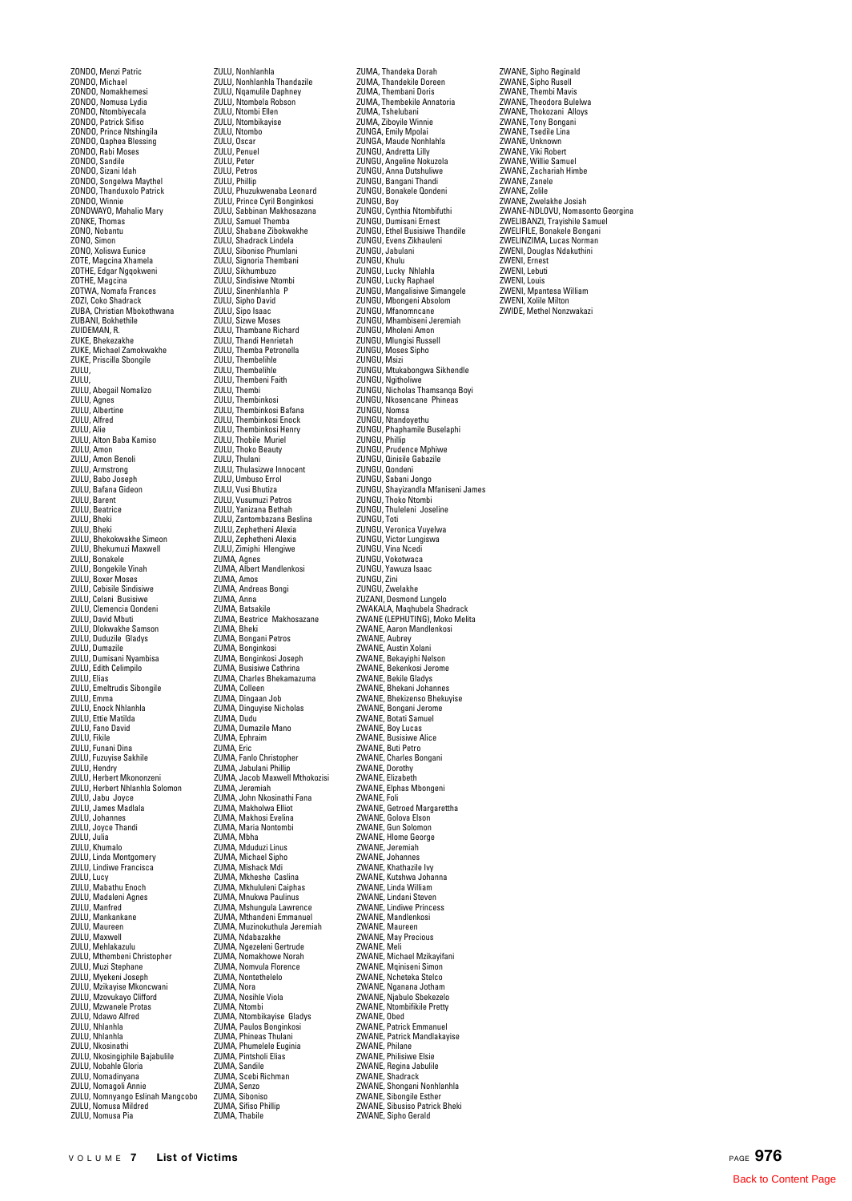ZONDO, Menzi Patric
ZONDO, Michael
ZONDO, Nomakhemesi
ZONDO, Nomusa Lydia
ZONDO, Ntombiyecala
ZONDO, Patrick Sifiso
ZONDO, Prince Ntshingila
ZONDO, Qaphea Blessing
ZONDO, Rabi Moses
ZONDO, Sandile
ZONDO, Sizani Idah
ZONDO, Songelwa Maythel
ZONDO, Thanduxolo Patrick
ZONDO, Winnie
ZONDWAYO, Mahalio Mary
ZONKE, Thomas
ZONO, Nobantu
ZONO, Simon
ZONO, Xoliswa Eunice
ZOTE, Magcina Xhamela
ZOTHE, Edgar Ngqokweni
ZOTHE, Magcina
ZOTWA, Nomafa Frances
ZOZI, Coko Shadrack
ZUBA, Christian Mbokothwana
ZUBANI, Bokhethile
ZUIDEMAN, R.
ZUKE, Bhekezakhe
ZUKE, Michael Zamokwakhe
ZUKE, Priscilla Sbongile
ZULU,
ZULU,
ZULU, Abegail Nomalizo
ZULU, Agnes
ZULU, Albertine
ZULU, Alfred
ZULU, Alie
ZULU, Alton Baba Kamiso
ZULU, Amon
ZULU, Amon Benoli
ZULU, Armstrong
ZULU, Babo Joseph
ZULU, Bafana Gideon
ZULU, Barent
ZULU, Beatrice
ZULU, Bheki
ZULU, Bheki
ZULU, Bhekokwakhe Simeon
ZULU, Bhekumuzi Maxwell
ZULU, Bonakele
ZULU, Bongekile Vinah
ZULU, Boxer Moses
ZULU, Cebisile Sindisiwe
ZULU, Celani Busisiwe
ZULU, Clemencia Qondeni
ZULU, David Mbuti
ZULU, Dlokwakhe Samson
ZULU, Duduzile Gladys
ZULU, Dumazile
ZULU, Dumisani Nyambisa
ZULU, Edith Celimpilo
ZULU, Elias
ZULU, Emeltrudis Sibongile
ZULU, Emma
ZULU, Enock Nhlanhla
ZULU, Ettie Matilda
ZULU, Fano David
ZULU, Fikile
ZULU, Funani Dina
ZULU, Fuzuyise Sakhile
ZULU, Hendry
ZULU, Herbert Mkononzeni
ZULU, Herbert Nhlanhla Solomon
ZULU, Jabu Joyce
ZULU, James Madlala
ZULU, Johannes
ZULU, Joyce Thandi
ZULU, Julia
ZULU, Khumalo
ZULU, Linda Montgomery
ZULU, Lindiwe Francisca
ZULU, Lucy
ZULU, Mabathu Enoch
ZULU, Madaleni Agnes
ZULU, Manfred
ZULU, Mankankane
ZULU, Maureen
ZULU, Maxwell
ZULU, Mehlakazulu
ZULU, Mthembeni Christopher
ZULU, Muzi Stephane
ZULU, Myekeni Joseph
ZULU, Mzikayise Mkoncwani
ZULU, Mzovukayo Clifford
ZULU, Mzwanele Protas
ZULU, Ndawo Alfred
ZULU, Nhlanhla
ZULU, Nhlanhla
ZULU, Nkosinathi
ZULU, Nkosingiphile Bajabulile
ZULU, Nobahle Gloria
ZULU, Nomadinyana
ZULU, Nomagoli Annie
ZULU, Nomnyango Eslinah Mangcobo
ZULU, Nomusa Mildred
ZULU, Nomusa Pia
ZULU, Nonhlanhla
ZULU, Nonhlanhla Thandazile
ZULU, Nqamulile Daphney
ZULU, Ntombela Robson
ZULU, Ntombi Ellen
ZULU, Ntombikayise
ZULU, Ntombo
ZULU, Oscar
ZULU, Penuel
ZULU, Peter
ZULU, Petros
ZULU, Phillip
ZULU, Phuzukwenaba Leonard
ZULU, Prince Cyril Bonginkosi
ZULU, Sabbinan Makhosazana
ZULU, Samuel Themba
ZULU, Shabane Zibokwakhe
ZULU, Shadrack Lindela
ZULU, Siboniso Phumlani
ZULU, Signoria Thembani
ZULU, Sikhumbuzo
ZULU, Sindisiwe Ntombi
ZULU, Sinenhlanhla P
ZULU, Sipho David
ZULU, Sipo Isaac
ZULU, Sizwe Moses
ZULU, Thambane Richard
ZULU, Thandi Henrietah
ZULU, Themba Petronella
ZULU, Thembelihle
ZULU, Thembelihle
ZULU, Thembeni Faith
ZULU, Thembi
ZULU, Thembinkosi
ZULU, Thembinkosi Bafana
ZULU, Thembinkosi Enock
ZULU, Thembinkosi Henry
ZULU, Thobile Muriel
ZULU, Thoko Beauty
ZULU, Thulani
ZULU, Thulasizwe Innocent
ZULU, Umbuso Errol
ZULU, Vusi Bhutiza
ZULU, Vusumuzi Petros
ZULU, Yanizana Bethah
ZULU, Zantombazana Beslina
ZULU, Zephetheni Alexia
ZULU, Zephetheni Alexia
ZULU, Zimiphi Hlengiwe
ZUMA, Agnes
ZUMA, Albert Mandlenkosi
ZUMA, Amos
ZUMA, Andreas Bongi
ZUMA, Anna
ZUMA, Batsakile
ZUMA, Beatrice Makhosazane
ZUMA, Bheki
ZUMA, Bongani Petros
ZUMA, Bonginkosi
ZUMA, Bonginkosi Joseph
ZUMA, Busisiwe Cathrina
ZUMA, Charles Bhekamazuma
ZUMA, Colleen
ZUMA, Dingaan Job
ZUMA, Dinguyise Nicholas
ZUMA, Dudu
ZUMA, Dumazile Mano
ZUMA, Ephraim
ZUMA, Eric
ZUMA, Fanlo Christopher
ZUMA, Jabulani Phillip
ZUMA, Jacob Maxwell Mthokozisi
ZUMA, Jeremiah
ZUMA, John Nkosinathi Fana
ZUMA, Makholwa Elliot
ZUMA, Makhosi Evelina
ZUMA, Maria Nontombi
ZUMA, Mbha
ZUMA, Mduduzi Linus
ZUMA, Michael Sipho
ZUMA, Mishack Mdi
ZUMA, Mkheshe Caslina
ZUMA, Mkhululeni Caiphas
ZUMA, Mnukwa Paulinus
ZUMA, Mshungula Lawrence
ZUMA, Mthandeni Emmanuel
ZUMA, Muzinokuthula Jeremiah
ZUMA, Ndabazakhe
ZUMA, Ngezeleni Gertrude
ZUMA, Nomakhowe Norah
ZUMA, Nomvula Florence
ZUMA, Nontethelelo
ZUMA, Nora
ZUMA, Nosihle Viola
ZUMA, Ntombi
ZUMA, Ntombikayise Gladys
ZUMA, Paulos Bonginkosi
ZUMA, Phineas Thulani
ZUMA, Phumelele Euginia
ZUMA, Pintsholi Elias
ZUMA, Sandile
ZUMA, Scebi Richman
ZUMA, Senzo
ZUMA, Siboniso
ZUMA, Sifiso Phillip
ZUMA, Thabile
ZUMA, Thandeka Dorah
ZUMA, Thandekile Doreen
ZUMA, Thembani Doris
ZUMA, Thembekile Annatoria
ZUMA, Tshelubani
ZUMA, Ziboyile Winnie
ZUNGA, Emily Mpolai
ZUNGA, Maude Nonhlahla
ZUNGU, Andretta Lilly
ZUNGU, Angeline Nokuzola
ZUNGU, Anna Dutshuliwe
ZUNGU, Bangani Thandi
ZUNGU, Bonakele Qondeni
ZUNGU, Boy
ZUNGU, Cynthia Ntombifuthi
ZUNGU, Dumisani Ernest
ZUNGU, Ethel Busisiwe Thandile
ZUNGU, Evens Zikhauleni
ZUNGU, Jabulani
ZUNGU, Khulu
ZUNGU, Lucky Nhlahla
ZUNGU, Lucky Raphael
ZUNGU, Mangalisiwe Simangele
ZUNGU, Mbongeni Absolom
ZUNGU, Mfanomncane
ZUNGU, Mhambiseni Jeremiah
ZUNGU, Mholeni Amon
ZUNGU, Mlungisi Russell
ZUNGU, Moses Sipho
ZUNGU, Msizi
ZUNGU, Mtukabongwa Sikhendle
ZUNGU, Ngitholiwe
ZUNGU, Nicholas Thamsanqa Boyi
ZUNGU, Nkosencane Phineas
ZUNGU, Nomsa
ZUNGU, Ntandoyethu
ZUNGU, Phaphamile Buselaphi
ZUNGU, Phillip
ZUNGU, Prudence Mphiwe
ZUNGU, Qinisile Gabazile
ZUNGU, Qondeni
ZUNGU, Sabani Jongo
ZUNGU, Shayizandla Mfaniseni James
ZUNGU, Thoko Ntombi
ZUNGU, Thuleleni Joseline
ZUNGU, Toti
ZUNGU, Veronica Vuyelwa
ZUNGU, Victor Lungiswa
ZUNGU, Vina Ncedi
ZUNGU, Vokotwaca
ZUNGU, Yawuza Isaac
ZUNGU, Zini
ZUNGU, Zwelakhe
ZUZANI, Desmond Lungelo
ZWAKALA, Maqhubela Shadrack
ZWANE (LEPHUTING), Moko Melita
ZWANE, Aaron Mandlenkosi
ZWANE, Aubrey
ZWANE, Austin Xolani
ZWANE, Bekayiphi Nelson
ZWANE, Bekenkosi Jerome
ZWANE, Bekile Gladys
ZWANE, Bhekani Johannes
ZWANE, Bhekizenso Bhekuyise
ZWANE, Bongani Jerome
ZWANE, Botati Samuel
ZWANE, Boy Lucas
ZWANE, Busisiwe Alice
ZWANE, Buti Petro
ZWANE, Charles Bongani
ZWANE, Dorothy
ZWANE, Elizabeth
ZWANE, Elphas Mbongeni
ZWANE, Foli
ZWANE, Getroed Margarettha
ZWANE, Golova Elson
ZWANE, Gun Solomon
ZWANE, Hlome George
ZWANE, Jeremiah
ZWANE, Johannes
ZWANE, Khathazile Ivy
ZWANE, Kutshwa Johanna
ZWANE, Linda William
ZWANE, Lindani Steven
ZWANE, Lindiwe Princess
ZWANE, Mandlenkosi
ZWANE, Maureen
ZWANE, May Precious
ZWANE, Meli
ZWANE, Michael Mzikayifani
ZWANE, Mqiniseni Simon
ZWANE, Ncheteka Stelco
ZWANE, Nganana Jotham
ZWANE, Njabulo Sbekezelo
ZWANE, Ntombifikile Pretty
ZWANE, Obed
ZWANE, Patrick Emmanuel
ZWANE, Patrick Mandlakayise
ZWANE, Philane
ZWANE, Philisiwe Elsie
ZWANE, Regina Jabulile
ZWANE, Shadrack
ZWANE, Shongani Nonhlanhla
ZWANE, Sibongile Esther
ZWANE, Sibusiso Patrick Bheki
ZWANE, Sipho Gerald
ZWANE, Sipho Reginald
ZWANE, Sipho Rusell
ZWANE, Thembi Mavis
ZWANE, Theodora Bulelwa
ZWANE, Thokozani Alloys
ZWANE, Tony Bongani
ZWANE, Tsedile Lina
ZWANE, Unknown
ZWANE, Viki Robert
ZWANE, Willie Samuel
ZWANE, Zachariah Himbe
ZWANE, Zanele
ZWANE, Zolile
ZWANE, Zwelakhe Josiah
ZWANE-NDLOVU, Nomasonto Georgina
ZWELIBANZI, Trayishile Samuel
ZWELIFILE, Bonakele Bongani
ZWELINZIMA, Lucas Norman
ZWENI, Douglas Ndakuthini
ZWENI, Ernest
ZWENI, Lebuti
ZWENI, Louis
ZWENI, Mpantesa William
ZWENI, Xolile Milton
ZWIDE, Methel Nonzwakazi